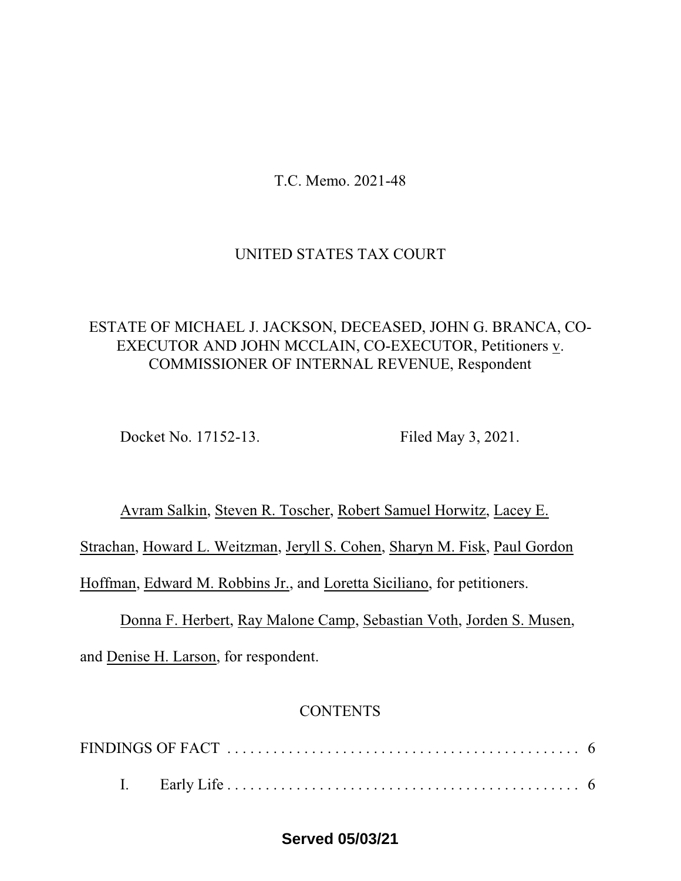T.C. Memo. 2021-48

UNITED STATES TAX COURT

ESTATE OF MICHAEL J. JACKSON, DECEASED, JOHN G. BRANCA, CO-EXECUTOR AND JOHN MCCLAIN, CO-EXECUTOR, Petitioners v. COMMISSIONER OF INTERNAL REVENUE, Respondent

Docket No. 17152-13. Filed May 3, 2021.

Avram Salkin, Steven R. Toscher, Robert Samuel Horwitz, Lacey E. Strachan, Howard L. Weitzman, Jeryll S. Cohen, Sharyn M. Fisk, Paul Gordon Hoffman, Edward M. Robbins Jr., and Loretta Siciliano, for petitioners.

Donna F. Herbert, Ray Malone Camp, Sebastian Voth, Jorden S. Musen, and Denise H. Larson, for respondent.

CONTENTS

FINDINGS OF FACT . . . . . . . . . . . . . . . . . . . . . . . . . . . . . . . . . . . . . . . . . . . . . . 6

I. Early Life . . . . . . . . . . . . . . . . . . . . . . . . . . . . . . . . . . . . . . . . . . . . . . 6

**Served 05/03/21**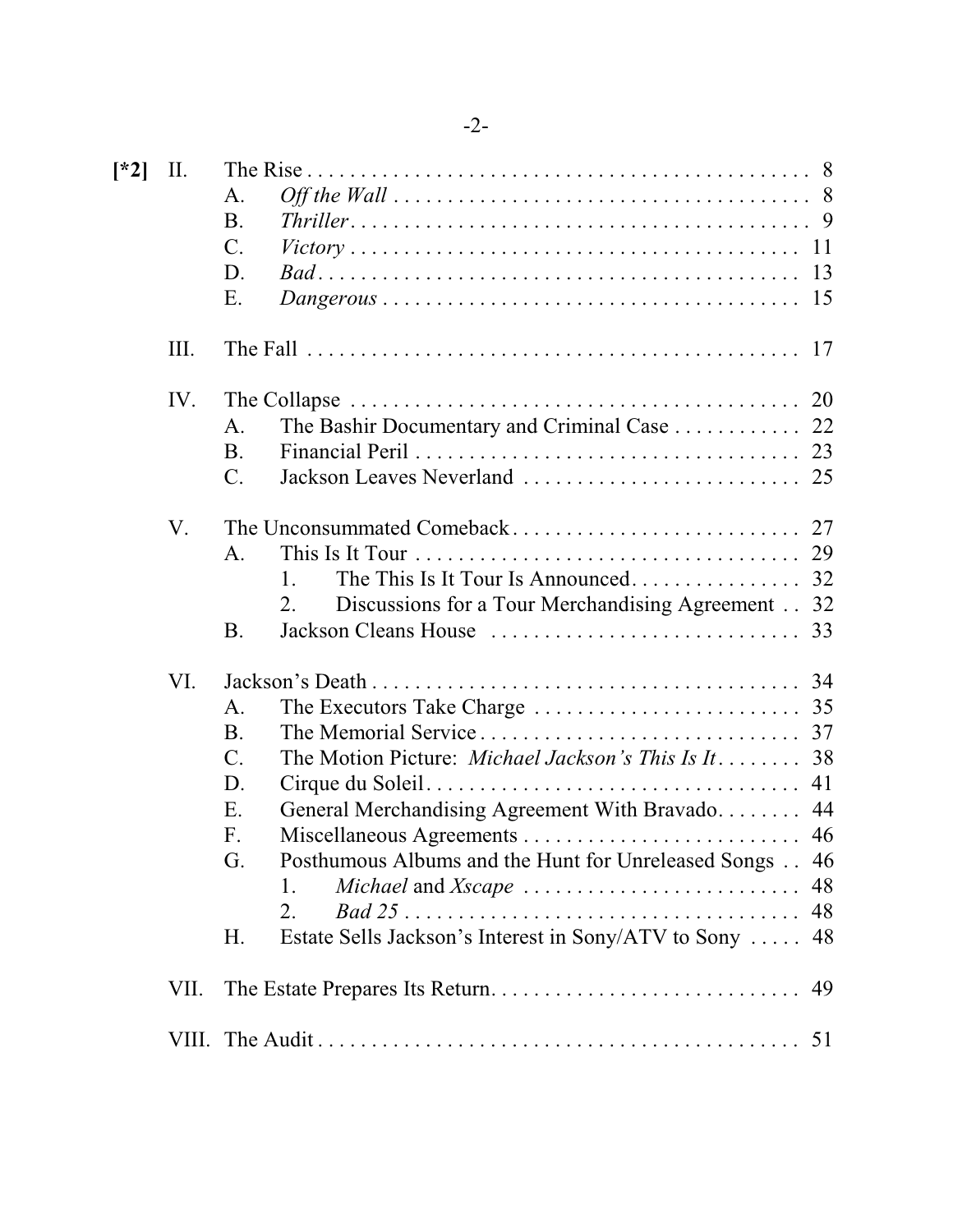[*2] II. The Rise . . . 8
- A. *Off the Wall* . . . 8
- B. *Thriller* . . . 9
- C. *Victory* . . . 11
- D. *Bad* . . . 13
- E. *Dangerous* . . . 15

III. The Fall . . . 17

IV. The Collapse . . . 20
- A. The Bashir Documentary and Criminal Case . . . 22
- B. Financial Peril . . . 23
- C. Jackson Leaves Neverland . . . 25

V. The Unconsummated Comeback . . . 27
- A. This Is It Tour . . . 29
  - 1. The This Is It Tour Is Announced . . . 32
  - 2. Discussions for a Tour Merchandising Agreement . . 32
- B. Jackson Cleans House . . . 33

VI. Jackson's Death . . . 34
- A. The Executors Take Charge . . . 35
- B. The Memorial Service . . . 37
- C. The Motion Picture: *Michael Jackson's This Is It* . . . 38
- D. Cirque du Soleil . . . 41
- E. General Merchandising Agreement With Bravado . . . 44
- F. Miscellaneous Agreements . . . 46
- G. Posthumous Albums and the Hunt for Unreleased Songs . . 46
  - 1. *Michael* and *Xscape* . . . 48
  - 2. *Bad 25* . . . 48
- H. Estate Sells Jackson's Interest in Sony/ATV to Sony . . . 48

VII. The Estate Prepares Its Return . . . 49

VIII. The Audit . . . 51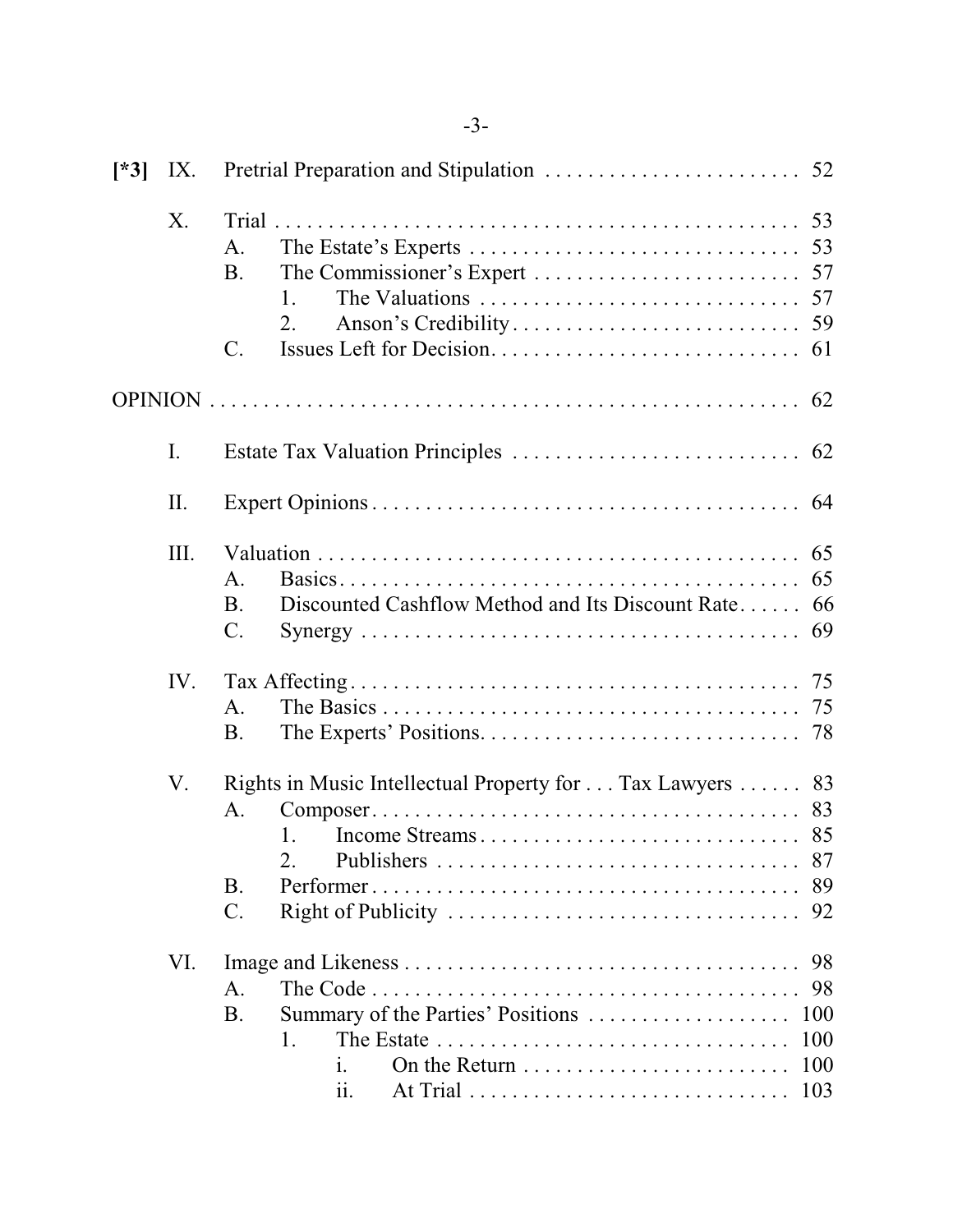[*3] IX. Pretrial Preparation and Stipulation . . . . . . . . . . . . . . . . . . . . . . . . 52

X. Trial . . . . . . . . . . . . . . . . . . . . . . . . . . . . . . . . . . . . . . . . . . . . . . . . . . 53
  - A. The Estate's Experts . . . . . . . . . . . . . . . . . . . . . . . . . . . . . . . 53
  - B. The Commissioner's Expert . . . . . . . . . . . . . . . . . . . . . . . . . 57
    - 1. The Valuations . . . . . . . . . . . . . . . . . . . . . . . . . . . . . . 57
    - 2. Anson's Credibility . . . . . . . . . . . . . . . . . . . . . . . . . . . 59
  - C. Issues Left for Decision . . . . . . . . . . . . . . . . . . . . . . . . . . . . 61

OPINION . . . . . . . . . . . . . . . . . . . . . . . . . . . . . . . . . . . . . . . . . . . . . . . . . . . 62

I. Estate Tax Valuation Principles . . . . . . . . . . . . . . . . . . . . . . . . . . . 62

II. Expert Opinions . . . . . . . . . . . . . . . . . . . . . . . . . . . . . . . . . . . . . . . . 64

III. Valuation . . . . . . . . . . . . . . . . . . . . . . . . . . . . . . . . . . . . . . . . . . . . . 65
  - A. Basics . . . . . . . . . . . . . . . . . . . . . . . . . . . . . . . . . . . . . . . . . . . 65
  - B. Discounted Cashflow Method and Its Discount Rate . . . . . . 66
  - C. Synergy . . . . . . . . . . . . . . . . . . . . . . . . . . . . . . . . . . . . . . . . . 69

IV. Tax Affecting . . . . . . . . . . . . . . . . . . . . . . . . . . . . . . . . . . . . . . . . . . 75
  - A. The Basics . . . . . . . . . . . . . . . . . . . . . . . . . . . . . . . . . . . . . . . 75
  - B. The Experts' Positions . . . . . . . . . . . . . . . . . . . . . . . . . . . . . . 78

V. Rights in Music Intellectual Property for . . . Tax Lawyers . . . . . . 83
  - A. Composer . . . . . . . . . . . . . . . . . . . . . . . . . . . . . . . . . . . . . . . . 83
    - 1. Income Streams . . . . . . . . . . . . . . . . . . . . . . . . . . . . . . 85
    - 2. Publishers . . . . . . . . . . . . . . . . . . . . . . . . . . . . . . . . . . 87
  - B. Performer . . . . . . . . . . . . . . . . . . . . . . . . . . . . . . . . . . . . . . . . 89
  - C. Right of Publicity . . . . . . . . . . . . . . . . . . . . . . . . . . . . . . . . . 92

VI. Image and Likeness . . . . . . . . . . . . . . . . . . . . . . . . . . . . . . . . . . . . . 98
  - A. The Code . . . . . . . . . . . . . . . . . . . . . . . . . . . . . . . . . . . . . . . . 98
  - B. Summary of the Parties' Positions . . . . . . . . . . . . . . . . . . . 100
    - 1. The Estate . . . . . . . . . . . . . . . . . . . . . . . . . . . . . . . . . 100
      - i. On the Return . . . . . . . . . . . . . . . . . . . . . . . . . 100
      - ii. At Trial . . . . . . . . . . . . . . . . . . . . . . . . . . . . . . 103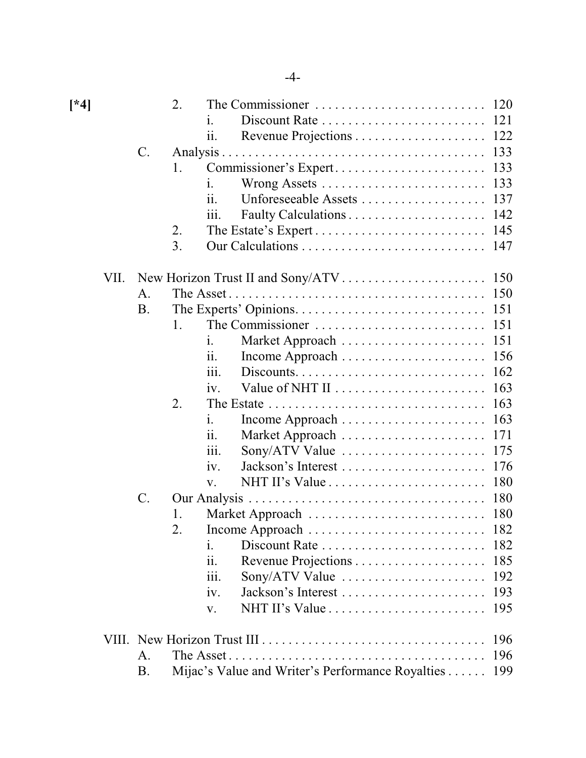[*4]

| | | | | |
|---|---|---|---|---|
| | | 2. | The Commissioner | 120 |
| | | | i. Discount Rate | 121 |
| | | | ii. Revenue Projections | 122 |
| | C. | | Analysis | 133 |
| | | 1. | Commissioner's Expert | 133 |
| | | | i. Wrong Assets | 133 |
| | | | ii. Unforeseeable Assets | 137 |
| | | | iii. Faulty Calculations | 142 |
| | | 2. | The Estate's Expert | 145 |
| | | 3. | Our Calculations | 147 |
| VII. | | | New Horizon Trust II and Sony/ATV | 150 |
| | A. | | The Asset | 150 |
| | B. | | The Experts' Opinions | 151 |
| | | 1. | The Commissioner | 151 |
| | | | i. Market Approach | 151 |
| | | | ii. Income Approach | 156 |
| | | | iii. Discounts | 162 |
| | | | iv. Value of NHT II | 163 |
| | | 2. | The Estate | 163 |
| | | | i. Income Approach | 163 |
| | | | ii. Market Approach | 171 |
| | | | iii. Sony/ATV Value | 175 |
| | | | iv. Jackson's Interest | 176 |
| | | | v. NHT II's Value | 180 |
| | C. | | Our Analysis | 180 |
| | | 1. | Market Approach | 180 |
| | | 2. | Income Approach | 182 |
| | | | i. Discount Rate | 182 |
| | | | ii. Revenue Projections | 185 |
| | | | iii. Sony/ATV Value | 192 |
| | | | iv. Jackson's Interest | 193 |
| | | | v. NHT II's Value | 195 |
| VIII. | | | New Horizon Trust III | 196 |
| | A. | | The Asset | 196 |
| | B. | | Mijac's Value and Writer's Performance Royalties | 199 |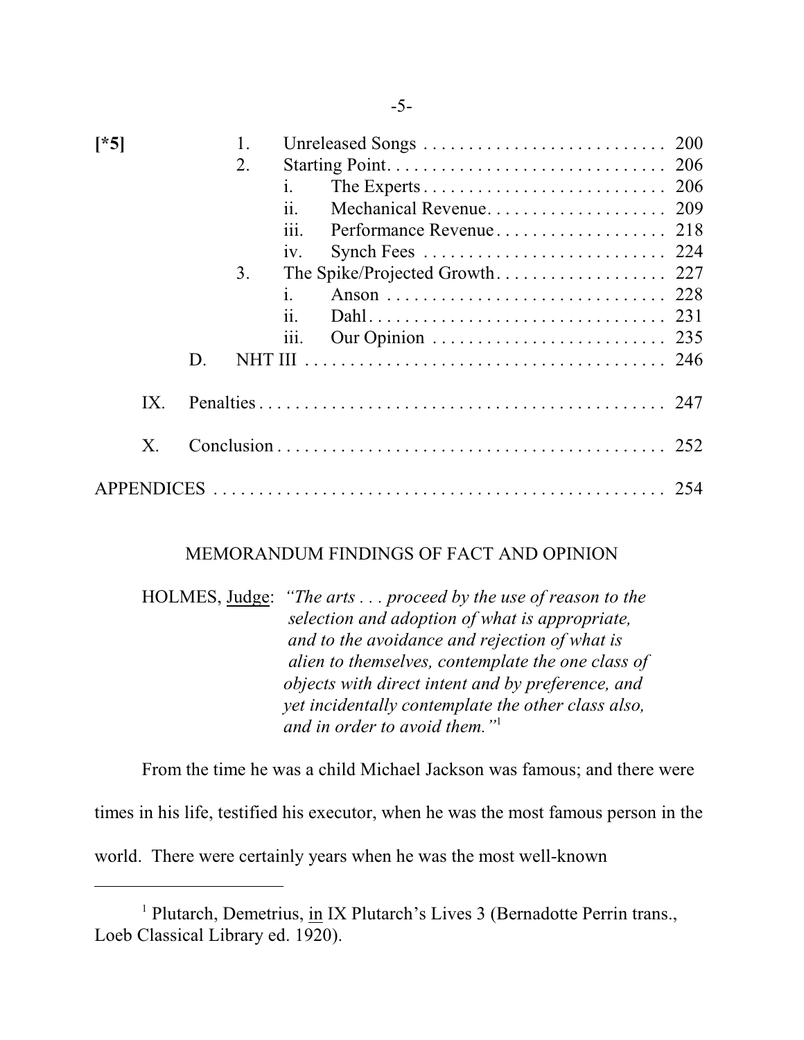[*5]

| | | | | |
|---|---|---|---|---|
| | | 1. | Unreleased Songs | 200 |
| | | 2. | Starting Point | 206 |
| | | | i. The Experts | 206 |
| | | | ii. Mechanical Revenue | 209 |
| | | | iii. Performance Revenue | 218 |
| | | | iv. Synch Fees | 224 |
| | | 3. | The Spike/Projected Growth | 227 |
| | | | i. Anson | 228 |
| | | | ii. Dahl | 231 |
| | | | iii. Our Opinion | 235 |
| | D. | NHT III | | 246 |
| IX. | Penalties | | | 247 |
| X. | Conclusion | | | 252 |
| APPENDICES | | | | 254 |

## MEMORANDUM FINDINGS OF FACT AND OPINION

HOLMES, Judge: *"The arts . . . proceed by the use of reason to the selection and adoption of what is appropriate, and to the avoidance and rejection of what is alien to themselves, contemplate the one class of objects with direct intent and by preference, and yet incidentally contemplate the other class also, and in order to avoid them."*[1]

From the time he was a child Michael Jackson was famous; and there were times in his life, testified his executor, when he was the most famous person in the world. There were certainly years when he was the most well-known

[1] Plutarch, Demetrius, in IX Plutarch's Lives 3 (Bernadotte Perrin trans., Loeb Classical Library ed. 1920).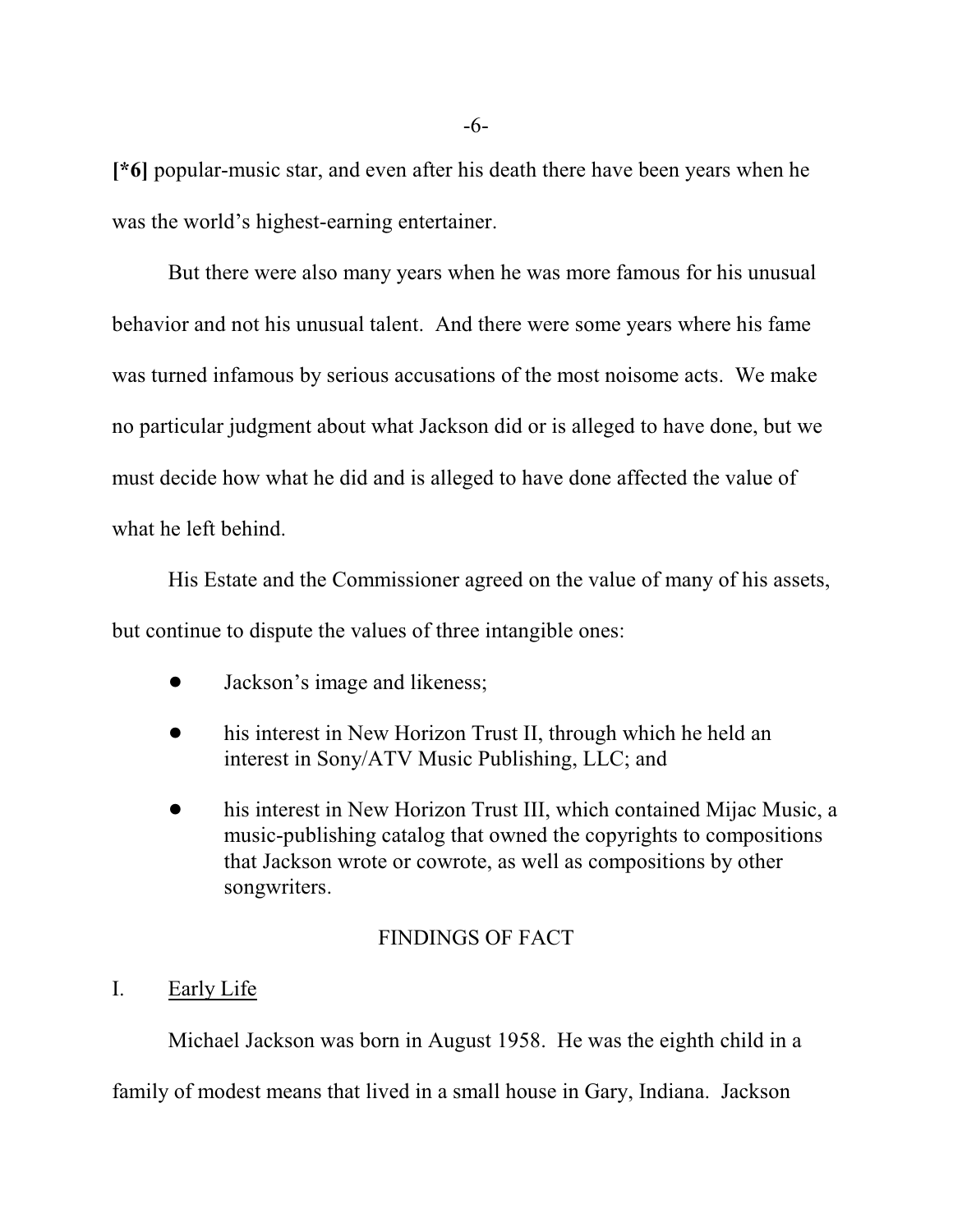**[*6]** popular-music star, and even after his death there have been years when he was the world's highest-earning entertainer.

But there were also many years when he was more famous for his unusual behavior and not his unusual talent. And there were some years where his fame was turned infamous by serious accusations of the most noisome acts. We make no particular judgment about what Jackson did or is alleged to have done, but we must decide how what he did and is alleged to have done affected the value of what he left behind.

His Estate and the Commissioner agreed on the value of many of his assets, but continue to dispute the values of three intangible ones:

- Jackson's image and likeness;
- his interest in New Horizon Trust II, through which he held an interest in Sony/ATV Music Publishing, LLC; and
- his interest in New Horizon Trust III, which contained Mijac Music, a music-publishing catalog that owned the copyrights to compositions that Jackson wrote or cowrote, as well as compositions by other songwriters.

## FINDINGS OF FACT

### I. Early Life

Michael Jackson was born in August 1958. He was the eighth child in a family of modest means that lived in a small house in Gary, Indiana. Jackson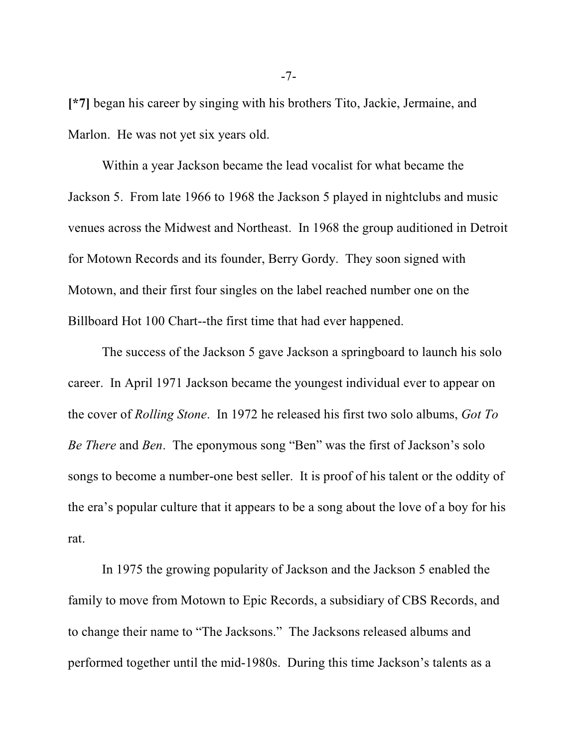**[*7]** began his career by singing with his brothers Tito, Jackie, Jermaine, and Marlon. He was not yet six years old.

Within a year Jackson became the lead vocalist for what became the Jackson 5. From late 1966 to 1968 the Jackson 5 played in nightclubs and music venues across the Midwest and Northeast. In 1968 the group auditioned in Detroit for Motown Records and its founder, Berry Gordy. They soon signed with Motown, and their first four singles on the label reached number one on the Billboard Hot 100 Chart--the first time that had ever happened.

The success of the Jackson 5 gave Jackson a springboard to launch his solo career. In April 1971 Jackson became the youngest individual ever to appear on the cover of *Rolling Stone*. In 1972 he released his first two solo albums, *Got To Be There* and *Ben*. The eponymous song "Ben" was the first of Jackson's solo songs to become a number-one best seller. It is proof of his talent or the oddity of the era's popular culture that it appears to be a song about the love of a boy for his rat.

In 1975 the growing popularity of Jackson and the Jackson 5 enabled the family to move from Motown to Epic Records, a subsidiary of CBS Records, and to change their name to "The Jacksons." The Jacksons released albums and performed together until the mid-1980s. During this time Jackson's talents as a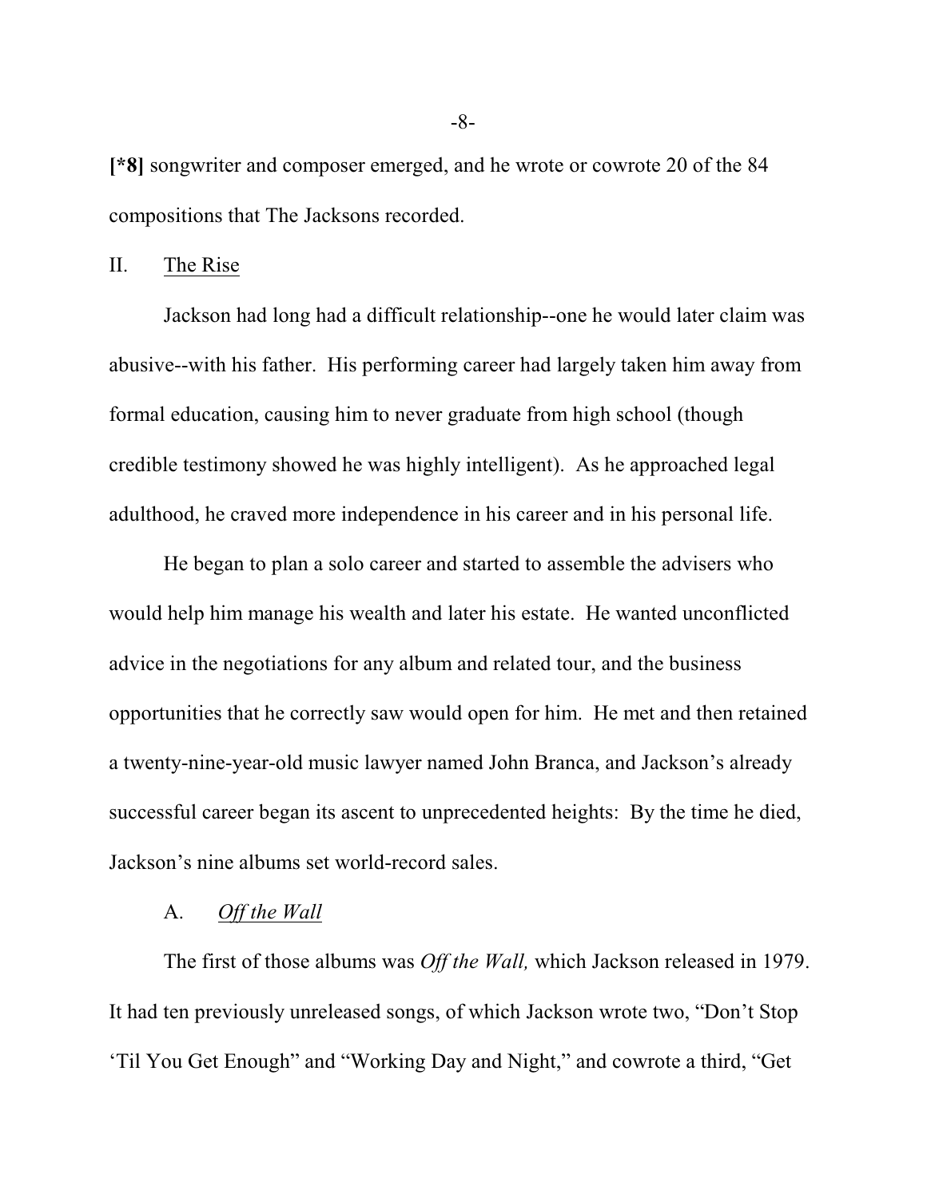**[*8]** songwriter and composer emerged, and he wrote or cowrote 20 of the 84 compositions that The Jacksons recorded.

## II. The Rise

Jackson had long had a difficult relationship--one he would later claim was abusive--with his father. His performing career had largely taken him away from formal education, causing him to never graduate from high school (though credible testimony showed he was highly intelligent). As he approached legal adulthood, he craved more independence in his career and in his personal life.

He began to plan a solo career and started to assemble the advisers who would help him manage his wealth and later his estate. He wanted unconflicted advice in the negotiations for any album and related tour, and the business opportunities that he correctly saw would open for him. He met and then retained a twenty-nine-year-old music lawyer named John Branca, and Jackson's already successful career began its ascent to unprecedented heights: By the time he died, Jackson's nine albums set world-record sales.

### A. *Off the Wall*

The first of those albums was *Off the Wall,* which Jackson released in 1979. It had ten previously unreleased songs, of which Jackson wrote two, "Don't Stop 'Til You Get Enough" and "Working Day and Night," and cowrote a third, "Get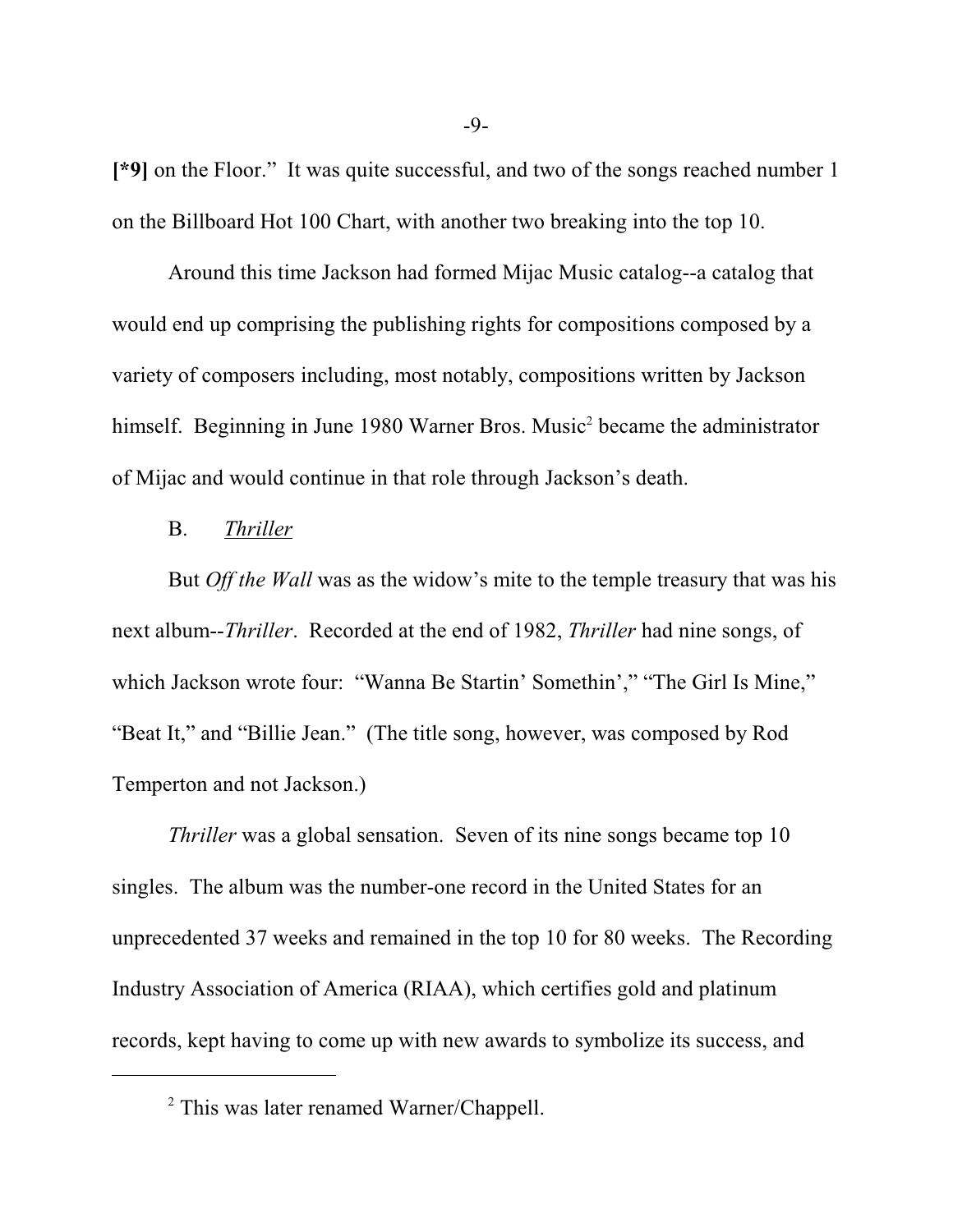[*9] on the Floor." It was quite successful, and two of the songs reached number 1 on the Billboard Hot 100 Chart, with another two breaking into the top 10.

Around this time Jackson had formed Mijac Music catalog--a catalog that would end up comprising the publishing rights for compositions composed by a variety of composers including, most notably, compositions written by Jackson himself. Beginning in June 1980 Warner Bros. Music[2] became the administrator of Mijac and would continue in that role through Jackson's death.

B. <u>*Thriller*</u>

But *Off the Wall* was as the widow's mite to the temple treasury that was his next album--*Thriller*. Recorded at the end of 1982, *Thriller* had nine songs, of which Jackson wrote four: "Wanna Be Startin' Somethin'," "The Girl Is Mine," "Beat It," and "Billie Jean." (The title song, however, was composed by Rod Temperton and not Jackson.)

*Thriller* was a global sensation. Seven of its nine songs became top 10 singles. The album was the number-one record in the United States for an unprecedented 37 weeks and remained in the top 10 for 80 weeks. The Recording Industry Association of America (RIAA), which certifies gold and platinum records, kept having to come up with new awards to symbolize its success, and

---

[2] This was later renamed Warner/Chappell.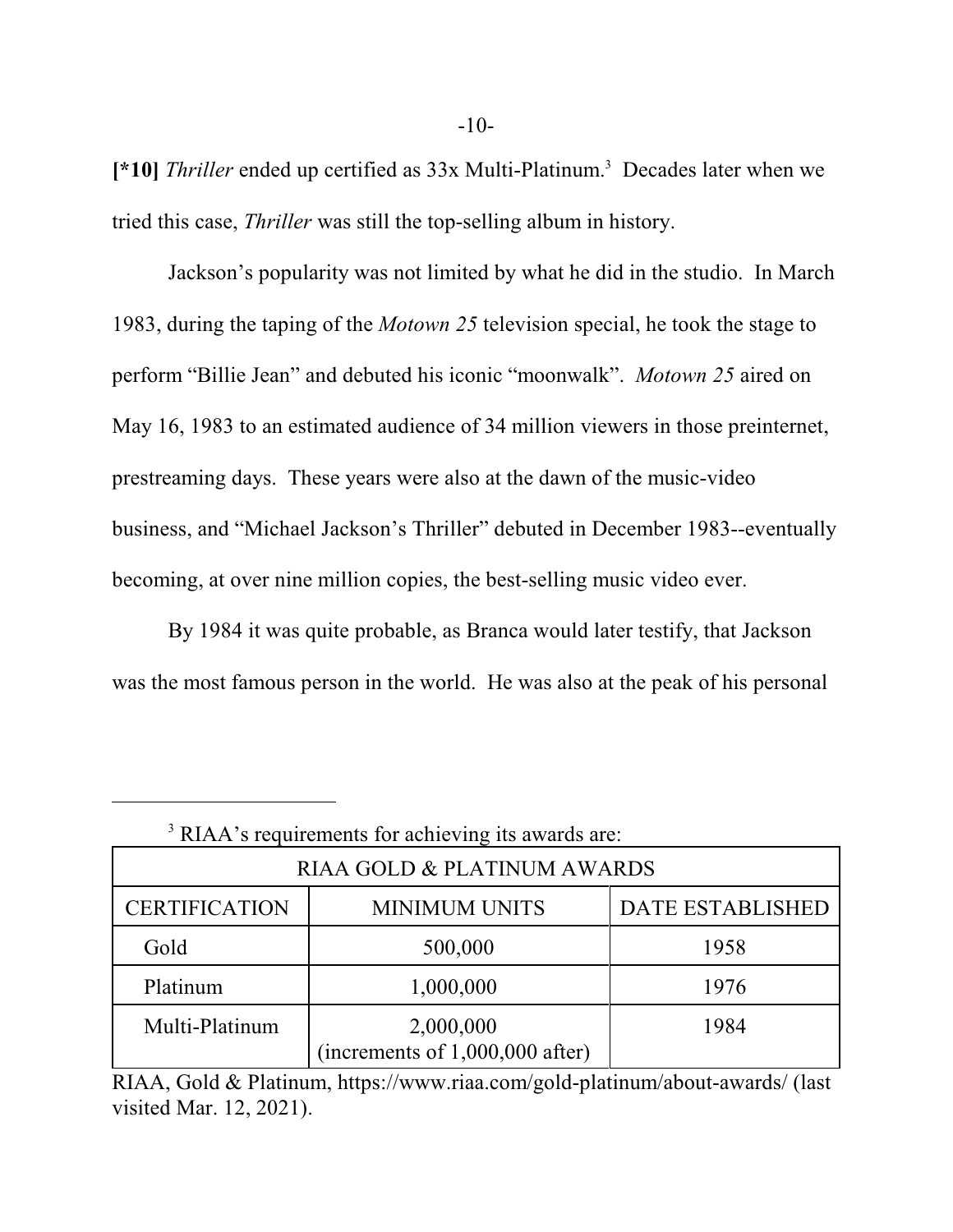**[*10]** *Thriller* ended up certified as 33x Multi-Platinum.[3] Decades later when we tried this case, *Thriller* was still the top-selling album in history.

Jackson's popularity was not limited by what he did in the studio. In March 1983, during the taping of the *Motown 25* television special, he took the stage to perform "Billie Jean" and debuted his iconic "moonwalk". *Motown 25* aired on May 16, 1983 to an estimated audience of 34 million viewers in those preinternet, prestreaming days. These years were also at the dawn of the music-video business, and "Michael Jackson's Thriller" debuted in December 1983--eventually becoming, at over nine million copies, the best-selling music video ever.

By 1984 it was quite probable, as Branca would later testify, that Jackson was the most famous person in the world. He was also at the peak of his personal

---

[3] RIAA's requirements for achieving its awards are:

| RIAA GOLD & PLATINUM AWARDS | | |
|---|---|---|
| CERTIFICATION | MINIMUM UNITS | DATE ESTABLISHED |
| Gold | 500,000 | 1958 |
| Platinum | 1,000,000 | 1976 |
| Multi-Platinum | 2,000,000 (increments of 1,000,000 after) | 1984 |

RIAA, Gold & Platinum, https://www.riaa.com/gold-platinum/about-awards/ (last visited Mar. 12, 2021).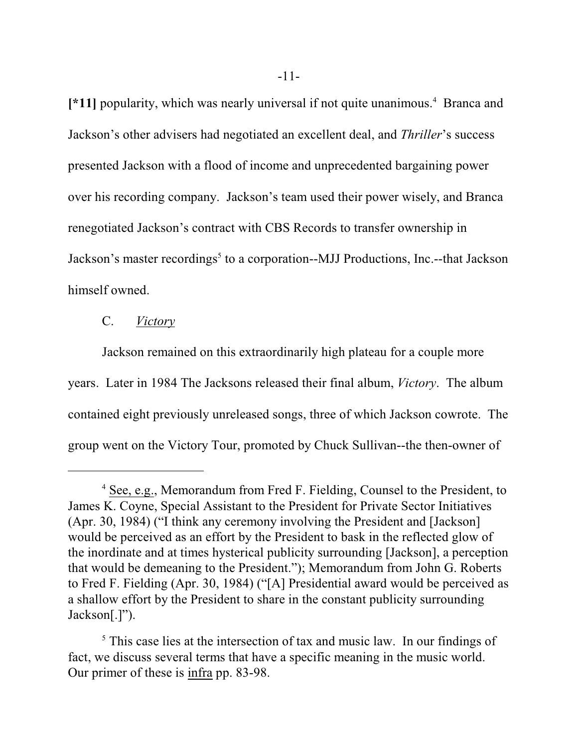**[*11]** popularity, which was nearly universal if not quite unanimous.[4] Branca and Jackson's other advisers had negotiated an excellent deal, and *Thriller*'s success presented Jackson with a flood of income and unprecedented bargaining power over his recording company. Jackson's team used their power wisely, and Branca renegotiated Jackson's contract with CBS Records to transfer ownership in Jackson's master recordings[5] to a corporation--MJJ Productions, Inc.--that Jackson himself owned.

C. *Victory*

Jackson remained on this extraordinarily high plateau for a couple more years. Later in 1984 The Jacksons released their final album, *Victory*. The album contained eight previously unreleased songs, three of which Jackson cowrote. The group went on the Victory Tour, promoted by Chuck Sullivan--the then-owner of

---

[4] See, e.g., Memorandum from Fred F. Fielding, Counsel to the President, to James K. Coyne, Special Assistant to the President for Private Sector Initiatives (Apr. 30, 1984) ("I think any ceremony involving the President and [Jackson] would be perceived as an effort by the President to bask in the reflected glow of the inordinate and at times hysterical publicity surrounding [Jackson], a perception that would be demeaning to the President."); Memorandum from John G. Roberts to Fred F. Fielding (Apr. 30, 1984) ("[A] Presidential award would be perceived as a shallow effort by the President to share in the constant publicity surrounding Jackson[.]").

[5] This case lies at the intersection of tax and music law. In our findings of fact, we discuss several terms that have a specific meaning in the music world. Our primer of these is infra pp. 83-98.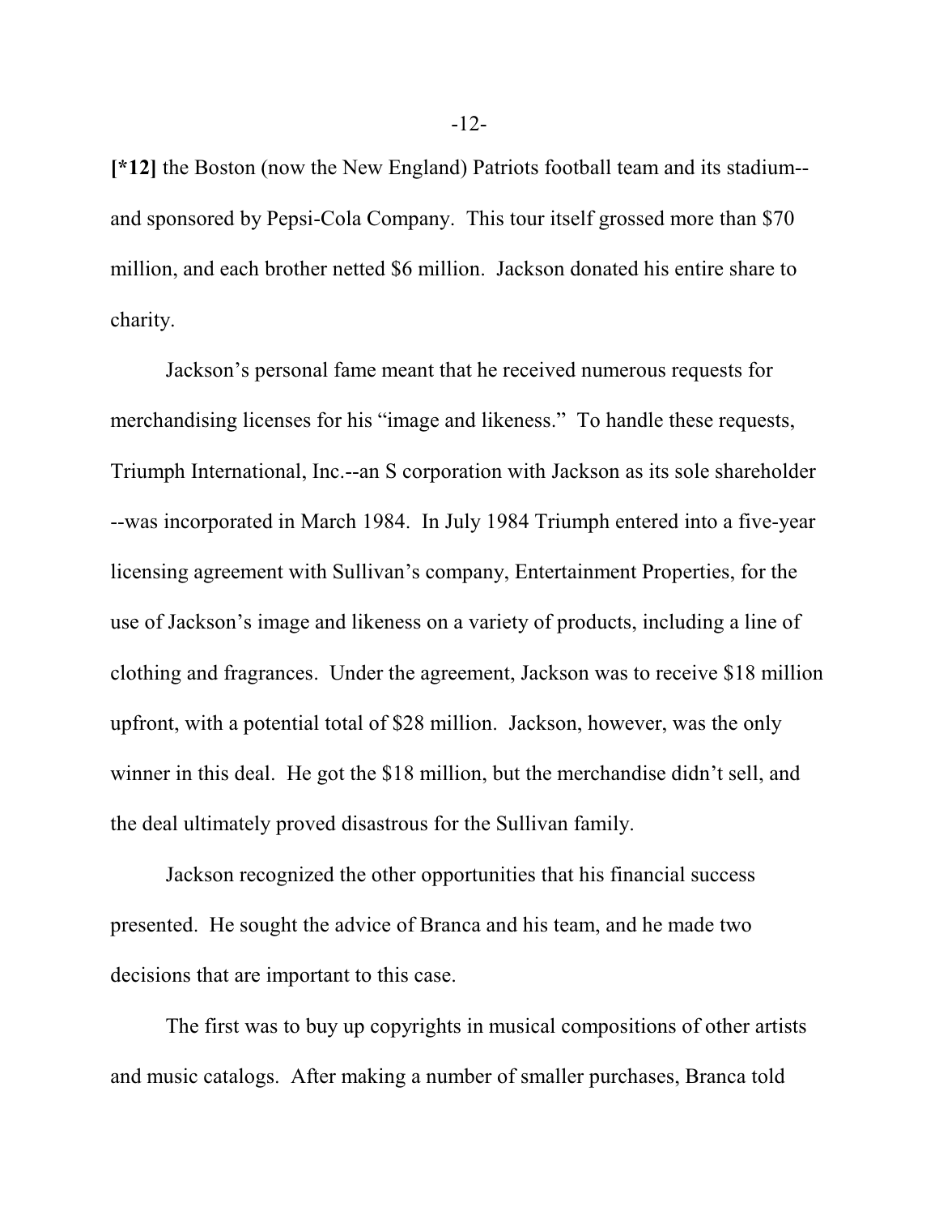**[*12]** the Boston (now the New England) Patriots football team and its stadium--and sponsored by Pepsi-Cola Company. This tour itself grossed more than $70 million, and each brother netted $6 million. Jackson donated his entire share to charity.

Jackson's personal fame meant that he received numerous requests for merchandising licenses for his "image and likeness." To handle these requests, Triumph International, Inc.--an S corporation with Jackson as its sole shareholder--was incorporated in March 1984. In July 1984 Triumph entered into a five-year licensing agreement with Sullivan's company, Entertainment Properties, for the use of Jackson's image and likeness on a variety of products, including a line of clothing and fragrances. Under the agreement, Jackson was to receive $18 million upfront, with a potential total of $28 million. Jackson, however, was the only winner in this deal. He got the $18 million, but the merchandise didn't sell, and the deal ultimately proved disastrous for the Sullivan family.

Jackson recognized the other opportunities that his financial success presented. He sought the advice of Branca and his team, and he made two decisions that are important to this case.

The first was to buy up copyrights in musical compositions of other artists and music catalogs. After making a number of smaller purchases, Branca told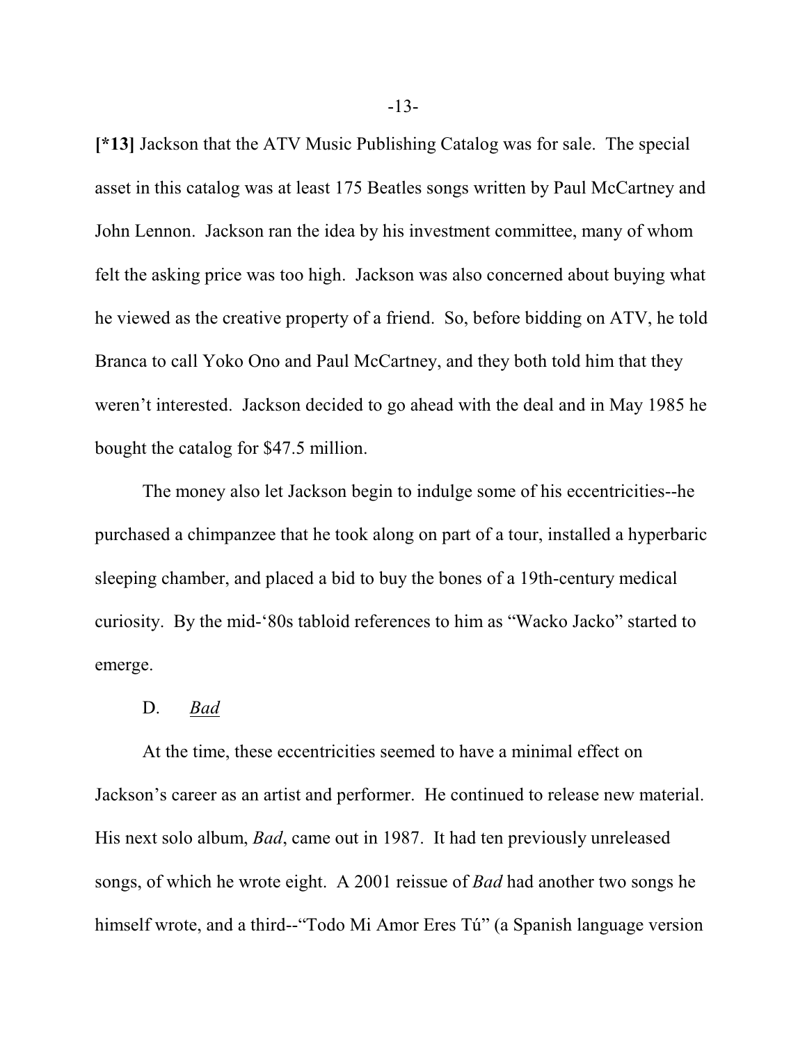**[*13]** Jackson that the ATV Music Publishing Catalog was for sale. The special asset in this catalog was at least 175 Beatles songs written by Paul McCartney and John Lennon. Jackson ran the idea by his investment committee, many of whom felt the asking price was too high. Jackson was also concerned about buying what he viewed as the creative property of a friend. So, before bidding on ATV, he told Branca to call Yoko Ono and Paul McCartney, and they both told him that they weren't interested. Jackson decided to go ahead with the deal and in May 1985 he bought the catalog for $47.5 million.

The money also let Jackson begin to indulge some of his eccentricities--he purchased a chimpanzee that he took along on part of a tour, installed a hyperbaric sleeping chamber, and placed a bid to buy the bones of a 19th-century medical curiosity. By the mid-'80s tabloid references to him as "Wacko Jacko" started to emerge.

D. *Bad*

At the time, these eccentricities seemed to have a minimal effect on Jackson's career as an artist and performer. He continued to release new material. His next solo album, *Bad*, came out in 1987. It had ten previously unreleased songs, of which he wrote eight. A 2001 reissue of *Bad* had another two songs he himself wrote, and a third--"Todo Mi Amor Eres Tú" (a Spanish language version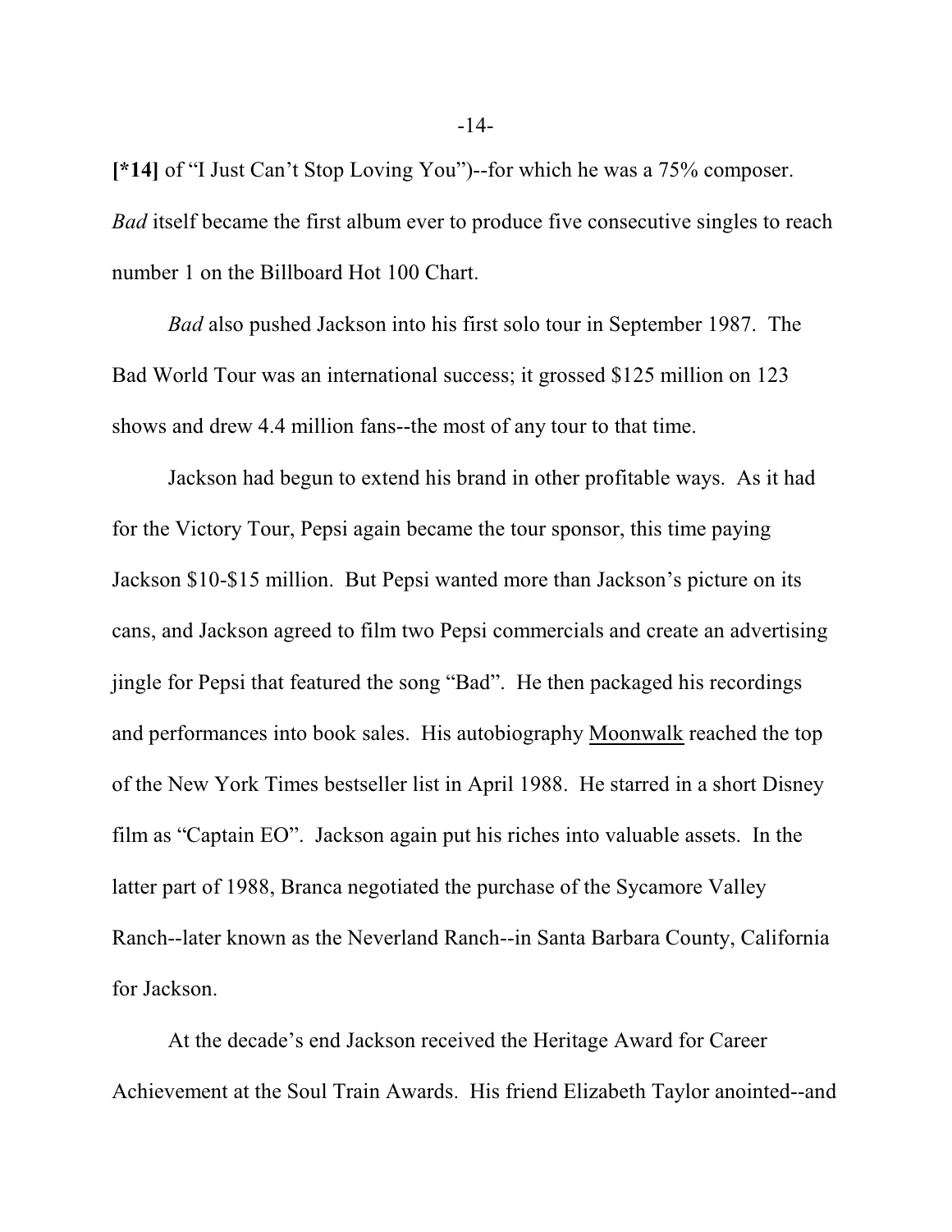**[*14]** of “I Just Can’t Stop Loving You”)--for which he was a 75% composer. *Bad* itself became the first album ever to produce five consecutive singles to reach number 1 on the Billboard Hot 100 Chart.

*Bad* also pushed Jackson into his first solo tour in September 1987. The Bad World Tour was an international success; it grossed $125 million on 123 shows and drew 4.4 million fans--the most of any tour to that time.

Jackson had begun to extend his brand in other profitable ways. As it had for the Victory Tour, Pepsi again became the tour sponsor, this time paying Jackson $10-$15 million. But Pepsi wanted more than Jackson’s picture on its cans, and Jackson agreed to film two Pepsi commercials and create an advertising jingle for Pepsi that featured the song “Bad”. He then packaged his recordings and performances into book sales. His autobiography <u>Moonwalk</u> reached the top of the New York Times bestseller list in April 1988. He starred in a short Disney film as “Captain EO”. Jackson again put his riches into valuable assets. In the latter part of 1988, Branca negotiated the purchase of the Sycamore Valley Ranch--later known as the Neverland Ranch--in Santa Barbara County, California for Jackson.

At the decade’s end Jackson received the Heritage Award for Career Achievement at the Soul Train Awards. His friend Elizabeth Taylor anointed--and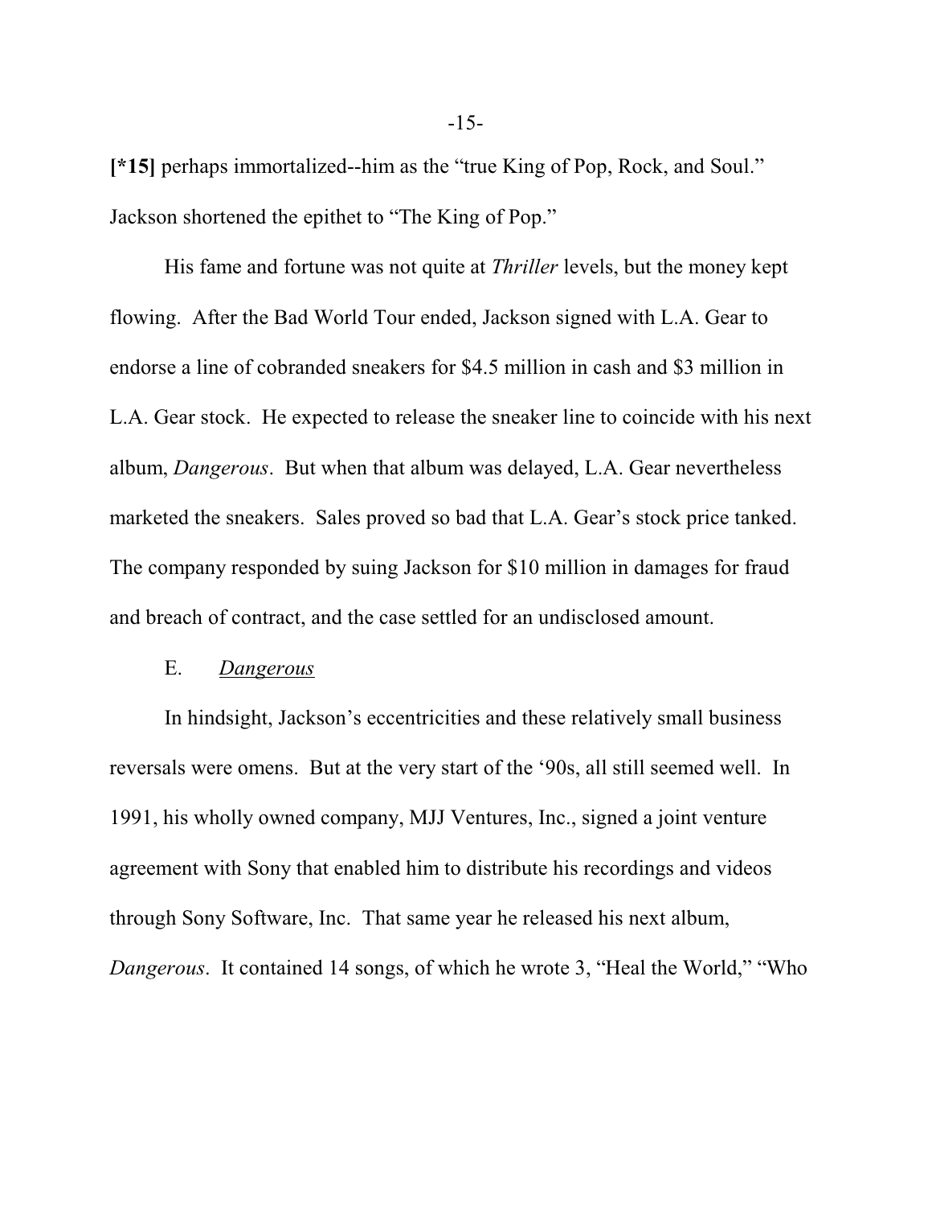**[*15]** perhaps immortalized--him as the "true King of Pop, Rock, and Soul." Jackson shortened the epithet to "The King of Pop."

His fame and fortune was not quite at *Thriller* levels, but the money kept flowing. After the Bad World Tour ended, Jackson signed with L.A. Gear to endorse a line of cobranded sneakers for $4.5 million in cash and $3 million in L.A. Gear stock. He expected to release the sneaker line to coincide with his next album, *Dangerous*. But when that album was delayed, L.A. Gear nevertheless marketed the sneakers. Sales proved so bad that L.A. Gear's stock price tanked. The company responded by suing Jackson for $10 million in damages for fraud and breach of contract, and the case settled for an undisclosed amount.

E. *Dangerous*

In hindsight, Jackson's eccentricities and these relatively small business reversals were omens. But at the very start of the '90s, all still seemed well. In 1991, his wholly owned company, MJJ Ventures, Inc., signed a joint venture agreement with Sony that enabled him to distribute his recordings and videos through Sony Software, Inc. That same year he released his next album, *Dangerous*. It contained 14 songs, of which he wrote 3, "Heal the World," "Who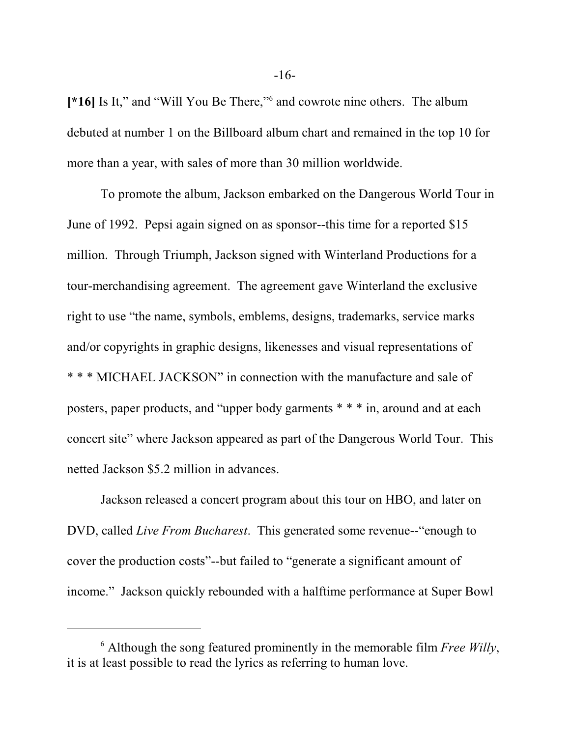[*16] Is It," and "Will You Be There,"[6] and cowrote nine others. The album debuted at number 1 on the Billboard album chart and remained in the top 10 for more than a year, with sales of more than 30 million worldwide.

To promote the album, Jackson embarked on the Dangerous World Tour in June of 1992. Pepsi again signed on as sponsor--this time for a reported $15 million. Through Triumph, Jackson signed with Winterland Productions for a tour-merchandising agreement. The agreement gave Winterland the exclusive right to use "the name, symbols, emblems, designs, trademarks, service marks and/or copyrights in graphic designs, likenesses and visual representations of * * * MICHAEL JACKSON" in connection with the manufacture and sale of posters, paper products, and "upper body garments * * * in, around and at each concert site" where Jackson appeared as part of the Dangerous World Tour. This netted Jackson $5.2 million in advances.

Jackson released a concert program about this tour on HBO, and later on DVD, called *Live From Bucharest*. This generated some revenue--"enough to cover the production costs"--but failed to "generate a significant amount of income." Jackson quickly rebounded with a halftime performance at Super Bowl

---

[6] Although the song featured prominently in the memorable film *Free Willy*, it is at least possible to read the lyrics as referring to human love.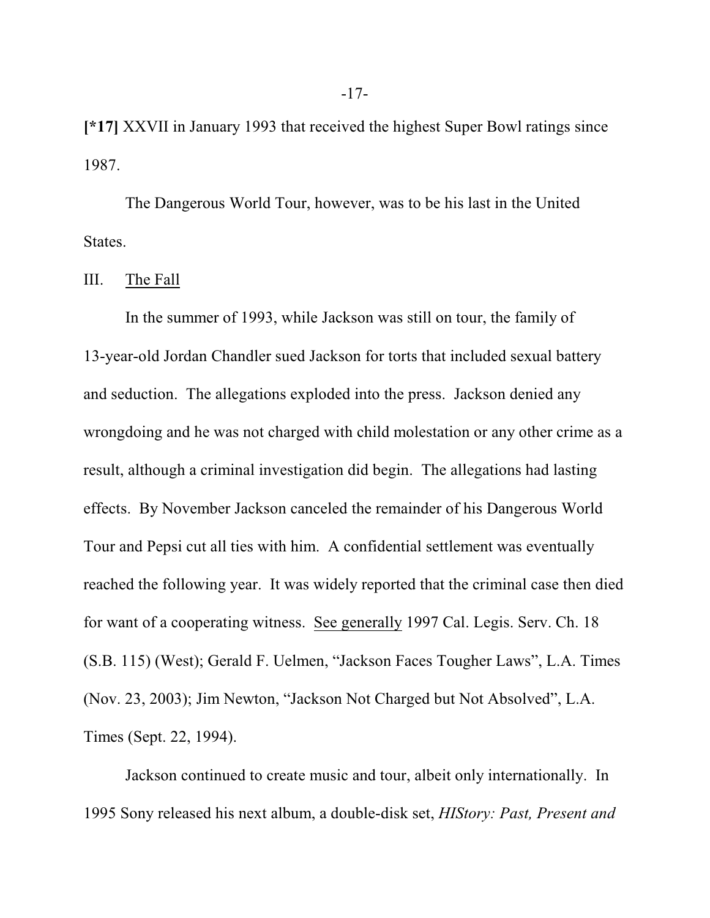**[*17]** XXVII in January 1993 that received the highest Super Bowl ratings since 1987.

The Dangerous World Tour, however, was to be his last in the United States.

## III. The Fall

In the summer of 1993, while Jackson was still on tour, the family of 13-year-old Jordan Chandler sued Jackson for torts that included sexual battery and seduction. The allegations exploded into the press. Jackson denied any wrongdoing and he was not charged with child molestation or any other crime as a result, although a criminal investigation did begin. The allegations had lasting effects. By November Jackson canceled the remainder of his Dangerous World Tour and Pepsi cut all ties with him. A confidential settlement was eventually reached the following year. It was widely reported that the criminal case then died for want of a cooperating witness. See generally 1997 Cal. Legis. Serv. Ch. 18 (S.B. 115) (West); Gerald F. Uelmen, "Jackson Faces Tougher Laws", L.A. Times (Nov. 23, 2003); Jim Newton, "Jackson Not Charged but Not Absolved", L.A. Times (Sept. 22, 1994).

Jackson continued to create music and tour, albeit only internationally. In 1995 Sony released his next album, a double-disk set, *HIStory: Past, Present and*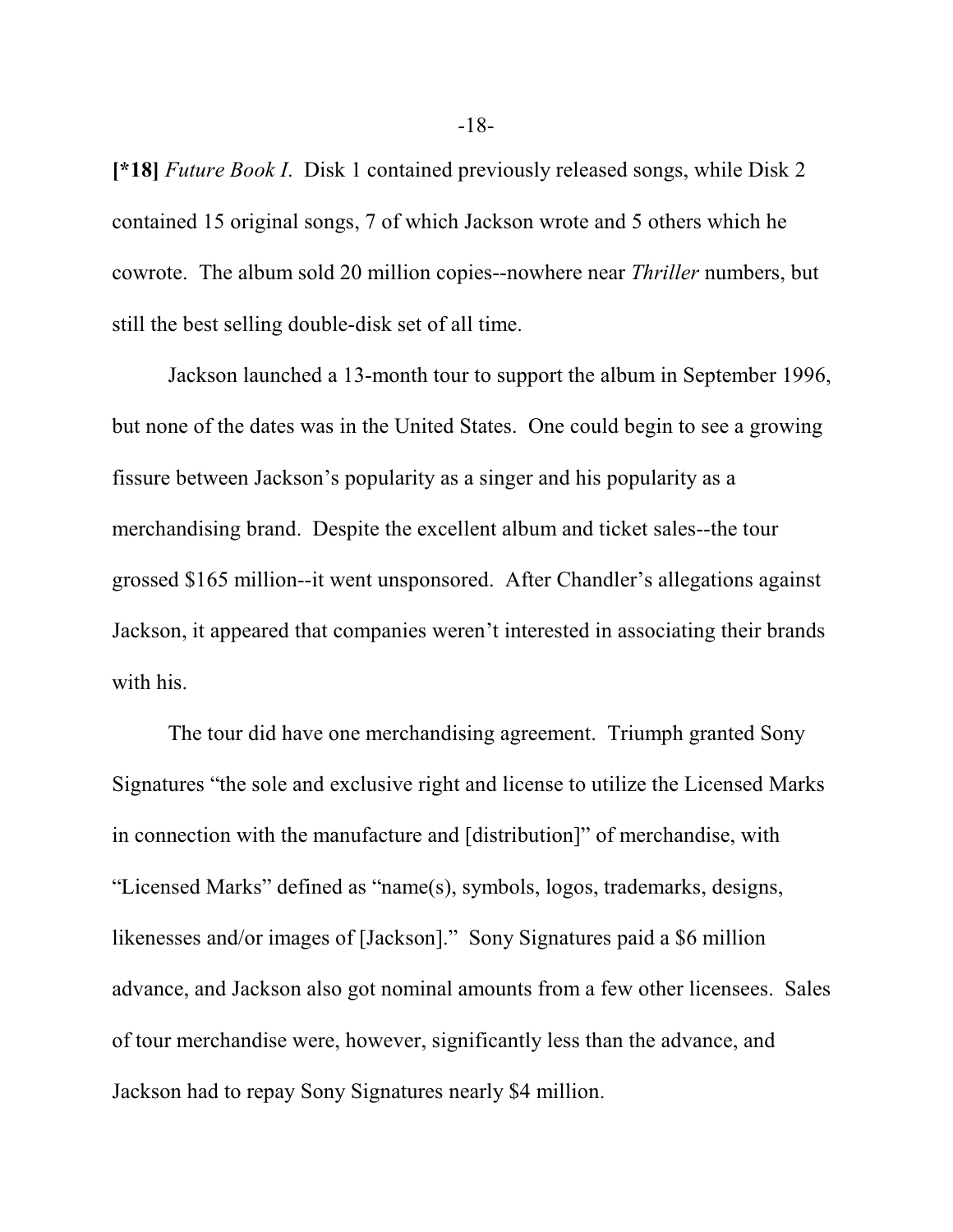**[*18]** *Future Book I*. Disk 1 contained previously released songs, while Disk 2 contained 15 original songs, 7 of which Jackson wrote and 5 others which he cowrote. The album sold 20 million copies--nowhere near *Thriller* numbers, but still the best selling double-disk set of all time.

Jackson launched a 13-month tour to support the album in September 1996, but none of the dates was in the United States. One could begin to see a growing fissure between Jackson's popularity as a singer and his popularity as a merchandising brand. Despite the excellent album and ticket sales--the tour grossed $165 million--it went unsponsored. After Chandler's allegations against Jackson, it appeared that companies weren't interested in associating their brands with his.

The tour did have one merchandising agreement. Triumph granted Sony Signatures "the sole and exclusive right and license to utilize the Licensed Marks in connection with the manufacture and [distribution]" of merchandise, with "Licensed Marks" defined as "name(s), symbols, logos, trademarks, designs, likenesses and/or images of [Jackson]." Sony Signatures paid a $6 million advance, and Jackson also got nominal amounts from a few other licensees. Sales of tour merchandise were, however, significantly less than the advance, and Jackson had to repay Sony Signatures nearly $4 million.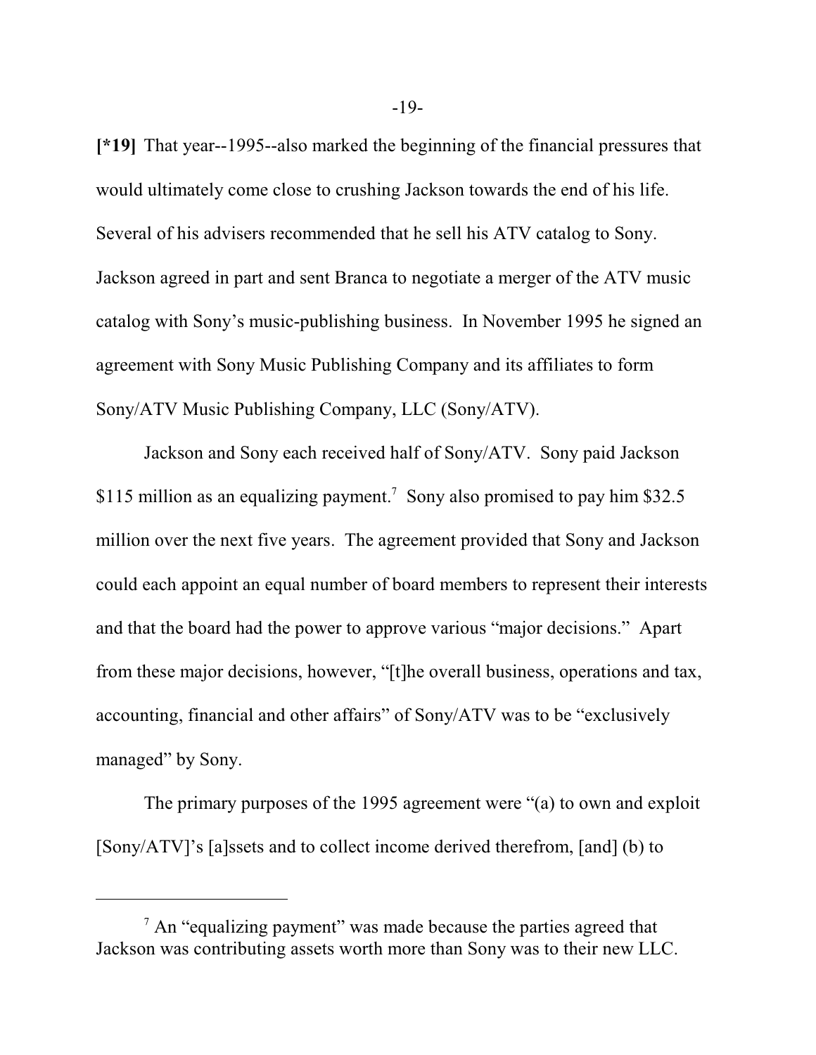**[*19]** That year--1995--also marked the beginning of the financial pressures that would ultimately come close to crushing Jackson towards the end of his life. Several of his advisers recommended that he sell his ATV catalog to Sony. Jackson agreed in part and sent Branca to negotiate a merger of the ATV music catalog with Sony's music-publishing business. In November 1995 he signed an agreement with Sony Music Publishing Company and its affiliates to form Sony/ATV Music Publishing Company, LLC (Sony/ATV).

Jackson and Sony each received half of Sony/ATV. Sony paid Jackson $115 million as an equalizing payment.[7] Sony also promised to pay him $32.5 million over the next five years. The agreement provided that Sony and Jackson could each appoint an equal number of board members to represent their interests and that the board had the power to approve various "major decisions." Apart from these major decisions, however, "[t]he overall business, operations and tax, accounting, financial and other affairs" of Sony/ATV was to be "exclusively managed" by Sony.

The primary purposes of the 1995 agreement were "(a) to own and exploit [Sony/ATV]'s [a]ssets and to collect income derived therefrom, [and] (b) to

[7] An "equalizing payment" was made because the parties agreed that Jackson was contributing assets worth more than Sony was to their new LLC.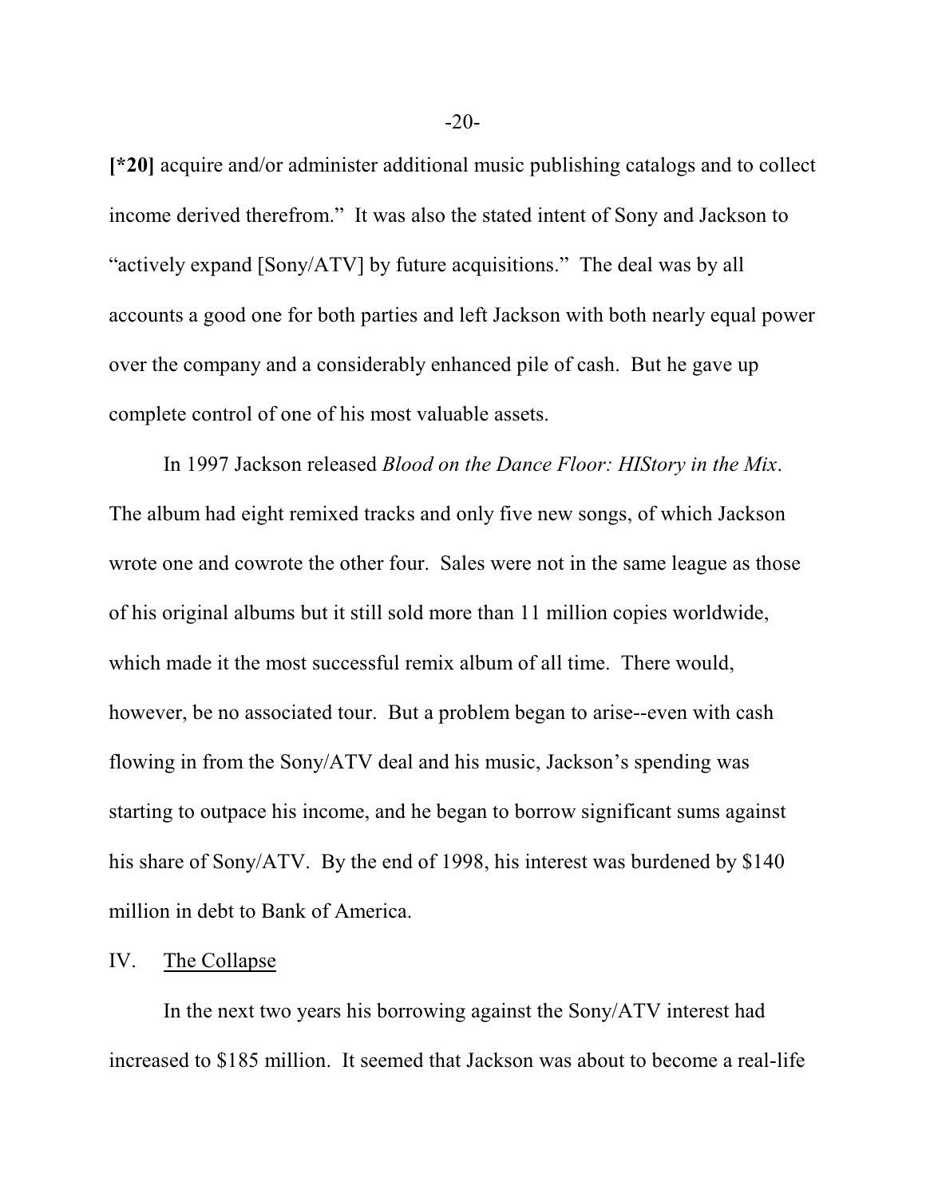**[*20]** acquire and/or administer additional music publishing catalogs and to collect income derived therefrom." It was also the stated intent of Sony and Jackson to "actively expand [Sony/ATV] by future acquisitions." The deal was by all accounts a good one for both parties and left Jackson with both nearly equal power over the company and a considerably enhanced pile of cash. But he gave up complete control of one of his most valuable assets.

In 1997 Jackson released *Blood on the Dance Floor: HIStory in the Mix*. The album had eight remixed tracks and only five new songs, of which Jackson wrote one and cowrote the other four. Sales were not in the same league as those of his original albums but it still sold more than 11 million copies worldwide, which made it the most successful remix album of all time. There would, however, be no associated tour. But a problem began to arise--even with cash flowing in from the Sony/ATV deal and his music, Jackson's spending was starting to outpace his income, and he began to borrow significant sums against his share of Sony/ATV. By the end of 1998, his interest was burdened by $140 million in debt to Bank of America.

## IV. The Collapse

In the next two years his borrowing against the Sony/ATV interest had increased to $185 million. It seemed that Jackson was about to become a real-life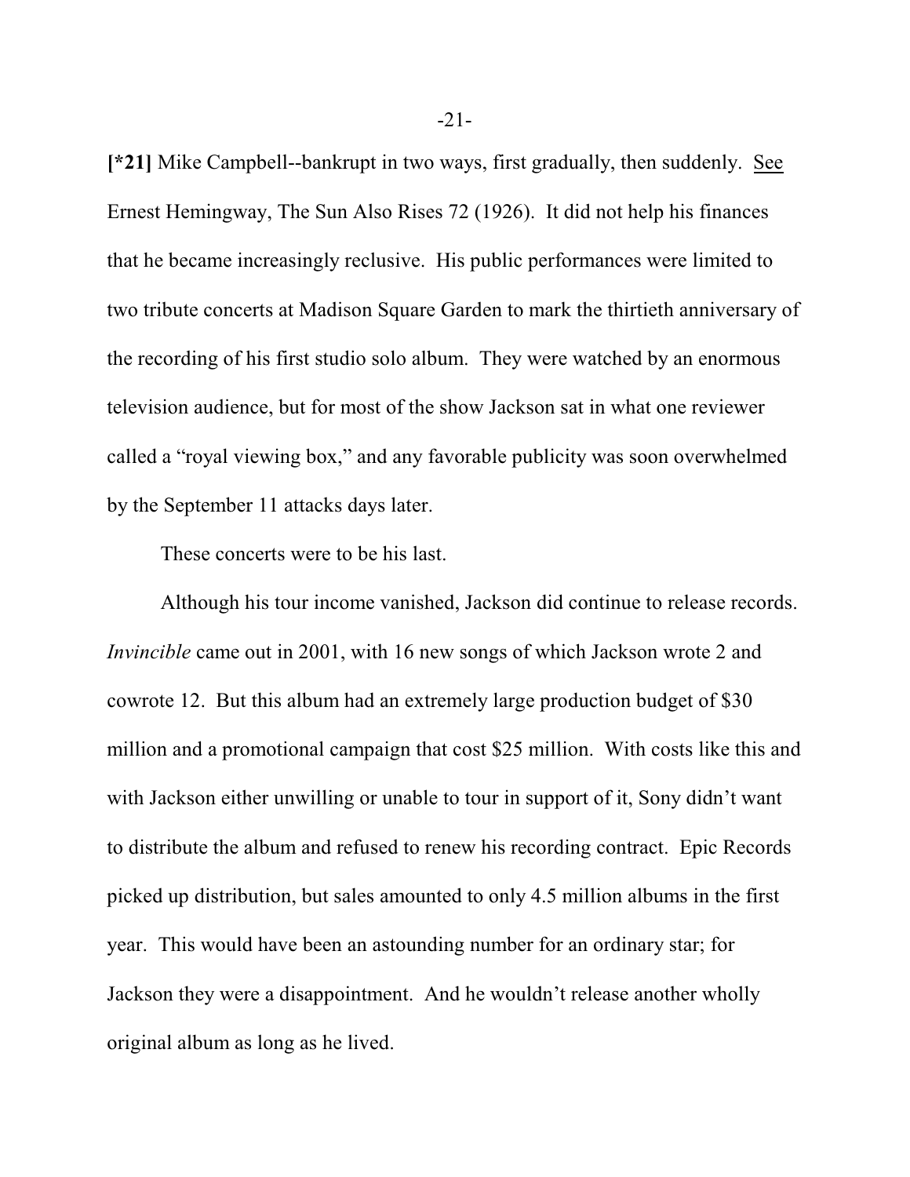**[*21]** Mike Campbell--bankrupt in two ways, first gradually, then suddenly. See Ernest Hemingway, The Sun Also Rises 72 (1926). It did not help his finances that he became increasingly reclusive. His public performances were limited to two tribute concerts at Madison Square Garden to mark the thirtieth anniversary of the recording of his first studio solo album. They were watched by an enormous television audience, but for most of the show Jackson sat in what one reviewer called a "royal viewing box," and any favorable publicity was soon overwhelmed by the September 11 attacks days later.

These concerts were to be his last.

Although his tour income vanished, Jackson did continue to release records. *Invincible* came out in 2001, with 16 new songs of which Jackson wrote 2 and cowrote 12. But this album had an extremely large production budget of $30 million and a promotional campaign that cost $25 million. With costs like this and with Jackson either unwilling or unable to tour in support of it, Sony didn't want to distribute the album and refused to renew his recording contract. Epic Records picked up distribution, but sales amounted to only 4.5 million albums in the first year. This would have been an astounding number for an ordinary star; for Jackson they were a disappointment. And he wouldn't release another wholly original album as long as he lived.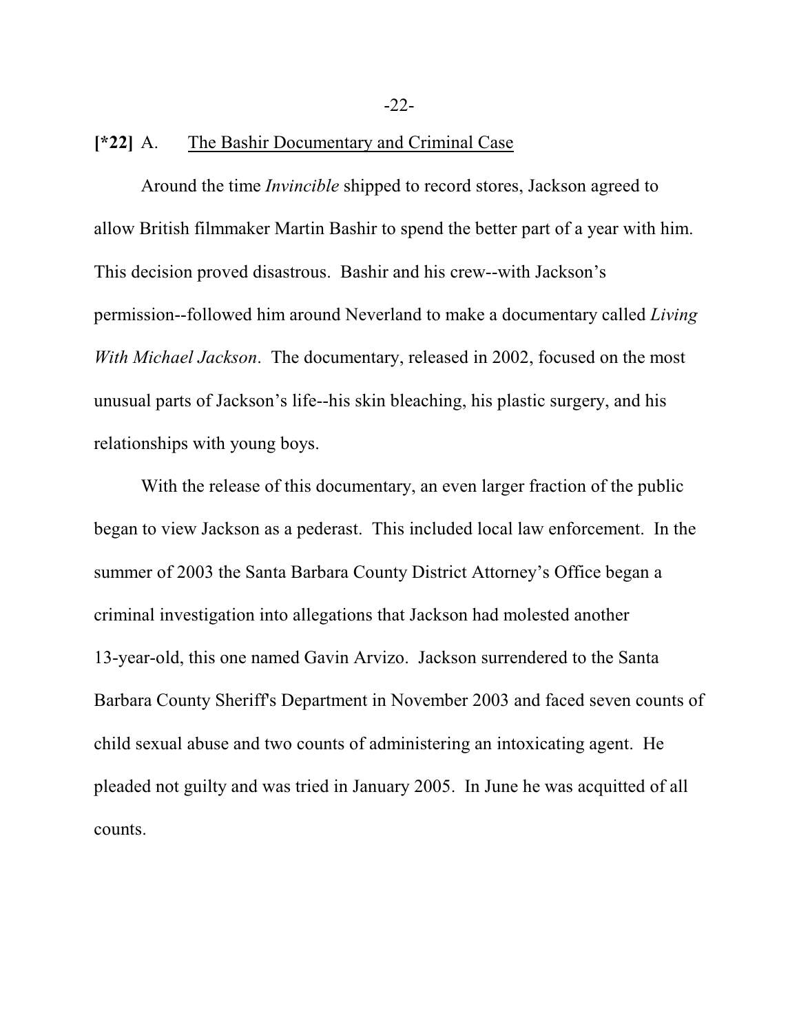**[*22]** A. <u>The Bashir Documentary and Criminal Case</u>

Around the time *Invincible* shipped to record stores, Jackson agreed to allow British filmmaker Martin Bashir to spend the better part of a year with him. This decision proved disastrous. Bashir and his crew--with Jackson's permission--followed him around Neverland to make a documentary called *Living With Michael Jackson*. The documentary, released in 2002, focused on the most unusual parts of Jackson's life--his skin bleaching, his plastic surgery, and his relationships with young boys.

With the release of this documentary, an even larger fraction of the public began to view Jackson as a pederast. This included local law enforcement. In the summer of 2003 the Santa Barbara County District Attorney's Office began a criminal investigation into allegations that Jackson had molested another 13-year-old, this one named Gavin Arvizo. Jackson surrendered to the Santa Barbara County Sheriff's Department in November 2003 and faced seven counts of child sexual abuse and two counts of administering an intoxicating agent. He pleaded not guilty and was tried in January 2005. In June he was acquitted of all counts.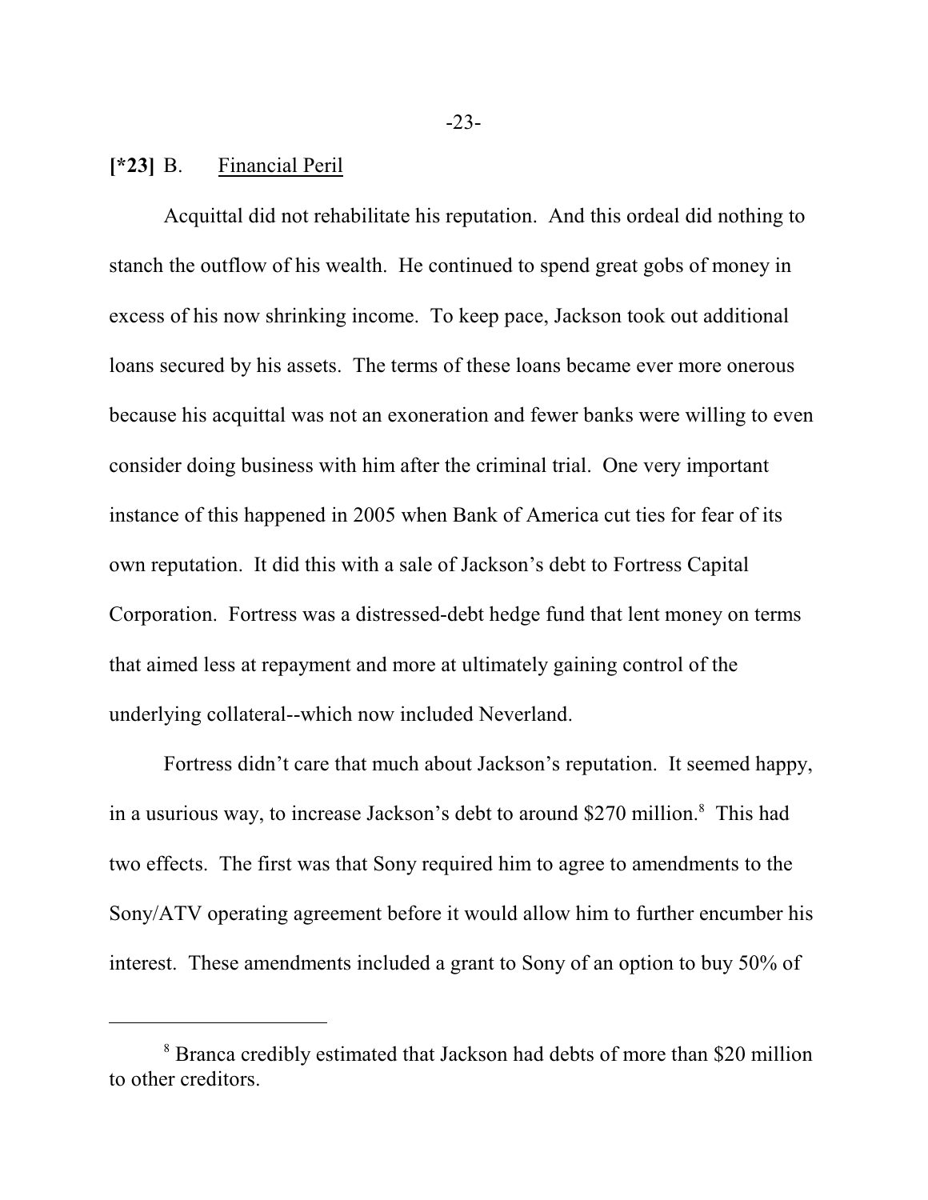**[*23]** B. Financial Peril

Acquittal did not rehabilitate his reputation. And this ordeal did nothing to stanch the outflow of his wealth. He continued to spend great gobs of money in excess of his now shrinking income. To keep pace, Jackson took out additional loans secured by his assets. The terms of these loans became ever more onerous because his acquittal was not an exoneration and fewer banks were willing to even consider doing business with him after the criminal trial. One very important instance of this happened in 2005 when Bank of America cut ties for fear of its own reputation. It did this with a sale of Jackson's debt to Fortress Capital Corporation. Fortress was a distressed-debt hedge fund that lent money on terms that aimed less at repayment and more at ultimately gaining control of the underlying collateral--which now included Neverland.

Fortress didn't care that much about Jackson's reputation. It seemed happy, in a usurious way, to increase Jackson's debt to around $270 million.[8] This had two effects. The first was that Sony required him to agree to amendments to the Sony/ATV operating agreement before it would allow him to further encumber his interest. These amendments included a grant to Sony of an option to buy 50% of

---

[8] Branca credibly estimated that Jackson had debts of more than $20 million to other creditors.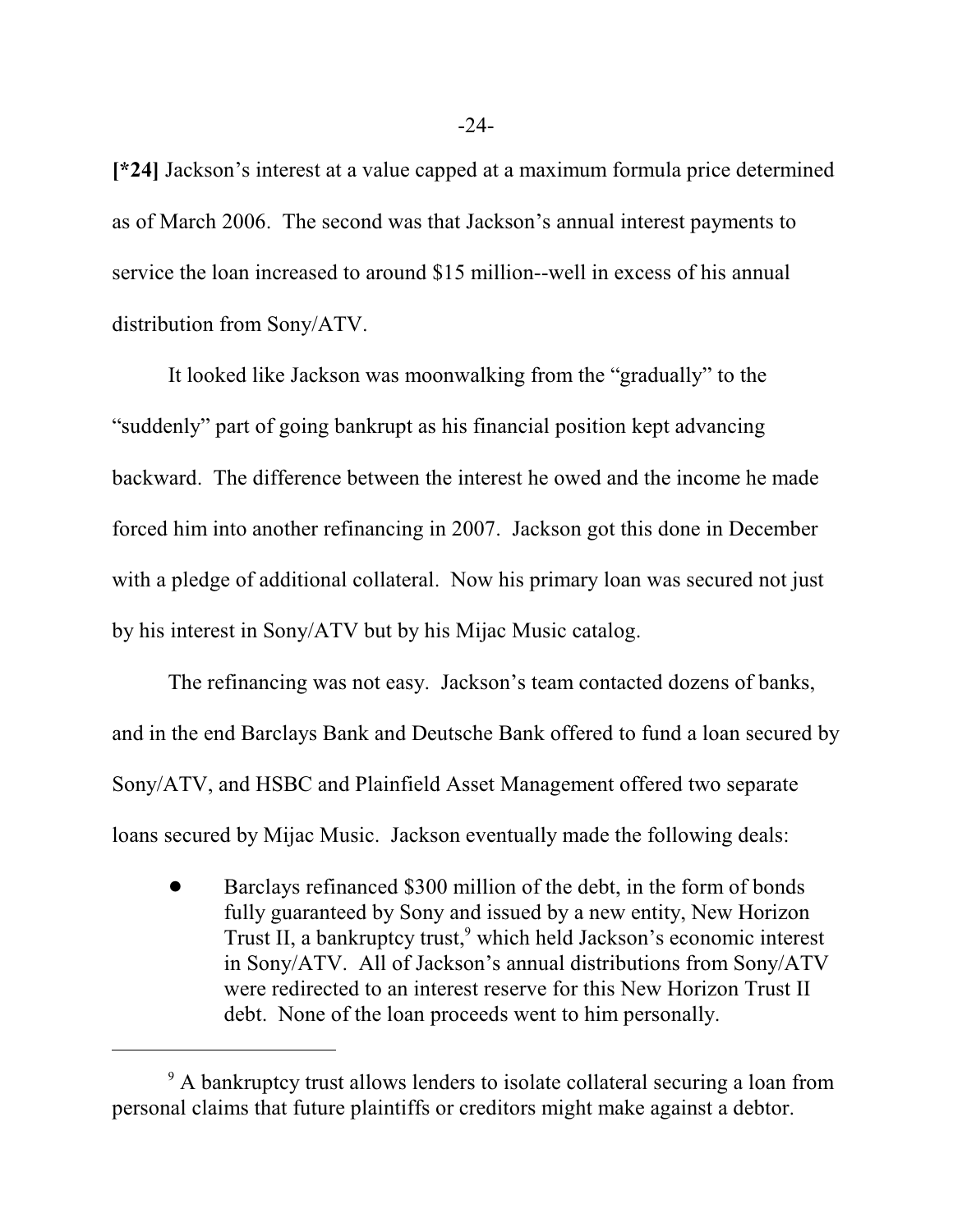**[*24]** Jackson's interest at a value capped at a maximum formula price determined as of March 2006. The second was that Jackson's annual interest payments to service the loan increased to around $15 million--well in excess of his annual distribution from Sony/ATV.

It looked like Jackson was moonwalking from the "gradually" to the "suddenly" part of going bankrupt as his financial position kept advancing backward. The difference between the interest he owed and the income he made forced him into another refinancing in 2007. Jackson got this done in December with a pledge of additional collateral. Now his primary loan was secured not just by his interest in Sony/ATV but by his Mijac Music catalog.

The refinancing was not easy. Jackson's team contacted dozens of banks, and in the end Barclays Bank and Deutsche Bank offered to fund a loan secured by Sony/ATV, and HSBC and Plainfield Asset Management offered two separate loans secured by Mijac Music. Jackson eventually made the following deals:

- Barclays refinanced $300 million of the debt, in the form of bonds fully guaranteed by Sony and issued by a new entity, New Horizon Trust II, a bankruptcy trust,[9] which held Jackson's economic interest in Sony/ATV. All of Jackson's annual distributions from Sony/ATV were redirected to an interest reserve for this New Horizon Trust II debt. None of the loan proceeds went to him personally.

---

[9] A bankruptcy trust allows lenders to isolate collateral securing a loan from personal claims that future plaintiffs or creditors might make against a debtor.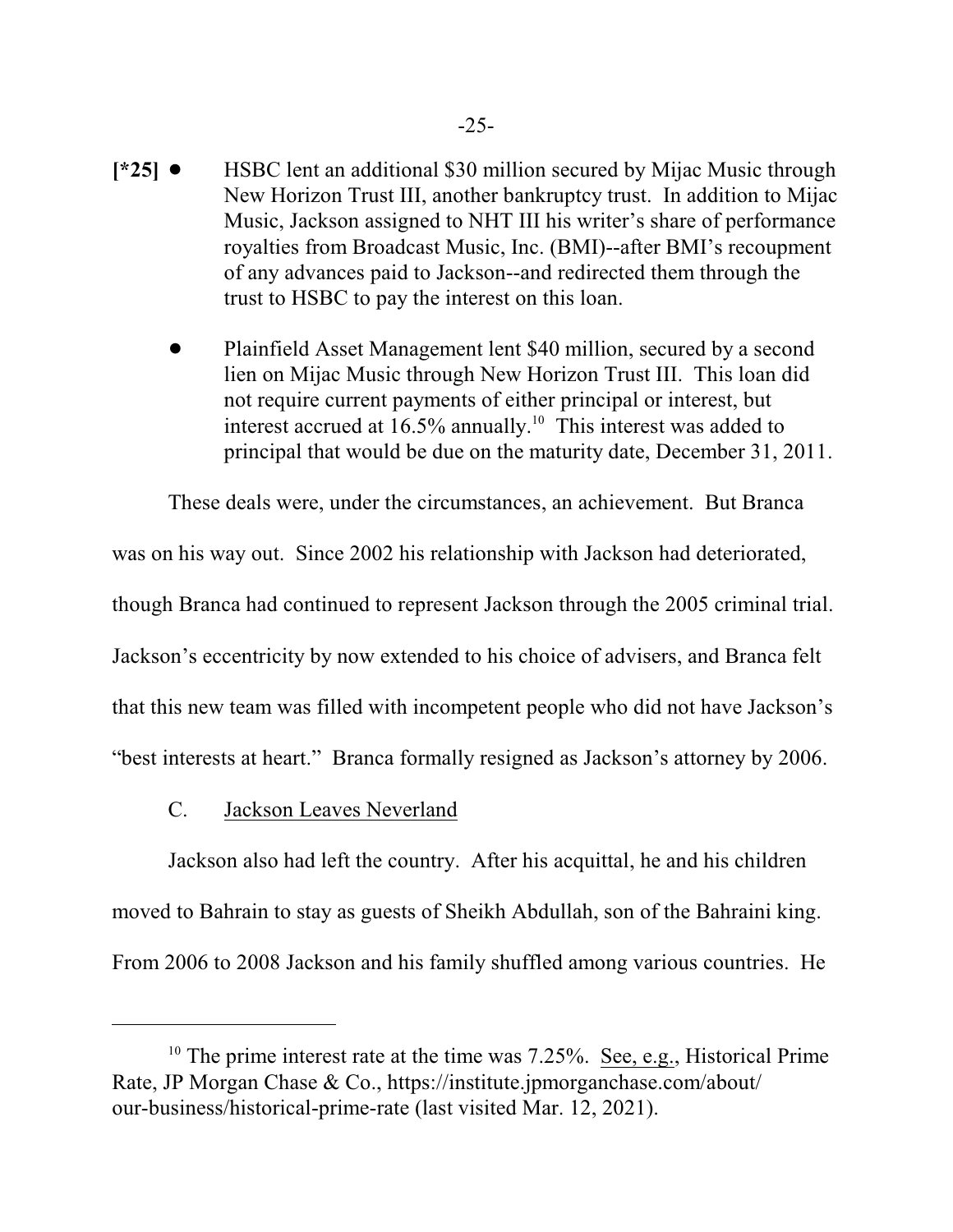[*25]

- HSBC lent an additional $30 million secured by Mijac Music through New Horizon Trust III, another bankruptcy trust. In addition to Mijac Music, Jackson assigned to NHT III his writer's share of performance royalties from Broadcast Music, Inc. (BMI)--after BMI's recoupment of any advances paid to Jackson--and redirected them through the trust to HSBC to pay the interest on this loan.

- Plainfield Asset Management lent $40 million, secured by a second lien on Mijac Music through New Horizon Trust III. This loan did not require current payments of either principal or interest, but interest accrued at 16.5% annually.[10] This interest was added to principal that would be due on the maturity date, December 31, 2011.

These deals were, under the circumstances, an achievement. But Branca was on his way out. Since 2002 his relationship with Jackson had deteriorated, though Branca had continued to represent Jackson through the 2005 criminal trial. Jackson's eccentricity by now extended to his choice of advisers, and Branca felt that this new team was filled with incompetent people who did not have Jackson's "best interests at heart." Branca formally resigned as Jackson's attorney by 2006.

C. Jackson Leaves Neverland

Jackson also had left the country. After his acquittal, he and his children moved to Bahrain to stay as guests of Sheikh Abdullah, son of the Bahraini king. From 2006 to 2008 Jackson and his family shuffled among various countries. He

---

[10] The prime interest rate at the time was 7.25%. See, e.g., Historical Prime Rate, JP Morgan Chase & Co., https://institute.jpmorganchase.com/about/our-business/historical-prime-rate (last visited Mar. 12, 2021).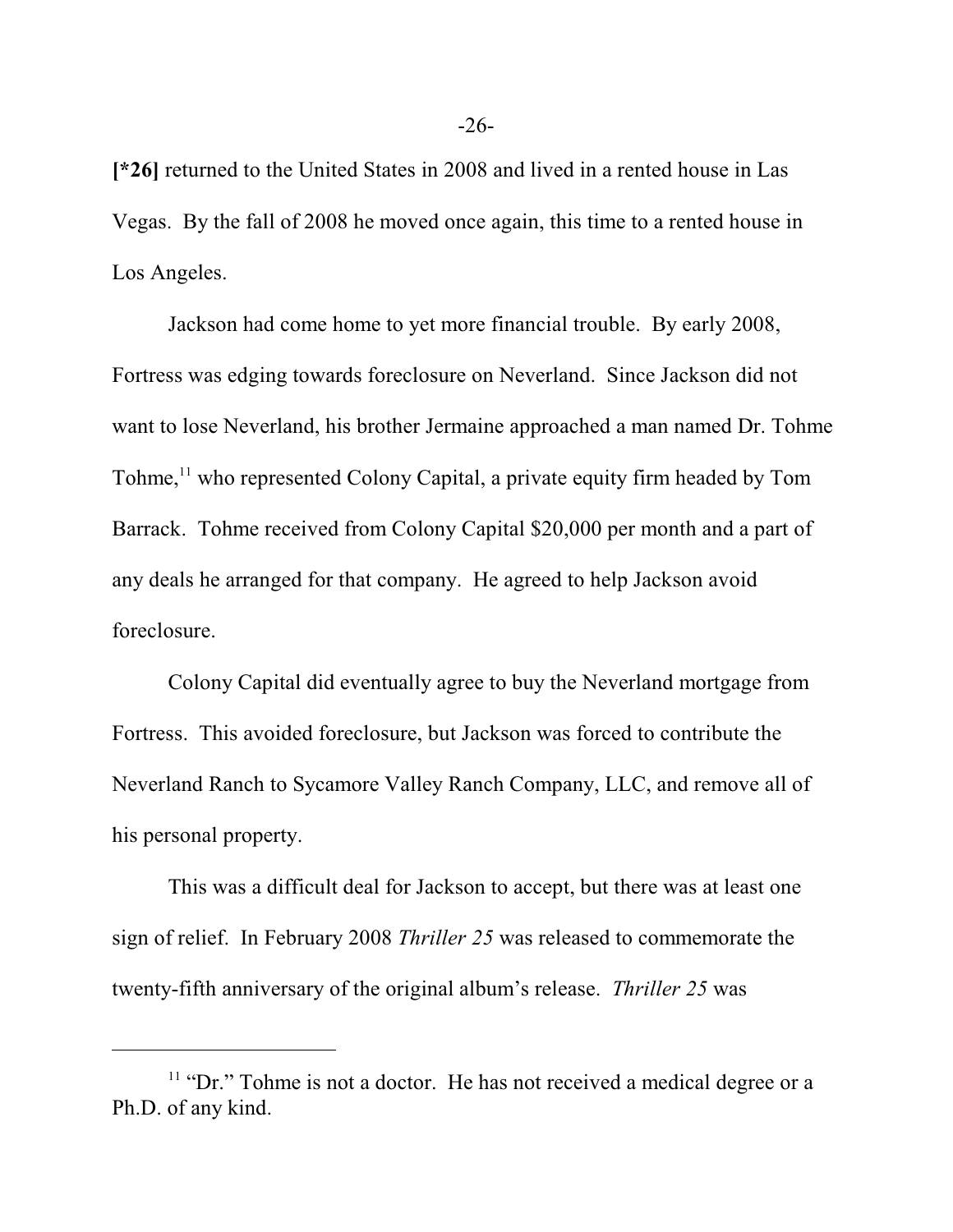[*26] returned to the United States in 2008 and lived in a rented house in Las Vegas. By the fall of 2008 he moved once again, this time to a rented house in Los Angeles.

Jackson had come home to yet more financial trouble. By early 2008, Fortress was edging towards foreclosure on Neverland. Since Jackson did not want to lose Neverland, his brother Jermaine approached a man named Dr. Tohme Tohme,[11] who represented Colony Capital, a private equity firm headed by Tom Barrack. Tohme received from Colony Capital $20,000 per month and a part of any deals he arranged for that company. He agreed to help Jackson avoid foreclosure.

Colony Capital did eventually agree to buy the Neverland mortgage from Fortress. This avoided foreclosure, but Jackson was forced to contribute the Neverland Ranch to Sycamore Valley Ranch Company, LLC, and remove all of his personal property.

This was a difficult deal for Jackson to accept, but there was at least one sign of relief. In February 2008 *Thriller 25* was released to commemorate the twenty-fifth anniversary of the original album's release. *Thriller 25* was

---

[11] "Dr." Tohme is not a doctor. He has not received a medical degree or a Ph.D. of any kind.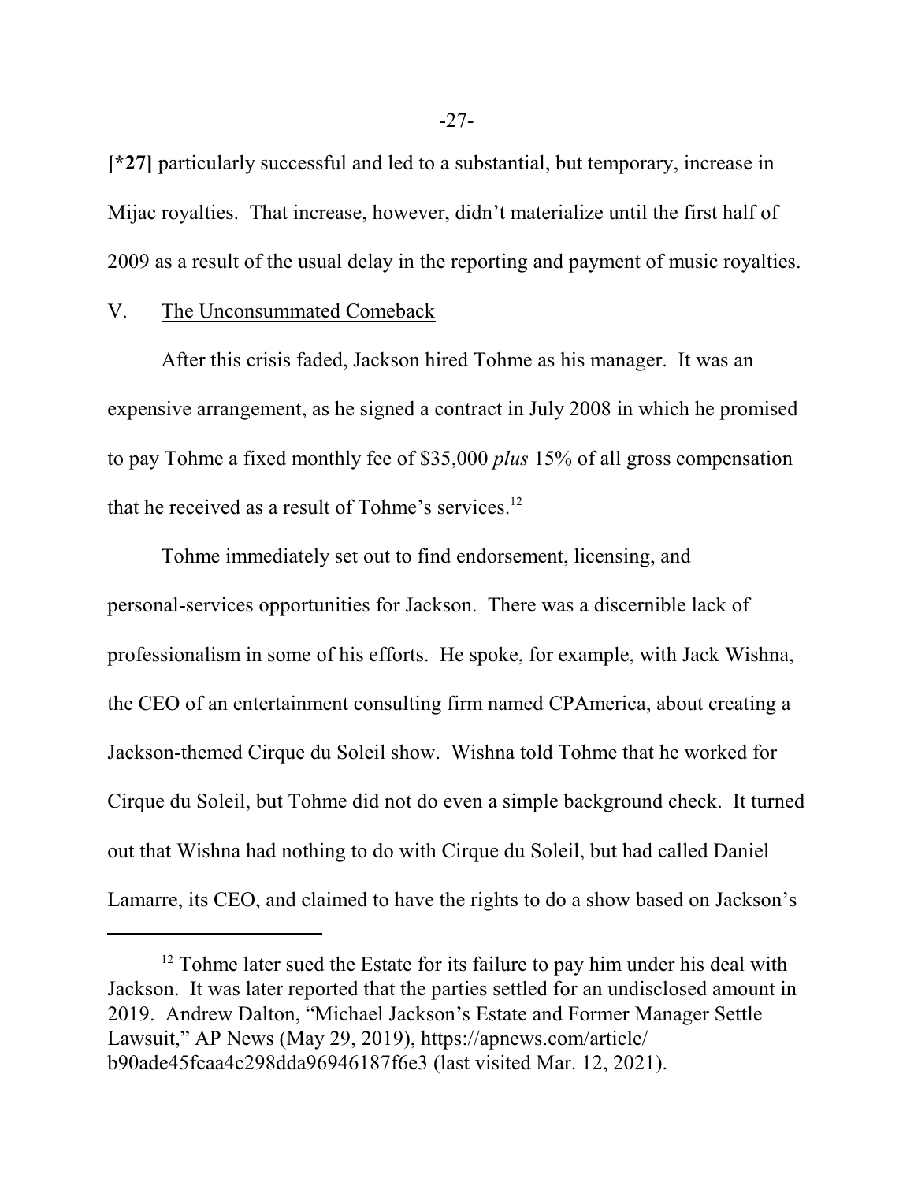**[*27]** particularly successful and led to a substantial, but temporary, increase in Mijac royalties. That increase, however, didn't materialize until the first half of 2009 as a result of the usual delay in the reporting and payment of music royalties.

V. The Unconsummated Comeback

After this crisis faded, Jackson hired Tohme as his manager. It was an expensive arrangement, as he signed a contract in July 2008 in which he promised to pay Tohme a fixed monthly fee of $35,000 *plus* 15% of all gross compensation that he received as a result of Tohme's services.[12]

Tohme immediately set out to find endorsement, licensing, and personal-services opportunities for Jackson. There was a discernible lack of professionalism in some of his efforts. He spoke, for example, with Jack Wishna, the CEO of an entertainment consulting firm named CPAmerica, about creating a Jackson-themed Cirque du Soleil show. Wishna told Tohme that he worked for Cirque du Soleil, but Tohme did not do even a simple background check. It turned out that Wishna had nothing to do with Cirque du Soleil, but had called Daniel Lamarre, its CEO, and claimed to have the rights to do a show based on Jackson's

---

[12] Tohme later sued the Estate for its failure to pay him under his deal with Jackson. It was later reported that the parties settled for an undisclosed amount in 2019. Andrew Dalton, "Michael Jackson's Estate and Former Manager Settle Lawsuit," AP News (May 29, 2019), https://apnews.com/article/b90ade45fcaa4c298dda96946187f6e3 (last visited Mar. 12, 2021).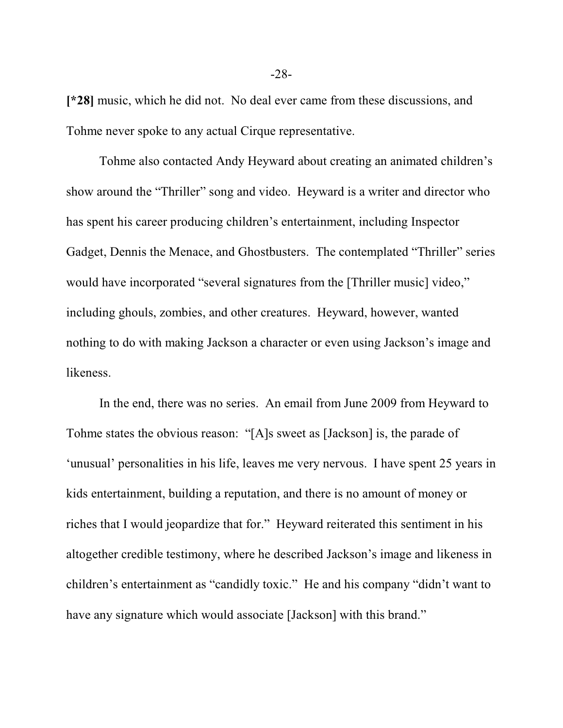**[*28]** music, which he did not. No deal ever came from these discussions, and Tohme never spoke to any actual Cirque representative.

Tohme also contacted Andy Heyward about creating an animated children's show around the "Thriller" song and video. Heyward is a writer and director who has spent his career producing children's entertainment, including Inspector Gadget, Dennis the Menace, and Ghostbusters. The contemplated "Thriller" series would have incorporated "several signatures from the [Thriller music] video," including ghouls, zombies, and other creatures. Heyward, however, wanted nothing to do with making Jackson a character or even using Jackson's image and likeness.

In the end, there was no series. An email from June 2009 from Heyward to Tohme states the obvious reason: "[A]s sweet as [Jackson] is, the parade of 'unusual' personalities in his life, leaves me very nervous. I have spent 25 years in kids entertainment, building a reputation, and there is no amount of money or riches that I would jeopardize that for." Heyward reiterated this sentiment in his altogether credible testimony, where he described Jackson's image and likeness in children's entertainment as "candidly toxic." He and his company "didn't want to have any signature which would associate [Jackson] with this brand."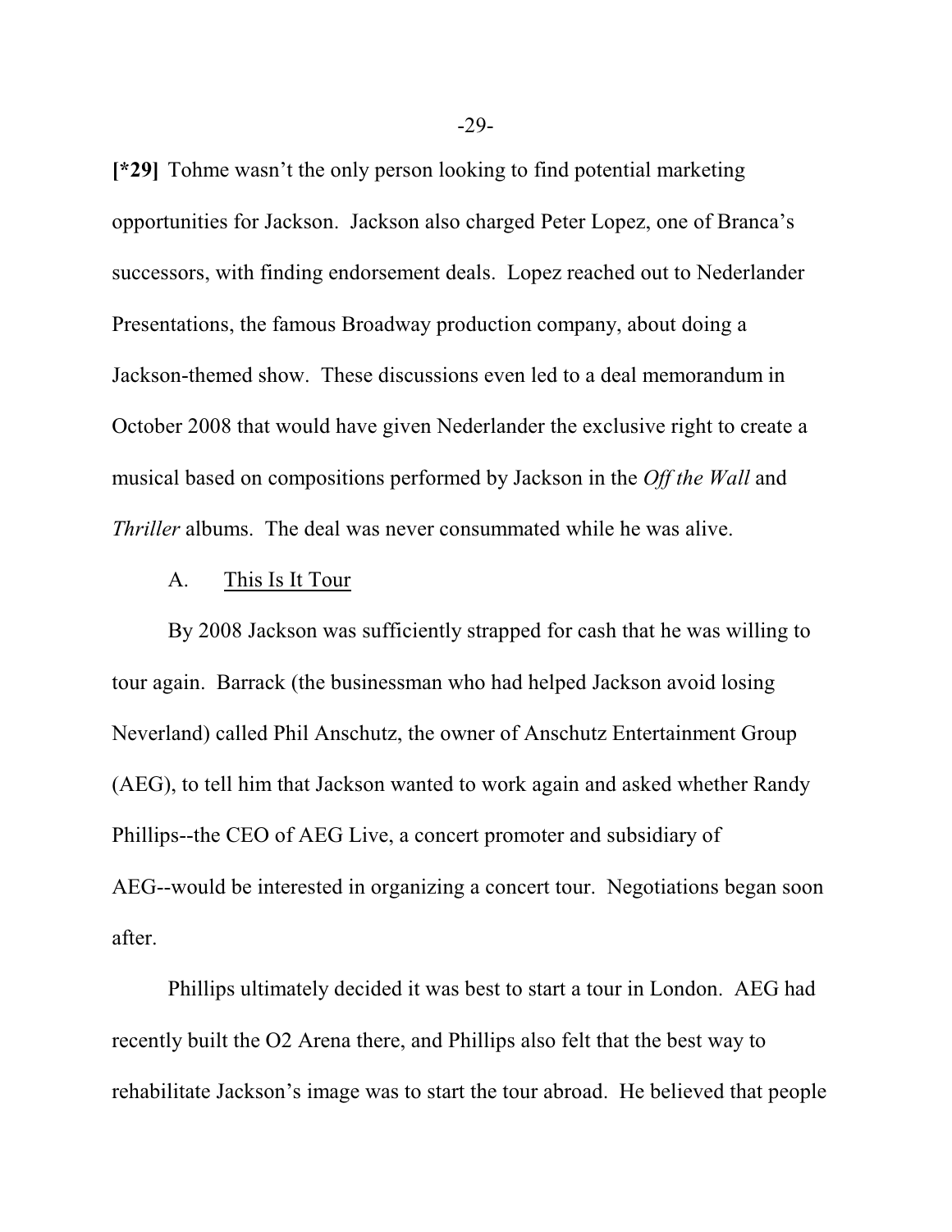**[*29]** Tohme wasn't the only person looking to find potential marketing opportunities for Jackson. Jackson also charged Peter Lopez, one of Branca's successors, with finding endorsement deals. Lopez reached out to Nederlander Presentations, the famous Broadway production company, about doing a Jackson-themed show. These discussions even led to a deal memorandum in October 2008 that would have given Nederlander the exclusive right to create a musical based on compositions performed by Jackson in the *Off the Wall* and *Thriller* albums. The deal was never consummated while he was alive.

### A. This Is It Tour

By 2008 Jackson was sufficiently strapped for cash that he was willing to tour again. Barrack (the businessman who had helped Jackson avoid losing Neverland) called Phil Anschutz, the owner of Anschutz Entertainment Group (AEG), to tell him that Jackson wanted to work again and asked whether Randy Phillips--the CEO of AEG Live, a concert promoter and subsidiary of AEG--would be interested in organizing a concert tour. Negotiations began soon after.

Phillips ultimately decided it was best to start a tour in London. AEG had recently built the O2 Arena there, and Phillips also felt that the best way to rehabilitate Jackson's image was to start the tour abroad. He believed that people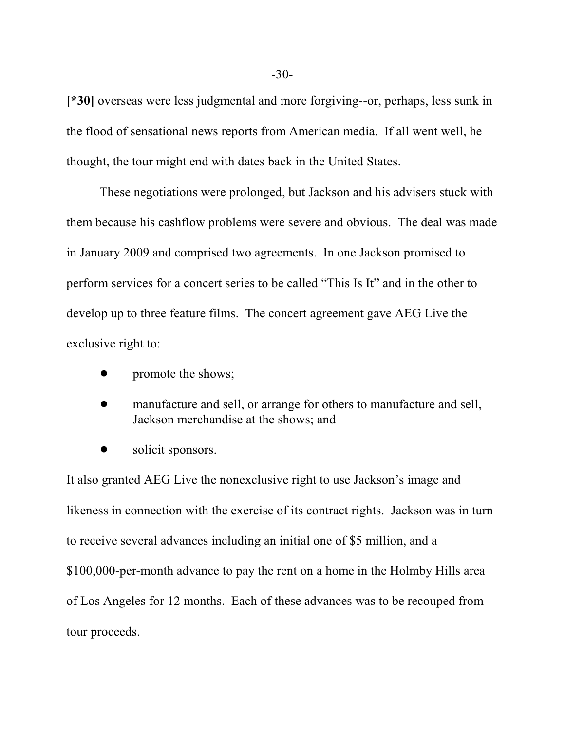**[*30]** overseas were less judgmental and more forgiving--or, perhaps, less sunk in the flood of sensational news reports from American media. If all went well, he thought, the tour might end with dates back in the United States.

These negotiations were prolonged, but Jackson and his advisers stuck with them because his cashflow problems were severe and obvious. The deal was made in January 2009 and comprised two agreements. In one Jackson promised to perform services for a concert series to be called "This Is It" and in the other to develop up to three feature films. The concert agreement gave AEG Live the exclusive right to:

- promote the shows;
- manufacture and sell, or arrange for others to manufacture and sell, Jackson merchandise at the shows; and
- solicit sponsors.

It also granted AEG Live the nonexclusive right to use Jackson's image and likeness in connection with the exercise of its contract rights. Jackson was in turn to receive several advances including an initial one of $5 million, and a $100,000-per-month advance to pay the rent on a home in the Holmby Hills area of Los Angeles for 12 months. Each of these advances was to be recouped from tour proceeds.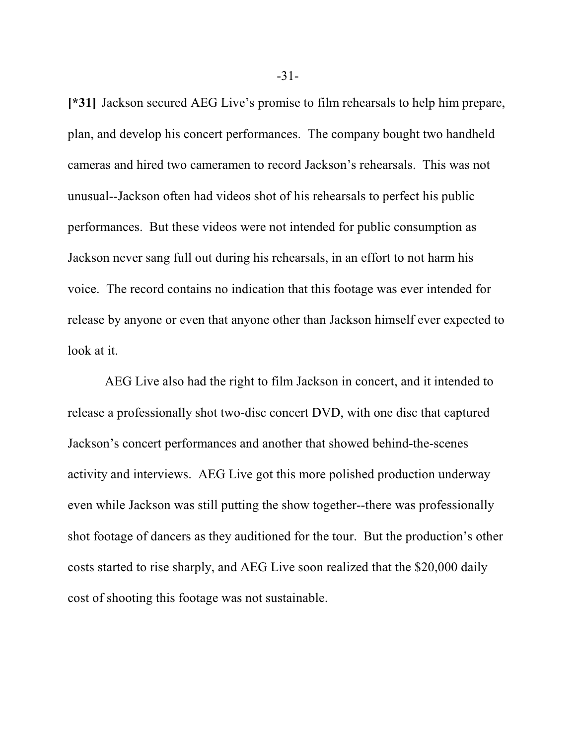**[*31]** Jackson secured AEG Live's promise to film rehearsals to help him prepare, plan, and develop his concert performances. The company bought two handheld cameras and hired two cameramen to record Jackson's rehearsals. This was not unusual--Jackson often had videos shot of his rehearsals to perfect his public performances. But these videos were not intended for public consumption as Jackson never sang full out during his rehearsals, in an effort to not harm his voice. The record contains no indication that this footage was ever intended for release by anyone or even that anyone other than Jackson himself ever expected to look at it.

AEG Live also had the right to film Jackson in concert, and it intended to release a professionally shot two-disc concert DVD, with one disc that captured Jackson's concert performances and another that showed behind-the-scenes activity and interviews. AEG Live got this more polished production underway even while Jackson was still putting the show together--there was professionally shot footage of dancers as they auditioned for the tour. But the production's other costs started to rise sharply, and AEG Live soon realized that the $20,000 daily cost of shooting this footage was not sustainable.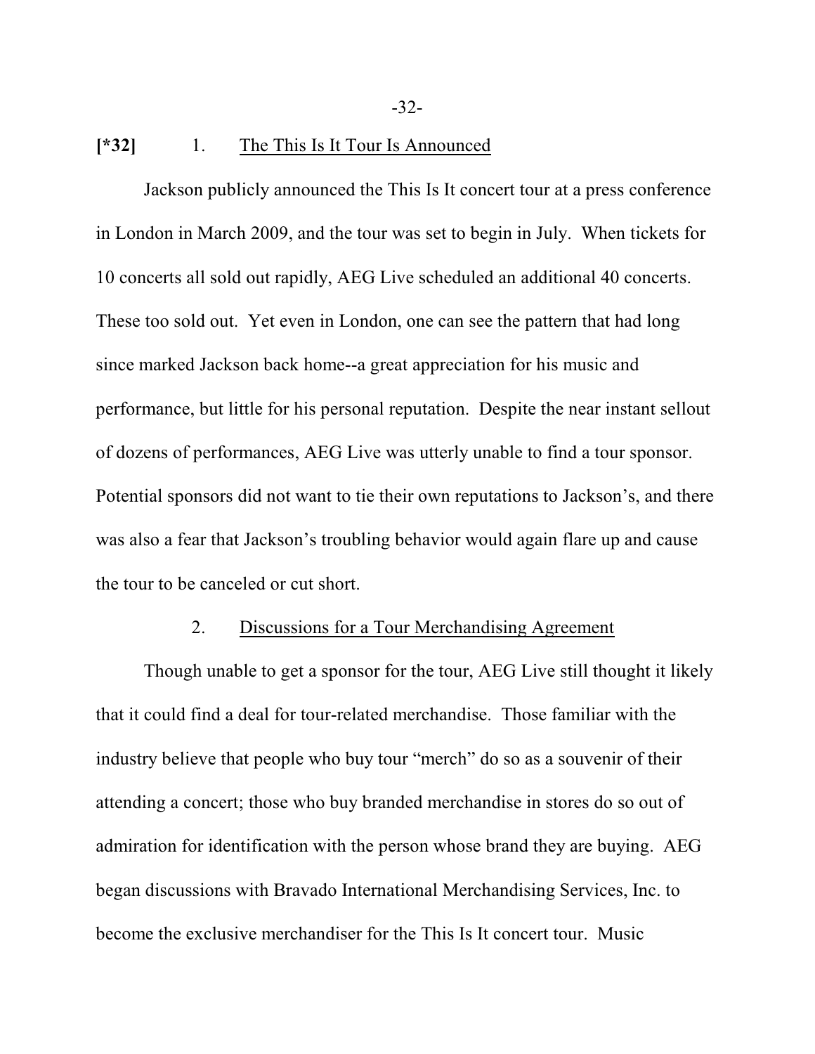**[*32]** 1. The This Is It Tour Is Announced

Jackson publicly announced the This Is It concert tour at a press conference in London in March 2009, and the tour was set to begin in July. When tickets for 10 concerts all sold out rapidly, AEG Live scheduled an additional 40 concerts. These too sold out. Yet even in London, one can see the pattern that had long since marked Jackson back home--a great appreciation for his music and performance, but little for his personal reputation. Despite the near instant sellout of dozens of performances, AEG Live was utterly unable to find a tour sponsor. Potential sponsors did not want to tie their own reputations to Jackson's, and there was also a fear that Jackson's troubling behavior would again flare up and cause the tour to be canceled or cut short.

2. Discussions for a Tour Merchandising Agreement

Though unable to get a sponsor for the tour, AEG Live still thought it likely that it could find a deal for tour-related merchandise. Those familiar with the industry believe that people who buy tour "merch" do so as a souvenir of their attending a concert; those who buy branded merchandise in stores do so out of admiration for identification with the person whose brand they are buying. AEG began discussions with Bravado International Merchandising Services, Inc. to become the exclusive merchandiser for the This Is It concert tour. Music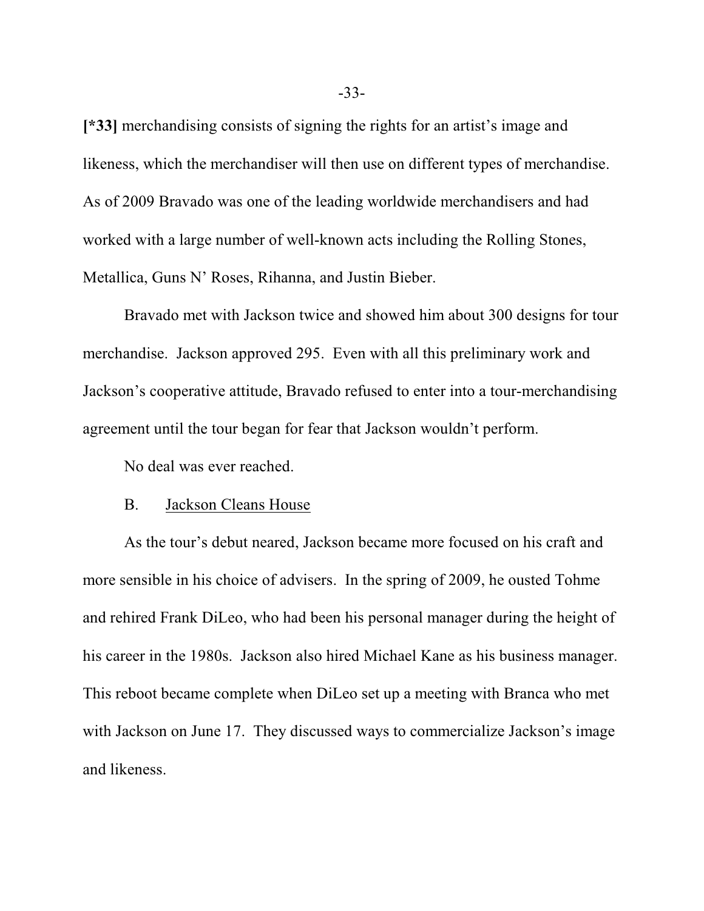**[*33]** merchandising consists of signing the rights for an artist's image and likeness, which the merchandiser will then use on different types of merchandise. As of 2009 Bravado was one of the leading worldwide merchandisers and had worked with a large number of well-known acts including the Rolling Stones, Metallica, Guns N' Roses, Rihanna, and Justin Bieber.

Bravado met with Jackson twice and showed him about 300 designs for tour merchandise. Jackson approved 295. Even with all this preliminary work and Jackson's cooperative attitude, Bravado refused to enter into a tour-merchandising agreement until the tour began for fear that Jackson wouldn't perform.

No deal was ever reached.

### B. Jackson Cleans House

As the tour's debut neared, Jackson became more focused on his craft and more sensible in his choice of advisers. In the spring of 2009, he ousted Tohme and rehired Frank DiLeo, who had been his personal manager during the height of his career in the 1980s. Jackson also hired Michael Kane as his business manager. This reboot became complete when DiLeo set up a meeting with Branca who met with Jackson on June 17. They discussed ways to commercialize Jackson's image and likeness.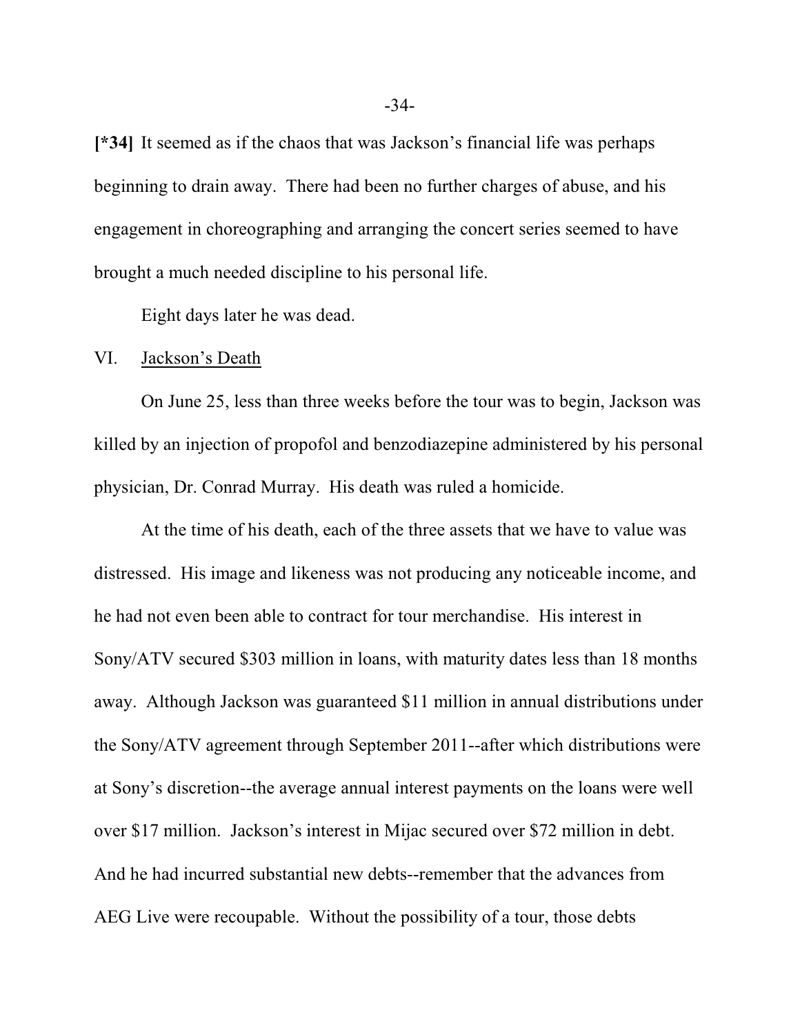**[*34]** It seemed as if the chaos that was Jackson's financial life was perhaps beginning to drain away. There had been no further charges of abuse, and his engagement in choreographing and arranging the concert series seemed to have brought a much needed discipline to his personal life.

Eight days later he was dead.

## VI. Jackson's Death

On June 25, less than three weeks before the tour was to begin, Jackson was killed by an injection of propofol and benzodiazepine administered by his personal physician, Dr. Conrad Murray. His death was ruled a homicide.

At the time of his death, each of the three assets that we have to value was distressed. His image and likeness was not producing any noticeable income, and he had not even been able to contract for tour merchandise. His interest in Sony/ATV secured $303 million in loans, with maturity dates less than 18 months away. Although Jackson was guaranteed $11 million in annual distributions under the Sony/ATV agreement through September 2011--after which distributions were at Sony's discretion--the average annual interest payments on the loans were well over $17 million. Jackson's interest in Mijac secured over $72 million in debt. And he had incurred substantial new debts--remember that the advances from AEG Live were recoupable. Without the possibility of a tour, those debts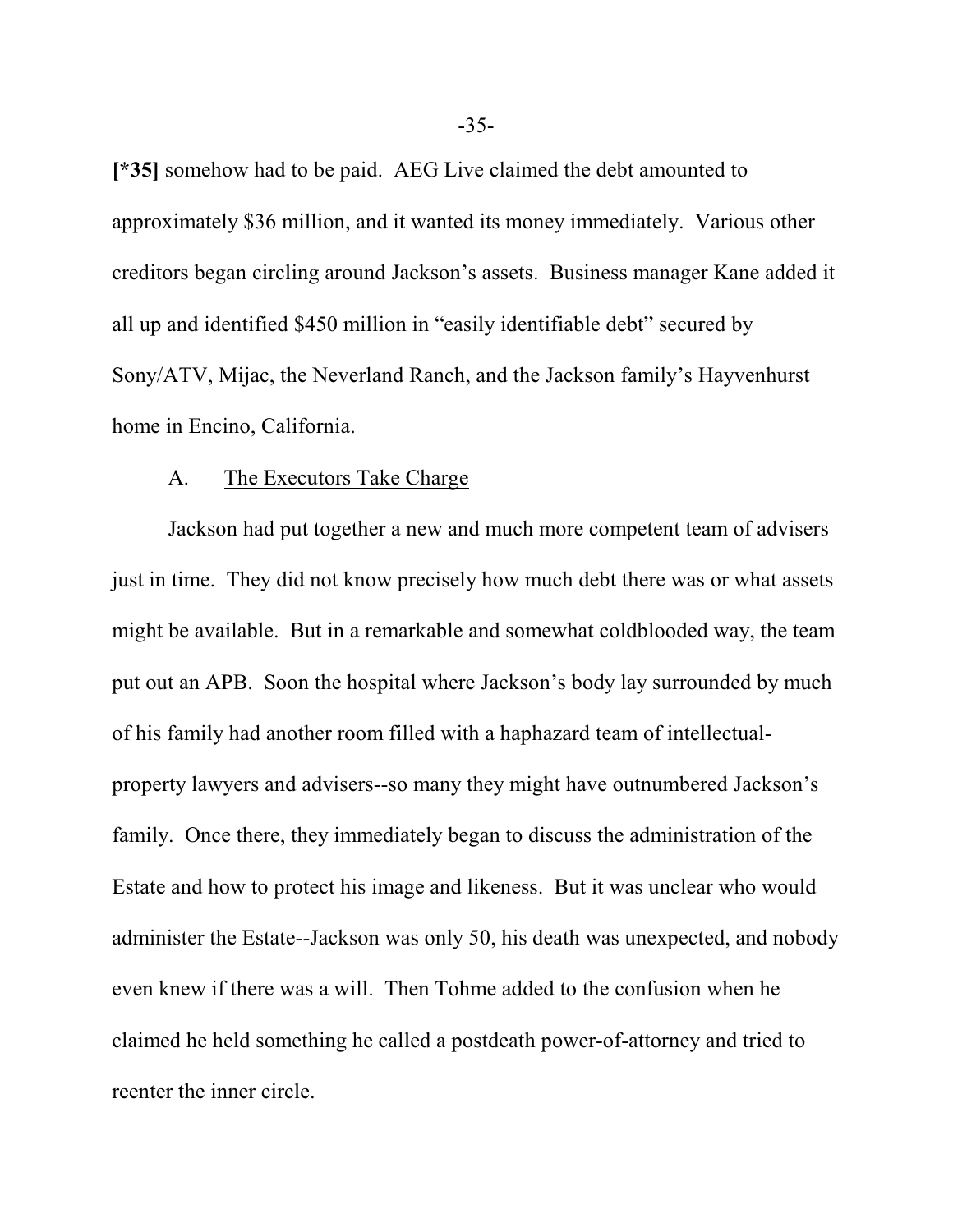**[*35]** somehow had to be paid. AEG Live claimed the debt amounted to approximately $36 million, and it wanted its money immediately. Various other creditors began circling around Jackson's assets. Business manager Kane added it all up and identified $450 million in "easily identifiable debt" secured by Sony/ATV, Mijac, the Neverland Ranch, and the Jackson family's Hayvenhurst home in Encino, California.

A. The Executors Take Charge

Jackson had put together a new and much more competent team of advisers just in time. They did not know precisely how much debt there was or what assets might be available. But in a remarkable and somewhat coldblooded way, the team put out an APB. Soon the hospital where Jackson's body lay surrounded by much of his family had another room filled with a haphazard team of intellectual-property lawyers and advisers--so many they might have outnumbered Jackson's family. Once there, they immediately began to discuss the administration of the Estate and how to protect his image and likeness. But it was unclear who would administer the Estate--Jackson was only 50, his death was unexpected, and nobody even knew if there was a will. Then Tohme added to the confusion when he claimed he held something he called a postdeath power-of-attorney and tried to reenter the inner circle.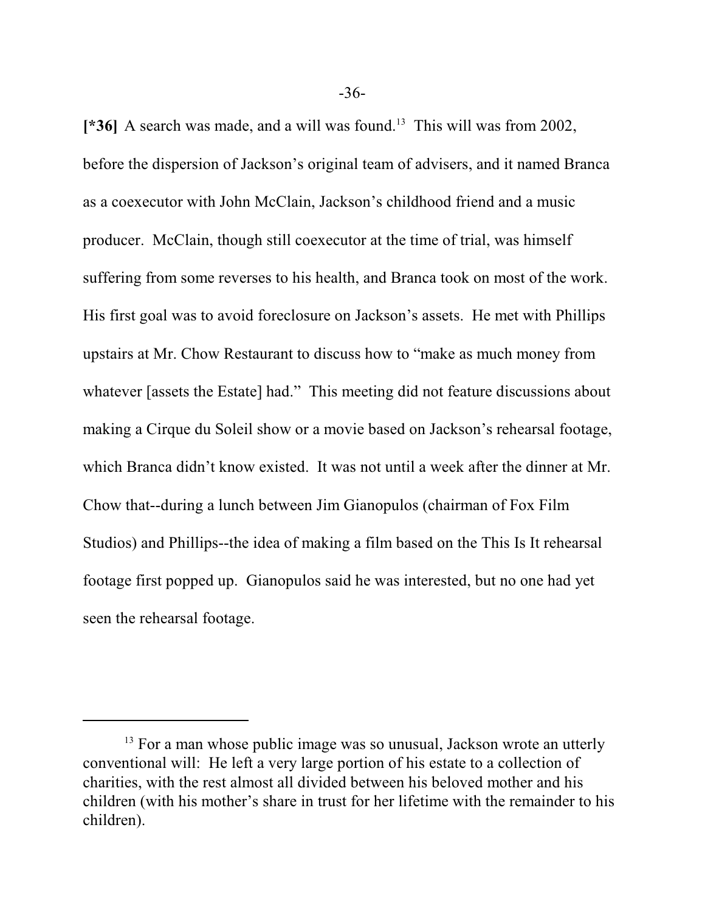**[*36]** A search was made, and a will was found.[13] This will was from 2002, before the dispersion of Jackson's original team of advisers, and it named Branca as a coexecutor with John McClain, Jackson's childhood friend and a music producer. McClain, though still coexecutor at the time of trial, was himself suffering from some reverses to his health, and Branca took on most of the work. His first goal was to avoid foreclosure on Jackson's assets. He met with Phillips upstairs at Mr. Chow Restaurant to discuss how to "make as much money from whatever [assets the Estate] had." This meeting did not feature discussions about making a Cirque du Soleil show or a movie based on Jackson's rehearsal footage, which Branca didn't know existed. It was not until a week after the dinner at Mr. Chow that--during a lunch between Jim Gianopulos (chairman of Fox Film Studios) and Phillips--the idea of making a film based on the This Is It rehearsal footage first popped up. Gianopulos said he was interested, but no one had yet seen the rehearsal footage.

---

[13] For a man whose public image was so unusual, Jackson wrote an utterly conventional will: He left a very large portion of his estate to a collection of charities, with the rest almost all divided between his beloved mother and his children (with his mother's share in trust for her lifetime with the remainder to his children).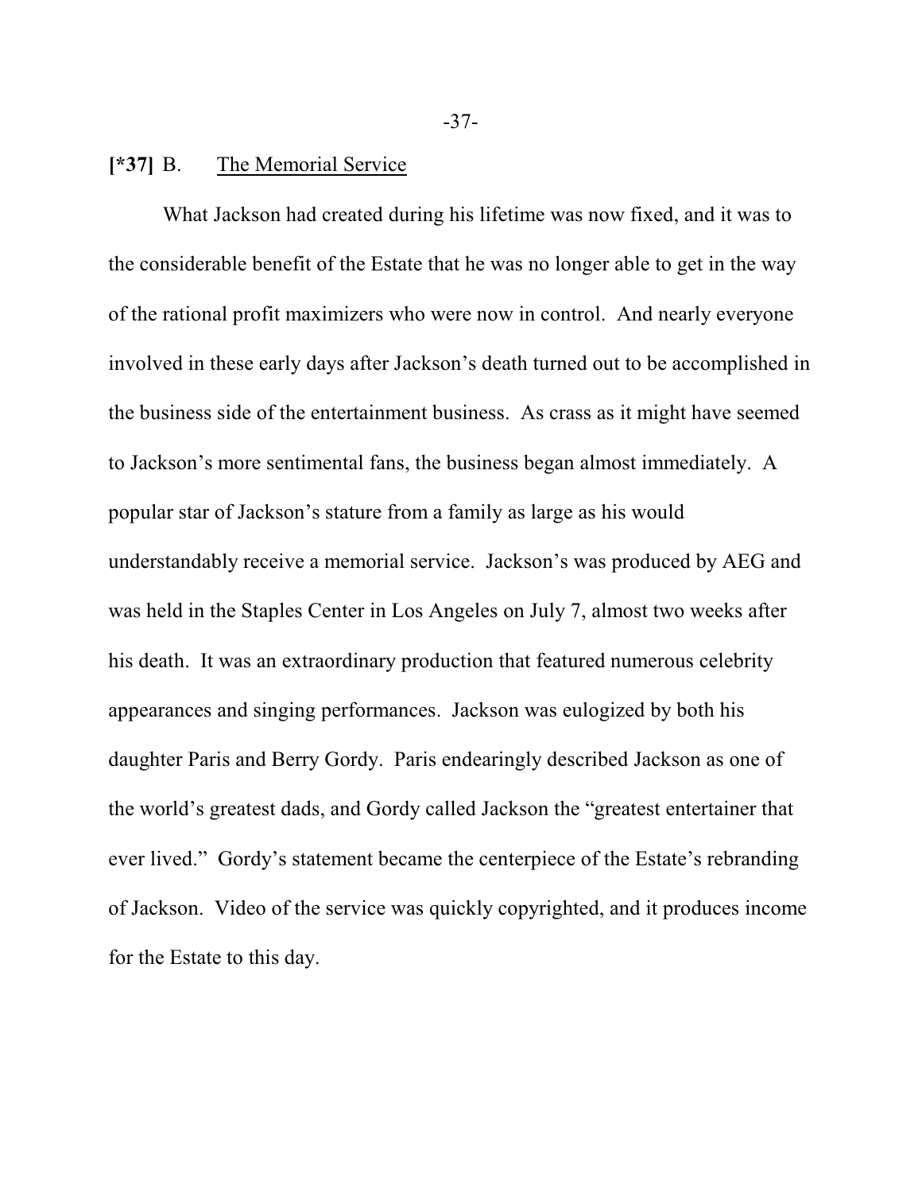**[*37]** B. The Memorial Service

What Jackson had created during his lifetime was now fixed, and it was to the considerable benefit of the Estate that he was no longer able to get in the way of the rational profit maximizers who were now in control. And nearly everyone involved in these early days after Jackson's death turned out to be accomplished in the business side of the entertainment business. As crass as it might have seemed to Jackson's more sentimental fans, the business began almost immediately. A popular star of Jackson's stature from a family as large as his would understandably receive a memorial service. Jackson's was produced by AEG and was held in the Staples Center in Los Angeles on July 7, almost two weeks after his death. It was an extraordinary production that featured numerous celebrity appearances and singing performances. Jackson was eulogized by both his daughter Paris and Berry Gordy. Paris endearingly described Jackson as one of the world's greatest dads, and Gordy called Jackson the "greatest entertainer that ever lived." Gordy's statement became the centerpiece of the Estate's rebranding of Jackson. Video of the service was quickly copyrighted, and it produces income for the Estate to this day.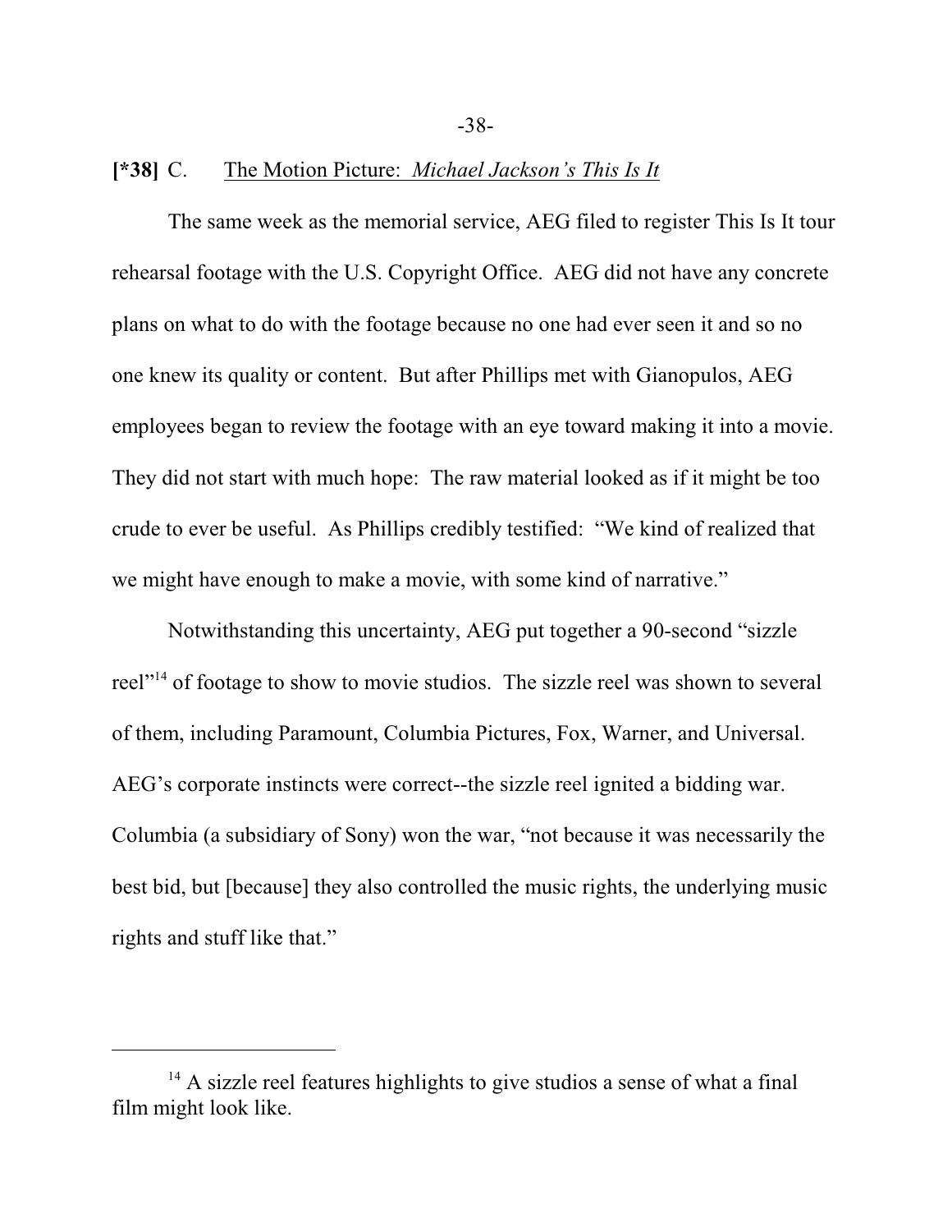**[*38]** C. The Motion Picture: *Michael Jackson's This Is It*

The same week as the memorial service, AEG filed to register This Is It tour rehearsal footage with the U.S. Copyright Office. AEG did not have any concrete plans on what to do with the footage because no one had ever seen it and so no one knew its quality or content. But after Phillips met with Gianopulos, AEG employees began to review the footage with an eye toward making it into a movie. They did not start with much hope: The raw material looked as if it might be too crude to ever be useful. As Phillips credibly testified: "We kind of realized that we might have enough to make a movie, with some kind of narrative."

Notwithstanding this uncertainty, AEG put together a 90-second "sizzle reel"[14] of footage to show to movie studios. The sizzle reel was shown to several of them, including Paramount, Columbia Pictures, Fox, Warner, and Universal. AEG's corporate instincts were correct--the sizzle reel ignited a bidding war. Columbia (a subsidiary of Sony) won the war, "not because it was necessarily the best bid, but [because] they also controlled the music rights, the underlying music rights and stuff like that."

---

[14] A sizzle reel features highlights to give studios a sense of what a final film might look like.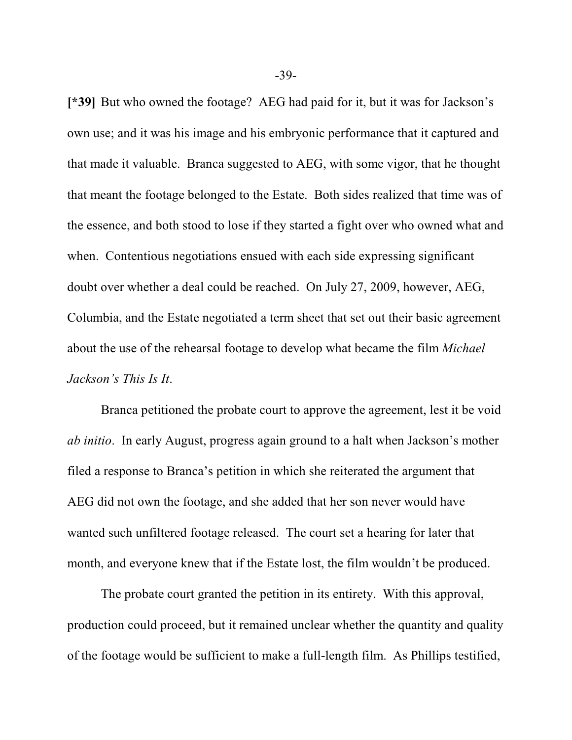**[*39]** But who owned the footage? AEG had paid for it, but it was for Jackson's own use; and it was his image and his embryonic performance that it captured and that made it valuable. Branca suggested to AEG, with some vigor, that he thought that meant the footage belonged to the Estate. Both sides realized that time was of the essence, and both stood to lose if they started a fight over who owned what and when. Contentious negotiations ensued with each side expressing significant doubt over whether a deal could be reached. On July 27, 2009, however, AEG, Columbia, and the Estate negotiated a term sheet that set out their basic agreement about the use of the rehearsal footage to develop what became the film *Michael Jackson's This Is It*.

Branca petitioned the probate court to approve the agreement, lest it be void *ab initio*. In early August, progress again ground to a halt when Jackson's mother filed a response to Branca's petition in which she reiterated the argument that AEG did not own the footage, and she added that her son never would have wanted such unfiltered footage released. The court set a hearing for later that month, and everyone knew that if the Estate lost, the film wouldn't be produced.

The probate court granted the petition in its entirety. With this approval, production could proceed, but it remained unclear whether the quantity and quality of the footage would be sufficient to make a full-length film. As Phillips testified,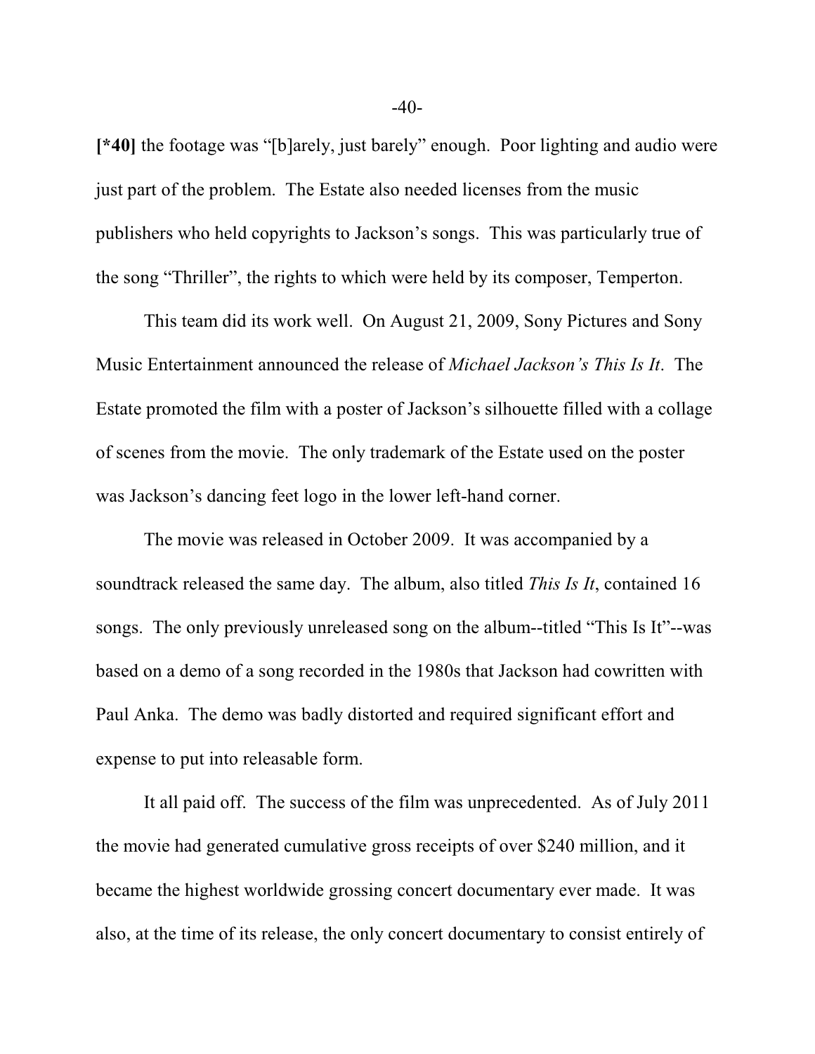**[*40]** the footage was "[b]arely, just barely" enough. Poor lighting and audio were just part of the problem. The Estate also needed licenses from the music publishers who held copyrights to Jackson's songs. This was particularly true of the song "Thriller", the rights to which were held by its composer, Temperton.

This team did its work well. On August 21, 2009, Sony Pictures and Sony Music Entertainment announced the release of *Michael Jackson's This Is It*. The Estate promoted the film with a poster of Jackson's silhouette filled with a collage of scenes from the movie. The only trademark of the Estate used on the poster was Jackson's dancing feet logo in the lower left-hand corner.

The movie was released in October 2009. It was accompanied by a soundtrack released the same day. The album, also titled *This Is It*, contained 16 songs. The only previously unreleased song on the album--titled "This Is It"--was based on a demo of a song recorded in the 1980s that Jackson had cowritten with Paul Anka. The demo was badly distorted and required significant effort and expense to put into releasable form.

It all paid off. The success of the film was unprecedented. As of July 2011 the movie had generated cumulative gross receipts of over $240 million, and it became the highest worldwide grossing concert documentary ever made. It was also, at the time of its release, the only concert documentary to consist entirely of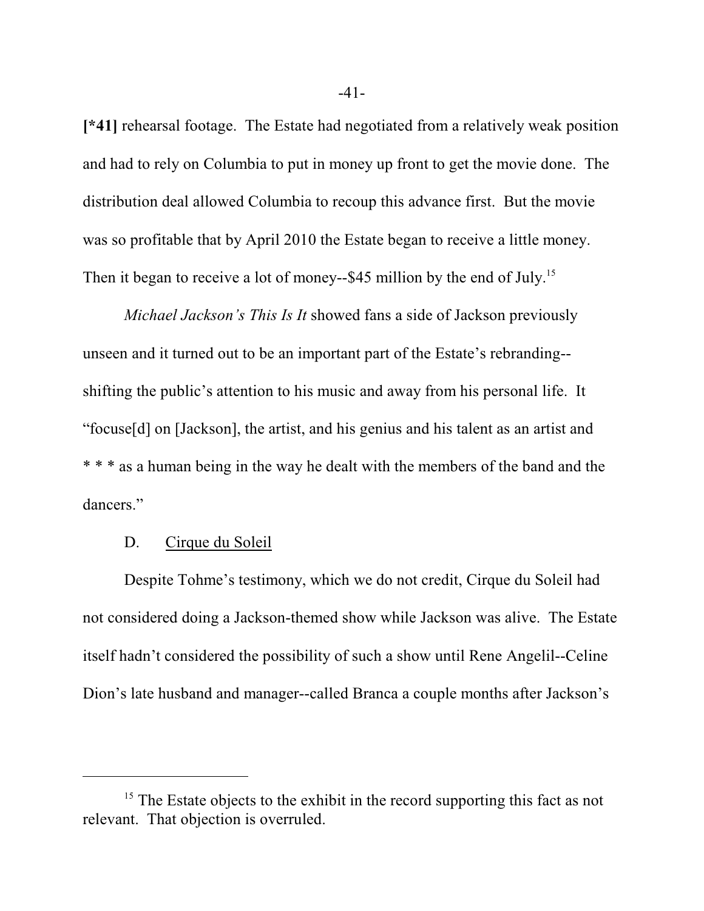**[*41]** rehearsal footage. The Estate had negotiated from a relatively weak position and had to rely on Columbia to put in money up front to get the movie done. The distribution deal allowed Columbia to recoup this advance first. But the movie was so profitable that by April 2010 the Estate began to receive a little money. Then it began to receive a lot of money--$45 million by the end of July.[15]

*Michael Jackson's This Is It* showed fans a side of Jackson previously unseen and it turned out to be an important part of the Estate's rebranding--shifting the public's attention to his music and away from his personal life. It "focuse[d] on [Jackson], the artist, and his genius and his talent as an artist and * * * as a human being in the way he dealt with the members of the band and the dancers."

D. Cirque du Soleil

Despite Tohme's testimony, which we do not credit, Cirque du Soleil had not considered doing a Jackson-themed show while Jackson was alive. The Estate itself hadn't considered the possibility of such a show until Rene Angelil--Celine Dion's late husband and manager--called Branca a couple months after Jackson's

[15] The Estate objects to the exhibit in the record supporting this fact as not relevant. That objection is overruled.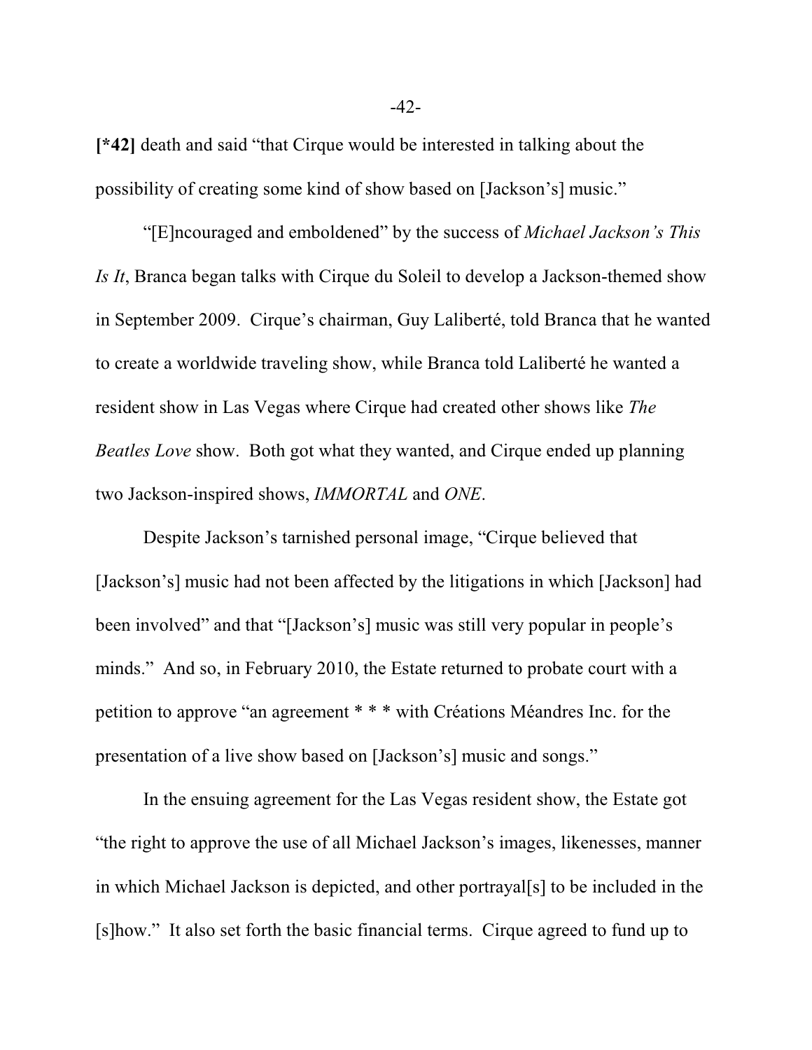**[*42]** death and said "that Cirque would be interested in talking about the possibility of creating some kind of show based on [Jackson's] music."

"[E]ncouraged and emboldened" by the success of *Michael Jackson's This Is It*, Branca began talks with Cirque du Soleil to develop a Jackson-themed show in September 2009. Cirque's chairman, Guy Laliberté, told Branca that he wanted to create a worldwide traveling show, while Branca told Laliberté he wanted a resident show in Las Vegas where Cirque had created other shows like *The Beatles Love* show. Both got what they wanted, and Cirque ended up planning two Jackson-inspired shows, *IMMORTAL* and *ONE*.

Despite Jackson's tarnished personal image, "Cirque believed that [Jackson's] music had not been affected by the litigations in which [Jackson] had been involved" and that "[Jackson's] music was still very popular in people's minds." And so, in February 2010, the Estate returned to probate court with a petition to approve "an agreement * * * with Créations Méandres Inc. for the presentation of a live show based on [Jackson's] music and songs."

In the ensuing agreement for the Las Vegas resident show, the Estate got "the right to approve the use of all Michael Jackson's images, likenesses, manner in which Michael Jackson is depicted, and other portrayal[s] to be included in the [s]how." It also set forth the basic financial terms. Cirque agreed to fund up to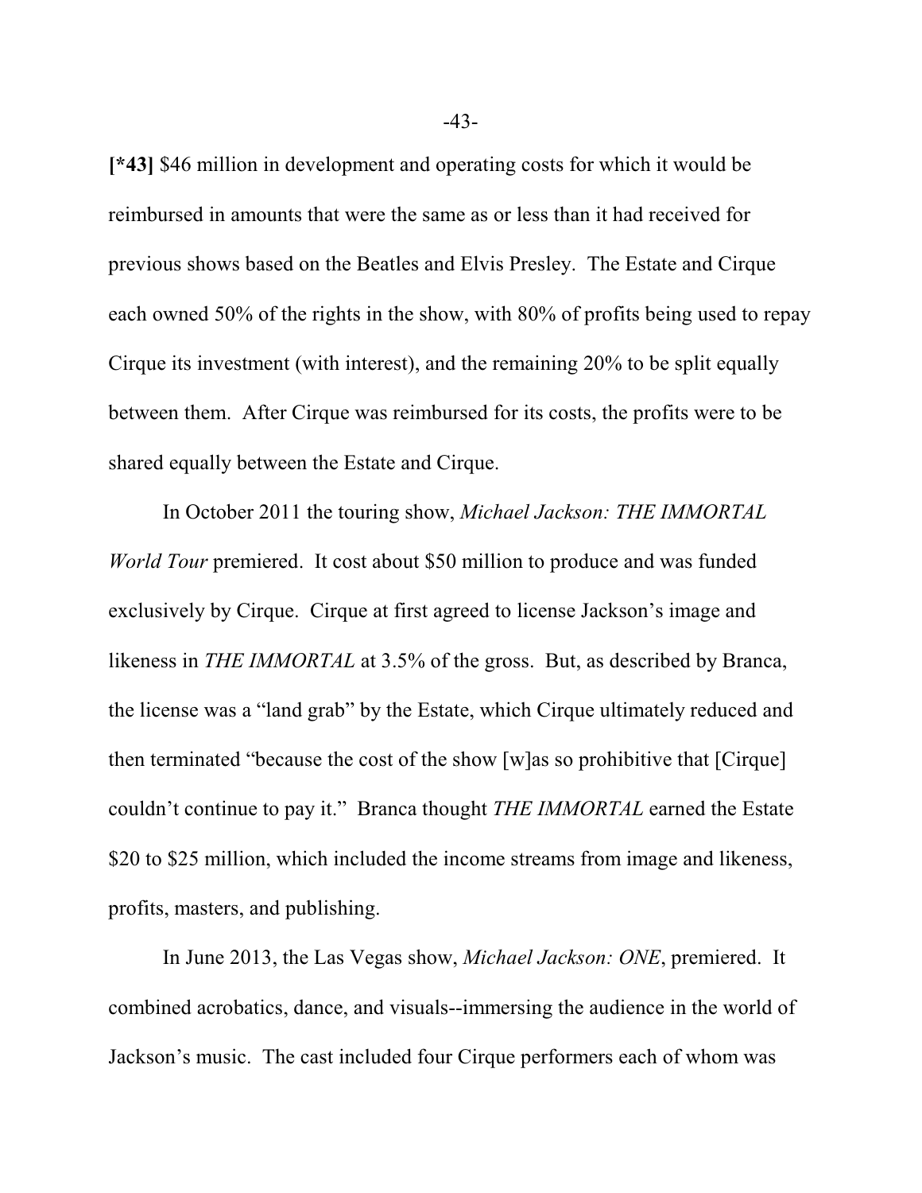**[*43]** $46 million in development and operating costs for which it would be reimbursed in amounts that were the same as or less than it had received for previous shows based on the Beatles and Elvis Presley. The Estate and Cirque each owned 50% of the rights in the show, with 80% of profits being used to repay Cirque its investment (with interest), and the remaining 20% to be split equally between them. After Cirque was reimbursed for its costs, the profits were to be shared equally between the Estate and Cirque.

In October 2011 the touring show, *Michael Jackson: THE IMMORTAL World Tour* premiered. It cost about $50 million to produce and was funded exclusively by Cirque. Cirque at first agreed to license Jackson's image and likeness in *THE IMMORTAL* at 3.5% of the gross. But, as described by Branca, the license was a "land grab" by the Estate, which Cirque ultimately reduced and then terminated "because the cost of the show [w]as so prohibitive that [Cirque] couldn't continue to pay it." Branca thought *THE IMMORTAL* earned the Estate $20 to $25 million, which included the income streams from image and likeness, profits, masters, and publishing.

In June 2013, the Las Vegas show, *Michael Jackson: ONE*, premiered. It combined acrobatics, dance, and visuals--immersing the audience in the world of Jackson's music. The cast included four Cirque performers each of whom was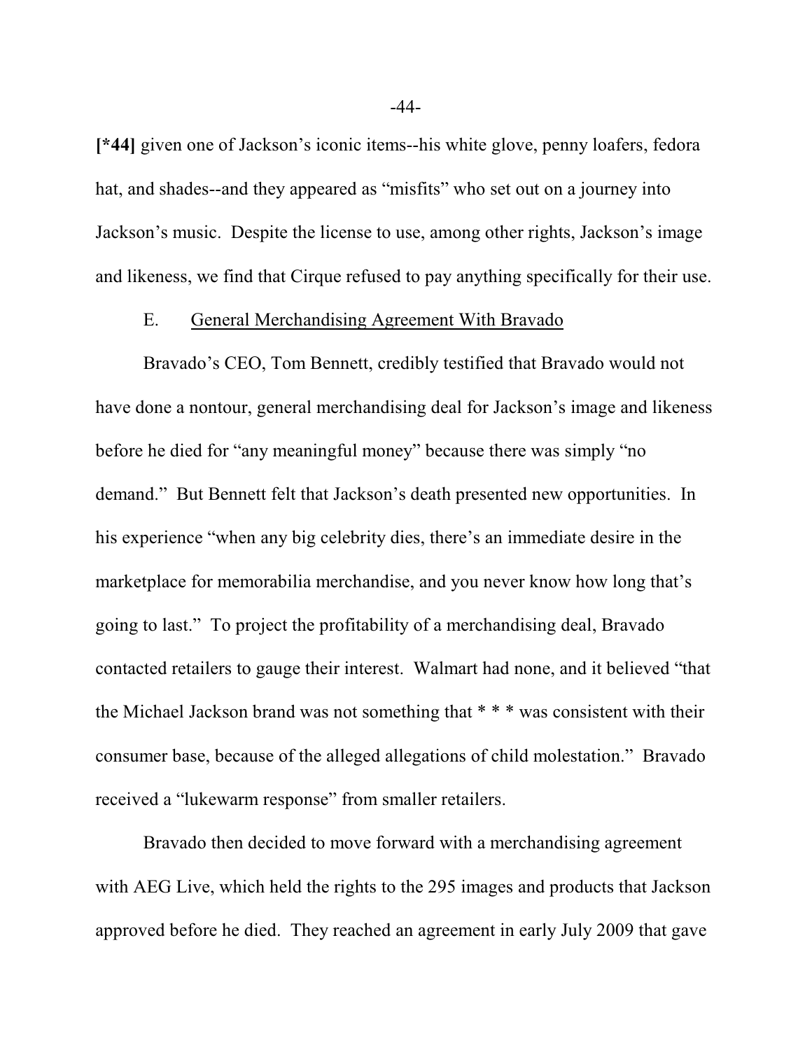**[*44]** given one of Jackson's iconic items--his white glove, penny loafers, fedora hat, and shades--and they appeared as "misfits" who set out on a journey into Jackson's music. Despite the license to use, among other rights, Jackson's image and likeness, we find that Cirque refused to pay anything specifically for their use.

### E. General Merchandising Agreement With Bravado

Bravado's CEO, Tom Bennett, credibly testified that Bravado would not have done a nontour, general merchandising deal for Jackson's image and likeness before he died for "any meaningful money" because there was simply "no demand." But Bennett felt that Jackson's death presented new opportunities. In his experience "when any big celebrity dies, there's an immediate desire in the marketplace for memorabilia merchandise, and you never know how long that's going to last." To project the profitability of a merchandising deal, Bravado contacted retailers to gauge their interest. Walmart had none, and it believed "that the Michael Jackson brand was not something that * * * was consistent with their consumer base, because of the alleged allegations of child molestation." Bravado received a "lukewarm response" from smaller retailers.

Bravado then decided to move forward with a merchandising agreement with AEG Live, which held the rights to the 295 images and products that Jackson approved before he died. They reached an agreement in early July 2009 that gave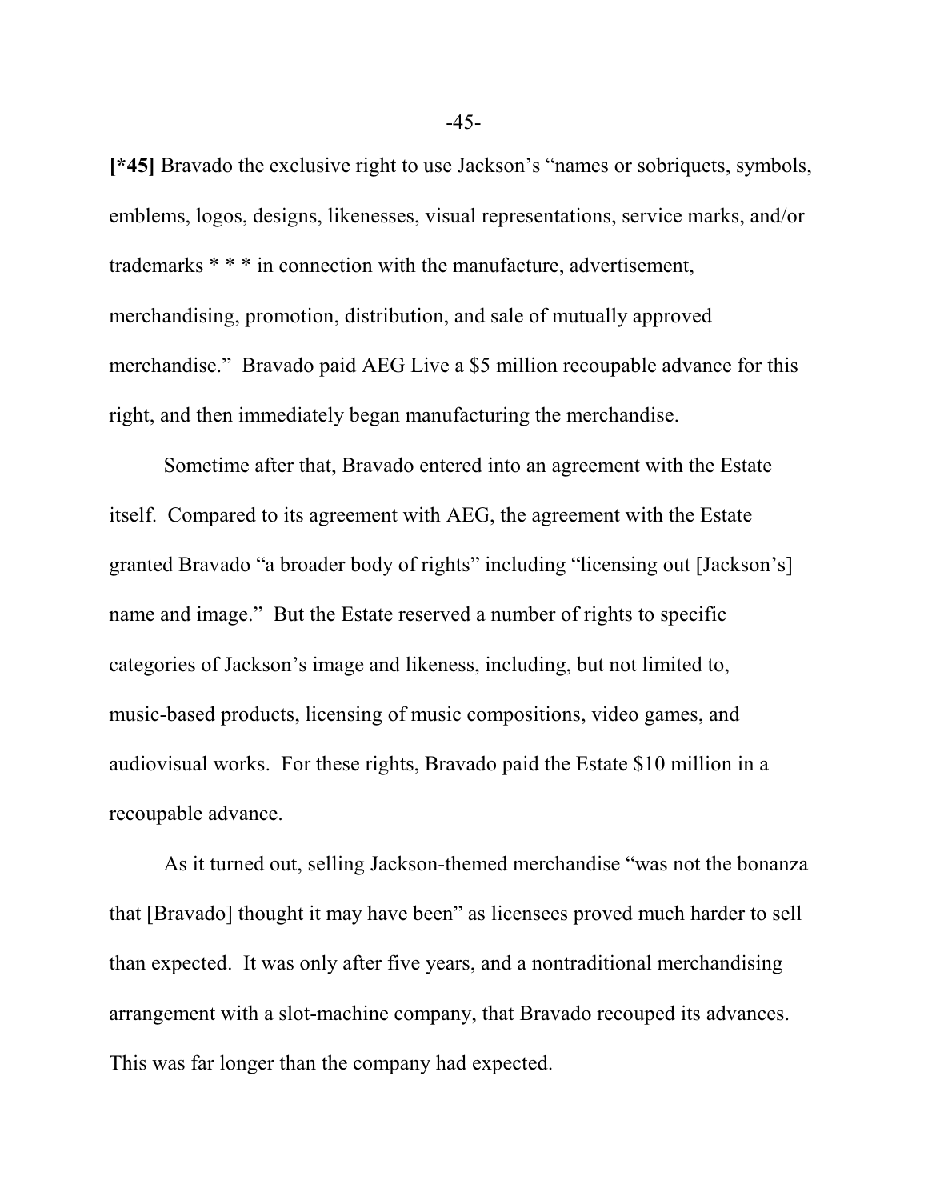**[*45]** Bravado the exclusive right to use Jackson's "names or sobriquets, symbols, emblems, logos, designs, likenesses, visual representations, service marks, and/or trademarks * * * in connection with the manufacture, advertisement, merchandising, promotion, distribution, and sale of mutually approved merchandise." Bravado paid AEG Live a $5 million recoupable advance for this right, and then immediately began manufacturing the merchandise.

Sometime after that, Bravado entered into an agreement with the Estate itself. Compared to its agreement with AEG, the agreement with the Estate granted Bravado "a broader body of rights" including "licensing out [Jackson's] name and image." But the Estate reserved a number of rights to specific categories of Jackson's image and likeness, including, but not limited to, music-based products, licensing of music compositions, video games, and audiovisual works. For these rights, Bravado paid the Estate $10 million in a recoupable advance.

As it turned out, selling Jackson-themed merchandise "was not the bonanza that [Bravado] thought it may have been" as licensees proved much harder to sell than expected. It was only after five years, and a nontraditional merchandising arrangement with a slot-machine company, that Bravado recouped its advances. This was far longer than the company had expected.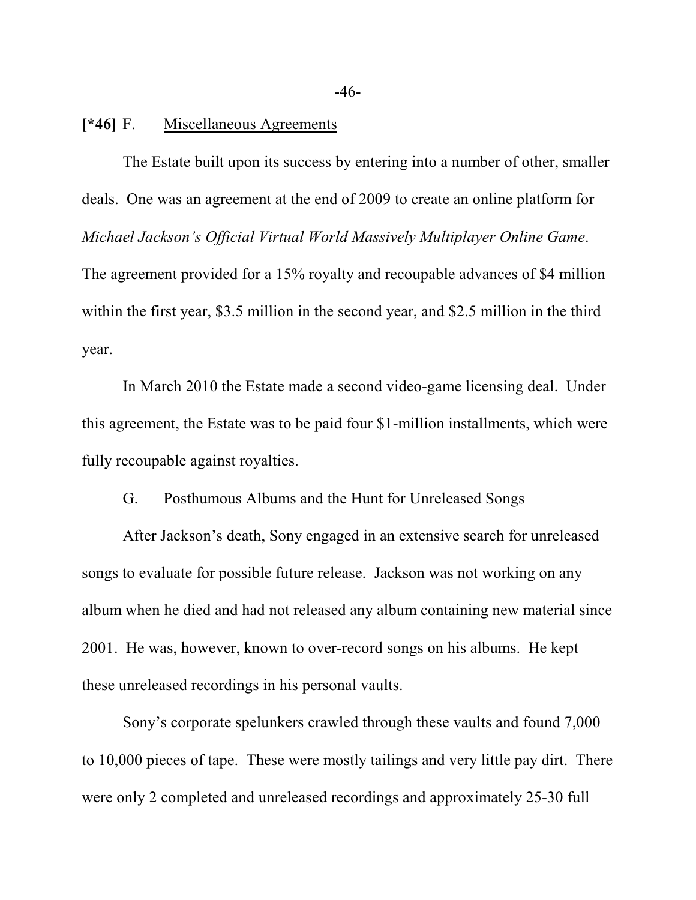**[*46]** F. Miscellaneous Agreements

The Estate built upon its success by entering into a number of other, smaller deals. One was an agreement at the end of 2009 to create an online platform for *Michael Jackson's Official Virtual World Massively Multiplayer Online Game*. The agreement provided for a 15% royalty and recoupable advances of $4 million within the first year, $3.5 million in the second year, and $2.5 million in the third year.

In March 2010 the Estate made a second video-game licensing deal. Under this agreement, the Estate was to be paid four $1-million installments, which were fully recoupable against royalties.

G. Posthumous Albums and the Hunt for Unreleased Songs

After Jackson's death, Sony engaged in an extensive search for unreleased songs to evaluate for possible future release. Jackson was not working on any album when he died and had not released any album containing new material since 2001. He was, however, known to over-record songs on his albums. He kept these unreleased recordings in his personal vaults.

Sony's corporate spelunkers crawled through these vaults and found 7,000 to 10,000 pieces of tape. These were mostly tailings and very little pay dirt. There were only 2 completed and unreleased recordings and approximately 25-30 full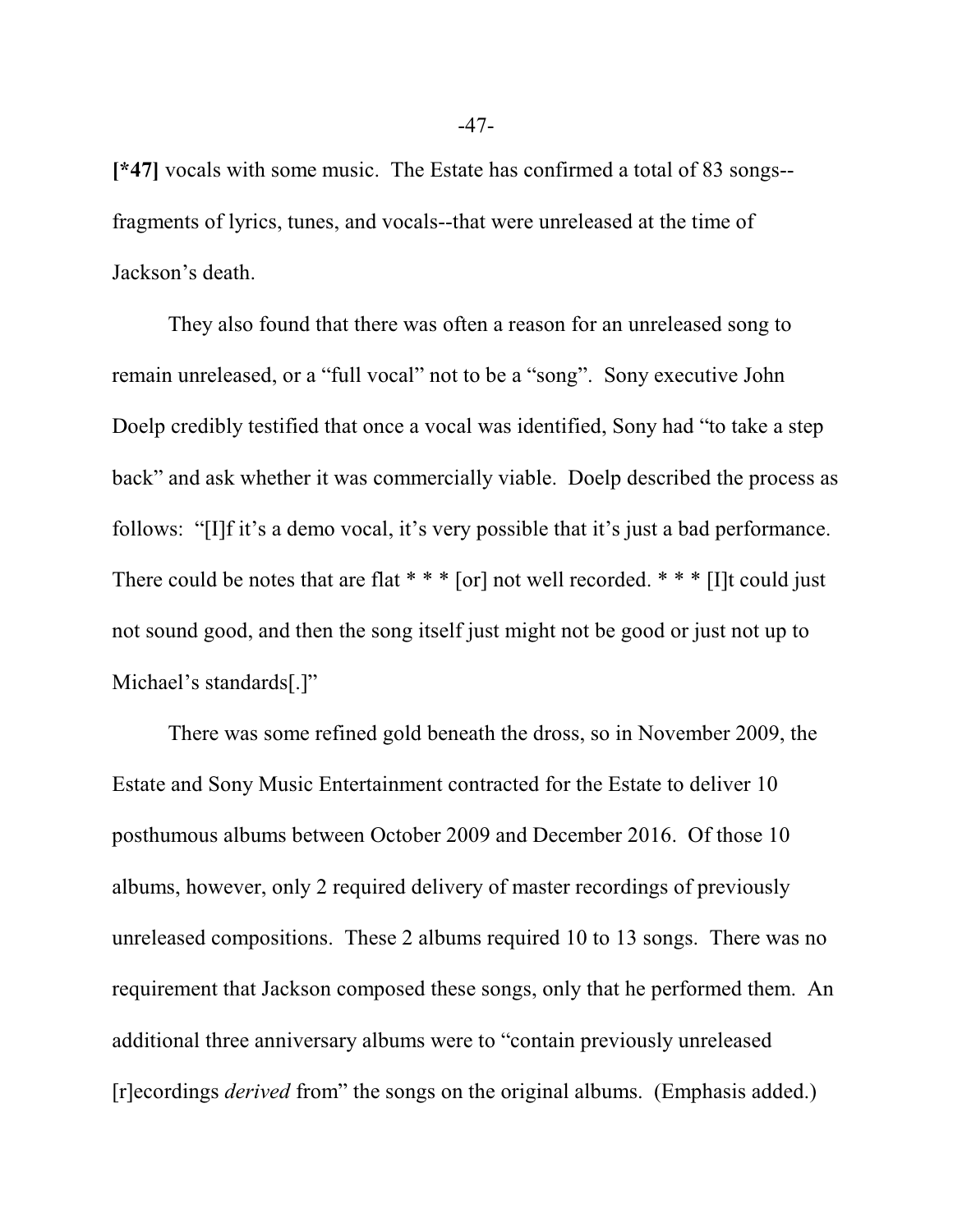**[*47]** vocals with some music. The Estate has confirmed a total of 83 songs--fragments of lyrics, tunes, and vocals--that were unreleased at the time of Jackson's death.

They also found that there was often a reason for an unreleased song to remain unreleased, or a "full vocal" not to be a "song". Sony executive John Doelp credibly testified that once a vocal was identified, Sony had "to take a step back" and ask whether it was commercially viable. Doelp described the process as follows: "[I]f it's a demo vocal, it's very possible that it's just a bad performance. There could be notes that are flat * * * [or] not well recorded. * * * [I]t could just not sound good, and then the song itself just might not be good or just not up to Michael's standards[.]"

There was some refined gold beneath the dross, so in November 2009, the Estate and Sony Music Entertainment contracted for the Estate to deliver 10 posthumous albums between October 2009 and December 2016. Of those 10 albums, however, only 2 required delivery of master recordings of previously unreleased compositions. These 2 albums required 10 to 13 songs. There was no requirement that Jackson composed these songs, only that he performed them. An additional three anniversary albums were to "contain previously unreleased [r]ecordings *derived* from" the songs on the original albums. (Emphasis added.)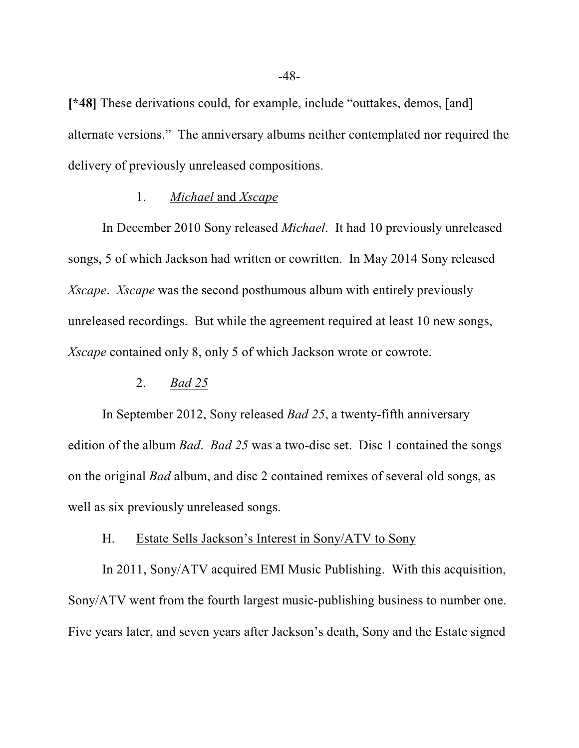**[*48]** These derivations could, for example, include "outtakes, demos, [and] alternate versions." The anniversary albums neither contemplated nor required the delivery of previously unreleased compositions.

### 1. *Michael* and *Xscape*

In December 2010 Sony released *Michael*. It had 10 previously unreleased songs, 5 of which Jackson had written or cowritten. In May 2014 Sony released *Xscape*. *Xscape* was the second posthumous album with entirely previously unreleased recordings. But while the agreement required at least 10 new songs, *Xscape* contained only 8, only 5 of which Jackson wrote or cowrote.

### 2. *Bad 25*

In September 2012, Sony released *Bad 25*, a twenty-fifth anniversary edition of the album *Bad*. *Bad 25* was a two-disc set. Disc 1 contained the songs on the original *Bad* album, and disc 2 contained remixes of several old songs, as well as six previously unreleased songs.

## H. Estate Sells Jackson's Interest in Sony/ATV to Sony

In 2011, Sony/ATV acquired EMI Music Publishing. With this acquisition, Sony/ATV went from the fourth largest music-publishing business to number one. Five years later, and seven years after Jackson's death, Sony and the Estate signed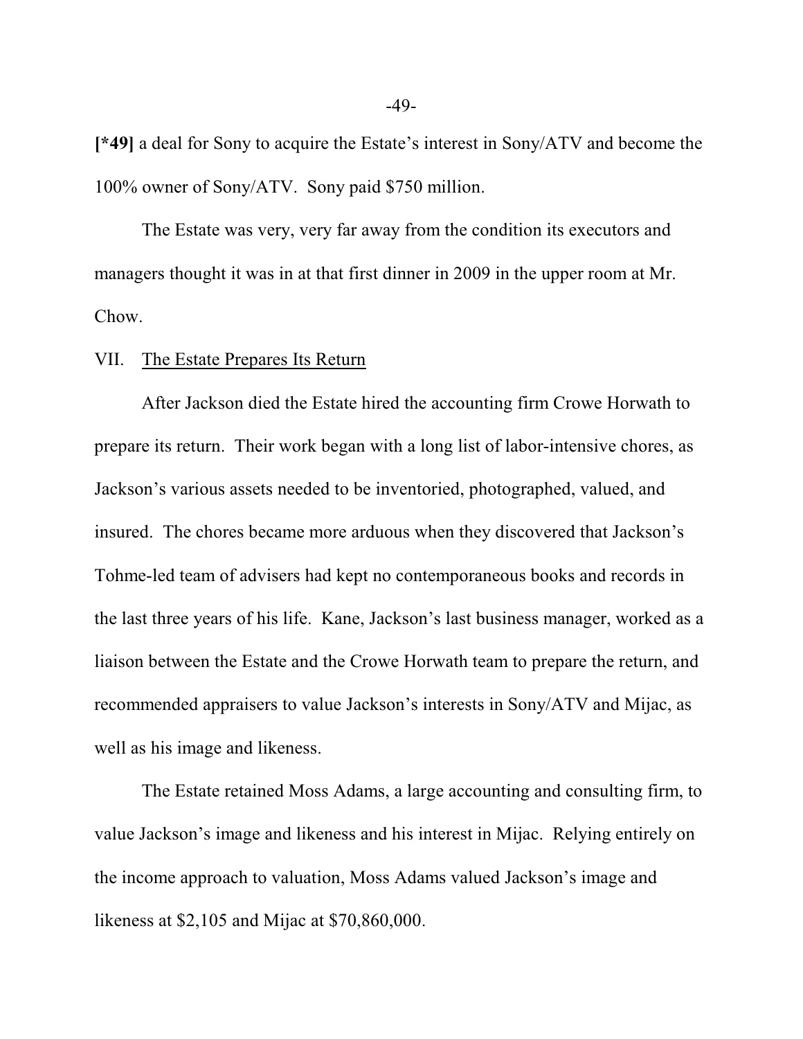**[*49]** a deal for Sony to acquire the Estate's interest in Sony/ATV and become the 100% owner of Sony/ATV. Sony paid $750 million.

The Estate was very, very far away from the condition its executors and managers thought it was in at that first dinner in 2009 in the upper room at Mr. Chow.

## VII. The Estate Prepares Its Return

After Jackson died the Estate hired the accounting firm Crowe Horwath to prepare its return. Their work began with a long list of labor-intensive chores, as Jackson's various assets needed to be inventoried, photographed, valued, and insured. The chores became more arduous when they discovered that Jackson's Tohme-led team of advisers had kept no contemporaneous books and records in the last three years of his life. Kane, Jackson's last business manager, worked as a liaison between the Estate and the Crowe Horwath team to prepare the return, and recommended appraisers to value Jackson's interests in Sony/ATV and Mijac, as well as his image and likeness.

The Estate retained Moss Adams, a large accounting and consulting firm, to value Jackson's image and likeness and his interest in Mijac. Relying entirely on the income approach to valuation, Moss Adams valued Jackson's image and likeness at $2,105 and Mijac at $70,860,000.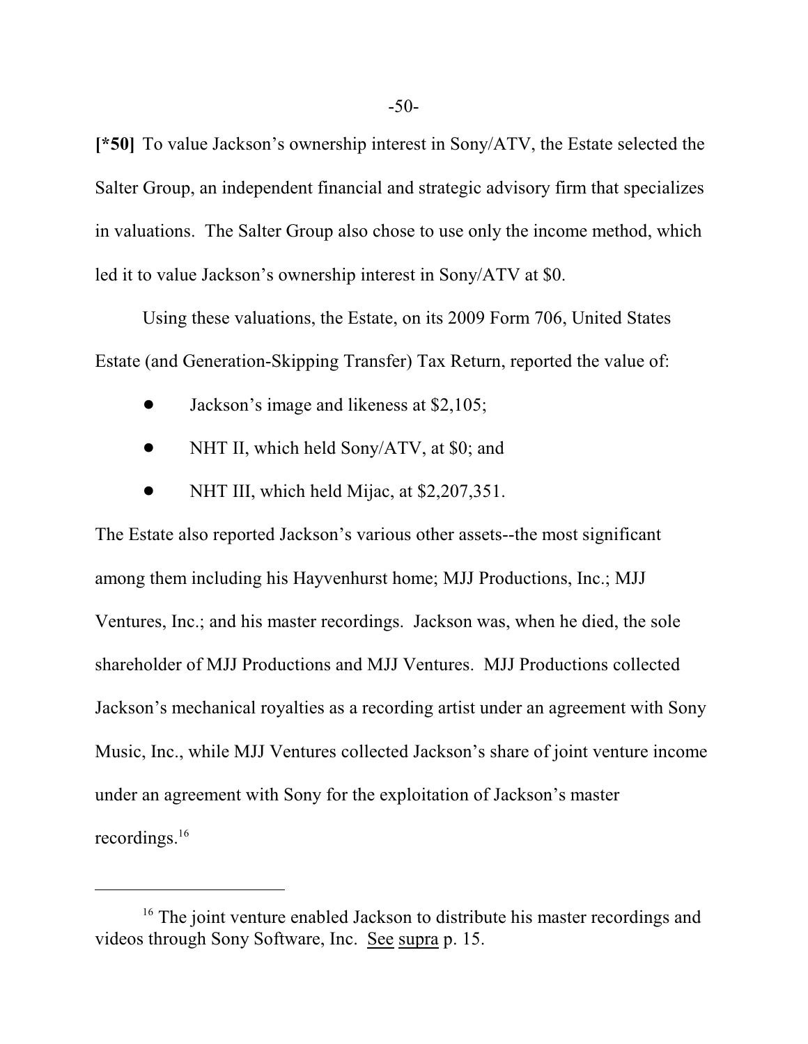**[*50]** To value Jackson's ownership interest in Sony/ATV, the Estate selected the Salter Group, an independent financial and strategic advisory firm that specializes in valuations. The Salter Group also chose to use only the income method, which led it to value Jackson's ownership interest in Sony/ATV at $0.

Using these valuations, the Estate, on its 2009 Form 706, United States Estate (and Generation-Skipping Transfer) Tax Return, reported the value of:

- Jackson's image and likeness at $2,105;
- NHT II, which held Sony/ATV, at $0; and
- NHT III, which held Mijac, at $2,207,351.

The Estate also reported Jackson's various other assets--the most significant among them including his Hayvenhurst home; MJJ Productions, Inc.; MJJ Ventures, Inc.; and his master recordings. Jackson was, when he died, the sole shareholder of MJJ Productions and MJJ Ventures. MJJ Productions collected Jackson's mechanical royalties as a recording artist under an agreement with Sony Music, Inc., while MJJ Ventures collected Jackson's share of joint venture income under an agreement with Sony for the exploitation of Jackson's master recordings.[16]

---

[16] The joint venture enabled Jackson to distribute his master recordings and videos through Sony Software, Inc. See supra p. 15.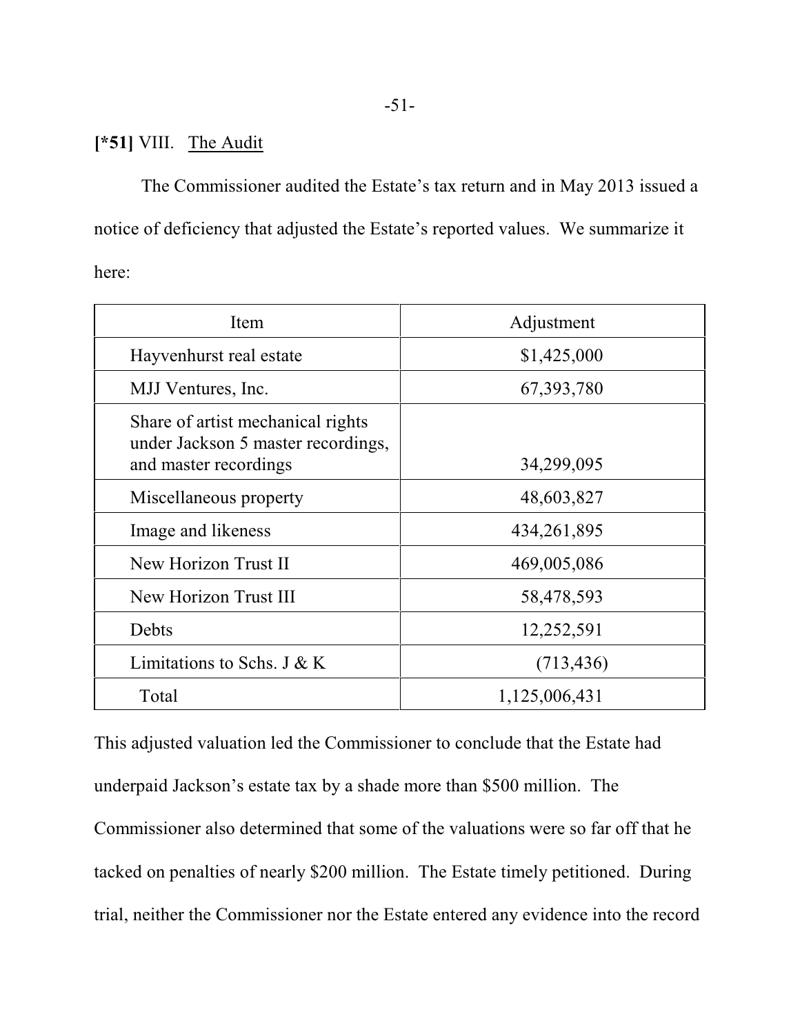**[*51]** VIII. The Audit

The Commissioner audited the Estate's tax return and in May 2013 issued a notice of deficiency that adjusted the Estate's reported values. We summarize it here:

| Item | Adjustment |
|---|---|
| Hayvenhurst real estate | $1,425,000 |
| MJJ Ventures, Inc. | 67,393,780 |
| Share of artist mechanical rights under Jackson 5 master recordings, and master recordings | 34,299,095 |
| Miscellaneous property | 48,603,827 |
| Image and likeness | 434,261,895 |
| New Horizon Trust II | 469,005,086 |
| New Horizon Trust III | 58,478,593 |
| Debts | 12,252,591 |
| Limitations to Schs. J & K | (713,436) |
| Total | 1,125,006,431 |

This adjusted valuation led the Commissioner to conclude that the Estate had underpaid Jackson's estate tax by a shade more than $500 million. The Commissioner also determined that some of the valuations were so far off that he tacked on penalties of nearly $200 million. The Estate timely petitioned. During trial, neither the Commissioner nor the Estate entered any evidence into the record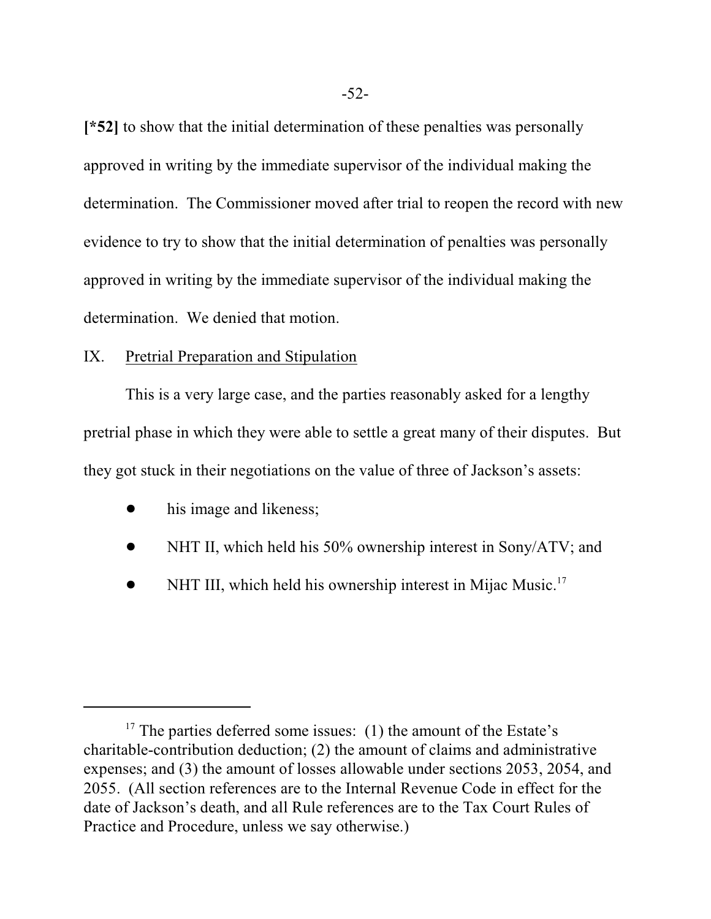[*52] to show that the initial determination of these penalties was personally approved in writing by the immediate supervisor of the individual making the determination. The Commissioner moved after trial to reopen the record with new evidence to try to show that the initial determination of penalties was personally approved in writing by the immediate supervisor of the individual making the determination. We denied that motion.

## IX. Pretrial Preparation and Stipulation

This is a very large case, and the parties reasonably asked for a lengthy pretrial phase in which they were able to settle a great many of their disputes. But they got stuck in their negotiations on the value of three of Jackson's assets:

- his image and likeness;
- NHT II, which held his 50% ownership interest in Sony/ATV; and
- NHT III, which held his ownership interest in Mijac Music.[17]

[17] The parties deferred some issues: (1) the amount of the Estate's charitable-contribution deduction; (2) the amount of claims and administrative expenses; and (3) the amount of losses allowable under sections 2053, 2054, and 2055. (All section references are to the Internal Revenue Code in effect for the date of Jackson's death, and all Rule references are to the Tax Court Rules of Practice and Procedure, unless we say otherwise.)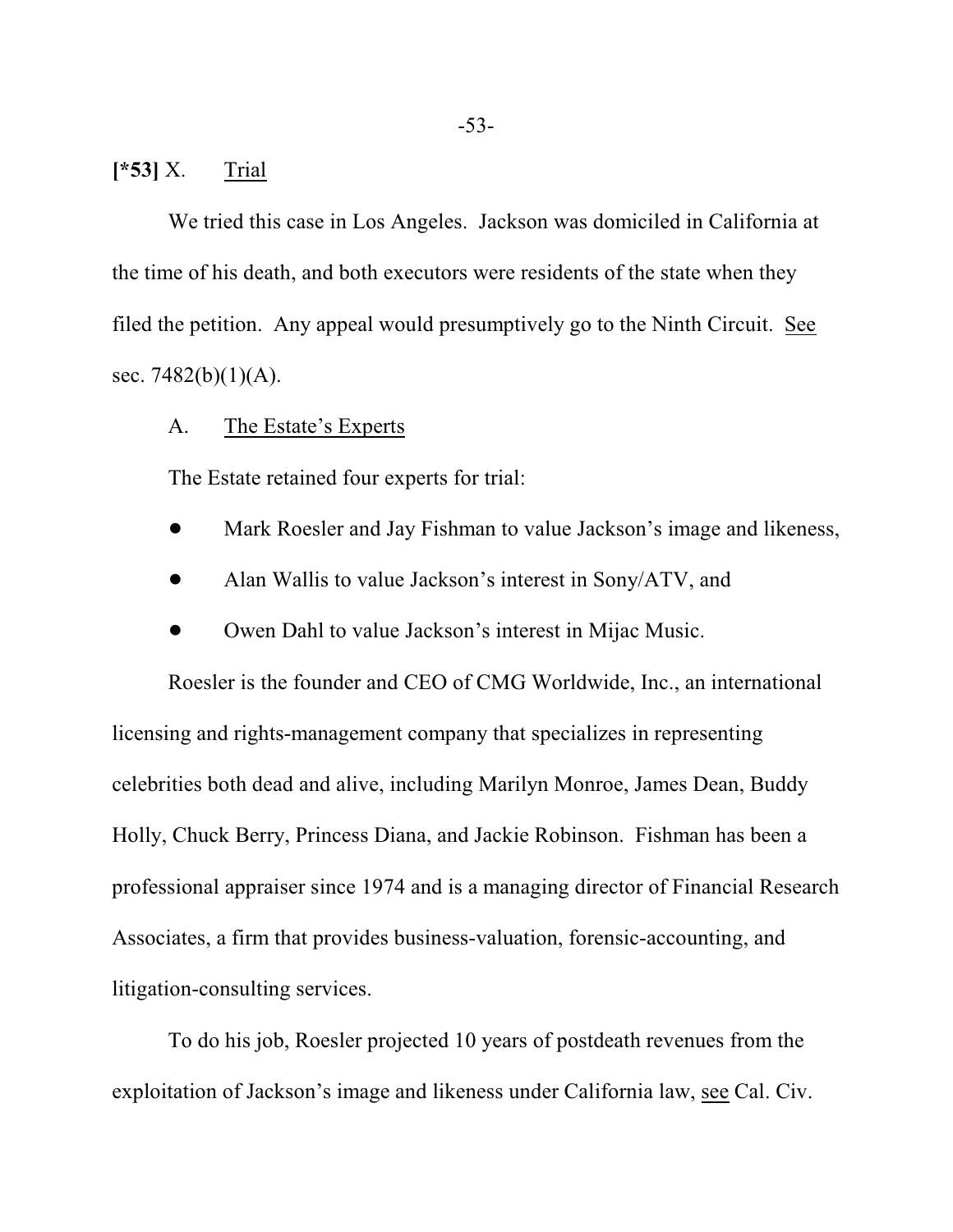**[*53]** X. Trial

We tried this case in Los Angeles. Jackson was domiciled in California at the time of his death, and both executors were residents of the state when they filed the petition. Any appeal would presumptively go to the Ninth Circuit. See sec. 7482(b)(1)(A).

A. The Estate's Experts

The Estate retained four experts for trial:

- Mark Roesler and Jay Fishman to value Jackson's image and likeness,
- Alan Wallis to value Jackson's interest in Sony/ATV, and
- Owen Dahl to value Jackson's interest in Mijac Music.

Roesler is the founder and CEO of CMG Worldwide, Inc., an international licensing and rights-management company that specializes in representing celebrities both dead and alive, including Marilyn Monroe, James Dean, Buddy Holly, Chuck Berry, Princess Diana, and Jackie Robinson. Fishman has been a professional appraiser since 1974 and is a managing director of Financial Research Associates, a firm that provides business-valuation, forensic-accounting, and litigation-consulting services.

To do his job, Roesler projected 10 years of postdeath revenues from the exploitation of Jackson's image and likeness under California law, see Cal. Civ.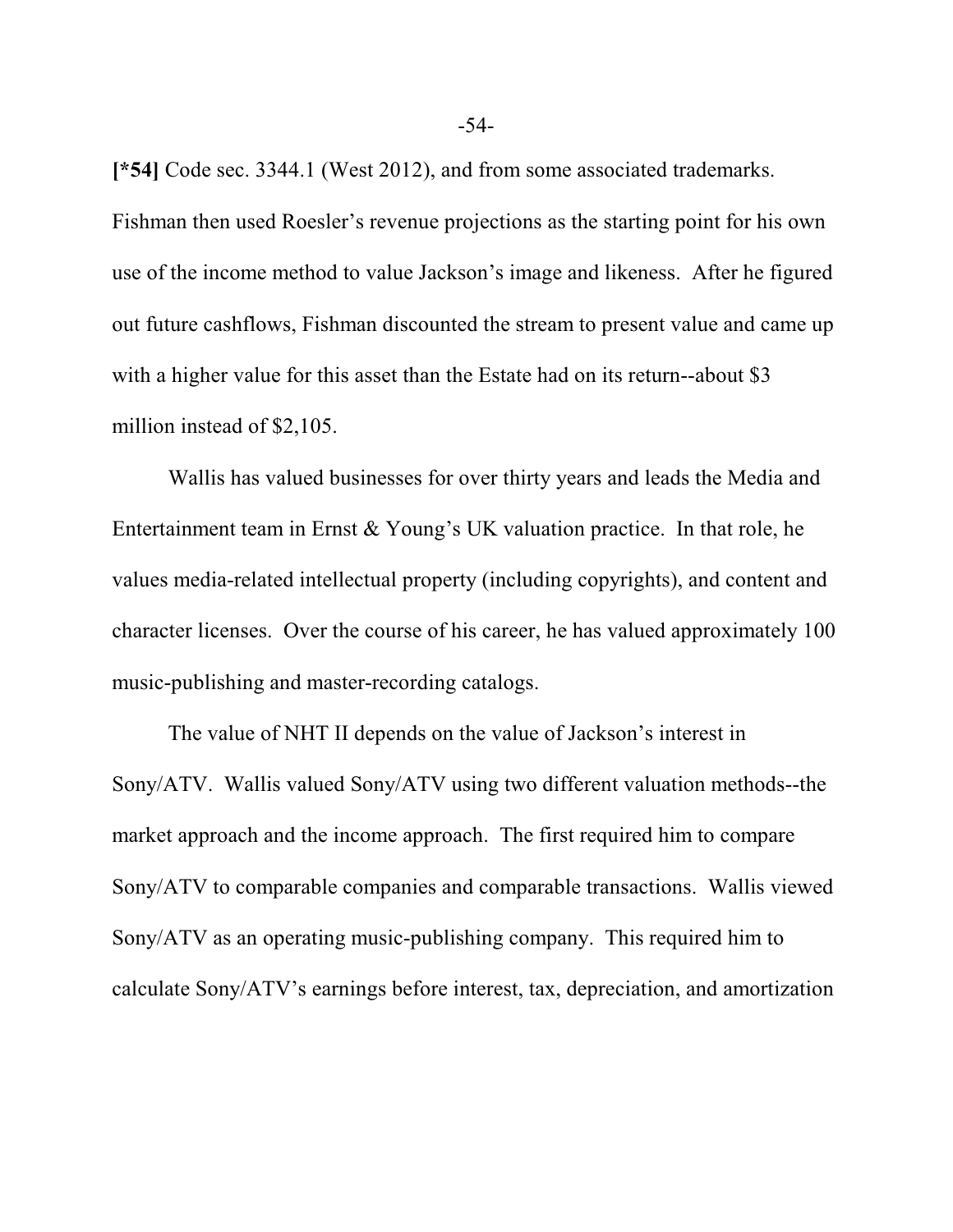**[*54]** Code sec. 3344.1 (West 2012), and from some associated trademarks. Fishman then used Roesler's revenue projections as the starting point for his own use of the income method to value Jackson's image and likeness. After he figured out future cashflows, Fishman discounted the stream to present value and came up with a higher value for this asset than the Estate had on its return--about $3 million instead of $2,105.

Wallis has valued businesses for over thirty years and leads the Media and Entertainment team in Ernst & Young's UK valuation practice. In that role, he values media-related intellectual property (including copyrights), and content and character licenses. Over the course of his career, he has valued approximately 100 music-publishing and master-recording catalogs.

The value of NHT II depends on the value of Jackson's interest in Sony/ATV. Wallis valued Sony/ATV using two different valuation methods--the market approach and the income approach. The first required him to compare Sony/ATV to comparable companies and comparable transactions. Wallis viewed Sony/ATV as an operating music-publishing company. This required him to calculate Sony/ATV's earnings before interest, tax, depreciation, and amortization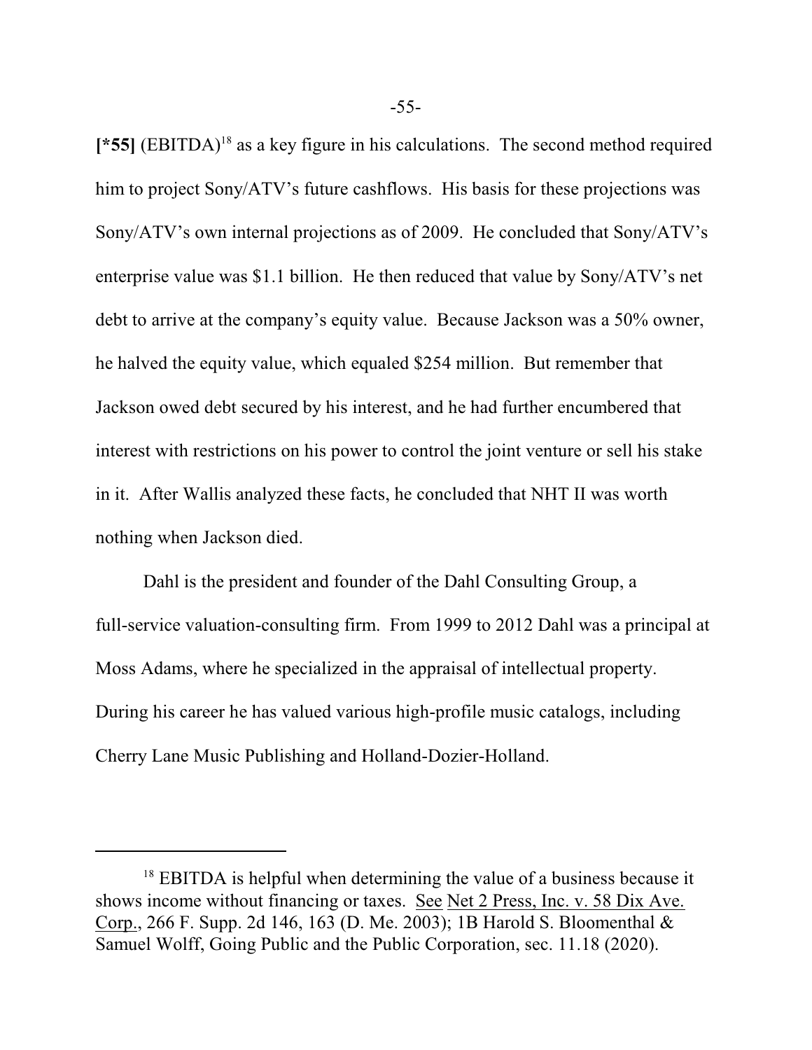**[*55]** (EBITDA)[18] as a key figure in his calculations. The second method required him to project Sony/ATV's future cashflows. His basis for these projections was Sony/ATV's own internal projections as of 2009. He concluded that Sony/ATV's enterprise value was $1.1 billion. He then reduced that value by Sony/ATV's net debt to arrive at the company's equity value. Because Jackson was a 50% owner, he halved the equity value, which equaled $254 million. But remember that Jackson owed debt secured by his interest, and he had further encumbered that interest with restrictions on his power to control the joint venture or sell his stake in it. After Wallis analyzed these facts, he concluded that NHT II was worth nothing when Jackson died.

Dahl is the president and founder of the Dahl Consulting Group, a full-service valuation-consulting firm. From 1999 to 2012 Dahl was a principal at Moss Adams, where he specialized in the appraisal of intellectual property. During his career he has valued various high-profile music catalogs, including Cherry Lane Music Publishing and Holland-Dozier-Holland.

---

[18] EBITDA is helpful when determining the value of a business because it shows income without financing or taxes. See Net 2 Press, Inc. v. 58 Dix Ave. Corp., 266 F. Supp. 2d 146, 163 (D. Me. 2003); 1B Harold S. Bloomenthal & Samuel Wolff, Going Public and the Public Corporation, sec. 11.18 (2020).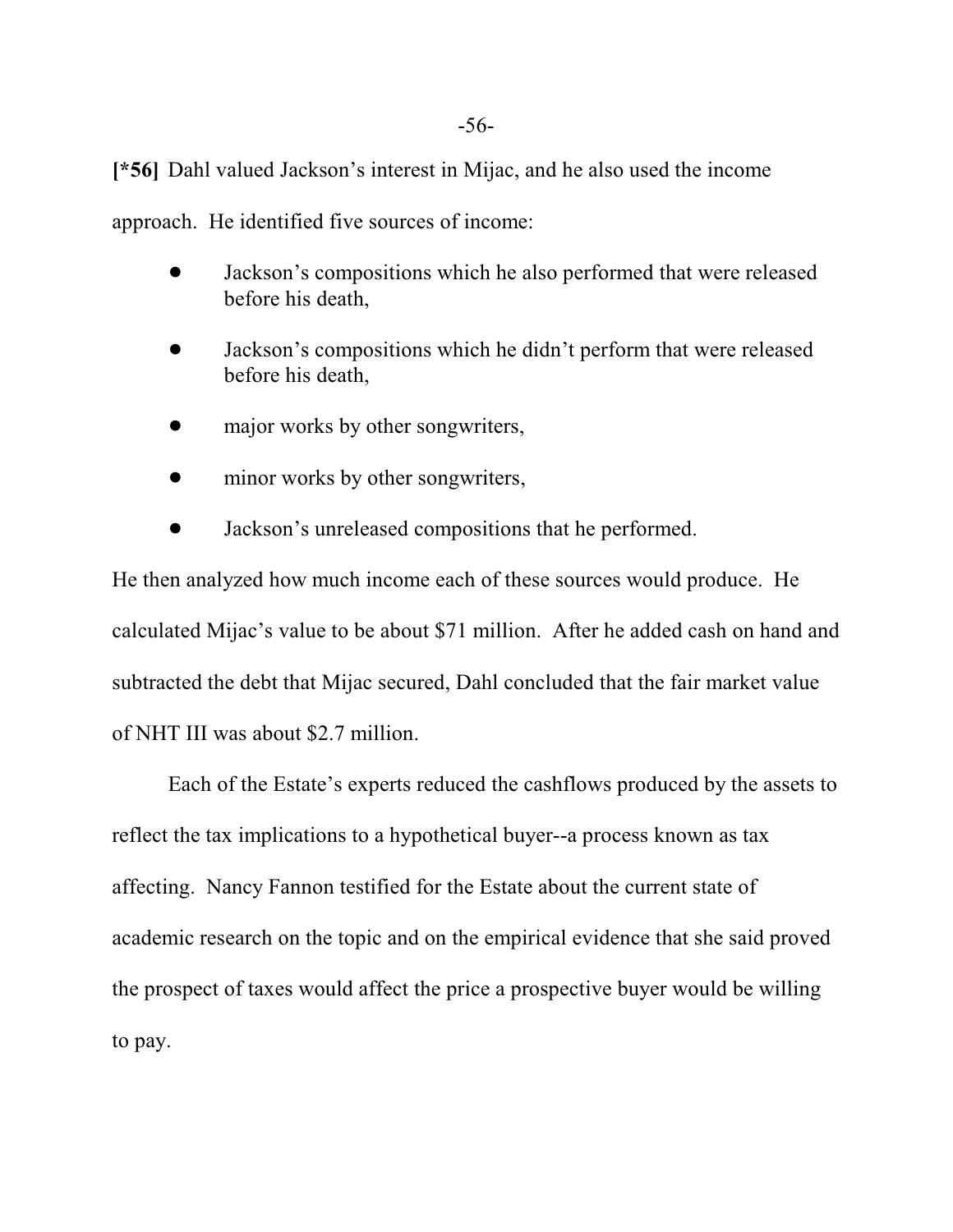**[*56]** Dahl valued Jackson's interest in Mijac, and he also used the income approach. He identified five sources of income:

- Jackson's compositions which he also performed that were released before his death,
- Jackson's compositions which he didn't perform that were released before his death,
- major works by other songwriters,
- minor works by other songwriters,
- Jackson's unreleased compositions that he performed.

He then analyzed how much income each of these sources would produce. He calculated Mijac's value to be about $71 million. After he added cash on hand and subtracted the debt that Mijac secured, Dahl concluded that the fair market value of NHT III was about $2.7 million.

Each of the Estate's experts reduced the cashflows produced by the assets to reflect the tax implications to a hypothetical buyer--a process known as tax affecting. Nancy Fannon testified for the Estate about the current state of academic research on the topic and on the empirical evidence that she said proved the prospect of taxes would affect the price a prospective buyer would be willing to pay.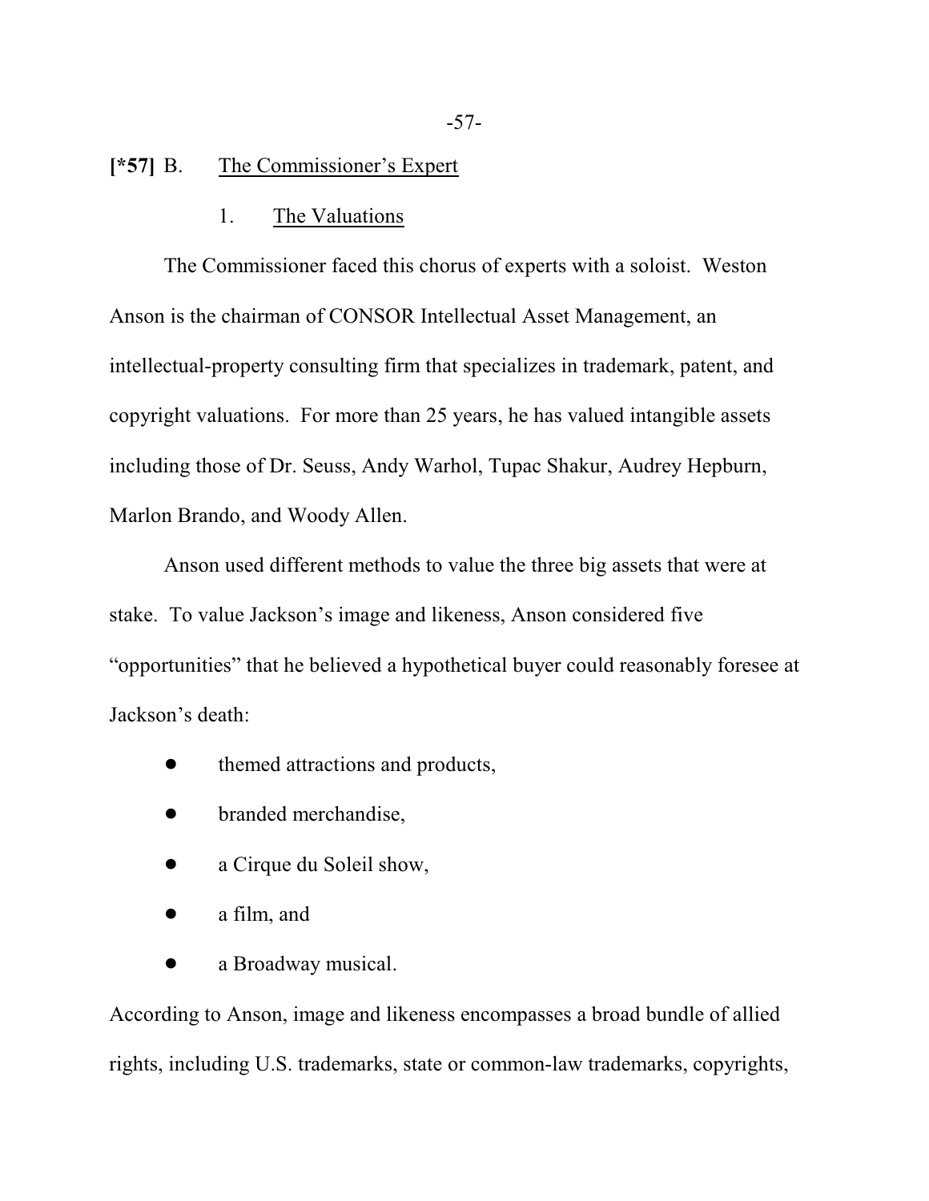**[*57]** B. The Commissioner's Expert

1. The Valuations

The Commissioner faced this chorus of experts with a soloist. Weston Anson is the chairman of CONSOR Intellectual Asset Management, an intellectual-property consulting firm that specializes in trademark, patent, and copyright valuations. For more than 25 years, he has valued intangible assets including those of Dr. Seuss, Andy Warhol, Tupac Shakur, Audrey Hepburn, Marlon Brando, and Woody Allen.

Anson used different methods to value the three big assets that were at stake. To value Jackson's image and likeness, Anson considered five "opportunities" that he believed a hypothetical buyer could reasonably foresee at Jackson's death:

- themed attractions and products,
- branded merchandise,
- a Cirque du Soleil show,
- a film, and
- a Broadway musical.

According to Anson, image and likeness encompasses a broad bundle of allied rights, including U.S. trademarks, state or common-law trademarks, copyrights,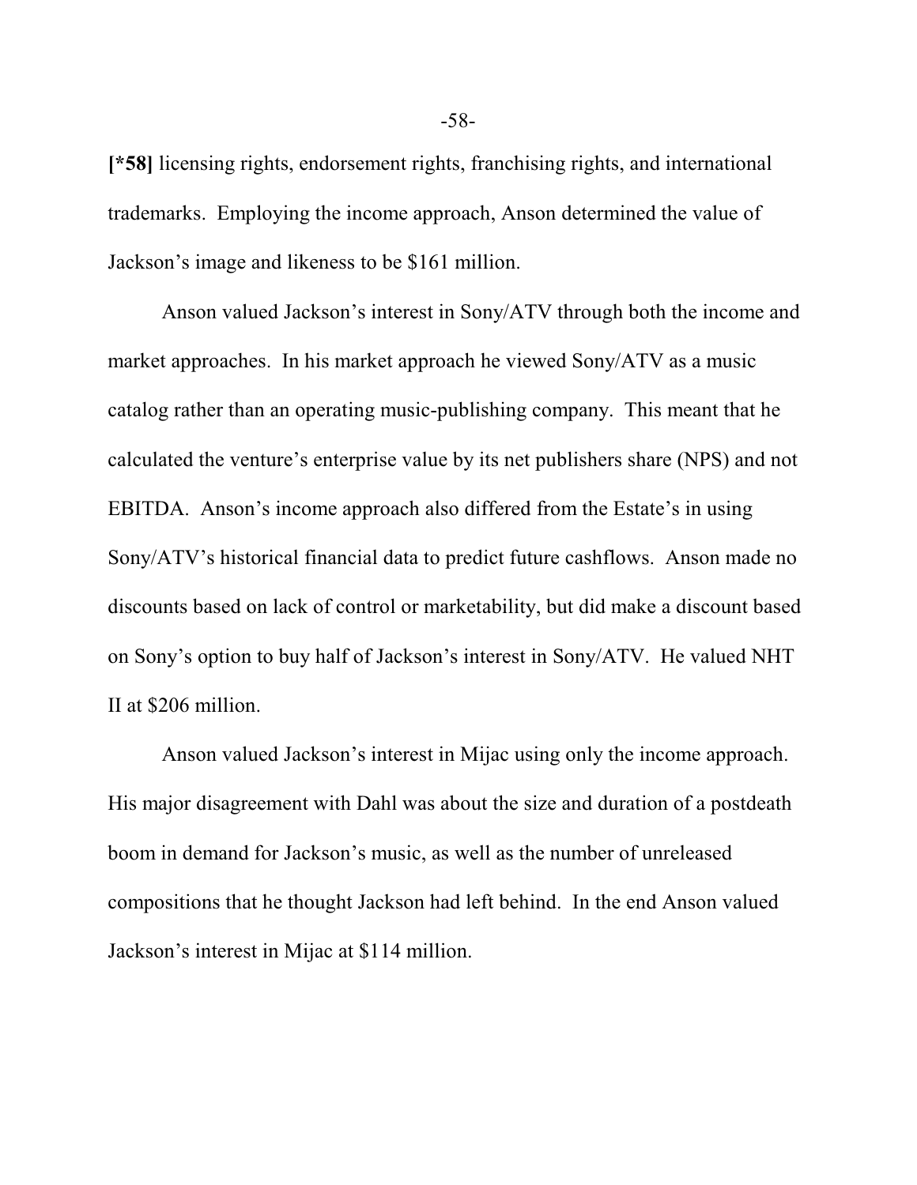**[*58]** licensing rights, endorsement rights, franchising rights, and international trademarks. Employing the income approach, Anson determined the value of Jackson's image and likeness to be $161 million.

Anson valued Jackson's interest in Sony/ATV through both the income and market approaches. In his market approach he viewed Sony/ATV as a music catalog rather than an operating music-publishing company. This meant that he calculated the venture's enterprise value by its net publishers share (NPS) and not EBITDA. Anson's income approach also differed from the Estate's in using Sony/ATV's historical financial data to predict future cashflows. Anson made no discounts based on lack of control or marketability, but did make a discount based on Sony's option to buy half of Jackson's interest in Sony/ATV. He valued NHT II at $206 million.

Anson valued Jackson's interest in Mijac using only the income approach. His major disagreement with Dahl was about the size and duration of a postdeath boom in demand for Jackson's music, as well as the number of unreleased compositions that he thought Jackson had left behind. In the end Anson valued Jackson's interest in Mijac at $114 million.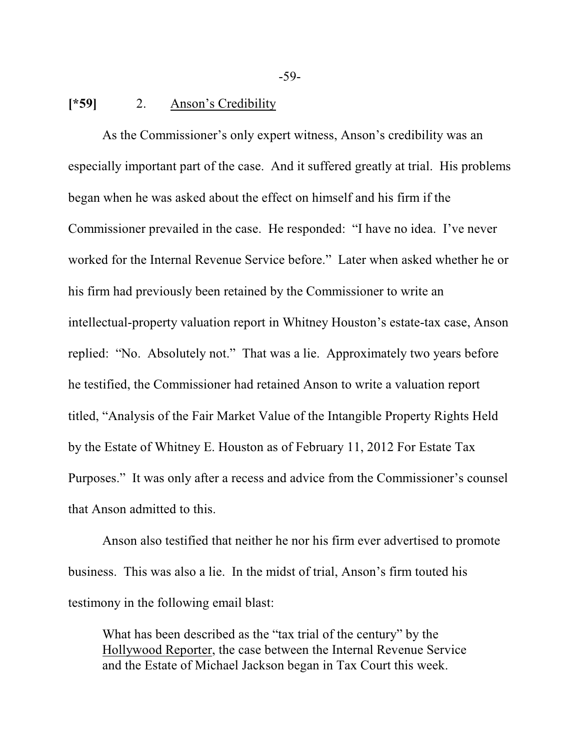**[*59]** 2. Anson's Credibility

As the Commissioner's only expert witness, Anson's credibility was an especially important part of the case. And it suffered greatly at trial. His problems began when he was asked about the effect on himself and his firm if the Commissioner prevailed in the case. He responded: "I have no idea. I've never worked for the Internal Revenue Service before." Later when asked whether he or his firm had previously been retained by the Commissioner to write an intellectual-property valuation report in Whitney Houston's estate-tax case, Anson replied: "No. Absolutely not." That was a lie. Approximately two years before he testified, the Commissioner had retained Anson to write a valuation report titled, "Analysis of the Fair Market Value of the Intangible Property Rights Held by the Estate of Whitney E. Houston as of February 11, 2012 For Estate Tax Purposes." It was only after a recess and advice from the Commissioner's counsel that Anson admitted to this.

Anson also testified that neither he nor his firm ever advertised to promote business. This was also a lie. In the midst of trial, Anson's firm touted his testimony in the following email blast:

> What has been described as the "tax trial of the century" by the Hollywood Reporter, the case between the Internal Revenue Service and the Estate of Michael Jackson began in Tax Court this week.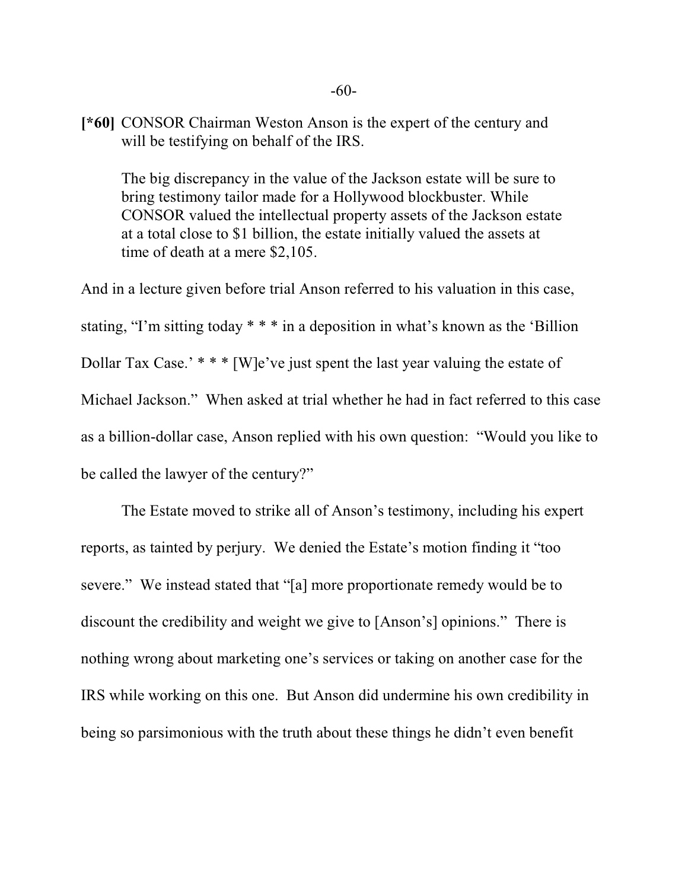**[*60]** CONSOR Chairman Weston Anson is the expert of the century and will be testifying on behalf of the IRS.

> The big discrepancy in the value of the Jackson estate will be sure to bring testimony tailor made for a Hollywood blockbuster. While CONSOR valued the intellectual property assets of the Jackson estate at a total close to $1 billion, the estate initially valued the assets at time of death at a mere $2,105.

And in a lecture given before trial Anson referred to his valuation in this case, stating, "I'm sitting today * * * in a deposition in what's known as the 'Billion Dollar Tax Case.' * * * [W]e've just spent the last year valuing the estate of Michael Jackson." When asked at trial whether he had in fact referred to this case as a billion-dollar case, Anson replied with his own question: "Would you like to be called the lawyer of the century?"

The Estate moved to strike all of Anson's testimony, including his expert reports, as tainted by perjury. We denied the Estate's motion finding it "too severe." We instead stated that "[a] more proportionate remedy would be to discount the credibility and weight we give to [Anson's] opinions." There is nothing wrong about marketing one's services or taking on another case for the IRS while working on this one. But Anson did undermine his own credibility in being so parsimonious with the truth about these things he didn't even benefit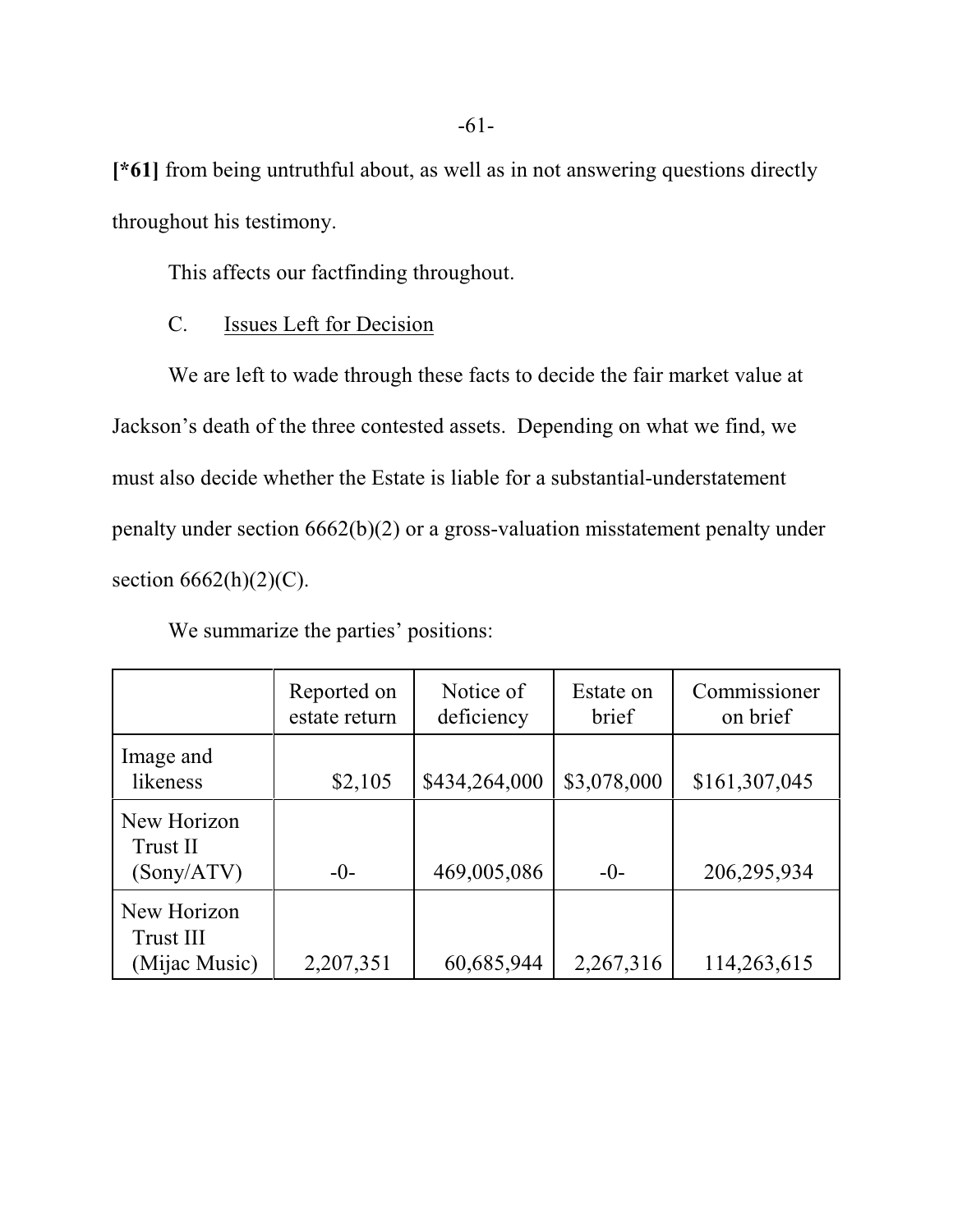[*61] from being untruthful about, as well as in not answering questions directly throughout his testimony.

This affects our factfinding throughout.

C. Issues Left for Decision

We are left to wade through these facts to decide the fair market value at Jackson's death of the three contested assets. Depending on what we find, we must also decide whether the Estate is liable for a substantial-understatement penalty under section 6662(b)(2) or a gross-valuation misstatement penalty under section 6662(h)(2)(C).

We summarize the parties' positions:

| | Reported on estate return | Notice of deficiency | Estate on brief | Commissioner on brief |
|---|---|---|---|---|
| Image and likeness | $2,105 | $434,264,000 | $3,078,000 | $161,307,045 |
| New Horizon Trust II (Sony/ATV) | -0- | 469,005,086 | -0- | 206,295,934 |
| New Horizon Trust III (Mijac Music) | 2,207,351 | 60,685,944 | 2,267,316 | 114,263,615 |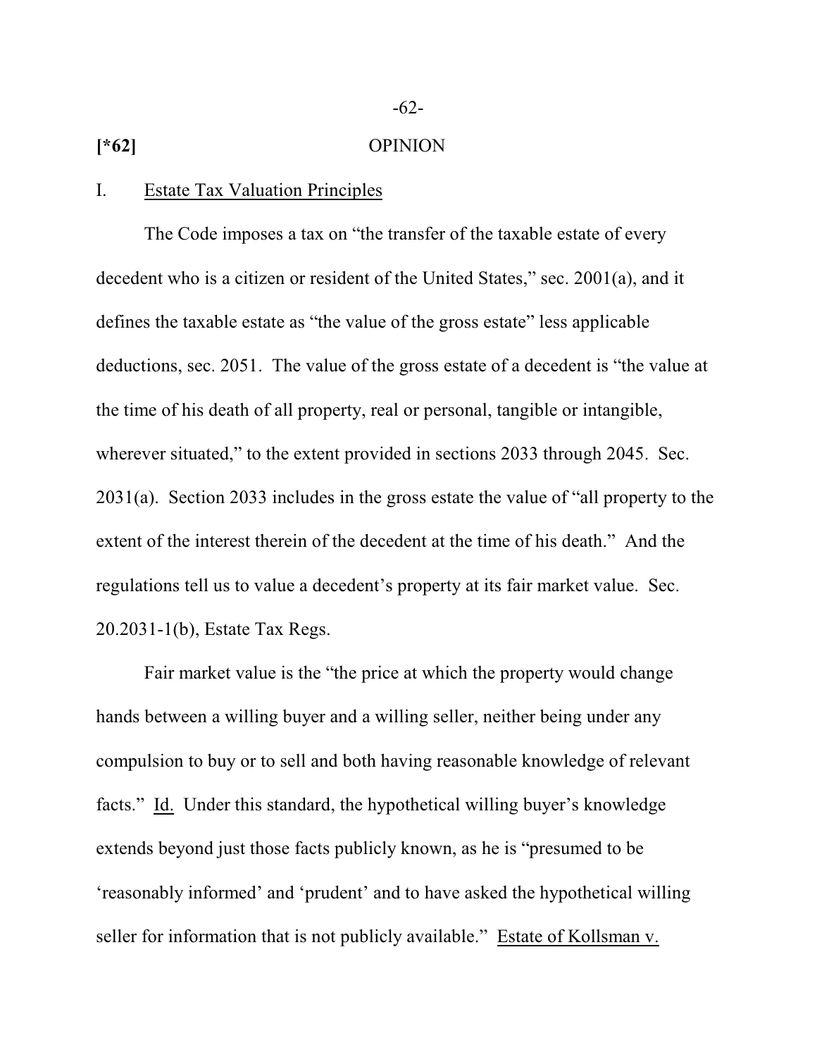**[*62]** OPINION

I. Estate Tax Valuation Principles

The Code imposes a tax on "the transfer of the taxable estate of every decedent who is a citizen or resident of the United States," sec. 2001(a), and it defines the taxable estate as "the value of the gross estate" less applicable deductions, sec. 2051. The value of the gross estate of a decedent is "the value at the time of his death of all property, real or personal, tangible or intangible, wherever situated," to the extent provided in sections 2033 through 2045. Sec. 2031(a). Section 2033 includes in the gross estate the value of "all property to the extent of the interest therein of the decedent at the time of his death." And the regulations tell us to value a decedent's property at its fair market value. Sec. 20.2031-1(b), Estate Tax Regs.

Fair market value is the "the price at which the property would change hands between a willing buyer and a willing seller, neither being under any compulsion to buy or to sell and both having reasonable knowledge of relevant facts." Id. Under this standard, the hypothetical willing buyer's knowledge extends beyond just those facts publicly known, as he is "presumed to be 'reasonably informed' and 'prudent' and to have asked the hypothetical willing seller for information that is not publicly available." Estate of Kollsman v.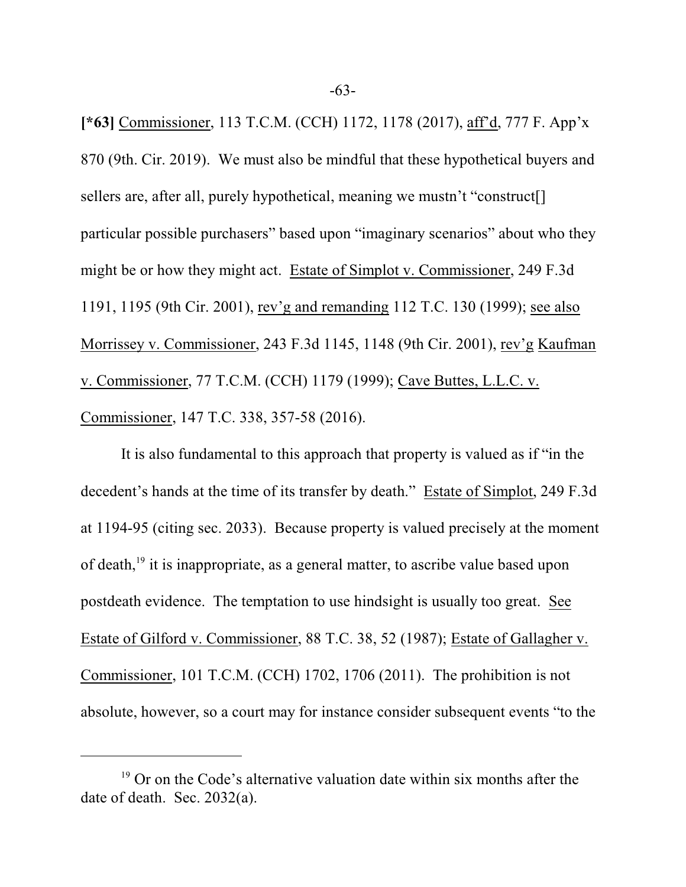**[*63]** Commissioner, 113 T.C.M. (CCH) 1172, 1178 (2017), aff'd, 777 F. App'x 870 (9th. Cir. 2019). We must also be mindful that these hypothetical buyers and sellers are, after all, purely hypothetical, meaning we mustn't "construct[] particular possible purchasers" based upon "imaginary scenarios" about who they might be or how they might act. Estate of Simplot v. Commissioner, 249 F.3d 1191, 1195 (9th Cir. 2001), rev'g and remanding 112 T.C. 130 (1999); see also Morrissey v. Commissioner, 243 F.3d 1145, 1148 (9th Cir. 2001), rev'g Kaufman v. Commissioner, 77 T.C.M. (CCH) 1179 (1999); Cave Buttes, L.L.C. v. Commissioner, 147 T.C. 338, 357-58 (2016).

It is also fundamental to this approach that property is valued as if "in the decedent's hands at the time of its transfer by death." Estate of Simplot, 249 F.3d at 1194-95 (citing sec. 2033). Because property is valued precisely at the moment of death,[19] it is inappropriate, as a general matter, to ascribe value based upon postdeath evidence. The temptation to use hindsight is usually too great. See Estate of Gilford v. Commissioner, 88 T.C. 38, 52 (1987); Estate of Gallagher v. Commissioner, 101 T.C.M. (CCH) 1702, 1706 (2011). The prohibition is not absolute, however, so a court may for instance consider subsequent events "to the

[19] Or on the Code's alternative valuation date within six months after the date of death. Sec. 2032(a).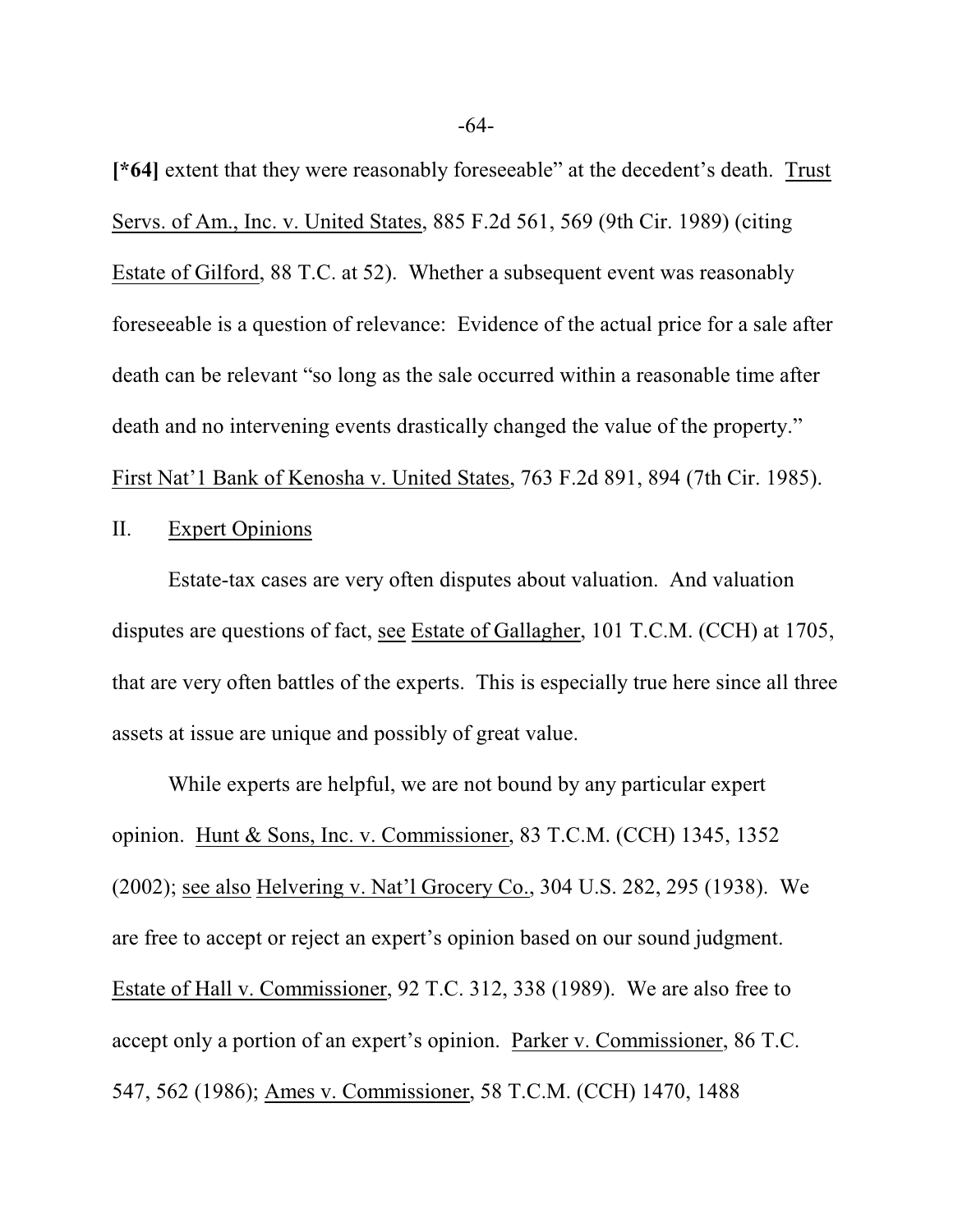**[*64]** extent that they were reasonably foreseeable" at the decedent's death. Trust Servs. of Am., Inc. v. United States, 885 F.2d 561, 569 (9th Cir. 1989) (citing Estate of Gilford, 88 T.C. at 52). Whether a subsequent event was reasonably foreseeable is a question of relevance: Evidence of the actual price for a sale after death can be relevant "so long as the sale occurred within a reasonable time after death and no intervening events drastically changed the value of the property." First Nat'l Bank of Kenosha v. United States, 763 F.2d 891, 894 (7th Cir. 1985).

## II. Expert Opinions

Estate-tax cases are very often disputes about valuation. And valuation disputes are questions of fact, see Estate of Gallagher, 101 T.C.M. (CCH) at 1705, that are very often battles of the experts. This is especially true here since all three assets at issue are unique and possibly of great value.

While experts are helpful, we are not bound by any particular expert opinion. Hunt & Sons, Inc. v. Commissioner, 83 T.C.M. (CCH) 1345, 1352 (2002); see also Helvering v. Nat'l Grocery Co., 304 U.S. 282, 295 (1938). We are free to accept or reject an expert's opinion based on our sound judgment. Estate of Hall v. Commissioner, 92 T.C. 312, 338 (1989). We are also free to accept only a portion of an expert's opinion. Parker v. Commissioner, 86 T.C. 547, 562 (1986); Ames v. Commissioner, 58 T.C.M. (CCH) 1470, 1488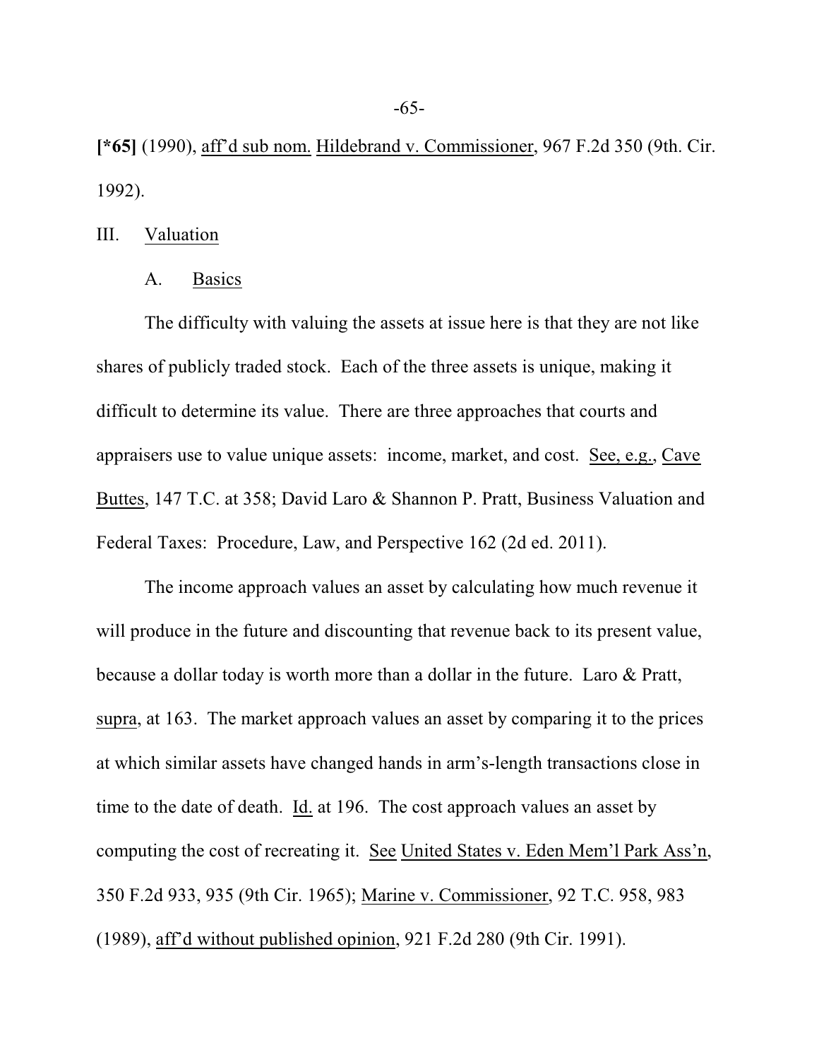**[*65]** (1990), aff'd sub nom. Hildebrand v. Commissioner, 967 F.2d 350 (9th. Cir. 1992).

III. Valuation

A. Basics

The difficulty with valuing the assets at issue here is that they are not like shares of publicly traded stock. Each of the three assets is unique, making it difficult to determine its value. There are three approaches that courts and appraisers use to value unique assets: income, market, and cost. See, e.g., Cave Buttes, 147 T.C. at 358; David Laro & Shannon P. Pratt, Business Valuation and Federal Taxes: Procedure, Law, and Perspective 162 (2d ed. 2011).

The income approach values an asset by calculating how much revenue it will produce in the future and discounting that revenue back to its present value, because a dollar today is worth more than a dollar in the future. Laro & Pratt, supra, at 163. The market approach values an asset by comparing it to the prices at which similar assets have changed hands in arm's-length transactions close in time to the date of death. Id. at 196. The cost approach values an asset by computing the cost of recreating it. See United States v. Eden Mem'l Park Ass'n, 350 F.2d 933, 935 (9th Cir. 1965); Marine v. Commissioner, 92 T.C. 958, 983 (1989), aff'd without published opinion, 921 F.2d 280 (9th Cir. 1991).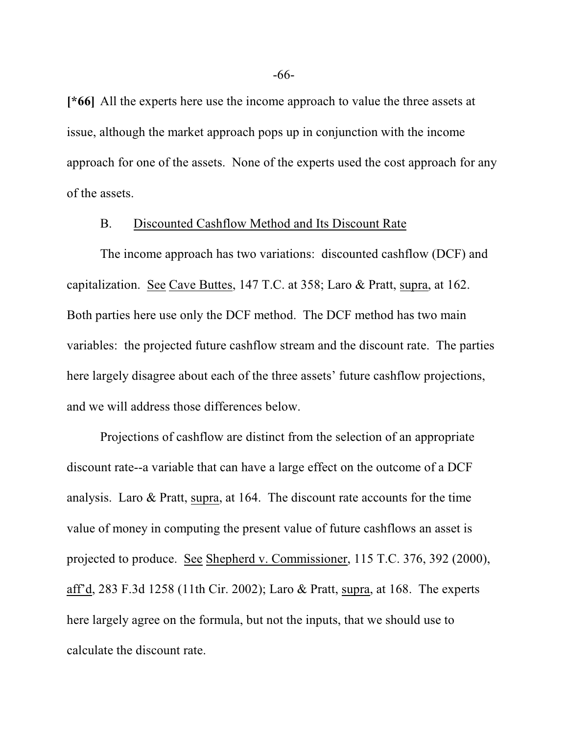**[*66]** All the experts here use the income approach to value the three assets at issue, although the market approach pops up in conjunction with the income approach for one of the assets. None of the experts used the cost approach for any of the assets.

B. Discounted Cashflow Method and Its Discount Rate

The income approach has two variations: discounted cashflow (DCF) and capitalization. See Cave Buttes, 147 T.C. at 358; Laro & Pratt, supra, at 162. Both parties here use only the DCF method. The DCF method has two main variables: the projected future cashflow stream and the discount rate. The parties here largely disagree about each of the three assets' future cashflow projections, and we will address those differences below.

Projections of cashflow are distinct from the selection of an appropriate discount rate--a variable that can have a large effect on the outcome of a DCF analysis. Laro & Pratt, supra, at 164. The discount rate accounts for the time value of money in computing the present value of future cashflows an asset is projected to produce. See Shepherd v. Commissioner, 115 T.C. 376, 392 (2000), aff'd, 283 F.3d 1258 (11th Cir. 2002); Laro & Pratt, supra, at 168. The experts here largely agree on the formula, but not the inputs, that we should use to calculate the discount rate.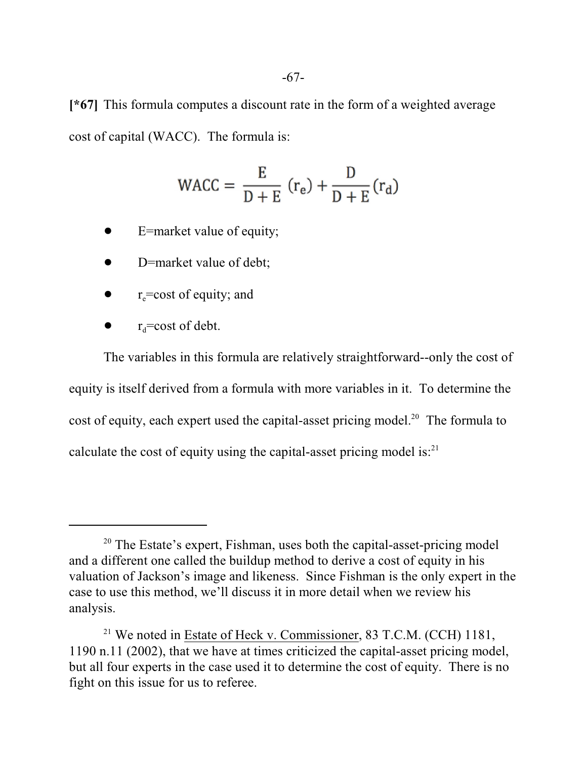**[*67]** This formula computes a discount rate in the form of a weighted average cost of capital (WACC). The formula is:

$$\text{WACC} = \frac{E}{D+E}(r_e) + \frac{D}{D+E}(r_d)$$

- E=market value of equity;
- D=market value of debt;
- $r_e$=cost of equity; and
- $r_d$=cost of debt.

The variables in this formula are relatively straightforward--only the cost of equity is itself derived from a formula with more variables in it. To determine the cost of equity, each expert used the capital-asset pricing model.[20] The formula to calculate the cost of equity using the capital-asset pricing model is:[21]

---

[20] The Estate's expert, Fishman, uses both the capital-asset-pricing model and a different one called the buildup method to derive a cost of equity in his valuation of Jackson's image and likeness. Since Fishman is the only expert in the case to use this method, we'll discuss it in more detail when we review his analysis.

[21] We noted in Estate of Heck v. Commissioner, 83 T.C.M. (CCH) 1181, 1190 n.11 (2002), that we have at times criticized the capital-asset pricing model, but all four experts in the case used it to determine the cost of equity. There is no fight on this issue for us to referee.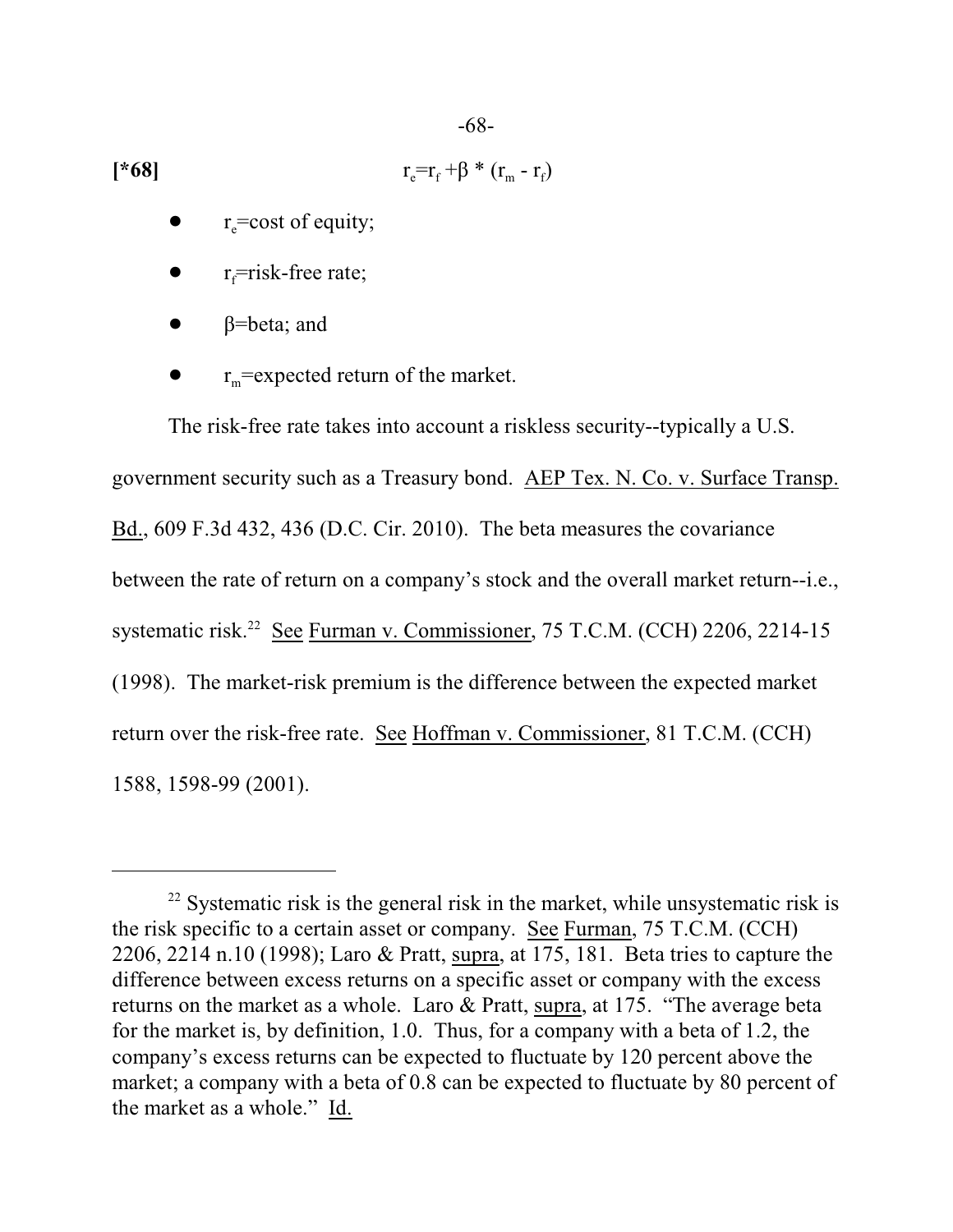[*68] $$r_e = r_f + \beta * (r_m - r_f)$$

- $r_e$=cost of equity;
- $r_f$=risk-free rate;
- $\beta$=beta; and
- $r_m$=expected return of the market.

The risk-free rate takes into account a riskless security--typically a U.S. government security such as a Treasury bond. AEP Tex. N. Co. v. Surface Transp. Bd., 609 F.3d 432, 436 (D.C. Cir. 2010). The beta measures the covariance between the rate of return on a company's stock and the overall market return--i.e., systematic risk.[22] See Furman v. Commissioner, 75 T.C.M. (CCH) 2206, 2214-15 (1998). The market-risk premium is the difference between the expected market return over the risk-free rate. See Hoffman v. Commissioner, 81 T.C.M. (CCH) 1588, 1598-99 (2001).

---

[22] Systematic risk is the general risk in the market, while unsystematic risk is the risk specific to a certain asset or company. See Furman, 75 T.C.M. (CCH) 2206, 2214 n.10 (1998); Laro & Pratt, supra, at 175, 181. Beta tries to capture the difference between excess returns on a specific asset or company with the excess returns on the market as a whole. Laro & Pratt, supra, at 175. "The average beta for the market is, by definition, 1.0. Thus, for a company with a beta of 1.2, the company's excess returns can be expected to fluctuate by 120 percent above the market; a company with a beta of 0.8 can be expected to fluctuate by 80 percent of the market as a whole." Id.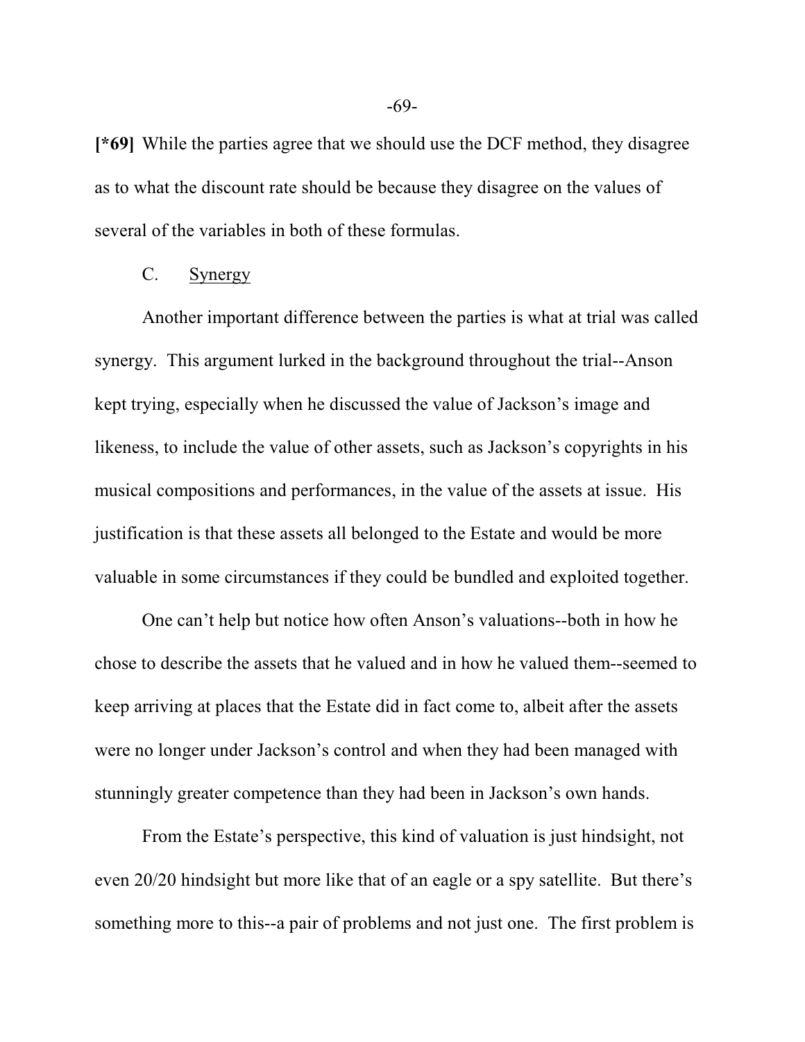**[*69]** While the parties agree that we should use the DCF method, they disagree as to what the discount rate should be because they disagree on the values of several of the variables in both of these formulas.

### C. <u>Synergy</u>

Another important difference between the parties is what at trial was called synergy. This argument lurked in the background throughout the trial--Anson kept trying, especially when he discussed the value of Jackson's image and likeness, to include the value of other assets, such as Jackson's copyrights in his musical compositions and performances, in the value of the assets at issue. His justification is that these assets all belonged to the Estate and would be more valuable in some circumstances if they could be bundled and exploited together.

One can't help but notice how often Anson's valuations--both in how he chose to describe the assets that he valued and in how he valued them--seemed to keep arriving at places that the Estate did in fact come to, albeit after the assets were no longer under Jackson's control and when they had been managed with stunningly greater competence than they had been in Jackson's own hands.

From the Estate's perspective, this kind of valuation is just hindsight, not even 20/20 hindsight but more like that of an eagle or a spy satellite. But there's something more to this--a pair of problems and not just one. The first problem is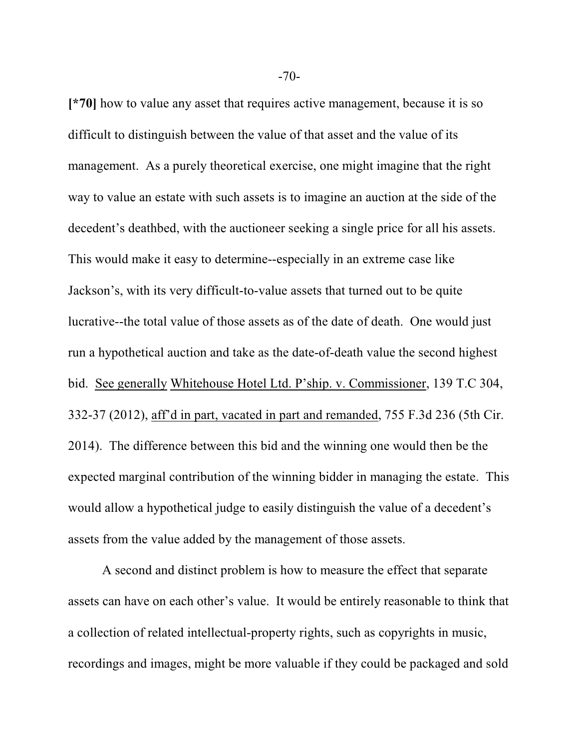**[*70]** how to value any asset that requires active management, because it is so difficult to distinguish between the value of that asset and the value of its management. As a purely theoretical exercise, one might imagine that the right way to value an estate with such assets is to imagine an auction at the side of the decedent's deathbed, with the auctioneer seeking a single price for all his assets. This would make it easy to determine--especially in an extreme case like Jackson's, with its very difficult-to-value assets that turned out to be quite lucrative--the total value of those assets as of the date of death. One would just run a hypothetical auction and take as the date-of-death value the second highest bid. See generally Whitehouse Hotel Ltd. P'ship. v. Commissioner, 139 T.C 304, 332-37 (2012), aff'd in part, vacated in part and remanded, 755 F.3d 236 (5th Cir. 2014). The difference between this bid and the winning one would then be the expected marginal contribution of the winning bidder in managing the estate. This would allow a hypothetical judge to easily distinguish the value of a decedent's assets from the value added by the management of those assets.

A second and distinct problem is how to measure the effect that separate assets can have on each other's value. It would be entirely reasonable to think that a collection of related intellectual-property rights, such as copyrights in music, recordings and images, might be more valuable if they could be packaged and sold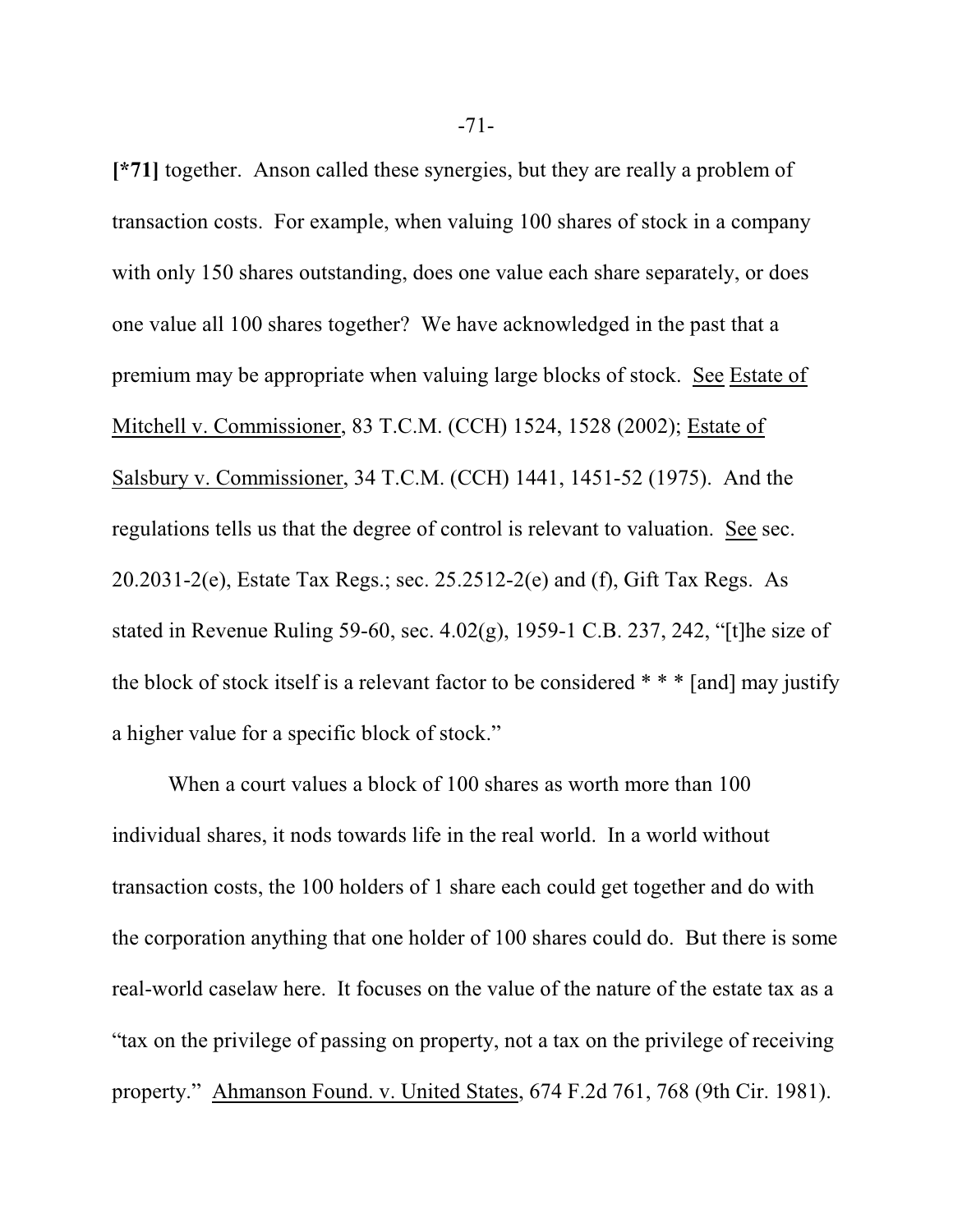**[*71]** together. Anson called these synergies, but they are really a problem of transaction costs. For example, when valuing 100 shares of stock in a company with only 150 shares outstanding, does one value each share separately, or does one value all 100 shares together? We have acknowledged in the past that a premium may be appropriate when valuing large blocks of stock. See Estate of Mitchell v. Commissioner, 83 T.C.M. (CCH) 1524, 1528 (2002); Estate of Salsbury v. Commissioner, 34 T.C.M. (CCH) 1441, 1451-52 (1975). And the regulations tells us that the degree of control is relevant to valuation. See sec. 20.2031-2(e), Estate Tax Regs.; sec. 25.2512-2(e) and (f), Gift Tax Regs. As stated in Revenue Ruling 59-60, sec. 4.02(g), 1959-1 C.B. 237, 242, "[t]he size of the block of stock itself is a relevant factor to be considered * * * [and] may justify a higher value for a specific block of stock."

When a court values a block of 100 shares as worth more than 100 individual shares, it nods towards life in the real world. In a world without transaction costs, the 100 holders of 1 share each could get together and do with the corporation anything that one holder of 100 shares could do. But there is some real-world caselaw here. It focuses on the value of the nature of the estate tax as a "tax on the privilege of passing on property, not a tax on the privilege of receiving property." Ahmanson Found. v. United States, 674 F.2d 761, 768 (9th Cir. 1981).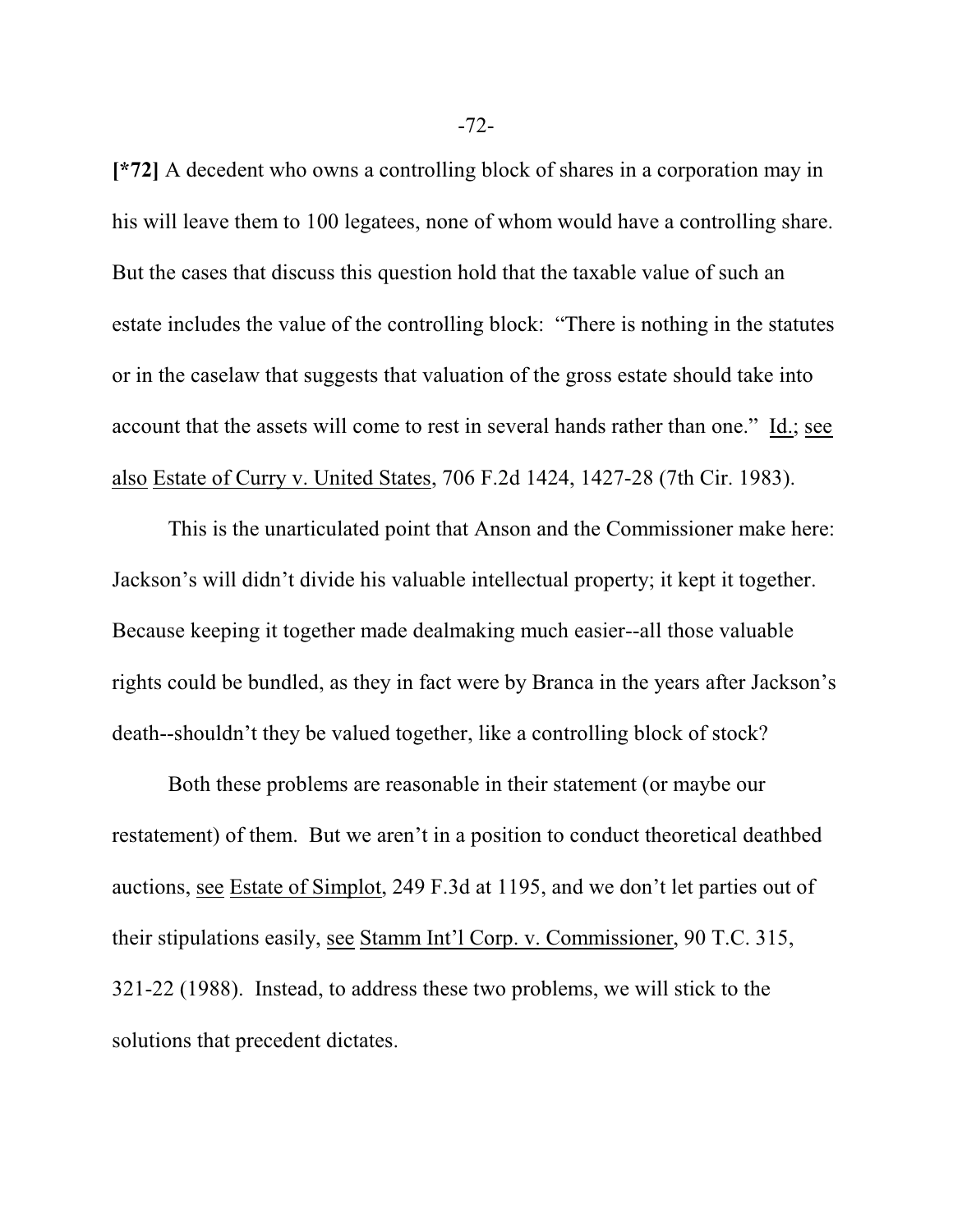**[*72]** A decedent who owns a controlling block of shares in a corporation may in his will leave them to 100 legatees, none of whom would have a controlling share. But the cases that discuss this question hold that the taxable value of such an estate includes the value of the controlling block: "There is nothing in the statutes or in the caselaw that suggests that valuation of the gross estate should take into account that the assets will come to rest in several hands rather than one." Id.; see also Estate of Curry v. United States, 706 F.2d 1424, 1427-28 (7th Cir. 1983).

This is the unarticulated point that Anson and the Commissioner make here: Jackson's will didn't divide his valuable intellectual property; it kept it together. Because keeping it together made dealmaking much easier--all those valuable rights could be bundled, as they in fact were by Branca in the years after Jackson's death--shouldn't they be valued together, like a controlling block of stock?

Both these problems are reasonable in their statement (or maybe our restatement) of them. But we aren't in a position to conduct theoretical deathbed auctions, see Estate of Simplot, 249 F.3d at 1195, and we don't let parties out of their stipulations easily, see Stamm Int'l Corp. v. Commissioner, 90 T.C. 315, 321-22 (1988). Instead, to address these two problems, we will stick to the solutions that precedent dictates.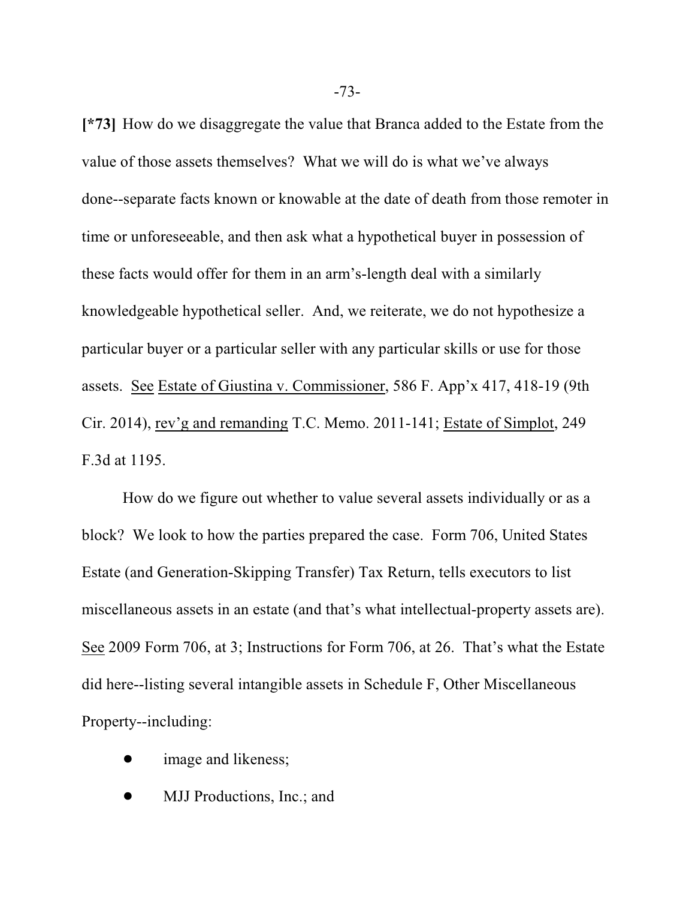**[*73]** How do we disaggregate the value that Branca added to the Estate from the value of those assets themselves? What we will do is what we've always done--separate facts known or knowable at the date of death from those remoter in time or unforeseeable, and then ask what a hypothetical buyer in possession of these facts would offer for them in an arm's-length deal with a similarly knowledgeable hypothetical seller. And, we reiterate, we do not hypothesize a particular buyer or a particular seller with any particular skills or use for those assets. See Estate of Giustina v. Commissioner, 586 F. App'x 417, 418-19 (9th Cir. 2014), rev'g and remanding T.C. Memo. 2011-141; Estate of Simplot, 249 F.3d at 1195.

How do we figure out whether to value several assets individually or as a block? We look to how the parties prepared the case. Form 706, United States Estate (and Generation-Skipping Transfer) Tax Return, tells executors to list miscellaneous assets in an estate (and that's what intellectual-property assets are). See 2009 Form 706, at 3; Instructions for Form 706, at 26. That's what the Estate did here--listing several intangible assets in Schedule F, Other Miscellaneous Property--including:

- image and likeness;
- MJJ Productions, Inc.; and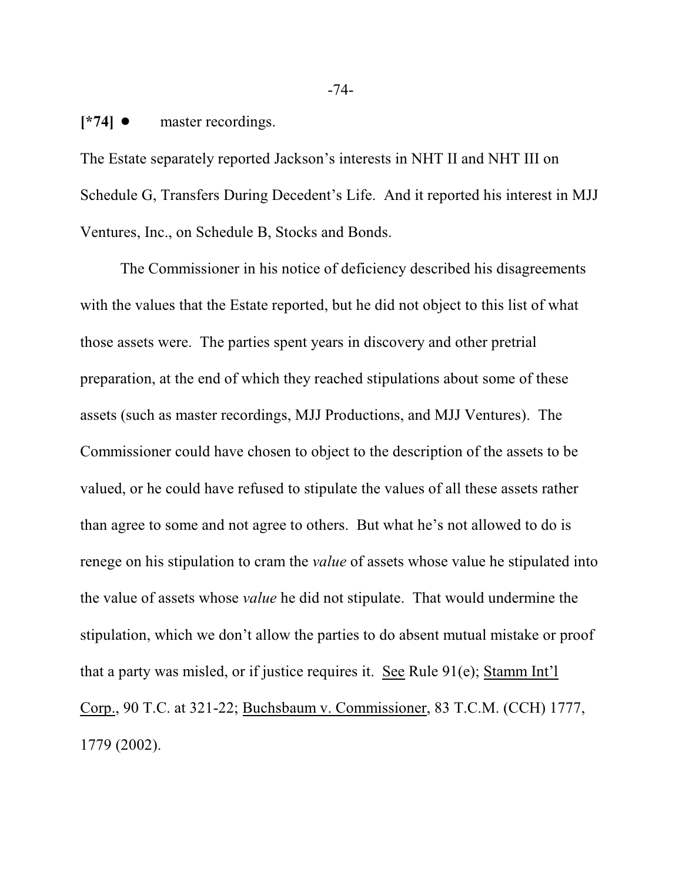[*74] • master recordings.

The Estate separately reported Jackson's interests in NHT II and NHT III on Schedule G, Transfers During Decedent's Life. And it reported his interest in MJJ Ventures, Inc., on Schedule B, Stocks and Bonds.

The Commissioner in his notice of deficiency described his disagreements with the values that the Estate reported, but he did not object to this list of what those assets were. The parties spent years in discovery and other pretrial preparation, at the end of which they reached stipulations about some of these assets (such as master recordings, MJJ Productions, and MJJ Ventures). The Commissioner could have chosen to object to the description of the assets to be valued, or he could have refused to stipulate the values of all these assets rather than agree to some and not agree to others. But what he's not allowed to do is renege on his stipulation to cram the *value* of assets whose value he stipulated into the value of assets whose *value* he did not stipulate. That would undermine the stipulation, which we don't allow the parties to do absent mutual mistake or proof that a party was misled, or if justice requires it. See Rule 91(e); Stamm Int'l Corp., 90 T.C. at 321-22; Buchsbaum v. Commissioner, 83 T.C.M. (CCH) 1777, 1779 (2002).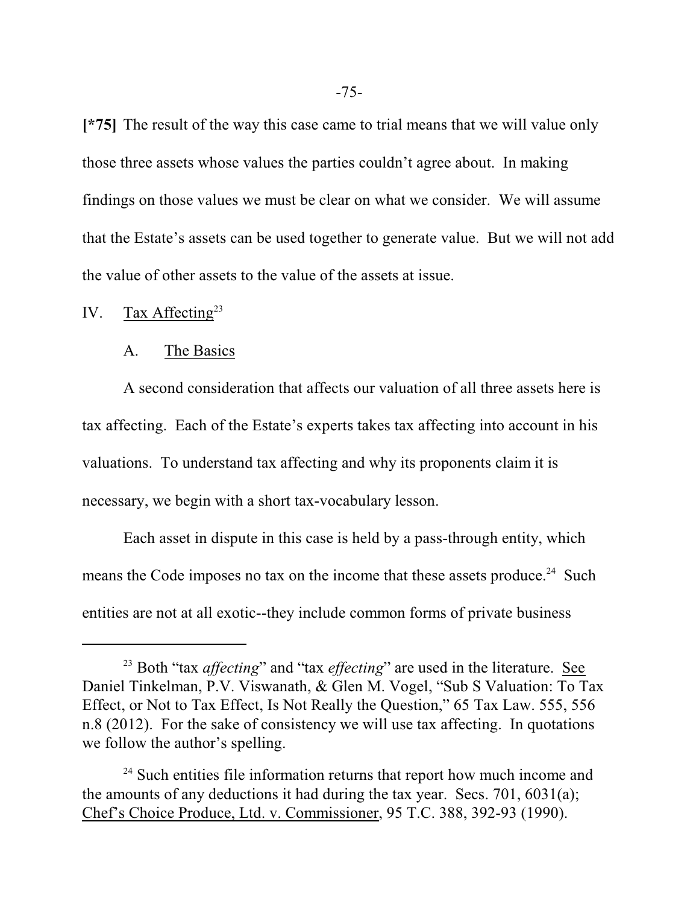**[*75]** The result of the way this case came to trial means that we will value only those three assets whose values the parties couldn't agree about. In making findings on those values we must be clear on what we consider. We will assume that the Estate's assets can be used together to generate value. But we will not add the value of other assets to the value of the assets at issue.

## IV. Tax Affecting[23]

### A. The Basics

A second consideration that affects our valuation of all three assets here is tax affecting. Each of the Estate's experts takes tax affecting into account in his valuations. To understand tax affecting and why its proponents claim it is necessary, we begin with a short tax-vocabulary lesson.

Each asset in dispute in this case is held by a pass-through entity, which means the Code imposes no tax on the income that these assets produce.[24] Such entities are not at all exotic--they include common forms of private business

---

[23] Both "tax *affecting*" and "tax *effecting*" are used in the literature. See Daniel Tinkelman, P.V. Viswanath, & Glen M. Vogel, "Sub S Valuation: To Tax Effect, or Not to Tax Effect, Is Not Really the Question," 65 Tax Law. 555, 556 n.8 (2012). For the sake of consistency we will use tax affecting. In quotations we follow the author's spelling.

[24] Such entities file information returns that report how much income and the amounts of any deductions it had during the tax year. Secs. 701, 6031(a); Chef's Choice Produce, Ltd. v. Commissioner, 95 T.C. 388, 392-93 (1990).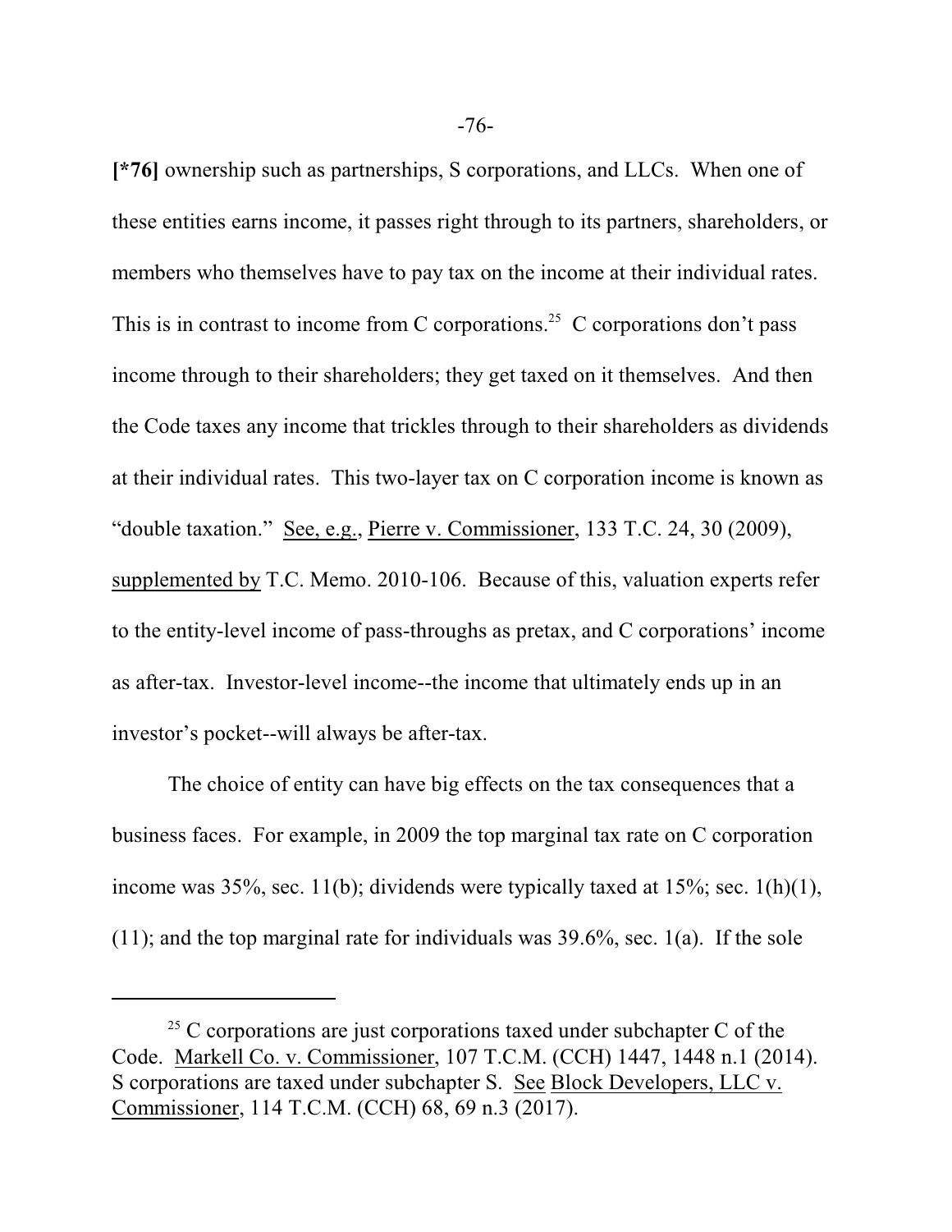**[*76]** ownership such as partnerships, S corporations, and LLCs. When one of these entities earns income, it passes right through to its partners, shareholders, or members who themselves have to pay tax on the income at their individual rates. This is in contrast to income from C corporations.[25] C corporations don't pass income through to their shareholders; they get taxed on it themselves. And then the Code taxes any income that trickles through to their shareholders as dividends at their individual rates. This two-layer tax on C corporation income is known as "double taxation." See, e.g., Pierre v. Commissioner, 133 T.C. 24, 30 (2009), supplemented by T.C. Memo. 2010-106. Because of this, valuation experts refer to the entity-level income of pass-throughs as pretax, and C corporations' income as after-tax. Investor-level income--the income that ultimately ends up in an investor's pocket--will always be after-tax.

The choice of entity can have big effects on the tax consequences that a business faces. For example, in 2009 the top marginal tax rate on C corporation income was 35%, sec. 11(b); dividends were typically taxed at 15%; sec. 1(h)(1), (11); and the top marginal rate for individuals was 39.6%, sec. 1(a). If the sole

---

[25] C corporations are just corporations taxed under subchapter C of the Code. Markell Co. v. Commissioner, 107 T.C.M. (CCH) 1447, 1448 n.1 (2014). S corporations are taxed under subchapter S. See Block Developers, LLC v. Commissioner, 114 T.C.M. (CCH) 68, 69 n.3 (2017).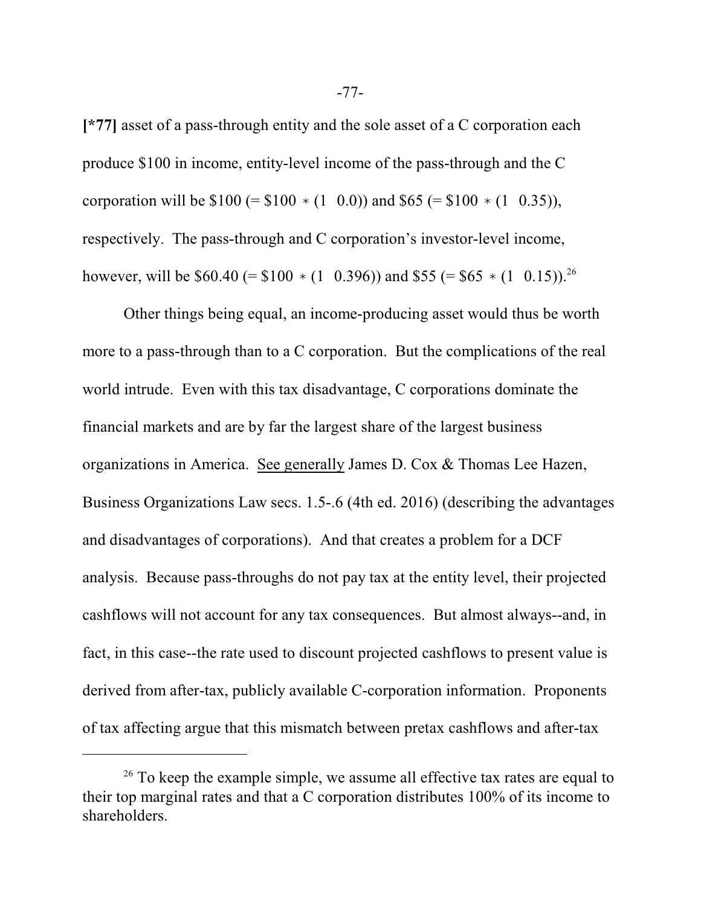**[*77]** asset of a pass-through entity and the sole asset of a C corporation each produce \$100 in income, entity-level income of the pass-through and the C corporation will be \$100 (= \$100 $*$ (1 $-$ 0.0)) and \$65 (= \$100 $*$ (1 $-$ 0.35)), respectively. The pass-through and C corporation's investor-level income, however, will be \$60.40 (= \$100 $*$ (1 $-$ 0.396)) and \$55 (= \$65 $*$ (1 $-$ 0.15)).[26]

Other things being equal, an income-producing asset would thus be worth more to a pass-through than to a C corporation. But the complications of the real world intrude. Even with this tax disadvantage, C corporations dominate the financial markets and are by far the largest share of the largest business organizations in America. See generally James D. Cox & Thomas Lee Hazen, Business Organizations Law secs. 1.5-.6 (4th ed. 2016) (describing the advantages and disadvantages of corporations). And that creates a problem for a DCF analysis. Because pass-throughs do not pay tax at the entity level, their projected cashflows will not account for any tax consequences. But almost always--and, in fact, in this case--the rate used to discount projected cashflows to present value is derived from after-tax, publicly available C-corporation information. Proponents of tax affecting argue that this mismatch between pretax cashflows and after-tax

---

[26] To keep the example simple, we assume all effective tax rates are equal to their top marginal rates and that a C corporation distributes 100% of its income to shareholders.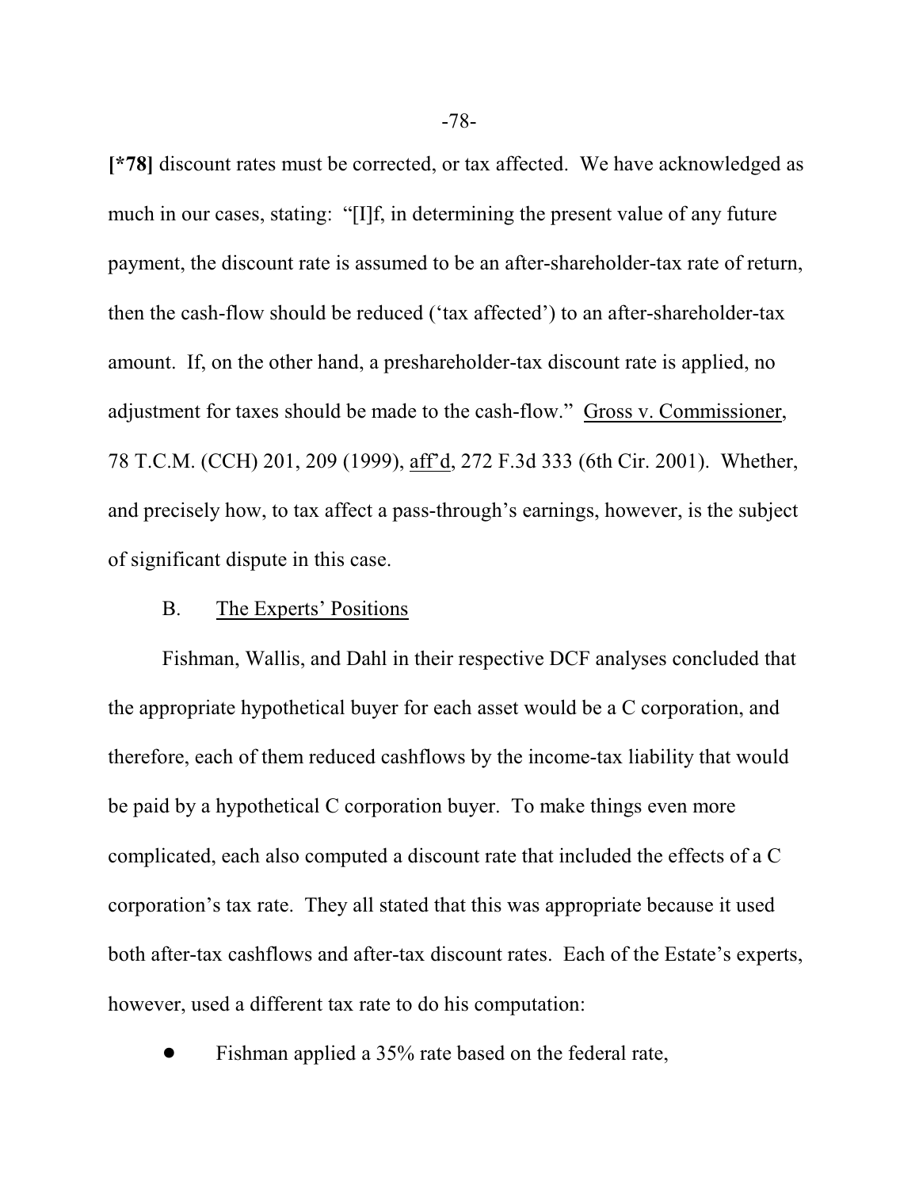**[*78]** discount rates must be corrected, or tax affected. We have acknowledged as much in our cases, stating: "[I]f, in determining the present value of any future payment, the discount rate is assumed to be an after-shareholder-tax rate of return, then the cash-flow should be reduced ('tax affected') to an after-shareholder-tax amount. If, on the other hand, a preshareholder-tax discount rate is applied, no adjustment for taxes should be made to the cash-flow." Gross v. Commissioner, 78 T.C.M. (CCH) 201, 209 (1999), aff'd, 272 F.3d 333 (6th Cir. 2001). Whether, and precisely how, to tax affect a pass-through's earnings, however, is the subject of significant dispute in this case.

B. The Experts' Positions

Fishman, Wallis, and Dahl in their respective DCF analyses concluded that the appropriate hypothetical buyer for each asset would be a C corporation, and therefore, each of them reduced cashflows by the income-tax liability that would be paid by a hypothetical C corporation buyer. To make things even more complicated, each also computed a discount rate that included the effects of a C corporation's tax rate. They all stated that this was appropriate because it used both after-tax cashflows and after-tax discount rates. Each of the Estate's experts, however, used a different tax rate to do his computation:

- Fishman applied a 35% rate based on the federal rate,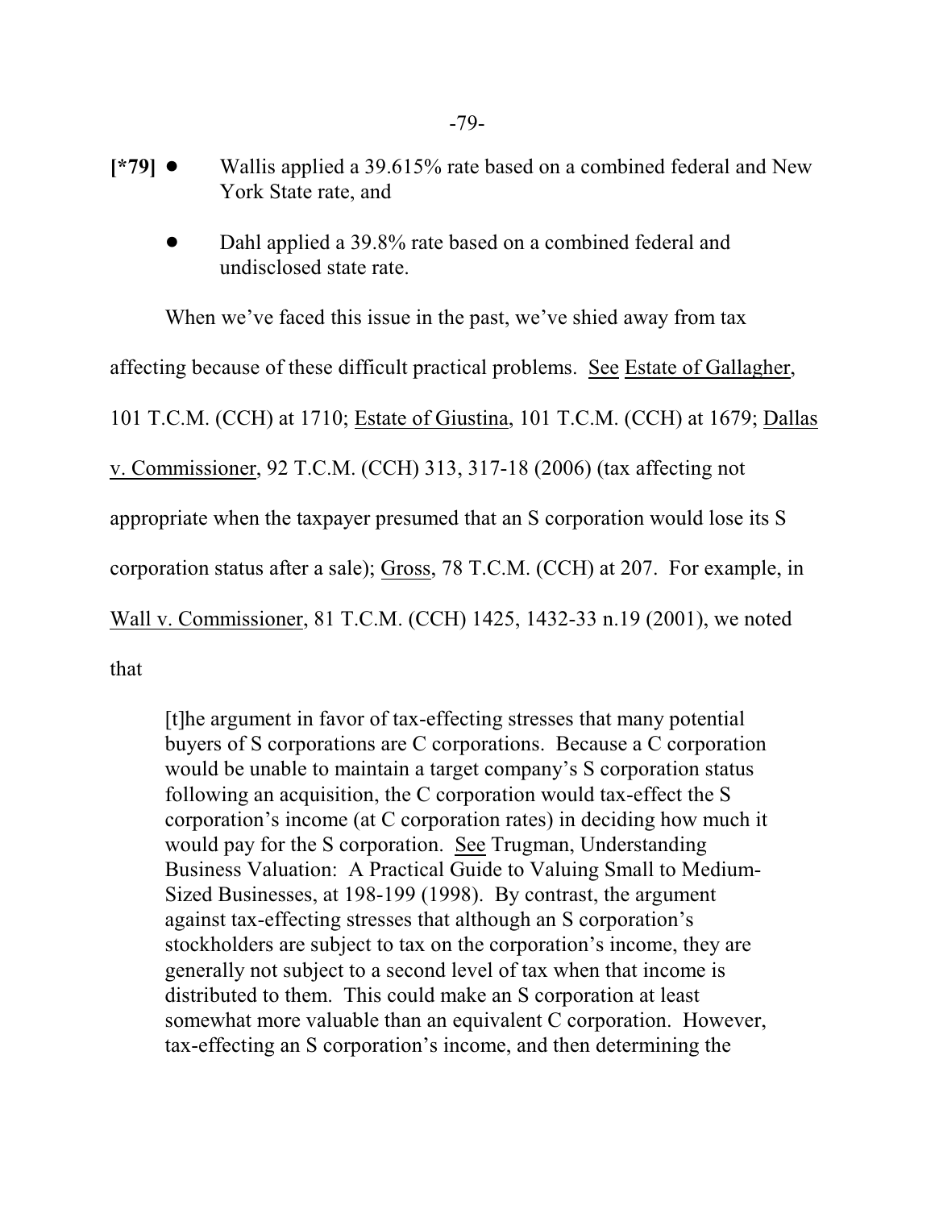[*79]
- Wallis applied a 39.615% rate based on a combined federal and New York State rate, and
- Dahl applied a 39.8% rate based on a combined federal and undisclosed state rate.

When we've faced this issue in the past, we've shied away from tax affecting because of these difficult practical problems. See Estate of Gallagher, 101 T.C.M. (CCH) at 1710; Estate of Giustina, 101 T.C.M. (CCH) at 1679; Dallas v. Commissioner, 92 T.C.M. (CCH) 313, 317-18 (2006) (tax affecting not appropriate when the taxpayer presumed that an S corporation would lose its S corporation status after a sale); Gross, 78 T.C.M. (CCH) at 207. For example, in Wall v. Commissioner, 81 T.C.M. (CCH) 1425, 1432-33 n.19 (2001), we noted that

> [t]he argument in favor of tax-effecting stresses that many potential buyers of S corporations are C corporations. Because a C corporation would be unable to maintain a target company's S corporation status following an acquisition, the C corporation would tax-effect the S corporation's income (at C corporation rates) in deciding how much it would pay for the S corporation. See Trugman, Understanding Business Valuation: A Practical Guide to Valuing Small to Medium-Sized Businesses, at 198-199 (1998). By contrast, the argument against tax-effecting stresses that although an S corporation's stockholders are subject to tax on the corporation's income, they are generally not subject to a second level of tax when that income is distributed to them. This could make an S corporation at least somewhat more valuable than an equivalent C corporation. However, tax-effecting an S corporation's income, and then determining the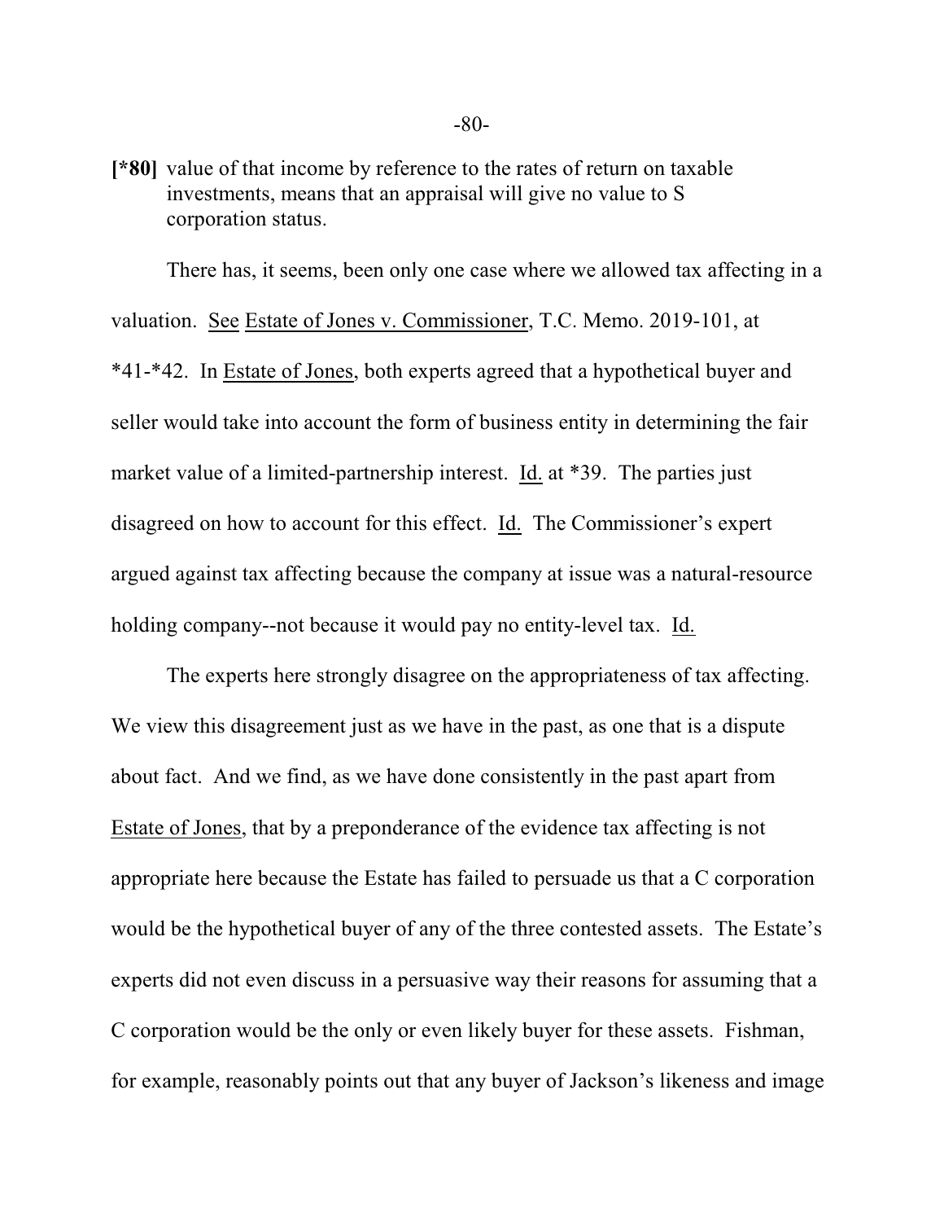**[*80]** value of that income by reference to the rates of return on taxable investments, means that an appraisal will give no value to S corporation status.

There has, it seems, been only one case where we allowed tax affecting in a valuation. See Estate of Jones v. Commissioner, T.C. Memo. 2019-101, at *41-*42. In Estate of Jones, both experts agreed that a hypothetical buyer and seller would take into account the form of business entity in determining the fair market value of a limited-partnership interest. Id. at *39. The parties just disagreed on how to account for this effect. Id. The Commissioner's expert argued against tax affecting because the company at issue was a natural-resource holding company--not because it would pay no entity-level tax. Id.

The experts here strongly disagree on the appropriateness of tax affecting. We view this disagreement just as we have in the past, as one that is a dispute about fact. And we find, as we have done consistently in the past apart from Estate of Jones, that by a preponderance of the evidence tax affecting is not appropriate here because the Estate has failed to persuade us that a C corporation would be the hypothetical buyer of any of the three contested assets. The Estate's experts did not even discuss in a persuasive way their reasons for assuming that a C corporation would be the only or even likely buyer for these assets. Fishman, for example, reasonably points out that any buyer of Jackson's likeness and image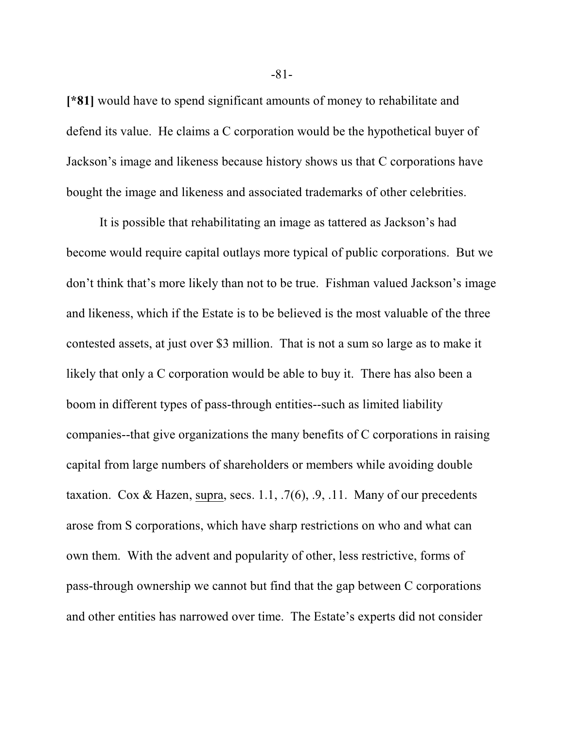**[*81]** would have to spend significant amounts of money to rehabilitate and defend its value. He claims a C corporation would be the hypothetical buyer of Jackson's image and likeness because history shows us that C corporations have bought the image and likeness and associated trademarks of other celebrities.

It is possible that rehabilitating an image as tattered as Jackson's had become would require capital outlays more typical of public corporations. But we don't think that's more likely than not to be true. Fishman valued Jackson's image and likeness, which if the Estate is to be believed is the most valuable of the three contested assets, at just over $3 million. That is not a sum so large as to make it likely that only a C corporation would be able to buy it. There has also been a boom in different types of pass-through entities--such as limited liability companies--that give organizations the many benefits of C corporations in raising capital from large numbers of shareholders or members while avoiding double taxation. Cox & Hazen, supra, secs. 1.1, .7(6), .9, .11. Many of our precedents arose from S corporations, which have sharp restrictions on who and what can own them. With the advent and popularity of other, less restrictive, forms of pass-through ownership we cannot but find that the gap between C corporations and other entities has narrowed over time. The Estate's experts did not consider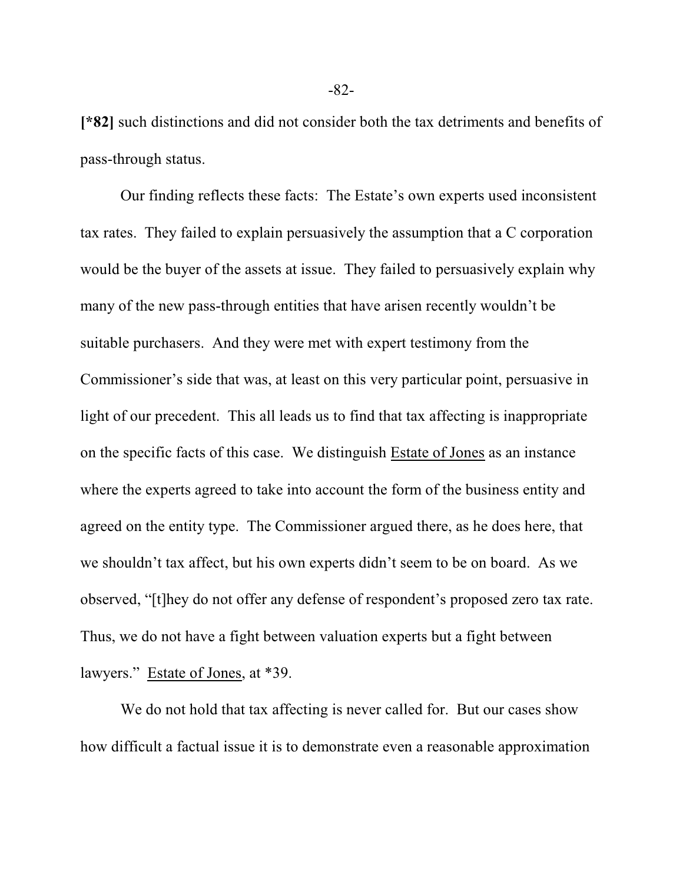**[*82]** such distinctions and did not consider both the tax detriments and benefits of pass-through status.

Our finding reflects these facts: The Estate's own experts used inconsistent tax rates. They failed to explain persuasively the assumption that a C corporation would be the buyer of the assets at issue. They failed to persuasively explain why many of the new pass-through entities that have arisen recently wouldn't be suitable purchasers. And they were met with expert testimony from the Commissioner's side that was, at least on this very particular point, persuasive in light of our precedent. This all leads us to find that tax affecting is inappropriate on the specific facts of this case. We distinguish Estate of Jones as an instance where the experts agreed to take into account the form of the business entity and agreed on the entity type. The Commissioner argued there, as he does here, that we shouldn't tax affect, but his own experts didn't seem to be on board. As we observed, "[t]hey do not offer any defense of respondent's proposed zero tax rate. Thus, we do not have a fight between valuation experts but a fight between lawyers." Estate of Jones, at *39.

We do not hold that tax affecting is never called for. But our cases show how difficult a factual issue it is to demonstrate even a reasonable approximation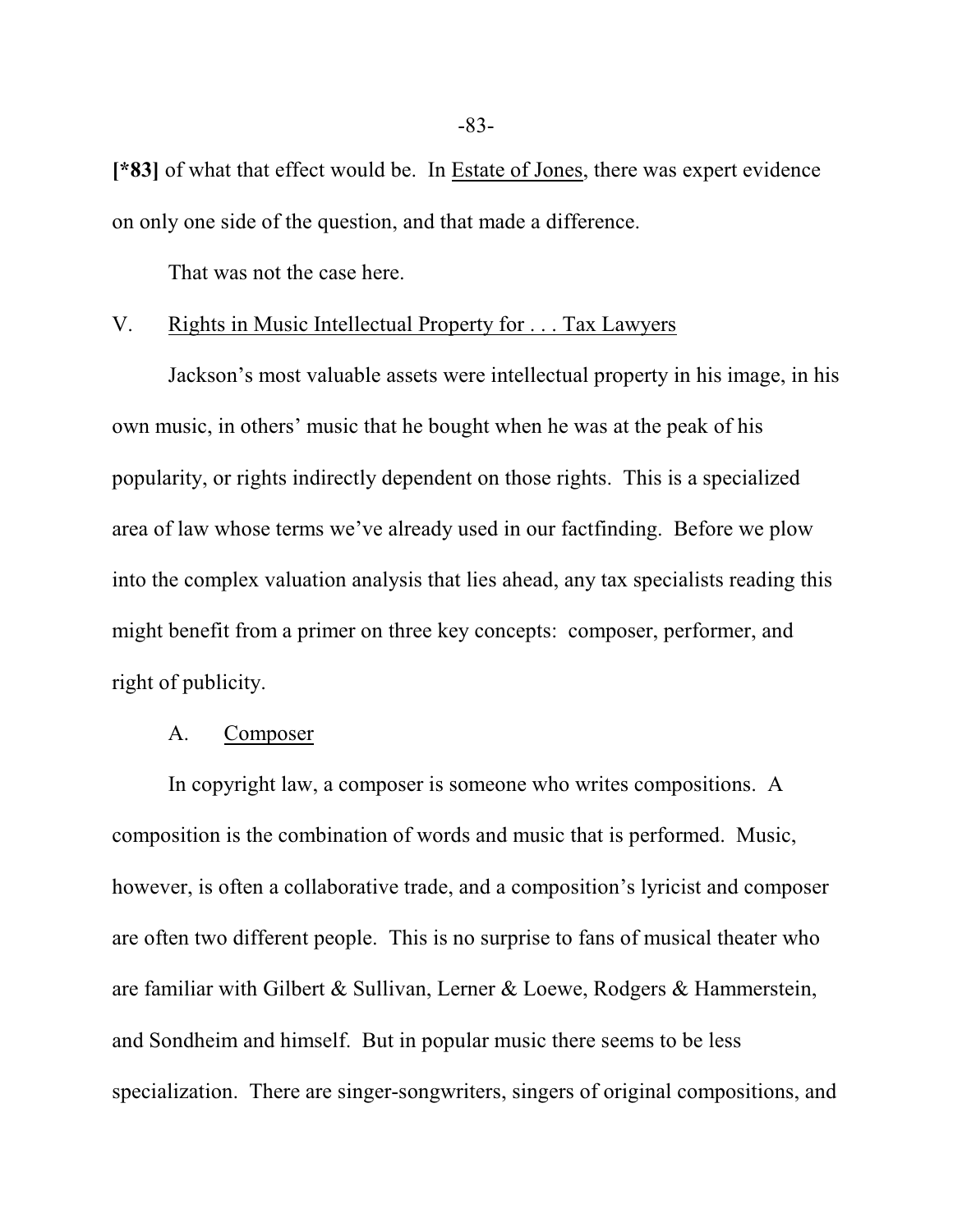**[*83]** of what that effect would be. In Estate of Jones, there was expert evidence on only one side of the question, and that made a difference.

That was not the case here.

## V. Rights in Music Intellectual Property for . . . Tax Lawyers

Jackson's most valuable assets were intellectual property in his image, in his own music, in others' music that he bought when he was at the peak of his popularity, or rights indirectly dependent on those rights. This is a specialized area of law whose terms we've already used in our factfinding. Before we plow into the complex valuation analysis that lies ahead, any tax specialists reading this might benefit from a primer on three key concepts: composer, performer, and right of publicity.

### A. Composer

In copyright law, a composer is someone who writes compositions. A composition is the combination of words and music that is performed. Music, however, is often a collaborative trade, and a composition's lyricist and composer are often two different people. This is no surprise to fans of musical theater who are familiar with Gilbert & Sullivan, Lerner & Loewe, Rodgers & Hammerstein, and Sondheim and himself. But in popular music there seems to be less specialization. There are singer-songwriters, singers of original compositions, and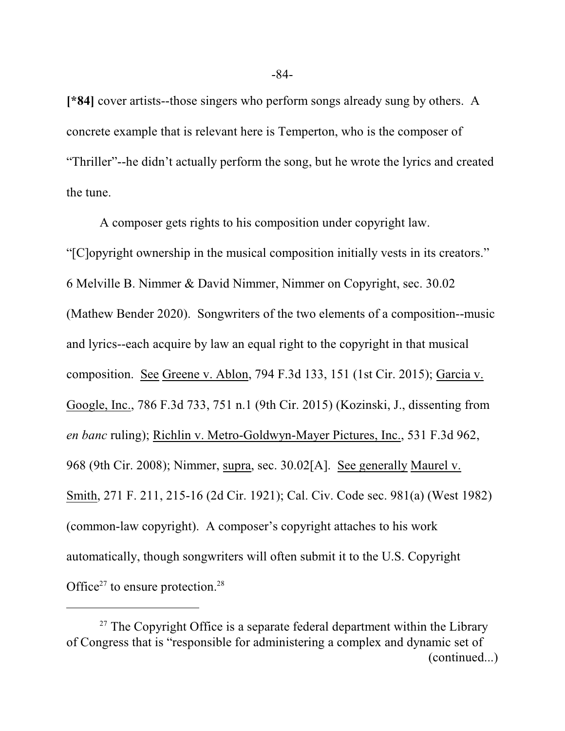**[*84]** cover artists--those singers who perform songs already sung by others. A concrete example that is relevant here is Temperton, who is the composer of "Thriller"--he didn't actually perform the song, but he wrote the lyrics and created the tune.

A composer gets rights to his composition under copyright law. "[C]opyright ownership in the musical composition initially vests in its creators." 6 Melville B. Nimmer & David Nimmer, Nimmer on Copyright, sec. 30.02 (Mathew Bender 2020). Songwriters of the two elements of a composition--music and lyrics--each acquire by law an equal right to the copyright in that musical composition. See Greene v. Ablon, 794 F.3d 133, 151 (1st Cir. 2015); Garcia v. Google, Inc., 786 F.3d 733, 751 n.1 (9th Cir. 2015) (Kozinski, J., dissenting from *en banc* ruling); Richlin v. Metro-Goldwyn-Mayer Pictures, Inc., 531 F.3d 962, 968 (9th Cir. 2008); Nimmer, supra, sec. 30.02[A]. See generally Maurel v. Smith, 271 F. 211, 215-16 (2d Cir. 1921); Cal. Civ. Code sec. 981(a) (West 1982) (common-law copyright). A composer's copyright attaches to his work automatically, though songwriters will often submit it to the U.S. Copyright Office[27] to ensure protection.[28]

---

[27] The Copyright Office is a separate federal department within the Library of Congress that is "responsible for administering a complex and dynamic set of (continued...)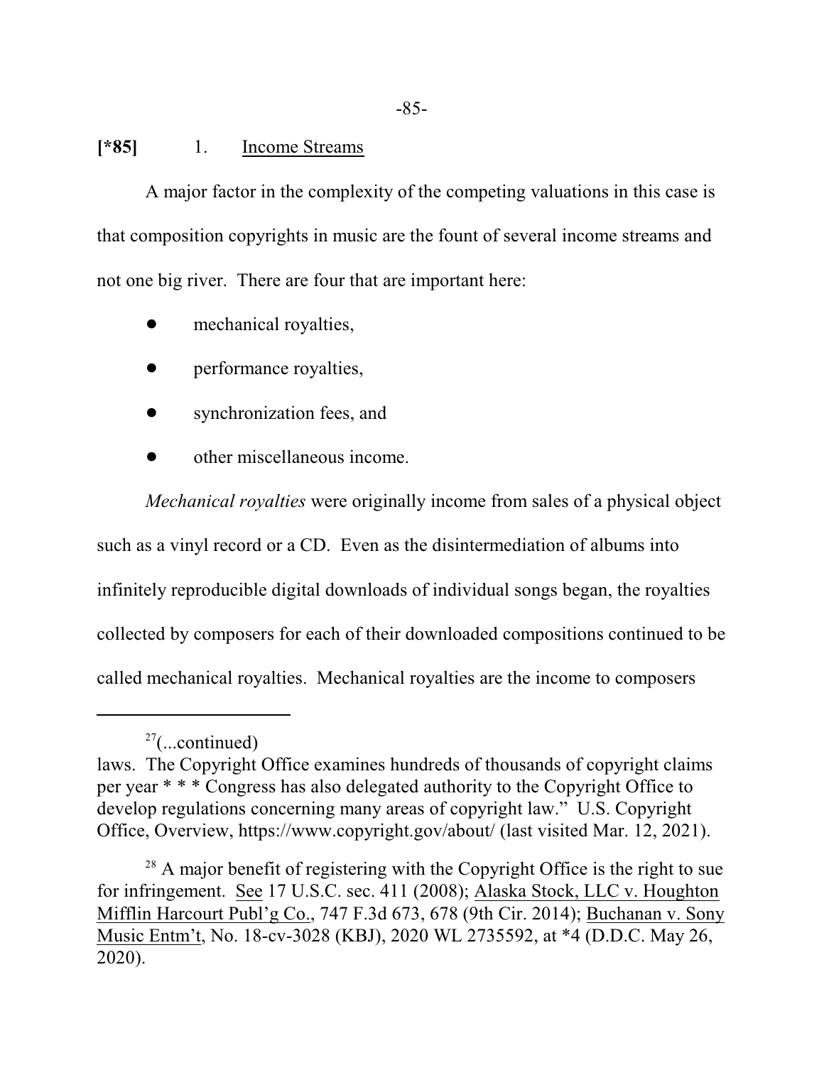**[*85]** 1. Income Streams

A major factor in the complexity of the competing valuations in this case is that composition copyrights in music are the fount of several income streams and not one big river. There are four that are important here:

- mechanical royalties,
- performance royalties,
- synchronization fees, and
- other miscellaneous income.

*Mechanical royalties* were originally income from sales of a physical object such as a vinyl record or a CD. Even as the disintermediation of albums into infinitely reproducible digital downloads of individual songs began, the royalties collected by composers for each of their downloaded compositions continued to be called mechanical royalties. Mechanical royalties are the income to composers

---

[27](...continued)
laws. The Copyright Office examines hundreds of thousands of copyright claims per year * * * Congress has also delegated authority to the Copyright Office to develop regulations concerning many areas of copyright law." U.S. Copyright Office, Overview, https://www.copyright.gov/about/ (last visited Mar. 12, 2021).

[28] A major benefit of registering with the Copyright Office is the right to sue for infringement. See 17 U.S.C. sec. 411 (2008); Alaska Stock, LLC v. Houghton Mifflin Harcourt Publ'g Co., 747 F.3d 673, 678 (9th Cir. 2014); Buchanan v. Sony Music Entm't, No. 18-cv-3028 (KBJ), 2020 WL 2735592, at *4 (D.D.C. May 26, 2020).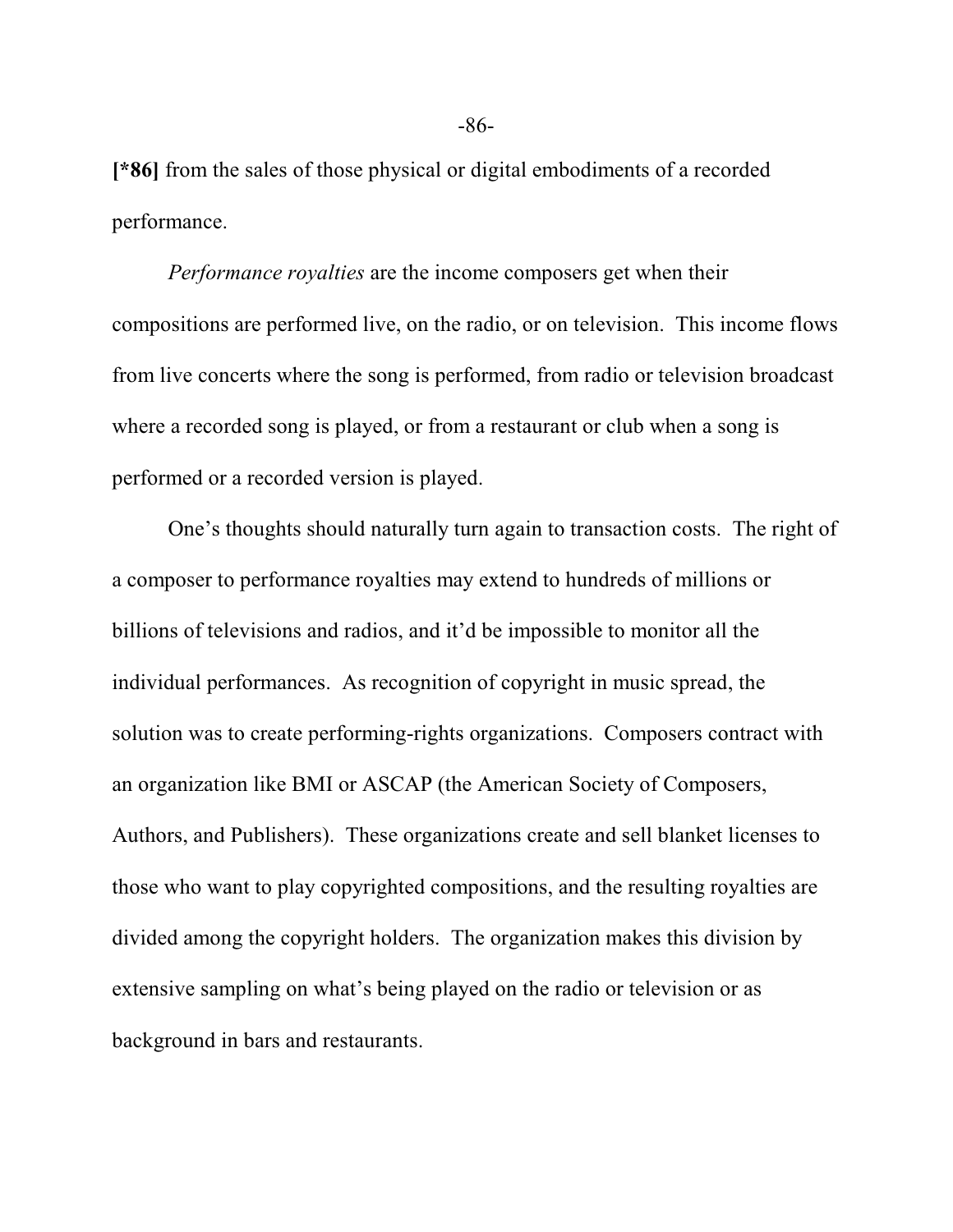**[*86]** from the sales of those physical or digital embodiments of a recorded performance.

*Performance royalties* are the income composers get when their compositions are performed live, on the radio, or on television. This income flows from live concerts where the song is performed, from radio or television broadcast where a recorded song is played, or from a restaurant or club when a song is performed or a recorded version is played.

One's thoughts should naturally turn again to transaction costs. The right of a composer to performance royalties may extend to hundreds of millions or billions of televisions and radios, and it'd be impossible to monitor all the individual performances. As recognition of copyright in music spread, the solution was to create performing-rights organizations. Composers contract with an organization like BMI or ASCAP (the American Society of Composers, Authors, and Publishers). These organizations create and sell blanket licenses to those who want to play copyrighted compositions, and the resulting royalties are divided among the copyright holders. The organization makes this division by extensive sampling on what's being played on the radio or television or as background in bars and restaurants.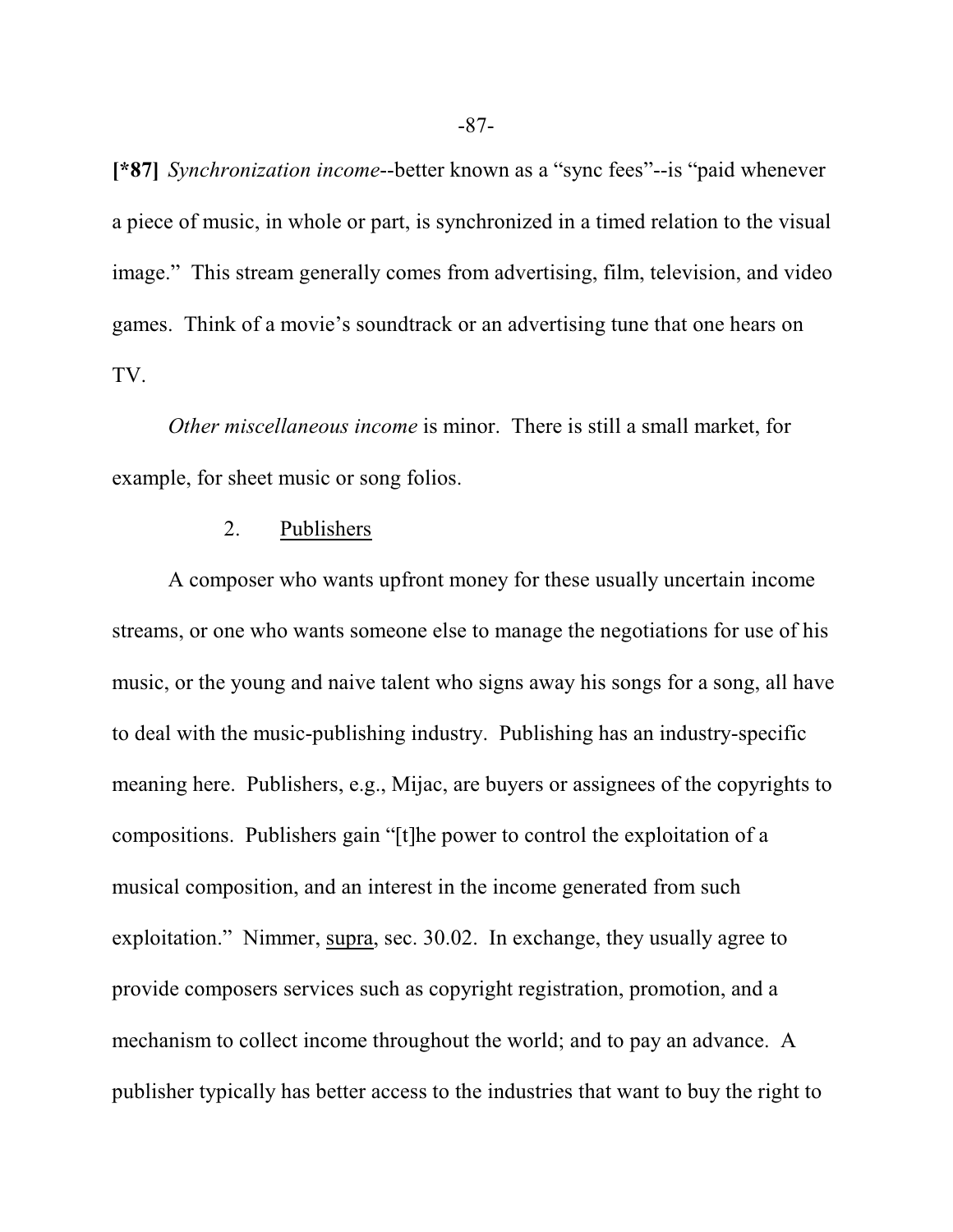**[*87]** *Synchronization income*--better known as a “sync fees”--is “paid whenever a piece of music, in whole or part, is synchronized in a timed relation to the visual image.” This stream generally comes from advertising, film, television, and video games. Think of a movie’s soundtrack or an advertising tune that one hears on TV.

*Other miscellaneous income* is minor. There is still a small market, for example, for sheet music or song folios.

2. Publishers

A composer who wants upfront money for these usually uncertain income streams, or one who wants someone else to manage the negotiations for use of his music, or the young and naive talent who signs away his songs for a song, all have to deal with the music-publishing industry. Publishing has an industry-specific meaning here. Publishers, e.g., Mijac, are buyers or assignees of the copyrights to compositions. Publishers gain “[t]he power to control the exploitation of a musical composition, and an interest in the income generated from such exploitation.” Nimmer, supra, sec. 30.02. In exchange, they usually agree to provide composers services such as copyright registration, promotion, and a mechanism to collect income throughout the world; and to pay an advance. A publisher typically has better access to the industries that want to buy the right to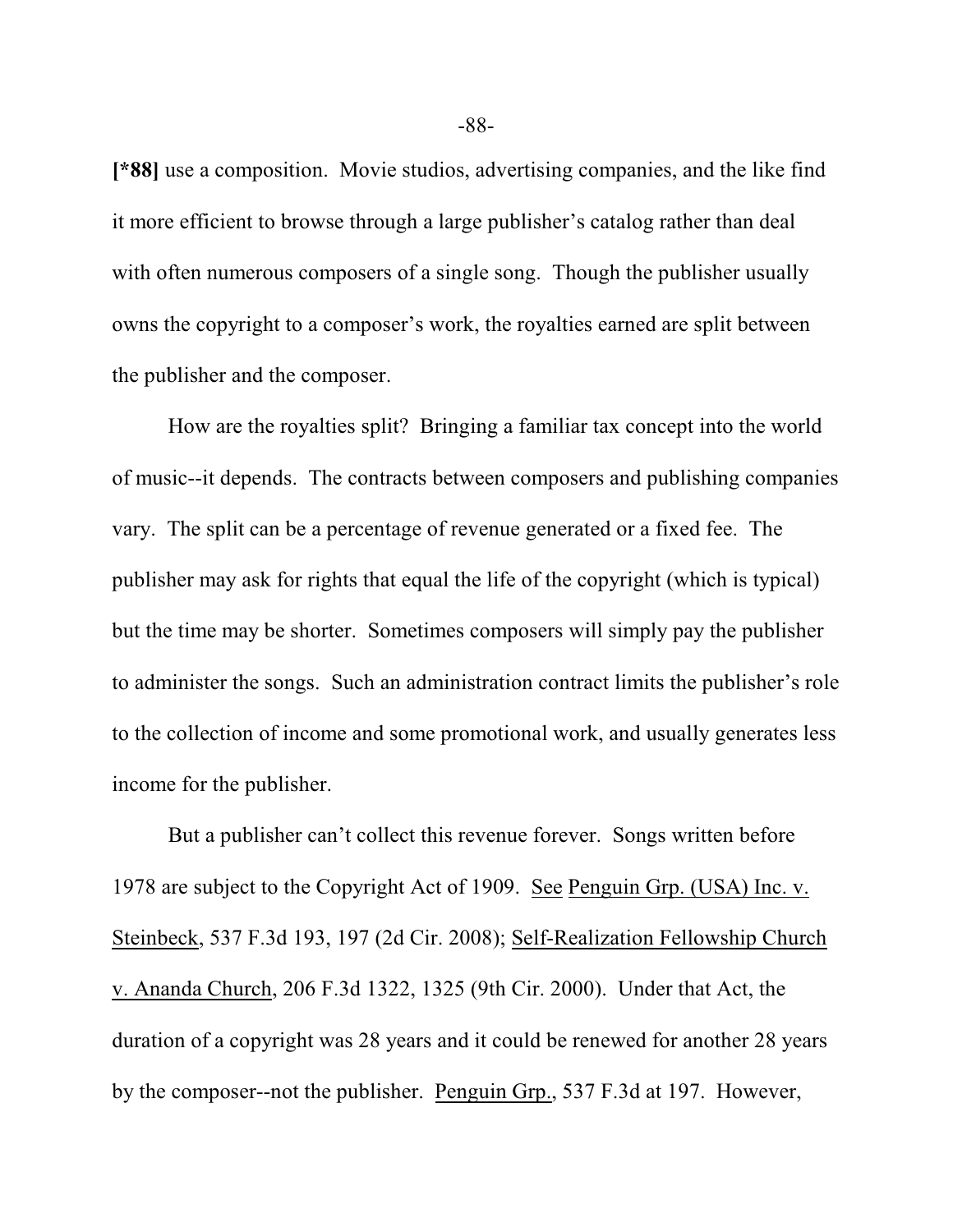**[*88]** use a composition. Movie studios, advertising companies, and the like find it more efficient to browse through a large publisher's catalog rather than deal with often numerous composers of a single song. Though the publisher usually owns the copyright to a composer's work, the royalties earned are split between the publisher and the composer.

How are the royalties split? Bringing a familiar tax concept into the world of music--it depends. The contracts between composers and publishing companies vary. The split can be a percentage of revenue generated or a fixed fee. The publisher may ask for rights that equal the life of the copyright (which is typical) but the time may be shorter. Sometimes composers will simply pay the publisher to administer the songs. Such an administration contract limits the publisher's role to the collection of income and some promotional work, and usually generates less income for the publisher.

But a publisher can't collect this revenue forever. Songs written before 1978 are subject to the Copyright Act of 1909. See Penguin Grp. (USA) Inc. v. Steinbeck, 537 F.3d 193, 197 (2d Cir. 2008); Self-Realization Fellowship Church v. Ananda Church, 206 F.3d 1322, 1325 (9th Cir. 2000). Under that Act, the duration of a copyright was 28 years and it could be renewed for another 28 years by the composer--not the publisher. Penguin Grp., 537 F.3d at 197. However,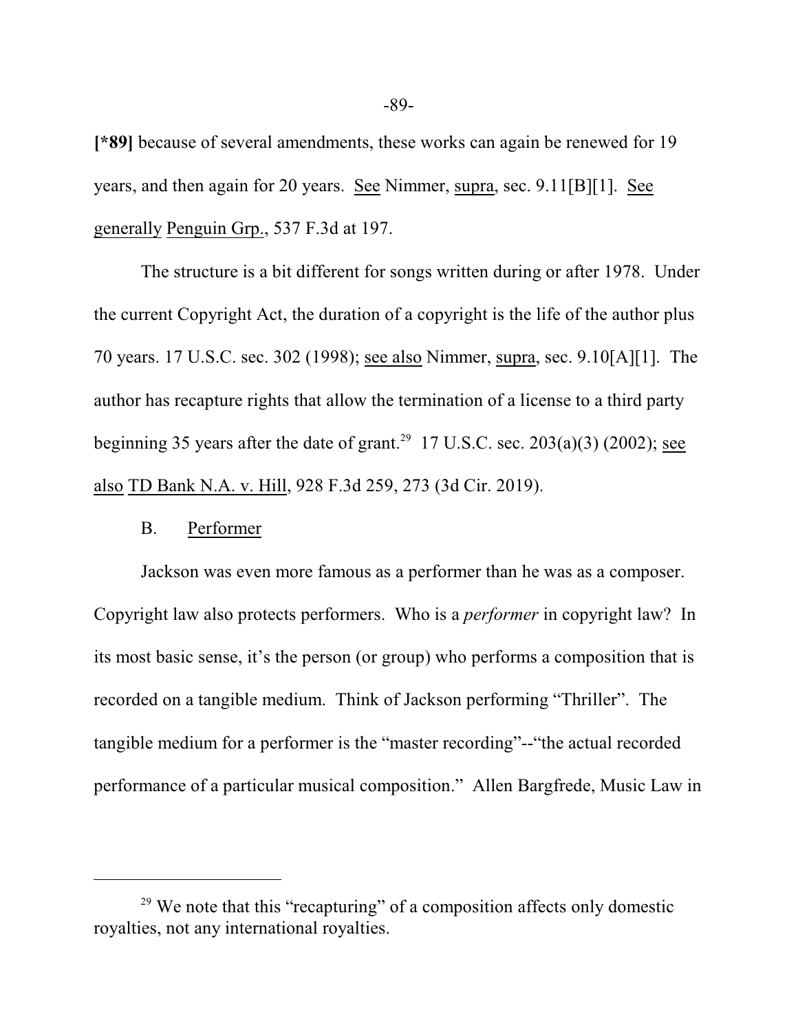**[*89]** because of several amendments, these works can again be renewed for 19 years, and then again for 20 years. See Nimmer, supra, sec. 9.11[B][1]. See generally Penguin Grp., 537 F.3d at 197.

The structure is a bit different for songs written during or after 1978. Under the current Copyright Act, the duration of a copyright is the life of the author plus 70 years. 17 U.S.C. sec. 302 (1998); see also Nimmer, supra, sec. 9.10[A][1]. The author has recapture rights that allow the termination of a license to a third party beginning 35 years after the date of grant.[29] 17 U.S.C. sec. 203(a)(3) (2002); see also TD Bank N.A. v. Hill, 928 F.3d 259, 273 (3d Cir. 2019).

B. Performer

Jackson was even more famous as a performer than he was as a composer. Copyright law also protects performers. Who is a *performer* in copyright law? In its most basic sense, it's the person (or group) who performs a composition that is recorded on a tangible medium. Think of Jackson performing "Thriller". The tangible medium for a performer is the "master recording"--"the actual recorded performance of a particular musical composition." Allen Bargfrede, Music Law in

---

[29] We note that this "recapturing" of a composition affects only domestic royalties, not any international royalties.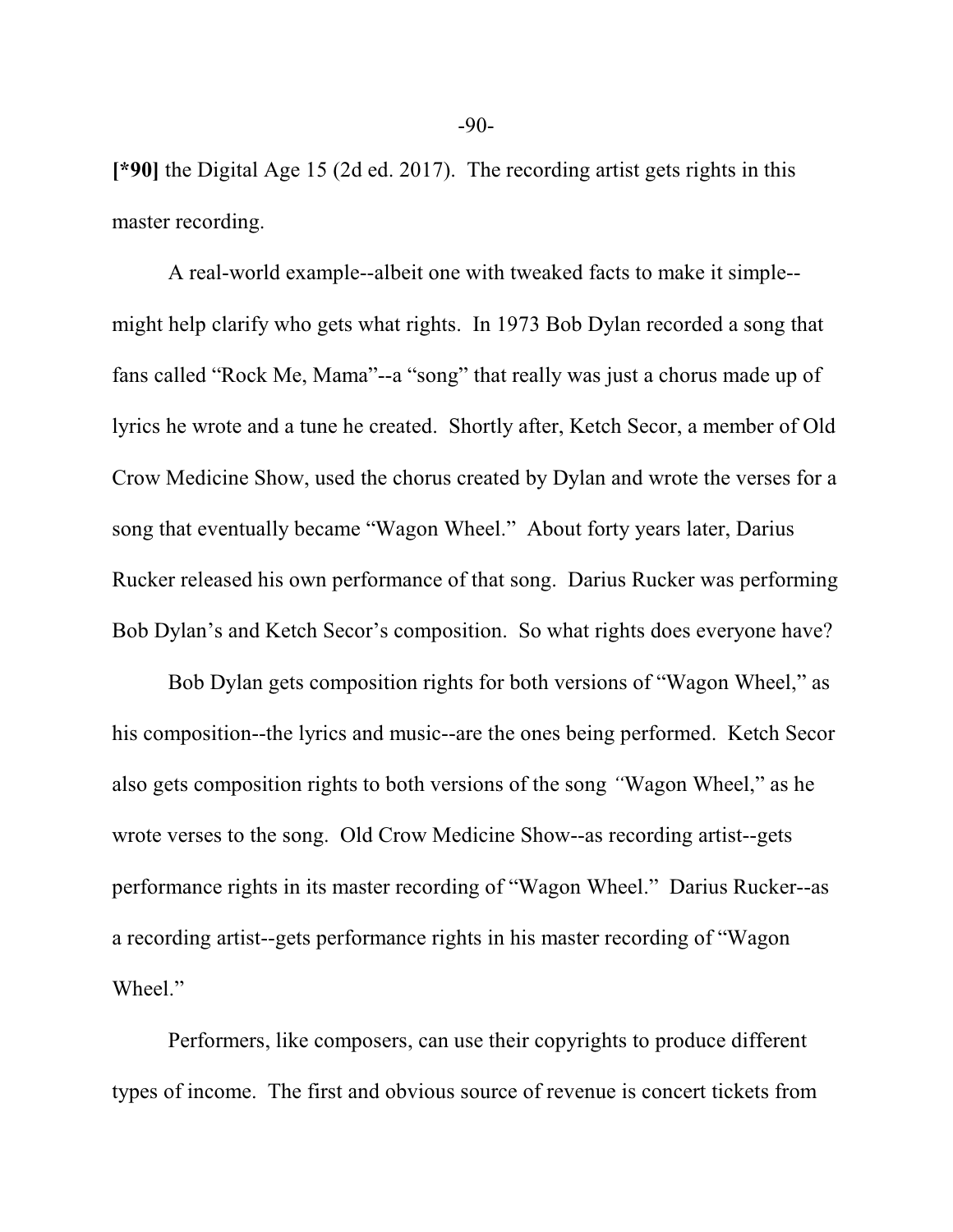**[*90]** the Digital Age 15 (2d ed. 2017). The recording artist gets rights in this master recording.

A real-world example--albeit one with tweaked facts to make it simple--might help clarify who gets what rights. In 1973 Bob Dylan recorded a song that fans called "Rock Me, Mama"--a "song" that really was just a chorus made up of lyrics he wrote and a tune he created. Shortly after, Ketch Secor, a member of Old Crow Medicine Show, used the chorus created by Dylan and wrote the verses for a song that eventually became "Wagon Wheel." About forty years later, Darius Rucker released his own performance of that song. Darius Rucker was performing Bob Dylan's and Ketch Secor's composition. So what rights does everyone have?

Bob Dylan gets composition rights for both versions of "Wagon Wheel," as his composition--the lyrics and music--are the ones being performed. Ketch Secor also gets composition rights to both versions of the song "Wagon Wheel," as he wrote verses to the song. Old Crow Medicine Show--as recording artist--gets performance rights in its master recording of "Wagon Wheel." Darius Rucker--as a recording artist--gets performance rights in his master recording of "Wagon Wheel."

Performers, like composers, can use their copyrights to produce different types of income. The first and obvious source of revenue is concert tickets from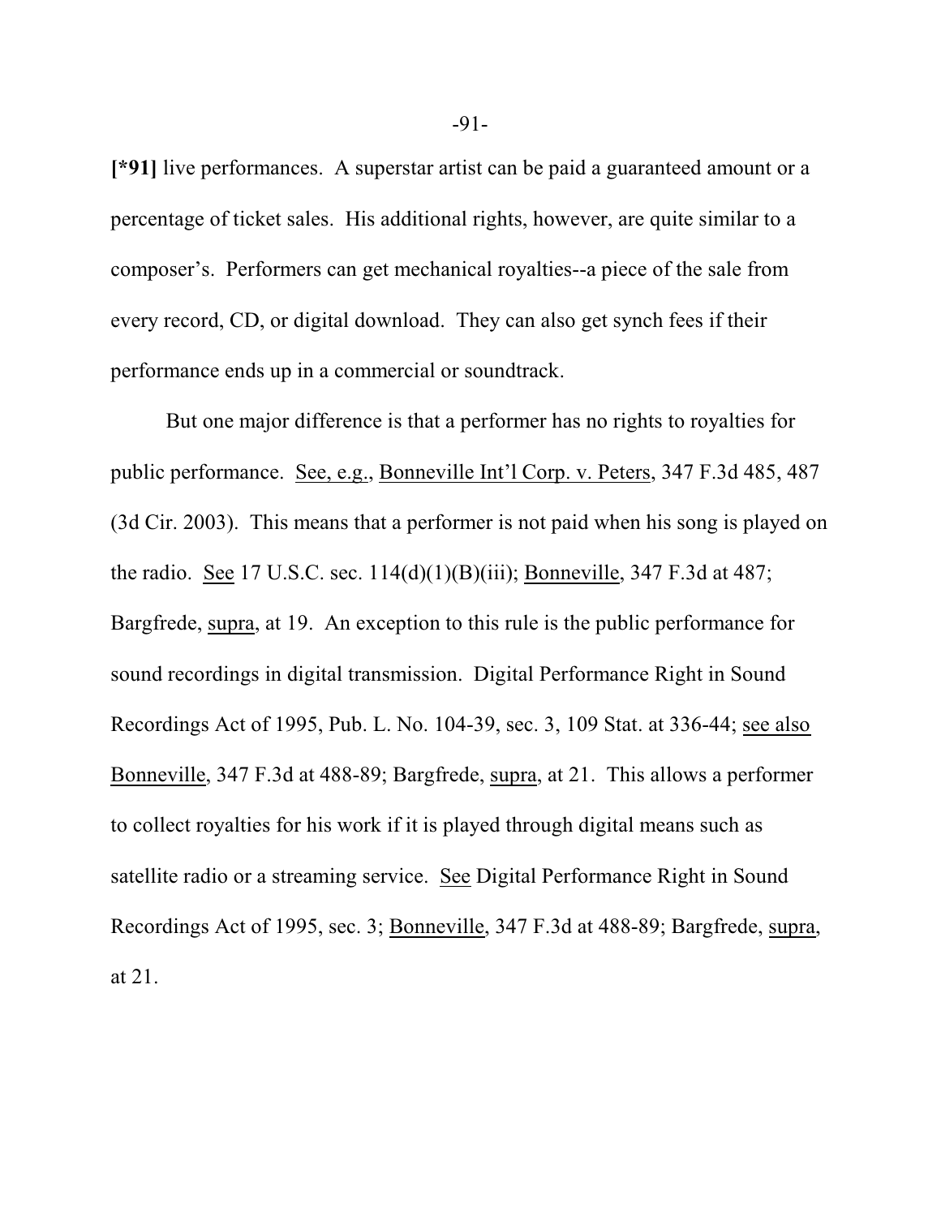**[*91]** live performances. A superstar artist can be paid a guaranteed amount or a percentage of ticket sales. His additional rights, however, are quite similar to a composer's. Performers can get mechanical royalties--a piece of the sale from every record, CD, or digital download. They can also get synch fees if their performance ends up in a commercial or soundtrack.

But one major difference is that a performer has no rights to royalties for public performance. See, e.g., Bonneville Int'l Corp. v. Peters, 347 F.3d 485, 487 (3d Cir. 2003). This means that a performer is not paid when his song is played on the radio. See 17 U.S.C. sec. 114(d)(1)(B)(iii); Bonneville, 347 F.3d at 487; Bargfrede, supra, at 19. An exception to this rule is the public performance for sound recordings in digital transmission. Digital Performance Right in Sound Recordings Act of 1995, Pub. L. No. 104-39, sec. 3, 109 Stat. at 336-44; see also Bonneville, 347 F.3d at 488-89; Bargfrede, supra, at 21. This allows a performer to collect royalties for his work if it is played through digital means such as satellite radio or a streaming service. See Digital Performance Right in Sound Recordings Act of 1995, sec. 3; Bonneville, 347 F.3d at 488-89; Bargfrede, supra, at 21.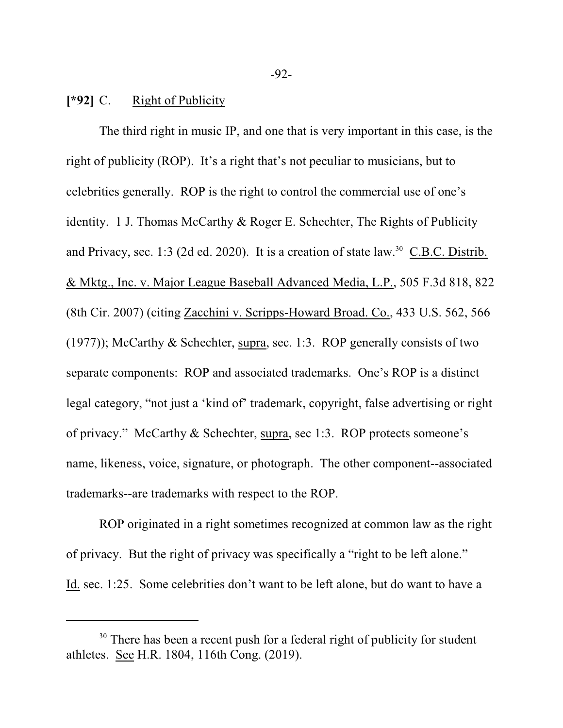**[*92]** C. Right of Publicity

The third right in music IP, and one that is very important in this case, is the right of publicity (ROP). It's a right that's not peculiar to musicians, but to celebrities generally. ROP is the right to control the commercial use of one's identity. 1 J. Thomas McCarthy & Roger E. Schechter, The Rights of Publicity and Privacy, sec. 1:3 (2d ed. 2020). It is a creation of state law.[30] C.B.C. Distrib. & Mktg., Inc. v. Major League Baseball Advanced Media, L.P., 505 F.3d 818, 822 (8th Cir. 2007) (citing Zacchini v. Scripps-Howard Broad. Co., 433 U.S. 562, 566 (1977)); McCarthy & Schechter, supra, sec. 1:3. ROP generally consists of two separate components: ROP and associated trademarks. One's ROP is a distinct legal category, "not just a 'kind of' trademark, copyright, false advertising or right of privacy." McCarthy & Schechter, supra, sec 1:3. ROP protects someone's name, likeness, voice, signature, or photograph. The other component--associated trademarks--are trademarks with respect to the ROP.

ROP originated in a right sometimes recognized at common law as the right of privacy. But the right of privacy was specifically a "right to be left alone." Id. sec. 1:25. Some celebrities don't want to be left alone, but do want to have a

---

[30] There has been a recent push for a federal right of publicity for student athletes. See H.R. 1804, 116th Cong. (2019).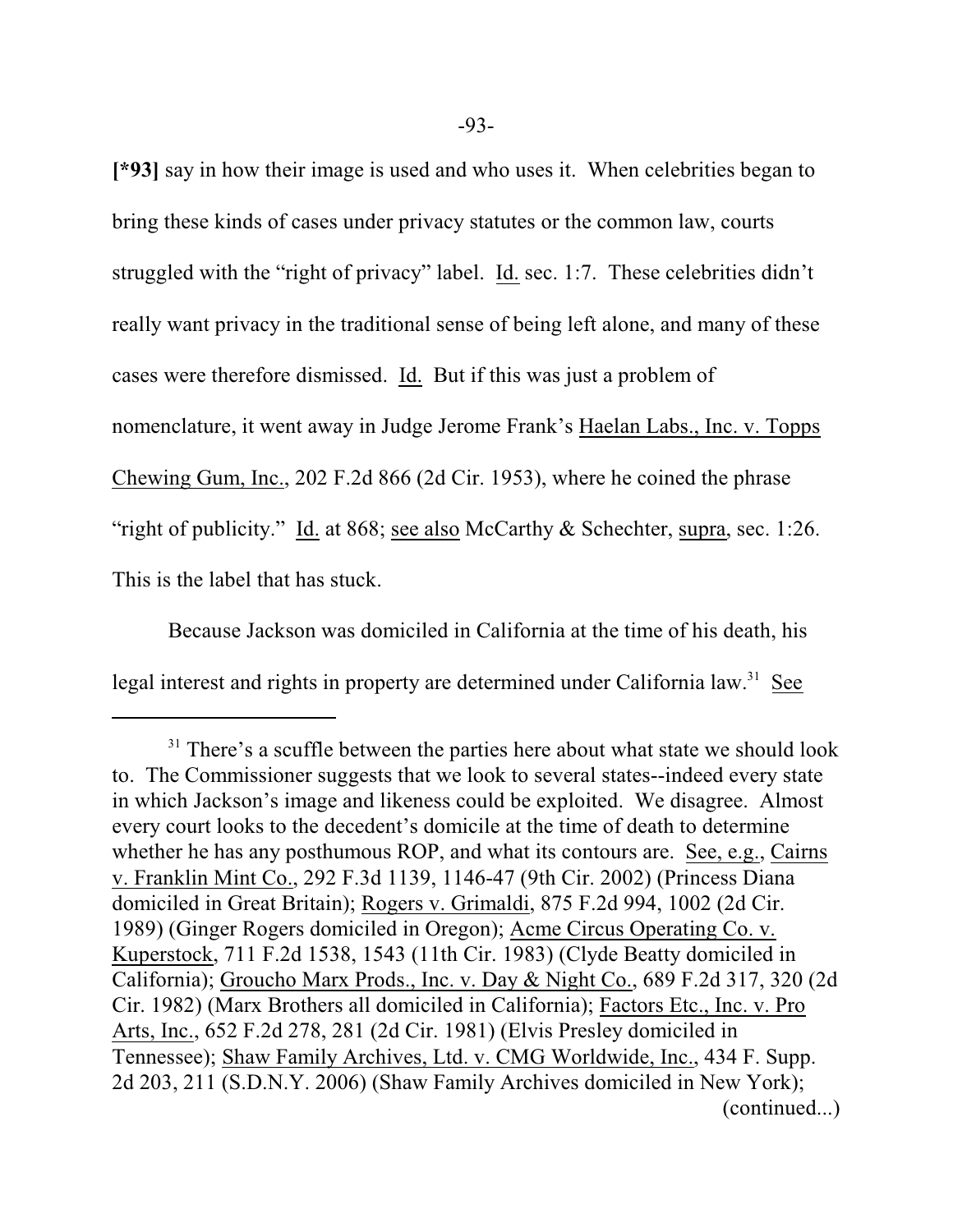**[*93]** say in how their image is used and who uses it. When celebrities began to bring these kinds of cases under privacy statutes or the common law, courts struggled with the "right of privacy" label. Id. sec. 1:7. These celebrities didn't really want privacy in the traditional sense of being left alone, and many of these cases were therefore dismissed. Id. But if this was just a problem of nomenclature, it went away in Judge Jerome Frank's Haelan Labs., Inc. v. Topps Chewing Gum, Inc., 202 F.2d 866 (2d Cir. 1953), where he coined the phrase "right of publicity." Id. at 868; see also McCarthy & Schechter, supra, sec. 1:26. This is the label that has stuck.

Because Jackson was domiciled in California at the time of his death, his legal interest and rights in property are determined under California law.[31] See

---

[31] There's a scuffle between the parties here about what state we should look to. The Commissioner suggests that we look to several states--indeed every state in which Jackson's image and likeness could be exploited. We disagree. Almost every court looks to the decedent's domicile at the time of death to determine whether he has any posthumous ROP, and what its contours are. See, e.g., Cairns v. Franklin Mint Co., 292 F.3d 1139, 1146-47 (9th Cir. 2002) (Princess Diana domiciled in Great Britain); Rogers v. Grimaldi, 875 F.2d 994, 1002 (2d Cir. 1989) (Ginger Rogers domiciled in Oregon); Acme Circus Operating Co. v. Kuperstock, 711 F.2d 1538, 1543 (11th Cir. 1983) (Clyde Beatty domiciled in California); Groucho Marx Prods., Inc. v. Day & Night Co., 689 F.2d 317, 320 (2d Cir. 1982) (Marx Brothers all domiciled in California); Factors Etc., Inc. v. Pro Arts, Inc., 652 F.2d 278, 281 (2d Cir. 1981) (Elvis Presley domiciled in Tennessee); Shaw Family Archives, Ltd. v. CMG Worldwide, Inc., 434 F. Supp. 2d 203, 211 (S.D.N.Y. 2006) (Shaw Family Archives domiciled in New York);
(continued...)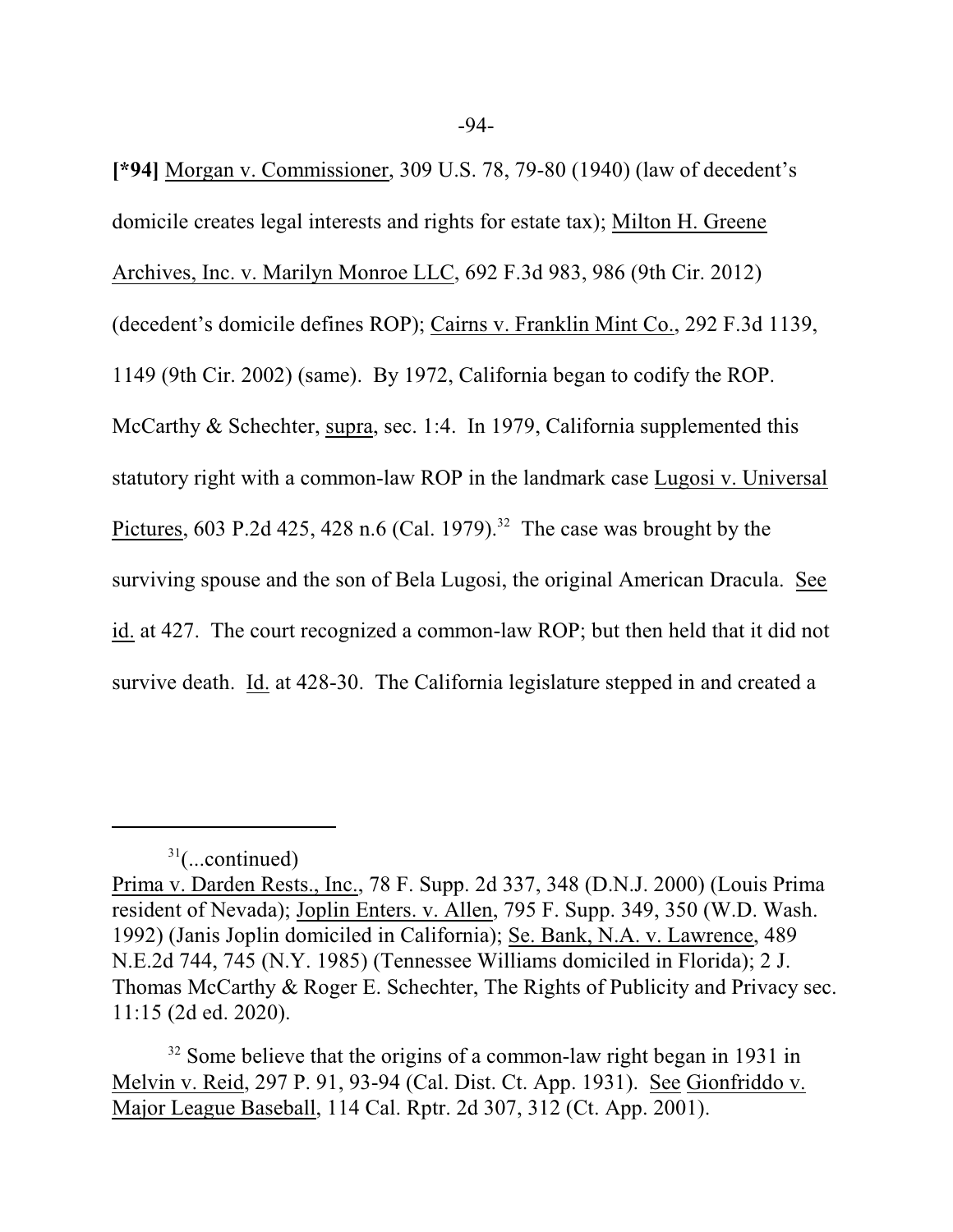**[*94]** Morgan v. Commissioner, 309 U.S. 78, 79-80 (1940) (law of decedent's domicile creates legal interests and rights for estate tax); Milton H. Greene Archives, Inc. v. Marilyn Monroe LLC, 692 F.3d 983, 986 (9th Cir. 2012) (decedent's domicile defines ROP); Cairns v. Franklin Mint Co., 292 F.3d 1139, 1149 (9th Cir. 2002) (same). By 1972, California began to codify the ROP. McCarthy & Schechter, supra, sec. 1:4. In 1979, California supplemented this statutory right with a common-law ROP in the landmark case Lugosi v. Universal Pictures, 603 P.2d 425, 428 n.6 (Cal. 1979).[32] The case was brought by the surviving spouse and the son of Bela Lugosi, the original American Dracula. See id. at 427. The court recognized a common-law ROP; but then held that it did not survive death. Id. at 428-30. The California legislature stepped in and created a

---

[31](...continued)
Prima v. Darden Rests., Inc., 78 F. Supp. 2d 337, 348 (D.N.J. 2000) (Louis Prima resident of Nevada); Joplin Enters. v. Allen, 795 F. Supp. 349, 350 (W.D. Wash. 1992) (Janis Joplin domiciled in California); Se. Bank, N.A. v. Lawrence, 489 N.E.2d 744, 745 (N.Y. 1985) (Tennessee Williams domiciled in Florida); 2 J. Thomas McCarthy & Roger E. Schechter, The Rights of Publicity and Privacy sec. 11:15 (2d ed. 2020).

[32] Some believe that the origins of a common-law right began in 1931 in Melvin v. Reid, 297 P. 91, 93-94 (Cal. Dist. Ct. App. 1931). See Gionfriddo v. Major League Baseball, 114 Cal. Rptr. 2d 307, 312 (Ct. App. 2001).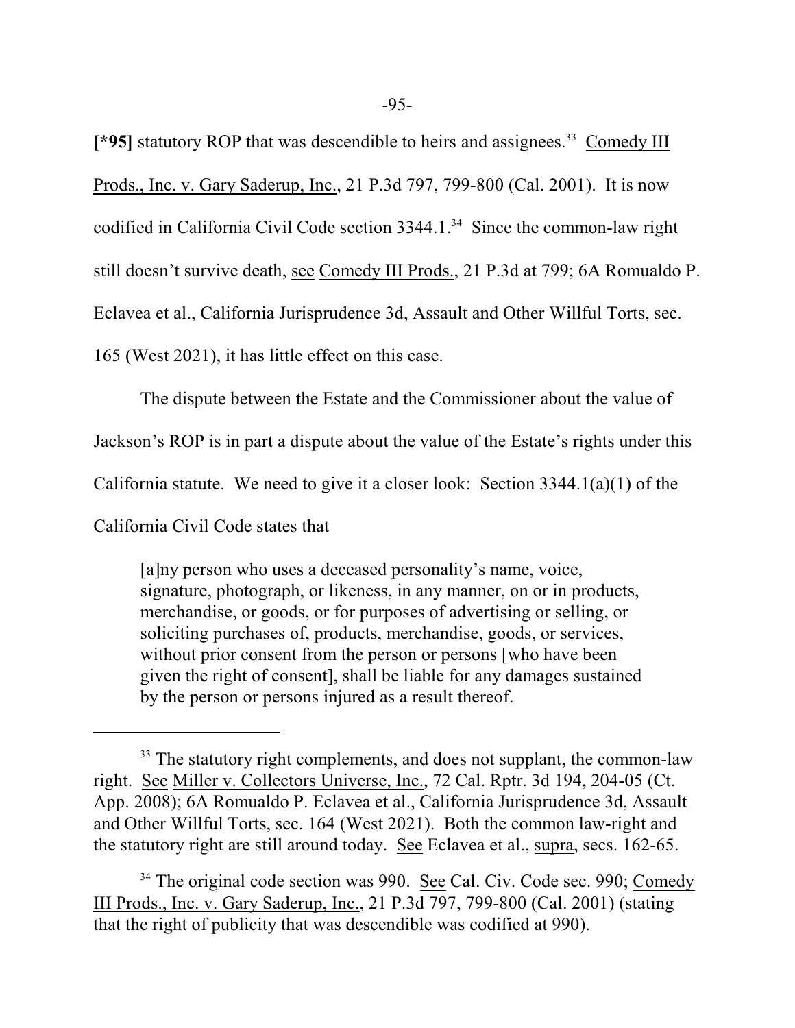**[*95]** statutory ROP that was descendible to heirs and assignees.[33] Comedy III Prods., Inc. v. Gary Saderup, Inc., 21 P.3d 797, 799-800 (Cal. 2001). It is now codified in California Civil Code section 3344.1.[34] Since the common-law right still doesn't survive death, see Comedy III Prods., 21 P.3d at 799; 6A Romualdo P. Eclavea et al., California Jurisprudence 3d, Assault and Other Willful Torts, sec. 165 (West 2021), it has little effect on this case.

The dispute between the Estate and the Commissioner about the value of Jackson's ROP is in part a dispute about the value of the Estate's rights under this California statute. We need to give it a closer look: Section 3344.1(a)(1) of the California Civil Code states that

> [a]ny person who uses a deceased personality's name, voice, signature, photograph, or likeness, in any manner, on or in products, merchandise, or goods, or for purposes of advertising or selling, or soliciting purchases of, products, merchandise, goods, or services, without prior consent from the person or persons [who have been given the right of consent], shall be liable for any damages sustained by the person or persons injured as a result thereof.

---

[33] The statutory right complements, and does not supplant, the common-law right. See Miller v. Collectors Universe, Inc., 72 Cal. Rptr. 3d 194, 204-05 (Ct. App. 2008); 6A Romualdo P. Eclavea et al., California Jurisprudence 3d, Assault and Other Willful Torts, sec. 164 (West 2021). Both the common law-right and the statutory right are still around today. See Eclavea et al., supra, secs. 162-65.

[34] The original code section was 990. See Cal. Civ. Code sec. 990; Comedy III Prods., Inc. v. Gary Saderup, Inc., 21 P.3d 797, 799-800 (Cal. 2001) (stating that the right of publicity that was descendible was codified at 990).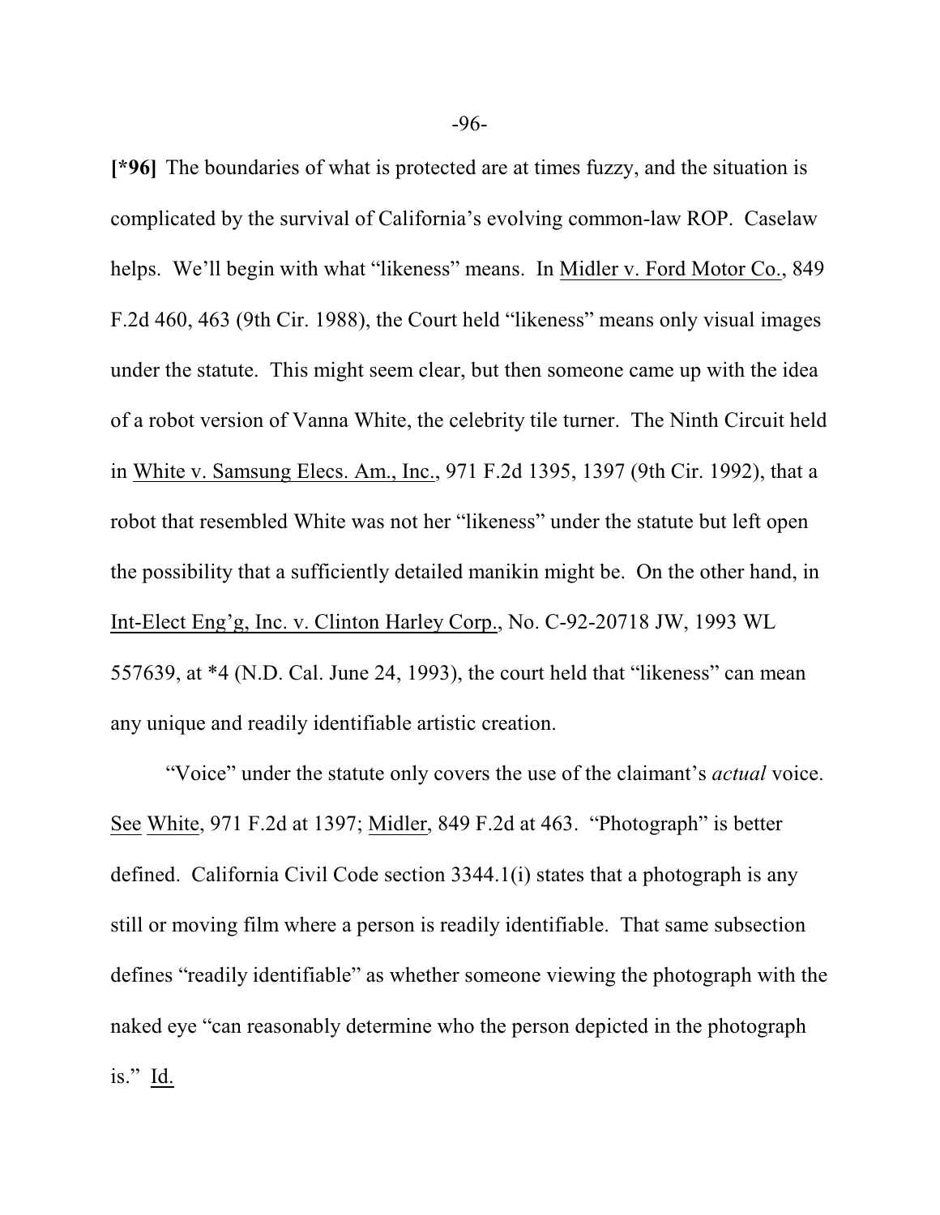**[*96]** The boundaries of what is protected are at times fuzzy, and the situation is complicated by the survival of California's evolving common-law ROP. Caselaw helps. We'll begin with what "likeness" means. In Midler v. Ford Motor Co., 849 F.2d 460, 463 (9th Cir. 1988), the Court held "likeness" means only visual images under the statute. This might seem clear, but then someone came up with the idea of a robot version of Vanna White, the celebrity tile turner. The Ninth Circuit held in White v. Samsung Elecs. Am., Inc., 971 F.2d 1395, 1397 (9th Cir. 1992), that a robot that resembled White was not her "likeness" under the statute but left open the possibility that a sufficiently detailed manikin might be. On the other hand, in Int-Elect Eng'g, Inc. v. Clinton Harley Corp., No. C-92-20718 JW, 1993 WL 557639, at *4 (N.D. Cal. June 24, 1993), the court held that "likeness" can mean any unique and readily identifiable artistic creation.

"Voice" under the statute only covers the use of the claimant's *actual* voice. See White, 971 F.2d at 1397; Midler, 849 F.2d at 463. "Photograph" is better defined. California Civil Code section 3344.1(i) states that a photograph is any still or moving film where a person is readily identifiable. That same subsection defines "readily identifiable" as whether someone viewing the photograph with the naked eye "can reasonably determine who the person depicted in the photograph is." Id.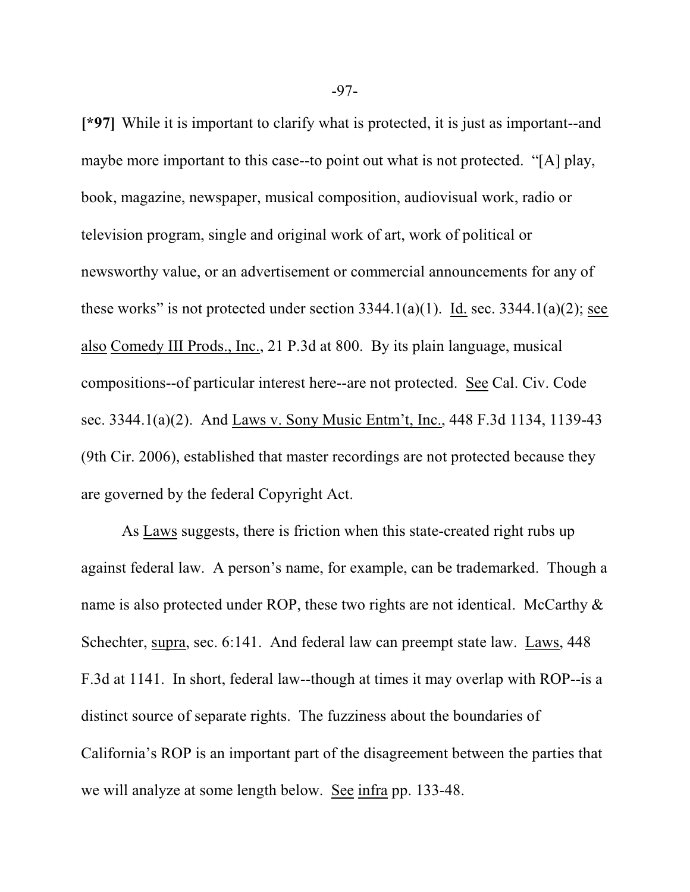**[*97]** While it is important to clarify what is protected, it is just as important--and maybe more important to this case--to point out what is not protected. "[A] play, book, magazine, newspaper, musical composition, audiovisual work, radio or television program, single and original work of art, work of political or newsworthy value, or an advertisement or commercial announcements for any of these works" is not protected under section 3344.1(a)(1). Id. sec. 3344.1(a)(2); see also Comedy III Prods., Inc., 21 P.3d at 800. By its plain language, musical compositions--of particular interest here--are not protected. See Cal. Civ. Code sec. 3344.1(a)(2). And Laws v. Sony Music Entm't, Inc., 448 F.3d 1134, 1139-43 (9th Cir. 2006), established that master recordings are not protected because they are governed by the federal Copyright Act.

As Laws suggests, there is friction when this state-created right rubs up against federal law. A person's name, for example, can be trademarked. Though a name is also protected under ROP, these two rights are not identical. McCarthy & Schechter, supra, sec. 6:141. And federal law can preempt state law. Laws, 448 F.3d at 1141. In short, federal law--though at times it may overlap with ROP--is a distinct source of separate rights. The fuzziness about the boundaries of California's ROP is an important part of the disagreement between the parties that we will analyze at some length below. See infra pp. 133-48.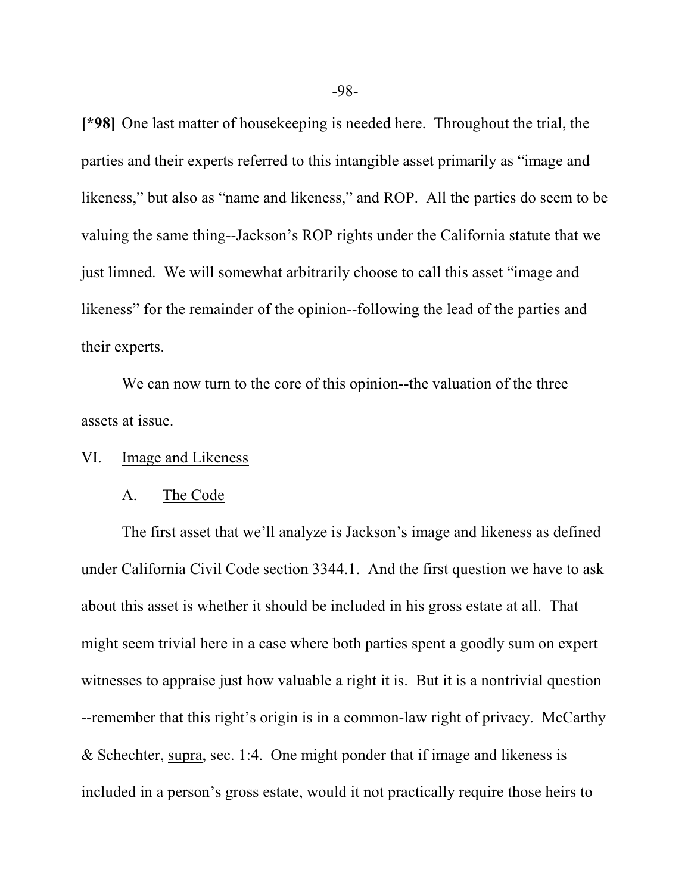**[*98]** One last matter of housekeeping is needed here. Throughout the trial, the parties and their experts referred to this intangible asset primarily as "image and likeness," but also as "name and likeness," and ROP. All the parties do seem to be valuing the same thing--Jackson's ROP rights under the California statute that we just limned. We will somewhat arbitrarily choose to call this asset "image and likeness" for the remainder of the opinion--following the lead of the parties and their experts.

We can now turn to the core of this opinion--the valuation of the three assets at issue.

## VI. Image and Likeness

### A. The Code

The first asset that we'll analyze is Jackson's image and likeness as defined under California Civil Code section 3344.1. And the first question we have to ask about this asset is whether it should be included in his gross estate at all. That might seem trivial here in a case where both parties spent a goodly sum on expert witnesses to appraise just how valuable a right it is. But it is a nontrivial question --remember that this right's origin is in a common-law right of privacy. McCarthy & Schechter, supra, sec. 1:4. One might ponder that if image and likeness is included in a person's gross estate, would it not practically require those heirs to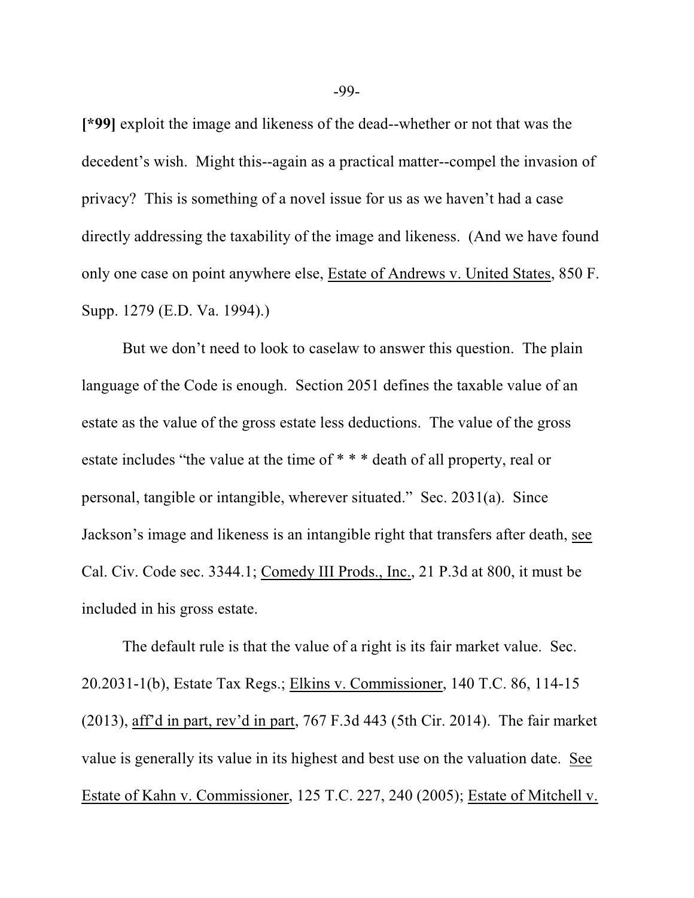**[*99]** exploit the image and likeness of the dead--whether or not that was the decedent's wish. Might this--again as a practical matter--compel the invasion of privacy? This is something of a novel issue for us as we haven't had a case directly addressing the taxability of the image and likeness. (And we have found only one case on point anywhere else, Estate of Andrews v. United States, 850 F. Supp. 1279 (E.D. Va. 1994).)

But we don't need to look to caselaw to answer this question. The plain language of the Code is enough. Section 2051 defines the taxable value of an estate as the value of the gross estate less deductions. The value of the gross estate includes "the value at the time of * * * death of all property, real or personal, tangible or intangible, wherever situated." Sec. 2031(a). Since Jackson's image and likeness is an intangible right that transfers after death, see Cal. Civ. Code sec. 3344.1; Comedy III Prods., Inc., 21 P.3d at 800, it must be included in his gross estate.

The default rule is that the value of a right is its fair market value. Sec. 20.2031-1(b), Estate Tax Regs.; Elkins v. Commissioner, 140 T.C. 86, 114-15 (2013), aff'd in part, rev'd in part, 767 F.3d 443 (5th Cir. 2014). The fair market value is generally its value in its highest and best use on the valuation date. See Estate of Kahn v. Commissioner, 125 T.C. 227, 240 (2005); Estate of Mitchell v.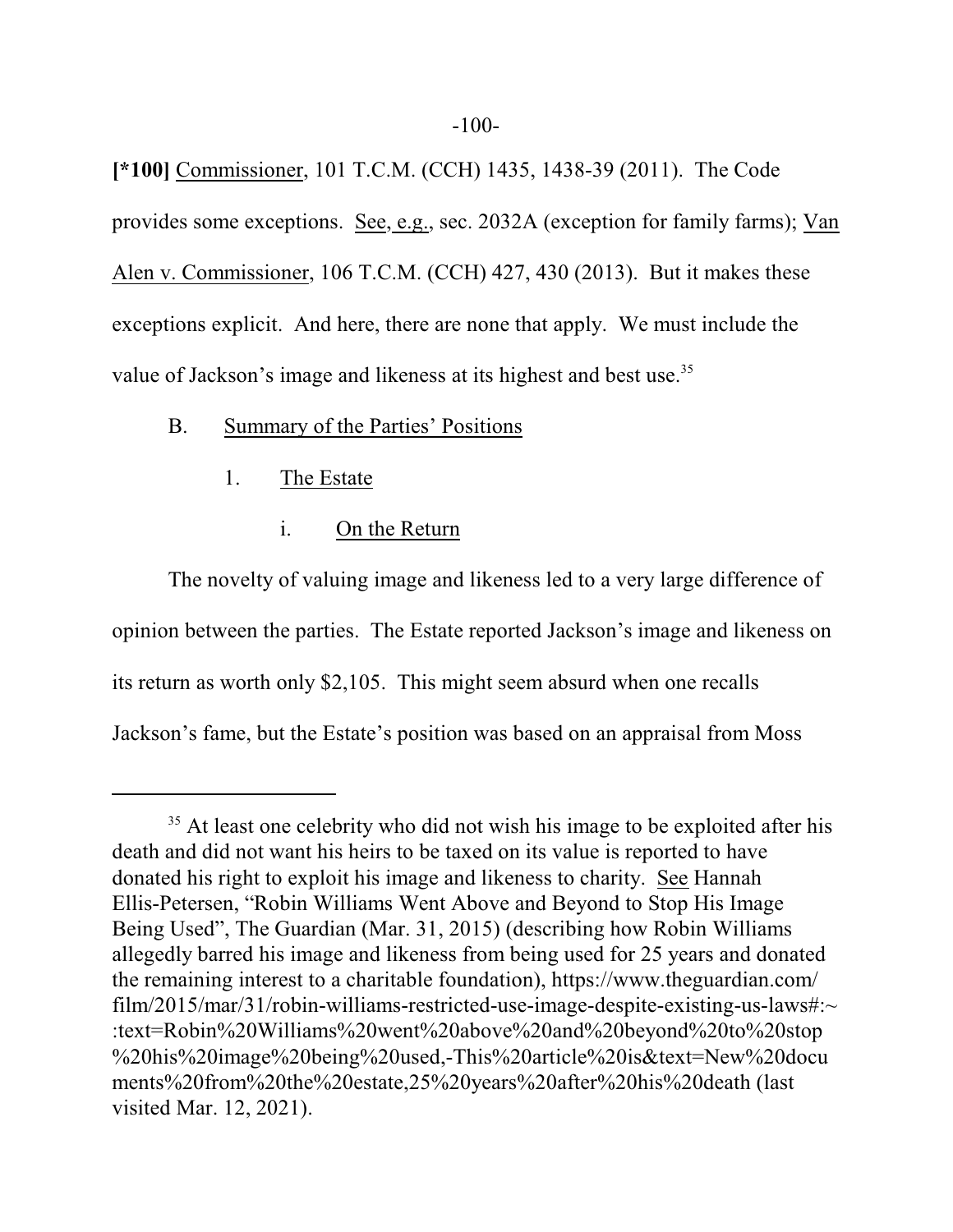**[*100]** Commissioner, 101 T.C.M. (CCH) 1435, 1438-39 (2011). The Code provides some exceptions. See, e.g., sec. 2032A (exception for family farms); Van Alen v. Commissioner, 106 T.C.M. (CCH) 427, 430 (2013). But it makes these exceptions explicit. And here, there are none that apply. We must include the value of Jackson's image and likeness at its highest and best use.[35]

B. Summary of the Parties' Positions

1. The Estate

i. On the Return

The novelty of valuing image and likeness led to a very large difference of opinion between the parties. The Estate reported Jackson's image and likeness on its return as worth only $2,105. This might seem absurd when one recalls Jackson's fame, but the Estate's position was based on an appraisal from Moss

---

[35] At least one celebrity who did not wish his image to be exploited after his death and did not want his heirs to be taxed on its value is reported to have donated his right to exploit his image and likeness to charity. See Hannah Ellis-Petersen, "Robin Williams Went Above and Beyond to Stop His Image Being Used", The Guardian (Mar. 31, 2015) (describing how Robin Williams allegedly barred his image and likeness from being used for 25 years and donated the remaining interest to a charitable foundation), https://www.theguardian.com/film/2015/mar/31/robin-williams-restricted-use-image-despite-existing-us-laws#:~:text=Robin%20Williams%20went%20above%20and%20beyond%20to%20stop%20his%20image%20being%20used,-This%20article%20is&text=New%20documents%20from%20the%20estate,25%20years%20after%20his%20death (last visited Mar. 12, 2021).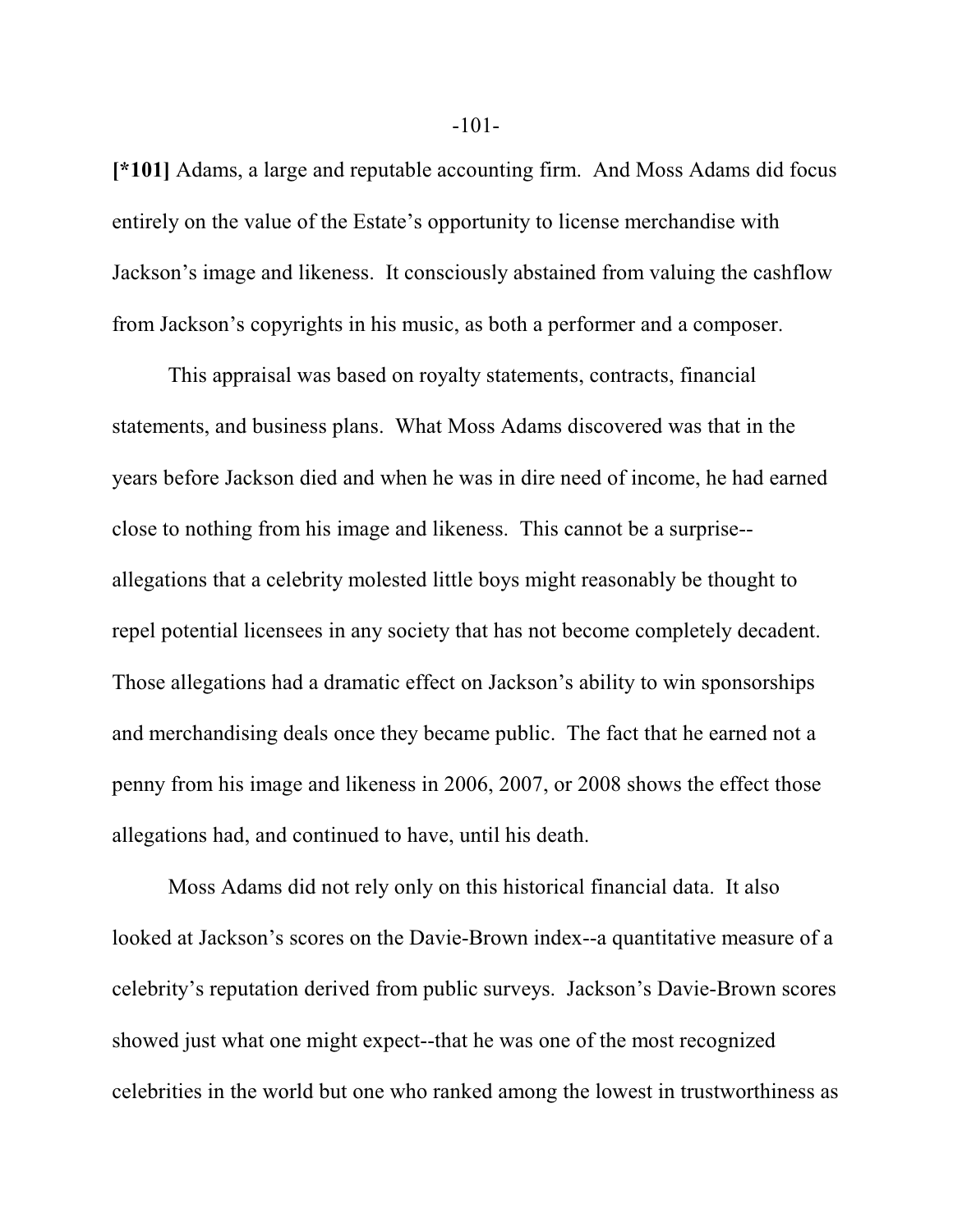**[*101]** Adams, a large and reputable accounting firm. And Moss Adams did focus entirely on the value of the Estate's opportunity to license merchandise with Jackson's image and likeness. It consciously abstained from valuing the cashflow from Jackson's copyrights in his music, as both a performer and a composer.

This appraisal was based on royalty statements, contracts, financial statements, and business plans. What Moss Adams discovered was that in the years before Jackson died and when he was in dire need of income, he had earned close to nothing from his image and likeness. This cannot be a surprise--allegations that a celebrity molested little boys might reasonably be thought to repel potential licensees in any society that has not become completely decadent. Those allegations had a dramatic effect on Jackson's ability to win sponsorships and merchandising deals once they became public. The fact that he earned not a penny from his image and likeness in 2006, 2007, or 2008 shows the effect those allegations had, and continued to have, until his death.

Moss Adams did not rely only on this historical financial data. It also looked at Jackson's scores on the Davie-Brown index--a quantitative measure of a celebrity's reputation derived from public surveys. Jackson's Davie-Brown scores showed just what one might expect--that he was one of the most recognized celebrities in the world but one who ranked among the lowest in trustworthiness as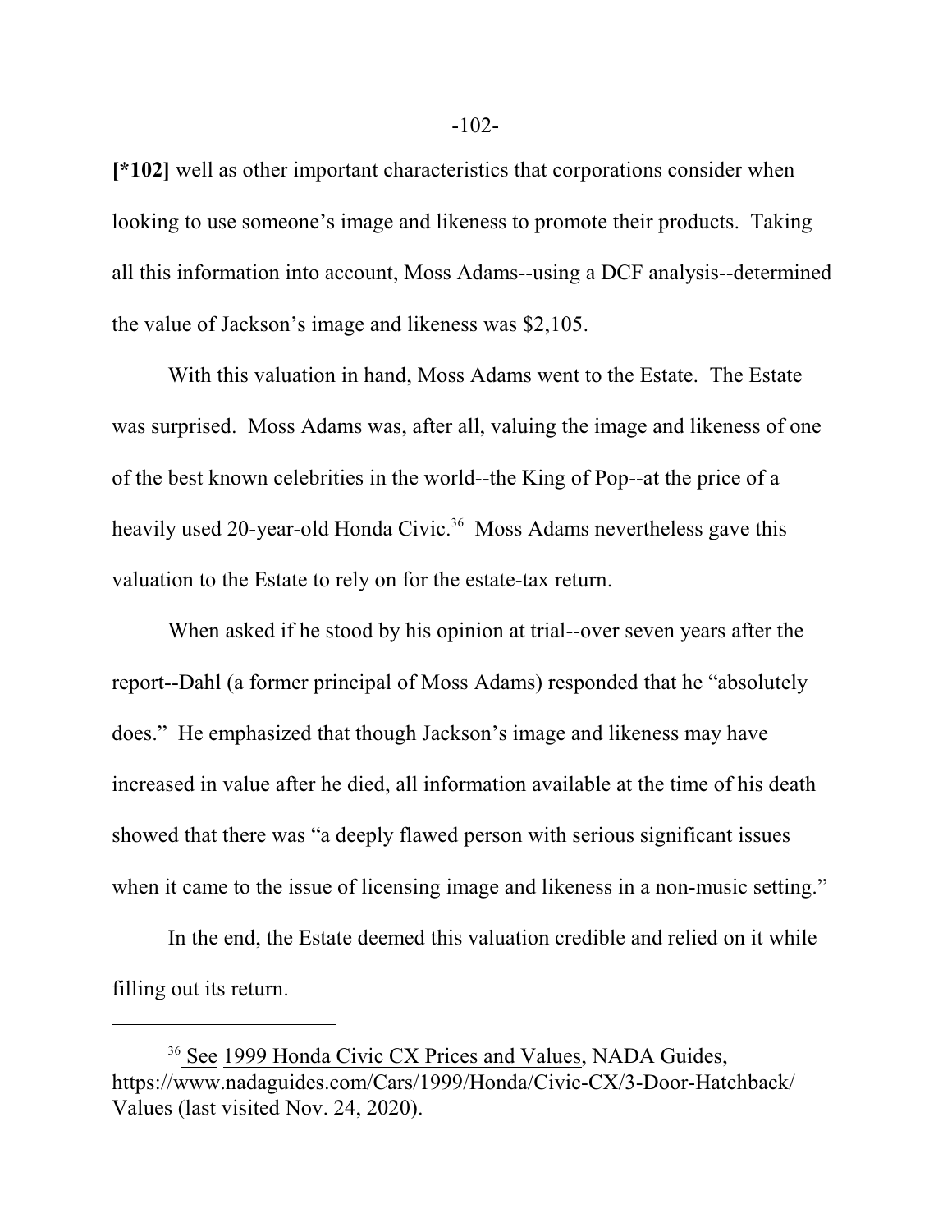**[*102]** well as other important characteristics that corporations consider when looking to use someone's image and likeness to promote their products. Taking all this information into account, Moss Adams--using a DCF analysis--determined the value of Jackson's image and likeness was $2,105.

With this valuation in hand, Moss Adams went to the Estate. The Estate was surprised. Moss Adams was, after all, valuing the image and likeness of one of the best known celebrities in the world--the King of Pop--at the price of a heavily used 20-year-old Honda Civic.[36] Moss Adams nevertheless gave this valuation to the Estate to rely on for the estate-tax return.

When asked if he stood by his opinion at trial--over seven years after the report--Dahl (a former principal of Moss Adams) responded that he "absolutely does." He emphasized that though Jackson's image and likeness may have increased in value after he died, all information available at the time of his death showed that there was "a deeply flawed person with serious significant issues when it came to the issue of licensing image and likeness in a non-music setting."

In the end, the Estate deemed this valuation credible and relied on it while filling out its return.

---

[36] See 1999 Honda Civic CX Prices and Values, NADA Guides, https://www.nadaguides.com/Cars/1999/Honda/Civic-CX/3-Door-Hatchback/Values (last visited Nov. 24, 2020).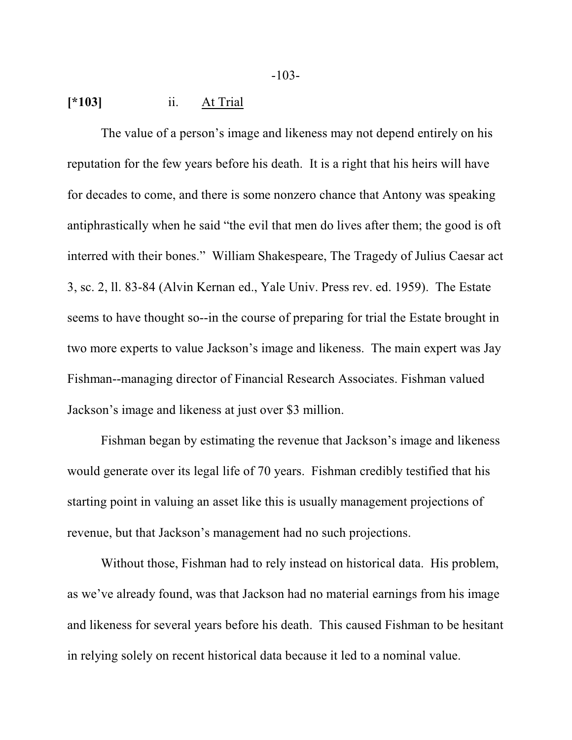**[*103]** ii. <u>At Trial</u>

The value of a person's image and likeness may not depend entirely on his reputation for the few years before his death. It is a right that his heirs will have for decades to come, and there is some nonzero chance that Antony was speaking antiphrastically when he said "the evil that men do lives after them; the good is oft interred with their bones." William Shakespeare, The Tragedy of Julius Caesar act 3, sc. 2, ll. 83-84 (Alvin Kernan ed., Yale Univ. Press rev. ed. 1959). The Estate seems to have thought so--in the course of preparing for trial the Estate brought in two more experts to value Jackson's image and likeness. The main expert was Jay Fishman--managing director of Financial Research Associates. Fishman valued Jackson's image and likeness at just over $3 million.

Fishman began by estimating the revenue that Jackson's image and likeness would generate over its legal life of 70 years. Fishman credibly testified that his starting point in valuing an asset like this is usually management projections of revenue, but that Jackson's management had no such projections.

Without those, Fishman had to rely instead on historical data. His problem, as we've already found, was that Jackson had no material earnings from his image and likeness for several years before his death. This caused Fishman to be hesitant in relying solely on recent historical data because it led to a nominal value.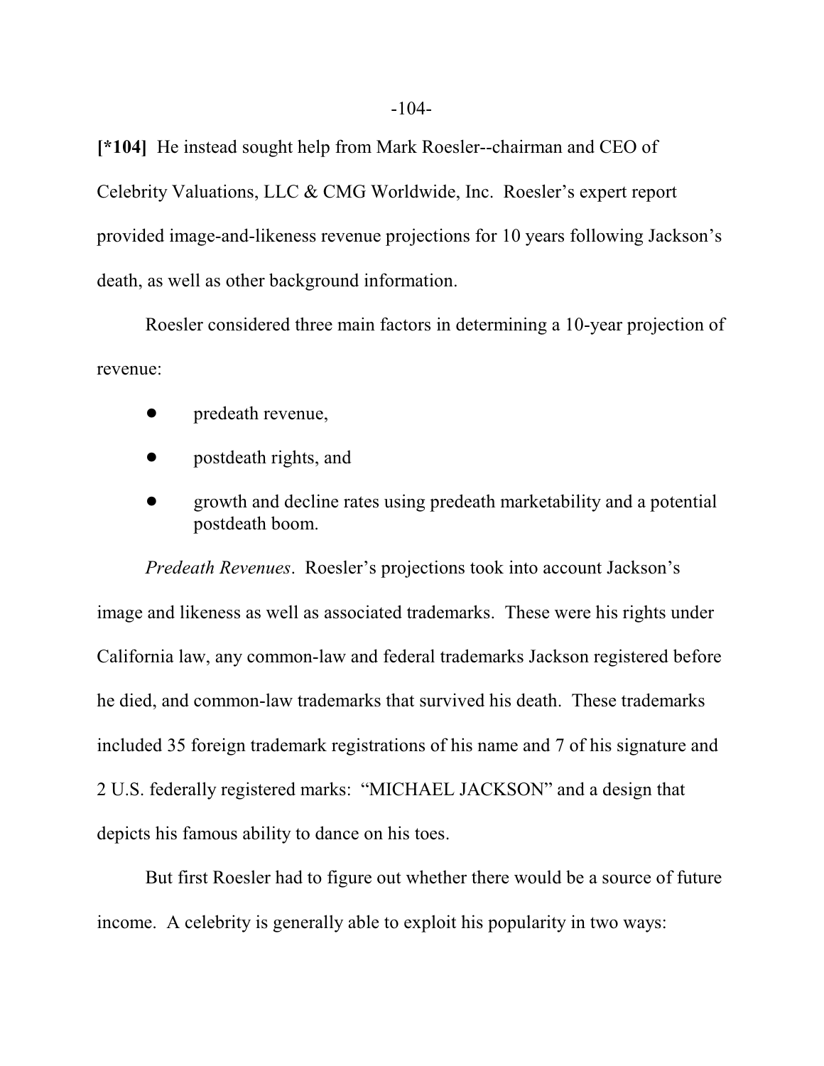**[*104]** He instead sought help from Mark Roesler--chairman and CEO of Celebrity Valuations, LLC & CMG Worldwide, Inc. Roesler's expert report provided image-and-likeness revenue projections for 10 years following Jackson's death, as well as other background information.

Roesler considered three main factors in determining a 10-year projection of revenue:

- predeath revenue,
- postdeath rights, and
- growth and decline rates using predeath marketability and a potential postdeath boom.

*Predeath Revenues*. Roesler's projections took into account Jackson's image and likeness as well as associated trademarks. These were his rights under California law, any common-law and federal trademarks Jackson registered before he died, and common-law trademarks that survived his death. These trademarks included 35 foreign trademark registrations of his name and 7 of his signature and 2 U.S. federally registered marks: "MICHAEL JACKSON" and a design that depicts his famous ability to dance on his toes.

But first Roesler had to figure out whether there would be a source of future income. A celebrity is generally able to exploit his popularity in two ways: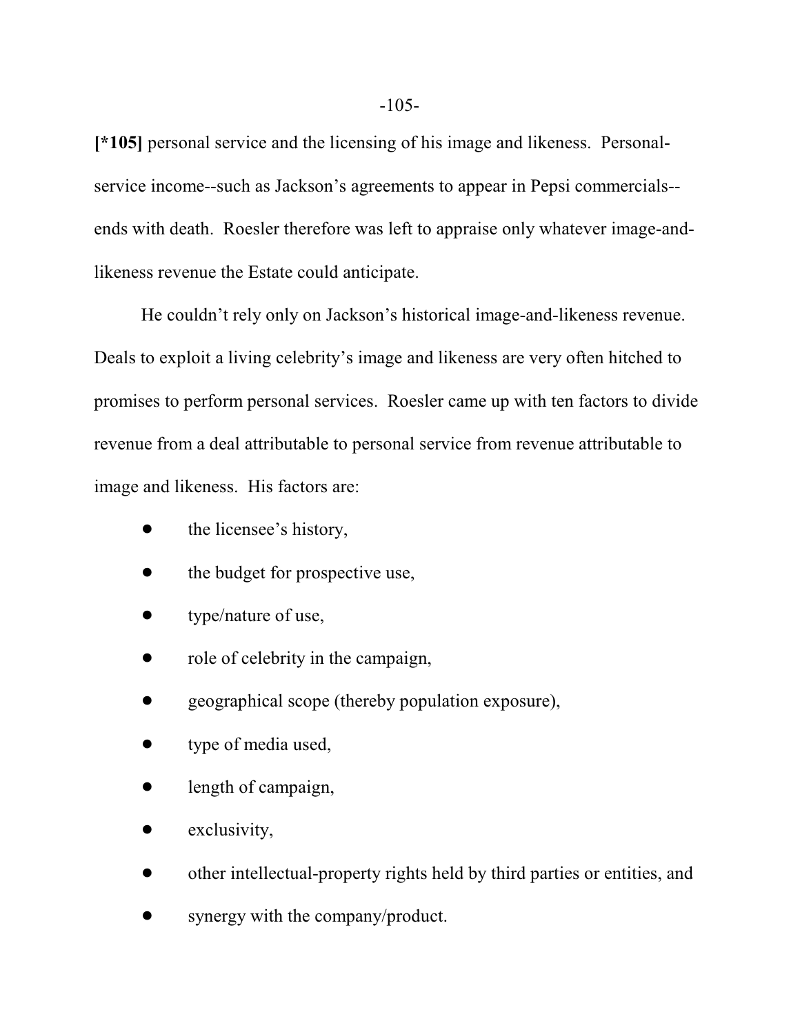**[*105]** personal service and the licensing of his image and likeness. Personal-service income--such as Jackson's agreements to appear in Pepsi commercials--ends with death. Roesler therefore was left to appraise only whatever image-and-likeness revenue the Estate could anticipate.

He couldn't rely only on Jackson's historical image-and-likeness revenue. Deals to exploit a living celebrity's image and likeness are very often hitched to promises to perform personal services. Roesler came up with ten factors to divide revenue from a deal attributable to personal service from revenue attributable to image and likeness. His factors are:

- the licensee's history,
- the budget for prospective use,
- type/nature of use,
- role of celebrity in the campaign,
- geographical scope (thereby population exposure),
- type of media used,
- length of campaign,
- exclusivity,
- other intellectual-property rights held by third parties or entities, and
- synergy with the company/product.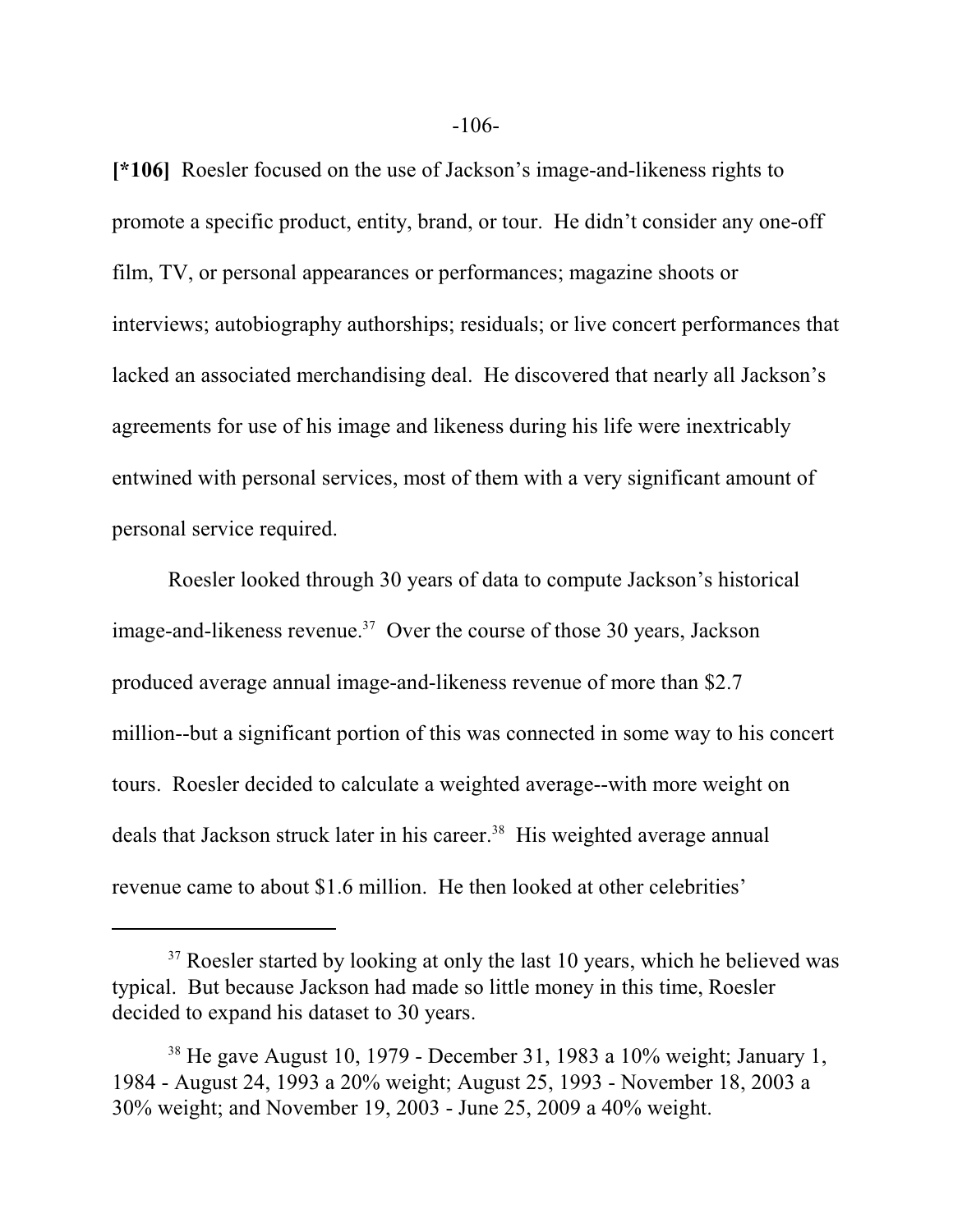**[*106]** Roesler focused on the use of Jackson's image-and-likeness rights to promote a specific product, entity, brand, or tour. He didn't consider any one-off film, TV, or personal appearances or performances; magazine shoots or interviews; autobiography authorships; residuals; or live concert performances that lacked an associated merchandising deal. He discovered that nearly all Jackson's agreements for use of his image and likeness during his life were inextricably entwined with personal services, most of them with a very significant amount of personal service required.

Roesler looked through 30 years of data to compute Jackson's historical image-and-likeness revenue.[37] Over the course of those 30 years, Jackson produced average annual image-and-likeness revenue of more than $2.7 million--but a significant portion of this was connected in some way to his concert tours. Roesler decided to calculate a weighted average--with more weight on deals that Jackson struck later in his career.[38] His weighted average annual revenue came to about $1.6 million. He then looked at other celebrities'

---

[37] Roesler started by looking at only the last 10 years, which he believed was typical. But because Jackson had made so little money in this time, Roesler decided to expand his dataset to 30 years.

[38] He gave August 10, 1979 - December 31, 1983 a 10% weight; January 1, 1984 - August 24, 1993 a 20% weight; August 25, 1993 - November 18, 2003 a 30% weight; and November 19, 2003 - June 25, 2009 a 40% weight.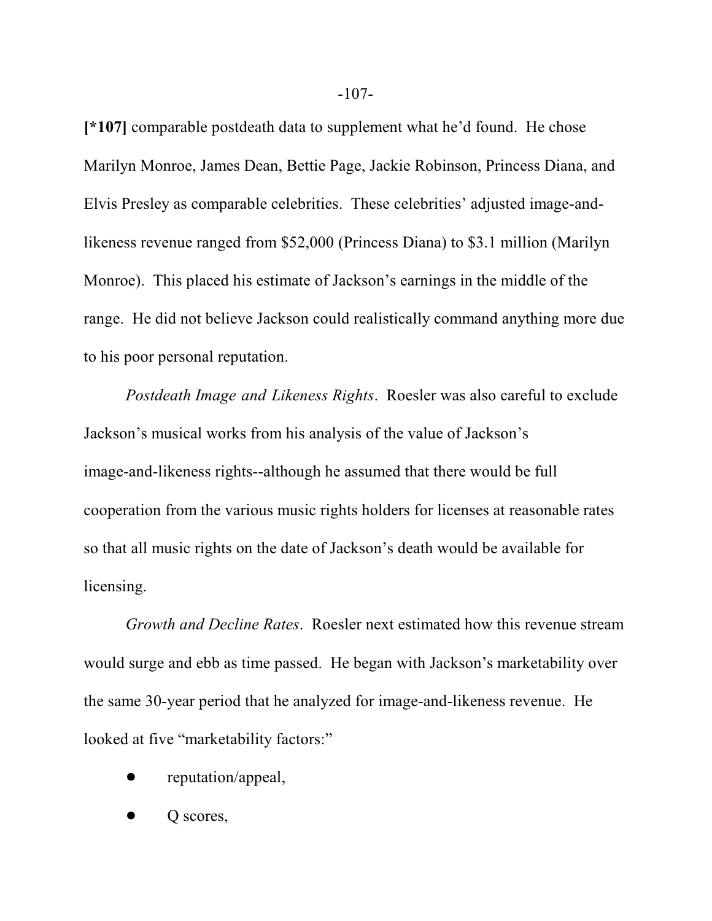**[*107]** comparable postdeath data to supplement what he'd found. He chose Marilyn Monroe, James Dean, Bettie Page, Jackie Robinson, Princess Diana, and Elvis Presley as comparable celebrities. These celebrities' adjusted image-and-likeness revenue ranged from $52,000 (Princess Diana) to $3.1 million (Marilyn Monroe). This placed his estimate of Jackson's earnings in the middle of the range. He did not believe Jackson could realistically command anything more due to his poor personal reputation.

*Postdeath Image and Likeness Rights*. Roesler was also careful to exclude Jackson's musical works from his analysis of the value of Jackson's image-and-likeness rights--although he assumed that there would be full cooperation from the various music rights holders for licenses at reasonable rates so that all music rights on the date of Jackson's death would be available for licensing.

*Growth and Decline Rates*. Roesler next estimated how this revenue stream would surge and ebb as time passed. He began with Jackson's marketability over the same 30-year period that he analyzed for image-and-likeness revenue. He looked at five "marketability factors:"

- reputation/appeal,
- Q scores,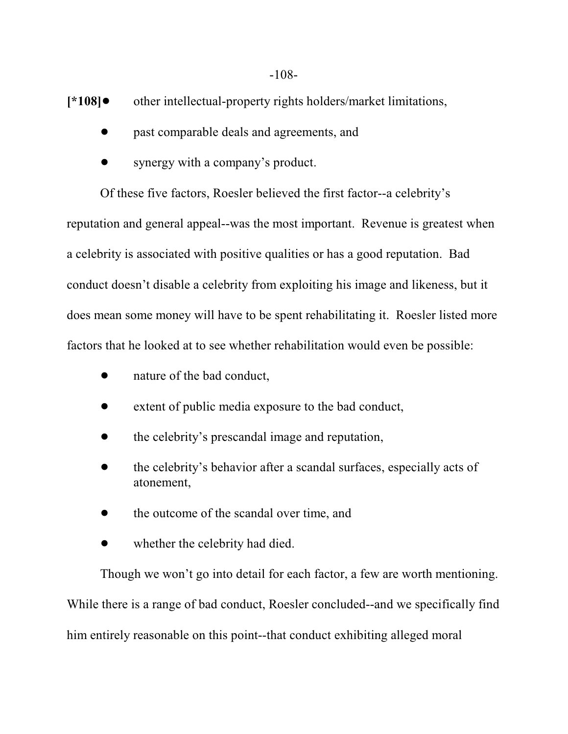**[*108]**

- other intellectual-property rights holders/market limitations,
- past comparable deals and agreements, and
- synergy with a company's product.

Of these five factors, Roesler believed the first factor--a celebrity's reputation and general appeal--was the most important. Revenue is greatest when a celebrity is associated with positive qualities or has a good reputation. Bad conduct doesn't disable a celebrity from exploiting his image and likeness, but it does mean some money will have to be spent rehabilitating it. Roesler listed more factors that he looked at to see whether rehabilitation would even be possible:

- nature of the bad conduct,
- extent of public media exposure to the bad conduct,
- the celebrity's prescandal image and reputation,
- the celebrity's behavior after a scandal surfaces, especially acts of atonement,
- the outcome of the scandal over time, and
- whether the celebrity had died.

Though we won't go into detail for each factor, a few are worth mentioning. While there is a range of bad conduct, Roesler concluded--and we specifically find him entirely reasonable on this point--that conduct exhibiting alleged moral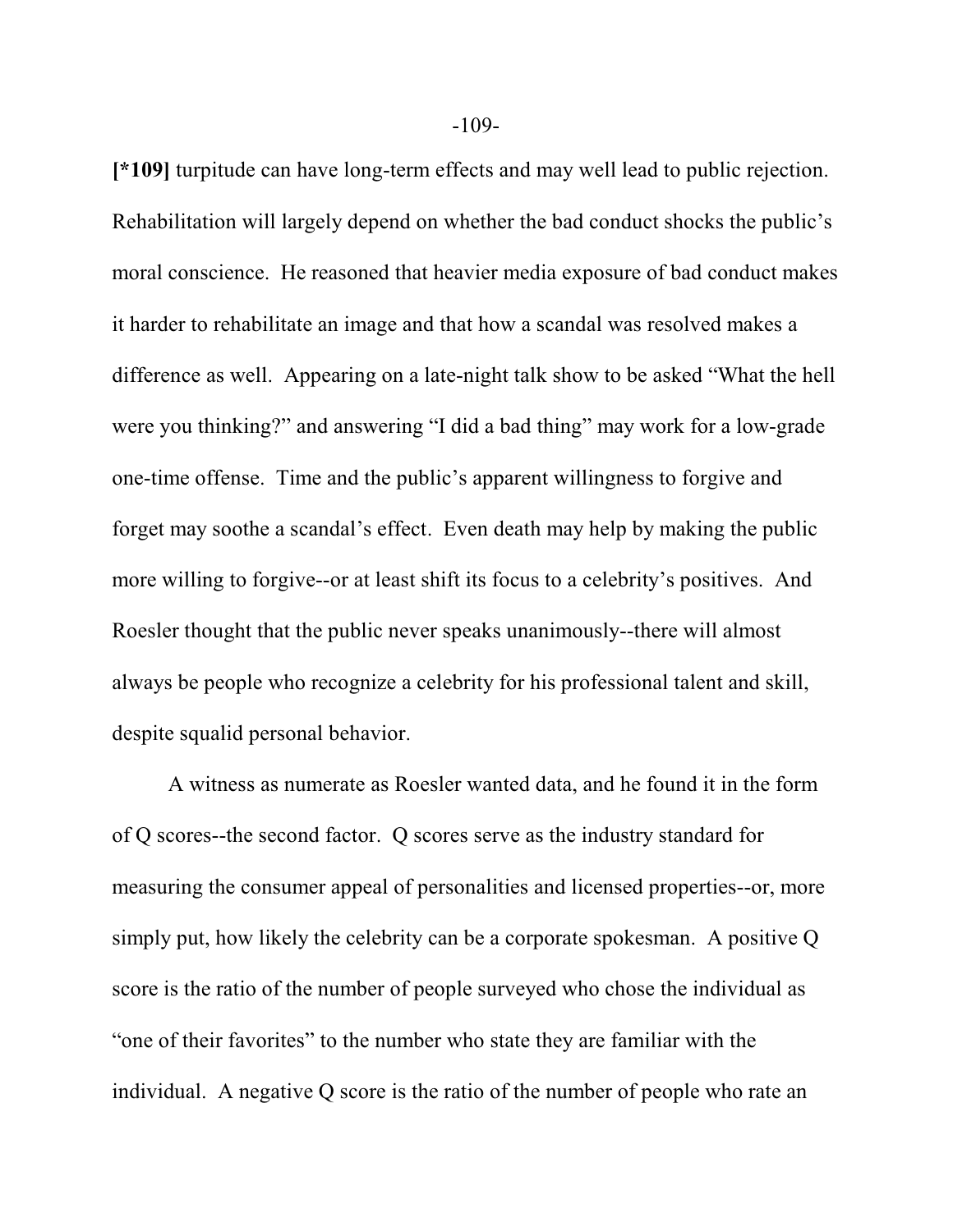**[*109]** turpitude can have long-term effects and may well lead to public rejection. Rehabilitation will largely depend on whether the bad conduct shocks the public's moral conscience. He reasoned that heavier media exposure of bad conduct makes it harder to rehabilitate an image and that how a scandal was resolved makes a difference as well. Appearing on a late-night talk show to be asked "What the hell were you thinking?" and answering "I did a bad thing" may work for a low-grade one-time offense. Time and the public's apparent willingness to forgive and forget may soothe a scandal's effect. Even death may help by making the public more willing to forgive--or at least shift its focus to a celebrity's positives. And Roesler thought that the public never speaks unanimously--there will almost always be people who recognize a celebrity for his professional talent and skill, despite squalid personal behavior.

A witness as numerate as Roesler wanted data, and he found it in the form of Q scores--the second factor. Q scores serve as the industry standard for measuring the consumer appeal of personalities and licensed properties--or, more simply put, how likely the celebrity can be a corporate spokesman. A positive Q score is the ratio of the number of people surveyed who chose the individual as "one of their favorites" to the number who state they are familiar with the individual. A negative Q score is the ratio of the number of people who rate an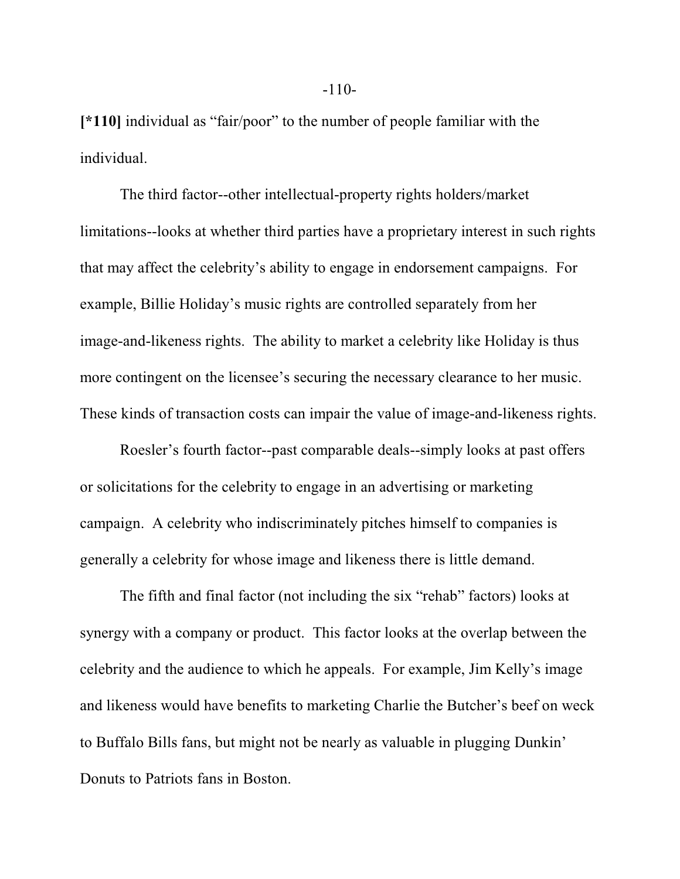**[*110]** individual as "fair/poor" to the number of people familiar with the individual.

The third factor--other intellectual-property rights holders/market limitations--looks at whether third parties have a proprietary interest in such rights that may affect the celebrity's ability to engage in endorsement campaigns. For example, Billie Holiday's music rights are controlled separately from her image-and-likeness rights. The ability to market a celebrity like Holiday is thus more contingent on the licensee's securing the necessary clearance to her music. These kinds of transaction costs can impair the value of image-and-likeness rights.

Roesler's fourth factor--past comparable deals--simply looks at past offers or solicitations for the celebrity to engage in an advertising or marketing campaign. A celebrity who indiscriminately pitches himself to companies is generally a celebrity for whose image and likeness there is little demand.

The fifth and final factor (not including the six "rehab" factors) looks at synergy with a company or product. This factor looks at the overlap between the celebrity and the audience to which he appeals. For example, Jim Kelly's image and likeness would have benefits to marketing Charlie the Butcher's beef on weck to Buffalo Bills fans, but might not be nearly as valuable in plugging Dunkin' Donuts to Patriots fans in Boston.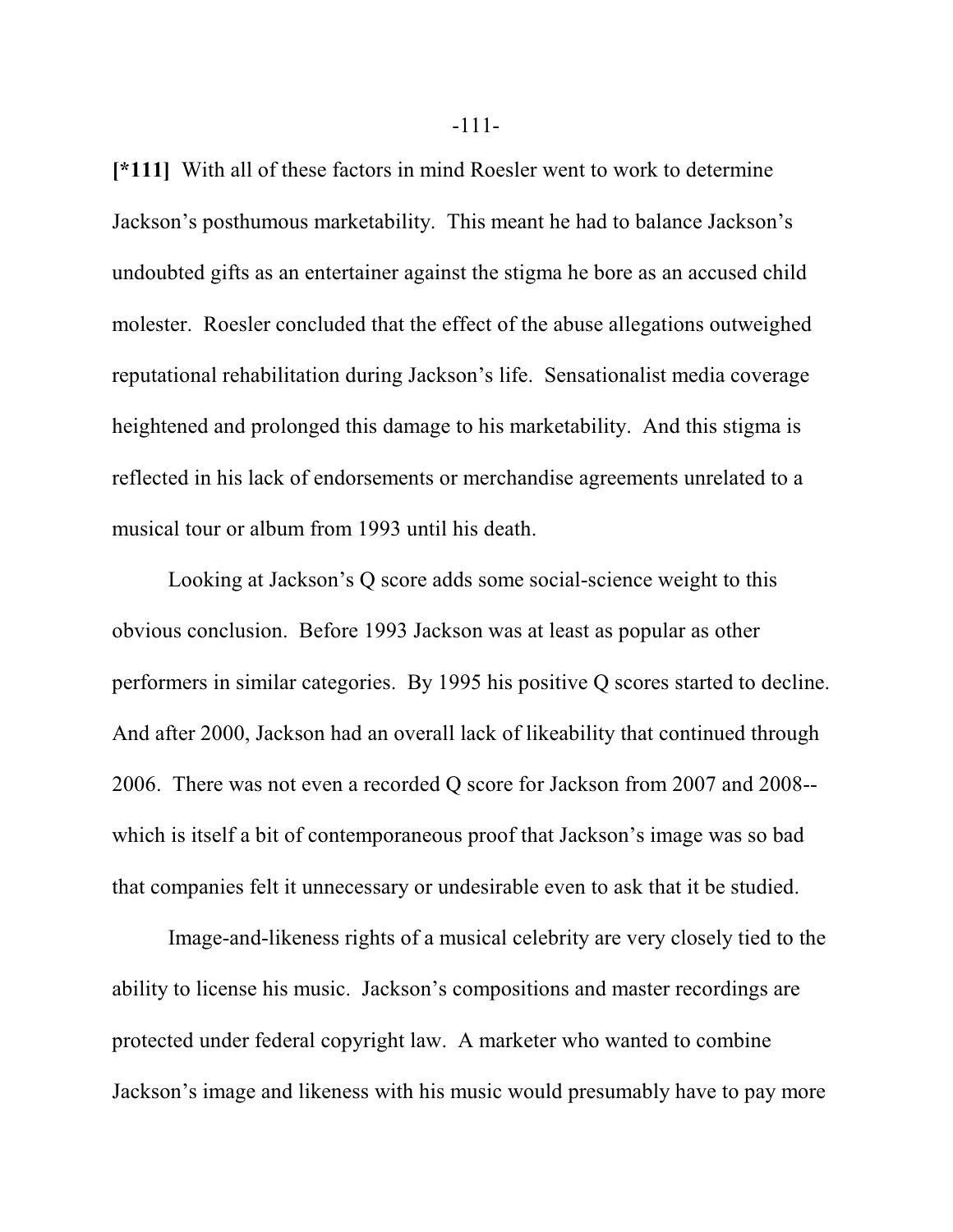**[*111]** With all of these factors in mind Roesler went to work to determine Jackson's posthumous marketability. This meant he had to balance Jackson's undoubted gifts as an entertainer against the stigma he bore as an accused child molester. Roesler concluded that the effect of the abuse allegations outweighed reputational rehabilitation during Jackson's life. Sensationalist media coverage heightened and prolonged this damage to his marketability. And this stigma is reflected in his lack of endorsements or merchandise agreements unrelated to a musical tour or album from 1993 until his death.

Looking at Jackson's Q score adds some social-science weight to this obvious conclusion. Before 1993 Jackson was at least as popular as other performers in similar categories. By 1995 his positive Q scores started to decline. And after 2000, Jackson had an overall lack of likeability that continued through 2006. There was not even a recorded Q score for Jackson from 2007 and 2008--which is itself a bit of contemporaneous proof that Jackson's image was so bad that companies felt it unnecessary or undesirable even to ask that it be studied.

Image-and-likeness rights of a musical celebrity are very closely tied to the ability to license his music. Jackson's compositions and master recordings are protected under federal copyright law. A marketer who wanted to combine Jackson's image and likeness with his music would presumably have to pay more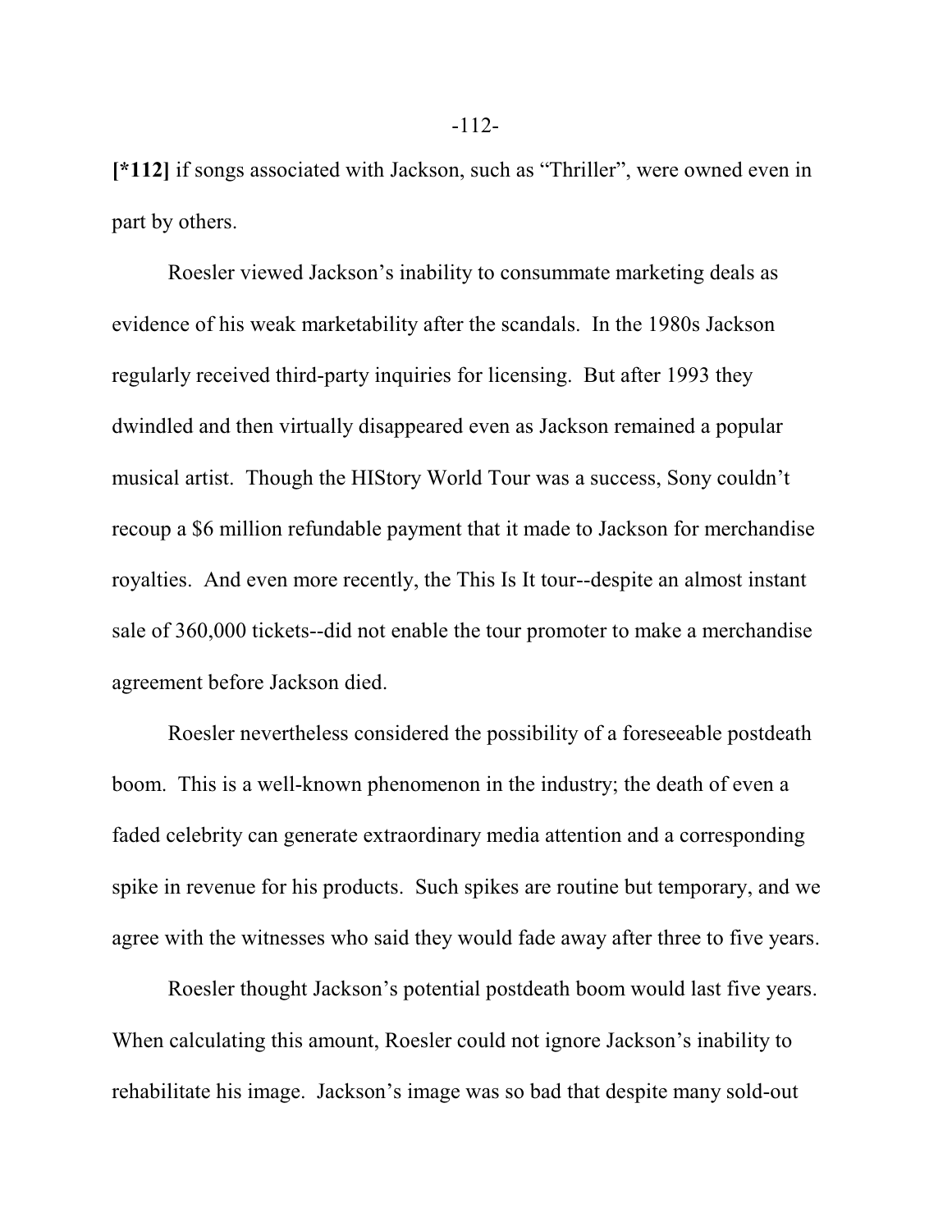**[*112]** if songs associated with Jackson, such as "Thriller", were owned even in part by others.

Roesler viewed Jackson's inability to consummate marketing deals as evidence of his weak marketability after the scandals. In the 1980s Jackson regularly received third-party inquiries for licensing. But after 1993 they dwindled and then virtually disappeared even as Jackson remained a popular musical artist. Though the HIStory World Tour was a success, Sony couldn't recoup a $6 million refundable payment that it made to Jackson for merchandise royalties. And even more recently, the This Is It tour--despite an almost instant sale of 360,000 tickets--did not enable the tour promoter to make a merchandise agreement before Jackson died.

Roesler nevertheless considered the possibility of a foreseeable postdeath boom. This is a well-known phenomenon in the industry; the death of even a faded celebrity can generate extraordinary media attention and a corresponding spike in revenue for his products. Such spikes are routine but temporary, and we agree with the witnesses who said they would fade away after three to five years.

Roesler thought Jackson's potential postdeath boom would last five years. When calculating this amount, Roesler could not ignore Jackson's inability to rehabilitate his image. Jackson's image was so bad that despite many sold-out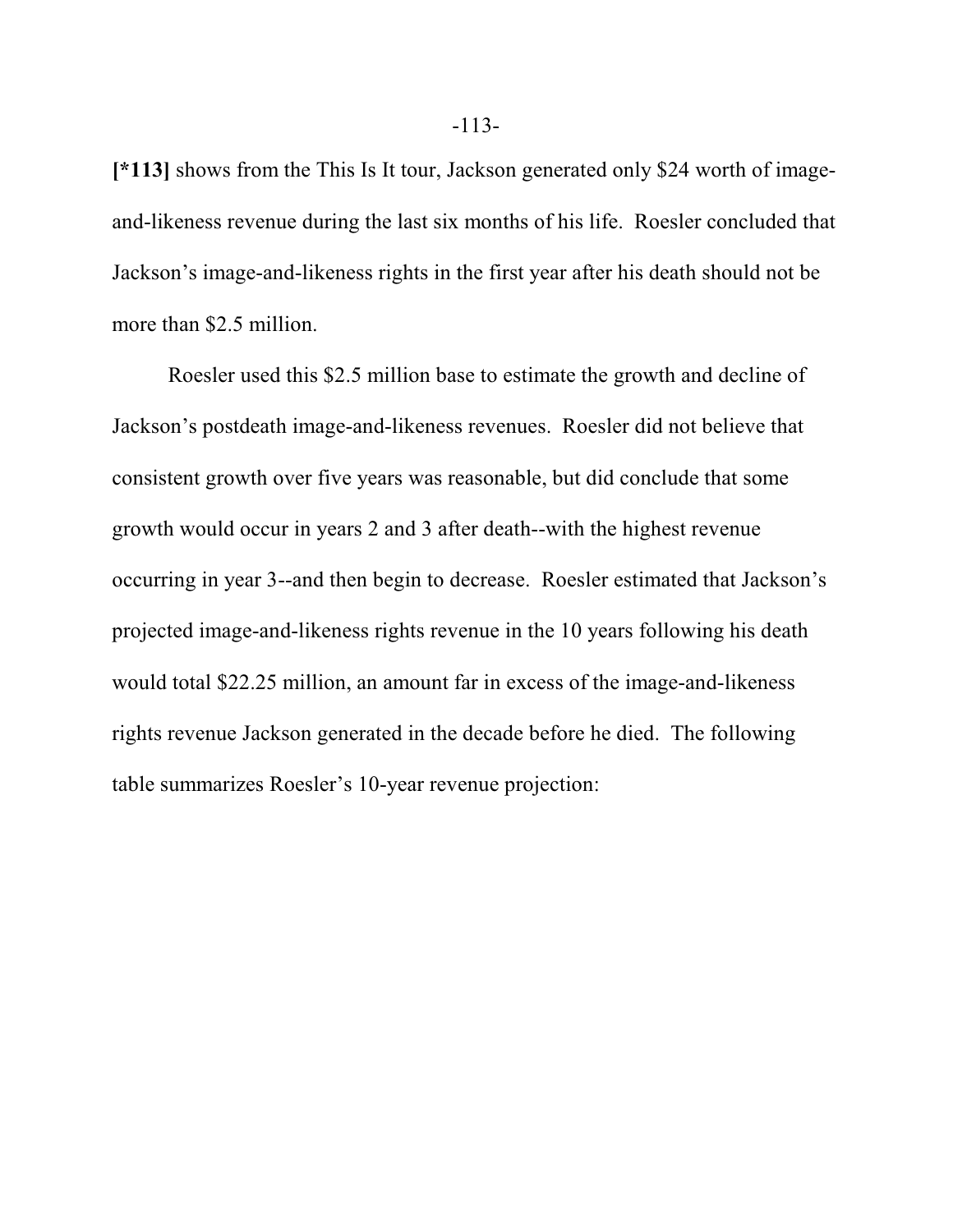**[*113]** shows from the This Is It tour, Jackson generated only $24 worth of image-and-likeness revenue during the last six months of his life. Roesler concluded that Jackson's image-and-likeness rights in the first year after his death should not be more than $2.5 million.

Roesler used this $2.5 million base to estimate the growth and decline of Jackson's postdeath image-and-likeness revenues. Roesler did not believe that consistent growth over five years was reasonable, but did conclude that some growth would occur in years 2 and 3 after death--with the highest revenue occurring in year 3--and then begin to decrease. Roesler estimated that Jackson's projected image-and-likeness rights revenue in the 10 years following his death would total $22.25 million, an amount far in excess of the image-and-likeness rights revenue Jackson generated in the decade before he died. The following table summarizes Roesler's 10-year revenue projection: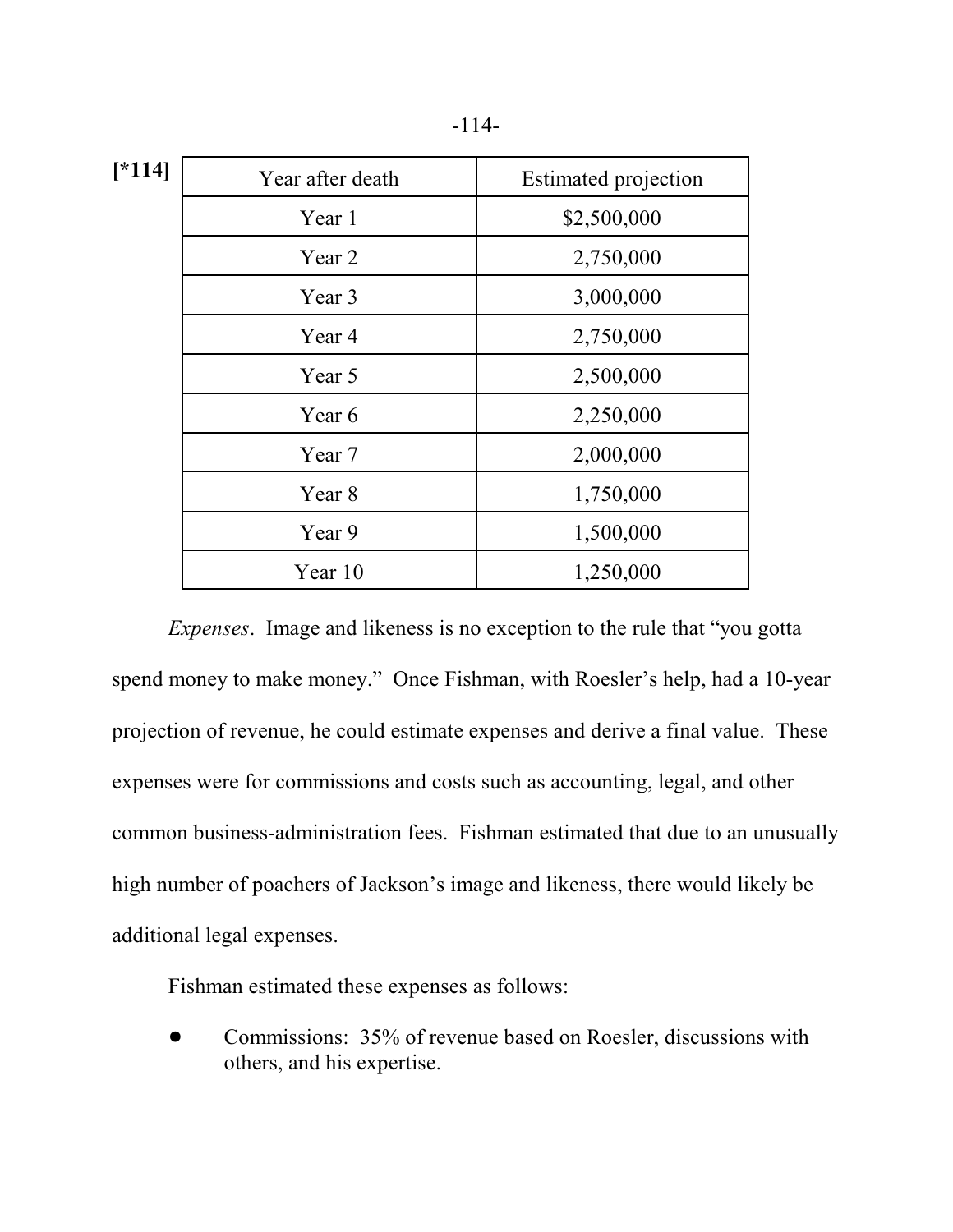[*114]

| Year after death | Estimated projection |
| --- | --- |
| Year 1 | $2,500,000 |
| Year 2 | 2,750,000 |
| Year 3 | 3,000,000 |
| Year 4 | 2,750,000 |
| Year 5 | 2,500,000 |
| Year 6 | 2,250,000 |
| Year 7 | 2,000,000 |
| Year 8 | 1,750,000 |
| Year 9 | 1,500,000 |
| Year 10 | 1,250,000 |

*Expenses*. Image and likeness is no exception to the rule that "you gotta spend money to make money." Once Fishman, with Roesler's help, had a 10-year projection of revenue, he could estimate expenses and derive a final value. These expenses were for commissions and costs such as accounting, legal, and other common business-administration fees. Fishman estimated that due to an unusually high number of poachers of Jackson's image and likeness, there would likely be additional legal expenses.

Fishman estimated these expenses as follows:

- Commissions: 35% of revenue based on Roesler, discussions with others, and his expertise.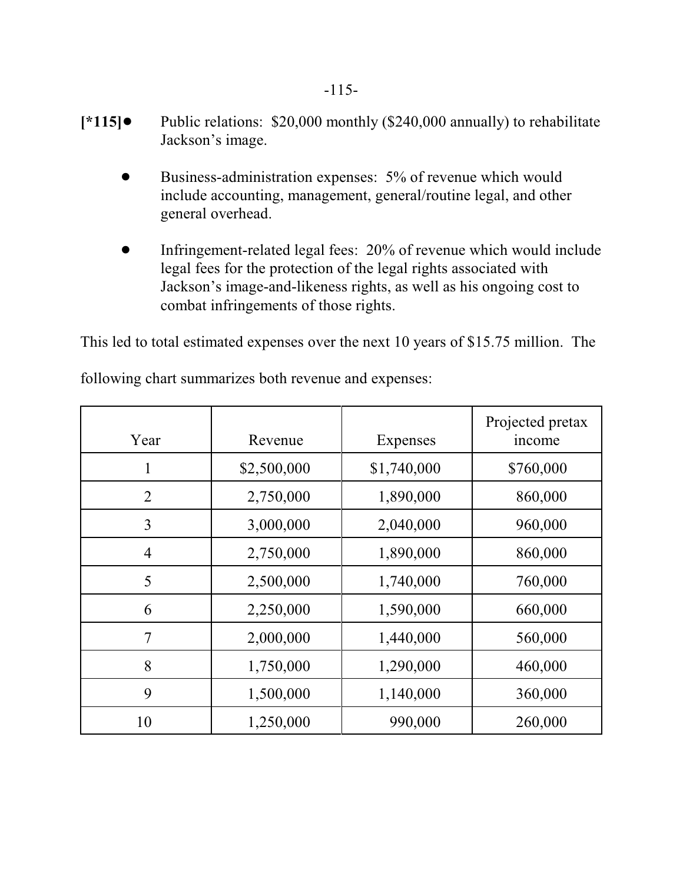[*115]
- Public relations: $20,000 monthly ($240,000 annually) to rehabilitate Jackson's image.

- Business-administration expenses: 5% of revenue which would include accounting, management, general/routine legal, and other general overhead.

- Infringement-related legal fees: 20% of revenue which would include legal fees for the protection of the legal rights associated with Jackson's image-and-likeness rights, as well as his ongoing cost to combat infringements of those rights.

This led to total estimated expenses over the next 10 years of $15.75 million. The following chart summarizes both revenue and expenses:

| Year | Revenue | Expenses | Projected pretax income |
|---|---|---|---|
| 1 | $2,500,000 | $1,740,000 | $760,000 |
| 2 | 2,750,000 | 1,890,000 | 860,000 |
| 3 | 3,000,000 | 2,040,000 | 960,000 |
| 4 | 2,750,000 | 1,890,000 | 860,000 |
| 5 | 2,500,000 | 1,740,000 | 760,000 |
| 6 | 2,250,000 | 1,590,000 | 660,000 |
| 7 | 2,000,000 | 1,440,000 | 560,000 |
| 8 | 1,750,000 | 1,290,000 | 460,000 |
| 9 | 1,500,000 | 1,140,000 | 360,000 |
| 10 | 1,250,000 | 990,000 | 260,000 |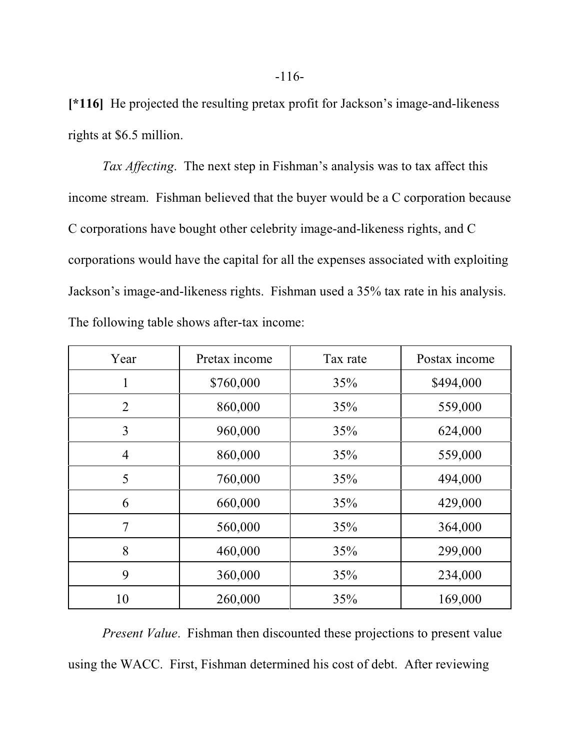**[*116]** He projected the resulting pretax profit for Jackson's image-and-likeness rights at $6.5 million.

*Tax Affecting*. The next step in Fishman's analysis was to tax affect this income stream. Fishman believed that the buyer would be a C corporation because C corporations have bought other celebrity image-and-likeness rights, and C corporations would have the capital for all the expenses associated with exploiting Jackson's image-and-likeness rights. Fishman used a 35% tax rate in his analysis. The following table shows after-tax income:

| Year | Pretax income | Tax rate | Postax income |
|---|---|---|---|
| 1 | $760,000 | 35% | $494,000 |
| 2 | 860,000 | 35% | 559,000 |
| 3 | 960,000 | 35% | 624,000 |
| 4 | 860,000 | 35% | 559,000 |
| 5 | 760,000 | 35% | 494,000 |
| 6 | 660,000 | 35% | 429,000 |
| 7 | 560,000 | 35% | 364,000 |
| 8 | 460,000 | 35% | 299,000 |
| 9 | 360,000 | 35% | 234,000 |
| 10 | 260,000 | 35% | 169,000 |

*Present Value*. Fishman then discounted these projections to present value using the WACC. First, Fishman determined his cost of debt. After reviewing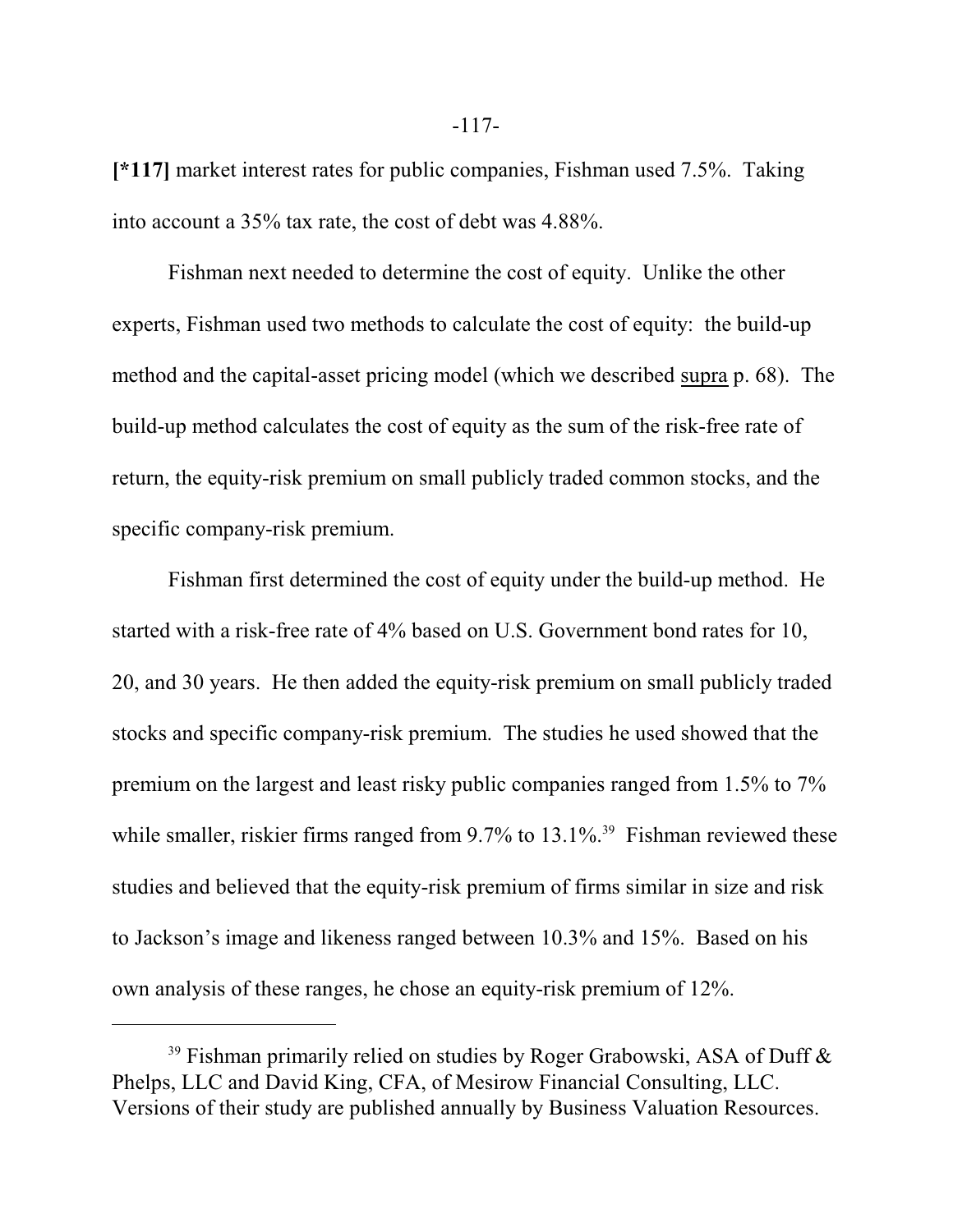**[*117]** market interest rates for public companies, Fishman used 7.5%. Taking into account a 35% tax rate, the cost of debt was 4.88%.

Fishman next needed to determine the cost of equity. Unlike the other experts, Fishman used two methods to calculate the cost of equity: the build-up method and the capital-asset pricing model (which we described supra p. 68). The build-up method calculates the cost of equity as the sum of the risk-free rate of return, the equity-risk premium on small publicly traded common stocks, and the specific company-risk premium.

Fishman first determined the cost of equity under the build-up method. He started with a risk-free rate of 4% based on U.S. Government bond rates for 10, 20, and 30 years. He then added the equity-risk premium on small publicly traded stocks and specific company-risk premium. The studies he used showed that the premium on the largest and least risky public companies ranged from 1.5% to 7% while smaller, riskier firms ranged from 9.7% to 13.1%.[39] Fishman reviewed these studies and believed that the equity-risk premium of firms similar in size and risk to Jackson's image and likeness ranged between 10.3% and 15%. Based on his own analysis of these ranges, he chose an equity-risk premium of 12%.

---

[39] Fishman primarily relied on studies by Roger Grabowski, ASA of Duff & Phelps, LLC and David King, CFA, of Mesirow Financial Consulting, LLC. Versions of their study are published annually by Business Valuation Resources.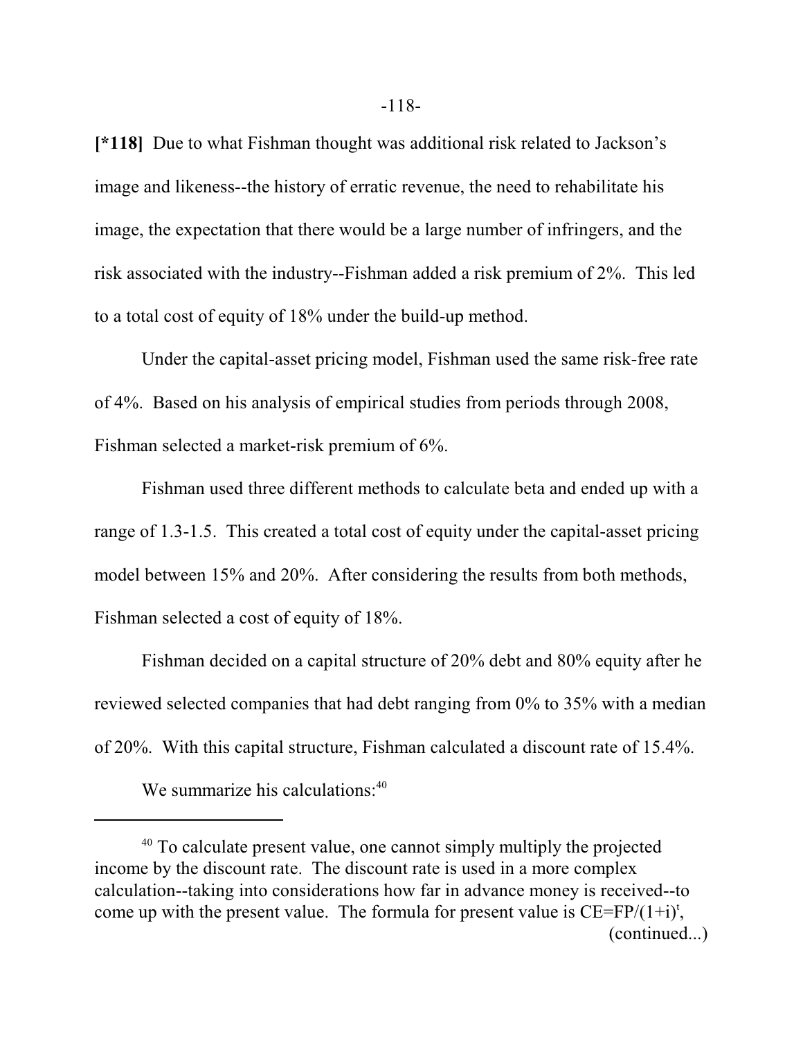**[*118]** Due to what Fishman thought was additional risk related to Jackson's image and likeness--the history of erratic revenue, the need to rehabilitate his image, the expectation that there would be a large number of infringers, and the risk associated with the industry--Fishman added a risk premium of 2%. This led to a total cost of equity of 18% under the build-up method.

Under the capital-asset pricing model, Fishman used the same risk-free rate of 4%. Based on his analysis of empirical studies from periods through 2008, Fishman selected a market-risk premium of 6%.

Fishman used three different methods to calculate beta and ended up with a range of 1.3-1.5. This created a total cost of equity under the capital-asset pricing model between 15% and 20%. After considering the results from both methods, Fishman selected a cost of equity of 18%.

Fishman decided on a capital structure of 20% debt and 80% equity after he reviewed selected companies that had debt ranging from 0% to 35% with a median of 20%. With this capital structure, Fishman calculated a discount rate of 15.4%.

We summarize his calculations:[40]

---

[40] To calculate present value, one cannot simply multiply the projected income by the discount rate. The discount rate is used in a more complex calculation--taking into considerations how far in advance money is received--to come up with the present value. The formula for present value is $CE=FP/(1+i)^t$, (continued...)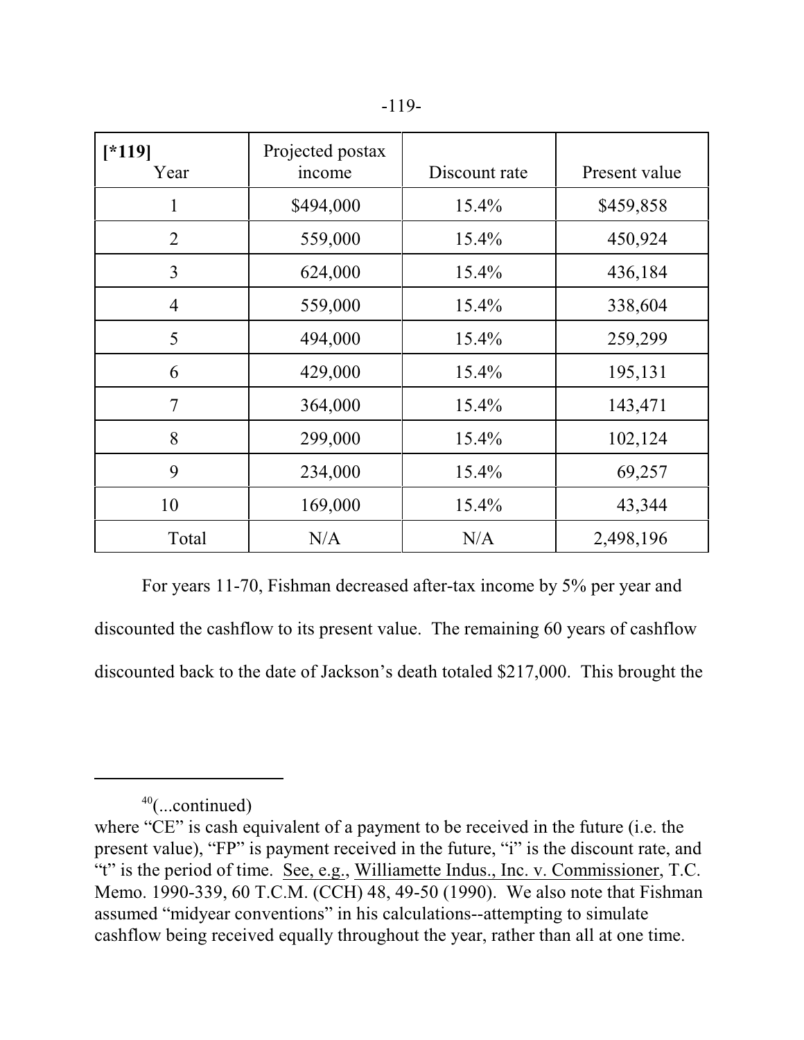| [*119] Year | Projected postax income | Discount rate | Present value |
| --- | --- | --- | --- |
| 1 | $494,000 | 15.4% | $459,858 |
| 2 | 559,000 | 15.4% | 450,924 |
| 3 | 624,000 | 15.4% | 436,184 |
| 4 | 559,000 | 15.4% | 338,604 |
| 5 | 494,000 | 15.4% | 259,299 |
| 6 | 429,000 | 15.4% | 195,131 |
| 7 | 364,000 | 15.4% | 143,471 |
| 8 | 299,000 | 15.4% | 102,124 |
| 9 | 234,000 | 15.4% | 69,257 |
| 10 | 169,000 | 15.4% | 43,344 |
| Total | N/A | N/A | 2,498,196 |

For years 11-70, Fishman decreased after-tax income by 5% per year and discounted the cashflow to its present value. The remaining 60 years of cashflow discounted back to the date of Jackson's death totaled $217,000. This brought the

---

[40](...continued)
where "CE" is cash equivalent of a payment to be received in the future (i.e. the present value), "FP" is payment received in the future, "i" is the discount rate, and "t" is the period of time. See, e.g., Williamette Indus., Inc. v. Commissioner, T.C. Memo. 1990-339, 60 T.C.M. (CCH) 48, 49-50 (1990). We also note that Fishman assumed "midyear conventions" in his calculations--attempting to simulate cashflow being received equally throughout the year, rather than all at one time.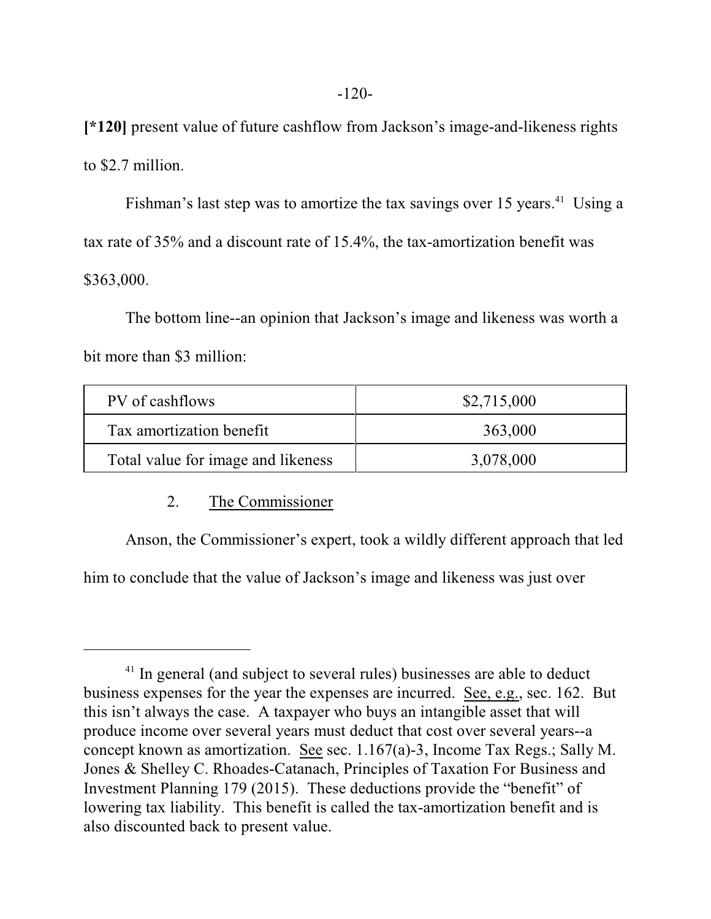[*120] present value of future cashflow from Jackson's image-and-likeness rights to $2.7 million.

Fishman's last step was to amortize the tax savings over 15 years.[41] Using a tax rate of 35% and a discount rate of 15.4%, the tax-amortization benefit was $363,000.

The bottom line--an opinion that Jackson's image and likeness was worth a bit more than $3 million:

| PV of cashflows | $2,715,000 |
|---|---|
| Tax amortization benefit | 363,000 |
| Total value for image and likeness | 3,078,000 |

2. <u>The Commissioner</u>

Anson, the Commissioner's expert, took a wildly different approach that led him to conclude that the value of Jackson's image and likeness was just over

---

[41] In general (and subject to several rules) businesses are able to deduct business expenses for the year the expenses are incurred. <u>See, e.g.</u>, sec. 162. But this isn't always the case. A taxpayer who buys an intangible asset that will produce income over several years must deduct that cost over several years--a concept known as amortization. <u>See</u> sec. 1.167(a)-3, Income Tax Regs.; Sally M. Jones & Shelley C. Rhoades-Catanach, Principles of Taxation For Business and Investment Planning 179 (2015). These deductions provide the "benefit" of lowering tax liability. This benefit is called the tax-amortization benefit and is also discounted back to present value.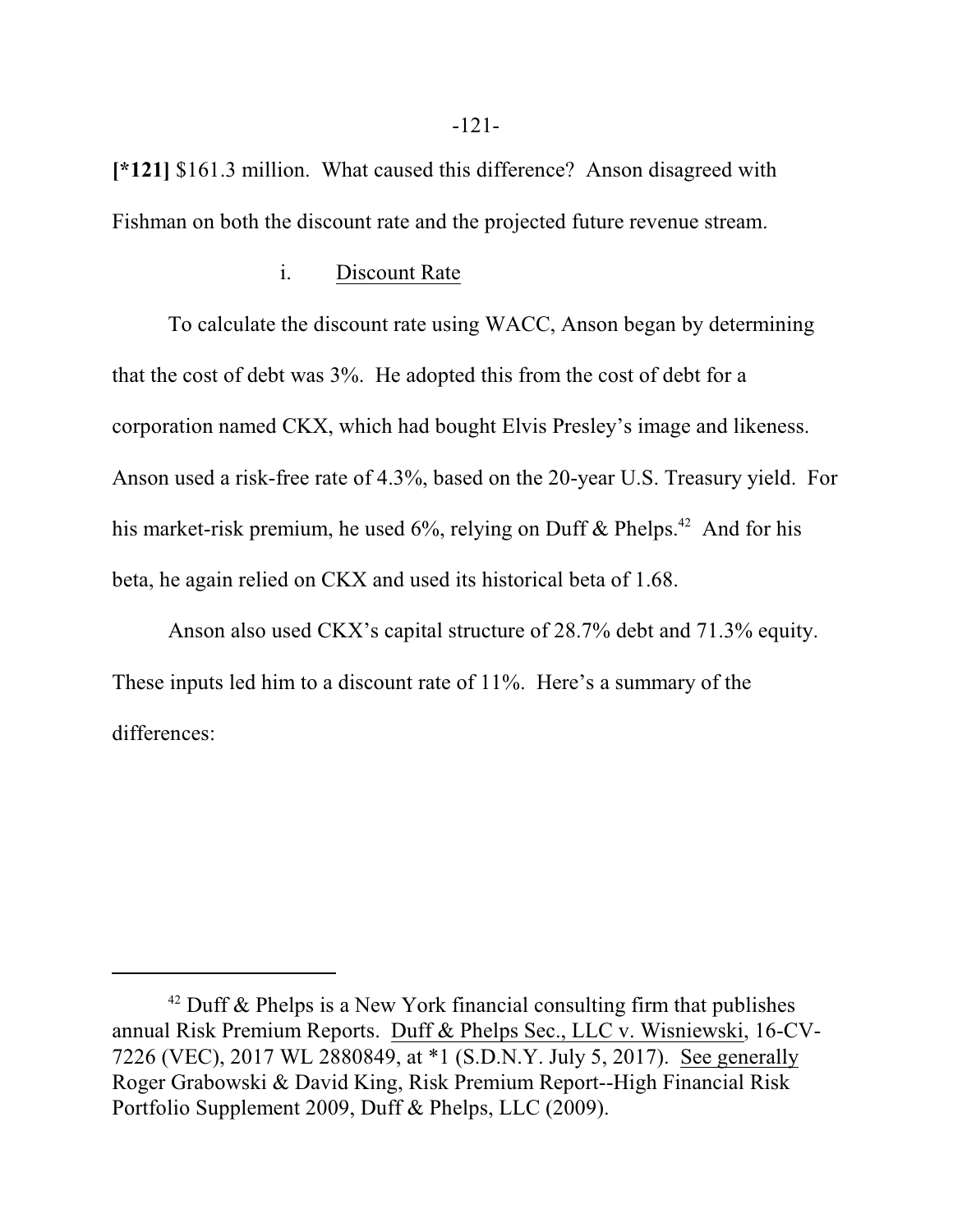**[*121]** $161.3 million. What caused this difference? Anson disagreed with Fishman on both the discount rate and the projected future revenue stream.

i. Discount Rate

To calculate the discount rate using WACC, Anson began by determining that the cost of debt was 3%. He adopted this from the cost of debt for a corporation named CKX, which had bought Elvis Presley's image and likeness. Anson used a risk-free rate of 4.3%, based on the 20-year U.S. Treasury yield. For his market-risk premium, he used 6%, relying on Duff & Phelps.[42] And for his beta, he again relied on CKX and used its historical beta of 1.68.

Anson also used CKX's capital structure of 28.7% debt and 71.3% equity. These inputs led him to a discount rate of 11%. Here's a summary of the differences:

---

[42] Duff & Phelps is a New York financial consulting firm that publishes annual Risk Premium Reports. Duff & Phelps Sec., LLC v. Wisniewski, 16-CV-7226 (VEC), 2017 WL 2880849, at *1 (S.D.N.Y. July 5, 2017). See generally Roger Grabowski & David King, Risk Premium Report--High Financial Risk Portfolio Supplement 2009, Duff & Phelps, LLC (2009).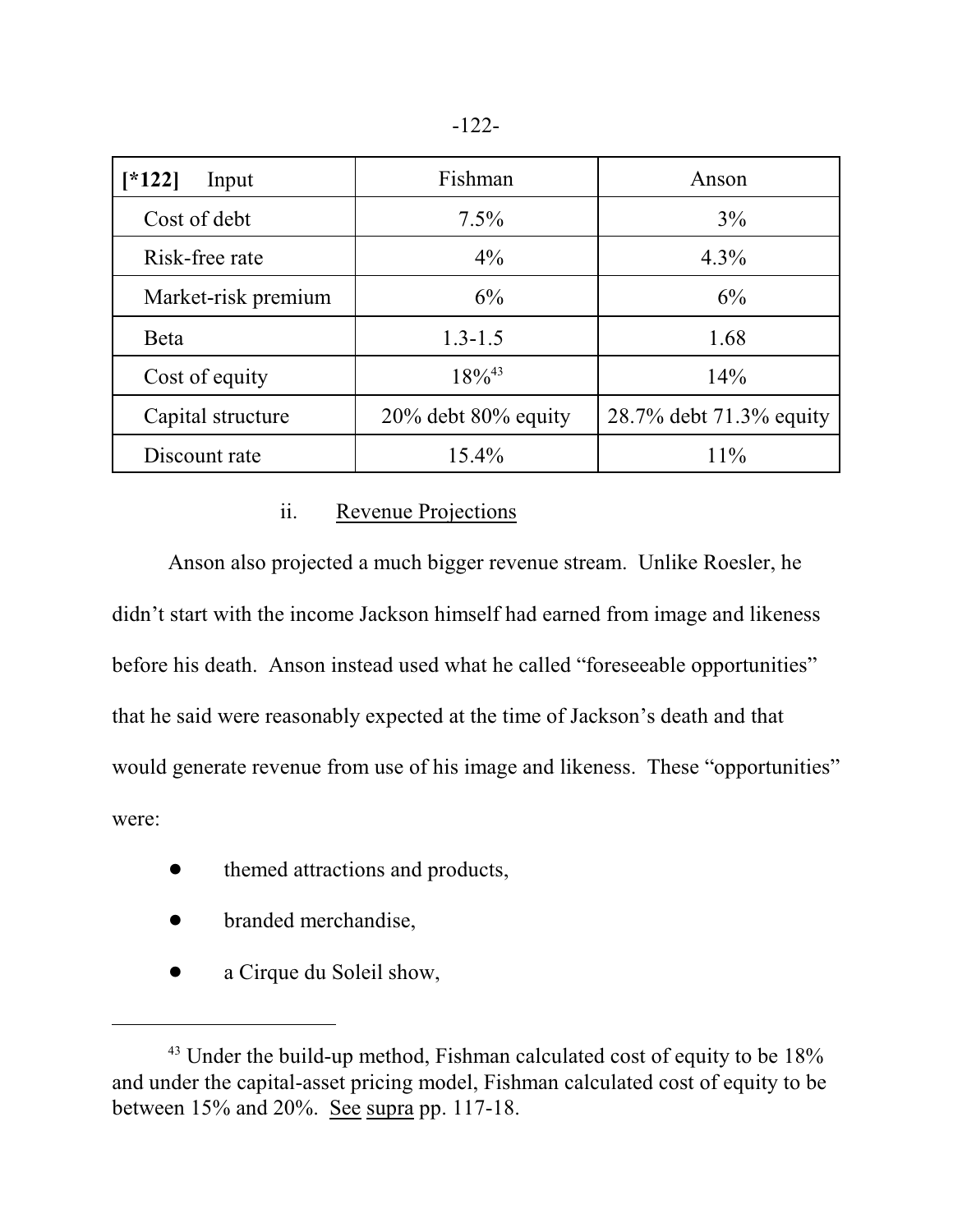| [*122] Input | Fishman | Anson |
|---|---|---|
| Cost of debt | 7.5% | 3% |
| Risk-free rate | 4% | 4.3% |
| Market-risk premium | 6% | 6% |
| Beta | 1.3-1.5 | 1.68 |
| Cost of equity | 18%[43] | 14% |
| Capital structure | 20% debt 80% equity | 28.7% debt 71.3% equity |
| Discount rate | 15.4% | 11% |

ii. Revenue Projections

Anson also projected a much bigger revenue stream. Unlike Roesler, he didn't start with the income Jackson himself had earned from image and likeness before his death. Anson instead used what he called "foreseeable opportunities" that he said were reasonably expected at the time of Jackson's death and that would generate revenue from use of his image and likeness. These "opportunities" were:

- themed attractions and products,
- branded merchandise,
- a Cirque du Soleil show,

[43] Under the build-up method, Fishman calculated cost of equity to be 18% and under the capital-asset pricing model, Fishman calculated cost of equity to be between 15% and 20%. See supra pp. 117-18.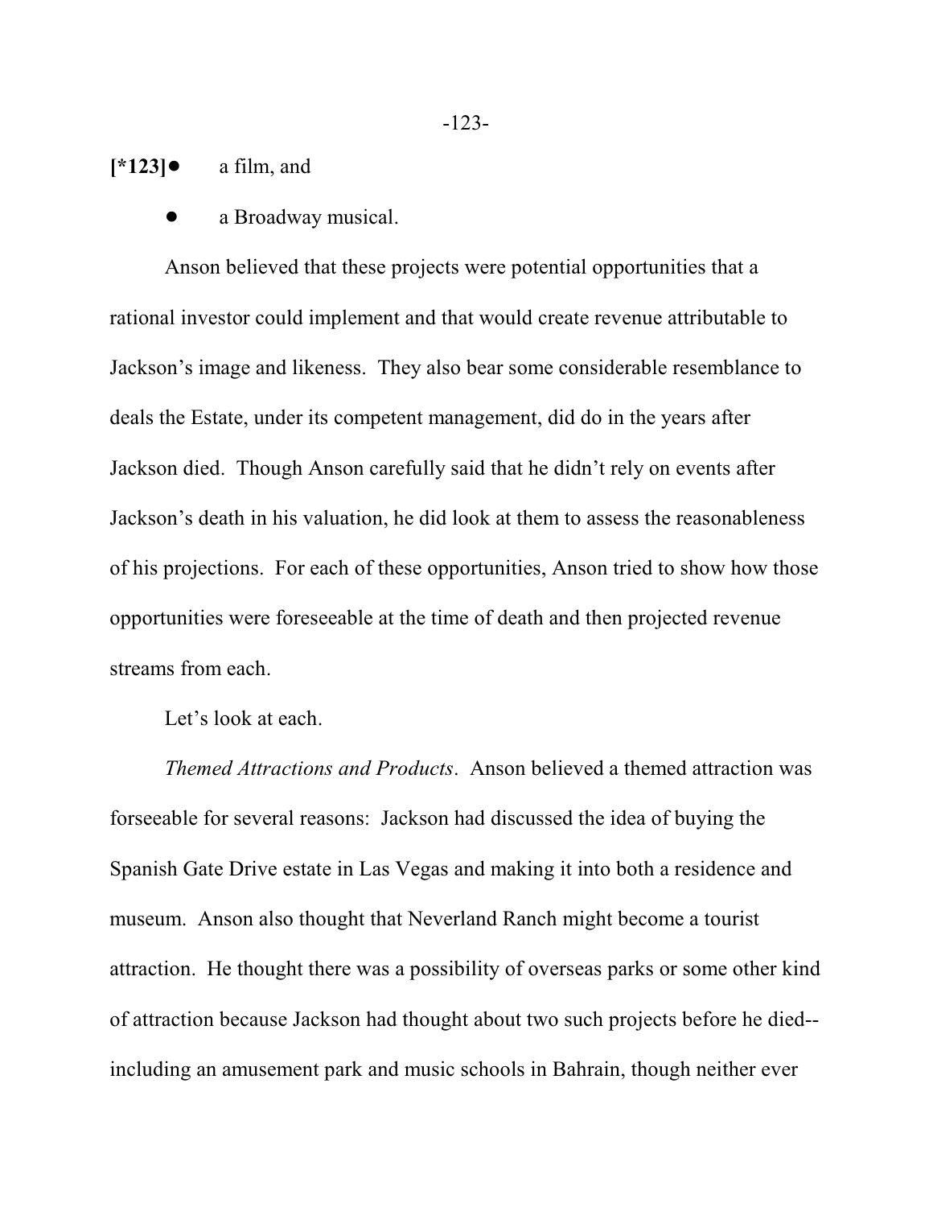[*123]

- a film, and
- a Broadway musical.

Anson believed that these projects were potential opportunities that a rational investor could implement and that would create revenue attributable to Jackson's image and likeness. They also bear some considerable resemblance to deals the Estate, under its competent management, did do in the years after Jackson died. Though Anson carefully said that he didn't rely on events after Jackson's death in his valuation, he did look at them to assess the reasonableness of his projections. For each of these opportunities, Anson tried to show how those opportunities were foreseeable at the time of death and then projected revenue streams from each.

Let's look at each.

*Themed Attractions and Products*. Anson believed a themed attraction was forseeable for several reasons: Jackson had discussed the idea of buying the Spanish Gate Drive estate in Las Vegas and making it into both a residence and museum. Anson also thought that Neverland Ranch might become a tourist attraction. He thought there was a possibility of overseas parks or some other kind of attraction because Jackson had thought about two such projects before he died--including an amusement park and music schools in Bahrain, though neither ever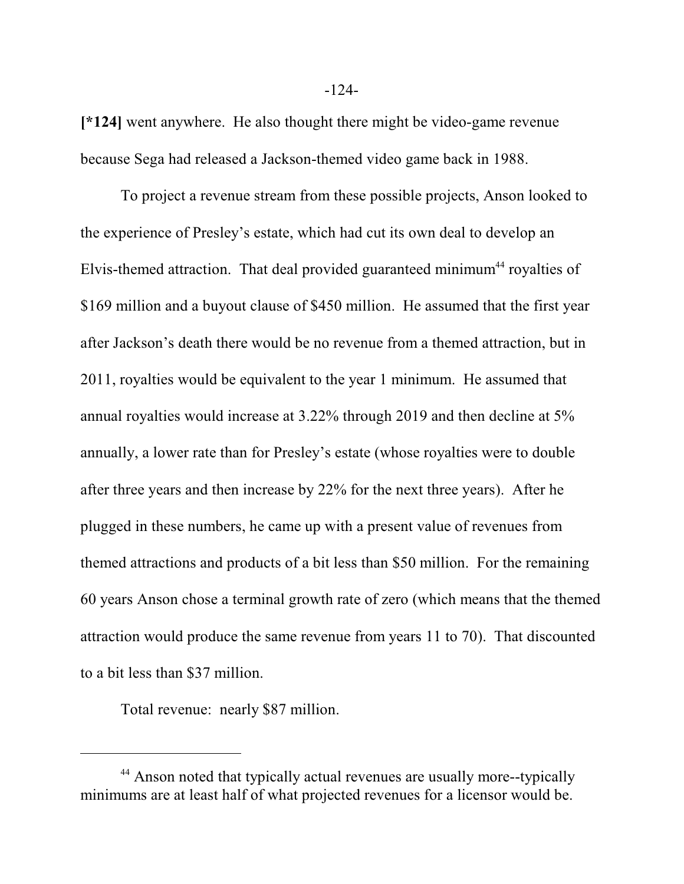**[*124]** went anywhere. He also thought there might be video-game revenue because Sega had released a Jackson-themed video game back in 1988.

To project a revenue stream from these possible projects, Anson looked to the experience of Presley's estate, which had cut its own deal to develop an Elvis-themed attraction. That deal provided guaranteed minimum[44] royalties of $169 million and a buyout clause of $450 million. He assumed that the first year after Jackson's death there would be no revenue from a themed attraction, but in 2011, royalties would be equivalent to the year 1 minimum. He assumed that annual royalties would increase at 3.22% through 2019 and then decline at 5% annually, a lower rate than for Presley's estate (whose royalties were to double after three years and then increase by 22% for the next three years). After he plugged in these numbers, he came up with a present value of revenues from themed attractions and products of a bit less than $50 million. For the remaining 60 years Anson chose a terminal growth rate of zero (which means that the themed attraction would produce the same revenue from years 11 to 70). That discounted to a bit less than $37 million.

Total revenue: nearly $87 million.

---

[44] Anson noted that typically actual revenues are usually more--typically minimums are at least half of what projected revenues for a licensor would be.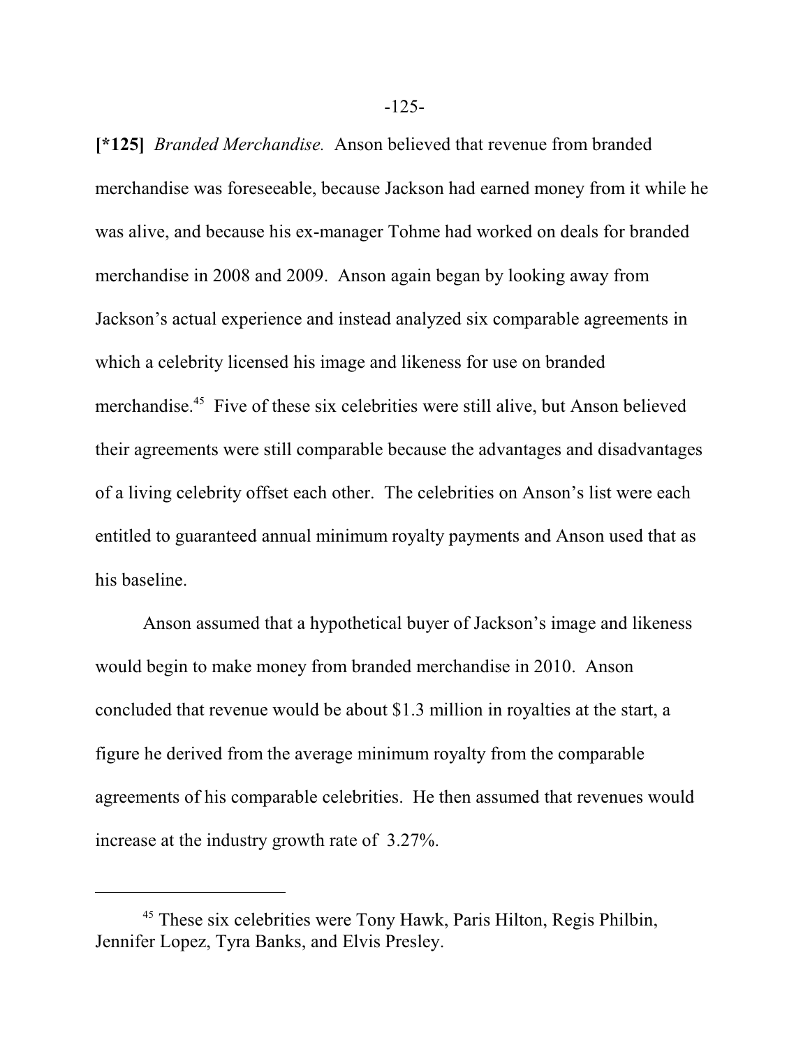**[*125]** *Branded Merchandise.* Anson believed that revenue from branded merchandise was foreseeable, because Jackson had earned money from it while he was alive, and because his ex-manager Tohme had worked on deals for branded merchandise in 2008 and 2009. Anson again began by looking away from Jackson's actual experience and instead analyzed six comparable agreements in which a celebrity licensed his image and likeness for use on branded merchandise.[45] Five of these six celebrities were still alive, but Anson believed their agreements were still comparable because the advantages and disadvantages of a living celebrity offset each other. The celebrities on Anson's list were each entitled to guaranteed annual minimum royalty payments and Anson used that as his baseline.

Anson assumed that a hypothetical buyer of Jackson's image and likeness would begin to make money from branded merchandise in 2010. Anson concluded that revenue would be about $1.3 million in royalties at the start, a figure he derived from the average minimum royalty from the comparable agreements of his comparable celebrities. He then assumed that revenues would increase at the industry growth rate of 3.27%.

---

[45] These six celebrities were Tony Hawk, Paris Hilton, Regis Philbin, Jennifer Lopez, Tyra Banks, and Elvis Presley.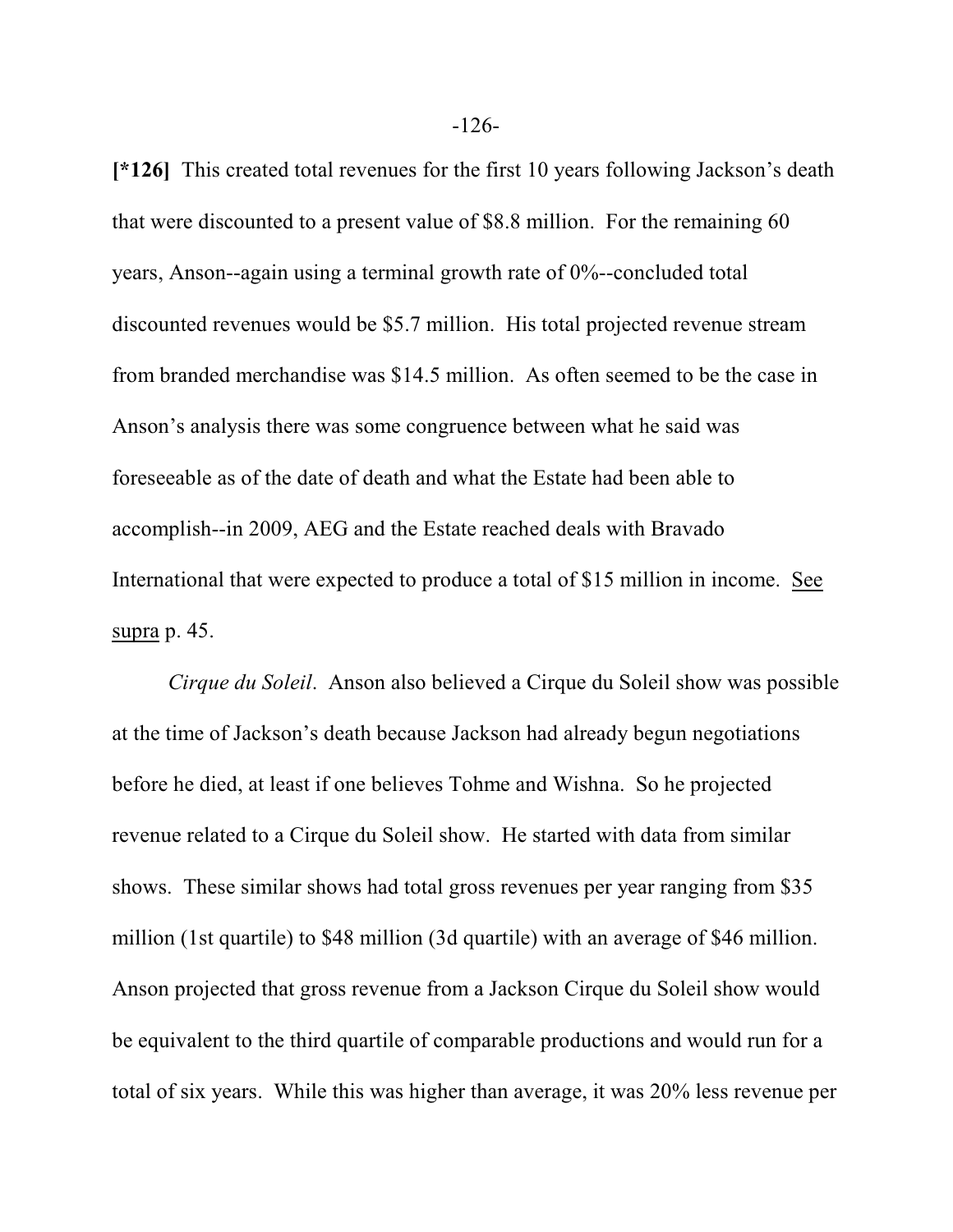**[*126]** This created total revenues for the first 10 years following Jackson's death that were discounted to a present value of $8.8 million. For the remaining 60 years, Anson--again using a terminal growth rate of 0%--concluded total discounted revenues would be $5.7 million. His total projected revenue stream from branded merchandise was $14.5 million. As often seemed to be the case in Anson's analysis there was some congruence between what he said was foreseeable as of the date of death and what the Estate had been able to accomplish--in 2009, AEG and the Estate reached deals with Bravado International that were expected to produce a total of $15 million in income. See supra p. 45.

*Cirque du Soleil*. Anson also believed a Cirque du Soleil show was possible at the time of Jackson's death because Jackson had already begun negotiations before he died, at least if one believes Tohme and Wishna. So he projected revenue related to a Cirque du Soleil show. He started with data from similar shows. These similar shows had total gross revenues per year ranging from $35 million (1st quartile) to $48 million (3d quartile) with an average of $46 million. Anson projected that gross revenue from a Jackson Cirque du Soleil show would be equivalent to the third quartile of comparable productions and would run for a total of six years. While this was higher than average, it was 20% less revenue per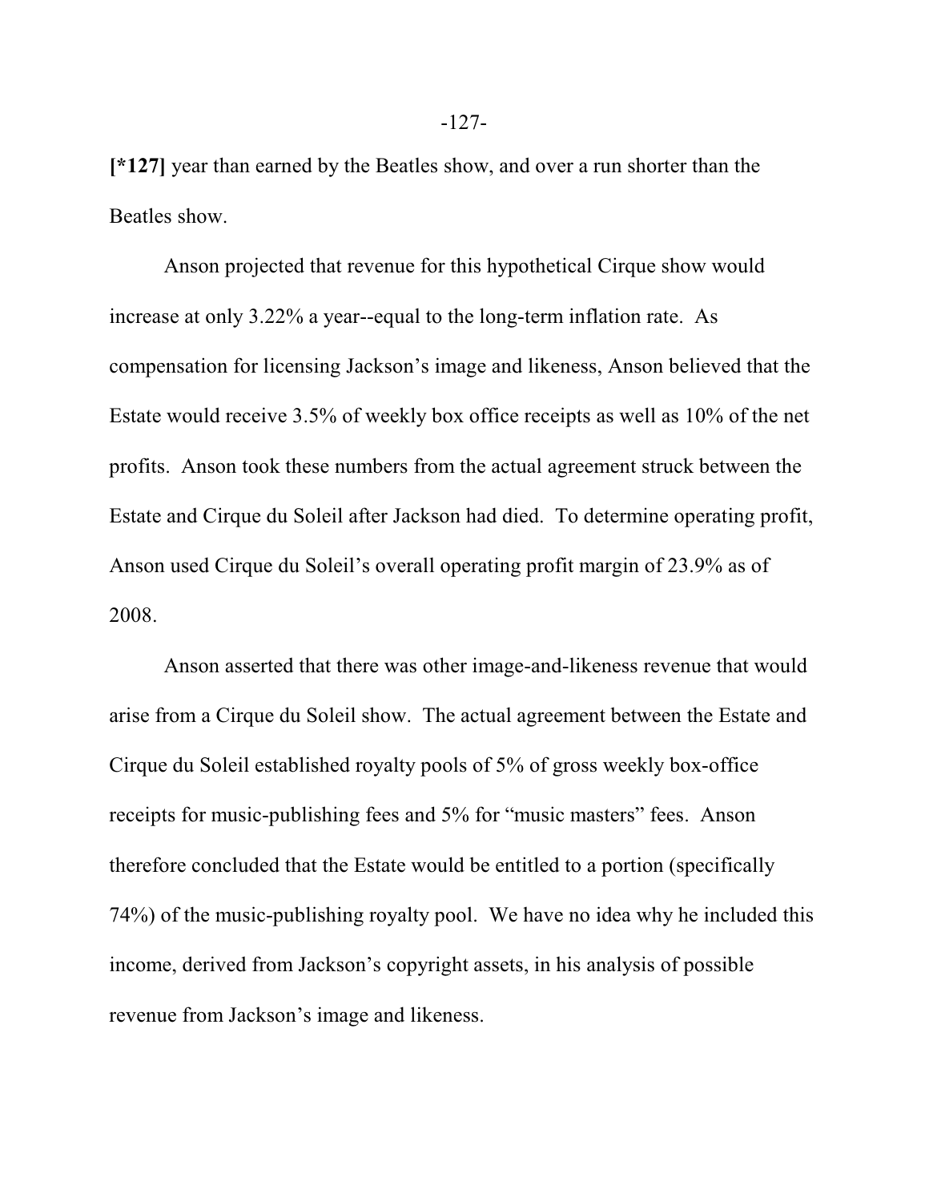**[*127]** year than earned by the Beatles show, and over a run shorter than the Beatles show.

Anson projected that revenue for this hypothetical Cirque show would increase at only 3.22% a year--equal to the long-term inflation rate. As compensation for licensing Jackson's image and likeness, Anson believed that the Estate would receive 3.5% of weekly box office receipts as well as 10% of the net profits. Anson took these numbers from the actual agreement struck between the Estate and Cirque du Soleil after Jackson had died. To determine operating profit, Anson used Cirque du Soleil's overall operating profit margin of 23.9% as of 2008.

Anson asserted that there was other image-and-likeness revenue that would arise from a Cirque du Soleil show. The actual agreement between the Estate and Cirque du Soleil established royalty pools of 5% of gross weekly box-office receipts for music-publishing fees and 5% for "music masters" fees. Anson therefore concluded that the Estate would be entitled to a portion (specifically 74%) of the music-publishing royalty pool. We have no idea why he included this income, derived from Jackson's copyright assets, in his analysis of possible revenue from Jackson's image and likeness.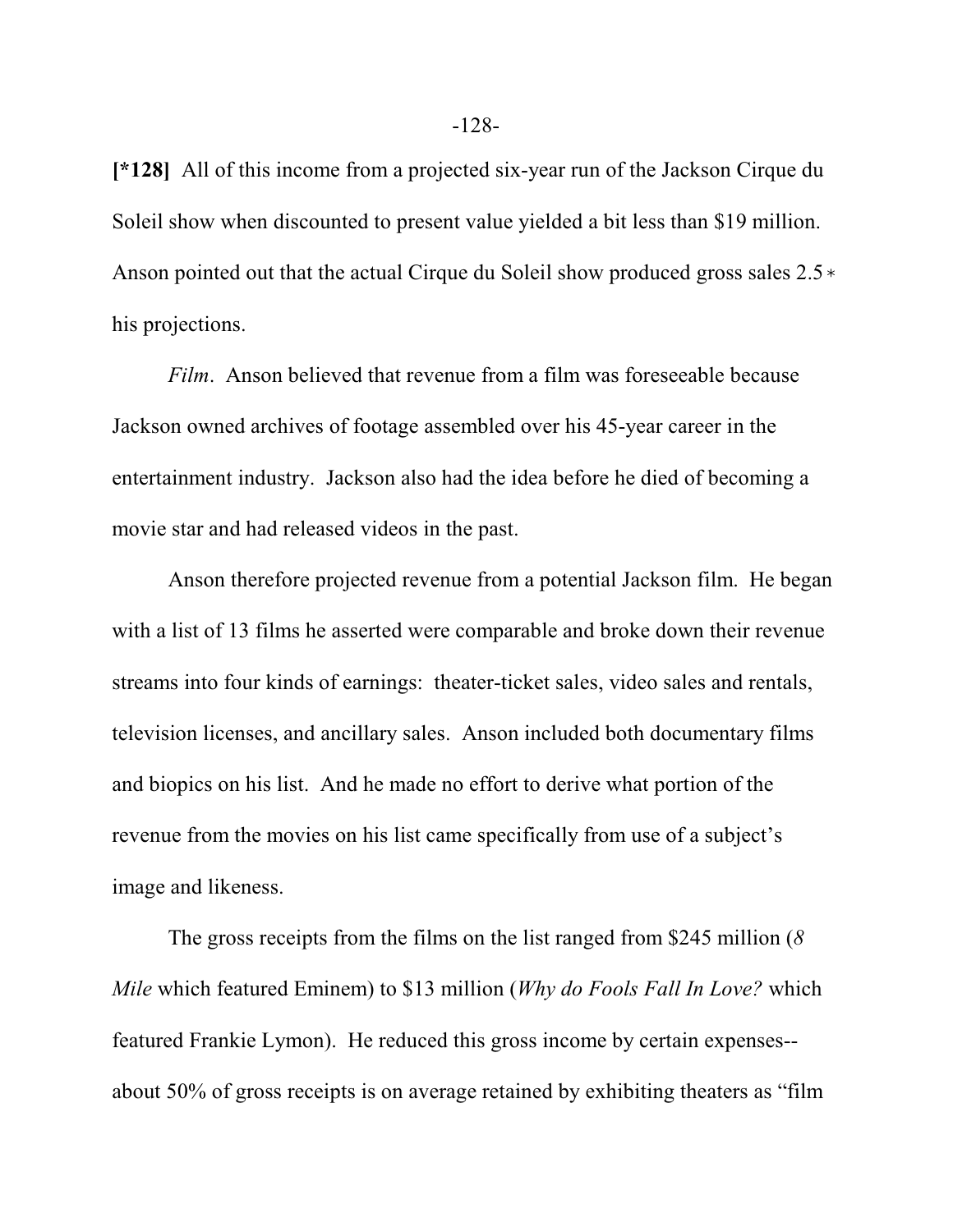**[*128]** All of this income from a projected six-year run of the Jackson Cirque du Soleil show when discounted to present value yielded a bit less than $19 million. Anson pointed out that the actual Cirque du Soleil show produced gross sales 2.5 * his projections.

*Film*. Anson believed that revenue from a film was foreseeable because Jackson owned archives of footage assembled over his 45-year career in the entertainment industry. Jackson also had the idea before he died of becoming a movie star and had released videos in the past.

Anson therefore projected revenue from a potential Jackson film. He began with a list of 13 films he asserted were comparable and broke down their revenue streams into four kinds of earnings: theater-ticket sales, video sales and rentals, television licenses, and ancillary sales. Anson included both documentary films and biopics on his list. And he made no effort to derive what portion of the revenue from the movies on his list came specifically from use of a subject's image and likeness.

The gross receipts from the films on the list ranged from $245 million (*8 Mile* which featured Eminem) to $13 million (*Why do Fools Fall In Love?* which featured Frankie Lymon). He reduced this gross income by certain expenses--about 50% of gross receipts is on average retained by exhibiting theaters as "film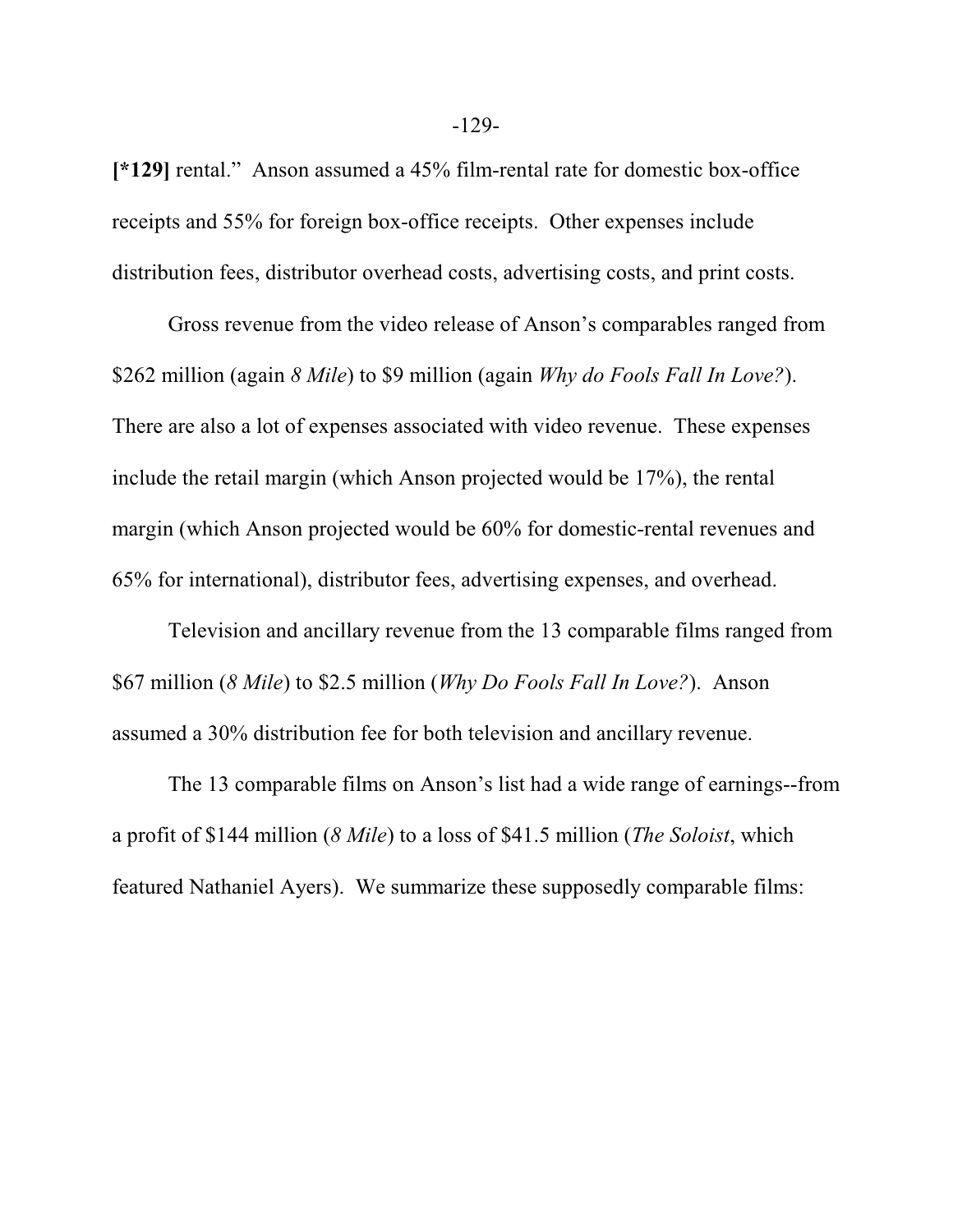**[*129]** rental." Anson assumed a 45% film-rental rate for domestic box-office receipts and 55% for foreign box-office receipts. Other expenses include distribution fees, distributor overhead costs, advertising costs, and print costs.

Gross revenue from the video release of Anson's comparables ranged from $262 million (again *8 Mile*) to $9 million (again *Why do Fools Fall In Love?*). There are also a lot of expenses associated with video revenue. These expenses include the retail margin (which Anson projected would be 17%), the rental margin (which Anson projected would be 60% for domestic-rental revenues and 65% for international), distributor fees, advertising expenses, and overhead.

Television and ancillary revenue from the 13 comparable films ranged from $67 million (*8 Mile*) to $2.5 million (*Why Do Fools Fall In Love?*). Anson assumed a 30% distribution fee for both television and ancillary revenue.

The 13 comparable films on Anson's list had a wide range of earnings--from a profit of $144 million (*8 Mile*) to a loss of $41.5 million (*The Soloist*, which featured Nathaniel Ayers). We summarize these supposedly comparable films: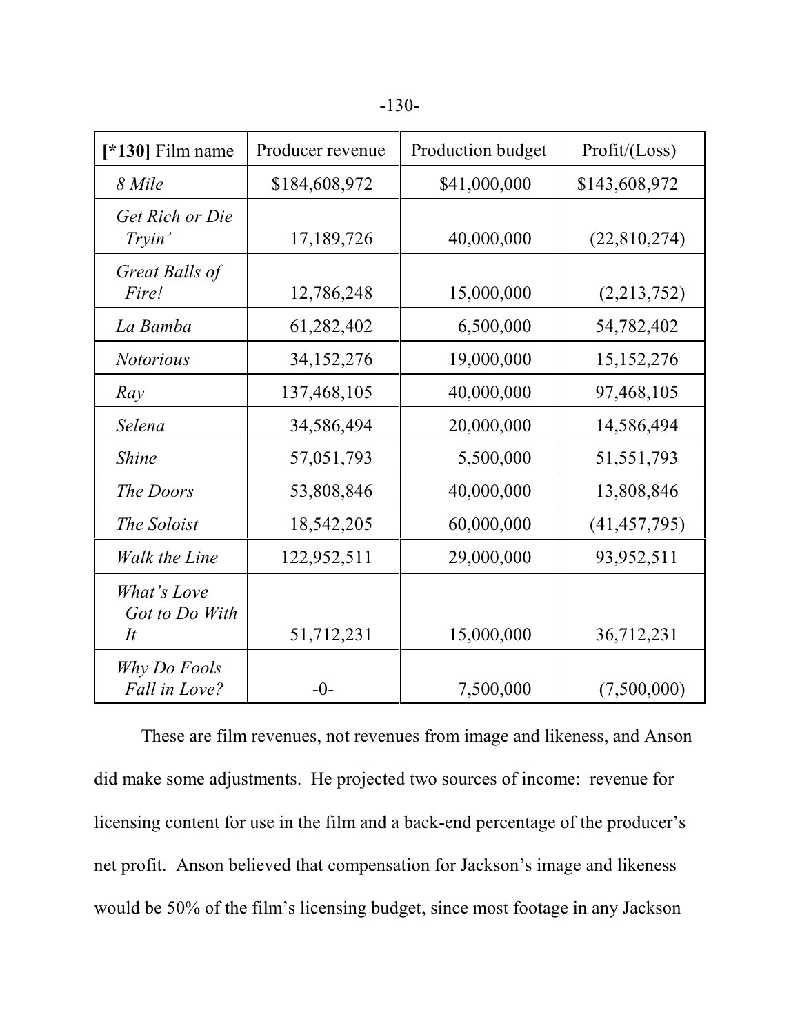| [*130] Film name | Producer revenue | Production budget | Profit/(Loss) |
|---|---|---|---|
| *8 Mile* | $184,608,972 | $41,000,000 | $143,608,972 |
| *Get Rich or Die Tryin'* | 17,189,726 | 40,000,000 | (22,810,274) |
| *Great Balls of Fire!* | 12,786,248 | 15,000,000 | (2,213,752) |
| *La Bamba* | 61,282,402 | 6,500,000 | 54,782,402 |
| *Notorious* | 34,152,276 | 19,000,000 | 15,152,276 |
| *Ray* | 137,468,105 | 40,000,000 | 97,468,105 |
| *Selena* | 34,586,494 | 20,000,000 | 14,586,494 |
| *Shine* | 57,051,793 | 5,500,000 | 51,551,793 |
| *The Doors* | 53,808,846 | 40,000,000 | 13,808,846 |
| *The Soloist* | 18,542,205 | 60,000,000 | (41,457,795) |
| *Walk the Line* | 122,952,511 | 29,000,000 | 93,952,511 |
| *What's Love Got to Do With It* | 51,712,231 | 15,000,000 | 36,712,231 |
| *Why Do Fools Fall in Love?* | -0- | 7,500,000 | (7,500,000) |

These are film revenues, not revenues from image and likeness, and Anson did make some adjustments. He projected two sources of income: revenue for licensing content for use in the film and a back-end percentage of the producer's net profit. Anson believed that compensation for Jackson's image and likeness would be 50% of the film's licensing budget, since most footage in any Jackson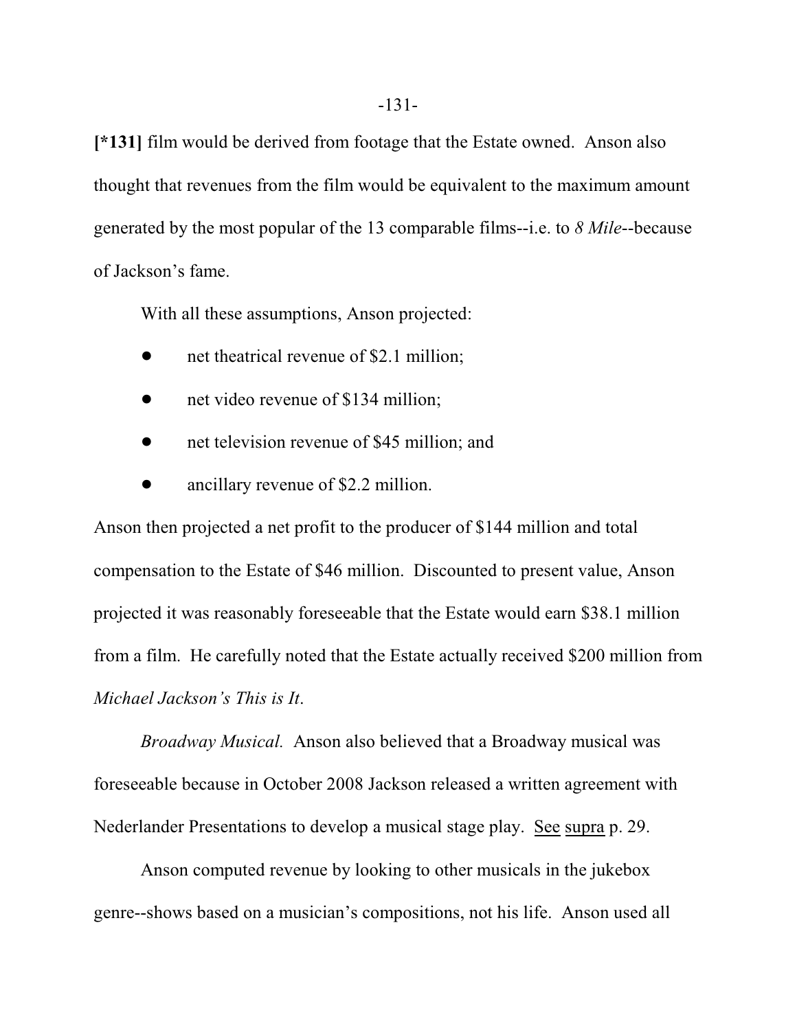**[*131]** film would be derived from footage that the Estate owned. Anson also thought that revenues from the film would be equivalent to the maximum amount generated by the most popular of the 13 comparable films--i.e. to *8 Mile*--because of Jackson's fame.

With all these assumptions, Anson projected:

- net theatrical revenue of $2.1 million;
- net video revenue of $134 million;
- net television revenue of $45 million; and
- ancillary revenue of $2.2 million.

Anson then projected a net profit to the producer of $144 million and total compensation to the Estate of $46 million. Discounted to present value, Anson projected it was reasonably foreseeable that the Estate would earn $38.1 million from a film. He carefully noted that the Estate actually received $200 million from *Michael Jackson's This is It*.

*Broadway Musical.* Anson also believed that a Broadway musical was foreseeable because in October 2008 Jackson released a written agreement with Nederlander Presentations to develop a musical stage play. See supra p. 29.

Anson computed revenue by looking to other musicals in the jukebox genre--shows based on a musician's compositions, not his life. Anson used all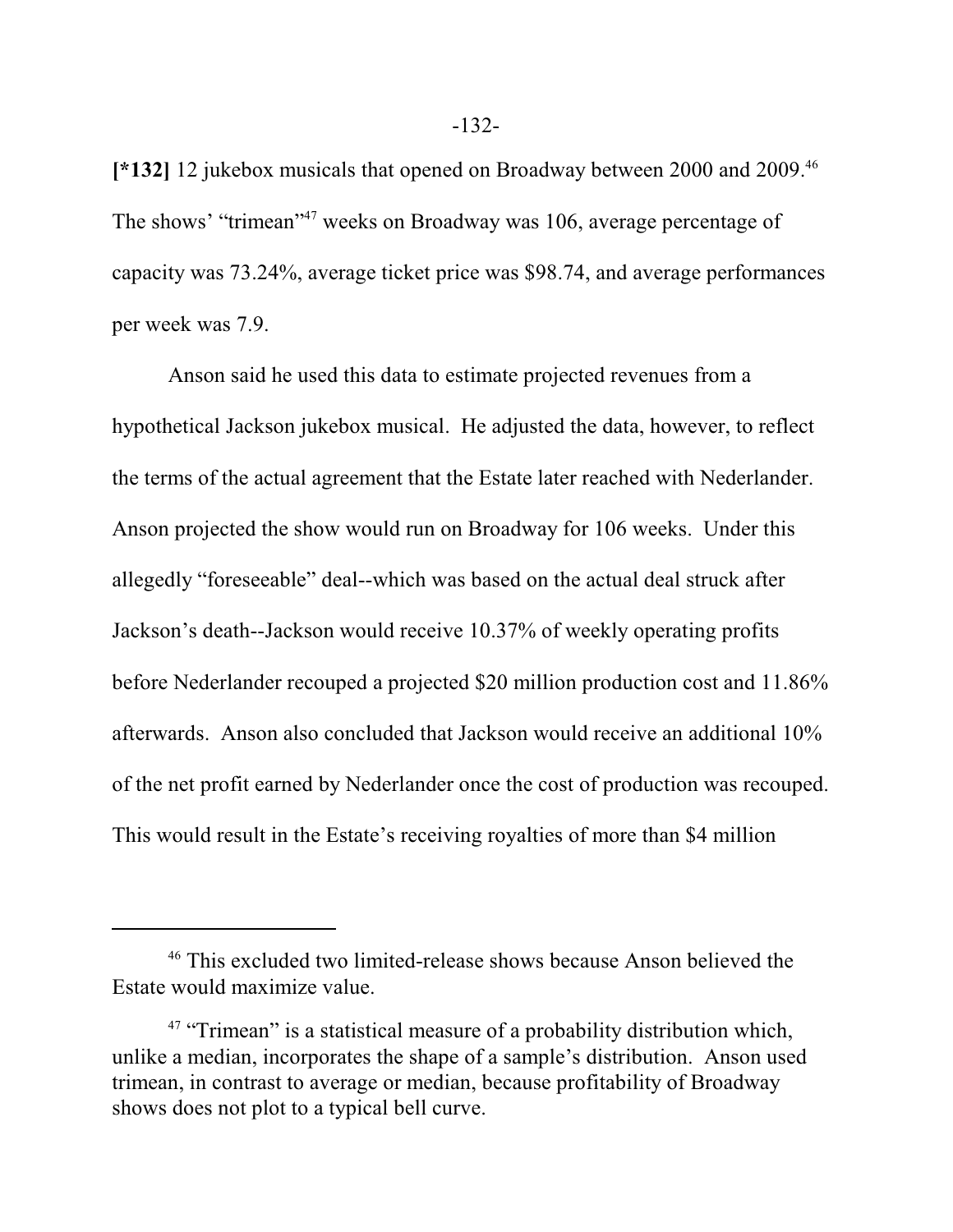**[*132]** 12 jukebox musicals that opened on Broadway between 2000 and 2009.[46] The shows' "trimean"[47] weeks on Broadway was 106, average percentage of capacity was 73.24%, average ticket price was $98.74, and average performances per week was 7.9.

Anson said he used this data to estimate projected revenues from a hypothetical Jackson jukebox musical. He adjusted the data, however, to reflect the terms of the actual agreement that the Estate later reached with Nederlander. Anson projected the show would run on Broadway for 106 weeks. Under this allegedly "foreseeable" deal--which was based on the actual deal struck after Jackson's death--Jackson would receive 10.37% of weekly operating profits before Nederlander recouped a projected $20 million production cost and 11.86% afterwards. Anson also concluded that Jackson would receive an additional 10% of the net profit earned by Nederlander once the cost of production was recouped. This would result in the Estate's receiving royalties of more than $4 million

---

[46] This excluded two limited-release shows because Anson believed the Estate would maximize value.

[47] "Trimean" is a statistical measure of a probability distribution which, unlike a median, incorporates the shape of a sample's distribution. Anson used trimean, in contrast to average or median, because profitability of Broadway shows does not plot to a typical bell curve.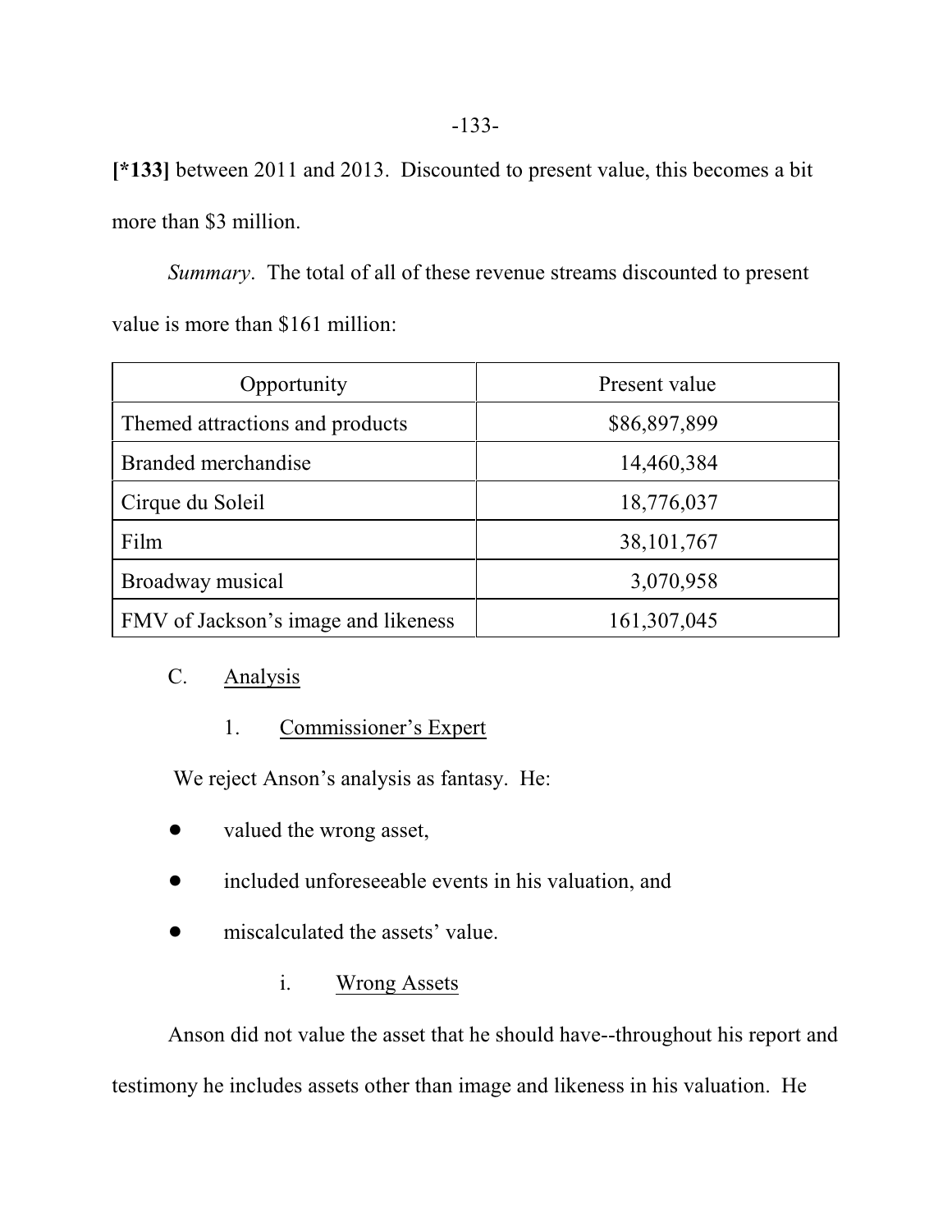**[*133]** between 2011 and 2013. Discounted to present value, this becomes a bit more than $3 million.

*Summary*. The total of all of these revenue streams discounted to present value is more than $161 million:

| Opportunity | Present value |
|---|---|
| Themed attractions and products | $86,897,899 |
| Branded merchandise | 14,460,384 |
| Cirque du Soleil | 18,776,037 |
| Film | 38,101,767 |
| Broadway musical | 3,070,958 |
| FMV of Jackson's image and likeness | 161,307,045 |

C. Analysis

1. Commissioner's Expert

We reject Anson's analysis as fantasy. He:

- valued the wrong asset,
- included unforeseeable events in his valuation, and
- miscalculated the assets' value.

i. Wrong Assets

Anson did not value the asset that he should have--throughout his report and testimony he includes assets other than image and likeness in his valuation. He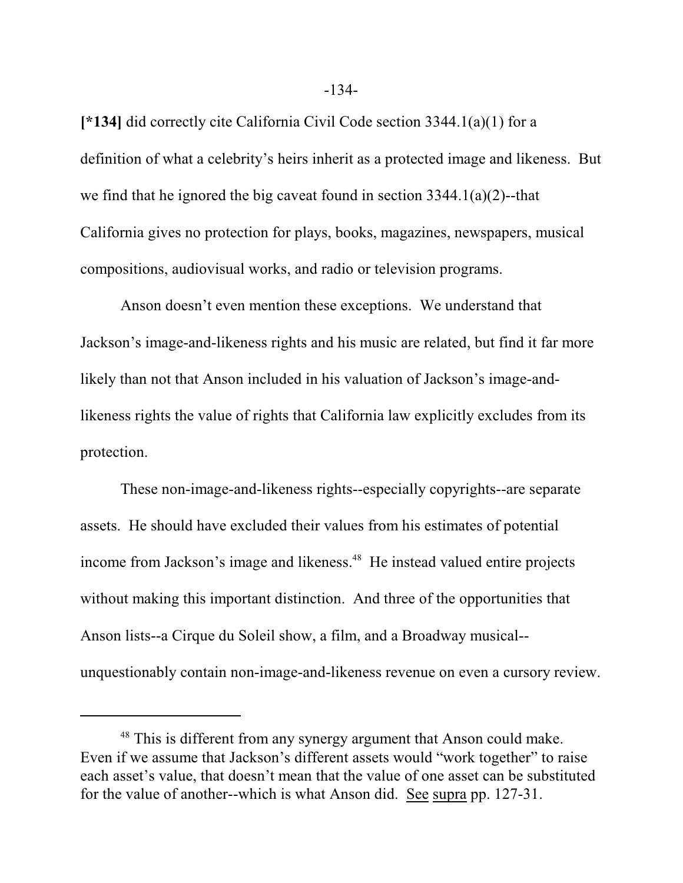[*134] did correctly cite California Civil Code section 3344.1(a)(1) for a definition of what a celebrity's heirs inherit as a protected image and likeness. But we find that he ignored the big caveat found in section 3344.1(a)(2)--that California gives no protection for plays, books, magazines, newspapers, musical compositions, audiovisual works, and radio or television programs.

Anson doesn't even mention these exceptions. We understand that Jackson's image-and-likeness rights and his music are related, but find it far more likely than not that Anson included in his valuation of Jackson's image-and-likeness rights the value of rights that California law explicitly excludes from its protection.

These non-image-and-likeness rights--especially copyrights--are separate assets. He should have excluded their values from his estimates of potential income from Jackson's image and likeness.[48] He instead valued entire projects without making this important distinction. And three of the opportunities that Anson lists--a Cirque du Soleil show, a film, and a Broadway musical--unquestionably contain non-image-and-likeness revenue on even a cursory review.

---

[48] This is different from any synergy argument that Anson could make. Even if we assume that Jackson's different assets would "work together" to raise each asset's value, that doesn't mean that the value of one asset can be substituted for the value of another--which is what Anson did. See supra pp. 127-31.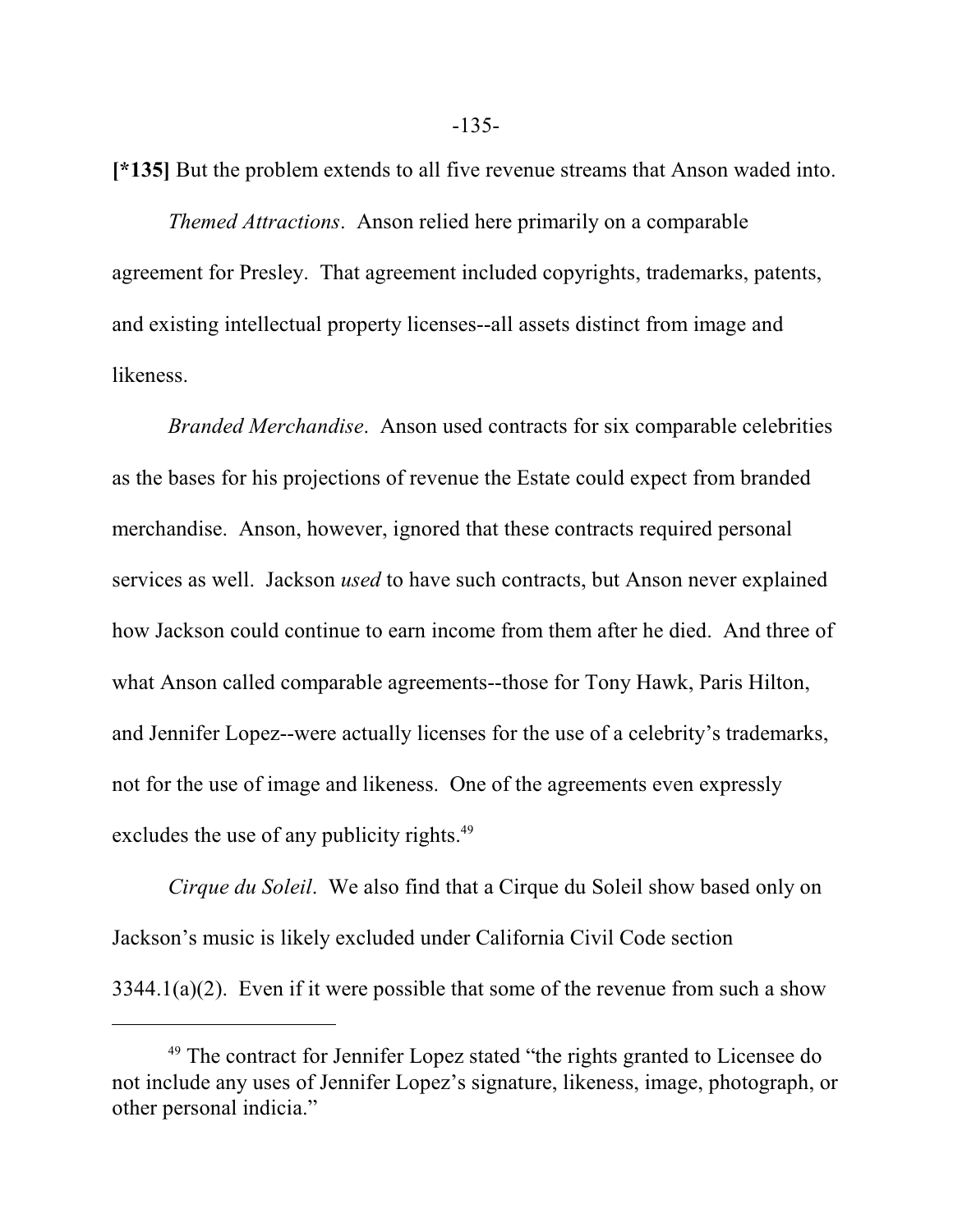**[*135]** But the problem extends to all five revenue streams that Anson waded into.

*Themed Attractions*. Anson relied here primarily on a comparable agreement for Presley. That agreement included copyrights, trademarks, patents, and existing intellectual property licenses--all assets distinct from image and likeness.

*Branded Merchandise*. Anson used contracts for six comparable celebrities as the bases for his projections of revenue the Estate could expect from branded merchandise. Anson, however, ignored that these contracts required personal services as well. Jackson *used* to have such contracts, but Anson never explained how Jackson could continue to earn income from them after he died. And three of what Anson called comparable agreements--those for Tony Hawk, Paris Hilton, and Jennifer Lopez--were actually licenses for the use of a celebrity's trademarks, not for the use of image and likeness. One of the agreements even expressly excludes the use of any publicity rights.[49]

*Cirque du Soleil*. We also find that a Cirque du Soleil show based only on Jackson's music is likely excluded under California Civil Code section 3344.1(a)(2). Even if it were possible that some of the revenue from such a show

[49] The contract for Jennifer Lopez stated "the rights granted to Licensee do not include any uses of Jennifer Lopez's signature, likeness, image, photograph, or other personal indicia."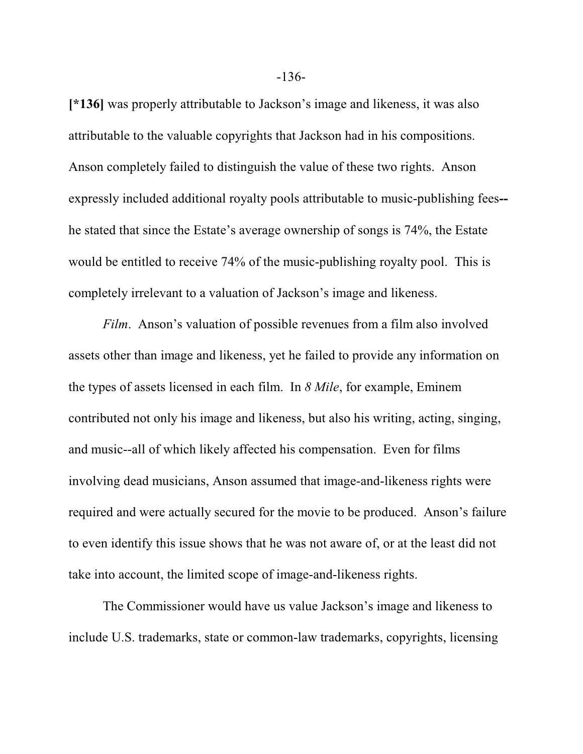**[*136]** was properly attributable to Jackson's image and likeness, it was also attributable to the valuable copyrights that Jackson had in his compositions. Anson completely failed to distinguish the value of these two rights. Anson expressly included additional royalty pools attributable to music-publishing fees--he stated that since the Estate's average ownership of songs is 74%, the Estate would be entitled to receive 74% of the music-publishing royalty pool. This is completely irrelevant to a valuation of Jackson's image and likeness.

*Film*. Anson's valuation of possible revenues from a film also involved assets other than image and likeness, yet he failed to provide any information on the types of assets licensed in each film. In *8 Mile*, for example, Eminem contributed not only his image and likeness, but also his writing, acting, singing, and music--all of which likely affected his compensation. Even for films involving dead musicians, Anson assumed that image-and-likeness rights were required and were actually secured for the movie to be produced. Anson's failure to even identify this issue shows that he was not aware of, or at the least did not take into account, the limited scope of image-and-likeness rights.

The Commissioner would have us value Jackson's image and likeness to include U.S. trademarks, state or common-law trademarks, copyrights, licensing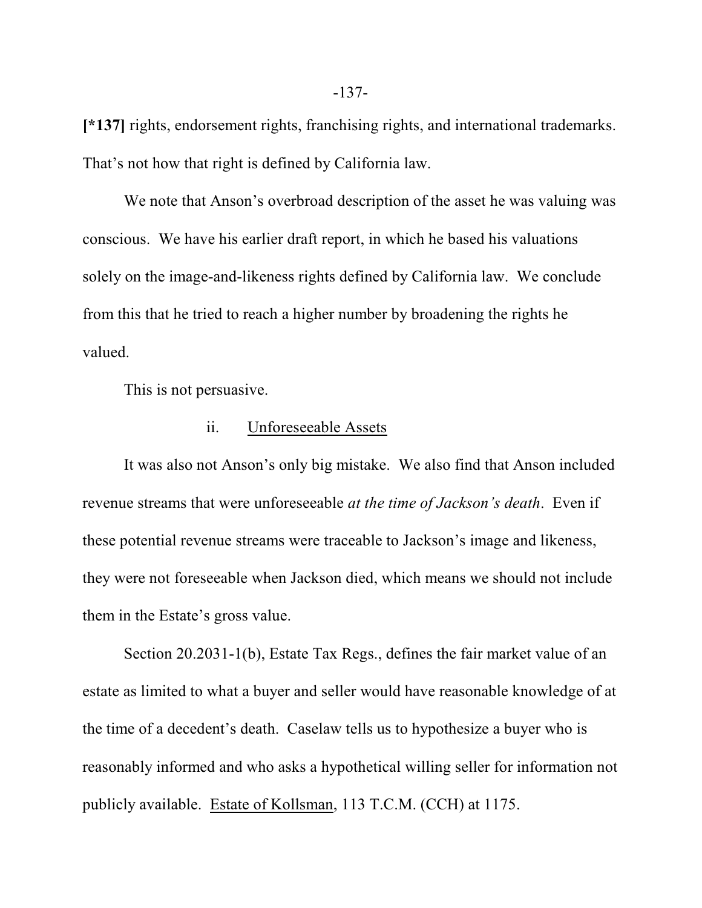**[*137]** rights, endorsement rights, franchising rights, and international trademarks. That's not how that right is defined by California law.

We note that Anson's overbroad description of the asset he was valuing was conscious. We have his earlier draft report, in which he based his valuations solely on the image-and-likeness rights defined by California law. We conclude from this that he tried to reach a higher number by broadening the rights he valued.

This is not persuasive.

ii. Unforeseeable Assets

It was also not Anson's only big mistake. We also find that Anson included revenue streams that were unforeseeable *at the time of Jackson's death*. Even if these potential revenue streams were traceable to Jackson's image and likeness, they were not foreseeable when Jackson died, which means we should not include them in the Estate's gross value.

Section 20.2031-1(b), Estate Tax Regs., defines the fair market value of an estate as limited to what a buyer and seller would have reasonable knowledge of at the time of a decedent's death. Caselaw tells us to hypothesize a buyer who is reasonably informed and who asks a hypothetical willing seller for information not publicly available. Estate of Kollsman, 113 T.C.M. (CCH) at 1175.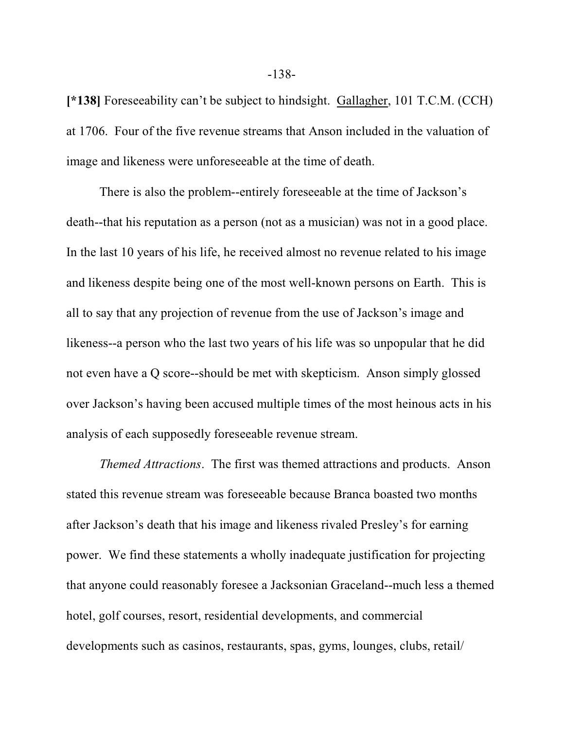**[*138]** Foreseeability can't be subject to hindsight. Gallagher, 101 T.C.M. (CCH) at 1706. Four of the five revenue streams that Anson included in the valuation of image and likeness were unforeseeable at the time of death.

There is also the problem--entirely foreseeable at the time of Jackson's death--that his reputation as a person (not as a musician) was not in a good place. In the last 10 years of his life, he received almost no revenue related to his image and likeness despite being one of the most well-known persons on Earth. This is all to say that any projection of revenue from the use of Jackson's image and likeness--a person who the last two years of his life was so unpopular that he did not even have a Q score--should be met with skepticism. Anson simply glossed over Jackson's having been accused multiple times of the most heinous acts in his analysis of each supposedly foreseeable revenue stream.

*Themed Attractions*. The first was themed attractions and products. Anson stated this revenue stream was foreseeable because Branca boasted two months after Jackson's death that his image and likeness rivaled Presley's for earning power. We find these statements a wholly inadequate justification for projecting that anyone could reasonably foresee a Jacksonian Graceland--much less a themed hotel, golf courses, resort, residential developments, and commercial developments such as casinos, restaurants, spas, gyms, lounges, clubs, retail/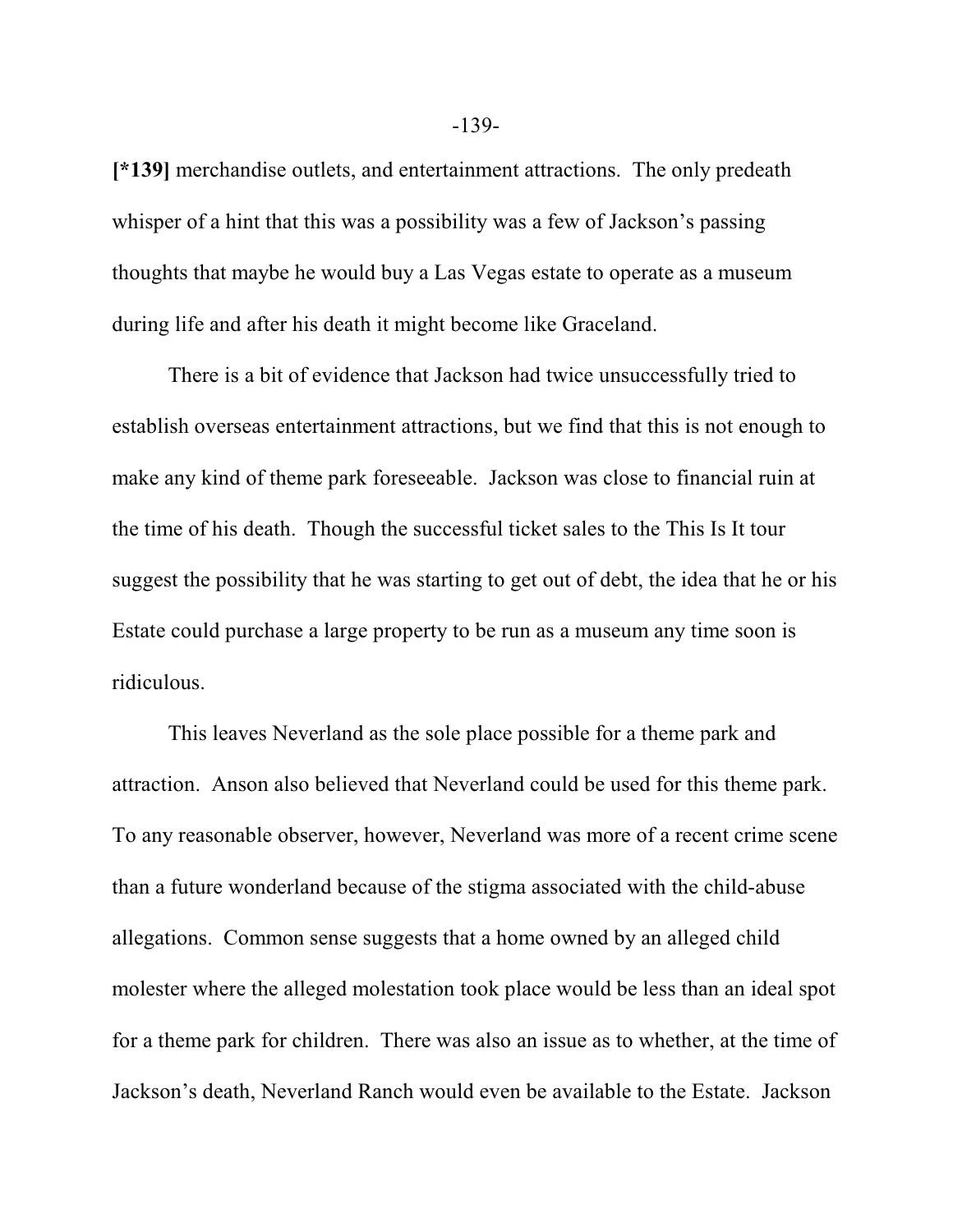**[*139]** merchandise outlets, and entertainment attractions. The only predeath whisper of a hint that this was a possibility was a few of Jackson's passing thoughts that maybe he would buy a Las Vegas estate to operate as a museum during life and after his death it might become like Graceland.

There is a bit of evidence that Jackson had twice unsuccessfully tried to establish overseas entertainment attractions, but we find that this is not enough to make any kind of theme park foreseeable. Jackson was close to financial ruin at the time of his death. Though the successful ticket sales to the This Is It tour suggest the possibility that he was starting to get out of debt, the idea that he or his Estate could purchase a large property to be run as a museum any time soon is ridiculous.

This leaves Neverland as the sole place possible for a theme park and attraction. Anson also believed that Neverland could be used for this theme park. To any reasonable observer, however, Neverland was more of a recent crime scene than a future wonderland because of the stigma associated with the child-abuse allegations. Common sense suggests that a home owned by an alleged child molester where the alleged molestation took place would be less than an ideal spot for a theme park for children. There was also an issue as to whether, at the time of Jackson's death, Neverland Ranch would even be available to the Estate. Jackson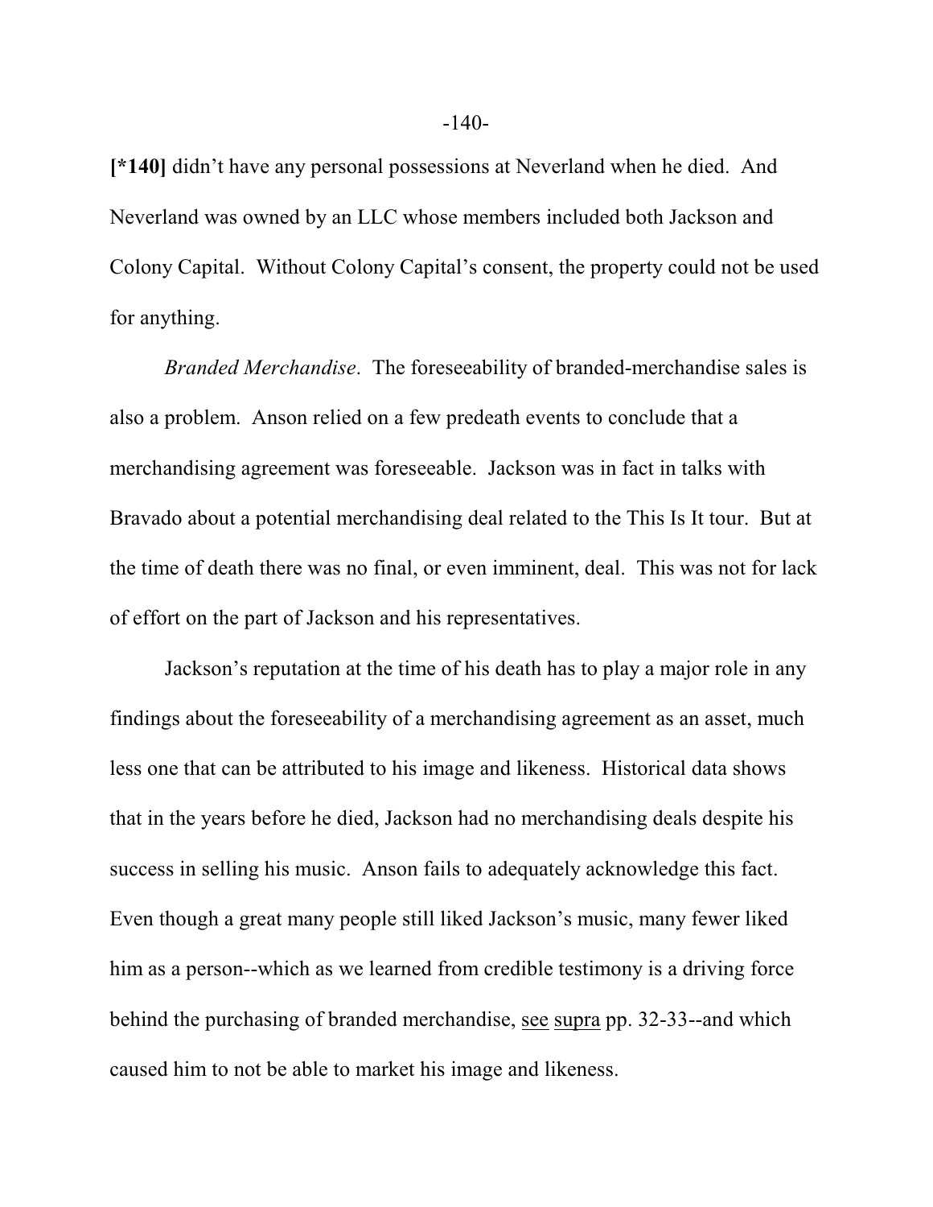**[*140]** didn't have any personal possessions at Neverland when he died. And Neverland was owned by an LLC whose members included both Jackson and Colony Capital. Without Colony Capital's consent, the property could not be used for anything.

*Branded Merchandise*. The foreseeability of branded-merchandise sales is also a problem. Anson relied on a few predeath events to conclude that a merchandising agreement was foreseeable. Jackson was in fact in talks with Bravado about a potential merchandising deal related to the This Is It tour. But at the time of death there was no final, or even imminent, deal. This was not for lack of effort on the part of Jackson and his representatives.

Jackson's reputation at the time of his death has to play a major role in any findings about the foreseeability of a merchandising agreement as an asset, much less one that can be attributed to his image and likeness. Historical data shows that in the years before he died, Jackson had no merchandising deals despite his success in selling his music. Anson fails to adequately acknowledge this fact. Even though a great many people still liked Jackson's music, many fewer liked him as a person--which as we learned from credible testimony is a driving force behind the purchasing of branded merchandise, see supra pp. 32-33--and which caused him to not be able to market his image and likeness.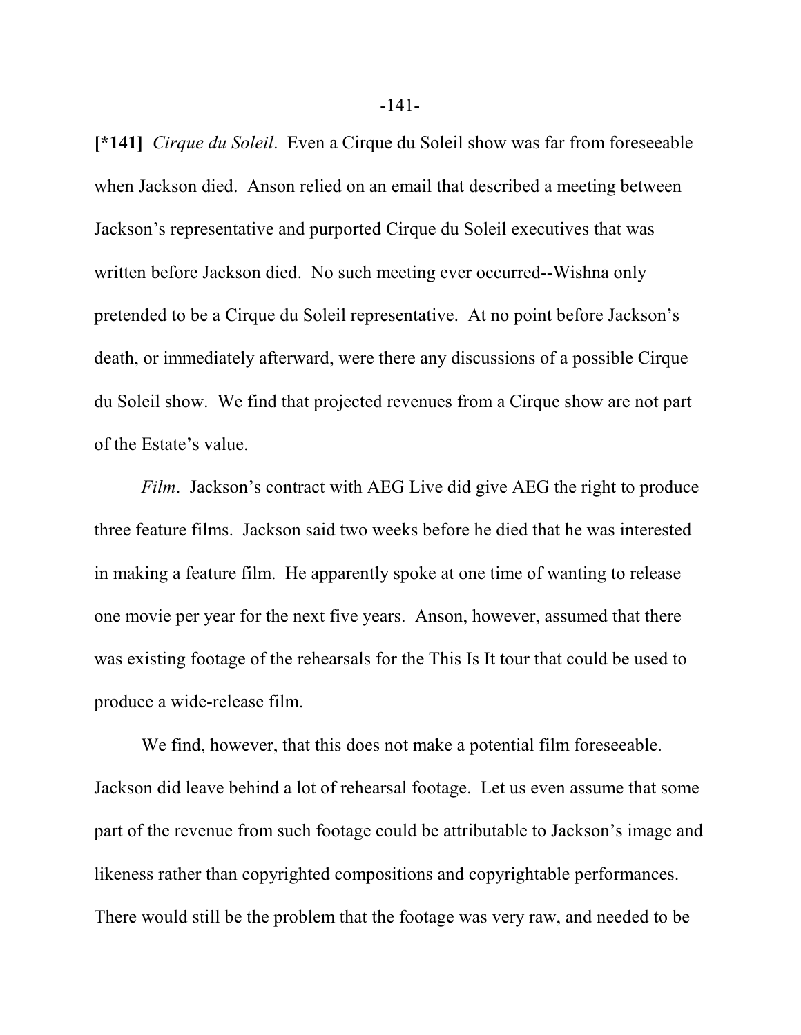**[*141]** *Cirque du Soleil*. Even a Cirque du Soleil show was far from foreseeable when Jackson died. Anson relied on an email that described a meeting between Jackson's representative and purported Cirque du Soleil executives that was written before Jackson died. No such meeting ever occurred--Wishna only pretended to be a Cirque du Soleil representative. At no point before Jackson's death, or immediately afterward, were there any discussions of a possible Cirque du Soleil show. We find that projected revenues from a Cirque show are not part of the Estate's value.

*Film*. Jackson's contract with AEG Live did give AEG the right to produce three feature films. Jackson said two weeks before he died that he was interested in making a feature film. He apparently spoke at one time of wanting to release one movie per year for the next five years. Anson, however, assumed that there was existing footage of the rehearsals for the This Is It tour that could be used to produce a wide-release film.

We find, however, that this does not make a potential film foreseeable. Jackson did leave behind a lot of rehearsal footage. Let us even assume that some part of the revenue from such footage could be attributable to Jackson's image and likeness rather than copyrighted compositions and copyrightable performances. There would still be the problem that the footage was very raw, and needed to be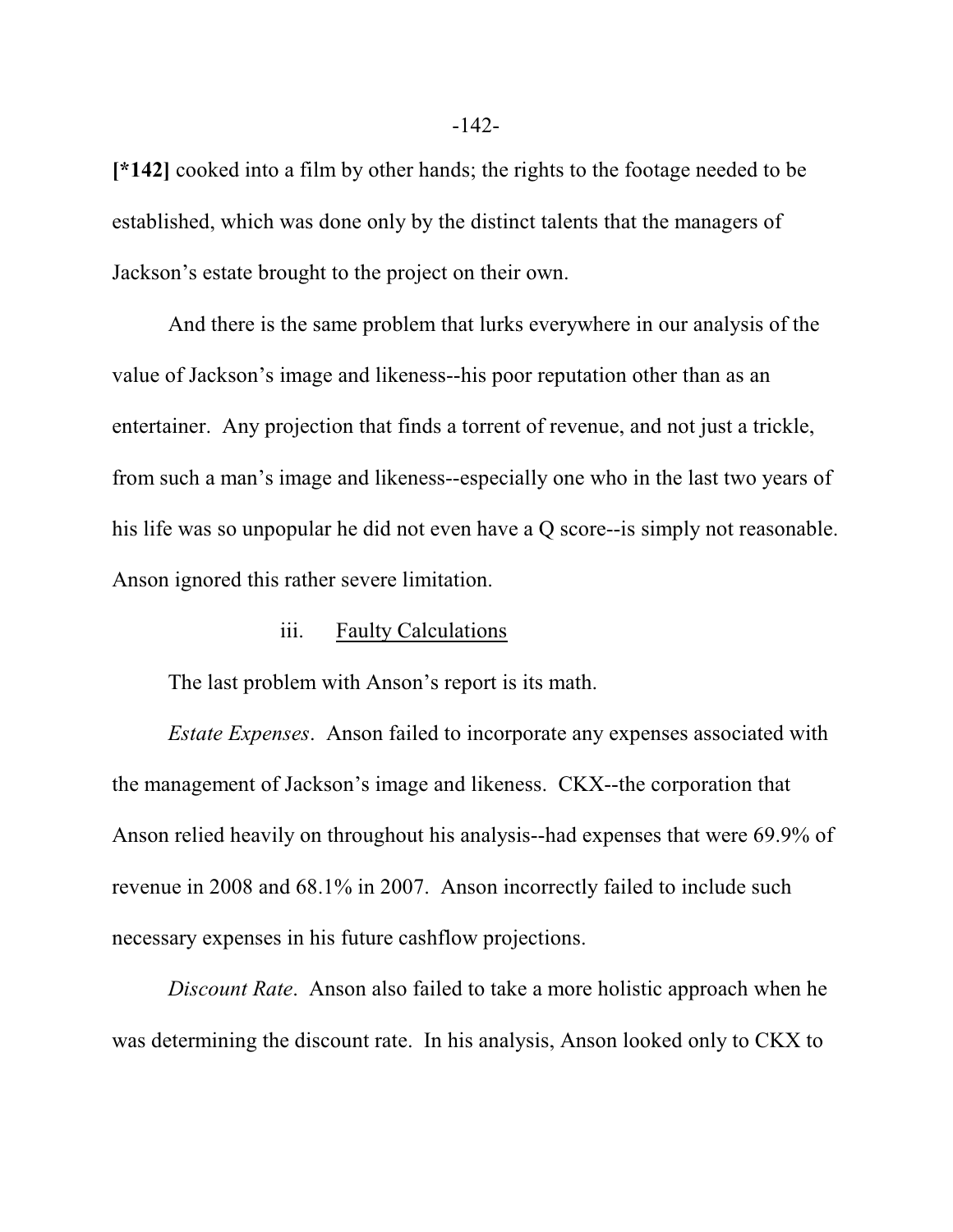**[*142]** cooked into a film by other hands; the rights to the footage needed to be established, which was done only by the distinct talents that the managers of Jackson's estate brought to the project on their own.

And there is the same problem that lurks everywhere in our analysis of the value of Jackson's image and likeness--his poor reputation other than as an entertainer. Any projection that finds a torrent of revenue, and not just a trickle, from such a man's image and likeness--especially one who in the last two years of his life was so unpopular he did not even have a Q score--is simply not reasonable. Anson ignored this rather severe limitation.

iii. Faulty Calculations

The last problem with Anson's report is its math.

*Estate Expenses*. Anson failed to incorporate any expenses associated with the management of Jackson's image and likeness. CKX--the corporation that Anson relied heavily on throughout his analysis--had expenses that were 69.9% of revenue in 2008 and 68.1% in 2007. Anson incorrectly failed to include such necessary expenses in his future cashflow projections.

*Discount Rate*. Anson also failed to take a more holistic approach when he was determining the discount rate. In his analysis, Anson looked only to CKX to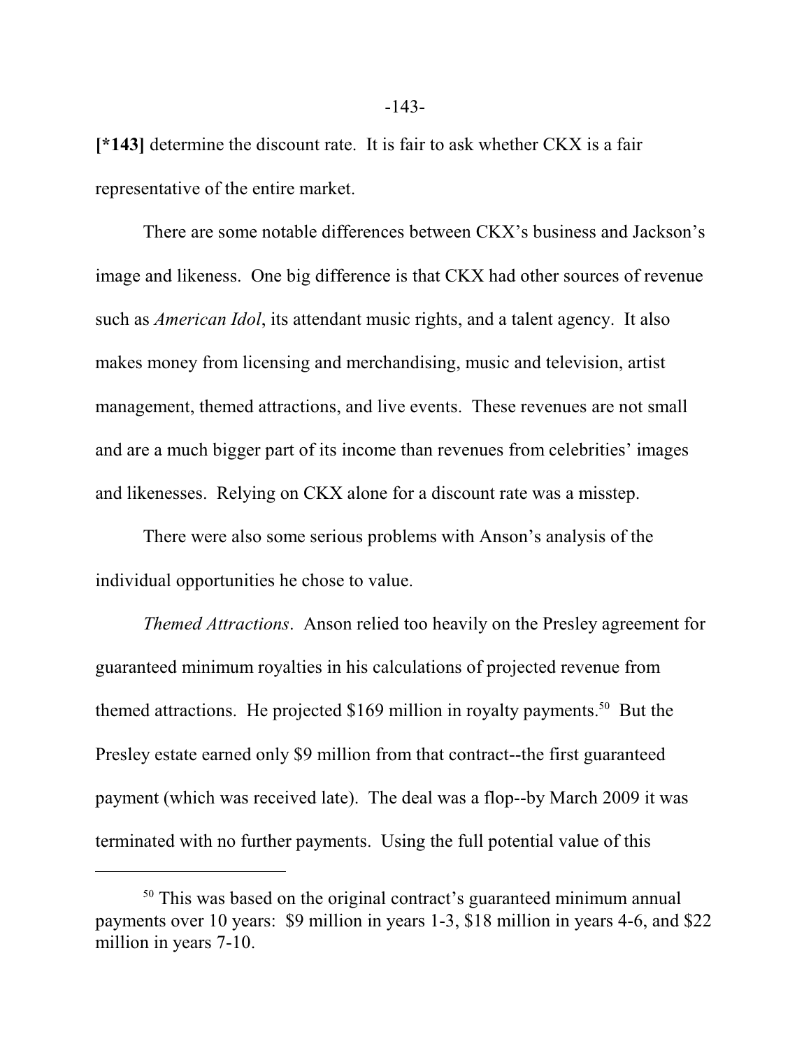**[*143]** determine the discount rate. It is fair to ask whether CKX is a fair representative of the entire market.

There are some notable differences between CKX's business and Jackson's image and likeness. One big difference is that CKX had other sources of revenue such as *American Idol*, its attendant music rights, and a talent agency. It also makes money from licensing and merchandising, music and television, artist management, themed attractions, and live events. These revenues are not small and are a much bigger part of its income than revenues from celebrities' images and likenesses. Relying on CKX alone for a discount rate was a misstep.

There were also some serious problems with Anson's analysis of the individual opportunities he chose to value.

*Themed Attractions*. Anson relied too heavily on the Presley agreement for guaranteed minimum royalties in his calculations of projected revenue from themed attractions. He projected $169 million in royalty payments.[50] But the Presley estate earned only $9 million from that contract--the first guaranteed payment (which was received late). The deal was a flop--by March 2009 it was terminated with no further payments. Using the full potential value of this

---

[50] This was based on the original contract's guaranteed minimum annual payments over 10 years: $9 million in years 1-3, $18 million in years 4-6, and $22 million in years 7-10.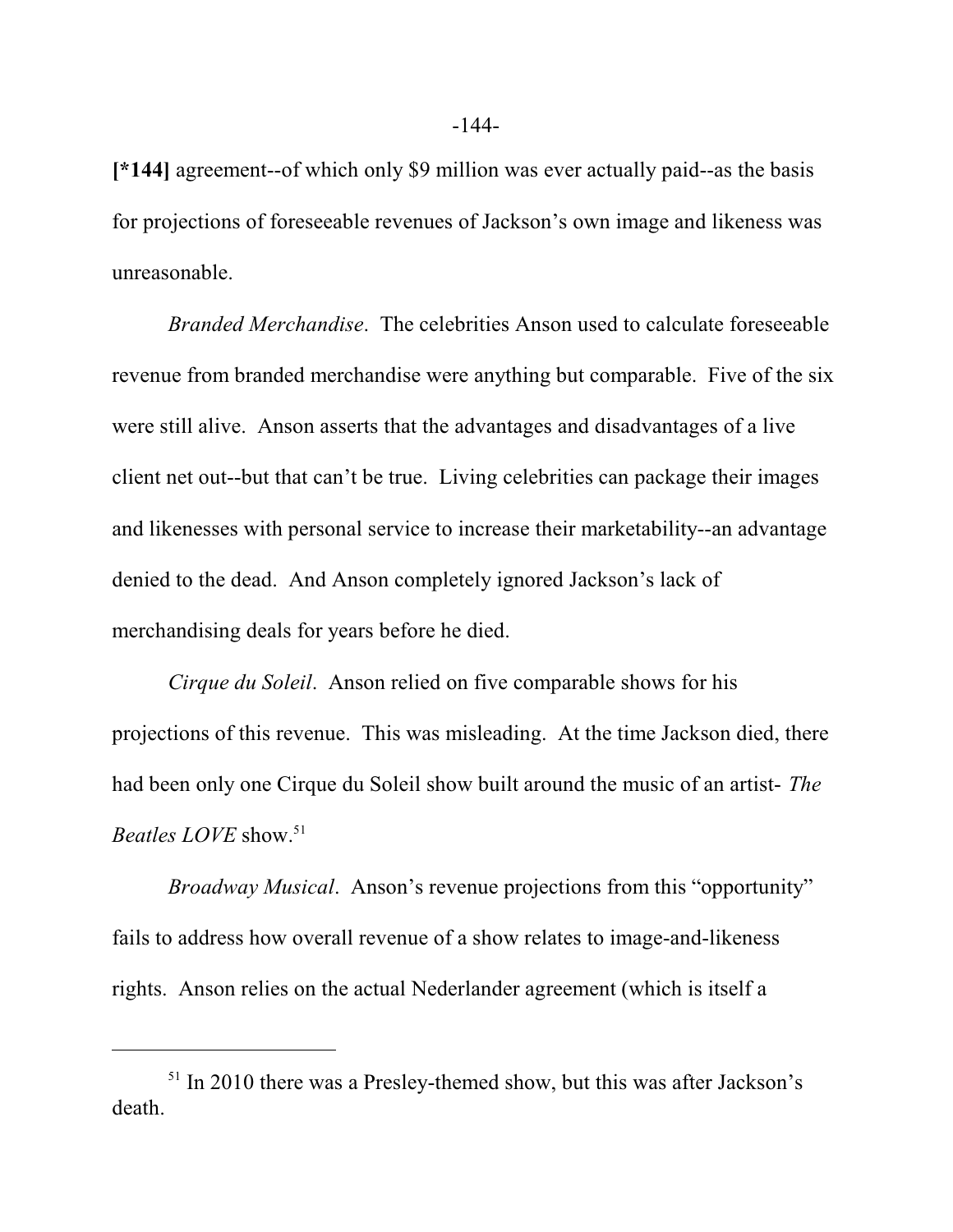**[*144]** agreement--of which only $9 million was ever actually paid--as the basis for projections of foreseeable revenues of Jackson's own image and likeness was unreasonable.

*Branded Merchandise*. The celebrities Anson used to calculate foreseeable revenue from branded merchandise were anything but comparable. Five of the six were still alive. Anson asserts that the advantages and disadvantages of a live client net out--but that can't be true. Living celebrities can package their images and likenesses with personal service to increase their marketability--an advantage denied to the dead. And Anson completely ignored Jackson's lack of merchandising deals for years before he died.

*Cirque du Soleil*. Anson relied on five comparable shows for his projections of this revenue. This was misleading. At the time Jackson died, there had been only one Cirque du Soleil show built around the music of an artist- *The Beatles LOVE* show.[51]

*Broadway Musical*. Anson's revenue projections from this "opportunity" fails to address how overall revenue of a show relates to image-and-likeness rights. Anson relies on the actual Nederlander agreement (which is itself a

---

[51] In 2010 there was a Presley-themed show, but this was after Jackson's death.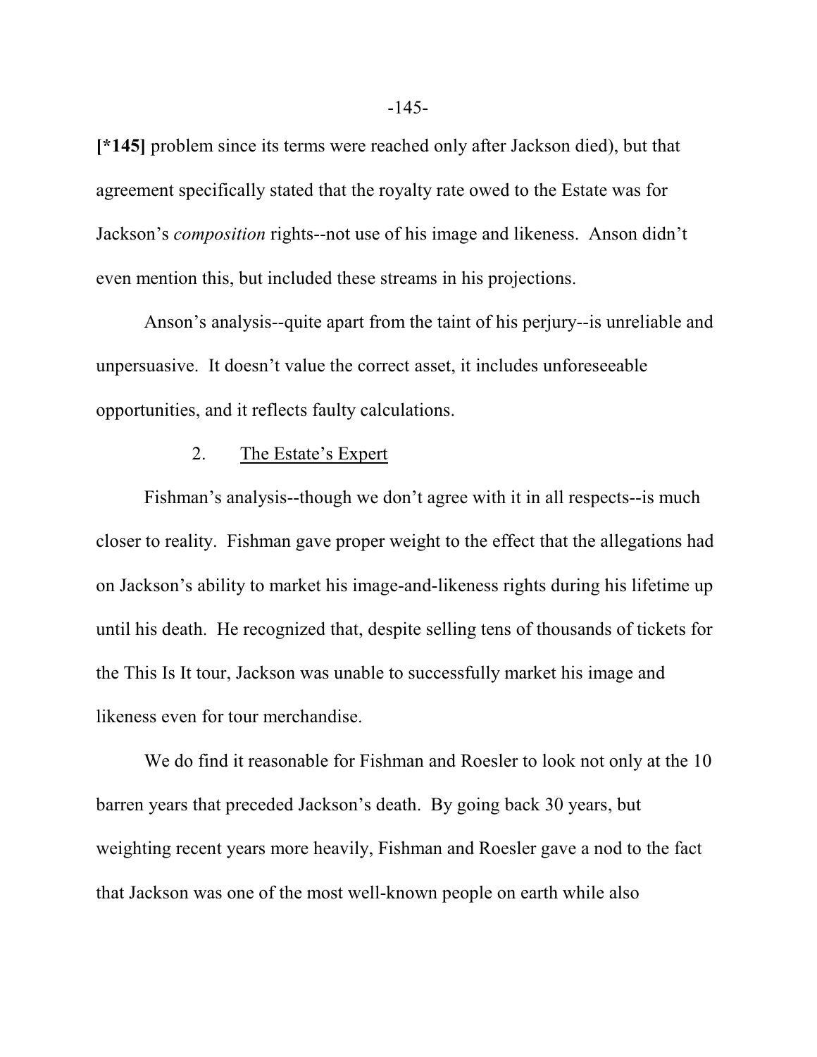**[*145]** problem since its terms were reached only after Jackson died), but that agreement specifically stated that the royalty rate owed to the Estate was for Jackson's *composition* rights--not use of his image and likeness. Anson didn't even mention this, but included these streams in his projections.

Anson's analysis--quite apart from the taint of his perjury--is unreliable and unpersuasive. It doesn't value the correct asset, it includes unforeseeable opportunities, and it reflects faulty calculations.

2. <u>The Estate's Expert</u>

Fishman's analysis--though we don't agree with it in all respects--is much closer to reality. Fishman gave proper weight to the effect that the allegations had on Jackson's ability to market his image-and-likeness rights during his lifetime up until his death. He recognized that, despite selling tens of thousands of tickets for the This Is It tour, Jackson was unable to successfully market his image and likeness even for tour merchandise.

We do find it reasonable for Fishman and Roesler to look not only at the 10 barren years that preceded Jackson's death. By going back 30 years, but weighting recent years more heavily, Fishman and Roesler gave a nod to the fact that Jackson was one of the most well-known people on earth while also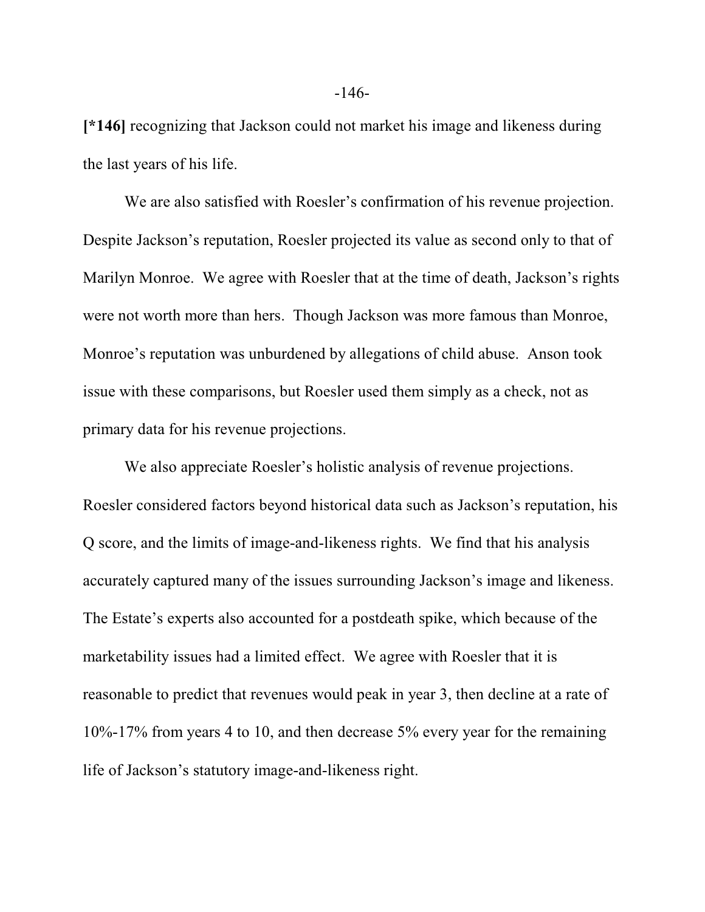**[*146]** recognizing that Jackson could not market his image and likeness during the last years of his life.

We are also satisfied with Roesler's confirmation of his revenue projection. Despite Jackson's reputation, Roesler projected its value as second only to that of Marilyn Monroe. We agree with Roesler that at the time of death, Jackson's rights were not worth more than hers. Though Jackson was more famous than Monroe, Monroe's reputation was unburdened by allegations of child abuse. Anson took issue with these comparisons, but Roesler used them simply as a check, not as primary data for his revenue projections.

We also appreciate Roesler's holistic analysis of revenue projections. Roesler considered factors beyond historical data such as Jackson's reputation, his Q score, and the limits of image-and-likeness rights. We find that his analysis accurately captured many of the issues surrounding Jackson's image and likeness. The Estate's experts also accounted for a postdeath spike, which because of the marketability issues had a limited effect. We agree with Roesler that it is reasonable to predict that revenues would peak in year 3, then decline at a rate of 10%-17% from years 4 to 10, and then decrease 5% every year for the remaining life of Jackson's statutory image-and-likeness right.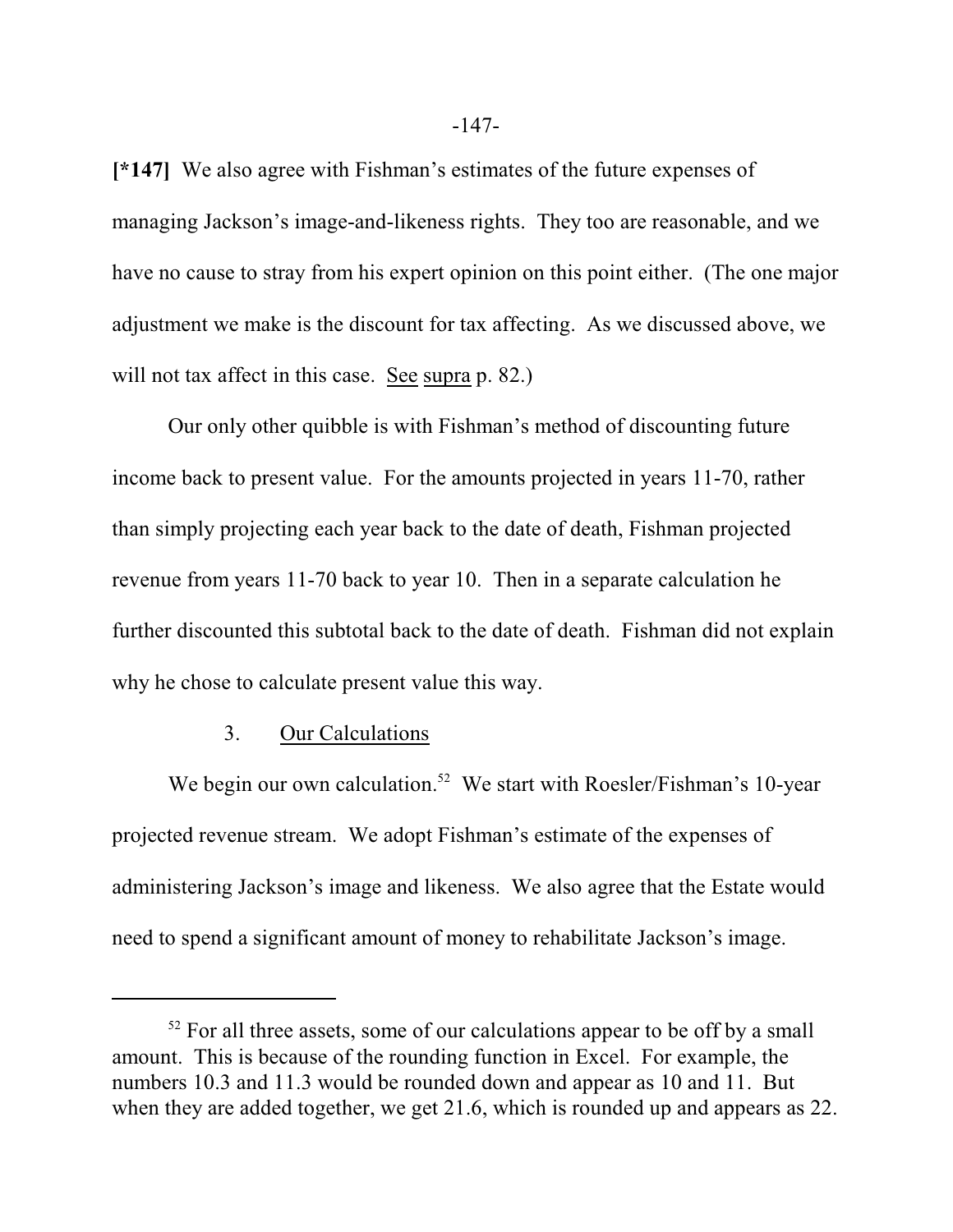**[*147]** We also agree with Fishman's estimates of the future expenses of managing Jackson's image-and-likeness rights. They too are reasonable, and we have no cause to stray from his expert opinion on this point either. (The one major adjustment we make is the discount for tax affecting. As we discussed above, we will not tax affect in this case. See supra p. 82.)

Our only other quibble is with Fishman's method of discounting future income back to present value. For the amounts projected in years 11-70, rather than simply projecting each year back to the date of death, Fishman projected revenue from years 11-70 back to year 10. Then in a separate calculation he further discounted this subtotal back to the date of death. Fishman did not explain why he chose to calculate present value this way.

### 3. Our Calculations

We begin our own calculation.[52] We start with Roesler/Fishman's 10-year projected revenue stream. We adopt Fishman's estimate of the expenses of administering Jackson's image and likeness. We also agree that the Estate would need to spend a significant amount of money to rehabilitate Jackson's image.

---

[52] For all three assets, some of our calculations appear to be off by a small amount. This is because of the rounding function in Excel. For example, the numbers 10.3 and 11.3 would be rounded down and appear as 10 and 11. But when they are added together, we get 21.6, which is rounded up and appears as 22.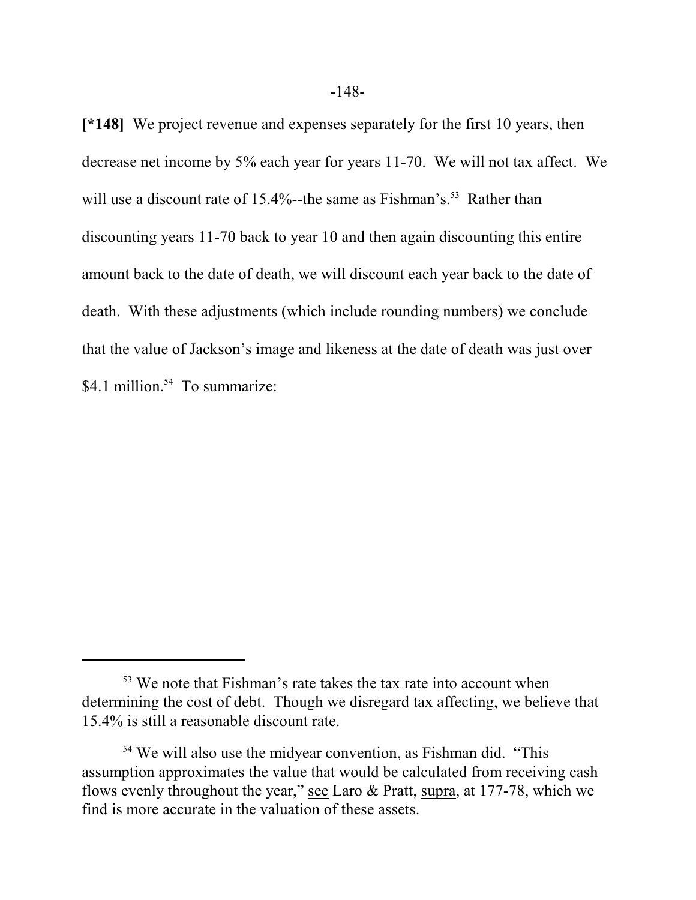**[*148]** We project revenue and expenses separately for the first 10 years, then decrease net income by 5% each year for years 11-70. We will not tax affect. We will use a discount rate of 15.4%--the same as Fishman's.[53] Rather than discounting years 11-70 back to year 10 and then again discounting this entire amount back to the date of death, we will discount each year back to the date of death. With these adjustments (which include rounding numbers) we conclude that the value of Jackson's image and likeness at the date of death was just over $4.1 million.[54] To summarize:

---

[53] We note that Fishman's rate takes the tax rate into account when determining the cost of debt. Though we disregard tax affecting, we believe that 15.4% is still a reasonable discount rate.

[54] We will also use the midyear convention, as Fishman did. "This assumption approximates the value that would be calculated from receiving cash flows evenly throughout the year," see Laro & Pratt, supra, at 177-78, which we find is more accurate in the valuation of these assets.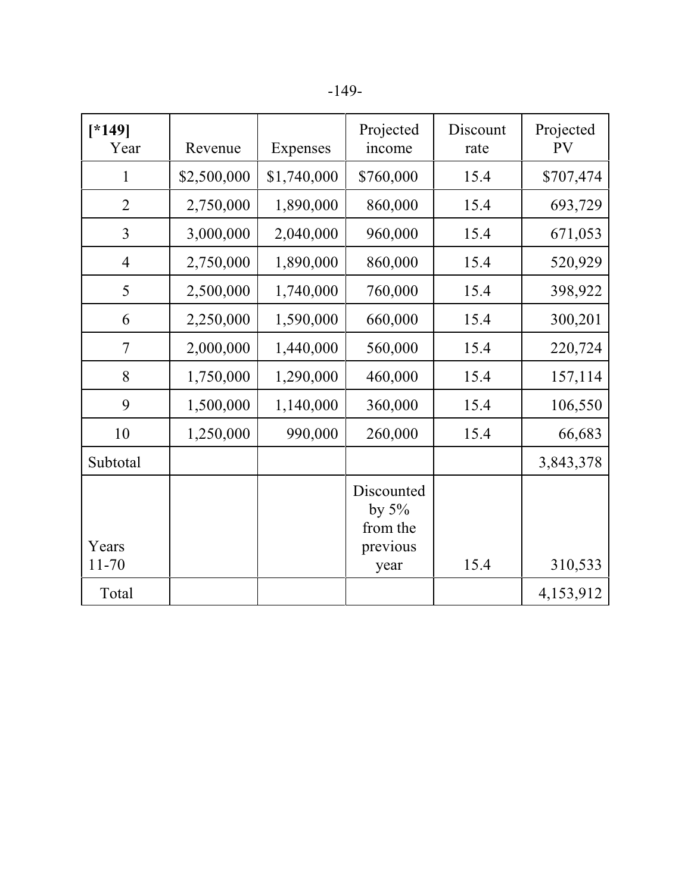| [*149] Year | Revenue | Expenses | Projected income | Discount rate | Projected PV |
|---|---|---|---|---|---|
| 1 | $2,500,000 | $1,740,000 | $760,000 | 15.4 | $707,474 |
| 2 | 2,750,000 | 1,890,000 | 860,000 | 15.4 | 693,729 |
| 3 | 3,000,000 | 2,040,000 | 960,000 | 15.4 | 671,053 |
| 4 | 2,750,000 | 1,890,000 | 860,000 | 15.4 | 520,929 |
| 5 | 2,500,000 | 1,740,000 | 760,000 | 15.4 | 398,922 |
| 6 | 2,250,000 | 1,590,000 | 660,000 | 15.4 | 300,201 |
| 7 | 2,000,000 | 1,440,000 | 560,000 | 15.4 | 220,724 |
| 8 | 1,750,000 | 1,290,000 | 460,000 | 15.4 | 157,114 |
| 9 | 1,500,000 | 1,140,000 | 360,000 | 15.4 | 106,550 |
| 10 | 1,250,000 | 990,000 | 260,000 | 15.4 | 66,683 |
| Subtotal | | | | | 3,843,378 |
| Years 11-70 | | | Discounted by 5% from the previous year | 15.4 | 310,533 |
| Total | | | | | 4,153,912 |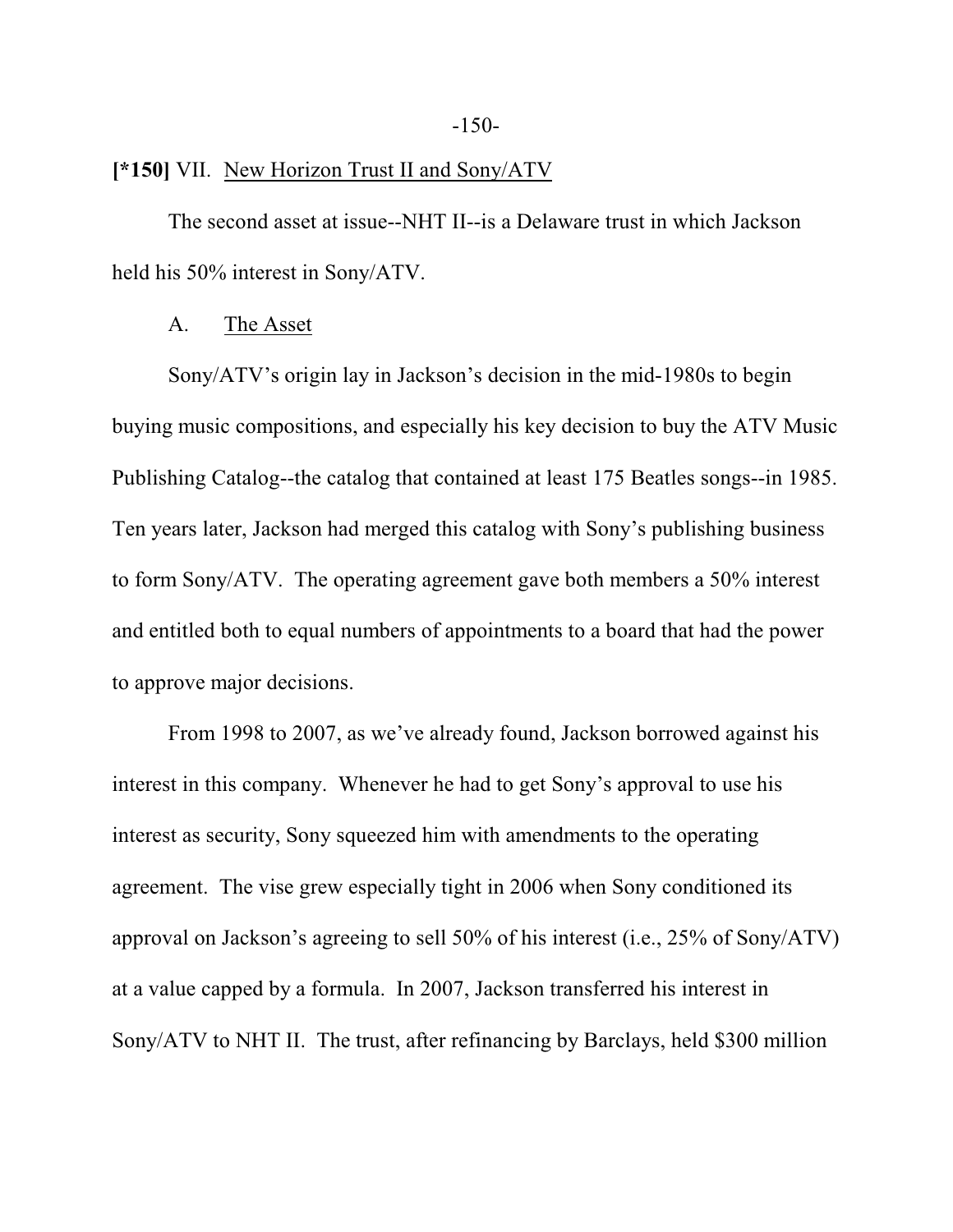**[*150]** VII. New Horizon Trust II and Sony/ATV

The second asset at issue--NHT II--is a Delaware trust in which Jackson held his 50% interest in Sony/ATV.

A. The Asset

Sony/ATV's origin lay in Jackson's decision in the mid-1980s to begin buying music compositions, and especially his key decision to buy the ATV Music Publishing Catalog--the catalog that contained at least 175 Beatles songs--in 1985. Ten years later, Jackson had merged this catalog with Sony's publishing business to form Sony/ATV. The operating agreement gave both members a 50% interest and entitled both to equal numbers of appointments to a board that had the power to approve major decisions.

From 1998 to 2007, as we've already found, Jackson borrowed against his interest in this company. Whenever he had to get Sony's approval to use his interest as security, Sony squeezed him with amendments to the operating agreement. The vise grew especially tight in 2006 when Sony conditioned its approval on Jackson's agreeing to sell 50% of his interest (i.e., 25% of Sony/ATV) at a value capped by a formula. In 2007, Jackson transferred his interest in Sony/ATV to NHT II. The trust, after refinancing by Barclays, held $300 million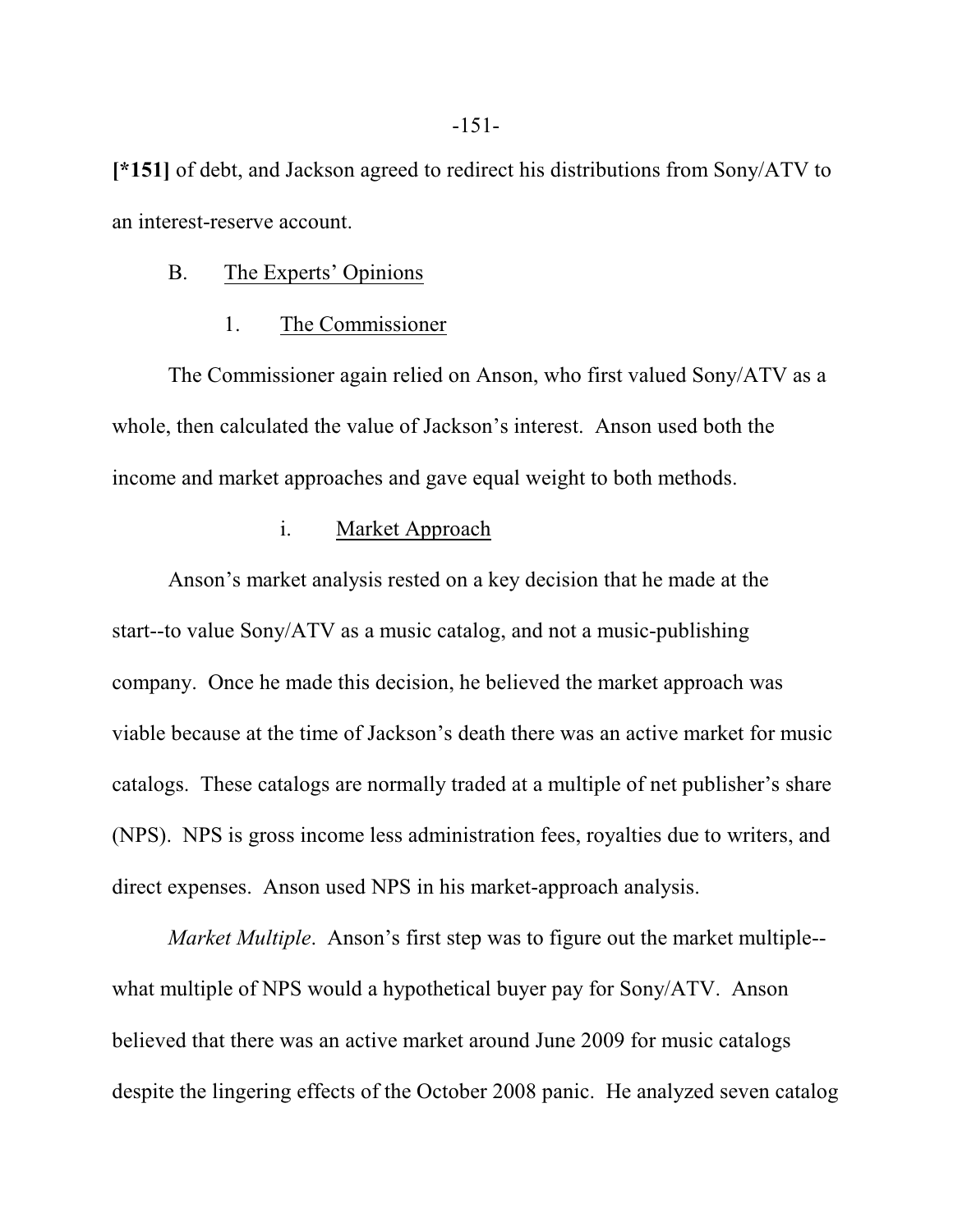**[*151]** of debt, and Jackson agreed to redirect his distributions from Sony/ATV to an interest-reserve account.

## B. The Experts' Opinions

### 1. The Commissioner

The Commissioner again relied on Anson, who first valued Sony/ATV as a whole, then calculated the value of Jackson's interest. Anson used both the income and market approaches and gave equal weight to both methods.

#### i. Market Approach

Anson's market analysis rested on a key decision that he made at the start--to value Sony/ATV as a music catalog, and not a music-publishing company. Once he made this decision, he believed the market approach was viable because at the time of Jackson's death there was an active market for music catalogs. These catalogs are normally traded at a multiple of net publisher's share (NPS). NPS is gross income less administration fees, royalties due to writers, and direct expenses. Anson used NPS in his market-approach analysis.

*Market Multiple*. Anson's first step was to figure out the market multiple--what multiple of NPS would a hypothetical buyer pay for Sony/ATV. Anson believed that there was an active market around June 2009 for music catalogs despite the lingering effects of the October 2008 panic. He analyzed seven catalog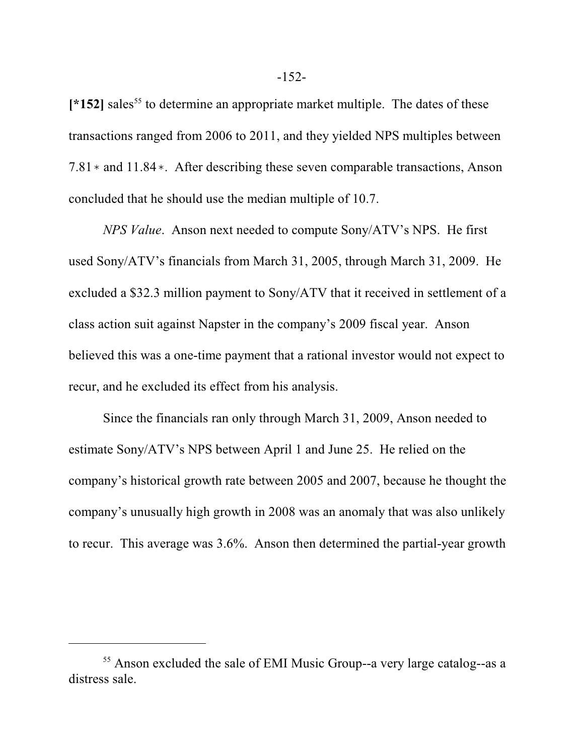[*152] sales[55] to determine an appropriate market multiple. The dates of these transactions ranged from 2006 to 2011, and they yielded NPS multiples between 7.81 ∗ and 11.84 ∗. After describing these seven comparable transactions, Anson concluded that he should use the median multiple of 10.7.

*NPS Value*. Anson next needed to compute Sony/ATV's NPS. He first used Sony/ATV's financials from March 31, 2005, through March 31, 2009. He excluded a $32.3 million payment to Sony/ATV that it received in settlement of a class action suit against Napster in the company's 2009 fiscal year. Anson believed this was a one-time payment that a rational investor would not expect to recur, and he excluded its effect from his analysis.

Since the financials ran only through March 31, 2009, Anson needed to estimate Sony/ATV's NPS between April 1 and June 25. He relied on the company's historical growth rate between 2005 and 2007, because he thought the company's unusually high growth in 2008 was an anomaly that was also unlikely to recur. This average was 3.6%. Anson then determined the partial-year growth

---

[55] Anson excluded the sale of EMI Music Group--a very large catalog--as a distress sale.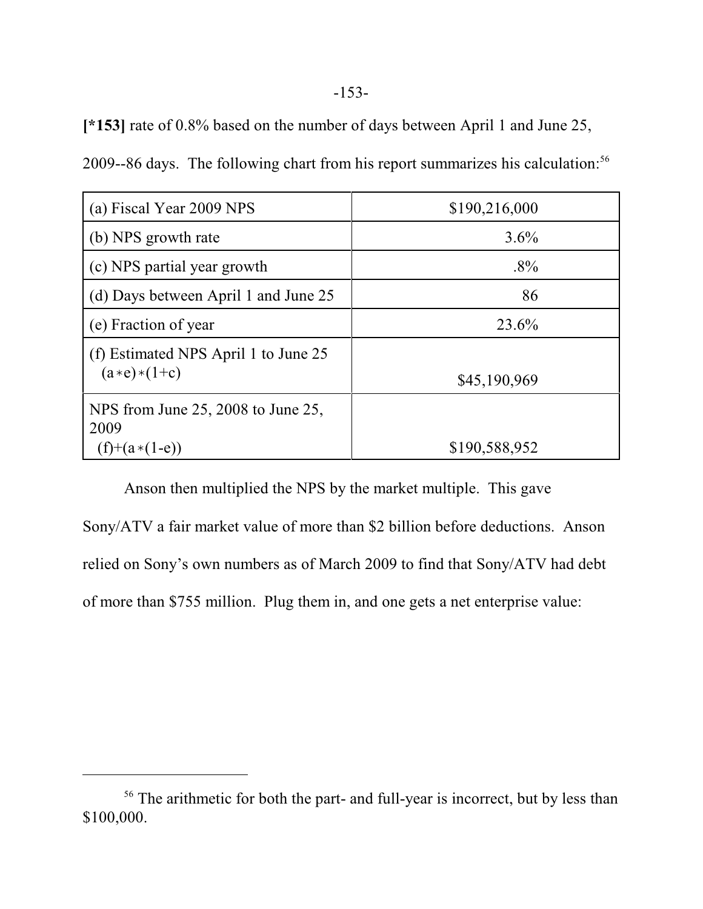**[*153]** rate of 0.8% based on the number of days between April 1 and June 25, 2009--86 days. The following chart from his report summarizes his calculation:[56]

| | |
|---|---|
| (a) Fiscal Year 2009 NPS | $190,216,000 |
| (b) NPS growth rate | 3.6% |
| (c) NPS partial year growth | .8% |
| (d) Days between April 1 and June 25 | 86 |
| (e) Fraction of year | 23.6% |
| (f) Estimated NPS April 1 to June 25 (a∗e)∗(1+c) | $45,190,969 |
| NPS from June 25, 2008 to June 25, 2009 (f)+(a∗(1-e)) | $190,588,952 |

Anson then multiplied the NPS by the market multiple. This gave Sony/ATV a fair market value of more than $2 billion before deductions. Anson relied on Sony's own numbers as of March 2009 to find that Sony/ATV had debt of more than $755 million. Plug them in, and one gets a net enterprise value:

---

[56] The arithmetic for both the part- and full-year is incorrect, but by less than $100,000.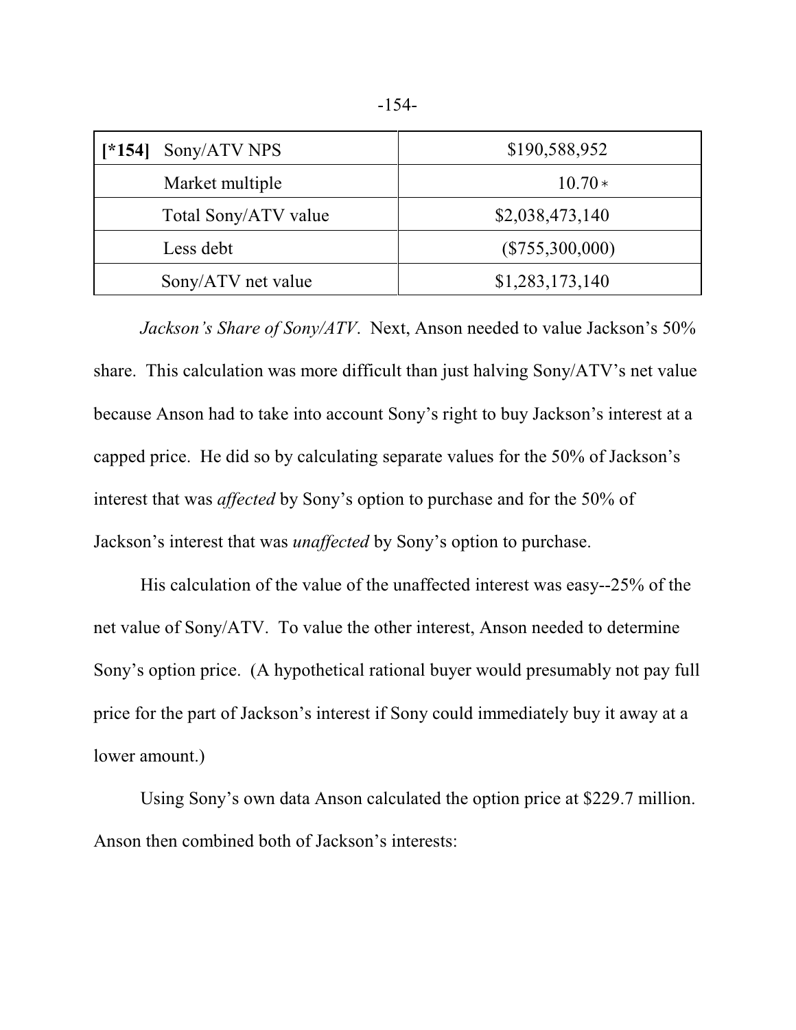| [*154] Sony/ATV NPS | $190,588,952 |
| --- | --- |
| Market multiple | 10.70 * |
| Total Sony/ATV value | $2,038,473,140 |
| Less debt | ($755,300,000) |
| Sony/ATV net value | $1,283,173,140 |

*Jackson's Share of Sony/ATV*. Next, Anson needed to value Jackson's 50% share. This calculation was more difficult than just halving Sony/ATV's net value because Anson had to take into account Sony's right to buy Jackson's interest at a capped price. He did so by calculating separate values for the 50% of Jackson's interest that was *affected* by Sony's option to purchase and for the 50% of Jackson's interest that was *unaffected* by Sony's option to purchase.

His calculation of the value of the unaffected interest was easy--25% of the net value of Sony/ATV. To value the other interest, Anson needed to determine Sony's option price. (A hypothetical rational buyer would presumably not pay full price for the part of Jackson's interest if Sony could immediately buy it away at a lower amount.)

Using Sony's own data Anson calculated the option price at $229.7 million. Anson then combined both of Jackson's interests: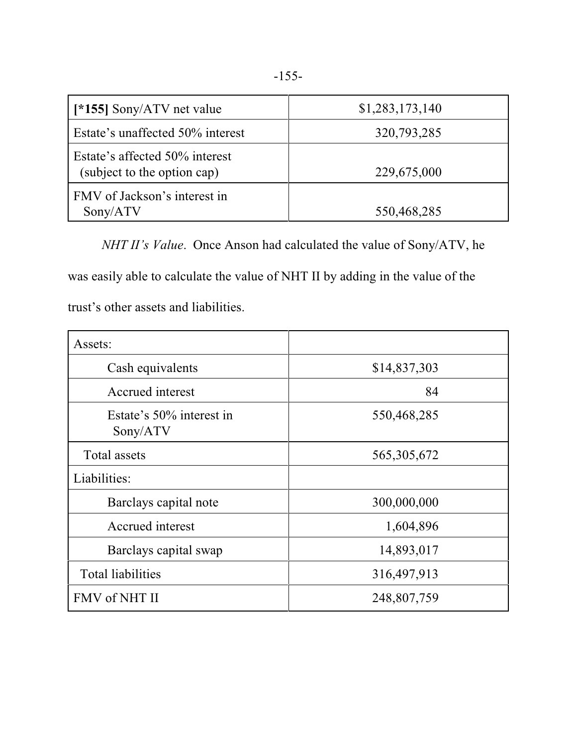| **[*155]** Sony/ATV net value | $1,283,173,140 |
|---|---|
| Estate's unaffected 50% interest | 320,793,285 |
| Estate's affected 50% interest (subject to the option cap) | 229,675,000 |
| FMV of Jackson's interest in Sony/ATV | 550,468,285 |

*NHT II's Value*. Once Anson had calculated the value of Sony/ATV, he was easily able to calculate the value of NHT II by adding in the value of the trust's other assets and liabilities.

| Assets: | |
|---|---|
| Cash equivalents | $14,837,303 |
| Accrued interest | 84 |
| Estate's 50% interest in Sony/ATV | 550,468,285 |
| Total assets | 565,305,672 |
| Liabilities: | |
| Barclays capital note | 300,000,000 |
| Accrued interest | 1,604,896 |
| Barclays capital swap | 14,893,017 |
| Total liabilities | 316,497,913 |
| FMV of NHT II | 248,807,759 |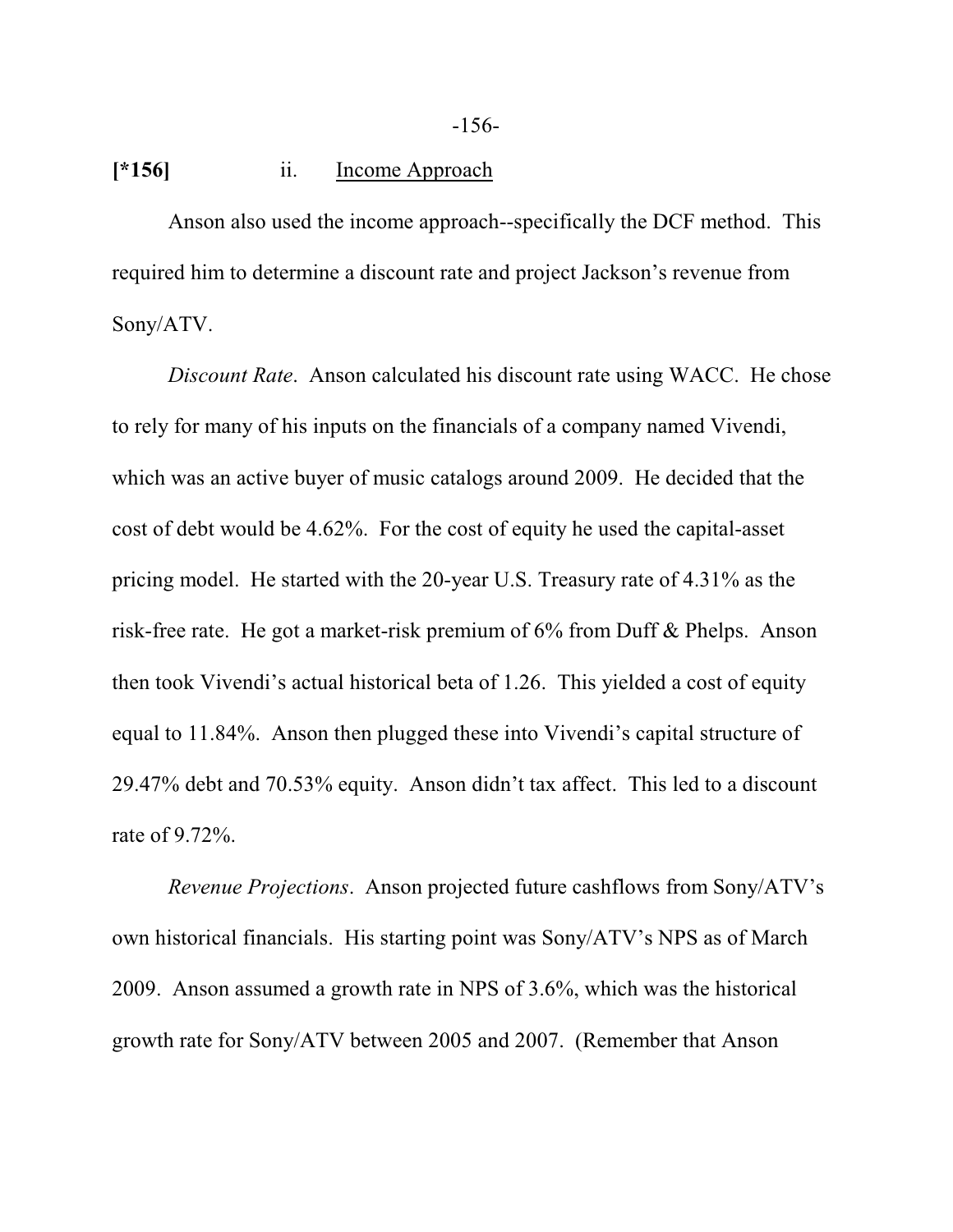[*156] ii. Income Approach

Anson also used the income approach--specifically the DCF method. This required him to determine a discount rate and project Jackson's revenue from Sony/ATV.

*Discount Rate*. Anson calculated his discount rate using WACC. He chose to rely for many of his inputs on the financials of a company named Vivendi, which was an active buyer of music catalogs around 2009. He decided that the cost of debt would be 4.62%. For the cost of equity he used the capital-asset pricing model. He started with the 20-year U.S. Treasury rate of 4.31% as the risk-free rate. He got a market-risk premium of 6% from Duff & Phelps. Anson then took Vivendi's actual historical beta of 1.26. This yielded a cost of equity equal to 11.84%. Anson then plugged these into Vivendi's capital structure of 29.47% debt and 70.53% equity. Anson didn't tax affect. This led to a discount rate of 9.72%.

*Revenue Projections*. Anson projected future cashflows from Sony/ATV's own historical financials. His starting point was Sony/ATV's NPS as of March 2009. Anson assumed a growth rate in NPS of 3.6%, which was the historical growth rate for Sony/ATV between 2005 and 2007. (Remember that Anson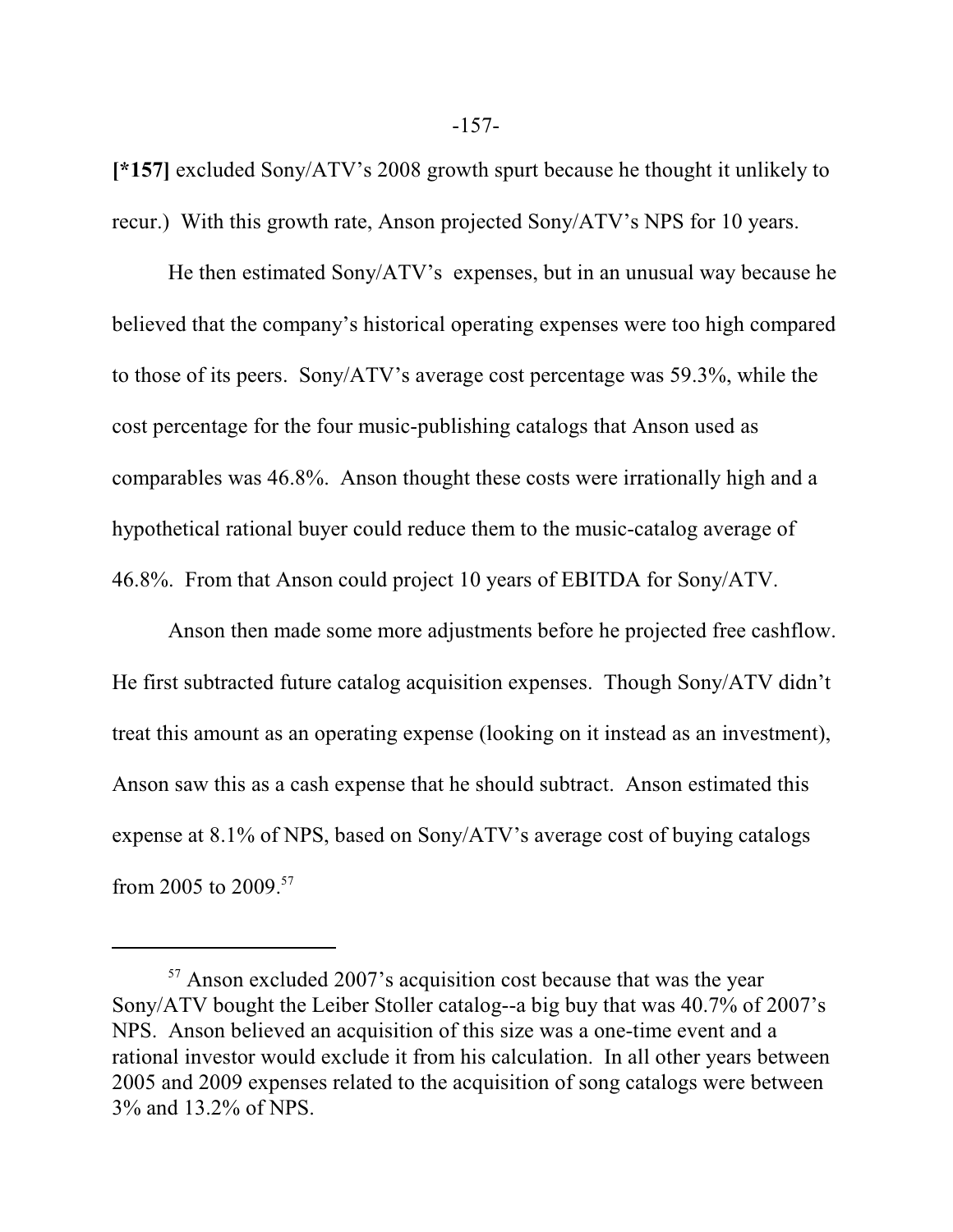**[*157]** excluded Sony/ATV's 2008 growth spurt because he thought it unlikely to recur.) With this growth rate, Anson projected Sony/ATV's NPS for 10 years.

He then estimated Sony/ATV's expenses, but in an unusual way because he believed that the company's historical operating expenses were too high compared to those of its peers. Sony/ATV's average cost percentage was 59.3%, while the cost percentage for the four music-publishing catalogs that Anson used as comparables was 46.8%. Anson thought these costs were irrationally high and a hypothetical rational buyer could reduce them to the music-catalog average of 46.8%. From that Anson could project 10 years of EBITDA for Sony/ATV.

Anson then made some more adjustments before he projected free cashflow. He first subtracted future catalog acquisition expenses. Though Sony/ATV didn't treat this amount as an operating expense (looking on it instead as an investment), Anson saw this as a cash expense that he should subtract. Anson estimated this expense at 8.1% of NPS, based on Sony/ATV's average cost of buying catalogs from 2005 to 2009.[57]

---

[57] Anson excluded 2007's acquisition cost because that was the year Sony/ATV bought the Leiber Stoller catalog--a big buy that was 40.7% of 2007's NPS. Anson believed an acquisition of this size was a one-time event and a rational investor would exclude it from his calculation. In all other years between 2005 and 2009 expenses related to the acquisition of song catalogs were between 3% and 13.2% of NPS.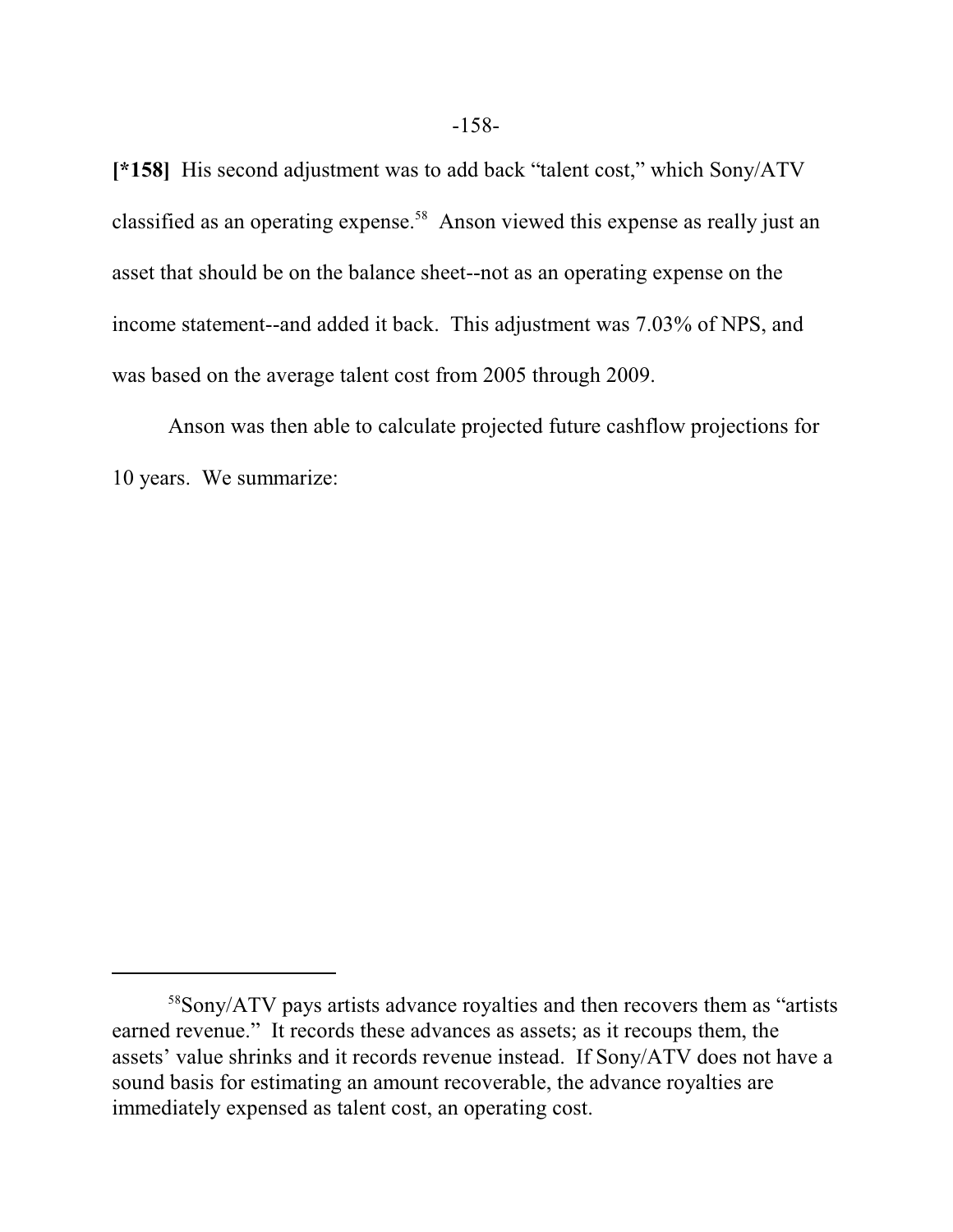**[*158]** His second adjustment was to add back "talent cost," which Sony/ATV classified as an operating expense.[58] Anson viewed this expense as really just an asset that should be on the balance sheet--not as an operating expense on the income statement--and added it back. This adjustment was 7.03% of NPS, and was based on the average talent cost from 2005 through 2009.

Anson was then able to calculate projected future cashflow projections for 10 years. We summarize:

---

[58]Sony/ATV pays artists advance royalties and then recovers them as "artists earned revenue." It records these advances as assets; as it recoups them, the assets' value shrinks and it records revenue instead. If Sony/ATV does not have a sound basis for estimating an amount recoverable, the advance royalties are immediately expensed as talent cost, an operating cost.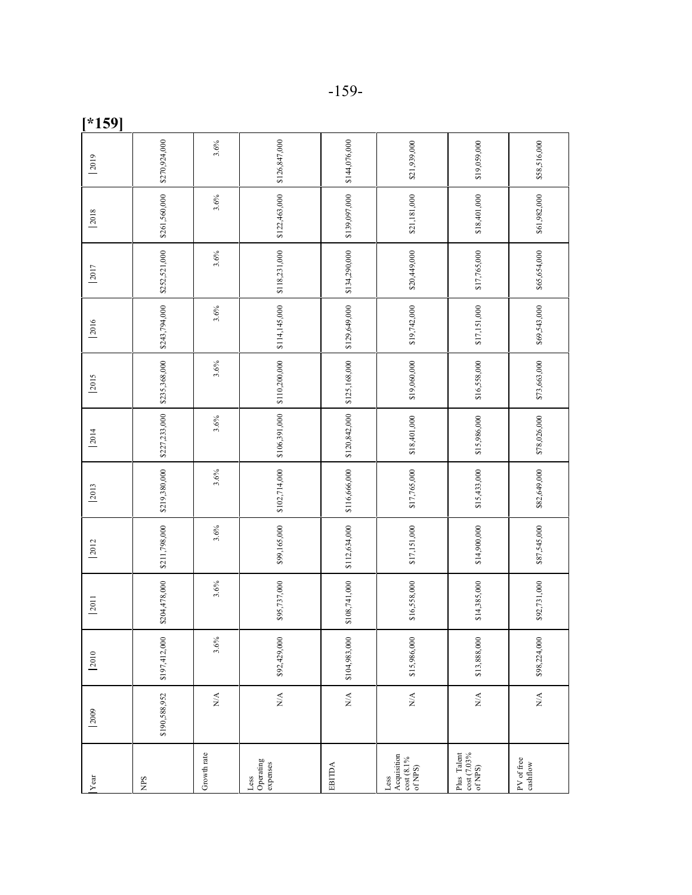[*159]

| Year | 2009 | 2010 | 2011 | 2012 | 2013 | 2014 | 2015 | 2016 | 2017 | 2018 | 2019 |
|---|---|---|---|---|---|---|---|---|---|---|---|
| NPS | $190,588,952 | $197,412,000 | $204,478,000 | $211,798,000 | $219,380,000 | $227,233,000 | $235,368,000 | $243,794,000 | $252,521,000 | $261,560,000 | $270,924,000 |
| Growth rate | N/A | 3.6% | 3.6% | 3.6% | 3.6% | 3.6% | 3.6% | 3.6% | 3.6% | 3.6% | 3.6% |
| Less Operating expenses | N/A | $92,429,000 | $95,737,000 | $99,165,000 | $102,714,000 | $106,391,000 | $110,200,000 | $114,145,000 | $118,231,000 | $122,463,000 | $126,847,000 |
| EBITDA | N/A | $104,983,000 | $108,741,000 | $112,634,000 | $116,666,000 | $120,842,000 | $125,168,000 | $129,649,000 | $134,290,000 | $139,097,000 | $144,076,000 |
| Less Acquisition cost (8.1% of NPS) | N/A | $15,986,000 | $16,558,000 | $17,151,000 | $17,765,000 | $18,401,000 | $19,060,000 | $19,742,000 | $20,449,000 | $21,181,000 | $21,939,000 |
| Plus Talent cost (7.03% of NPS) | N/A | $13,888,000 | $14,385,000 | $14,900,000 | $15,433,000 | $15,986,000 | $16,558,000 | $17,151,000 | $17,765,000 | $18,401,000 | $19,059,000 |
| PV of free cashflow | N/A | $98,224,000 | $92,731,000 | $87,545,000 | $82,649,000 | $78,026,000 | $73,663,000 | $69,543,000 | $65,654,000 | $61,982,000 | $58,516,000 |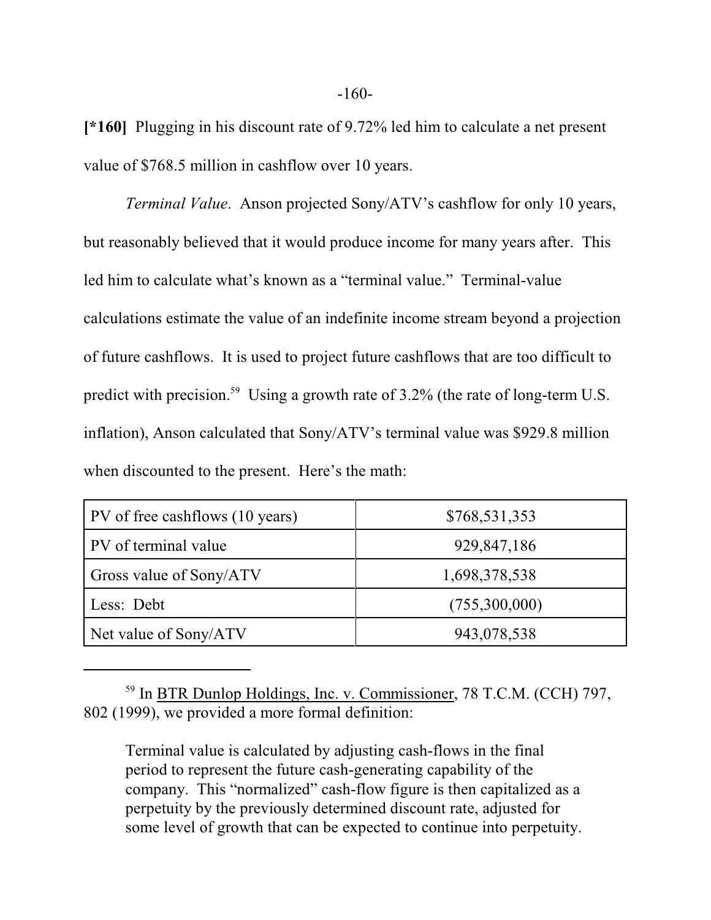**[*160]** Plugging in his discount rate of 9.72% led him to calculate a net present value of $768.5 million in cashflow over 10 years.

*Terminal Value*. Anson projected Sony/ATV's cashflow for only 10 years, but reasonably believed that it would produce income for many years after. This led him to calculate what's known as a "terminal value." Terminal-value calculations estimate the value of an indefinite income stream beyond a projection of future cashflows. It is used to project future cashflows that are too difficult to predict with precision.[59] Using a growth rate of 3.2% (the rate of long-term U.S. inflation), Anson calculated that Sony/ATV's terminal value was $929.8 million when discounted to the present. Here's the math:

| | |
|---|---|
| PV of free cashflows (10 years) | $768,531,353 |
| PV of terminal value | 929,847,186 |
| Gross value of Sony/ATV | 1,698,378,538 |
| Less: Debt | (755,300,000) |
| Net value of Sony/ATV | 943,078,538 |

---

[59] In BTR Dunlop Holdings, Inc. v. Commissioner, 78 T.C.M. (CCH) 797, 802 (1999), we provided a more formal definition:

> Terminal value is calculated by adjusting cash-flows in the final period to represent the future cash-generating capability of the company. This "normalized" cash-flow figure is then capitalized as a perpetuity by the previously determined discount rate, adjusted for some level of growth that can be expected to continue into perpetuity.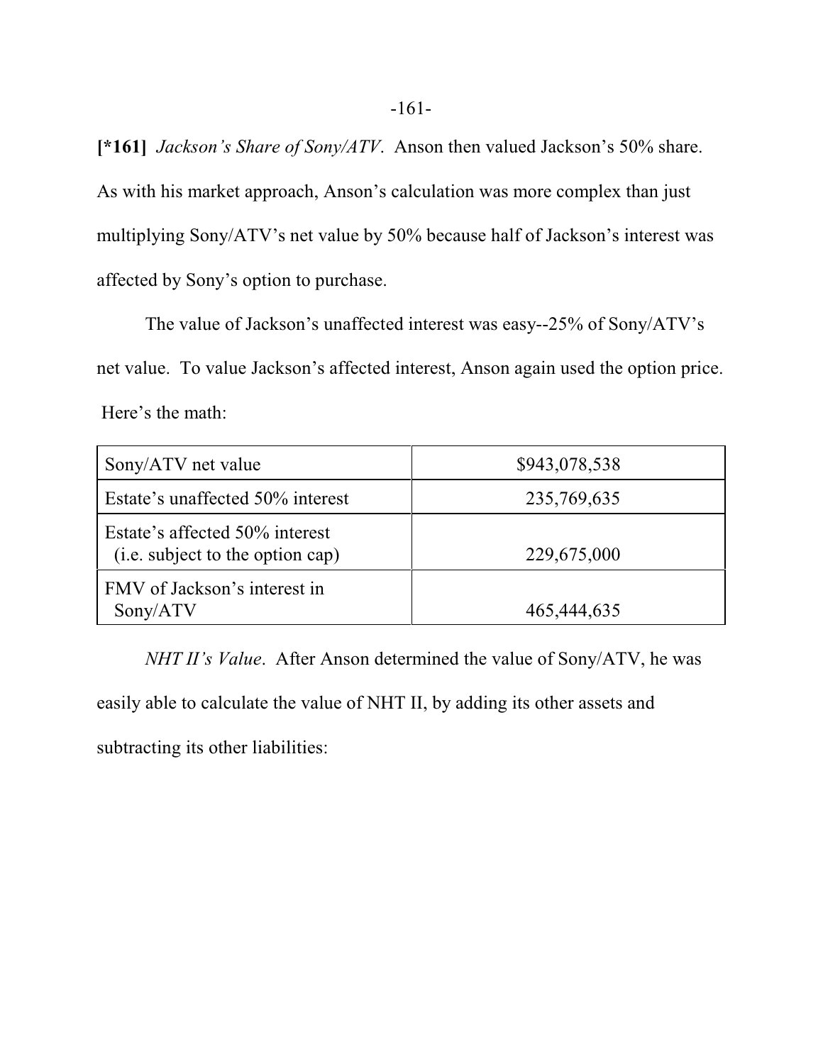**[*161]** *Jackson's Share of Sony/ATV*. Anson then valued Jackson's 50% share. As with his market approach, Anson's calculation was more complex than just multiplying Sony/ATV's net value by 50% because half of Jackson's interest was affected by Sony's option to purchase.

The value of Jackson's unaffected interest was easy--25% of Sony/ATV's net value. To value Jackson's affected interest, Anson again used the option price. Here's the math:

| | |
|---|---|
| Sony/ATV net value | $943,078,538 |
| Estate's unaffected 50% interest | 235,769,635 |
| Estate's affected 50% interest (i.e. subject to the option cap) | 229,675,000 |
| FMV of Jackson's interest in Sony/ATV | 465,444,635 |

*NHT II's Value*. After Anson determined the value of Sony/ATV, he was easily able to calculate the value of NHT II, by adding its other assets and subtracting its other liabilities: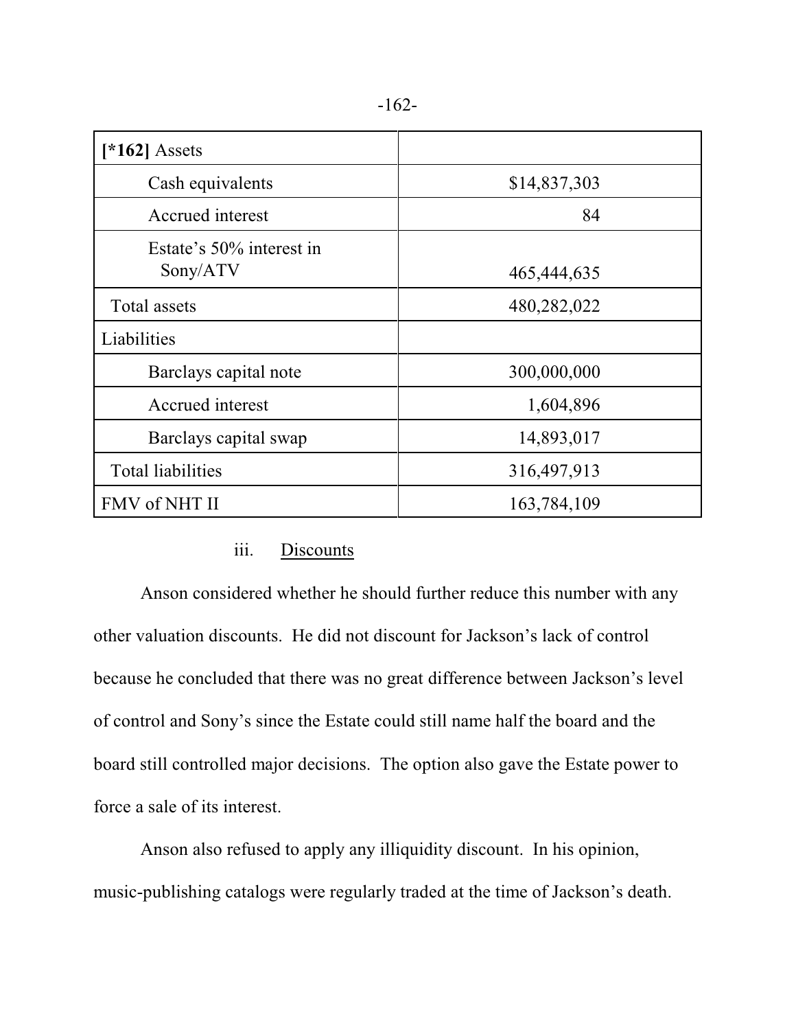| [*162] Assets | |
|---|---|
| Cash equivalents | $14,837,303 |
| Accrued interest | 84 |
| Estate's 50% interest in Sony/ATV | 465,444,635 |
| Total assets | 480,282,022 |
| Liabilities | |
| Barclays capital note | 300,000,000 |
| Accrued interest | 1,604,896 |
| Barclays capital swap | 14,893,017 |
| Total liabilities | 316,497,913 |
| FMV of NHT II | 163,784,109 |

iii. Discounts

Anson considered whether he should further reduce this number with any other valuation discounts. He did not discount for Jackson's lack of control because he concluded that there was no great difference between Jackson's level of control and Sony's since the Estate could still name half the board and the board still controlled major decisions. The option also gave the Estate power to force a sale of its interest.

Anson also refused to apply any illiquidity discount. In his opinion, music-publishing catalogs were regularly traded at the time of Jackson's death.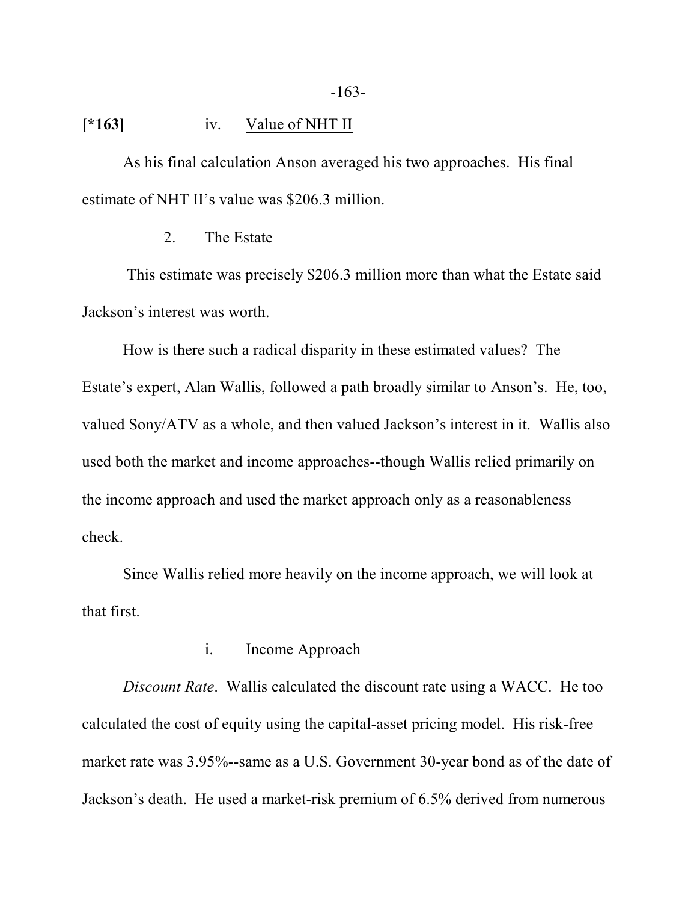[*163] iv. Value of NHT II

As his final calculation Anson averaged his two approaches. His final estimate of NHT II's value was $206.3 million.

2. The Estate

This estimate was precisely $206.3 million more than what the Estate said Jackson's interest was worth.

How is there such a radical disparity in these estimated values? The Estate's expert, Alan Wallis, followed a path broadly similar to Anson's. He, too, valued Sony/ATV as a whole, and then valued Jackson's interest in it. Wallis also used both the market and income approaches--though Wallis relied primarily on the income approach and used the market approach only as a reasonableness check.

Since Wallis relied more heavily on the income approach, we will look at that first.

i. Income Approach

*Discount Rate*. Wallis calculated the discount rate using a WACC. He too calculated the cost of equity using the capital-asset pricing model. His risk-free market rate was 3.95%--same as a U.S. Government 30-year bond as of the date of Jackson's death. He used a market-risk premium of 6.5% derived from numerous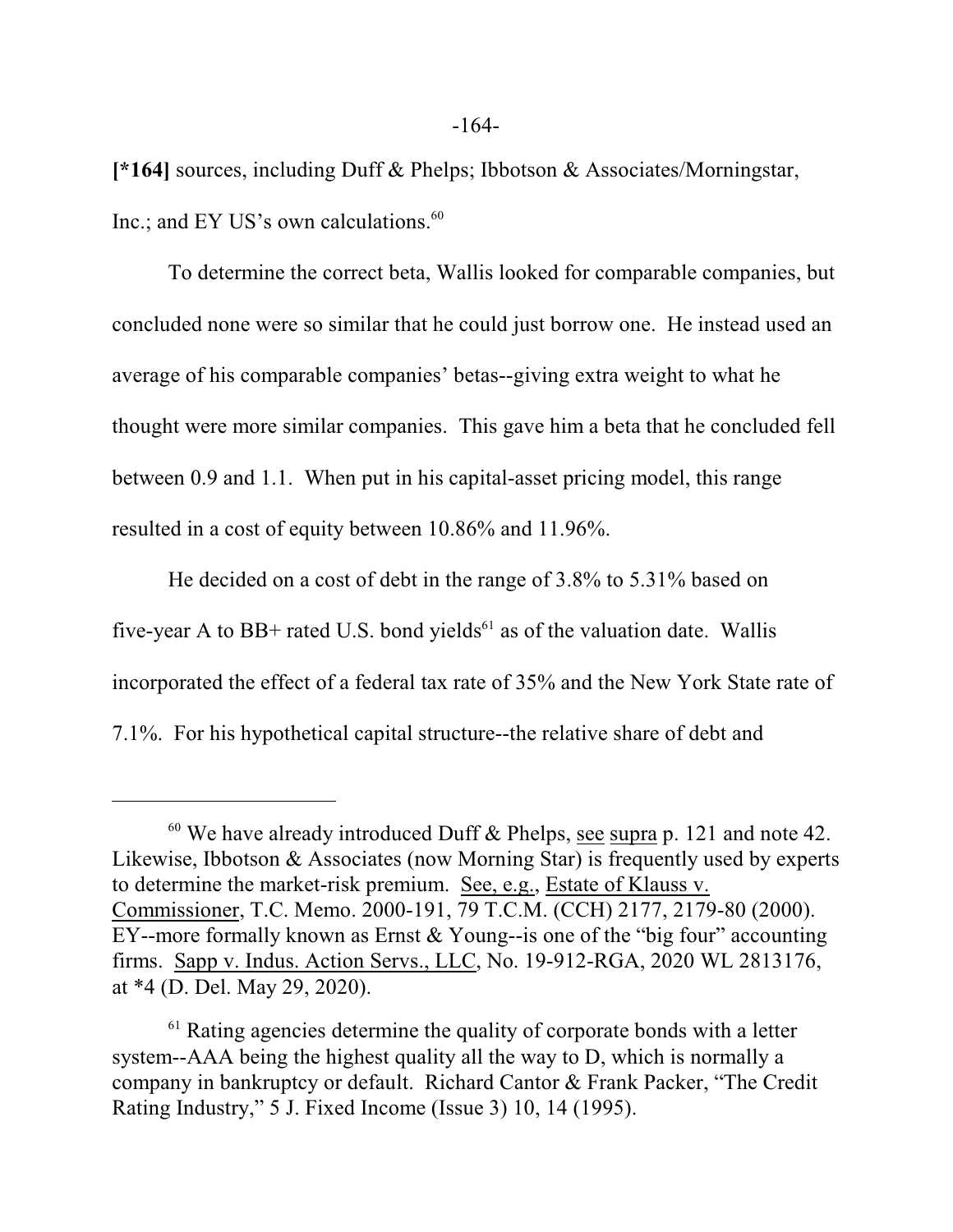**[*164]** sources, including Duff & Phelps; Ibbotson & Associates/Morningstar, Inc.; and EY US's own calculations.[60]

To determine the correct beta, Wallis looked for comparable companies, but concluded none were so similar that he could just borrow one. He instead used an average of his comparable companies' betas--giving extra weight to what he thought were more similar companies. This gave him a beta that he concluded fell between 0.9 and 1.1. When put in his capital-asset pricing model, this range resulted in a cost of equity between 10.86% and 11.96%.

He decided on a cost of debt in the range of 3.8% to 5.31% based on five-year A to BB+ rated U.S. bond yields[61] as of the valuation date. Wallis incorporated the effect of a federal tax rate of 35% and the New York State rate of 7.1%. For his hypothetical capital structure--the relative share of debt and

---

[60] We have already introduced Duff & Phelps, see supra p. 121 and note 42. Likewise, Ibbotson & Associates (now Morning Star) is frequently used by experts to determine the market-risk premium. See, e.g., Estate of Klauss v. Commissioner, T.C. Memo. 2000-191, 79 T.C.M. (CCH) 2177, 2179-80 (2000). EY--more formally known as Ernst & Young--is one of the "big four" accounting firms. Sapp v. Indus. Action Servs., LLC, No. 19-912-RGA, 2020 WL 2813176, at *4 (D. Del. May 29, 2020).

[61] Rating agencies determine the quality of corporate bonds with a letter system--AAA being the highest quality all the way to D, which is normally a company in bankruptcy or default. Richard Cantor & Frank Packer, "The Credit Rating Industry," 5 J. Fixed Income (Issue 3) 10, 14 (1995).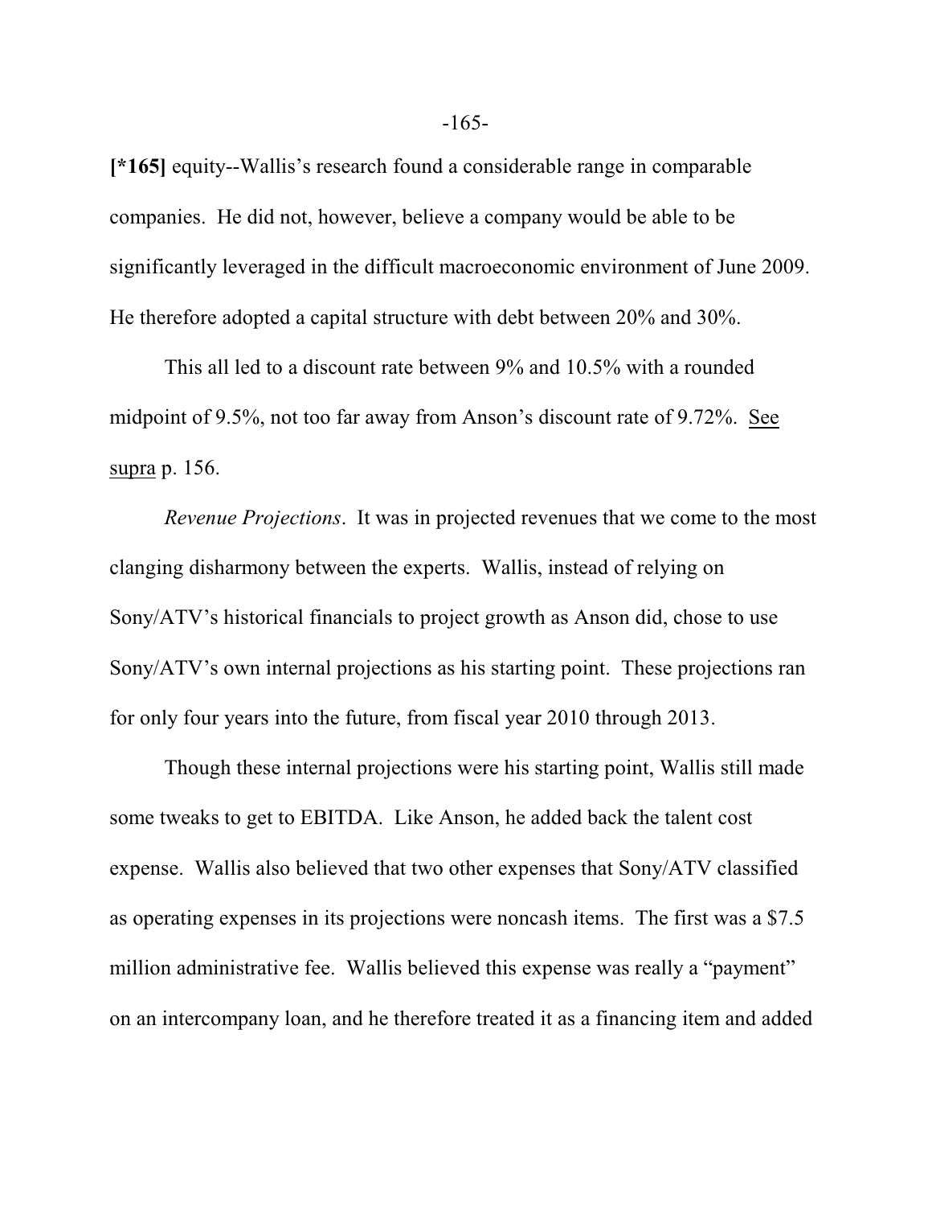**[*165]** equity--Wallis's research found a considerable range in comparable companies. He did not, however, believe a company would be able to be significantly leveraged in the difficult macroeconomic environment of June 2009. He therefore adopted a capital structure with debt between 20% and 30%.

This all led to a discount rate between 9% and 10.5% with a rounded midpoint of 9.5%, not too far away from Anson's discount rate of 9.72%. See supra p. 156.

*Revenue Projections*. It was in projected revenues that we come to the most clanging disharmony between the experts. Wallis, instead of relying on Sony/ATV's historical financials to project growth as Anson did, chose to use Sony/ATV's own internal projections as his starting point. These projections ran for only four years into the future, from fiscal year 2010 through 2013.

Though these internal projections were his starting point, Wallis still made some tweaks to get to EBITDA. Like Anson, he added back the talent cost expense. Wallis also believed that two other expenses that Sony/ATV classified as operating expenses in its projections were noncash items. The first was a $7.5 million administrative fee. Wallis believed this expense was really a "payment" on an intercompany loan, and he therefore treated it as a financing item and added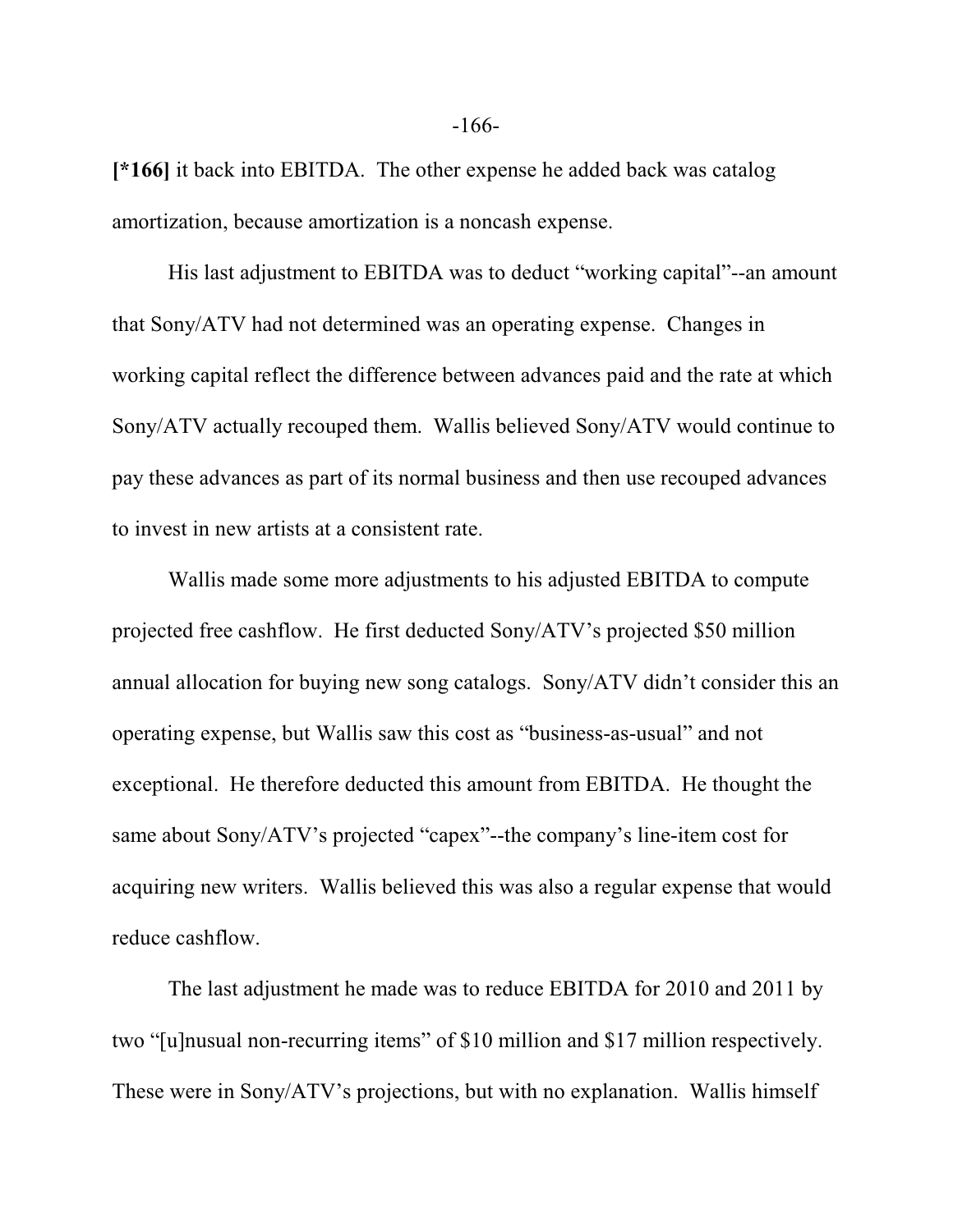**[*166]** it back into EBITDA. The other expense he added back was catalog amortization, because amortization is a noncash expense.

His last adjustment to EBITDA was to deduct "working capital"--an amount that Sony/ATV had not determined was an operating expense. Changes in working capital reflect the difference between advances paid and the rate at which Sony/ATV actually recouped them. Wallis believed Sony/ATV would continue to pay these advances as part of its normal business and then use recouped advances to invest in new artists at a consistent rate.

Wallis made some more adjustments to his adjusted EBITDA to compute projected free cashflow. He first deducted Sony/ATV's projected $50 million annual allocation for buying new song catalogs. Sony/ATV didn't consider this an operating expense, but Wallis saw this cost as "business-as-usual" and not exceptional. He therefore deducted this amount from EBITDA. He thought the same about Sony/ATV's projected "capex"--the company's line-item cost for acquiring new writers. Wallis believed this was also a regular expense that would reduce cashflow.

The last adjustment he made was to reduce EBITDA for 2010 and 2011 by two "[u]nusual non-recurring items" of $10 million and $17 million respectively. These were in Sony/ATV's projections, but with no explanation. Wallis himself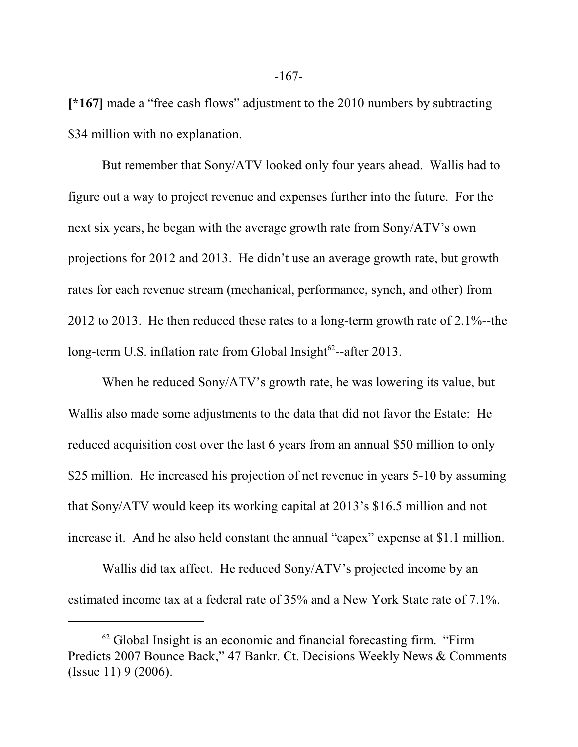**[*167]** made a “free cash flows” adjustment to the 2010 numbers by subtracting $34 million with no explanation.

But remember that Sony/ATV looked only four years ahead. Wallis had to figure out a way to project revenue and expenses further into the future. For the next six years, he began with the average growth rate from Sony/ATV’s own projections for 2012 and 2013. He didn’t use an average growth rate, but growth rates for each revenue stream (mechanical, performance, synch, and other) from 2012 to 2013. He then reduced these rates to a long-term growth rate of 2.1%--the long-term U.S. inflation rate from Global Insight[62]--after 2013.

When he reduced Sony/ATV’s growth rate, he was lowering its value, but Wallis also made some adjustments to the data that did not favor the Estate: He reduced acquisition cost over the last 6 years from an annual $50 million to only $25 million. He increased his projection of net revenue in years 5-10 by assuming that Sony/ATV would keep its working capital at 2013’s $16.5 million and not increase it. And he also held constant the annual “capex” expense at $1.1 million.

Wallis did tax affect. He reduced Sony/ATV’s projected income by an estimated income tax at a federal rate of 35% and a New York State rate of 7.1%.

---

[62] Global Insight is an economic and financial forecasting firm. “Firm Predicts 2007 Bounce Back,” 47 Bankr. Ct. Decisions Weekly News & Comments (Issue 11) 9 (2006).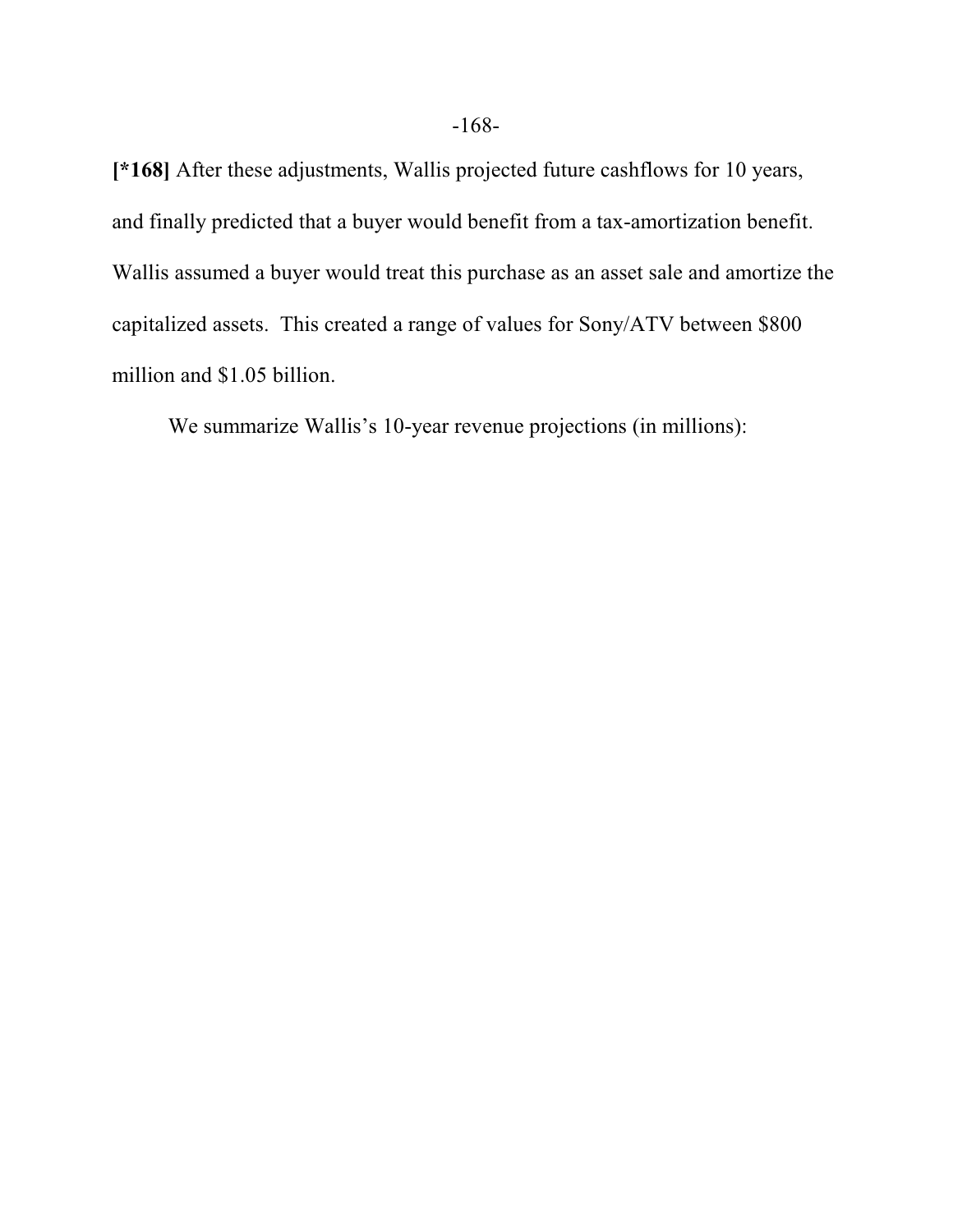**[*168]** After these adjustments, Wallis projected future cashflows for 10 years, and finally predicted that a buyer would benefit from a tax-amortization benefit. Wallis assumed a buyer would treat this purchase as an asset sale and amortize the capitalized assets. This created a range of values for Sony/ATV between $800 million and $1.05 billion.

We summarize Wallis's 10-year revenue projections (in millions):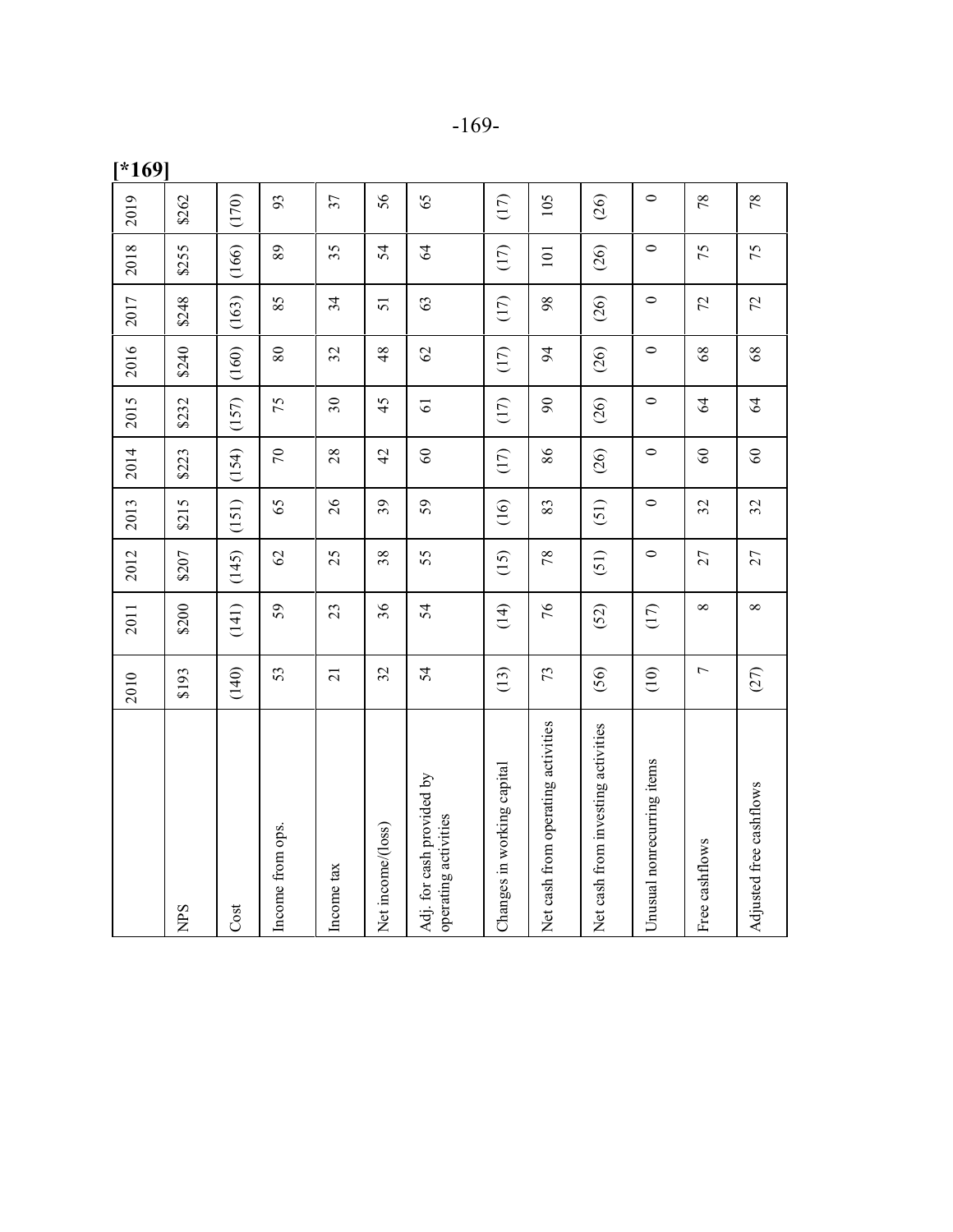[*169]

| | 2010 | 2011 | 2012 | 2013 | 2014 | 2015 | 2016 | 2017 | 2018 | 2019 |
|---|---|---|---|---|---|---|---|---|---|---|
| NPS | $193 | $200 | $207 | $215 | $223 | $232 | $240 | $248 | $255 | $262 |
| Cost | (140) | (141) | (145) | (151) | (154) | (157) | (160) | (163) | (166) | (170) |
| Income from ops. | 53 | 59 | 62 | 65 | 70 | 75 | 80 | 85 | 89 | 93 |
| Income tax | 21 | 23 | 25 | 26 | 28 | 30 | 32 | 34 | 35 | 37 |
| Net income/(loss) | 32 | 36 | 38 | 39 | 42 | 45 | 48 | 51 | 54 | 56 |
| Adj. for cash provided by operating activities | 54 | 54 | 55 | 59 | 60 | 61 | 62 | 63 | 64 | 65 |
| Changes in working capital | (13) | (14) | (15) | (16) | (17) | (17) | (17) | (17) | (17) | (17) |
| Net cash from operating activities | 73 | 76 | 78 | 83 | 86 | 90 | 94 | 98 | 101 | 105 |
| Net cash from investing activities | (56) | (52) | (51) | (51) | (26) | (26) | (26) | (26) | (26) | (26) |
| Unusual nonrecurring items | (10) | (17) | 0 | 0 | 0 | 0 | 0 | 0 | 0 | 0 |
| Free cashflows | 7 | 8 | 27 | 32 | 60 | 64 | 68 | 72 | 75 | 78 |
| Adjusted free cashflows | (27) | 8 | 27 | 32 | 60 | 64 | 68 | 72 | 75 | 78 |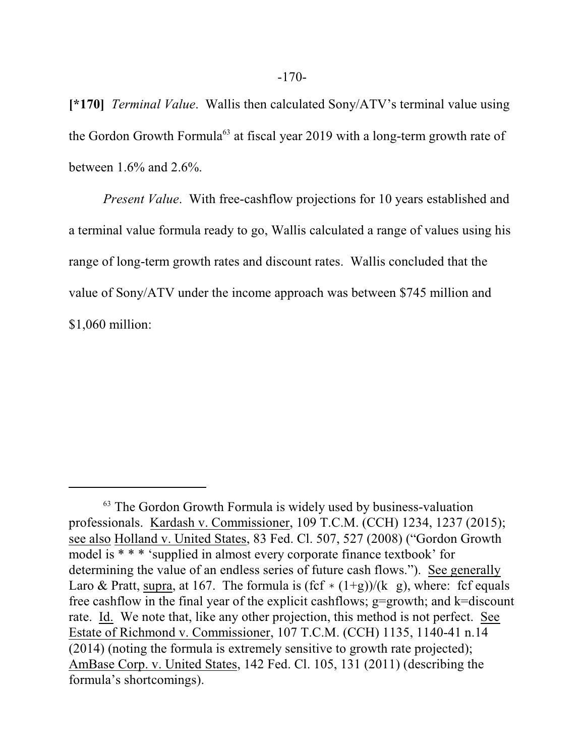**[*170]** *Terminal Value*. Wallis then calculated Sony/ATV's terminal value using the Gordon Growth Formula[63] at fiscal year 2019 with a long-term growth rate of between 1.6% and 2.6%.

*Present Value*. With free-cashflow projections for 10 years established and a terminal value formula ready to go, Wallis calculated a range of values using his range of long-term growth rates and discount rates. Wallis concluded that the value of Sony/ATV under the income approach was between $745 million and $1,060 million:

---

[63] The Gordon Growth Formula is widely used by business-valuation professionals. Kardash v. Commissioner, 109 T.C.M. (CCH) 1234, 1237 (2015); see also Holland v. United States, 83 Fed. Cl. 507, 527 (2008) ("Gordon Growth model is * * * 'supplied in almost every corporate finance textbook' for determining the value of an endless series of future cash flows."). See generally Laro & Pratt, supra, at 167. The formula is $(fcf * (1+g))/(k \quad g)$, where: fcf equals free cashflow in the final year of the explicit cashflows; g=growth; and k=discount rate. Id. We note that, like any other projection, this method is not perfect. See Estate of Richmond v. Commissioner, 107 T.C.M. (CCH) 1135, 1140-41 n.14 (2014) (noting the formula is extremely sensitive to growth rate projected); AmBase Corp. v. United States, 142 Fed. Cl. 105, 131 (2011) (describing the formula's shortcomings).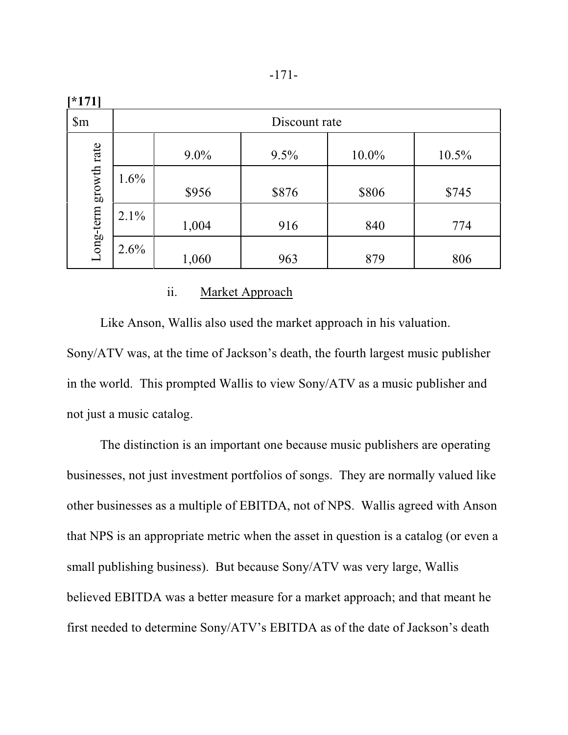[*171]

| $m | | Discount rate | | | |
|---|---|---|---|---|---|
| Long-term growth rate | | 9.0% | 9.5% | 10.0% | 10.5% |
| | 1.6% | $956 | $876 | $806 | $745 |
| | 2.1% | 1,004 | 916 | 840 | 774 |
| | 2.6% | 1,060 | 963 | 879 | 806 |

ii. Market Approach

Like Anson, Wallis also used the market approach in his valuation. Sony/ATV was, at the time of Jackson's death, the fourth largest music publisher in the world. This prompted Wallis to view Sony/ATV as a music publisher and not just a music catalog.

The distinction is an important one because music publishers are operating businesses, not just investment portfolios of songs. They are normally valued like other businesses as a multiple of EBITDA, not of NPS. Wallis agreed with Anson that NPS is an appropriate metric when the asset in question is a catalog (or even a small publishing business). But because Sony/ATV was very large, Wallis believed EBITDA was a better measure for a market approach; and that meant he first needed to determine Sony/ATV's EBITDA as of the date of Jackson's death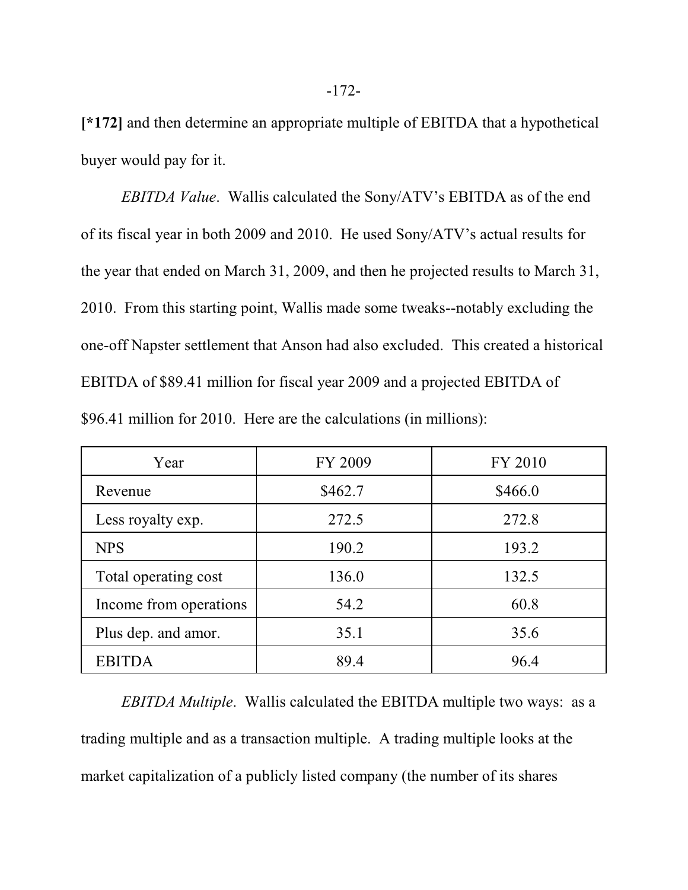**[*172]** and then determine an appropriate multiple of EBITDA that a hypothetical buyer would pay for it.

*EBITDA Value*. Wallis calculated the Sony/ATV's EBITDA as of the end of its fiscal year in both 2009 and 2010. He used Sony/ATV's actual results for the year that ended on March 31, 2009, and then he projected results to March 31, 2010. From this starting point, Wallis made some tweaks--notably excluding the one-off Napster settlement that Anson had also excluded. This created a historical EBITDA of $89.41 million for fiscal year 2009 and a projected EBITDA of $96.41 million for 2010. Here are the calculations (in millions):

| Year | FY 2009 | FY 2010 |
|---|---|---|
| Revenue | $462.7 | $466.0 |
| Less royalty exp. | 272.5 | 272.8 |
| NPS | 190.2 | 193.2 |
| Total operating cost | 136.0 | 132.5 |
| Income from operations | 54.2 | 60.8 |
| Plus dep. and amor. | 35.1 | 35.6 |
| EBITDA | 89.4 | 96.4 |

*EBITDA Multiple*. Wallis calculated the EBITDA multiple two ways: as a trading multiple and as a transaction multiple. A trading multiple looks at the market capitalization of a publicly listed company (the number of its shares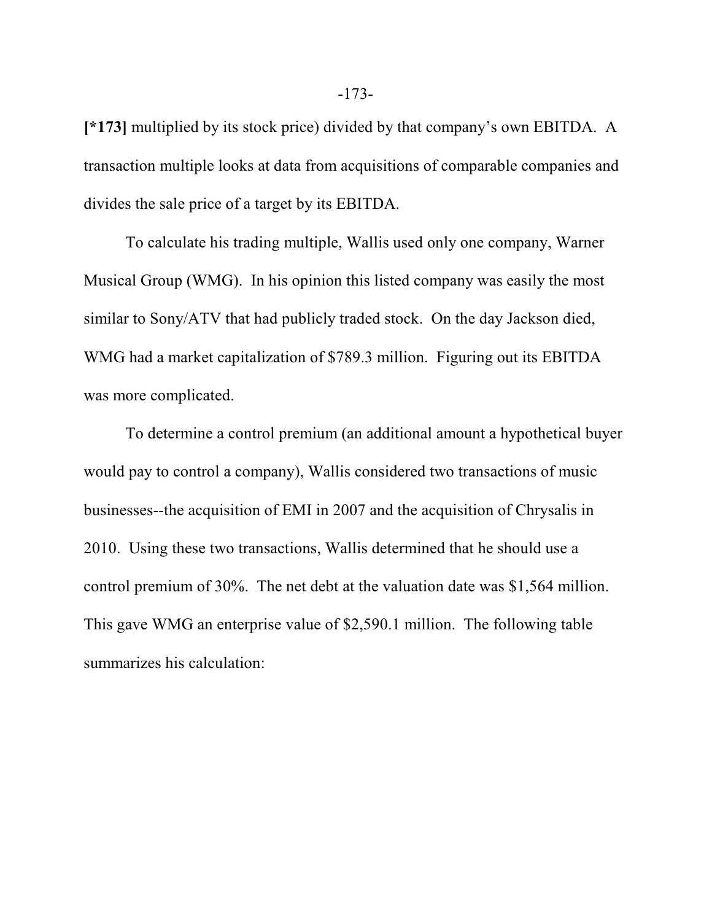**[*173]** multiplied by its stock price) divided by that company's own EBITDA. A transaction multiple looks at data from acquisitions of comparable companies and divides the sale price of a target by its EBITDA.

To calculate his trading multiple, Wallis used only one company, Warner Musical Group (WMG). In his opinion this listed company was easily the most similar to Sony/ATV that had publicly traded stock. On the day Jackson died, WMG had a market capitalization of $789.3 million. Figuring out its EBITDA was more complicated.

To determine a control premium (an additional amount a hypothetical buyer would pay to control a company), Wallis considered two transactions of music businesses--the acquisition of EMI in 2007 and the acquisition of Chrysalis in 2010. Using these two transactions, Wallis determined that he should use a control premium of 30%. The net debt at the valuation date was $1,564 million. This gave WMG an enterprise value of $2,590.1 million. The following table summarizes his calculation: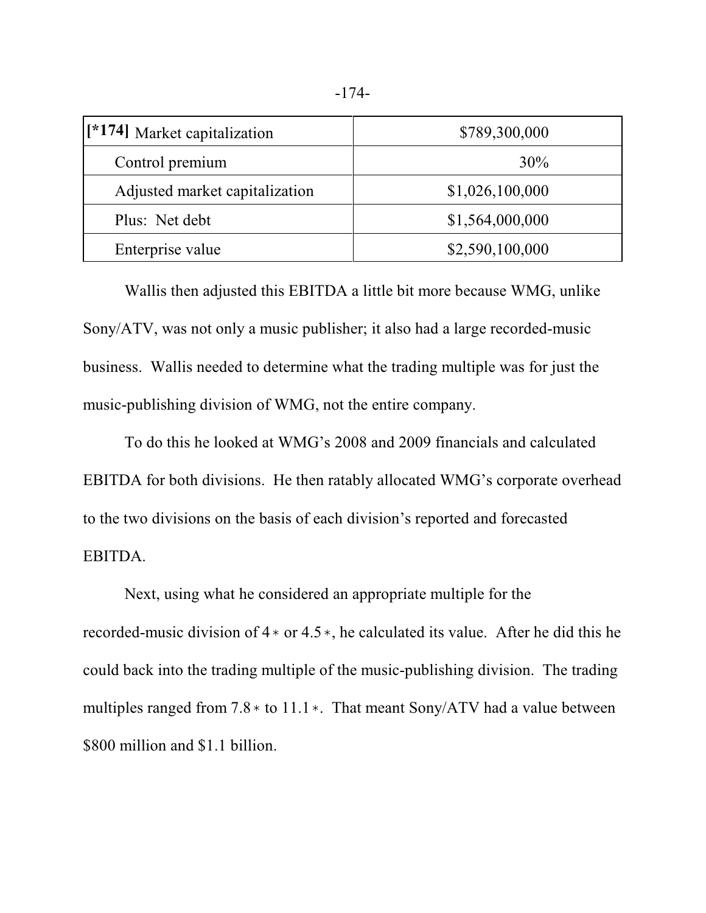| [*174] Market capitalization | $789,300,000 |
| --- | --- |
| Control premium | 30% |
| Adjusted market capitalization | $1,026,100,000 |
| Plus: Net debt | $1,564,000,000 |
| Enterprise value | $2,590,100,000 |

Wallis then adjusted this EBITDA a little bit more because WMG, unlike Sony/ATV, was not only a music publisher; it also had a large recorded-music business. Wallis needed to determine what the trading multiple was for just the music-publishing division of WMG, not the entire company.

To do this he looked at WMG's 2008 and 2009 financials and calculated EBITDA for both divisions. He then ratably allocated WMG's corporate overhead to the two divisions on the basis of each division's reported and forecasted EBITDA.

Next, using what he considered an appropriate multiple for the recorded-music division of 4 * or 4.5 *, he calculated its value. After he did this he could back into the trading multiple of the music-publishing division. The trading multiples ranged from 7.8 * to 11.1 *. That meant Sony/ATV had a value between $800 million and $1.1 billion.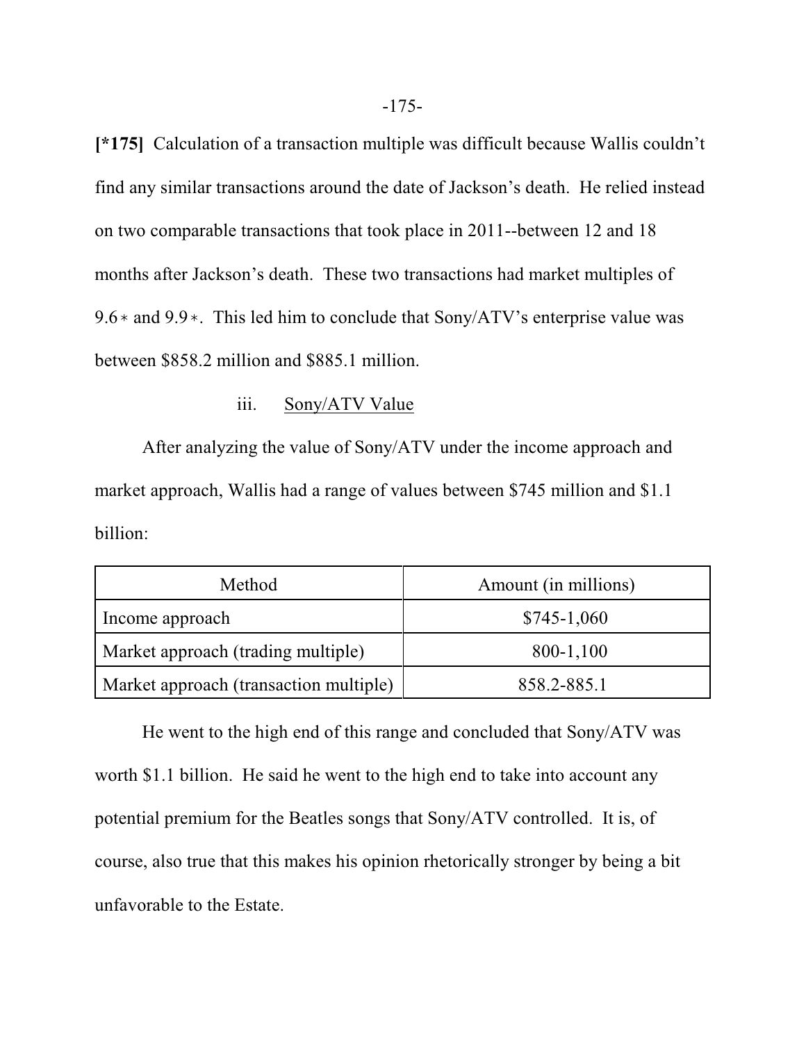**[*175]** Calculation of a transaction multiple was difficult because Wallis couldn't find any similar transactions around the date of Jackson's death. He relied instead on two comparable transactions that took place in 2011--between 12 and 18 months after Jackson's death. These two transactions had market multiples of 9.6∗ and 9.9∗. This led him to conclude that Sony/ATV's enterprise value was between $858.2 million and $885.1 million.

iii. Sony/ATV Value

After analyzing the value of Sony/ATV under the income approach and market approach, Wallis had a range of values between $745 million and $1.1 billion:

| Method | Amount (in millions) |
| --- | --- |
| Income approach | $745-1,060 |
| Market approach (trading multiple) | 800-1,100 |
| Market approach (transaction multiple) | 858.2-885.1 |

He went to the high end of this range and concluded that Sony/ATV was worth $1.1 billion. He said he went to the high end to take into account any potential premium for the Beatles songs that Sony/ATV controlled. It is, of course, also true that this makes his opinion rhetorically stronger by being a bit unfavorable to the Estate.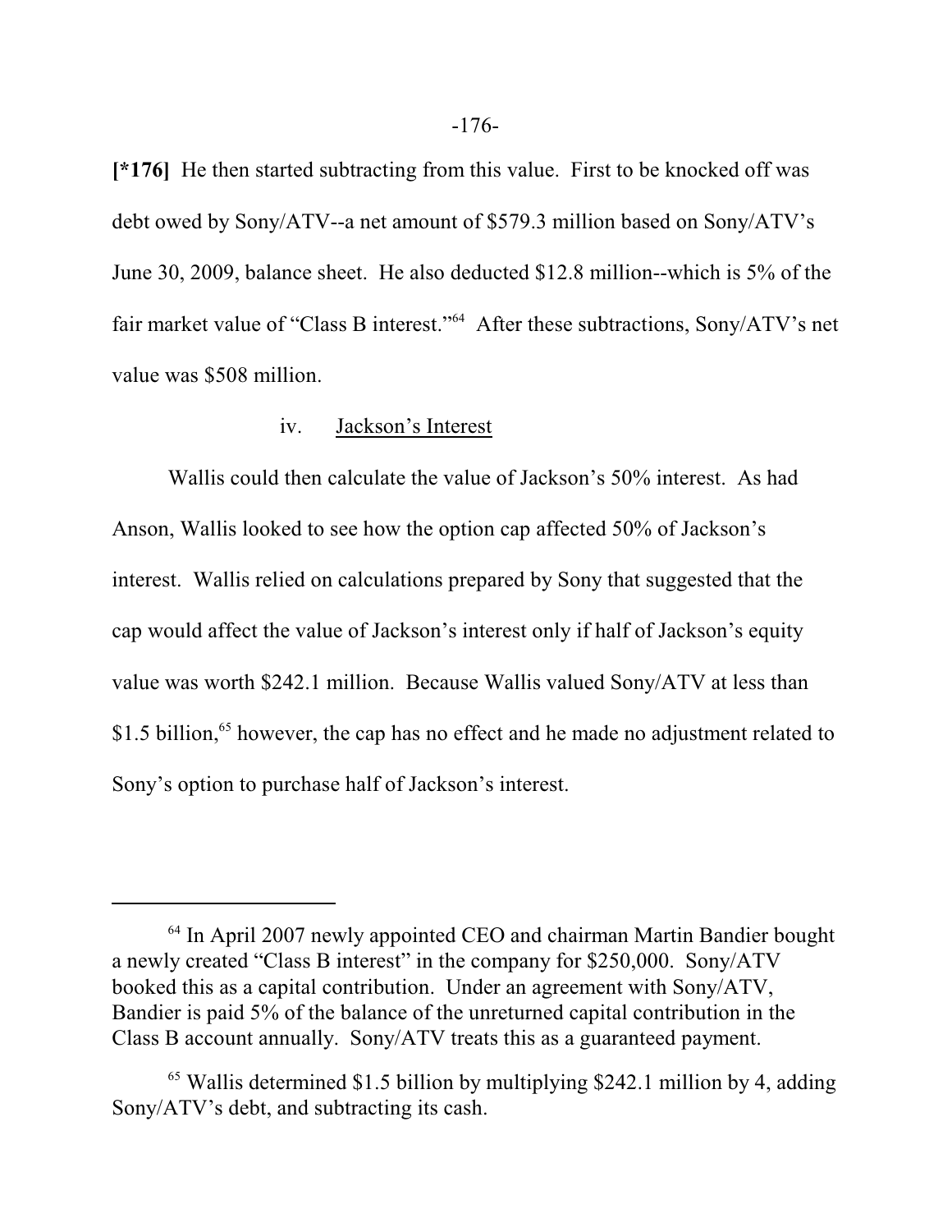**[*176]** He then started subtracting from this value. First to be knocked off was debt owed by Sony/ATV--a net amount of $579.3 million based on Sony/ATV's June 30, 2009, balance sheet. He also deducted $12.8 million--which is 5% of the fair market value of "Class B interest."[64] After these subtractions, Sony/ATV's net value was $508 million.

iv. Jackson's Interest

Wallis could then calculate the value of Jackson's 50% interest. As had Anson, Wallis looked to see how the option cap affected 50% of Jackson's interest. Wallis relied on calculations prepared by Sony that suggested that the cap would affect the value of Jackson's interest only if half of Jackson's equity value was worth $242.1 million. Because Wallis valued Sony/ATV at less than $1.5 billion,[65] however, the cap has no effect and he made no adjustment related to Sony's option to purchase half of Jackson's interest.

---

[64] In April 2007 newly appointed CEO and chairman Martin Bandier bought a newly created "Class B interest" in the company for $250,000. Sony/ATV booked this as a capital contribution. Under an agreement with Sony/ATV, Bandier is paid 5% of the balance of the unreturned capital contribution in the Class B account annually. Sony/ATV treats this as a guaranteed payment.

[65] Wallis determined $1.5 billion by multiplying $242.1 million by 4, adding Sony/ATV's debt, and subtracting its cash.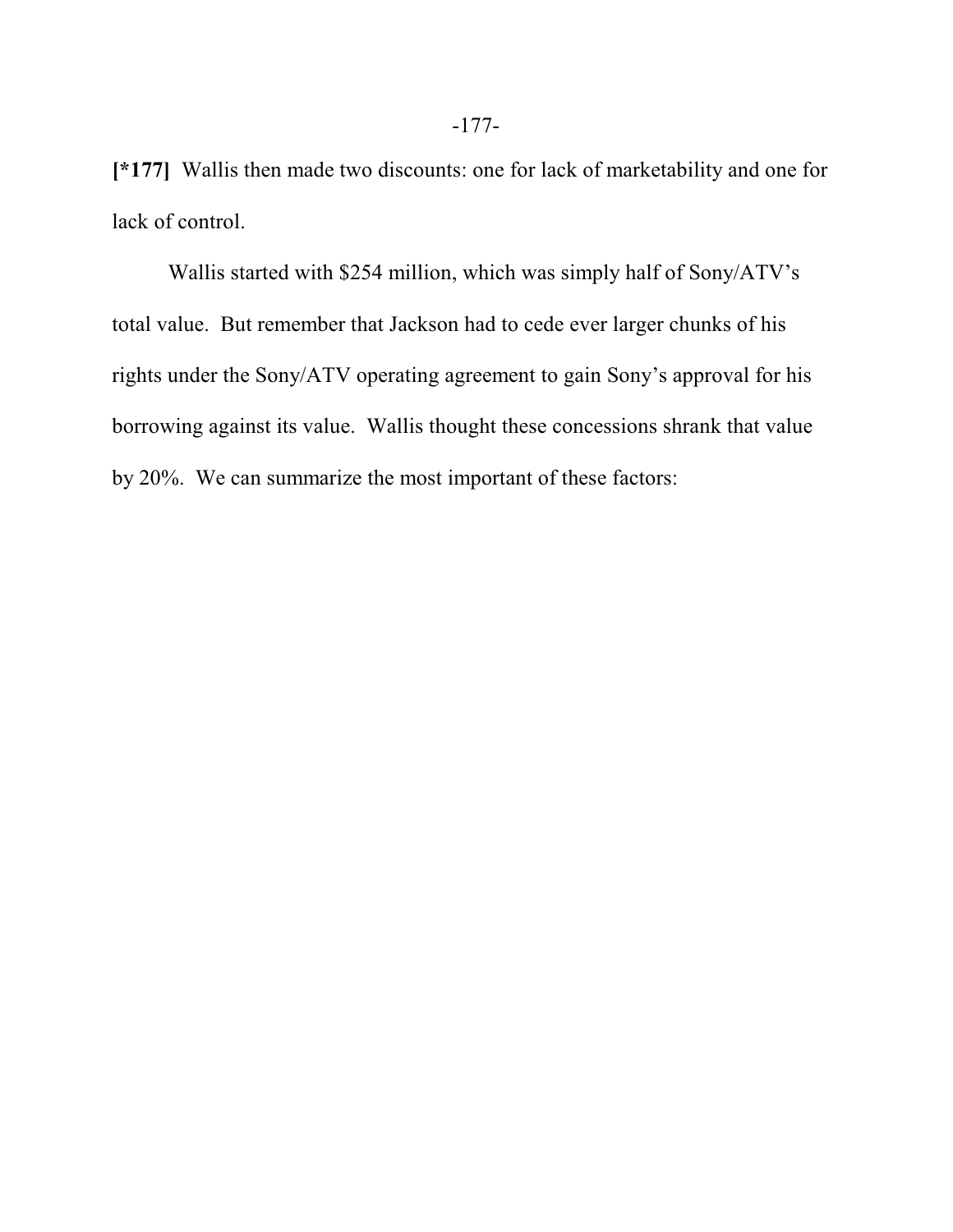**[*177]** Wallis then made two discounts: one for lack of marketability and one for lack of control.

Wallis started with $254 million, which was simply half of Sony/ATV's total value. But remember that Jackson had to cede ever larger chunks of his rights under the Sony/ATV operating agreement to gain Sony's approval for his borrowing against its value. Wallis thought these concessions shrank that value by 20%. We can summarize the most important of these factors: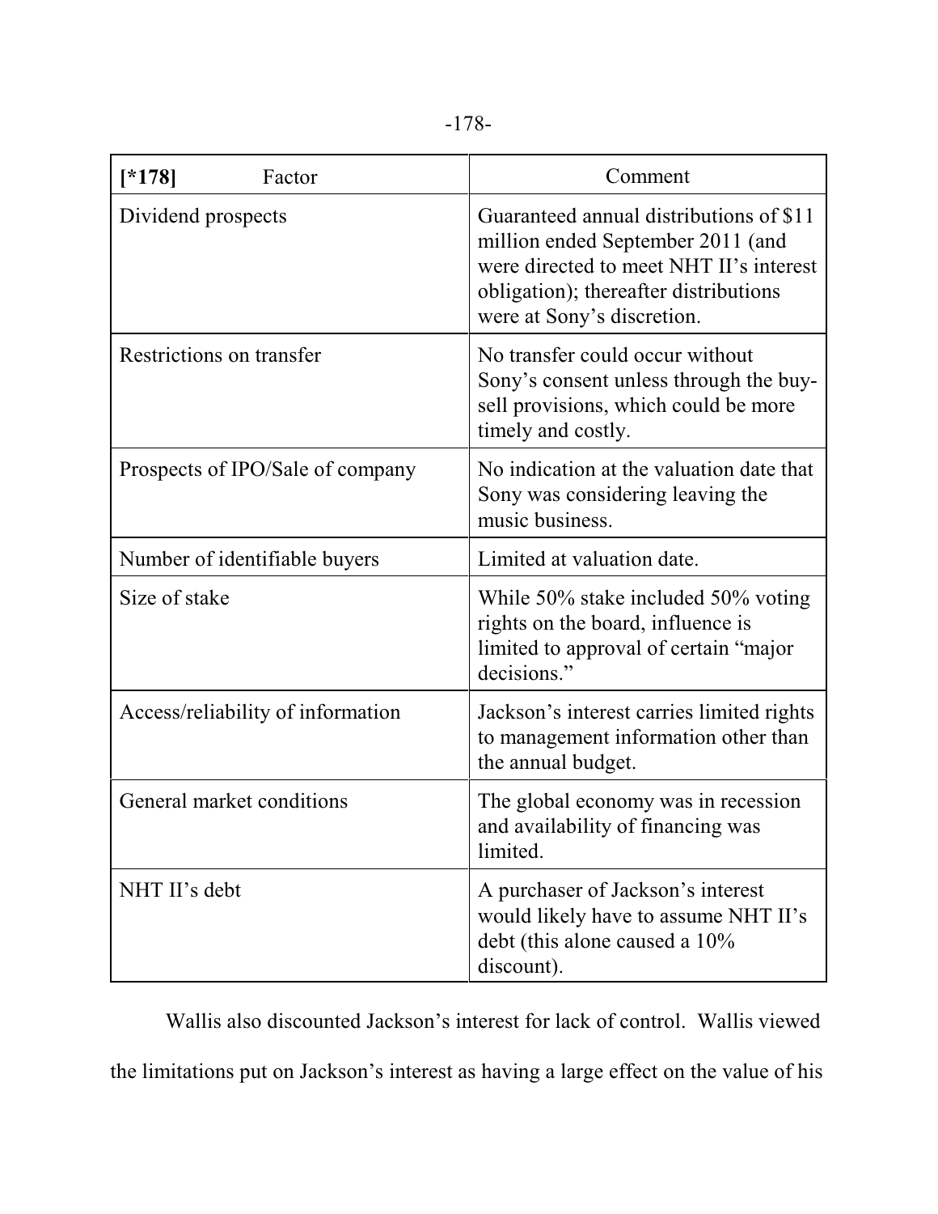| [*178] Factor | Comment |
|---|---|
| Dividend prospects | Guaranteed annual distributions of $11 million ended September 2011 (and were directed to meet NHT II's interest obligation); thereafter distributions were at Sony's discretion. |
| Restrictions on transfer | No transfer could occur without Sony's consent unless through the buy-sell provisions, which could be more timely and costly. |
| Prospects of IPO/Sale of company | No indication at the valuation date that Sony was considering leaving the music business. |
| Number of identifiable buyers | Limited at valuation date. |
| Size of stake | While 50% stake included 50% voting rights on the board, influence is limited to approval of certain "major decisions." |
| Access/reliability of information | Jackson's interest carries limited rights to management information other than the annual budget. |
| General market conditions | The global economy was in recession and availability of financing was limited. |
| NHT II's debt | A purchaser of Jackson's interest would likely have to assume NHT II's debt (this alone caused a 10% discount). |

Wallis also discounted Jackson's interest for lack of control. Wallis viewed the limitations put on Jackson's interest as having a large effect on the value of his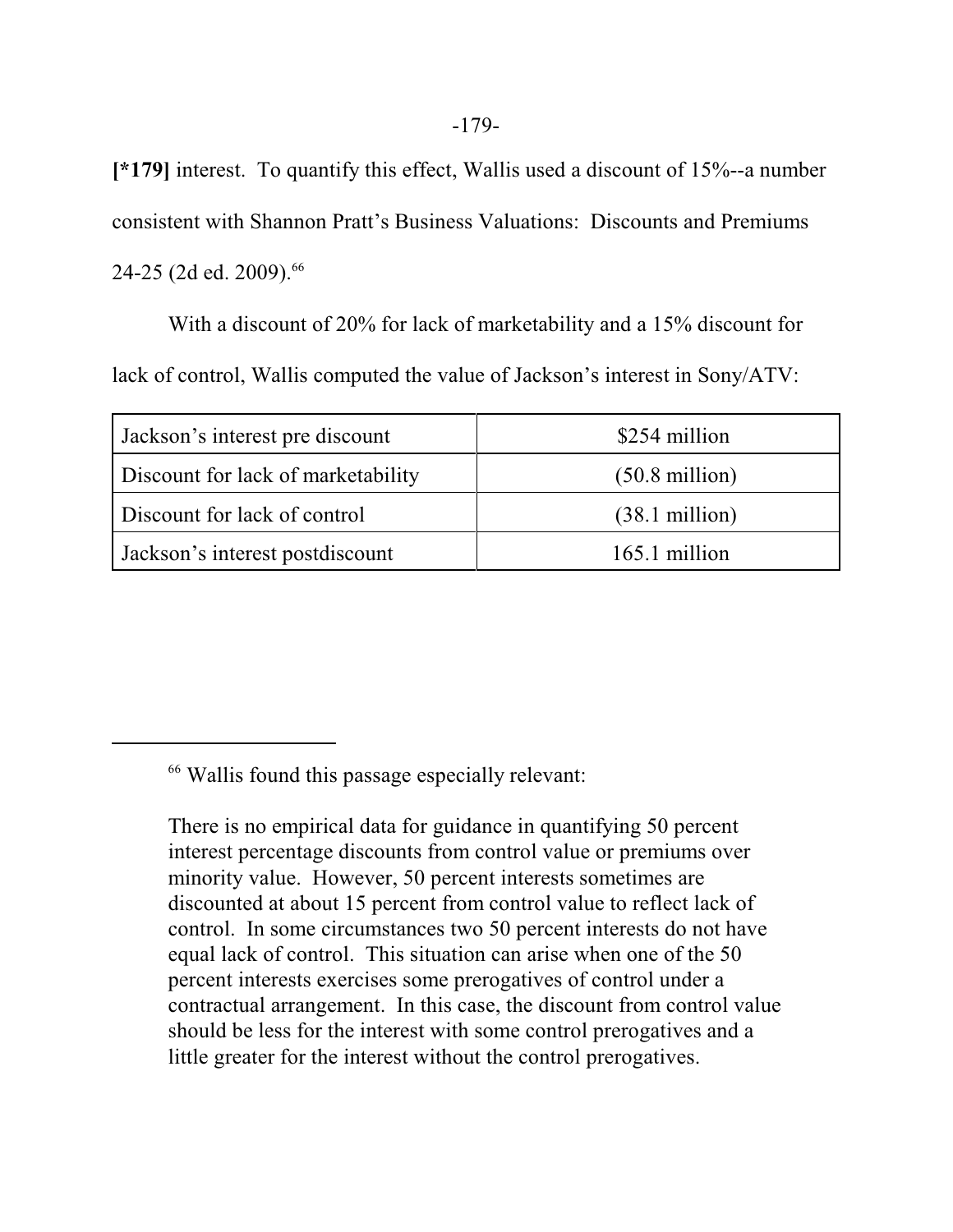[*179] interest. To quantify this effect, Wallis used a discount of 15%--a number consistent with Shannon Pratt's Business Valuations: Discounts and Premiums 24-25 (2d ed. 2009).[66]

With a discount of 20% for lack of marketability and a 15% discount for lack of control, Wallis computed the value of Jackson's interest in Sony/ATV:

| Jackson's interest pre discount | $254 million |
|---|---|
| Discount for lack of marketability | (50.8 million) |
| Discount for lack of control | (38.1 million) |
| Jackson's interest postdiscount | 165.1 million |

---

[66] Wallis found this passage especially relevant:

> There is no empirical data for guidance in quantifying 50 percent interest percentage discounts from control value or premiums over minority value. However, 50 percent interests sometimes are discounted at about 15 percent from control value to reflect lack of control. In some circumstances two 50 percent interests do not have equal lack of control. This situation can arise when one of the 50 percent interests exercises some prerogatives of control under a contractual arrangement. In this case, the discount from control value should be less for the interest with some control prerogatives and a little greater for the interest without the control prerogatives.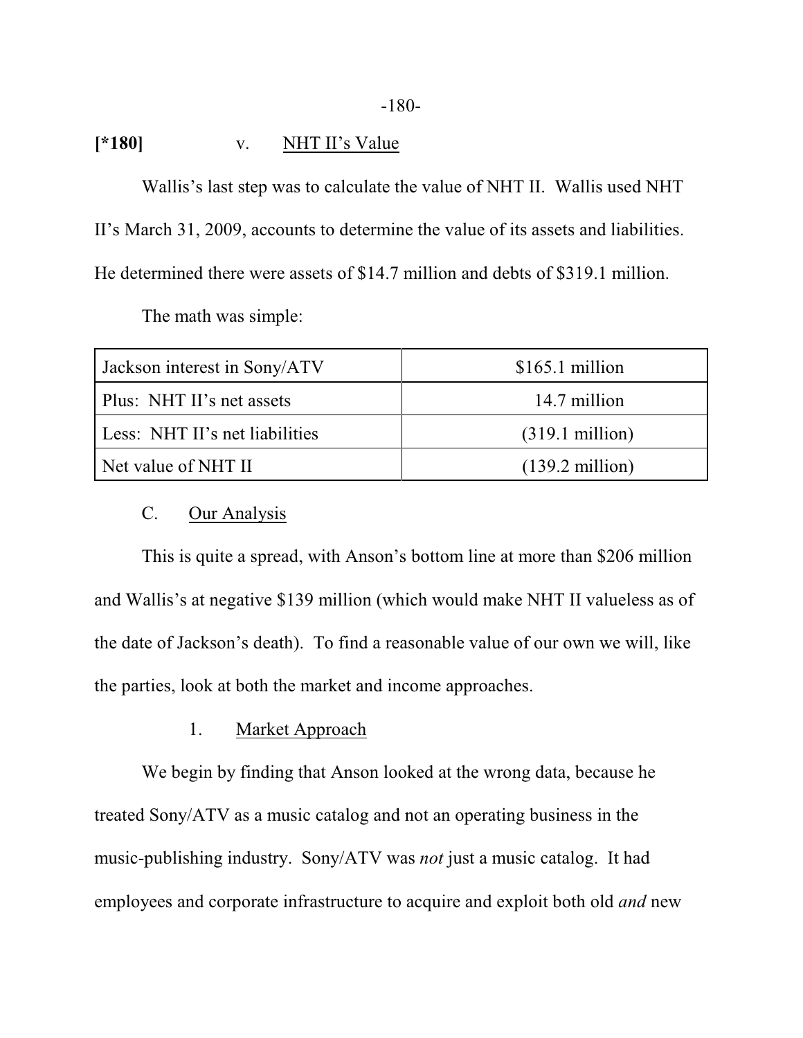**[*180]** v. NHT II's Value

Wallis's last step was to calculate the value of NHT II. Wallis used NHT II's March 31, 2009, accounts to determine the value of its assets and liabilities. He determined there were assets of $14.7 million and debts of $319.1 million.

The math was simple:

| | |
|---|---|
| Jackson interest in Sony/ATV | $165.1 million |
| Plus: NHT II's net assets | 14.7 million |
| Less: NHT II's net liabilities | (319.1 million) |
| Net value of NHT II | (139.2 million) |

C. Our Analysis

This is quite a spread, with Anson's bottom line at more than $206 million and Wallis's at negative $139 million (which would make NHT II valueless as of the date of Jackson's death). To find a reasonable value of our own we will, like the parties, look at both the market and income approaches.

1. Market Approach

We begin by finding that Anson looked at the wrong data, because he treated Sony/ATV as a music catalog and not an operating business in the music-publishing industry. Sony/ATV was *not* just a music catalog. It had employees and corporate infrastructure to acquire and exploit both old *and* new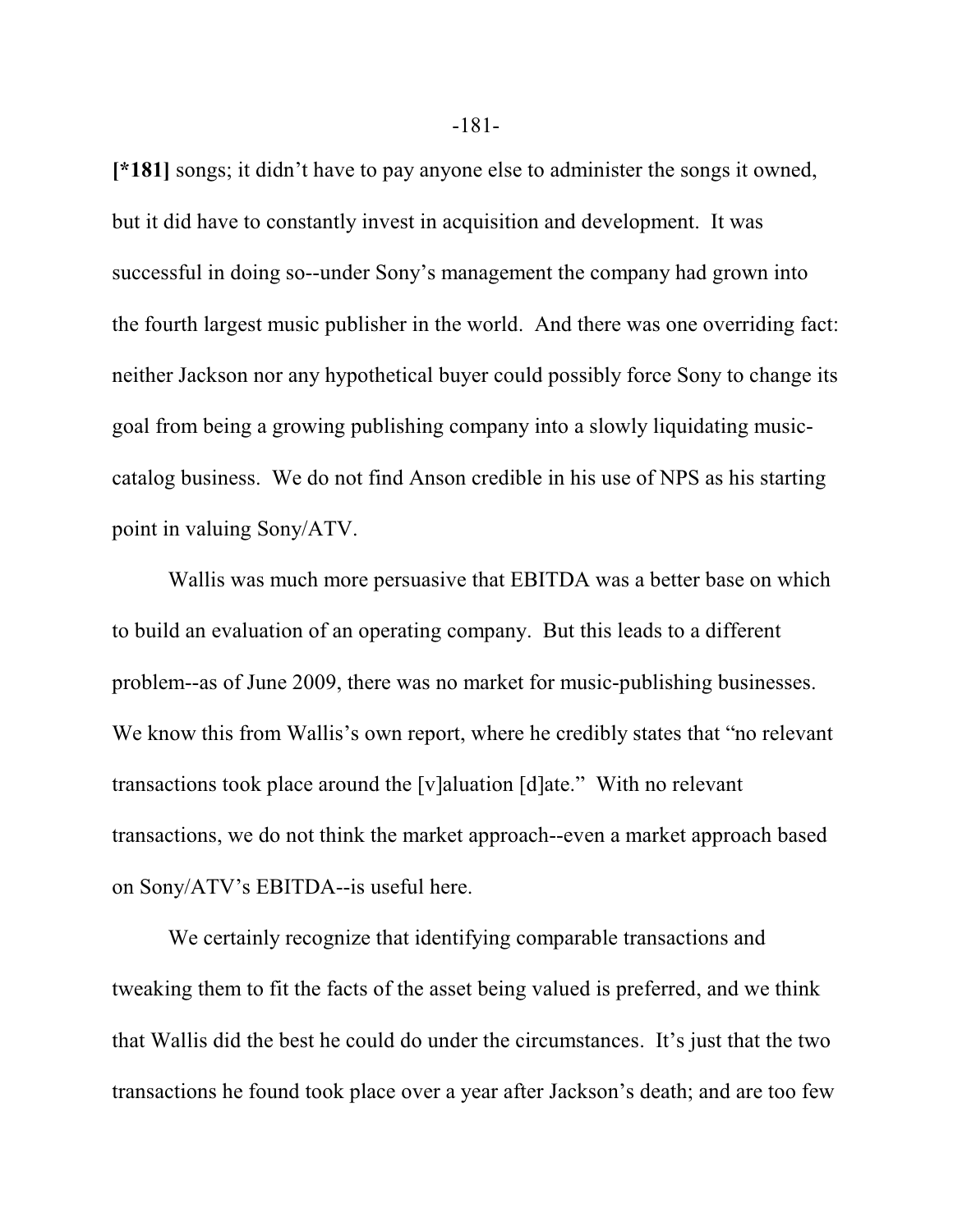**[*181]** songs; it didn't have to pay anyone else to administer the songs it owned, but it did have to constantly invest in acquisition and development. It was successful in doing so--under Sony's management the company had grown into the fourth largest music publisher in the world. And there was one overriding fact: neither Jackson nor any hypothetical buyer could possibly force Sony to change its goal from being a growing publishing company into a slowly liquidating music-catalog business. We do not find Anson credible in his use of NPS as his starting point in valuing Sony/ATV.

Wallis was much more persuasive that EBITDA was a better base on which to build an evaluation of an operating company. But this leads to a different problem--as of June 2009, there was no market for music-publishing businesses. We know this from Wallis's own report, where he credibly states that "no relevant transactions took place around the [v]aluation [d]ate." With no relevant transactions, we do not think the market approach--even a market approach based on Sony/ATV's EBITDA--is useful here.

We certainly recognize that identifying comparable transactions and tweaking them to fit the facts of the asset being valued is preferred, and we think that Wallis did the best he could do under the circumstances. It's just that the two transactions he found took place over a year after Jackson's death; and are too few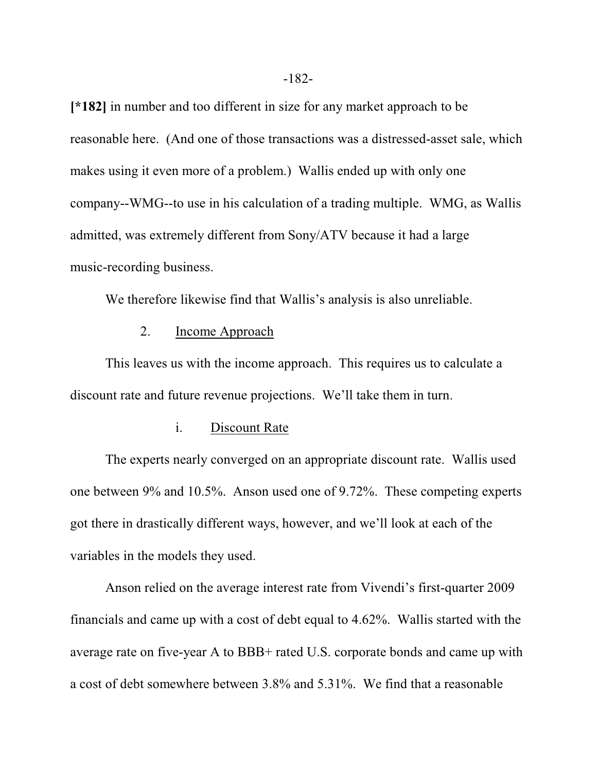**[*182]** in number and too different in size for any market approach to be reasonable here. (And one of those transactions was a distressed-asset sale, which makes using it even more of a problem.) Wallis ended up with only one company--WMG--to use in his calculation of a trading multiple. WMG, as Wallis admitted, was extremely different from Sony/ATV because it had a large music-recording business.

We therefore likewise find that Wallis's analysis is also unreliable.

2. Income Approach

This leaves us with the income approach. This requires us to calculate a discount rate and future revenue projections. We'll take them in turn.

i. Discount Rate

The experts nearly converged on an appropriate discount rate. Wallis used one between 9% and 10.5%. Anson used one of 9.72%. These competing experts got there in drastically different ways, however, and we'll look at each of the variables in the models they used.

Anson relied on the average interest rate from Vivendi's first-quarter 2009 financials and came up with a cost of debt equal to 4.62%. Wallis started with the average rate on five-year A to BBB+ rated U.S. corporate bonds and came up with a cost of debt somewhere between 3.8% and 5.31%. We find that a reasonable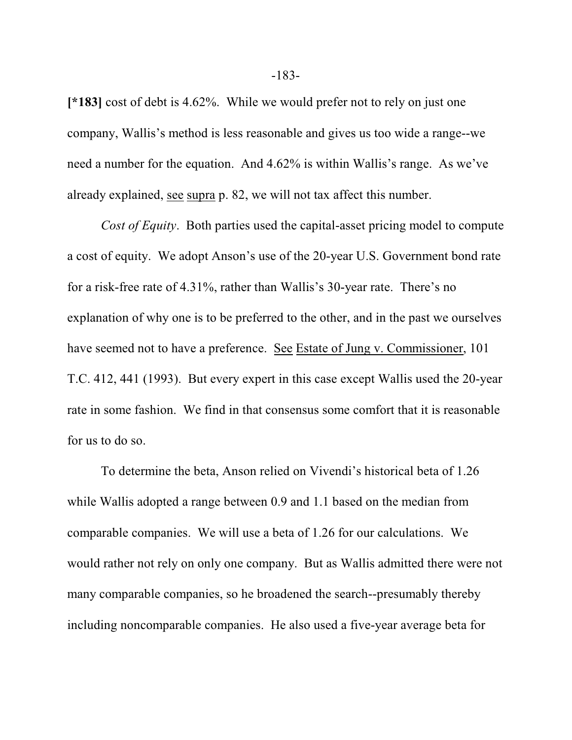**[*183]** cost of debt is 4.62%. While we would prefer not to rely on just one company, Wallis's method is less reasonable and gives us too wide a range--we need a number for the equation. And 4.62% is within Wallis's range. As we've already explained, see supra p. 82, we will not tax affect this number.

*Cost of Equity*. Both parties used the capital-asset pricing model to compute a cost of equity. We adopt Anson's use of the 20-year U.S. Government bond rate for a risk-free rate of 4.31%, rather than Wallis's 30-year rate. There's no explanation of why one is to be preferred to the other, and in the past we ourselves have seemed not to have a preference. See Estate of Jung v. Commissioner, 101 T.C. 412, 441 (1993). But every expert in this case except Wallis used the 20-year rate in some fashion. We find in that consensus some comfort that it is reasonable for us to do so.

To determine the beta, Anson relied on Vivendi's historical beta of 1.26 while Wallis adopted a range between 0.9 and 1.1 based on the median from comparable companies. We will use a beta of 1.26 for our calculations. We would rather not rely on only one company. But as Wallis admitted there were not many comparable companies, so he broadened the search--presumably thereby including noncomparable companies. He also used a five-year average beta for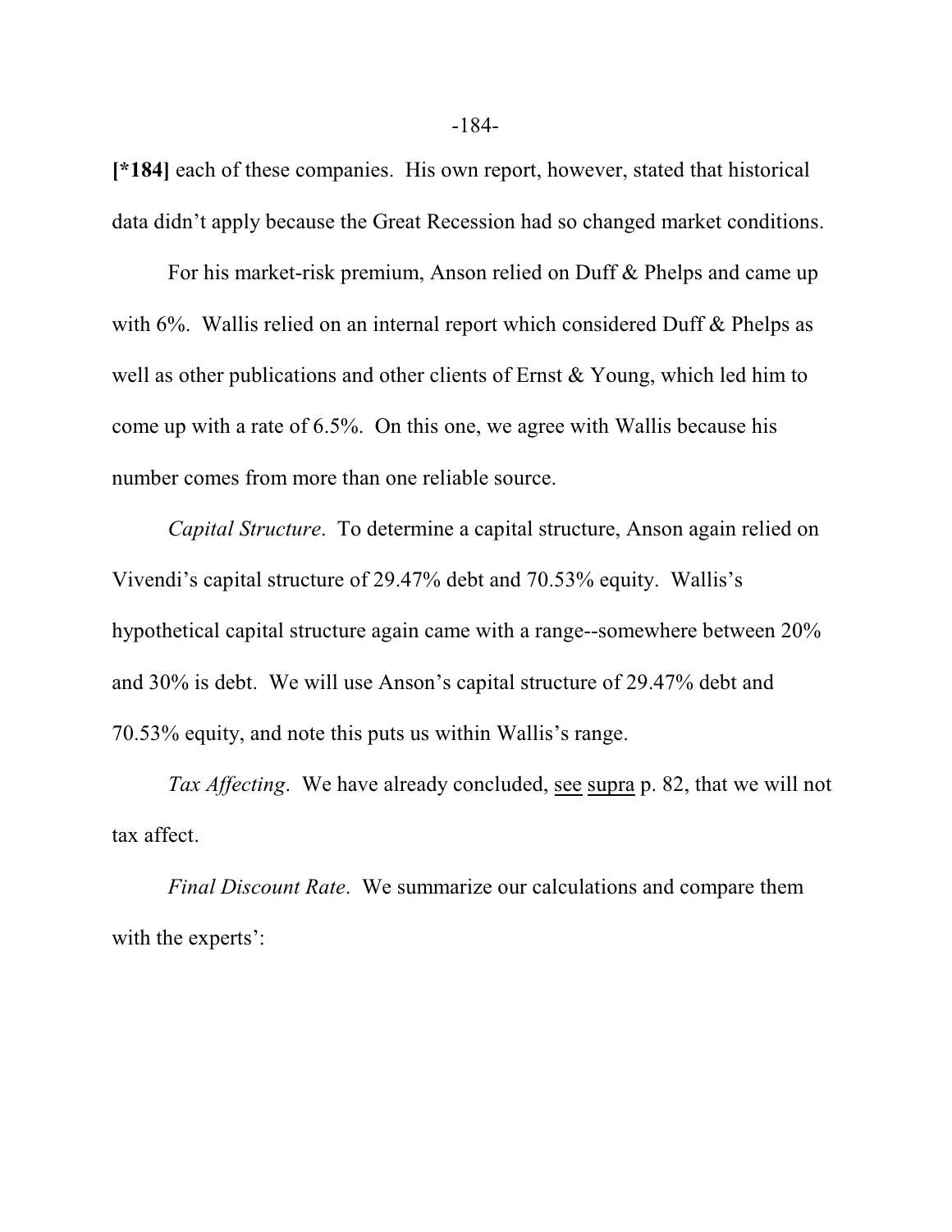**[*184]** each of these companies. His own report, however, stated that historical data didn't apply because the Great Recession had so changed market conditions.

For his market-risk premium, Anson relied on Duff & Phelps and came up with 6%. Wallis relied on an internal report which considered Duff & Phelps as well as other publications and other clients of Ernst & Young, which led him to come up with a rate of 6.5%. On this one, we agree with Wallis because his number comes from more than one reliable source.

*Capital Structure*. To determine a capital structure, Anson again relied on Vivendi's capital structure of 29.47% debt and 70.53% equity. Wallis's hypothetical capital structure again came with a range--somewhere between 20% and 30% is debt. We will use Anson's capital structure of 29.47% debt and 70.53% equity, and note this puts us within Wallis's range.

*Tax Affecting*. We have already concluded, see supra p. 82, that we will not tax affect.

*Final Discount Rate*. We summarize our calculations and compare them with the experts':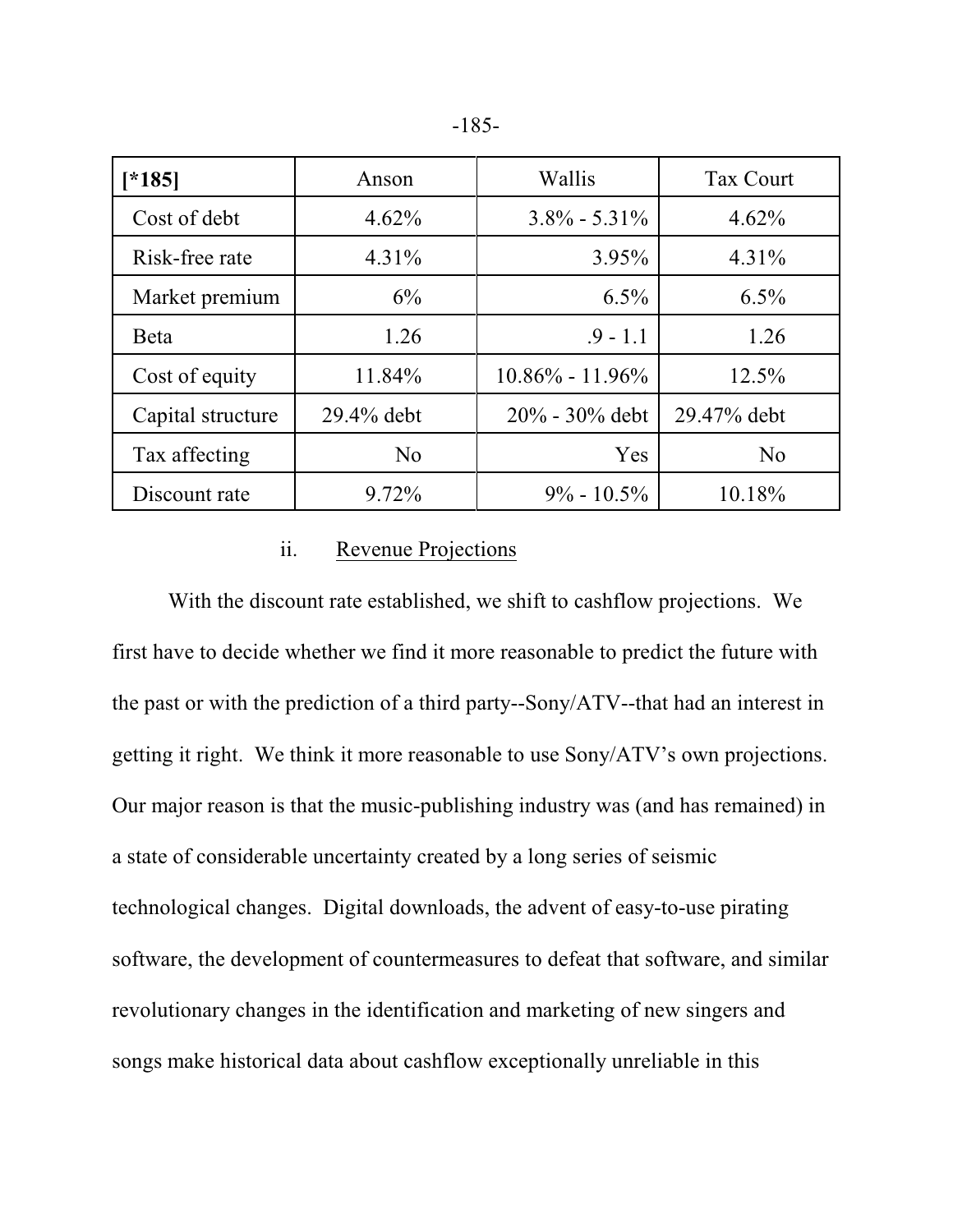| [*185] | Anson | Wallis | Tax Court |
|---|---|---|---|
| Cost of debt | 4.62% | 3.8% - 5.31% | 4.62% |
| Risk-free rate | 4.31% | 3.95% | 4.31% |
| Market premium | 6% | 6.5% | 6.5% |
| Beta | 1.26 | .9 - 1.1 | 1.26 |
| Cost of equity | 11.84% | 10.86% - 11.96% | 12.5% |
| Capital structure | 29.4% debt | 20% - 30% debt | 29.47% debt |
| Tax affecting | No | Yes | No |
| Discount rate | 9.72% | 9% - 10.5% | 10.18% |

ii. Revenue Projections

With the discount rate established, we shift to cashflow projections. We first have to decide whether we find it more reasonable to predict the future with the past or with the prediction of a third party--Sony/ATV--that had an interest in getting it right. We think it more reasonable to use Sony/ATV's own projections. Our major reason is that the music-publishing industry was (and has remained) in a state of considerable uncertainty created by a long series of seismic technological changes. Digital downloads, the advent of easy-to-use pirating software, the development of countermeasures to defeat that software, and similar revolutionary changes in the identification and marketing of new singers and songs make historical data about cashflow exceptionally unreliable in this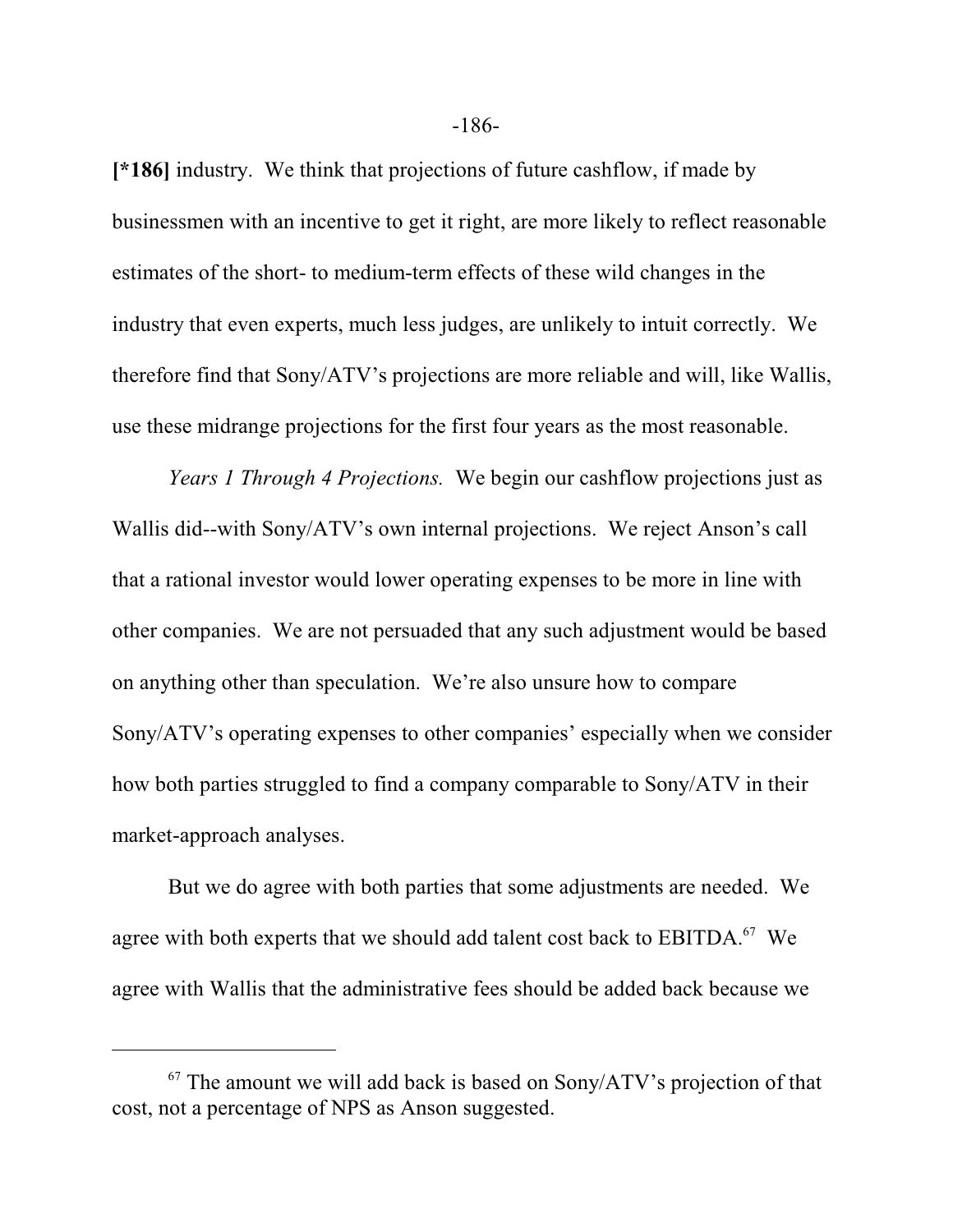[*186] industry. We think that projections of future cashflow, if made by businessmen with an incentive to get it right, are more likely to reflect reasonable estimates of the short- to medium-term effects of these wild changes in the industry that even experts, much less judges, are unlikely to intuit correctly. We therefore find that Sony/ATV's projections are more reliable and will, like Wallis, use these midrange projections for the first four years as the most reasonable.

*Years 1 Through 4 Projections.* We begin our cashflow projections just as Wallis did--with Sony/ATV's own internal projections. We reject Anson's call that a rational investor would lower operating expenses to be more in line with other companies. We are not persuaded that any such adjustment would be based on anything other than speculation. We're also unsure how to compare Sony/ATV's operating expenses to other companies' especially when we consider how both parties struggled to find a company comparable to Sony/ATV in their market-approach analyses.

But we do agree with both parties that some adjustments are needed. We agree with both experts that we should add talent cost back to EBITDA.[67] We agree with Wallis that the administrative fees should be added back because we

---

[67] The amount we will add back is based on Sony/ATV's projection of that cost, not a percentage of NPS as Anson suggested.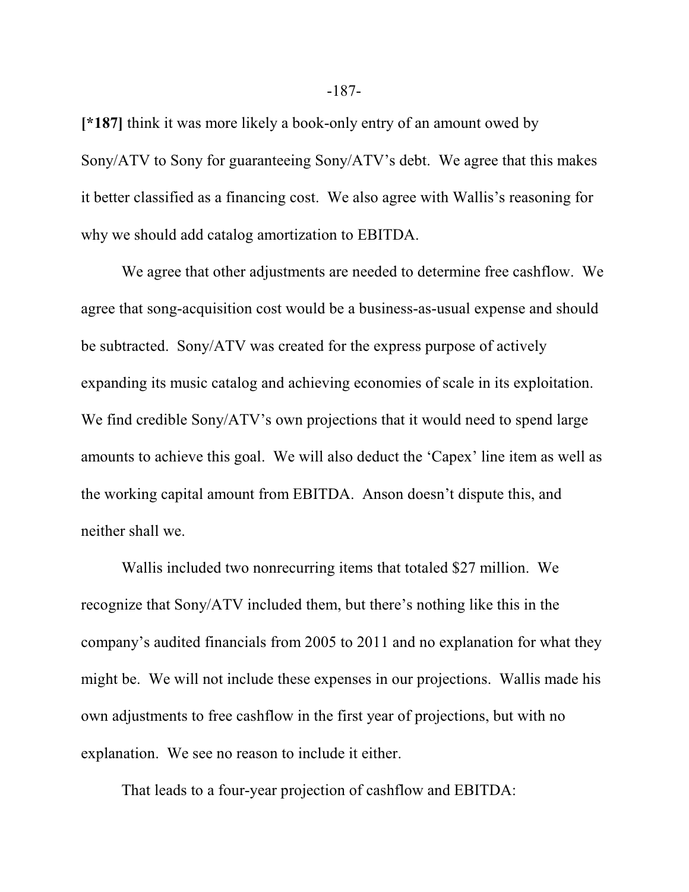**[*187]** think it was more likely a book-only entry of an amount owed by Sony/ATV to Sony for guaranteeing Sony/ATV's debt. We agree that this makes it better classified as a financing cost. We also agree with Wallis's reasoning for why we should add catalog amortization to EBITDA.

We agree that other adjustments are needed to determine free cashflow. We agree that song-acquisition cost would be a business-as-usual expense and should be subtracted. Sony/ATV was created for the express purpose of actively expanding its music catalog and achieving economies of scale in its exploitation. We find credible Sony/ATV's own projections that it would need to spend large amounts to achieve this goal. We will also deduct the 'Capex' line item as well as the working capital amount from EBITDA. Anson doesn't dispute this, and neither shall we.

Wallis included two nonrecurring items that totaled $27 million. We recognize that Sony/ATV included them, but there's nothing like this in the company's audited financials from 2005 to 2011 and no explanation for what they might be. We will not include these expenses in our projections. Wallis made his own adjustments to free cashflow in the first year of projections, but with no explanation. We see no reason to include it either.

That leads to a four-year projection of cashflow and EBITDA: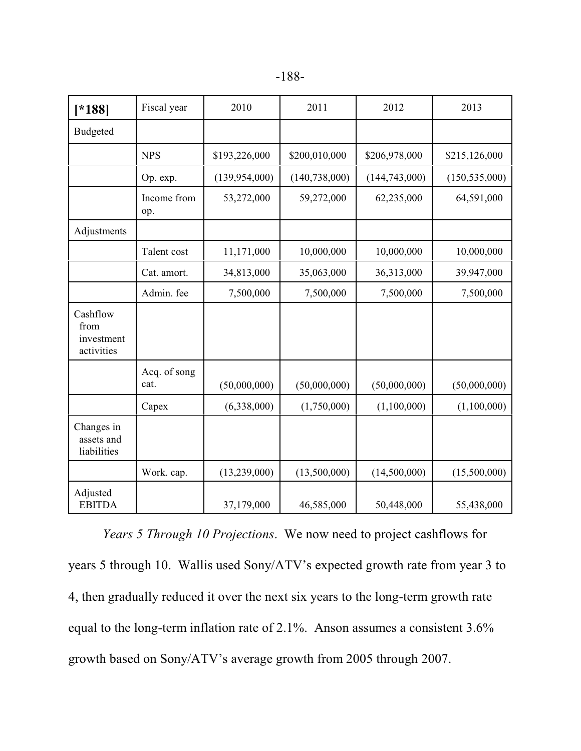| [*188] | Fiscal year | 2010 | 2011 | 2012 | 2013 |
|---|---|---|---|---|---|
| Budgeted | | | | | |
| | NPS | $193,226,000 | $200,010,000 | $206,978,000 | $215,126,000 |
| | Op. exp. | (139,954,000) | (140,738,000) | (144,743,000) | (150,535,000) |
| | Income from op. | 53,272,000 | 59,272,000 | 62,235,000 | 64,591,000 |
| Adjustments | | | | | |
| | Talent cost | 11,171,000 | 10,000,000 | 10,000,000 | 10,000,000 |
| | Cat. amort. | 34,813,000 | 35,063,000 | 36,313,000 | 39,947,000 |
| | Admin. fee | 7,500,000 | 7,500,000 | 7,500,000 | 7,500,000 |
| Cashflow from investment activities | | | | | |
| | Acq. of song cat. | (50,000,000) | (50,000,000) | (50,000,000) | (50,000,000) |
| | Capex | (6,338,000) | (1,750,000) | (1,100,000) | (1,100,000) |
| Changes in assets and liabilities | | | | | |
| | Work. cap. | (13,239,000) | (13,500,000) | (14,500,000) | (15,500,000) |
| Adjusted EBITDA | | 37,179,000 | 46,585,000 | 50,448,000 | 55,438,000 |

*Years 5 Through 10 Projections*. We now need to project cashflows for years 5 through 10. Wallis used Sony/ATV's expected growth rate from year 3 to 4, then gradually reduced it over the next six years to the long-term growth rate equal to the long-term inflation rate of 2.1%. Anson assumes a consistent 3.6% growth based on Sony/ATV's average growth from 2005 through 2007.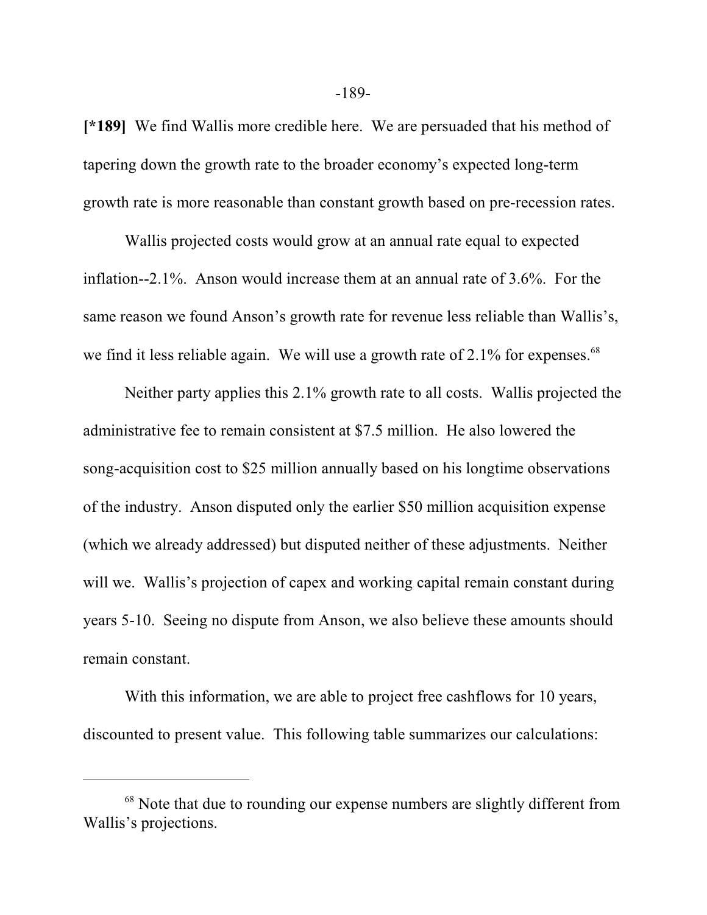**[*189]** We find Wallis more credible here. We are persuaded that his method of tapering down the growth rate to the broader economy's expected long-term growth rate is more reasonable than constant growth based on pre-recession rates.

Wallis projected costs would grow at an annual rate equal to expected inflation--2.1%. Anson would increase them at an annual rate of 3.6%. For the same reason we found Anson's growth rate for revenue less reliable than Wallis's, we find it less reliable again. We will use a growth rate of 2.1% for expenses.[68]

Neither party applies this 2.1% growth rate to all costs. Wallis projected the administrative fee to remain consistent at $7.5 million. He also lowered the song-acquisition cost to $25 million annually based on his longtime observations of the industry. Anson disputed only the earlier $50 million acquisition expense (which we already addressed) but disputed neither of these adjustments. Neither will we. Wallis's projection of capex and working capital remain constant during years 5-10. Seeing no dispute from Anson, we also believe these amounts should remain constant.

With this information, we are able to project free cashflows for 10 years, discounted to present value. This following table summarizes our calculations:

---

[68] Note that due to rounding our expense numbers are slightly different from Wallis's projections.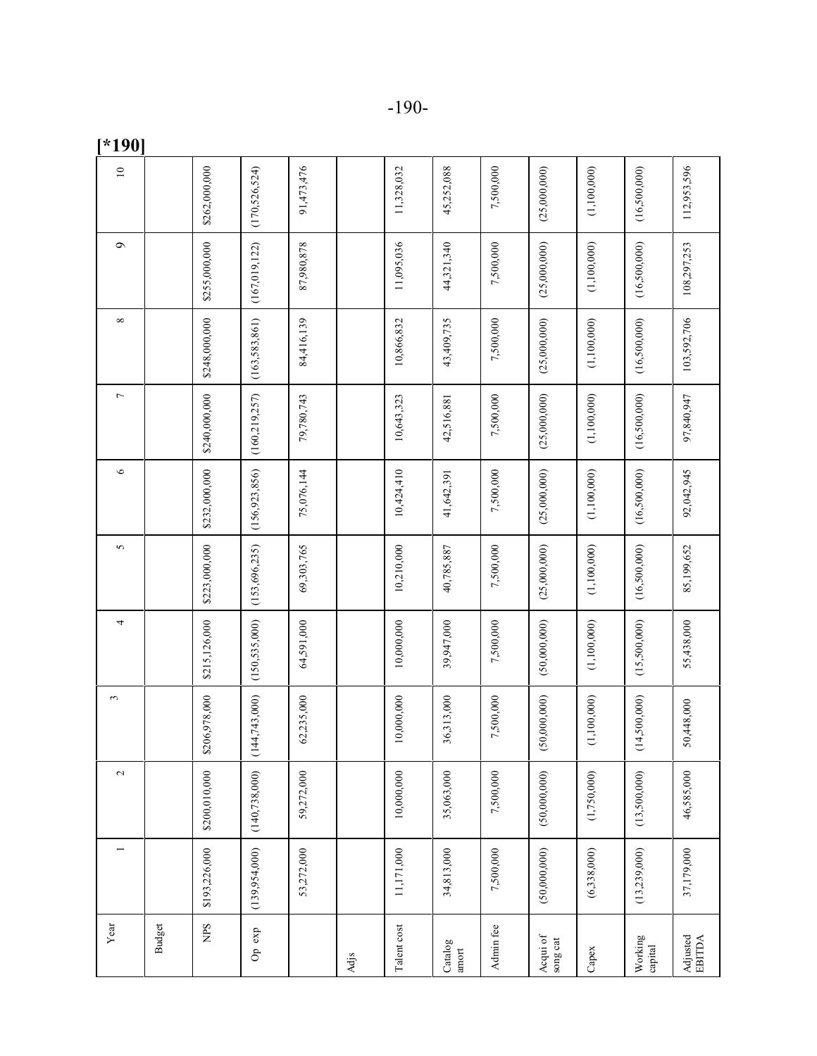[*190]

| Year | 1 | 2 | 3 | 4 | 5 | 6 | 7 | 8 | 9 | 10 |
|---|---|---|---|---|---|---|---|---|---|---|
| Budget | | | | | | | | | | |
| NPS | $193,226,000 | $200,010,000 | $206,978,000 | $215,126,000 | $223,000,000 | $232,000,000 | $240,000,000 | $248,000,000 | $255,000,000 | $262,000,000 |
| Op exp | (139,954,000) | (140,738,000) | (144,743,000) | (150,535,000) | (153,696,235) | (156,923,856) | (160,219,257) | (163,583,861) | (167,019,122) | (170,526,524) |
| | 53,272,000 | 59,272,000 | 62,235,000 | 64,591,000 | 69,303,765 | 75,076,144 | 79,780,743 | 84,416,139 | 87,980,878 | 91,473,476 |
| Adjs | | | | | | | | | | |
| Talent cost | 11,171,000 | 10,000,000 | 10,000,000 | 10,000,000 | 10,210,000 | 10,424,410 | 10,643,323 | 10,866,832 | 11,095,036 | 11,328,032 |
| Catalog amort | 34,813,000 | 35,063,000 | 36,313,000 | 39,947,000 | 40,785,887 | 41,642,391 | 42,516,881 | 43,409,735 | 44,321,340 | 45,252,088 |
| Admin fee | 7,500,000 | 7,500,000 | 7,500,000 | 7,500,000 | 7,500,000 | 7,500,000 | 7,500,000 | 7,500,000 | 7,500,000 | 7,500,000 |
| Acqui of song cat | (50,000,000) | (50,000,000) | (50,000,000) | (50,000,000) | (25,000,000) | (25,000,000) | (25,000,000) | (25,000,000) | (25,000,000) | (25,000,000) |
| Capex | (6,338,000) | (1,750,000) | (1,100,000) | (1,100,000) | (1,100,000) | (1,100,000) | (1,100,000) | (1,100,000) | (1,100,000) | (1,100,000) |
| Working capital | (13,239,000) | (13,500,000) | (14,500,000) | (15,500,000) | (16,500,000) | (16,500,000) | (16,500,000) | (16,500,000) | (16,500,000) | (16,500,000) |
| Adjusted EBITDA | 37,179,000 | 46,585,000 | 50,448,000 | 55,438,000 | 85,199,652 | 92,042,945 | 97,840,947 | 103,592,706 | 108,297,253 | 112,953,596 |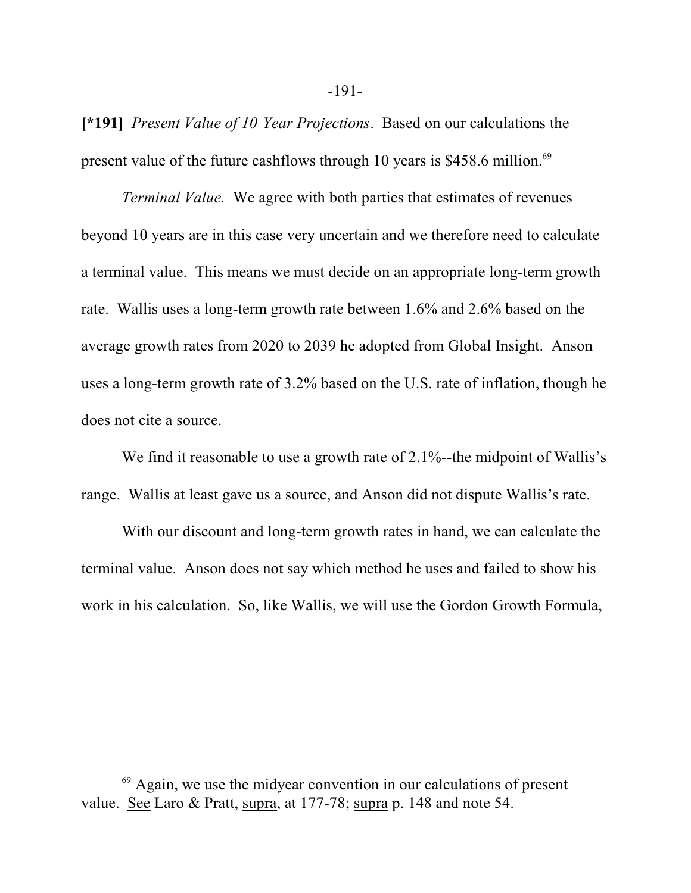**[*191]** *Present Value of 10 Year Projections*. Based on our calculations the present value of the future cashflows through 10 years is $458.6 million.[69]

*Terminal Value.* We agree with both parties that estimates of revenues beyond 10 years are in this case very uncertain and we therefore need to calculate a terminal value. This means we must decide on an appropriate long-term growth rate. Wallis uses a long-term growth rate between 1.6% and 2.6% based on the average growth rates from 2020 to 2039 he adopted from Global Insight. Anson uses a long-term growth rate of 3.2% based on the U.S. rate of inflation, though he does not cite a source.

We find it reasonable to use a growth rate of 2.1%--the midpoint of Wallis's range. Wallis at least gave us a source, and Anson did not dispute Wallis's rate.

With our discount and long-term growth rates in hand, we can calculate the terminal value. Anson does not say which method he uses and failed to show his work in his calculation. So, like Wallis, we will use the Gordon Growth Formula,

---

[69] Again, we use the midyear convention in our calculations of present value. See Laro & Pratt, supra, at 177-78; supra p. 148 and note 54.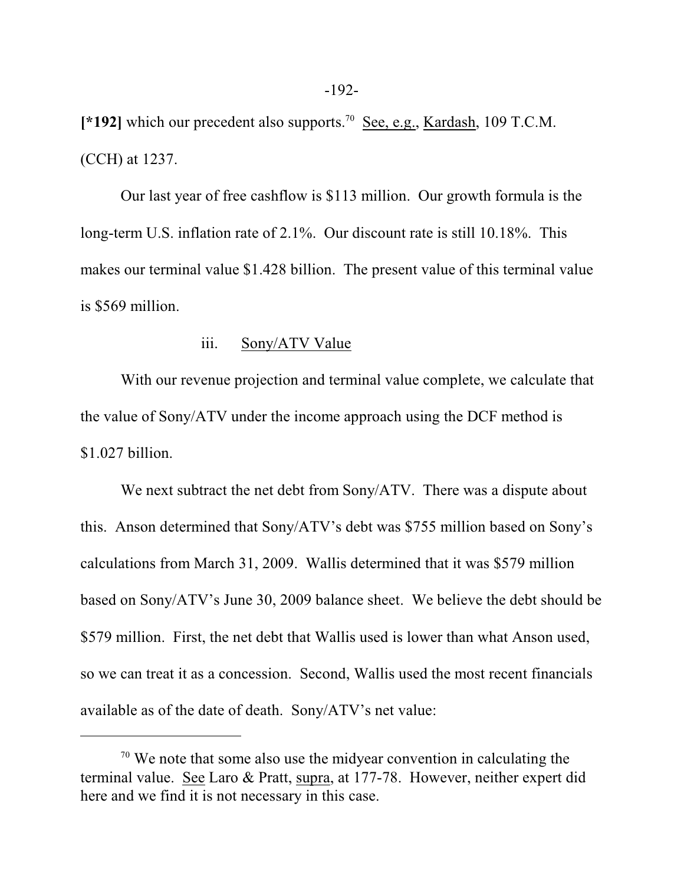**[*192]** which our precedent also supports.[70] See, e.g., Kardash, 109 T.C.M. (CCH) at 1237.

Our last year of free cashflow is $113 million. Our growth formula is the long-term U.S. inflation rate of 2.1%. Our discount rate is still 10.18%. This makes our terminal value $1.428 billion. The present value of this terminal value is $569 million.

iii. Sony/ATV Value

With our revenue projection and terminal value complete, we calculate that the value of Sony/ATV under the income approach using the DCF method is $1.027 billion.

We next subtract the net debt from Sony/ATV. There was a dispute about this. Anson determined that Sony/ATV's debt was $755 million based on Sony's calculations from March 31, 2009. Wallis determined that it was $579 million based on Sony/ATV's June 30, 2009 balance sheet. We believe the debt should be $579 million. First, the net debt that Wallis used is lower than what Anson used, so we can treat it as a concession. Second, Wallis used the most recent financials available as of the date of death. Sony/ATV's net value:

---

[70] We note that some also use the midyear convention in calculating the terminal value. See Laro & Pratt, supra, at 177-78. However, neither expert did here and we find it is not necessary in this case.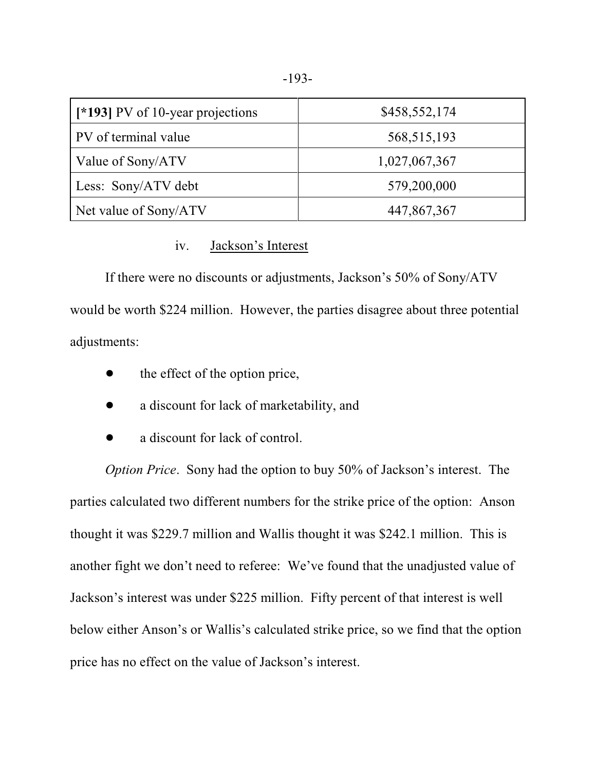| [*193] PV of 10-year projections | $458,552,174 |
|---|---|
| PV of terminal value | 568,515,193 |
| Value of Sony/ATV | 1,027,067,367 |
| Less: Sony/ATV debt | 579,200,000 |
| Net value of Sony/ATV | 447,867,367 |

iv. Jackson's Interest

If there were no discounts or adjustments, Jackson's 50% of Sony/ATV would be worth $224 million. However, the parties disagree about three potential adjustments:

- the effect of the option price,
- a discount for lack of marketability, and
- a discount for lack of control.

*Option Price*. Sony had the option to buy 50% of Jackson's interest. The parties calculated two different numbers for the strike price of the option: Anson thought it was $229.7 million and Wallis thought it was $242.1 million. This is another fight we don't need to referee: We've found that the unadjusted value of Jackson's interest was under $225 million. Fifty percent of that interest is well below either Anson's or Wallis's calculated strike price, so we find that the option price has no effect on the value of Jackson's interest.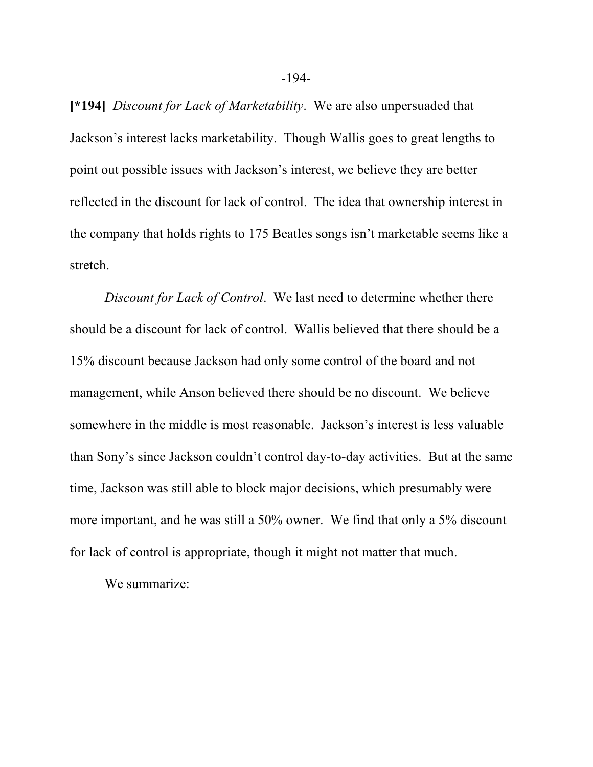**[*194]** *Discount for Lack of Marketability*. We are also unpersuaded that Jackson's interest lacks marketability. Though Wallis goes to great lengths to point out possible issues with Jackson's interest, we believe they are better reflected in the discount for lack of control. The idea that ownership interest in the company that holds rights to 175 Beatles songs isn't marketable seems like a stretch.

*Discount for Lack of Control*. We last need to determine whether there should be a discount for lack of control. Wallis believed that there should be a 15% discount because Jackson had only some control of the board and not management, while Anson believed there should be no discount. We believe somewhere in the middle is most reasonable. Jackson's interest is less valuable than Sony's since Jackson couldn't control day-to-day activities. But at the same time, Jackson was still able to block major decisions, which presumably were more important, and he was still a 50% owner. We find that only a 5% discount for lack of control is appropriate, though it might not matter that much.

We summarize: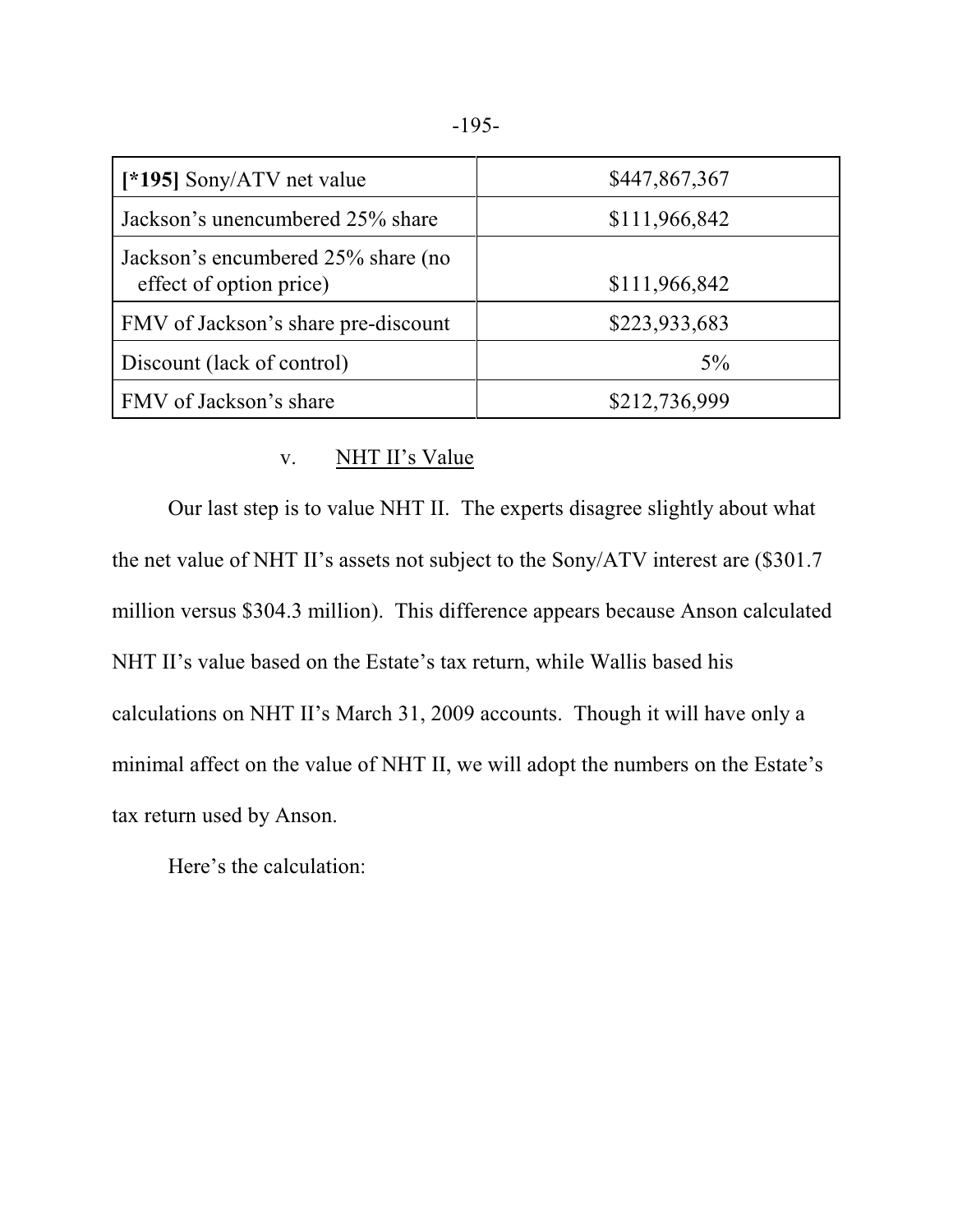| [*195] Sony/ATV net value | $447,867,367 |
|---|---|
| Jackson's unencumbered 25% share | $111,966,842 |
| Jackson's encumbered 25% share (no effect of option price) | $111,966,842 |
| FMV of Jackson's share pre-discount | $223,933,683 |
| Discount (lack of control) | 5% |
| FMV of Jackson's share | $212,736,999 |

v. NHT II's Value

Our last step is to value NHT II. The experts disagree slightly about what the net value of NHT II's assets not subject to the Sony/ATV interest are ($301.7 million versus $304.3 million). This difference appears because Anson calculated NHT II's value based on the Estate's tax return, while Wallis based his calculations on NHT II's March 31, 2009 accounts. Though it will have only a minimal affect on the value of NHT II, we will adopt the numbers on the Estate's tax return used by Anson.

Here's the calculation: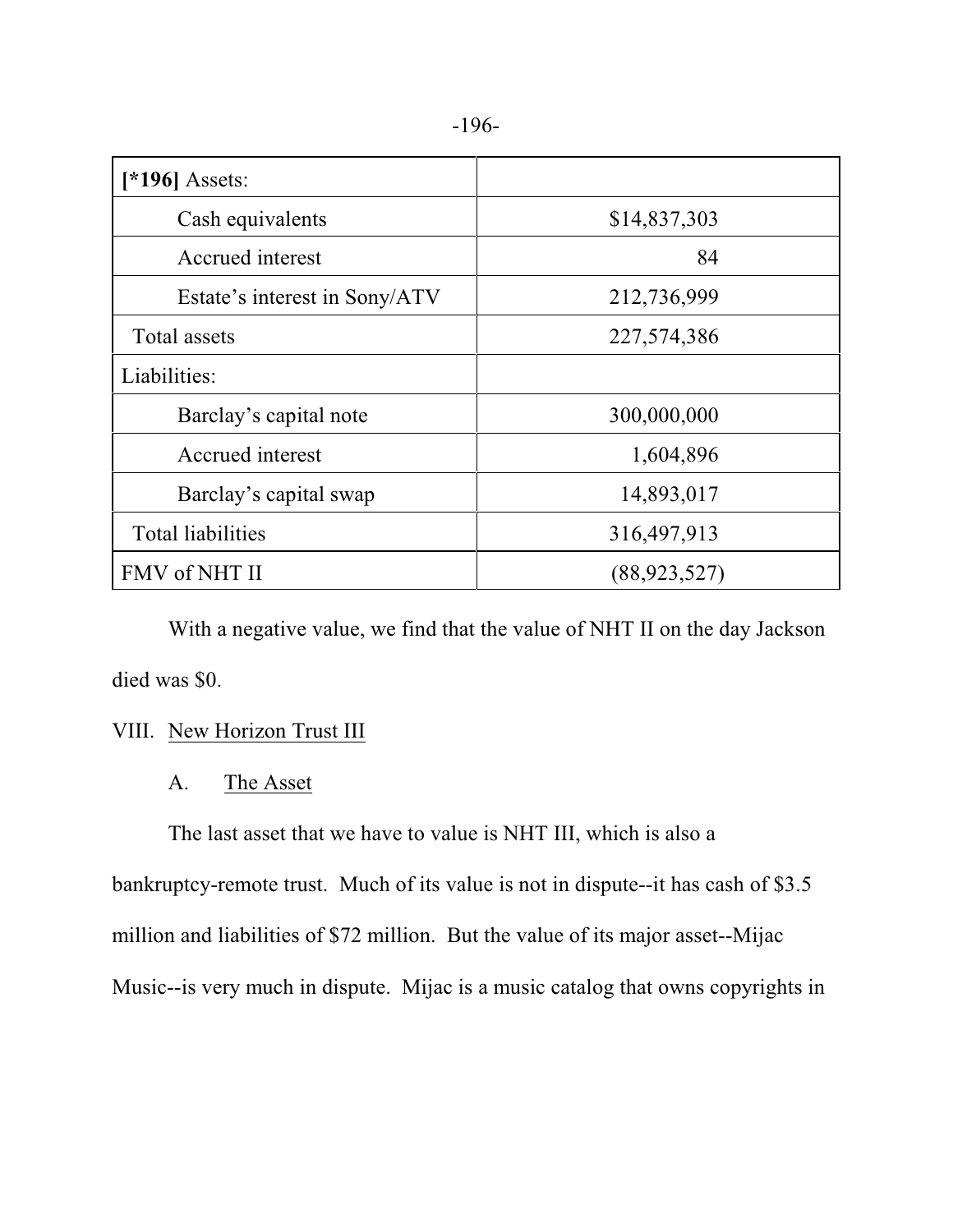| [*196] Assets: | |
|---|---|
| Cash equivalents | $14,837,303 |
| Accrued interest | 84 |
| Estate's interest in Sony/ATV | 212,736,999 |
| Total assets | 227,574,386 |
| Liabilities: | |
| Barclay's capital note | 300,000,000 |
| Accrued interest | 1,604,896 |
| Barclay's capital swap | 14,893,017 |
| Total liabilities | 316,497,913 |
| FMV of NHT II | (88,923,527) |

With a negative value, we find that the value of NHT II on the day Jackson died was $0.

## VIII. New Horizon Trust III

### A. The Asset

The last asset that we have to value is NHT III, which is also a bankruptcy-remote trust. Much of its value is not in dispute--it has cash of $3.5 million and liabilities of $72 million. But the value of its major asset--Mijac Music--is very much in dispute. Mijac is a music catalog that owns copyrights in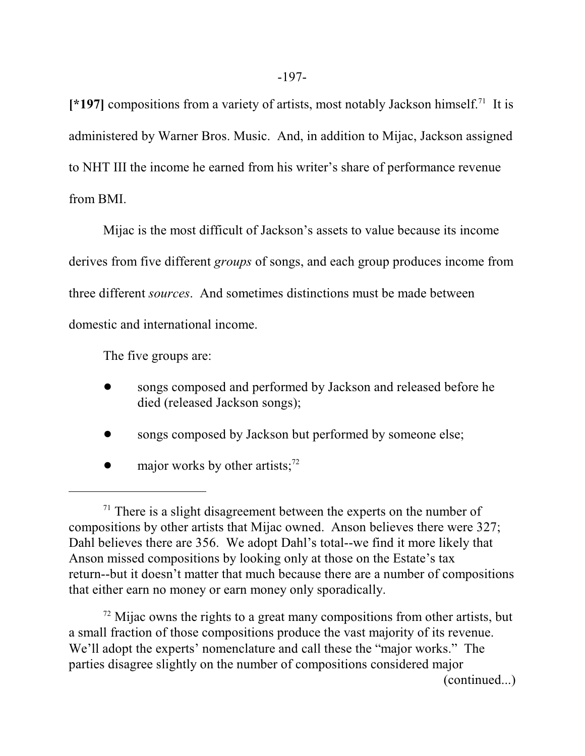**[*197]** compositions from a variety of artists, most notably Jackson himself.[71] It is administered by Warner Bros. Music. And, in addition to Mijac, Jackson assigned to NHT III the income he earned from his writer's share of performance revenue from BMI.

Mijac is the most difficult of Jackson's assets to value because its income derives from five different *groups* of songs, and each group produces income from three different *sources*. And sometimes distinctions must be made between domestic and international income.

The five groups are:

- songs composed and performed by Jackson and released before he died (released Jackson songs);
- songs composed by Jackson but performed by someone else;
- major works by other artists;[72]

---

[71] There is a slight disagreement between the experts on the number of compositions by other artists that Mijac owned. Anson believes there were 327; Dahl believes there are 356. We adopt Dahl's total--we find it more likely that Anson missed compositions by looking only at those on the Estate's tax return--but it doesn't matter that much because there are a number of compositions that either earn no money or earn money only sporadically.

[72] Mijac owns the rights to a great many compositions from other artists, but a small fraction of those compositions produce the vast majority of its revenue. We'll adopt the experts' nomenclature and call these the "major works." The parties disagree slightly on the number of compositions considered major (continued...)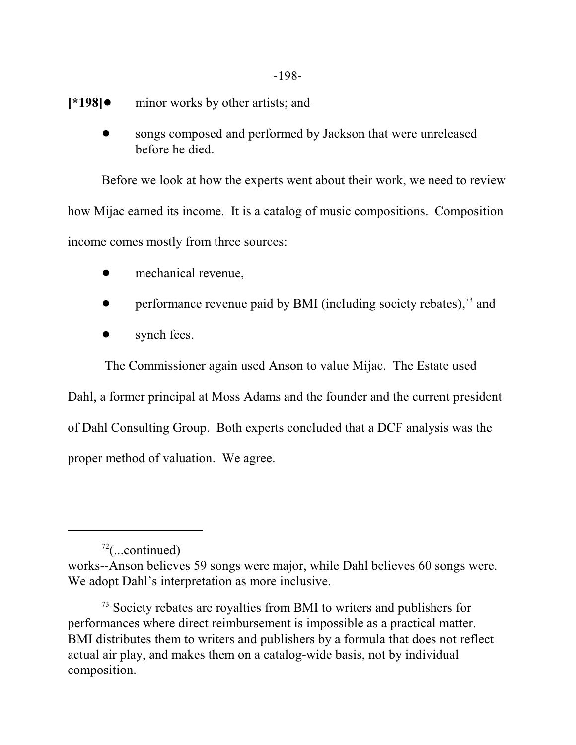[*198]
- minor works by other artists; and
- songs composed and performed by Jackson that were unreleased before he died.

Before we look at how the experts went about their work, we need to review how Mijac earned its income. It is a catalog of music compositions. Composition income comes mostly from three sources:

- mechanical revenue,
- performance revenue paid by BMI (including society rebates),[73] and
- synch fees.

The Commissioner again used Anson to value Mijac. The Estate used Dahl, a former principal at Moss Adams and the founder and the current president of Dahl Consulting Group. Both experts concluded that a DCF analysis was the proper method of valuation. We agree.

---

[72](...continued)
works--Anson believes 59 songs were major, while Dahl believes 60 songs were. We adopt Dahl's interpretation as more inclusive.

[73] Society rebates are royalties from BMI to writers and publishers for performances where direct reimbursement is impossible as a practical matter. BMI distributes them to writers and publishers by a formula that does not reflect actual air play, and makes them on a catalog-wide basis, not by individual composition.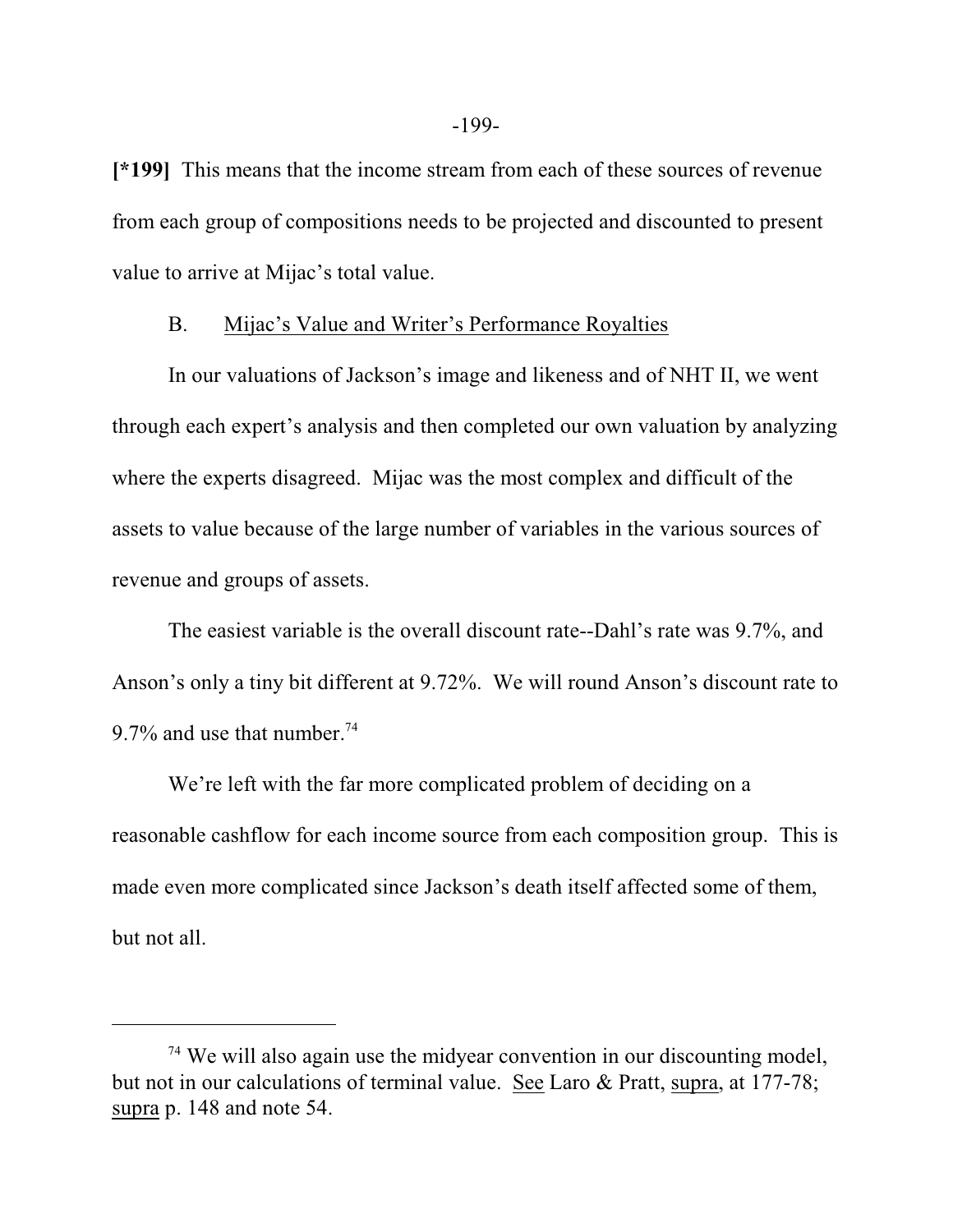[*199] This means that the income stream from each of these sources of revenue from each group of compositions needs to be projected and discounted to present value to arrive at Mijac's total value.

### B. Mijac's Value and Writer's Performance Royalties

In our valuations of Jackson's image and likeness and of NHT II, we went through each expert's analysis and then completed our own valuation by analyzing where the experts disagreed. Mijac was the most complex and difficult of the assets to value because of the large number of variables in the various sources of revenue and groups of assets.

The easiest variable is the overall discount rate--Dahl's rate was 9.7%, and Anson's only a tiny bit different at 9.72%. We will round Anson's discount rate to 9.7% and use that number.[74]

We're left with the far more complicated problem of deciding on a reasonable cashflow for each income source from each composition group. This is made even more complicated since Jackson's death itself affected some of them, but not all.

---

[74] We will also again use the midyear convention in our discounting model, but not in our calculations of terminal value. See Laro & Pratt, supra, at 177-78; supra p. 148 and note 54.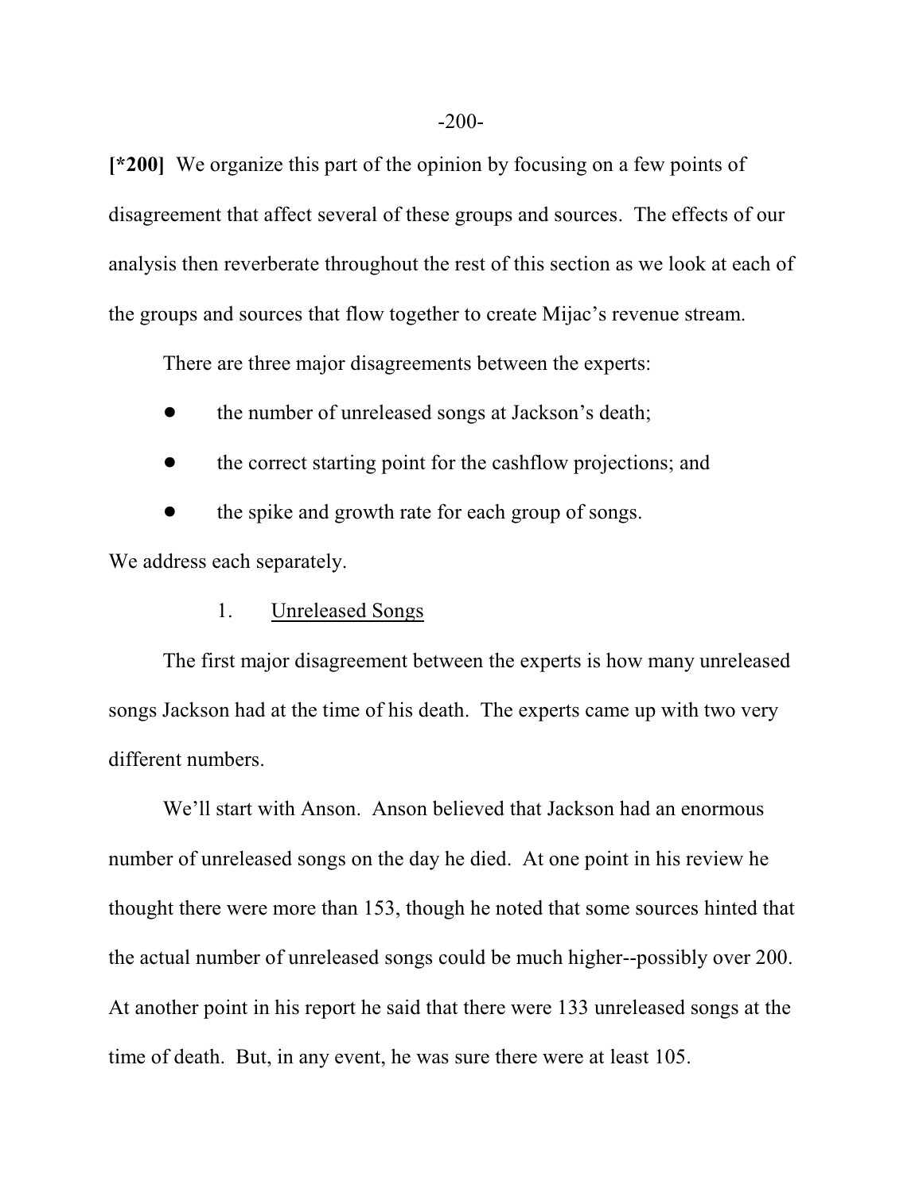**[*200]** We organize this part of the opinion by focusing on a few points of disagreement that affect several of these groups and sources. The effects of our analysis then reverberate throughout the rest of this section as we look at each of the groups and sources that flow together to create Mijac's revenue stream.

There are three major disagreements between the experts:

- the number of unreleased songs at Jackson's death;
- the correct starting point for the cashflow projections; and
- the spike and growth rate for each group of songs.

We address each separately.

1. Unreleased Songs

The first major disagreement between the experts is how many unreleased songs Jackson had at the time of his death. The experts came up with two very different numbers.

We'll start with Anson. Anson believed that Jackson had an enormous number of unreleased songs on the day he died. At one point in his review he thought there were more than 153, though he noted that some sources hinted that the actual number of unreleased songs could be much higher--possibly over 200. At another point in his report he said that there were 133 unreleased songs at the time of death. But, in any event, he was sure there were at least 105.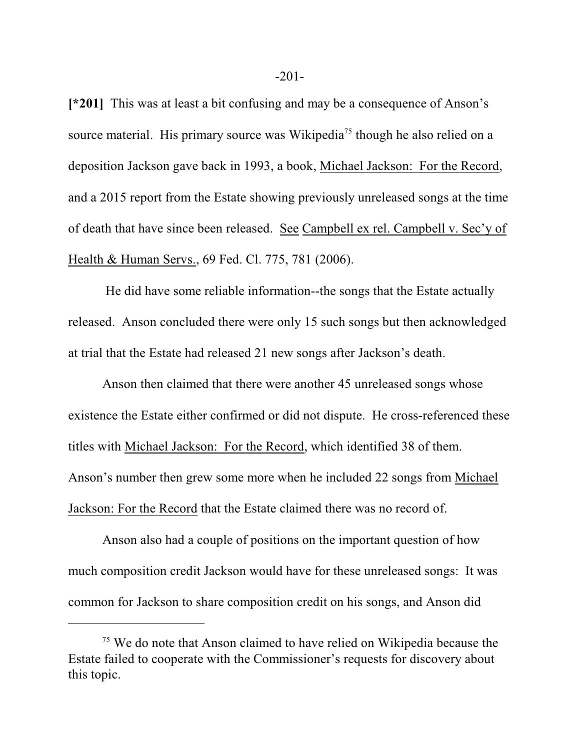**[*201]** This was at least a bit confusing and may be a consequence of Anson's source material. His primary source was Wikipedia[75] though he also relied on a deposition Jackson gave back in 1993, a book, Michael Jackson: For the Record, and a 2015 report from the Estate showing previously unreleased songs at the time of death that have since been released. See Campbell ex rel. Campbell v. Sec'y of Health & Human Servs., 69 Fed. Cl. 775, 781 (2006).

He did have some reliable information--the songs that the Estate actually released. Anson concluded there were only 15 such songs but then acknowledged at trial that the Estate had released 21 new songs after Jackson's death.

Anson then claimed that there were another 45 unreleased songs whose existence the Estate either confirmed or did not dispute. He cross-referenced these titles with Michael Jackson: For the Record, which identified 38 of them. Anson's number then grew some more when he included 22 songs from Michael Jackson: For the Record that the Estate claimed there was no record of.

Anson also had a couple of positions on the important question of how much composition credit Jackson would have for these unreleased songs: It was common for Jackson to share composition credit on his songs, and Anson did

[75] We do note that Anson claimed to have relied on Wikipedia because the Estate failed to cooperate with the Commissioner's requests for discovery about this topic.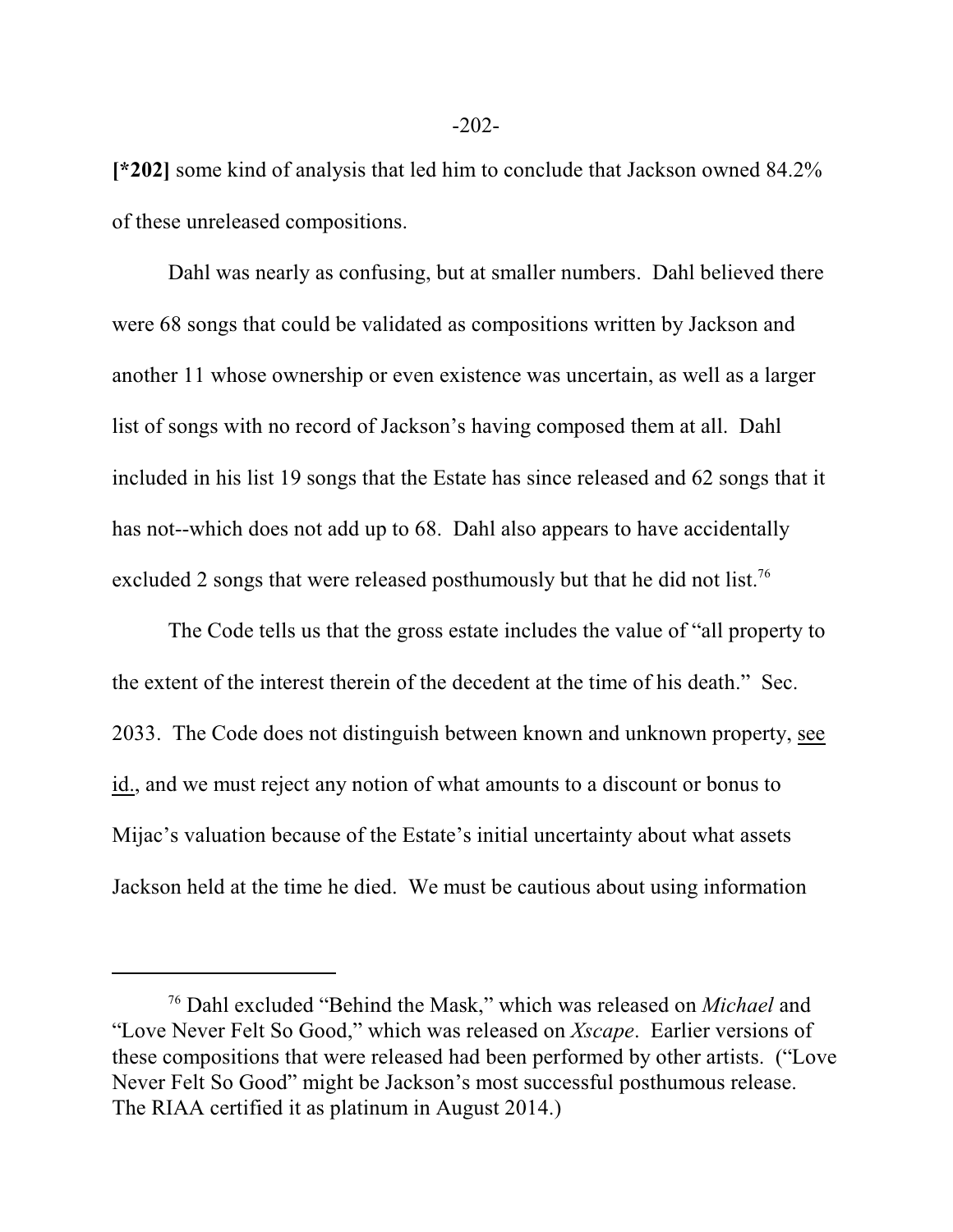**[*202]** some kind of analysis that led him to conclude that Jackson owned 84.2% of these unreleased compositions.

Dahl was nearly as confusing, but at smaller numbers. Dahl believed there were 68 songs that could be validated as compositions written by Jackson and another 11 whose ownership or even existence was uncertain, as well as a larger list of songs with no record of Jackson's having composed them at all. Dahl included in his list 19 songs that the Estate has since released and 62 songs that it has not--which does not add up to 68. Dahl also appears to have accidentally excluded 2 songs that were released posthumously but that he did not list.[76]

The Code tells us that the gross estate includes the value of "all property to the extent of the interest therein of the decedent at the time of his death." Sec. 2033. The Code does not distinguish between known and unknown property, see id., and we must reject any notion of what amounts to a discount or bonus to Mijac's valuation because of the Estate's initial uncertainty about what assets Jackson held at the time he died. We must be cautious about using information

[76] Dahl excluded "Behind the Mask," which was released on *Michael* and "Love Never Felt So Good," which was released on *Xscape*. Earlier versions of these compositions that were released had been performed by other artists. ("Love Never Felt So Good" might be Jackson's most successful posthumous release. The RIAA certified it as platinum in August 2014.)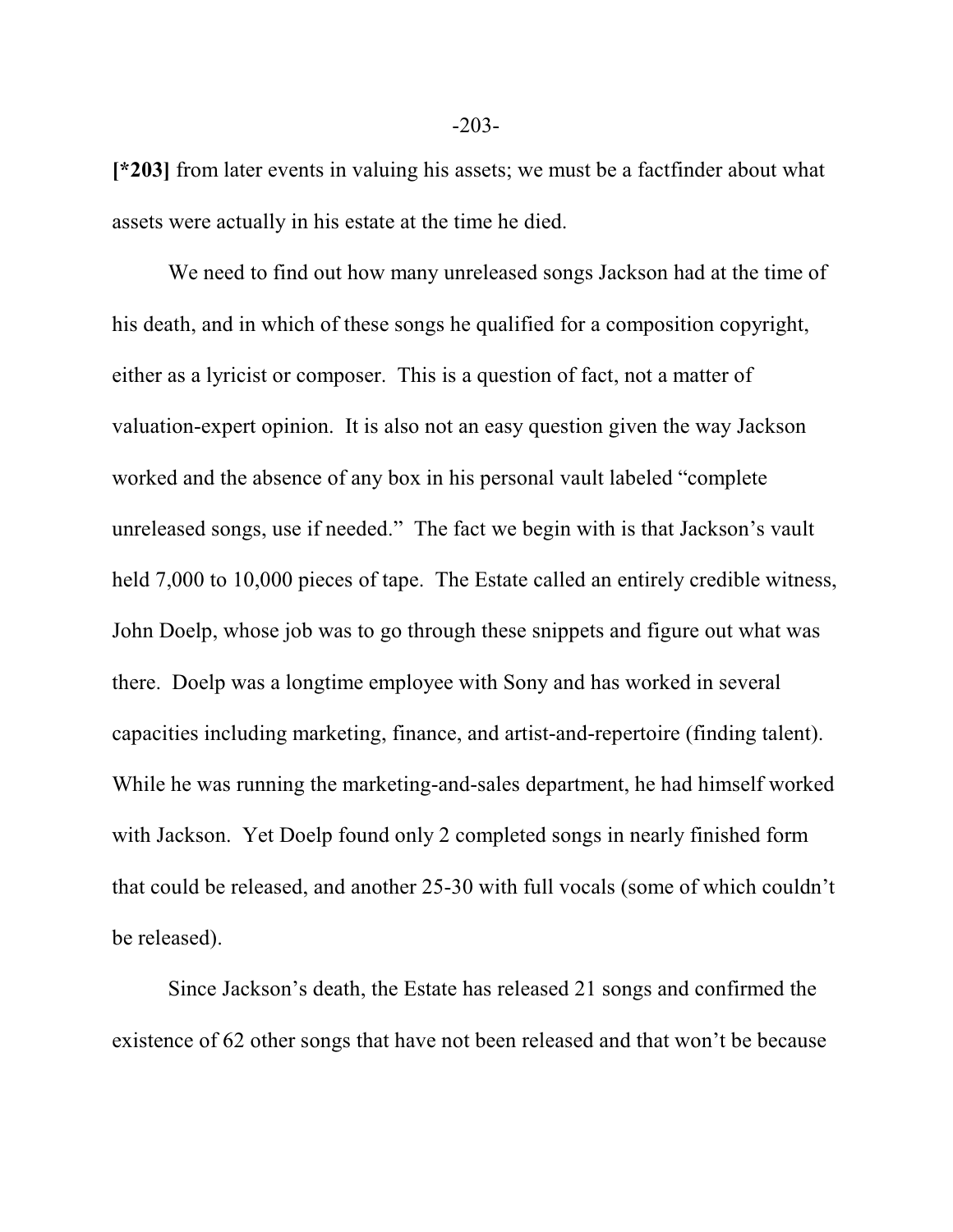**[*203]** from later events in valuing his assets; we must be a factfinder about what assets were actually in his estate at the time he died.

We need to find out how many unreleased songs Jackson had at the time of his death, and in which of these songs he qualified for a composition copyright, either as a lyricist or composer. This is a question of fact, not a matter of valuation-expert opinion. It is also not an easy question given the way Jackson worked and the absence of any box in his personal vault labeled "complete unreleased songs, use if needed." The fact we begin with is that Jackson's vault held 7,000 to 10,000 pieces of tape. The Estate called an entirely credible witness, John Doelp, whose job was to go through these snippets and figure out what was there. Doelp was a longtime employee with Sony and has worked in several capacities including marketing, finance, and artist-and-repertoire (finding talent). While he was running the marketing-and-sales department, he had himself worked with Jackson. Yet Doelp found only 2 completed songs in nearly finished form that could be released, and another 25-30 with full vocals (some of which couldn't be released).

Since Jackson's death, the Estate has released 21 songs and confirmed the existence of 62 other songs that have not been released and that won't be because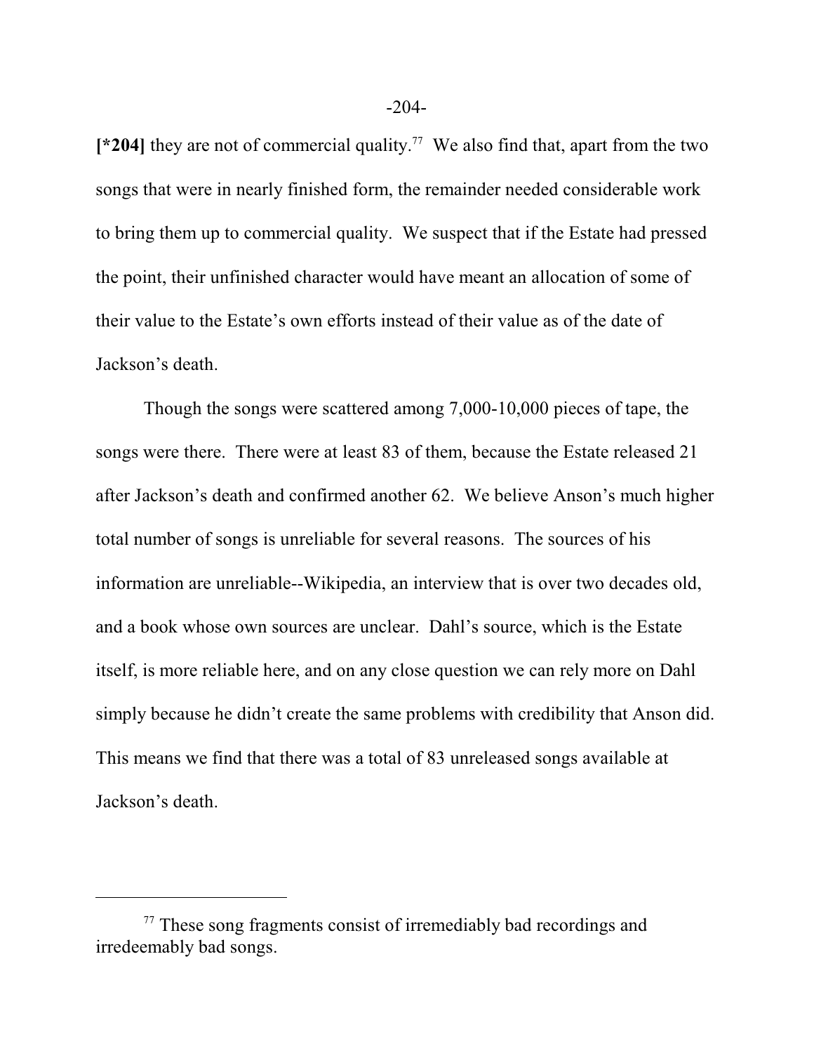**[*204]** they are not of commercial quality.[77] We also find that, apart from the two songs that were in nearly finished form, the remainder needed considerable work to bring them up to commercial quality. We suspect that if the Estate had pressed the point, their unfinished character would have meant an allocation of some of their value to the Estate's own efforts instead of their value as of the date of Jackson's death.

Though the songs were scattered among 7,000-10,000 pieces of tape, the songs were there. There were at least 83 of them, because the Estate released 21 after Jackson's death and confirmed another 62. We believe Anson's much higher total number of songs is unreliable for several reasons. The sources of his information are unreliable--Wikipedia, an interview that is over two decades old, and a book whose own sources are unclear. Dahl's source, which is the Estate itself, is more reliable here, and on any close question we can rely more on Dahl simply because he didn't create the same problems with credibility that Anson did. This means we find that there was a total of 83 unreleased songs available at Jackson's death.

---

[77] These song fragments consist of irremediably bad recordings and irredeemably bad songs.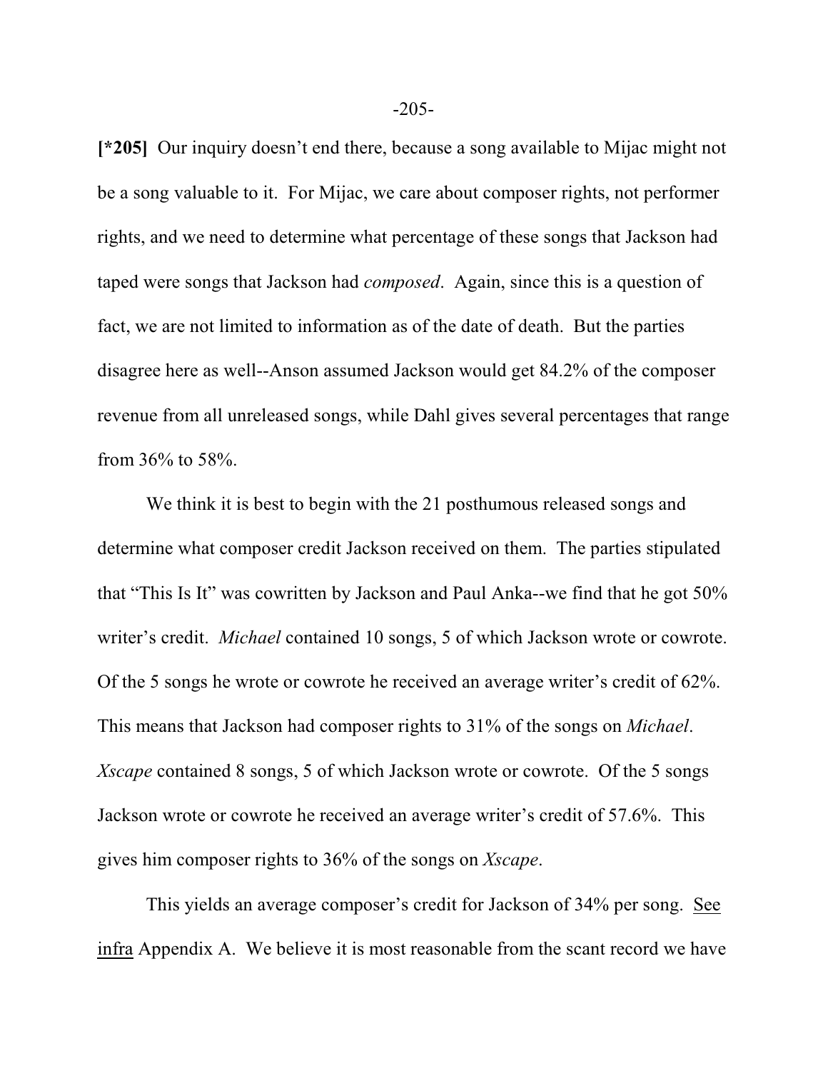**[*205]** Our inquiry doesn't end there, because a song available to Mijac might not be a song valuable to it. For Mijac, we care about composer rights, not performer rights, and we need to determine what percentage of these songs that Jackson had taped were songs that Jackson had *composed*. Again, since this is a question of fact, we are not limited to information as of the date of death. But the parties disagree here as well--Anson assumed Jackson would get 84.2% of the composer revenue from all unreleased songs, while Dahl gives several percentages that range from 36% to 58%.

We think it is best to begin with the 21 posthumous released songs and determine what composer credit Jackson received on them. The parties stipulated that "This Is It" was cowritten by Jackson and Paul Anka--we find that he got 50% writer's credit. *Michael* contained 10 songs, 5 of which Jackson wrote or cowrote. Of the 5 songs he wrote or cowrote he received an average writer's credit of 62%. This means that Jackson had composer rights to 31% of the songs on *Michael*. *Xscape* contained 8 songs, 5 of which Jackson wrote or cowrote. Of the 5 songs Jackson wrote or cowrote he received an average writer's credit of 57.6%. This gives him composer rights to 36% of the songs on *Xscape*.

This yields an average composer's credit for Jackson of 34% per song. <u>See</u> <u>infra</u> Appendix A. We believe it is most reasonable from the scant record we have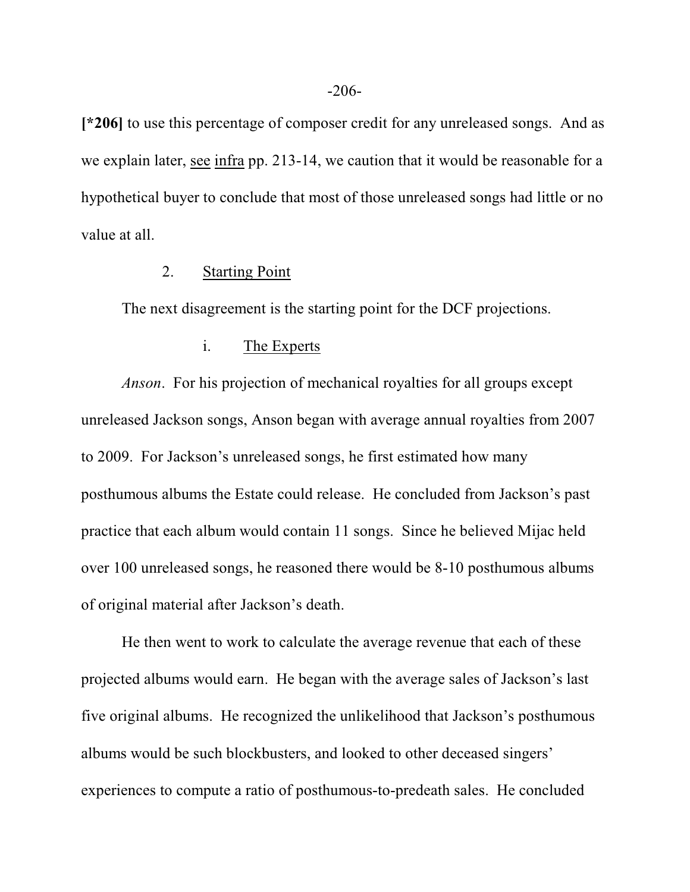**[*206]** to use this percentage of composer credit for any unreleased songs. And as we explain later, see infra pp. 213-14, we caution that it would be reasonable for a hypothetical buyer to conclude that most of those unreleased songs had little or no value at all.

2. Starting Point

The next disagreement is the starting point for the DCF projections.

i. The Experts

*Anson*. For his projection of mechanical royalties for all groups except unreleased Jackson songs, Anson began with average annual royalties from 2007 to 2009. For Jackson's unreleased songs, he first estimated how many posthumous albums the Estate could release. He concluded from Jackson's past practice that each album would contain 11 songs. Since he believed Mijac held over 100 unreleased songs, he reasoned there would be 8-10 posthumous albums of original material after Jackson's death.

He then went to work to calculate the average revenue that each of these projected albums would earn. He began with the average sales of Jackson's last five original albums. He recognized the unlikelihood that Jackson's posthumous albums would be such blockbusters, and looked to other deceased singers' experiences to compute a ratio of posthumous-to-predeath sales. He concluded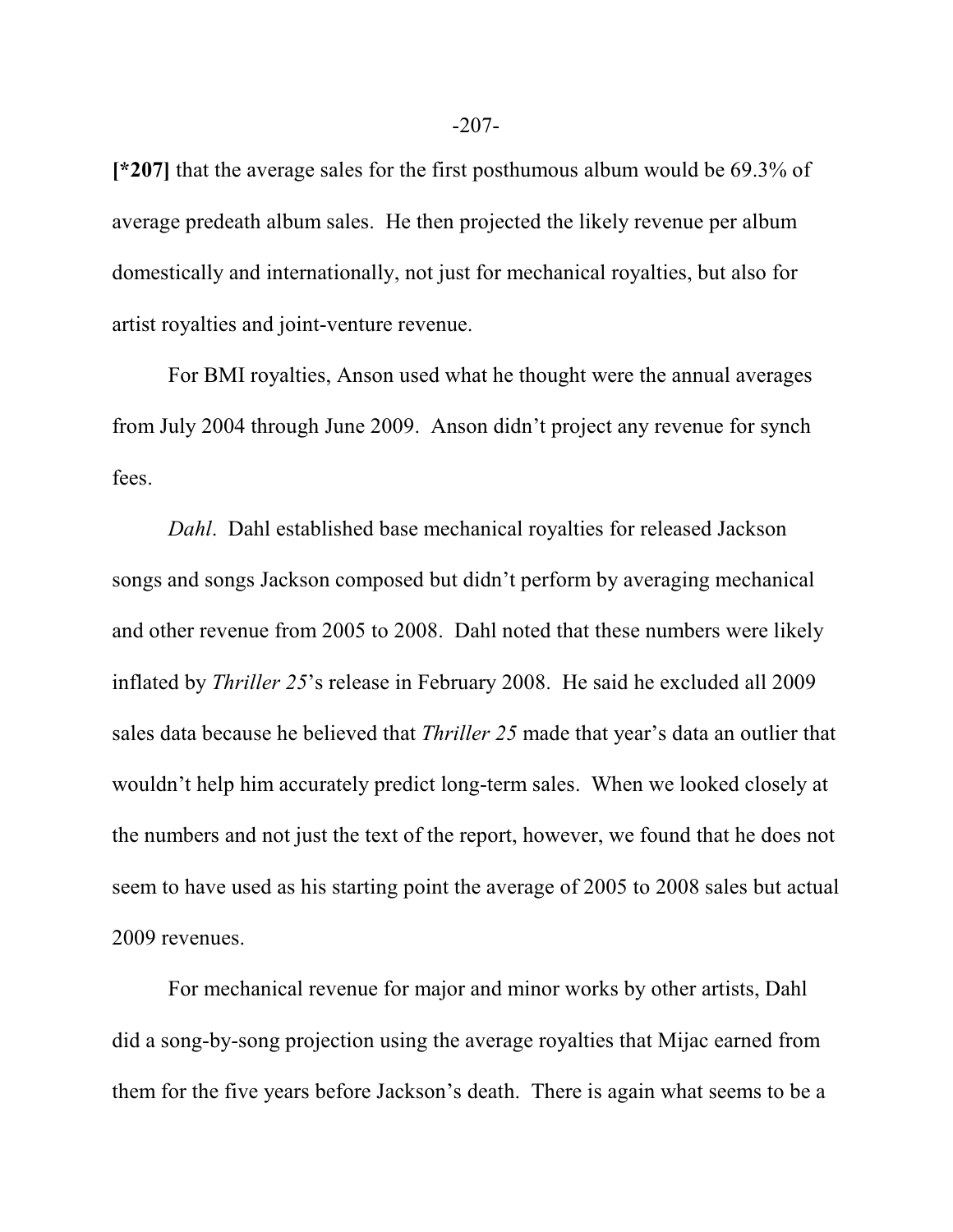**[*207]** that the average sales for the first posthumous album would be 69.3% of average predeath album sales. He then projected the likely revenue per album domestically and internationally, not just for mechanical royalties, but also for artist royalties and joint-venture revenue.

For BMI royalties, Anson used what he thought were the annual averages from July 2004 through June 2009. Anson didn't project any revenue for synch fees.

*Dahl*. Dahl established base mechanical royalties for released Jackson songs and songs Jackson composed but didn't perform by averaging mechanical and other revenue from 2005 to 2008. Dahl noted that these numbers were likely inflated by *Thriller 25*'s release in February 2008. He said he excluded all 2009 sales data because he believed that *Thriller 25* made that year's data an outlier that wouldn't help him accurately predict long-term sales. When we looked closely at the numbers and not just the text of the report, however, we found that he does not seem to have used as his starting point the average of 2005 to 2008 sales but actual 2009 revenues.

For mechanical revenue for major and minor works by other artists, Dahl did a song-by-song projection using the average royalties that Mijac earned from them for the five years before Jackson's death. There is again what seems to be a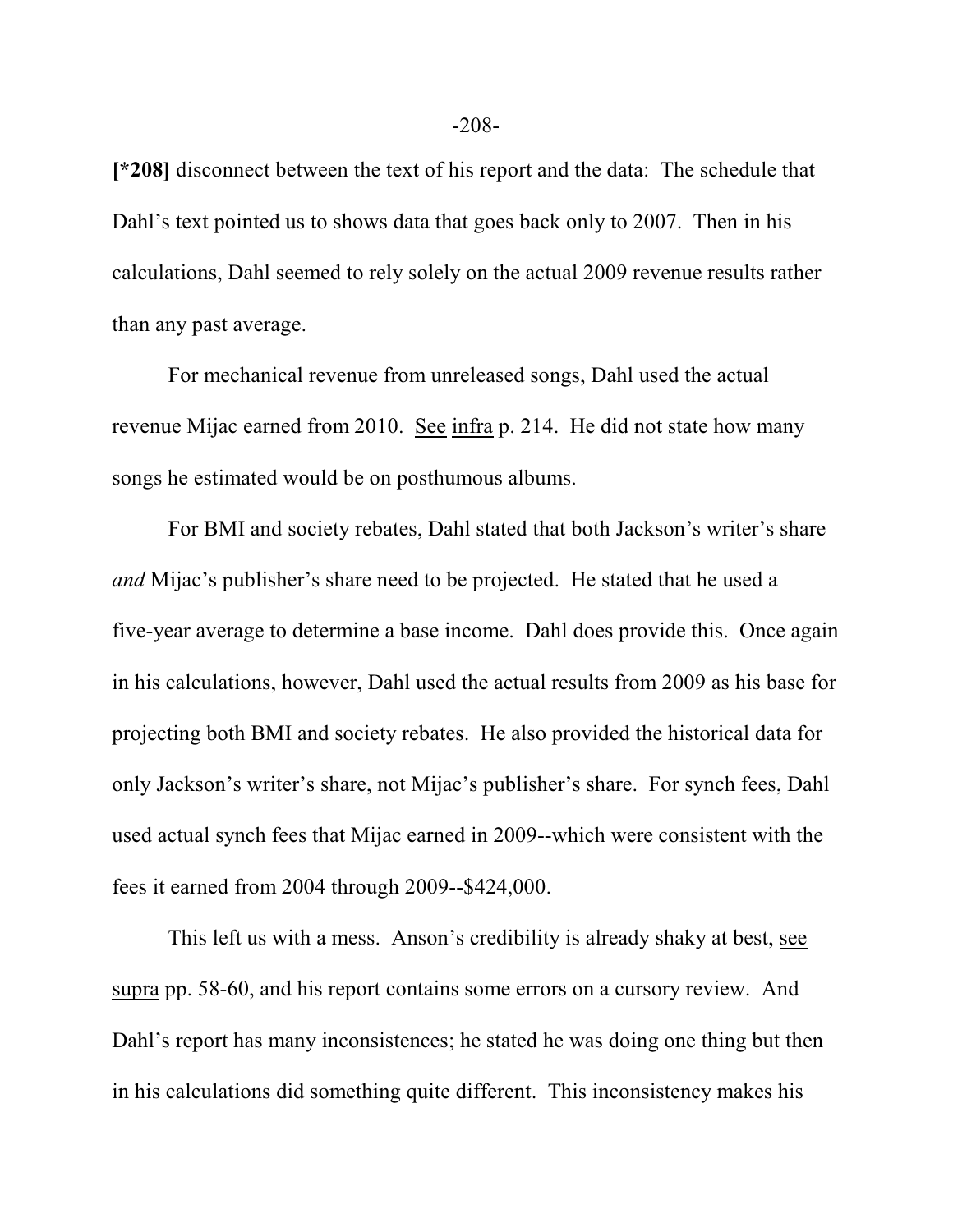**[*208]** disconnect between the text of his report and the data: The schedule that Dahl's text pointed us to shows data that goes back only to 2007. Then in his calculations, Dahl seemed to rely solely on the actual 2009 revenue results rather than any past average.

For mechanical revenue from unreleased songs, Dahl used the actual revenue Mijac earned from 2010. See infra p. 214. He did not state how many songs he estimated would be on posthumous albums.

For BMI and society rebates, Dahl stated that both Jackson's writer's share *and* Mijac's publisher's share need to be projected. He stated that he used a five-year average to determine a base income. Dahl does provide this. Once again in his calculations, however, Dahl used the actual results from 2009 as his base for projecting both BMI and society rebates. He also provided the historical data for only Jackson's writer's share, not Mijac's publisher's share. For synch fees, Dahl used actual synch fees that Mijac earned in 2009--which were consistent with the fees it earned from 2004 through 2009--$424,000.

This left us with a mess. Anson's credibility is already shaky at best, see supra pp. 58-60, and his report contains some errors on a cursory review. And Dahl's report has many inconsistences; he stated he was doing one thing but then in his calculations did something quite different. This inconsistency makes his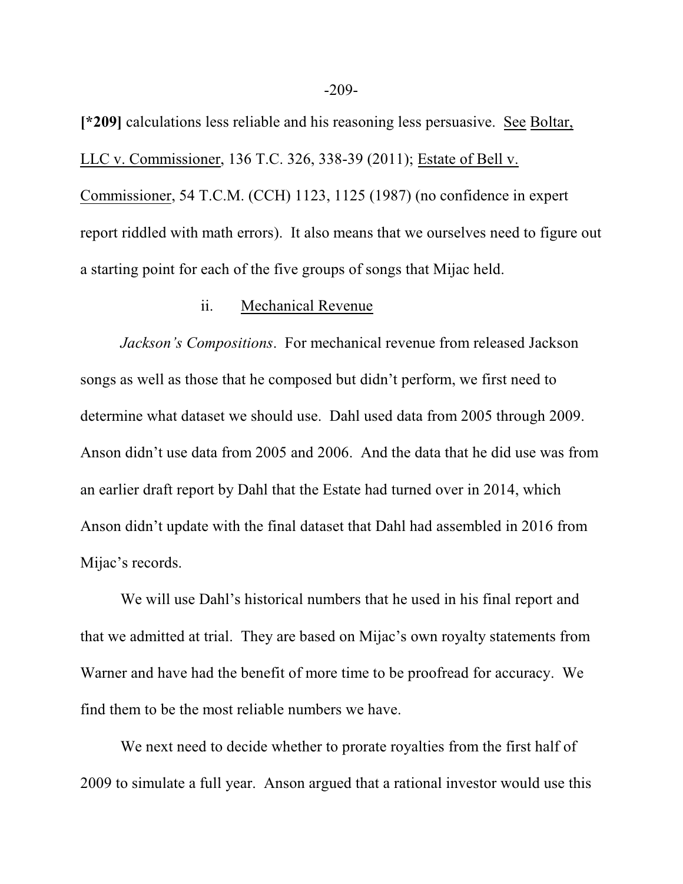**[*209]** calculations less reliable and his reasoning less persuasive. See Boltar, LLC v. Commissioner, 136 T.C. 326, 338-39 (2011); Estate of Bell v. Commissioner, 54 T.C.M. (CCH) 1123, 1125 (1987) (no confidence in expert report riddled with math errors). It also means that we ourselves need to figure out a starting point for each of the five groups of songs that Mijac held.

ii. Mechanical Revenue

*Jackson's Compositions*. For mechanical revenue from released Jackson songs as well as those that he composed but didn't perform, we first need to determine what dataset we should use. Dahl used data from 2005 through 2009. Anson didn't use data from 2005 and 2006. And the data that he did use was from an earlier draft report by Dahl that the Estate had turned over in 2014, which Anson didn't update with the final dataset that Dahl had assembled in 2016 from Mijac's records.

We will use Dahl's historical numbers that he used in his final report and that we admitted at trial. They are based on Mijac's own royalty statements from Warner and have had the benefit of more time to be proofread for accuracy. We find them to be the most reliable numbers we have.

We next need to decide whether to prorate royalties from the first half of 2009 to simulate a full year. Anson argued that a rational investor would use this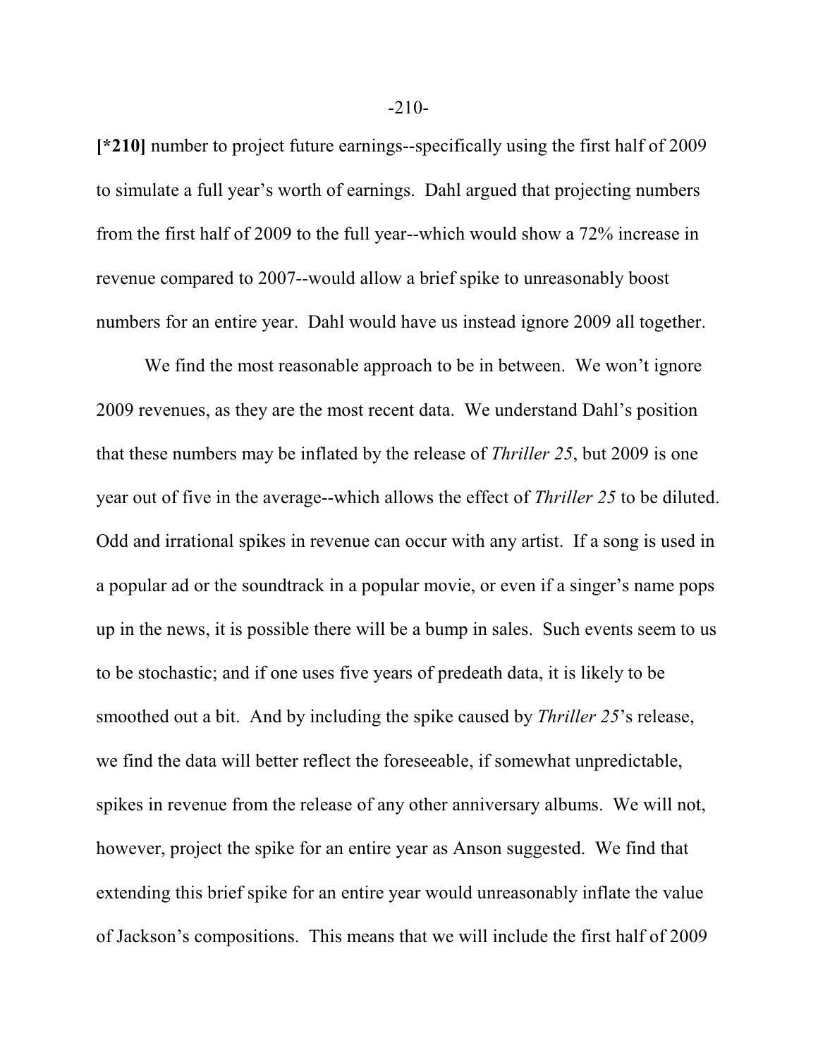**[*210]** number to project future earnings--specifically using the first half of 2009 to simulate a full year's worth of earnings. Dahl argued that projecting numbers from the first half of 2009 to the full year--which would show a 72% increase in revenue compared to 2007--would allow a brief spike to unreasonably boost numbers for an entire year. Dahl would have us instead ignore 2009 all together.

We find the most reasonable approach to be in between. We won't ignore 2009 revenues, as they are the most recent data. We understand Dahl's position that these numbers may be inflated by the release of *Thriller 25*, but 2009 is one year out of five in the average--which allows the effect of *Thriller 25* to be diluted. Odd and irrational spikes in revenue can occur with any artist. If a song is used in a popular ad or the soundtrack in a popular movie, or even if a singer's name pops up in the news, it is possible there will be a bump in sales. Such events seem to us to be stochastic; and if one uses five years of predeath data, it is likely to be smoothed out a bit. And by including the spike caused by *Thriller 25*'s release, we find the data will better reflect the foreseeable, if somewhat unpredictable, spikes in revenue from the release of any other anniversary albums. We will not, however, project the spike for an entire year as Anson suggested. We find that extending this brief spike for an entire year would unreasonably inflate the value of Jackson's compositions. This means that we will include the first half of 2009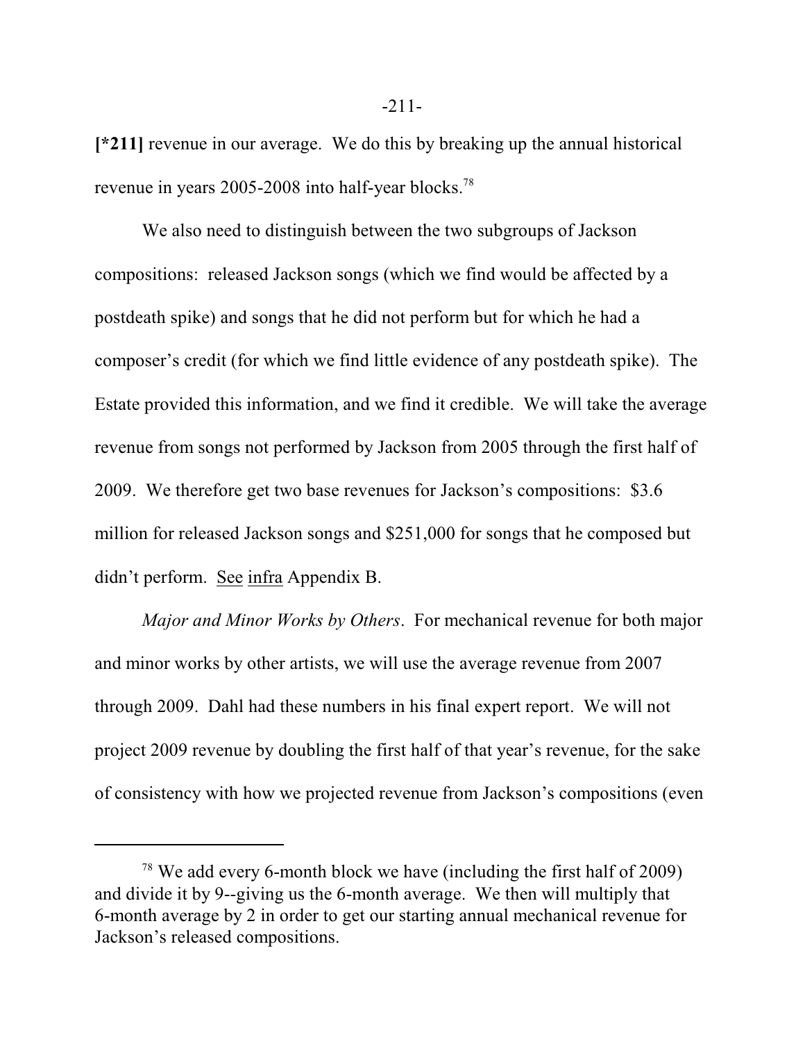**[*211]** revenue in our average. We do this by breaking up the annual historical revenue in years 2005-2008 into half-year blocks.[78]

We also need to distinguish between the two subgroups of Jackson compositions: released Jackson songs (which we find would be affected by a postdeath spike) and songs that he did not perform but for which he had a composer's credit (for which we find little evidence of any postdeath spike). The Estate provided this information, and we find it credible. We will take the average revenue from songs not performed by Jackson from 2005 through the first half of 2009. We therefore get two base revenues for Jackson's compositions: $3.6 million for released Jackson songs and $251,000 for songs that he composed but didn't perform. See infra Appendix B.

*Major and Minor Works by Others*. For mechanical revenue for both major and minor works by other artists, we will use the average revenue from 2007 through 2009. Dahl had these numbers in his final expert report. We will not project 2009 revenue by doubling the first half of that year's revenue, for the sake of consistency with how we projected revenue from Jackson's compositions (even

---

[78] We add every 6-month block we have (including the first half of 2009) and divide it by 9--giving us the 6-month average. We then will multiply that 6-month average by 2 in order to get our starting annual mechanical revenue for Jackson's released compositions.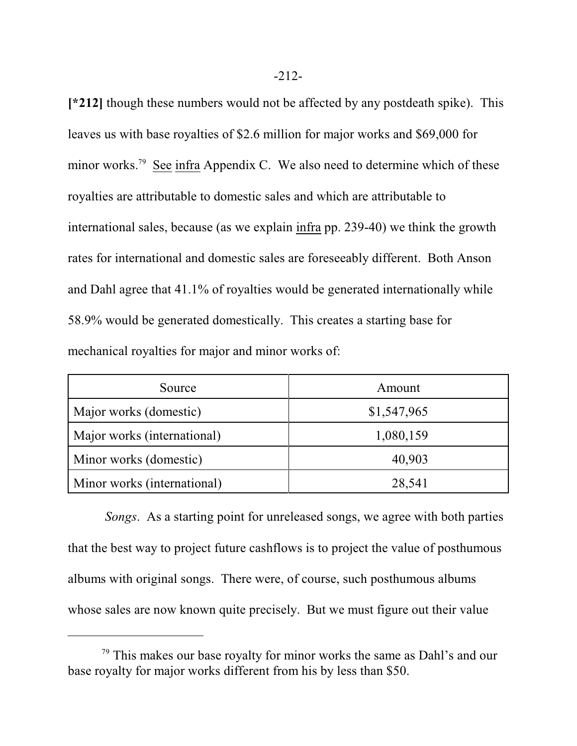**[*212]** though these numbers would not be affected by any postdeath spike). This leaves us with base royalties of $2.6 million for major works and $69,000 for minor works.[79] See infra Appendix C. We also need to determine which of these royalties are attributable to domestic sales and which are attributable to international sales, because (as we explain infra pp. 239-40) we think the growth rates for international and domestic sales are foreseeably different. Both Anson and Dahl agree that 41.1% of royalties would be generated internationally while 58.9% would be generated domestically. This creates a starting base for mechanical royalties for major and minor works of:

| Source | Amount |
|---|---|
| Major works (domestic) | $1,547,965 |
| Major works (international) | 1,080,159 |
| Minor works (domestic) | 40,903 |
| Minor works (international) | 28,541 |

*Songs*. As a starting point for unreleased songs, we agree with both parties that the best way to project future cashflows is to project the value of posthumous albums with original songs. There were, of course, such posthumous albums whose sales are now known quite precisely. But we must figure out their value

[79] This makes our base royalty for minor works the same as Dahl's and our base royalty for major works different from his by less than $50.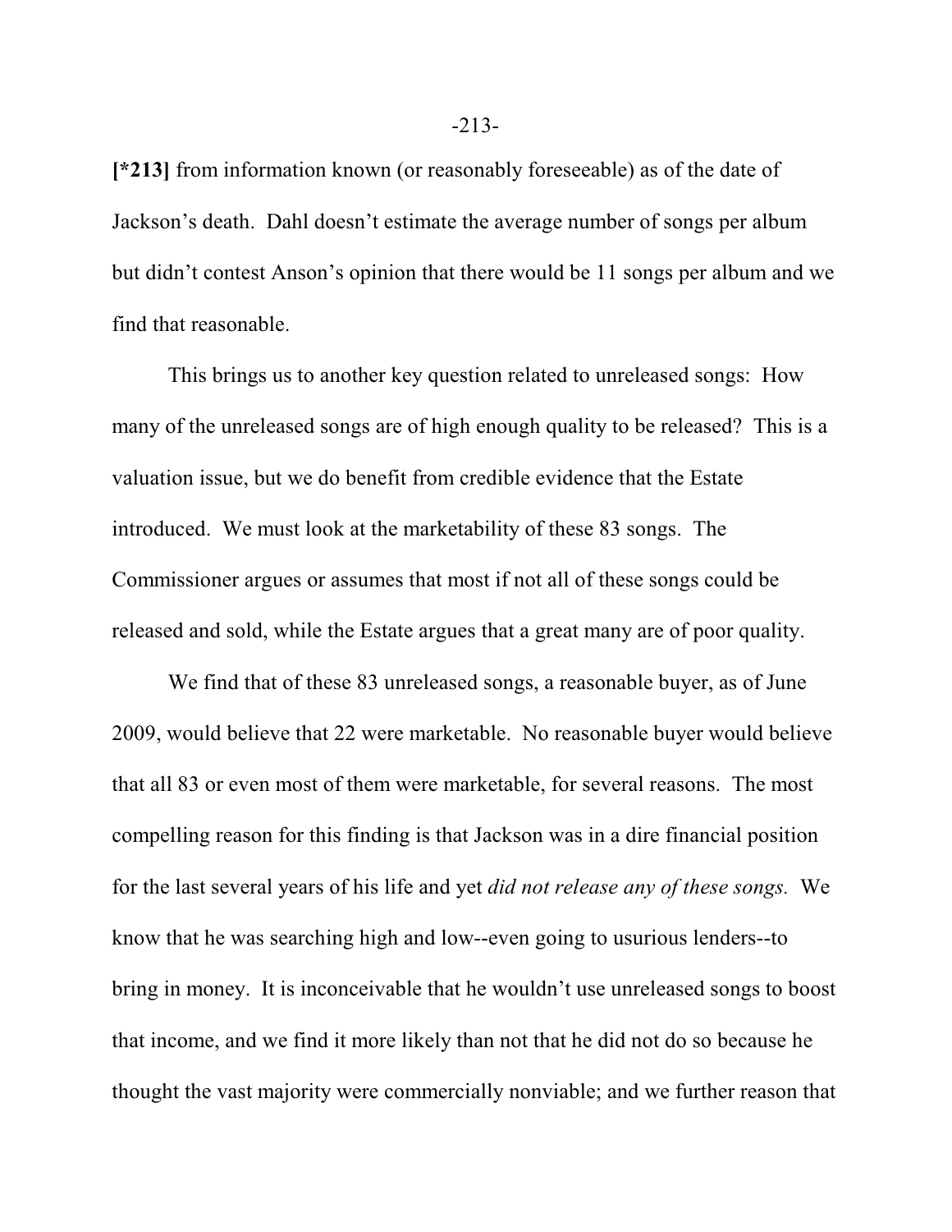**[*213]** from information known (or reasonably foreseeable) as of the date of Jackson's death. Dahl doesn't estimate the average number of songs per album but didn't contest Anson's opinion that there would be 11 songs per album and we find that reasonable.

This brings us to another key question related to unreleased songs: How many of the unreleased songs are of high enough quality to be released? This is a valuation issue, but we do benefit from credible evidence that the Estate introduced. We must look at the marketability of these 83 songs. The Commissioner argues or assumes that most if not all of these songs could be released and sold, while the Estate argues that a great many are of poor quality.

We find that of these 83 unreleased songs, a reasonable buyer, as of June 2009, would believe that 22 were marketable. No reasonable buyer would believe that all 83 or even most of them were marketable, for several reasons. The most compelling reason for this finding is that Jackson was in a dire financial position for the last several years of his life and yet *did not release any of these songs.* We know that he was searching high and low--even going to usurious lenders--to bring in money. It is inconceivable that he wouldn't use unreleased songs to boost that income, and we find it more likely than not that he did not do so because he thought the vast majority were commercially nonviable; and we further reason that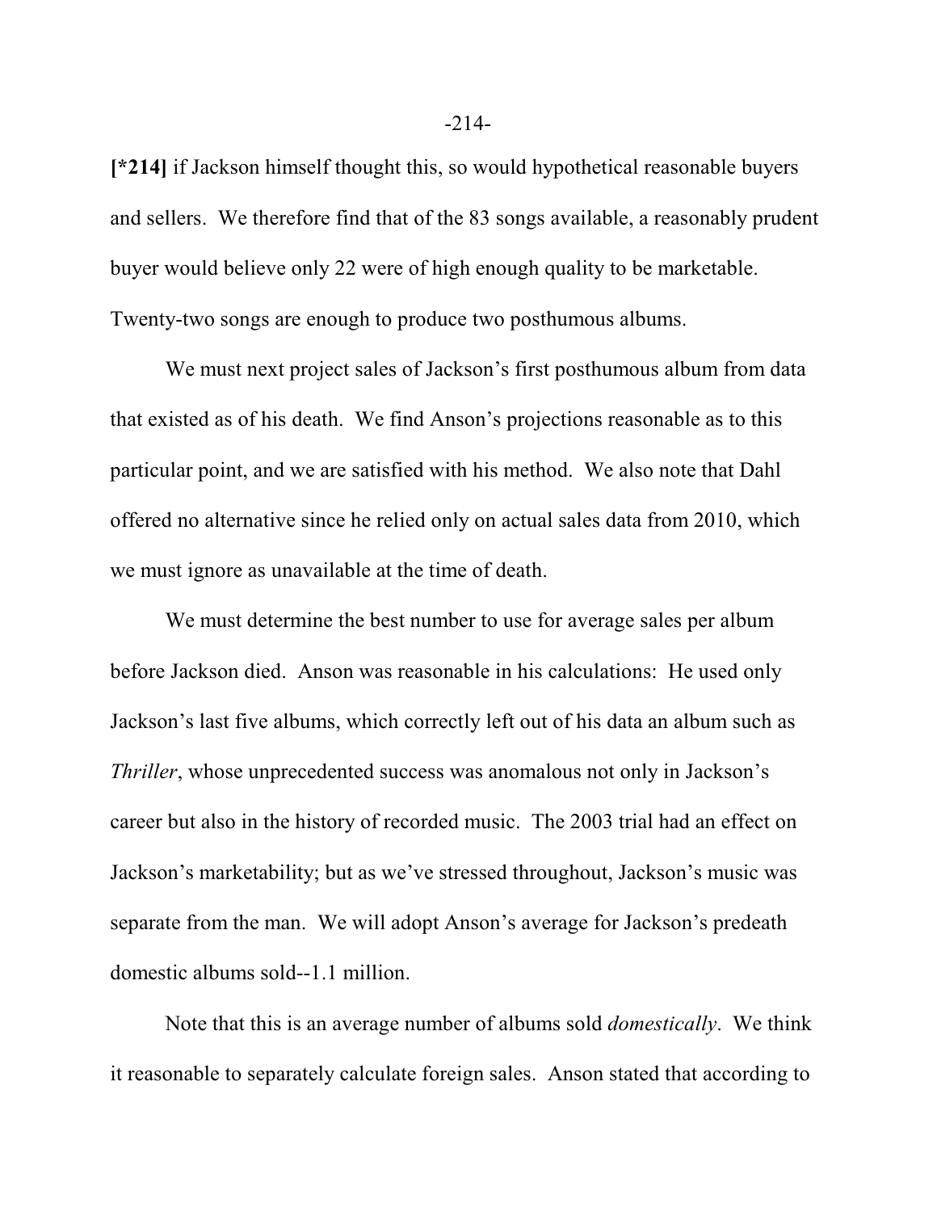**[*214]** if Jackson himself thought this, so would hypothetical reasonable buyers and sellers. We therefore find that of the 83 songs available, a reasonably prudent buyer would believe only 22 were of high enough quality to be marketable. Twenty-two songs are enough to produce two posthumous albums.

We must next project sales of Jackson's first posthumous album from data that existed as of his death. We find Anson's projections reasonable as to this particular point, and we are satisfied with his method. We also note that Dahl offered no alternative since he relied only on actual sales data from 2010, which we must ignore as unavailable at the time of death.

We must determine the best number to use for average sales per album before Jackson died. Anson was reasonable in his calculations: He used only Jackson's last five albums, which correctly left out of his data an album such as *Thriller*, whose unprecedented success was anomalous not only in Jackson's career but also in the history of recorded music. The 2003 trial had an effect on Jackson's marketability; but as we've stressed throughout, Jackson's music was separate from the man. We will adopt Anson's average for Jackson's predeath domestic albums sold--1.1 million.

Note that this is an average number of albums sold *domestically*. We think it reasonable to separately calculate foreign sales. Anson stated that according to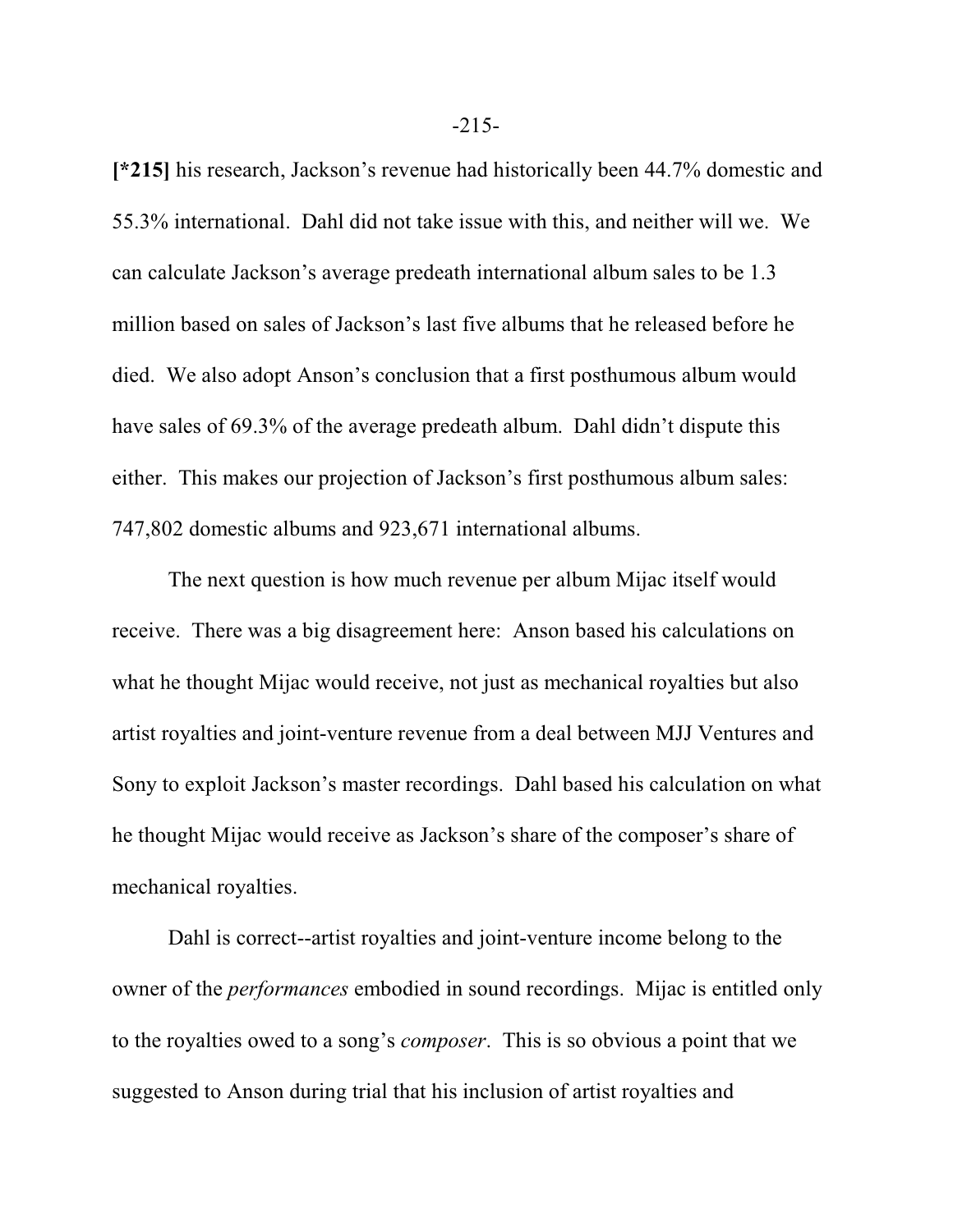**[*215]** his research, Jackson's revenue had historically been 44.7% domestic and 55.3% international. Dahl did not take issue with this, and neither will we. We can calculate Jackson's average predeath international album sales to be 1.3 million based on sales of Jackson's last five albums that he released before he died. We also adopt Anson's conclusion that a first posthumous album would have sales of 69.3% of the average predeath album. Dahl didn't dispute this either. This makes our projection of Jackson's first posthumous album sales: 747,802 domestic albums and 923,671 international albums.

The next question is how much revenue per album Mijac itself would receive. There was a big disagreement here: Anson based his calculations on what he thought Mijac would receive, not just as mechanical royalties but also artist royalties and joint-venture revenue from a deal between MJJ Ventures and Sony to exploit Jackson's master recordings. Dahl based his calculation on what he thought Mijac would receive as Jackson's share of the composer's share of mechanical royalties.

Dahl is correct--artist royalties and joint-venture income belong to the owner of the *performances* embodied in sound recordings. Mijac is entitled only to the royalties owed to a song's *composer*. This is so obvious a point that we suggested to Anson during trial that his inclusion of artist royalties and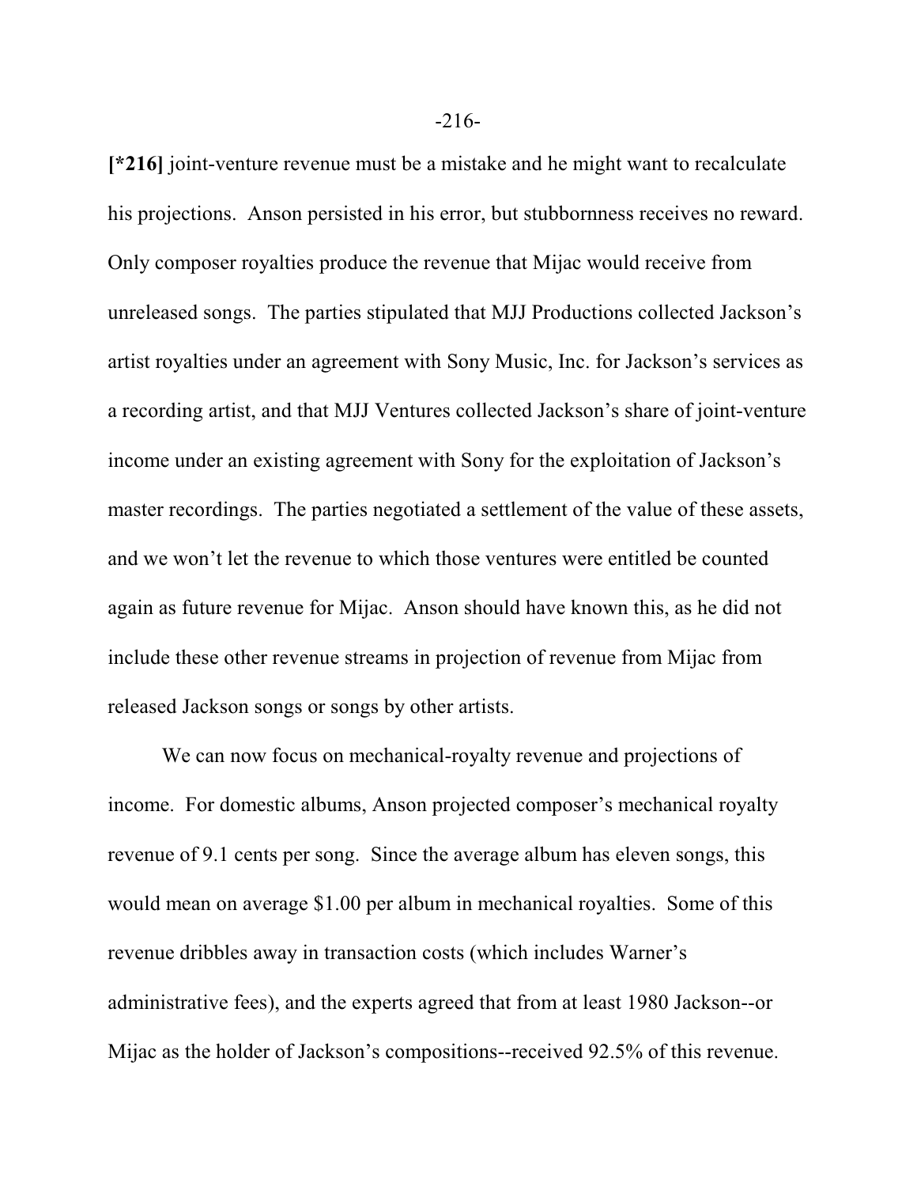**[*216]** joint-venture revenue must be a mistake and he might want to recalculate his projections. Anson persisted in his error, but stubbornness receives no reward. Only composer royalties produce the revenue that Mijac would receive from unreleased songs. The parties stipulated that MJJ Productions collected Jackson's artist royalties under an agreement with Sony Music, Inc. for Jackson's services as a recording artist, and that MJJ Ventures collected Jackson's share of joint-venture income under an existing agreement with Sony for the exploitation of Jackson's master recordings. The parties negotiated a settlement of the value of these assets, and we won't let the revenue to which those ventures were entitled be counted again as future revenue for Mijac. Anson should have known this, as he did not include these other revenue streams in projection of revenue from Mijac from released Jackson songs or songs by other artists.

We can now focus on mechanical-royalty revenue and projections of income. For domestic albums, Anson projected composer's mechanical royalty revenue of 9.1 cents per song. Since the average album has eleven songs, this would mean on average $1.00 per album in mechanical royalties. Some of this revenue dribbles away in transaction costs (which includes Warner's administrative fees), and the experts agreed that from at least 1980 Jackson--or Mijac as the holder of Jackson's compositions--received 92.5% of this revenue.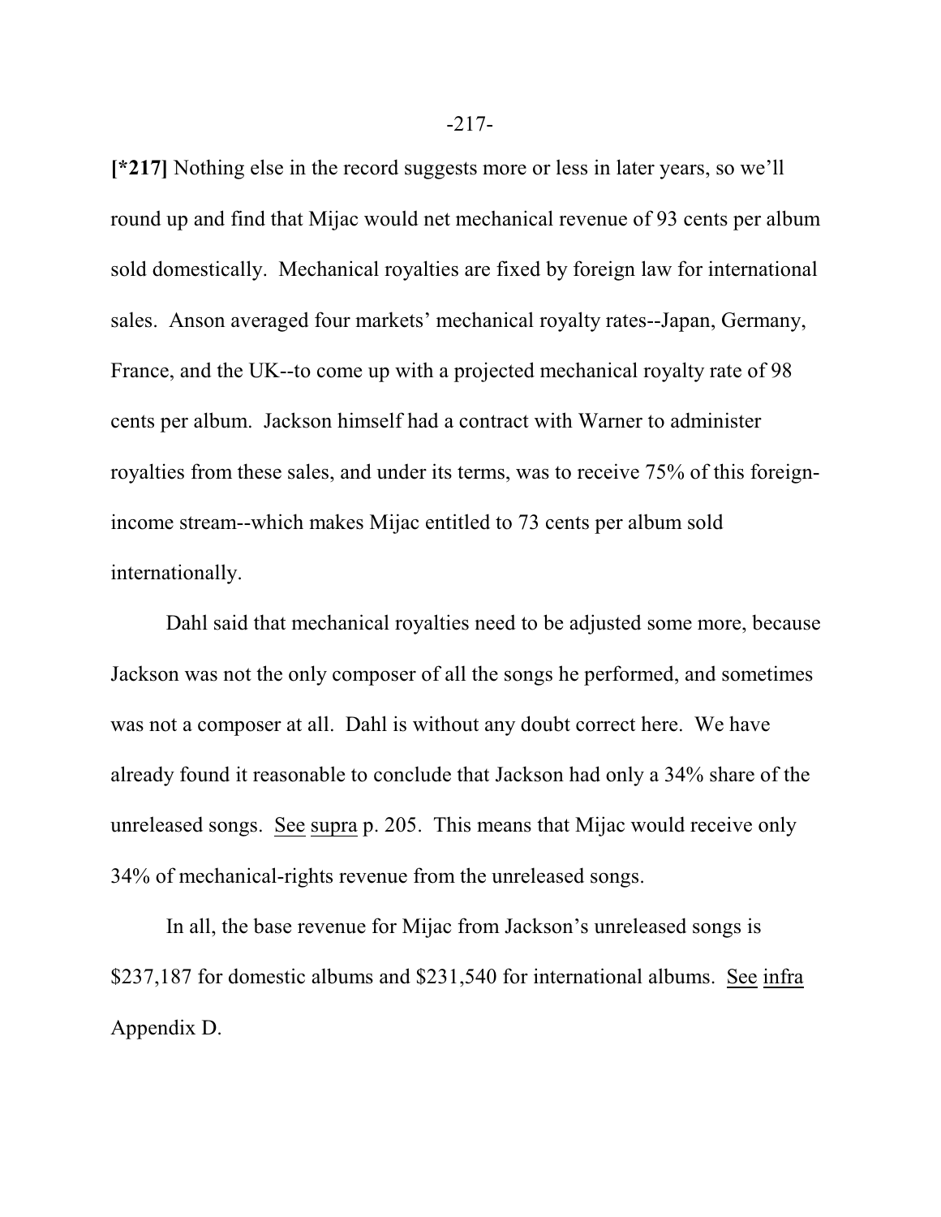**[*217]** Nothing else in the record suggests more or less in later years, so we'll round up and find that Mijac would net mechanical revenue of 93 cents per album sold domestically. Mechanical royalties are fixed by foreign law for international sales. Anson averaged four markets' mechanical royalty rates--Japan, Germany, France, and the UK--to come up with a projected mechanical royalty rate of 98 cents per album. Jackson himself had a contract with Warner to administer royalties from these sales, and under its terms, was to receive 75% of this foreign-income stream--which makes Mijac entitled to 73 cents per album sold internationally.

Dahl said that mechanical royalties need to be adjusted some more, because Jackson was not the only composer of all the songs he performed, and sometimes was not a composer at all. Dahl is without any doubt correct here. We have already found it reasonable to conclude that Jackson had only a 34% share of the unreleased songs. See supra p. 205. This means that Mijac would receive only 34% of mechanical-rights revenue from the unreleased songs.

In all, the base revenue for Mijac from Jackson's unreleased songs is $237,187 for domestic albums and $231,540 for international albums. See infra Appendix D.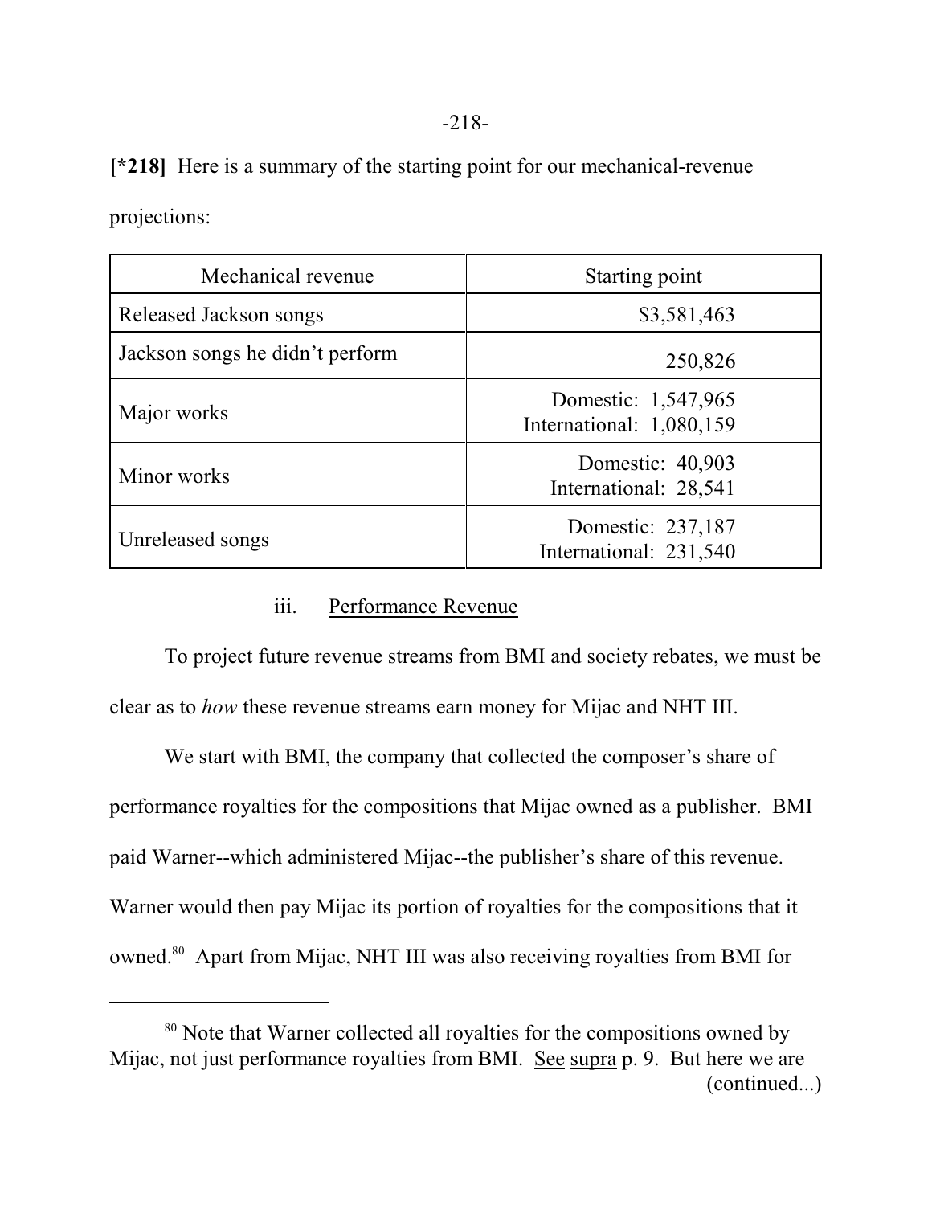**[*218]** Here is a summary of the starting point for our mechanical-revenue projections:

| Mechanical revenue | Starting point |
|---|---|
| Released Jackson songs | $3,581,463 |
| Jackson songs he didn't perform | 250,826 |
| Major works | Domestic: 1,547,965<br>International: 1,080,159 |
| Minor works | Domestic: 40,903<br>International: 28,541 |
| Unreleased songs | Domestic: 237,187<br>International: 231,540 |

iii. Performance Revenue

To project future revenue streams from BMI and society rebates, we must be clear as to *how* these revenue streams earn money for Mijac and NHT III.

We start with BMI, the company that collected the composer's share of performance royalties for the compositions that Mijac owned as a publisher. BMI paid Warner--which administered Mijac--the publisher's share of this revenue. Warner would then pay Mijac its portion of royalties for the compositions that it owned.[80] Apart from Mijac, NHT III was also receiving royalties from BMI for

[80] Note that Warner collected all royalties for the compositions owned by Mijac, not just performance royalties from BMI. See supra p. 9. But here we are (continued...)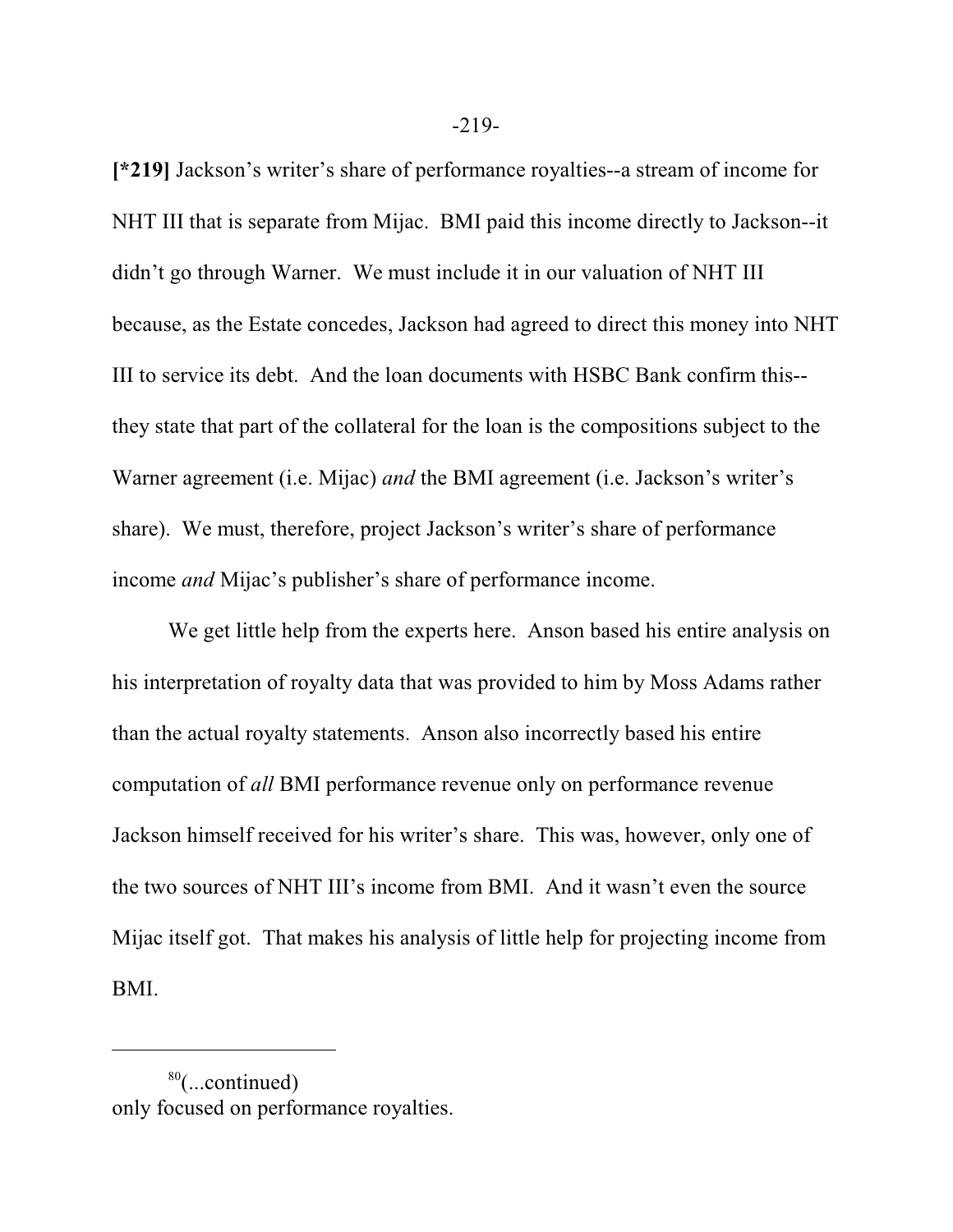**[*219]** Jackson's writer's share of performance royalties--a stream of income for NHT III that is separate from Mijac. BMI paid this income directly to Jackson--it didn't go through Warner. We must include it in our valuation of NHT III because, as the Estate concedes, Jackson had agreed to direct this money into NHT III to service its debt. And the loan documents with HSBC Bank confirm this--they state that part of the collateral for the loan is the compositions subject to the Warner agreement (i.e. Mijac) *and* the BMI agreement (i.e. Jackson's writer's share). We must, therefore, project Jackson's writer's share of performance income *and* Mijac's publisher's share of performance income.

We get little help from the experts here. Anson based his entire analysis on his interpretation of royalty data that was provided to him by Moss Adams rather than the actual royalty statements. Anson also incorrectly based his entire computation of *all* BMI performance revenue only on performance revenue Jackson himself received for his writer's share. This was, however, only one of the two sources of NHT III's income from BMI. And it wasn't even the source Mijac itself got. That makes his analysis of little help for projecting income from BMI.

---

[80](...continued)
only focused on performance royalties.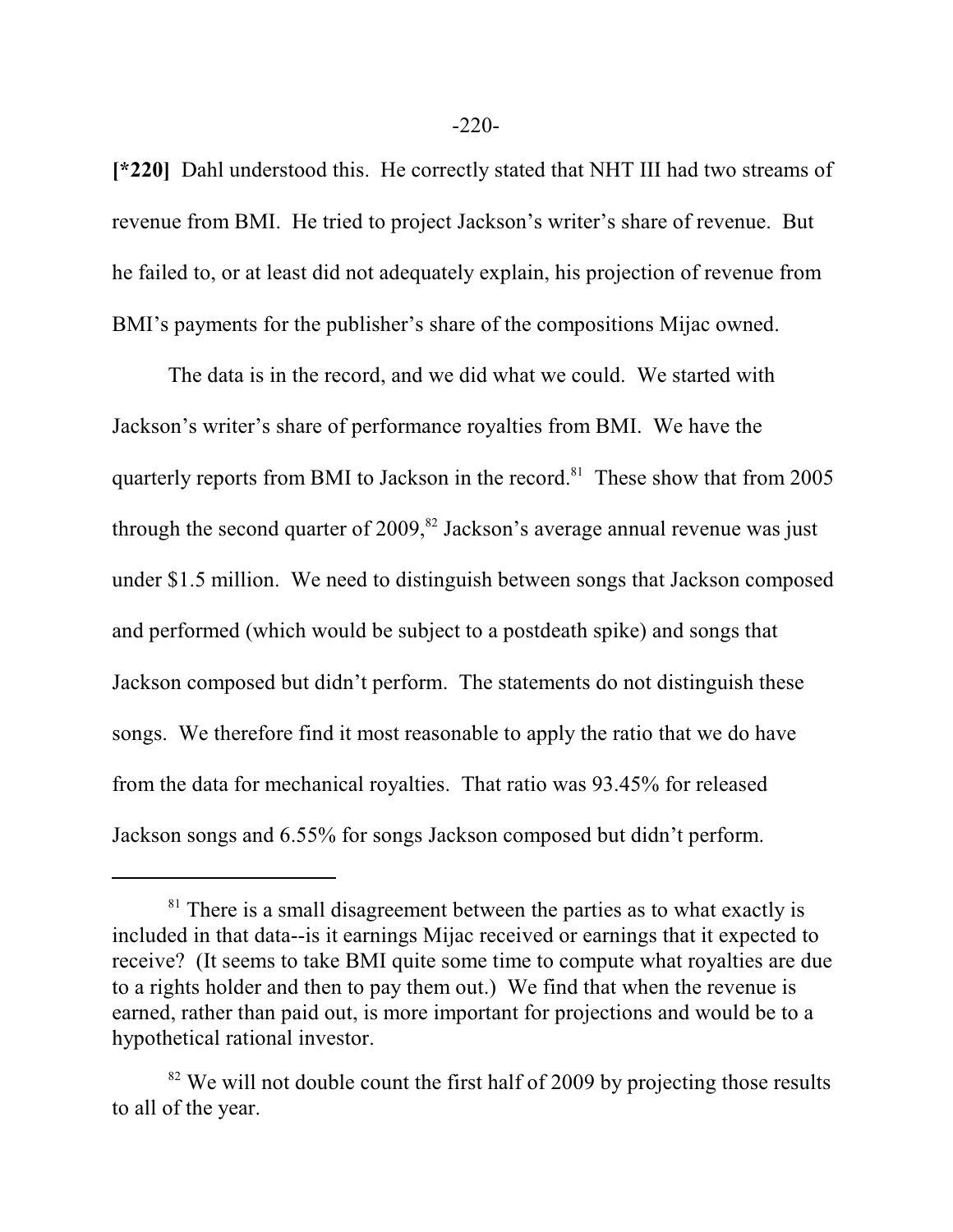**[*220]** Dahl understood this. He correctly stated that NHT III had two streams of revenue from BMI. He tried to project Jackson's writer's share of revenue. But he failed to, or at least did not adequately explain, his projection of revenue from BMI's payments for the publisher's share of the compositions Mijac owned.

The data is in the record, and we did what we could. We started with Jackson's writer's share of performance royalties from BMI. We have the quarterly reports from BMI to Jackson in the record.[81] These show that from 2005 through the second quarter of 2009,[82] Jackson's average annual revenue was just under $1.5 million. We need to distinguish between songs that Jackson composed and performed (which would be subject to a postdeath spike) and songs that Jackson composed but didn't perform. The statements do not distinguish these songs. We therefore find it most reasonable to apply the ratio that we do have from the data for mechanical royalties. That ratio was 93.45% for released Jackson songs and 6.55% for songs Jackson composed but didn't perform.

---

[81] There is a small disagreement between the parties as to what exactly is included in that data--is it earnings Mijac received or earnings that it expected to receive? (It seems to take BMI quite some time to compute what royalties are due to a rights holder and then to pay them out.) We find that when the revenue is earned, rather than paid out, is more important for projections and would be to a hypothetical rational investor.

[82] We will not double count the first half of 2009 by projecting those results to all of the year.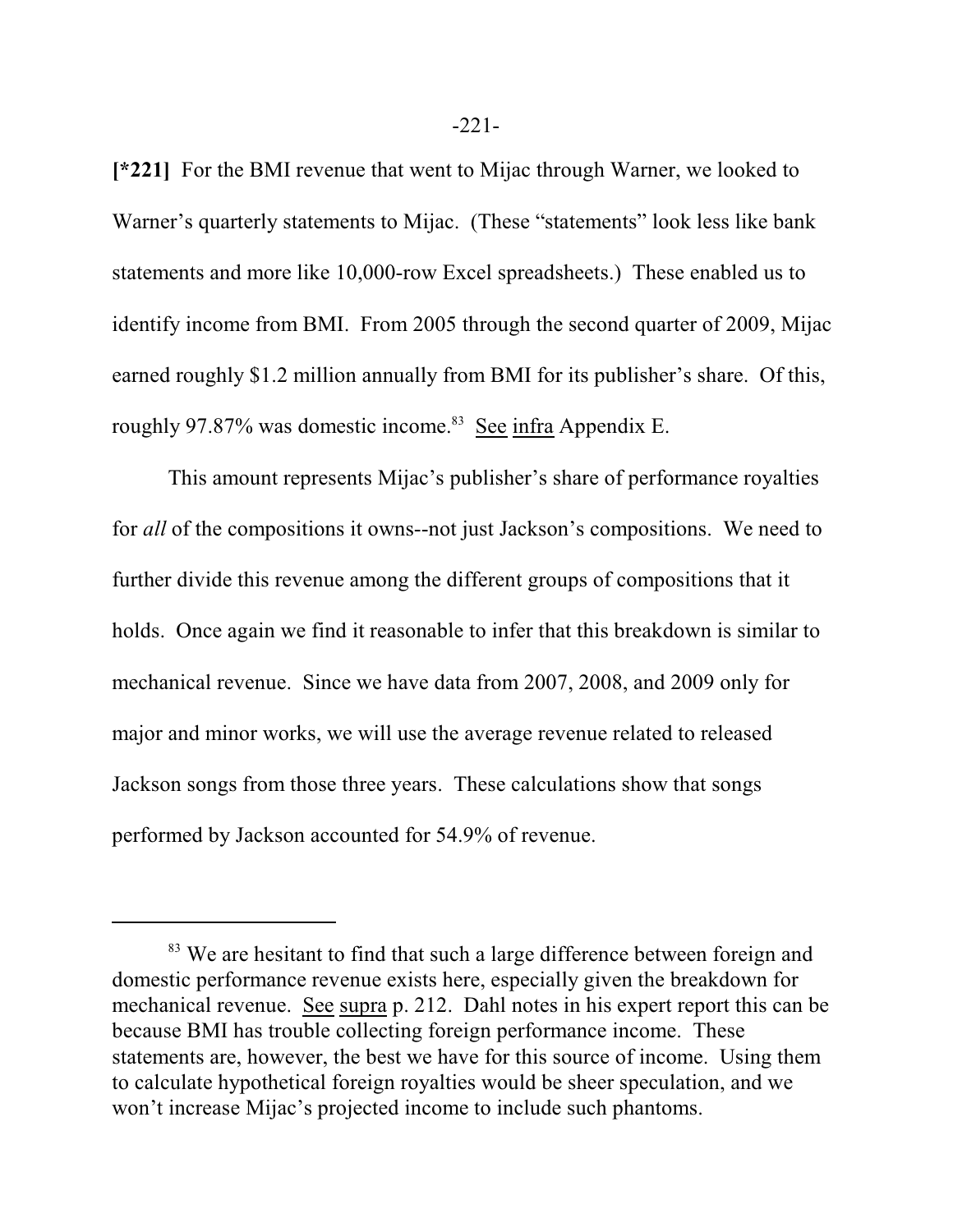**[*221]** For the BMI revenue that went to Mijac through Warner, we looked to Warner's quarterly statements to Mijac. (These "statements" look less like bank statements and more like 10,000-row Excel spreadsheets.) These enabled us to identify income from BMI. From 2005 through the second quarter of 2009, Mijac earned roughly $1.2 million annually from BMI for its publisher's share. Of this, roughly 97.87% was domestic income.[83] See infra Appendix E.

This amount represents Mijac's publisher's share of performance royalties for *all* of the compositions it owns--not just Jackson's compositions. We need to further divide this revenue among the different groups of compositions that it holds. Once again we find it reasonable to infer that this breakdown is similar to mechanical revenue. Since we have data from 2007, 2008, and 2009 only for major and minor works, we will use the average revenue related to released Jackson songs from those three years. These calculations show that songs performed by Jackson accounted for 54.9% of revenue.

---

[83] We are hesitant to find that such a large difference between foreign and domestic performance revenue exists here, especially given the breakdown for mechanical revenue. See supra p. 212. Dahl notes in his expert report this can be because BMI has trouble collecting foreign performance income. These statements are, however, the best we have for this source of income. Using them to calculate hypothetical foreign royalties would be sheer speculation, and we won't increase Mijac's projected income to include such phantoms.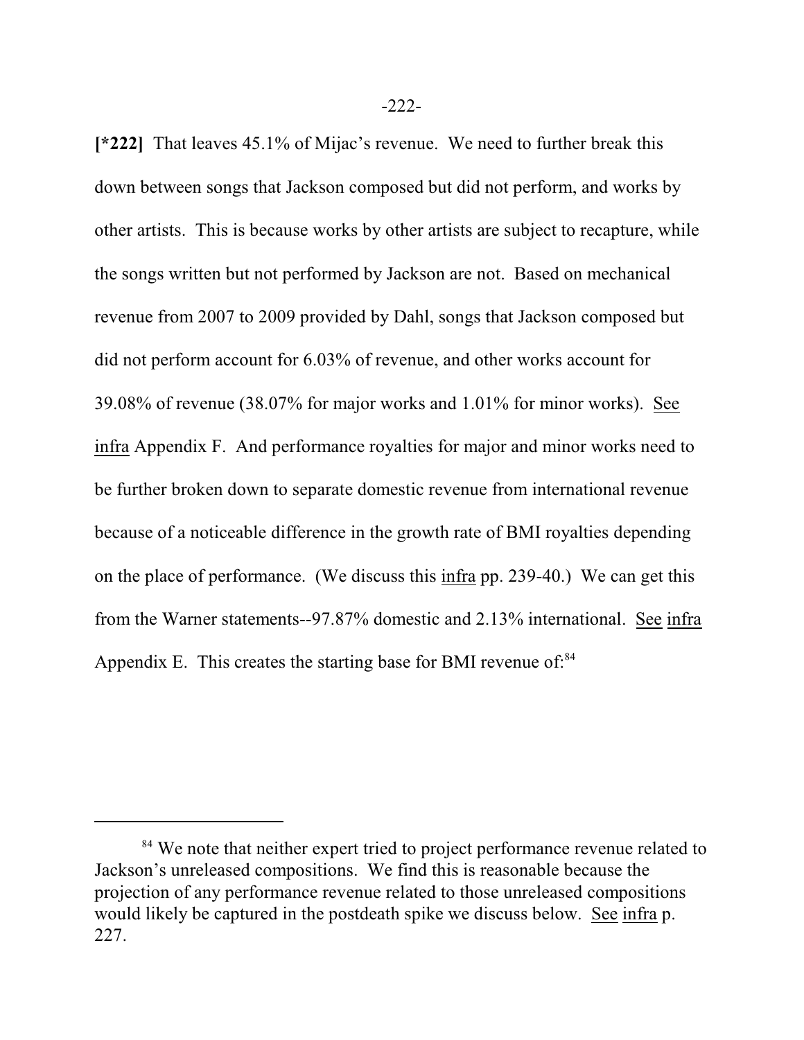**[*222]** That leaves 45.1% of Mijac's revenue. We need to further break this down between songs that Jackson composed but did not perform, and works by other artists. This is because works by other artists are subject to recapture, while the songs written but not performed by Jackson are not. Based on mechanical revenue from 2007 to 2009 provided by Dahl, songs that Jackson composed but did not perform account for 6.03% of revenue, and other works account for 39.08% of revenue (38.07% for major works and 1.01% for minor works). See infra Appendix F. And performance royalties for major and minor works need to be further broken down to separate domestic revenue from international revenue because of a noticeable difference in the growth rate of BMI royalties depending on the place of performance. (We discuss this infra pp. 239-40.) We can get this from the Warner statements--97.87% domestic and 2.13% international. See infra Appendix E. This creates the starting base for BMI revenue of:[84]

---

[84] We note that neither expert tried to project performance revenue related to Jackson's unreleased compositions. We find this is reasonable because the projection of any performance revenue related to those unreleased compositions would likely be captured in the postdeath spike we discuss below. See infra p. 227.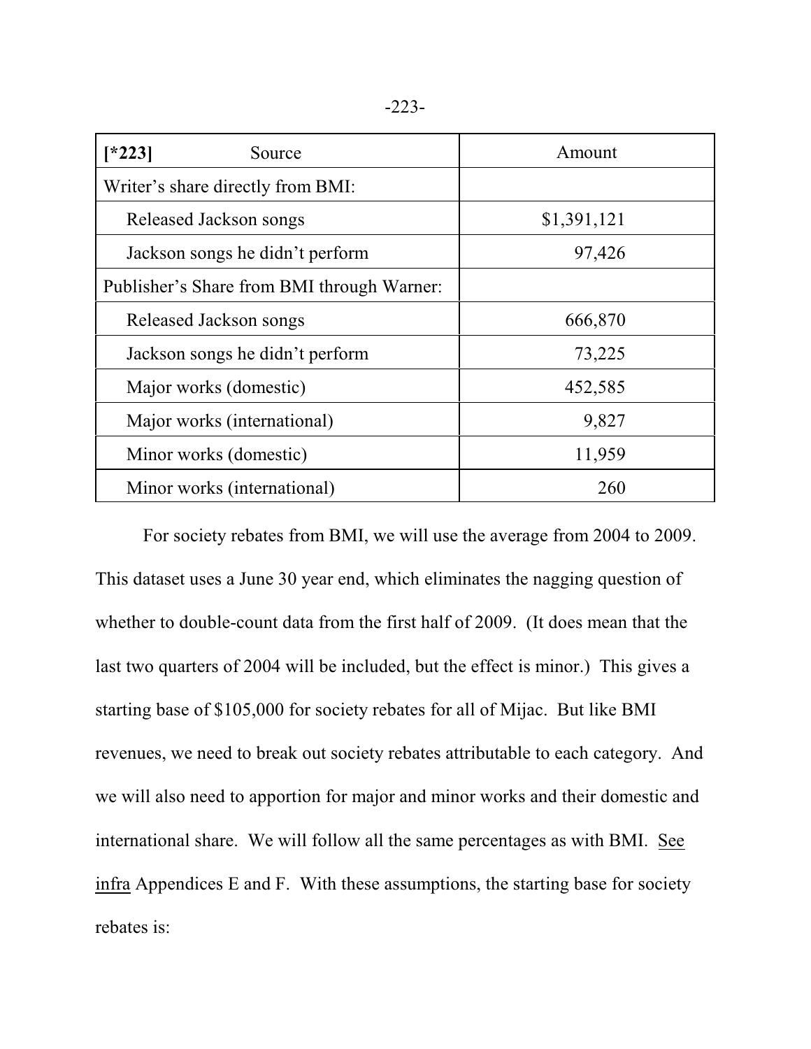| [*223] Source | Amount |
|---|---|
| Writer's share directly from BMI: | |
| Released Jackson songs | $1,391,121 |
| Jackson songs he didn't perform | 97,426 |
| Publisher's Share from BMI through Warner: | |
| Released Jackson songs | 666,870 |
| Jackson songs he didn't perform | 73,225 |
| Major works (domestic) | 452,585 |
| Major works (international) | 9,827 |
| Minor works (domestic) | 11,959 |
| Minor works (international) | 260 |

For society rebates from BMI, we will use the average from 2004 to 2009. This dataset uses a June 30 year end, which eliminates the nagging question of whether to double-count data from the first half of 2009. (It does mean that the last two quarters of 2004 will be included, but the effect is minor.) This gives a starting base of $105,000 for society rebates for all of Mijac. But like BMI revenues, we need to break out society rebates attributable to each category. And we will also need to apportion for major and minor works and their domestic and international share. We will follow all the same percentages as with BMI. See infra Appendices E and F. With these assumptions, the starting base for society rebates is: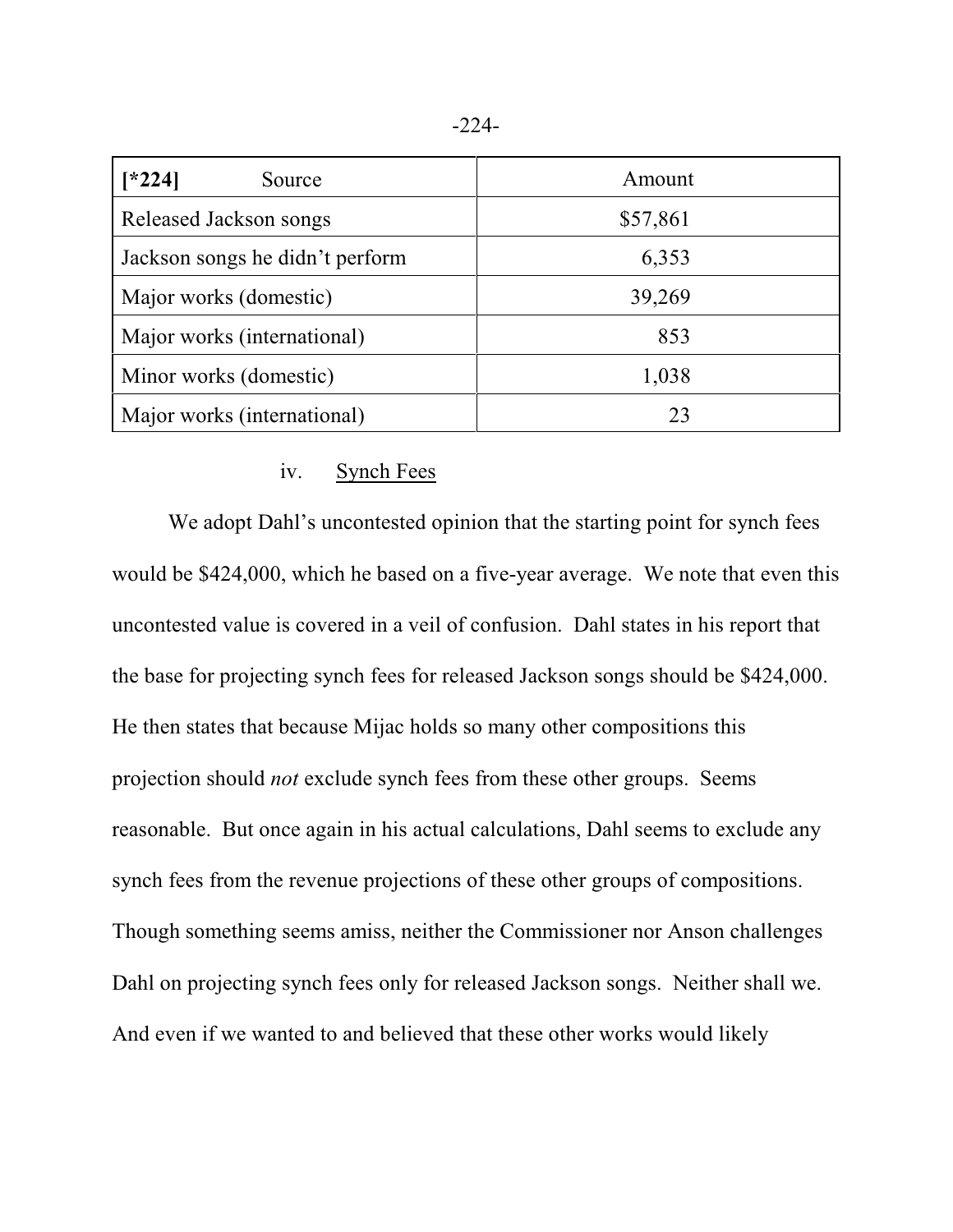| [*224] Source | Amount |
| --- | --- |
| Released Jackson songs | $57,861 |
| Jackson songs he didn't perform | 6,353 |
| Major works (domestic) | 39,269 |
| Major works (international) | 853 |
| Minor works (domestic) | 1,038 |
| Major works (international) | 23 |

iv. Synch Fees

We adopt Dahl's uncontested opinion that the starting point for synch fees would be $424,000, which he based on a five-year average. We note that even this uncontested value is covered in a veil of confusion. Dahl states in his report that the base for projecting synch fees for released Jackson songs should be $424,000. He then states that because Mijac holds so many other compositions this projection should *not* exclude synch fees from these other groups. Seems reasonable. But once again in his actual calculations, Dahl seems to exclude any synch fees from the revenue projections of these other groups of compositions. Though something seems amiss, neither the Commissioner nor Anson challenges Dahl on projecting synch fees only for released Jackson songs. Neither shall we. And even if we wanted to and believed that these other works would likely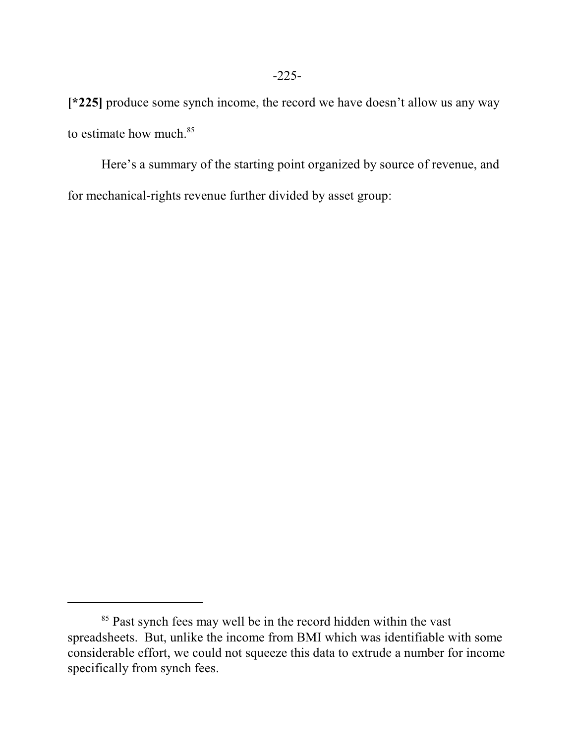**[*225]** produce some synch income, the record we have doesn't allow us any way to estimate how much.[85]

Here's a summary of the starting point organized by source of revenue, and for mechanical-rights revenue further divided by asset group:

---

[85] Past synch fees may well be in the record hidden within the vast spreadsheets. But, unlike the income from BMI which was identifiable with some considerable effort, we could not squeeze this data to extrude a number for income specifically from synch fees.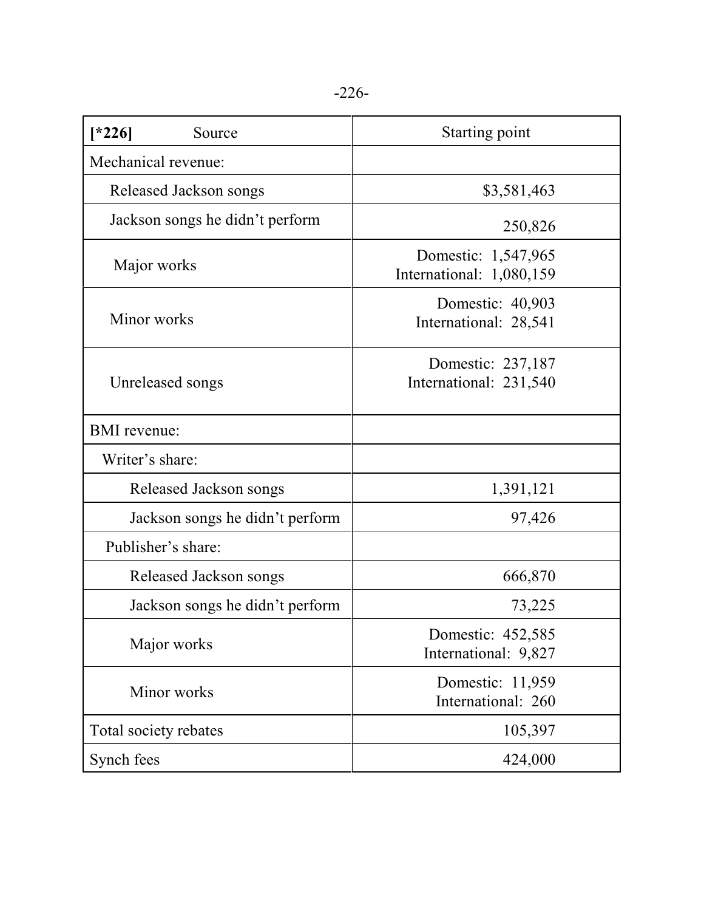| [*226] Source | Starting point |
|---|---|
| Mechanical revenue: | |
| Released Jackson songs | $3,581,463 |
| Jackson songs he didn’t perform | 250,826 |
| Major works | Domestic: 1,547,965<br>International: 1,080,159 |
| Minor works | Domestic: 40,903<br>International: 28,541 |
| Unreleased songs | Domestic: 237,187<br>International: 231,540 |
| BMI revenue: | |
| Writer’s share: | |
| Released Jackson songs | 1,391,121 |
| Jackson songs he didn’t perform | 97,426 |
| Publisher’s share: | |
| Released Jackson songs | 666,870 |
| Jackson songs he didn’t perform | 73,225 |
| Major works | Domestic: 452,585<br>International: 9,827 |
| Minor works | Domestic: 11,959<br>International: 260 |
| Total society rebates | 105,397 |
| Synch fees | 424,000 |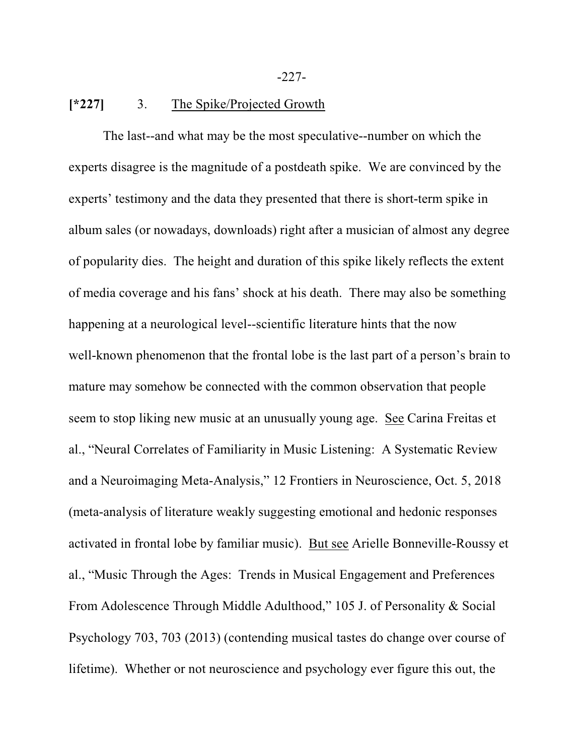**[*227]** 3. <u>The Spike/Projected Growth</u>

The last--and what may be the most speculative--number on which the experts disagree is the magnitude of a postdeath spike. We are convinced by the experts' testimony and the data they presented that there is short-term spike in album sales (or nowadays, downloads) right after a musician of almost any degree of popularity dies. The height and duration of this spike likely reflects the extent of media coverage and his fans' shock at his death. There may also be something happening at a neurological level--scientific literature hints that the now well-known phenomenon that the frontal lobe is the last part of a person's brain to mature may somehow be connected with the common observation that people seem to stop liking new music at an unusually young age. <u>See</u> Carina Freitas et al., "Neural Correlates of Familiarity in Music Listening: A Systematic Review and a Neuroimaging Meta-Analysis," 12 Frontiers in Neuroscience, Oct. 5, 2018 (meta-analysis of literature weakly suggesting emotional and hedonic responses activated in frontal lobe by familiar music). <u>But see</u> Arielle Bonneville-Roussy et al., "Music Through the Ages: Trends in Musical Engagement and Preferences From Adolescence Through Middle Adulthood," 105 J. of Personality & Social Psychology 703, 703 (2013) (contending musical tastes do change over course of lifetime). Whether or not neuroscience and psychology ever figure this out, the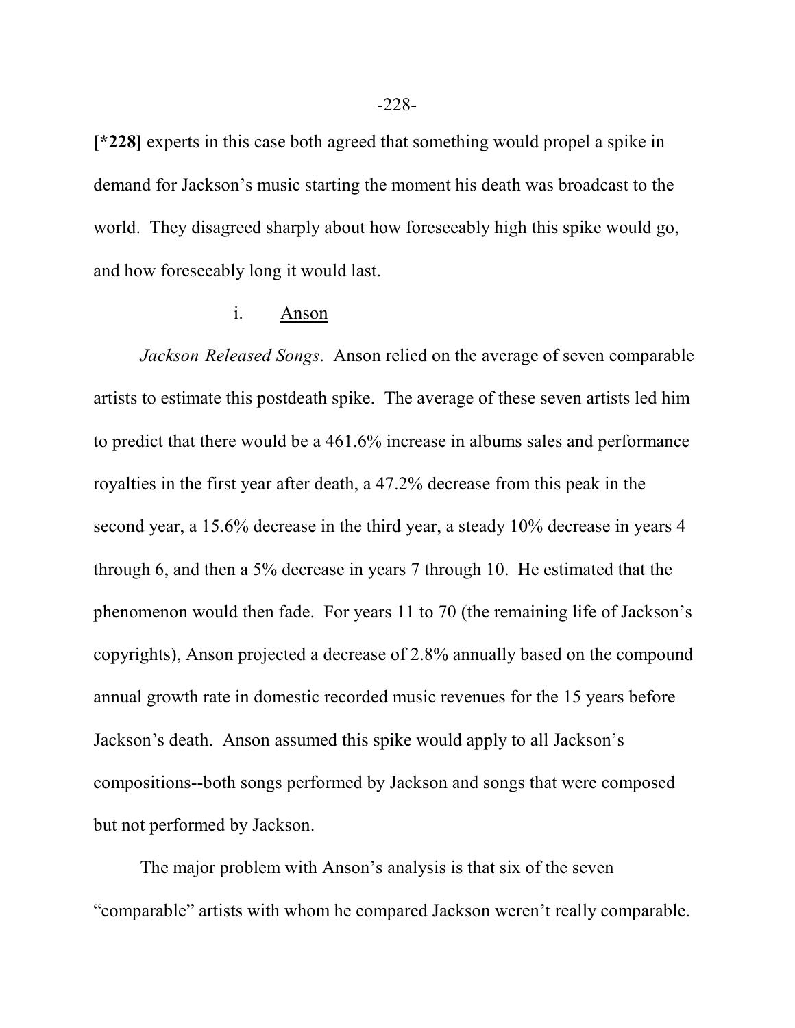**[*228]** experts in this case both agreed that something would propel a spike in demand for Jackson's music starting the moment his death was broadcast to the world. They disagreed sharply about how foreseeably high this spike would go, and how foreseeably long it would last.

i. Anson

*Jackson Released Songs*. Anson relied on the average of seven comparable artists to estimate this postdeath spike. The average of these seven artists led him to predict that there would be a 461.6% increase in albums sales and performance royalties in the first year after death, a 47.2% decrease from this peak in the second year, a 15.6% decrease in the third year, a steady 10% decrease in years 4 through 6, and then a 5% decrease in years 7 through 10. He estimated that the phenomenon would then fade. For years 11 to 70 (the remaining life of Jackson's copyrights), Anson projected a decrease of 2.8% annually based on the compound annual growth rate in domestic recorded music revenues for the 15 years before Jackson's death. Anson assumed this spike would apply to all Jackson's compositions--both songs performed by Jackson and songs that were composed but not performed by Jackson.

The major problem with Anson's analysis is that six of the seven "comparable" artists with whom he compared Jackson weren't really comparable.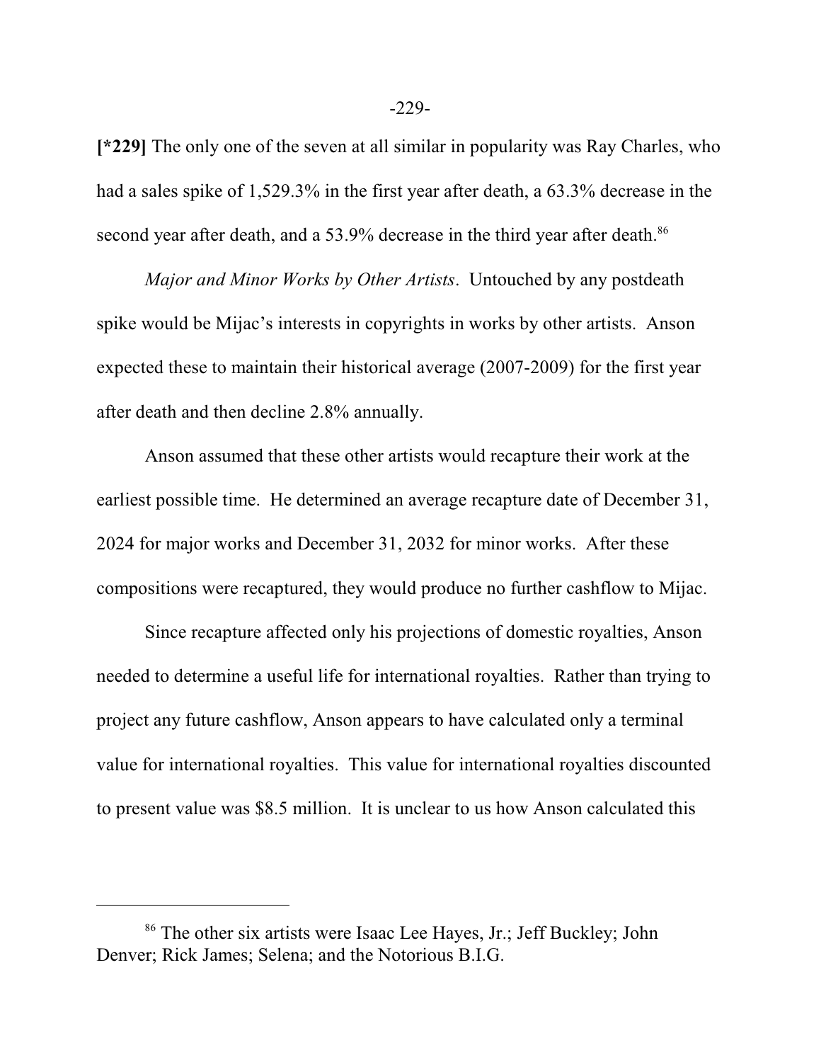**[*229]** The only one of the seven at all similar in popularity was Ray Charles, who had a sales spike of 1,529.3% in the first year after death, a 63.3% decrease in the second year after death, and a 53.9% decrease in the third year after death.[86]

*Major and Minor Works by Other Artists*. Untouched by any postdeath spike would be Mijac's interests in copyrights in works by other artists. Anson expected these to maintain their historical average (2007-2009) for the first year after death and then decline 2.8% annually.

Anson assumed that these other artists would recapture their work at the earliest possible time. He determined an average recapture date of December 31, 2024 for major works and December 31, 2032 for minor works. After these compositions were recaptured, they would produce no further cashflow to Mijac.

Since recapture affected only his projections of domestic royalties, Anson needed to determine a useful life for international royalties. Rather than trying to project any future cashflow, Anson appears to have calculated only a terminal value for international royalties. This value for international royalties discounted to present value was $8.5 million. It is unclear to us how Anson calculated this

---

[86] The other six artists were Isaac Lee Hayes, Jr.; Jeff Buckley; John Denver; Rick James; Selena; and the Notorious B.I.G.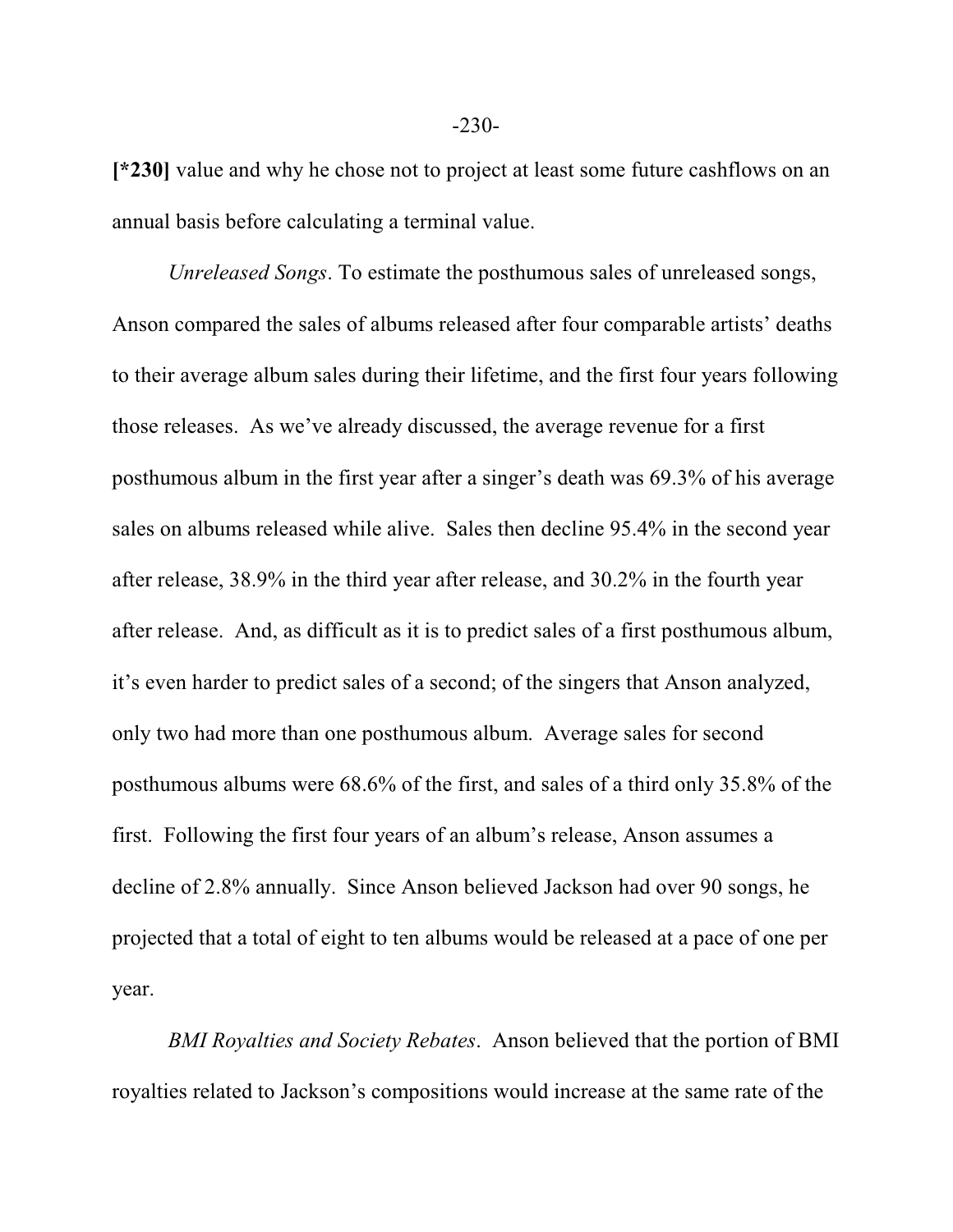**[*230]** value and why he chose not to project at least some future cashflows on an annual basis before calculating a terminal value.

*Unreleased Songs*. To estimate the posthumous sales of unreleased songs, Anson compared the sales of albums released after four comparable artists' deaths to their average album sales during their lifetime, and the first four years following those releases. As we've already discussed, the average revenue for a first posthumous album in the first year after a singer's death was 69.3% of his average sales on albums released while alive. Sales then decline 95.4% in the second year after release, 38.9% in the third year after release, and 30.2% in the fourth year after release. And, as difficult as it is to predict sales of a first posthumous album, it's even harder to predict sales of a second; of the singers that Anson analyzed, only two had more than one posthumous album. Average sales for second posthumous albums were 68.6% of the first, and sales of a third only 35.8% of the first. Following the first four years of an album's release, Anson assumes a decline of 2.8% annually. Since Anson believed Jackson had over 90 songs, he projected that a total of eight to ten albums would be released at a pace of one per year.

*BMI Royalties and Society Rebates*. Anson believed that the portion of BMI royalties related to Jackson's compositions would increase at the same rate of the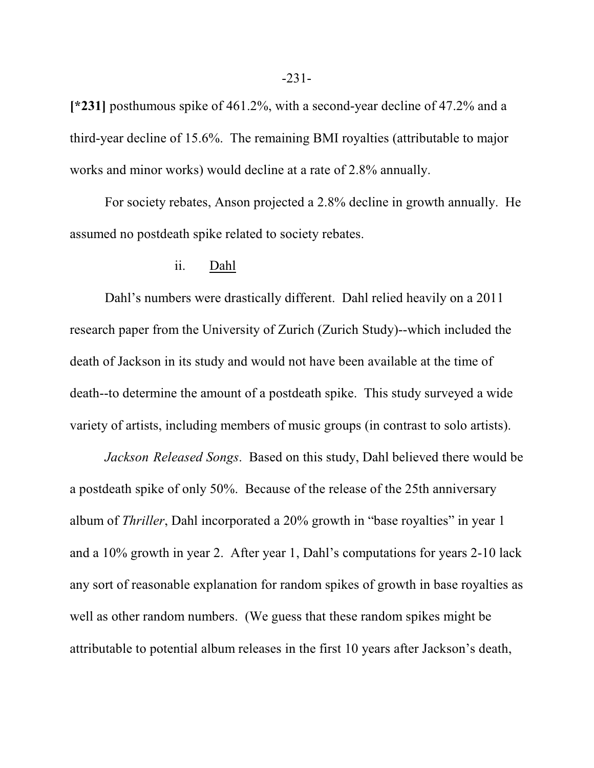**[*231]** posthumous spike of 461.2%, with a second-year decline of 47.2% and a third-year decline of 15.6%. The remaining BMI royalties (attributable to major works and minor works) would decline at a rate of 2.8% annually.

For society rebates, Anson projected a 2.8% decline in growth annually. He assumed no postdeath spike related to society rebates.

ii. Dahl

Dahl's numbers were drastically different. Dahl relied heavily on a 2011 research paper from the University of Zurich (Zurich Study)--which included the death of Jackson in its study and would not have been available at the time of death--to determine the amount of a postdeath spike. This study surveyed a wide variety of artists, including members of music groups (in contrast to solo artists).

*Jackson Released Songs*. Based on this study, Dahl believed there would be a postdeath spike of only 50%. Because of the release of the 25th anniversary album of *Thriller*, Dahl incorporated a 20% growth in "base royalties" in year 1 and a 10% growth in year 2. After year 1, Dahl's computations for years 2-10 lack any sort of reasonable explanation for random spikes of growth in base royalties as well as other random numbers. (We guess that these random spikes might be attributable to potential album releases in the first 10 years after Jackson's death,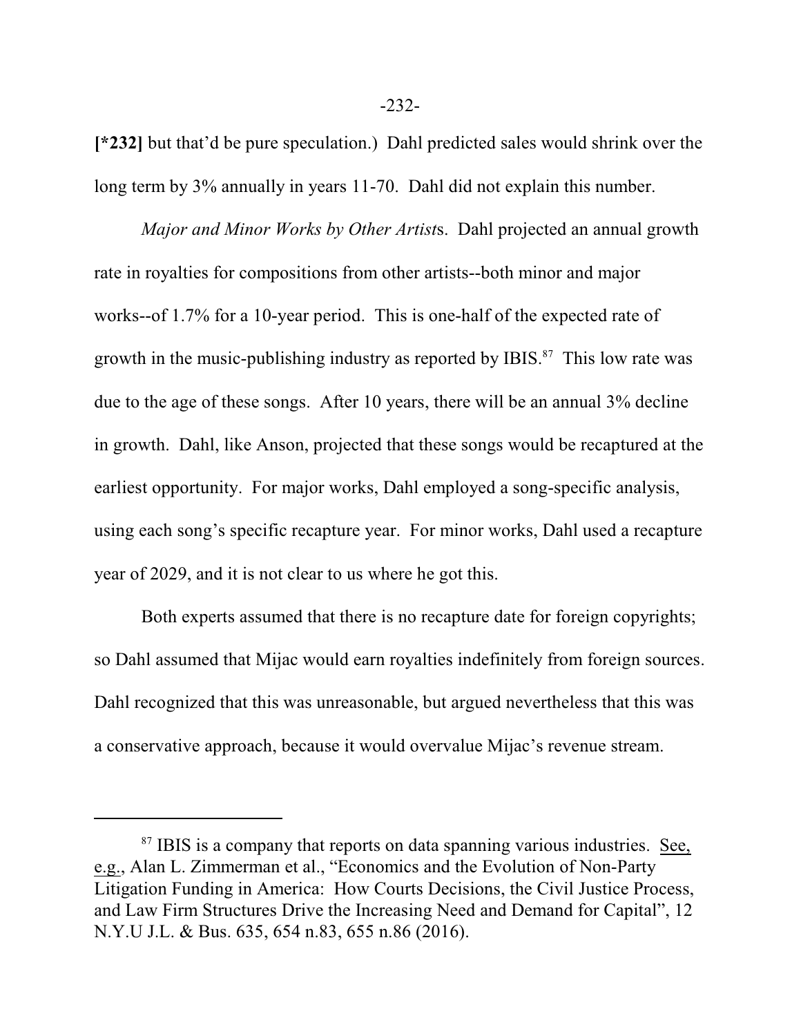**[*232]** but that'd be pure speculation.) Dahl predicted sales would shrink over the long term by 3% annually in years 11-70. Dahl did not explain this number.

*Major and Minor Works by Other Artist*s. Dahl projected an annual growth rate in royalties for compositions from other artists--both minor and major works--of 1.7% for a 10-year period. This is one-half of the expected rate of growth in the music-publishing industry as reported by IBIS.[87] This low rate was due to the age of these songs. After 10 years, there will be an annual 3% decline in growth. Dahl, like Anson, projected that these songs would be recaptured at the earliest opportunity. For major works, Dahl employed a song-specific analysis, using each song's specific recapture year. For minor works, Dahl used a recapture year of 2029, and it is not clear to us where he got this.

Both experts assumed that there is no recapture date for foreign copyrights; so Dahl assumed that Mijac would earn royalties indefinitely from foreign sources. Dahl recognized that this was unreasonable, but argued nevertheless that this was a conservative approach, because it would overvalue Mijac's revenue stream.

---

[87] IBIS is a company that reports on data spanning various industries. See, e.g., Alan L. Zimmerman et al., "Economics and the Evolution of Non-Party Litigation Funding in America: How Courts Decisions, the Civil Justice Process, and Law Firm Structures Drive the Increasing Need and Demand for Capital", 12 N.Y.U J.L. & Bus. 635, 654 n.83, 655 n.86 (2016).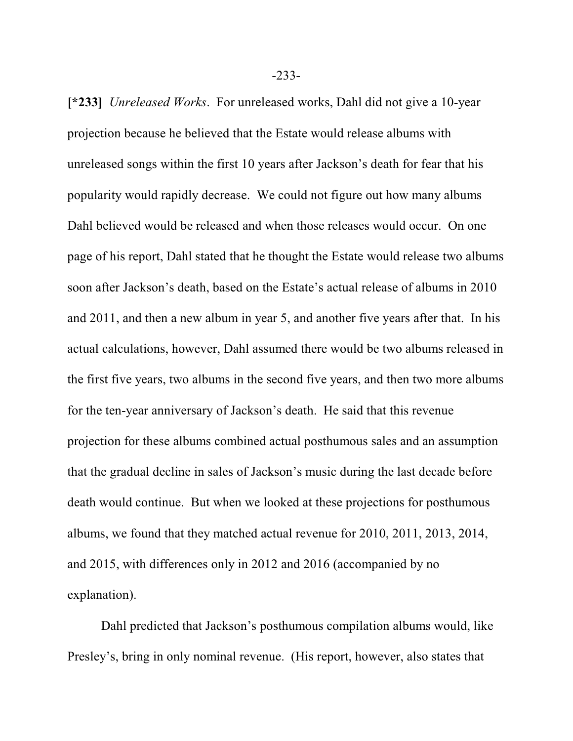**[*233]** *Unreleased Works*. For unreleased works, Dahl did not give a 10-year projection because he believed that the Estate would release albums with unreleased songs within the first 10 years after Jackson's death for fear that his popularity would rapidly decrease. We could not figure out how many albums Dahl believed would be released and when those releases would occur. On one page of his report, Dahl stated that he thought the Estate would release two albums soon after Jackson's death, based on the Estate's actual release of albums in 2010 and 2011, and then a new album in year 5, and another five years after that. In his actual calculations, however, Dahl assumed there would be two albums released in the first five years, two albums in the second five years, and then two more albums for the ten-year anniversary of Jackson's death. He said that this revenue projection for these albums combined actual posthumous sales and an assumption that the gradual decline in sales of Jackson's music during the last decade before death would continue. But when we looked at these projections for posthumous albums, we found that they matched actual revenue for 2010, 2011, 2013, 2014, and 2015, with differences only in 2012 and 2016 (accompanied by no explanation).

Dahl predicted that Jackson's posthumous compilation albums would, like Presley's, bring in only nominal revenue. (His report, however, also states that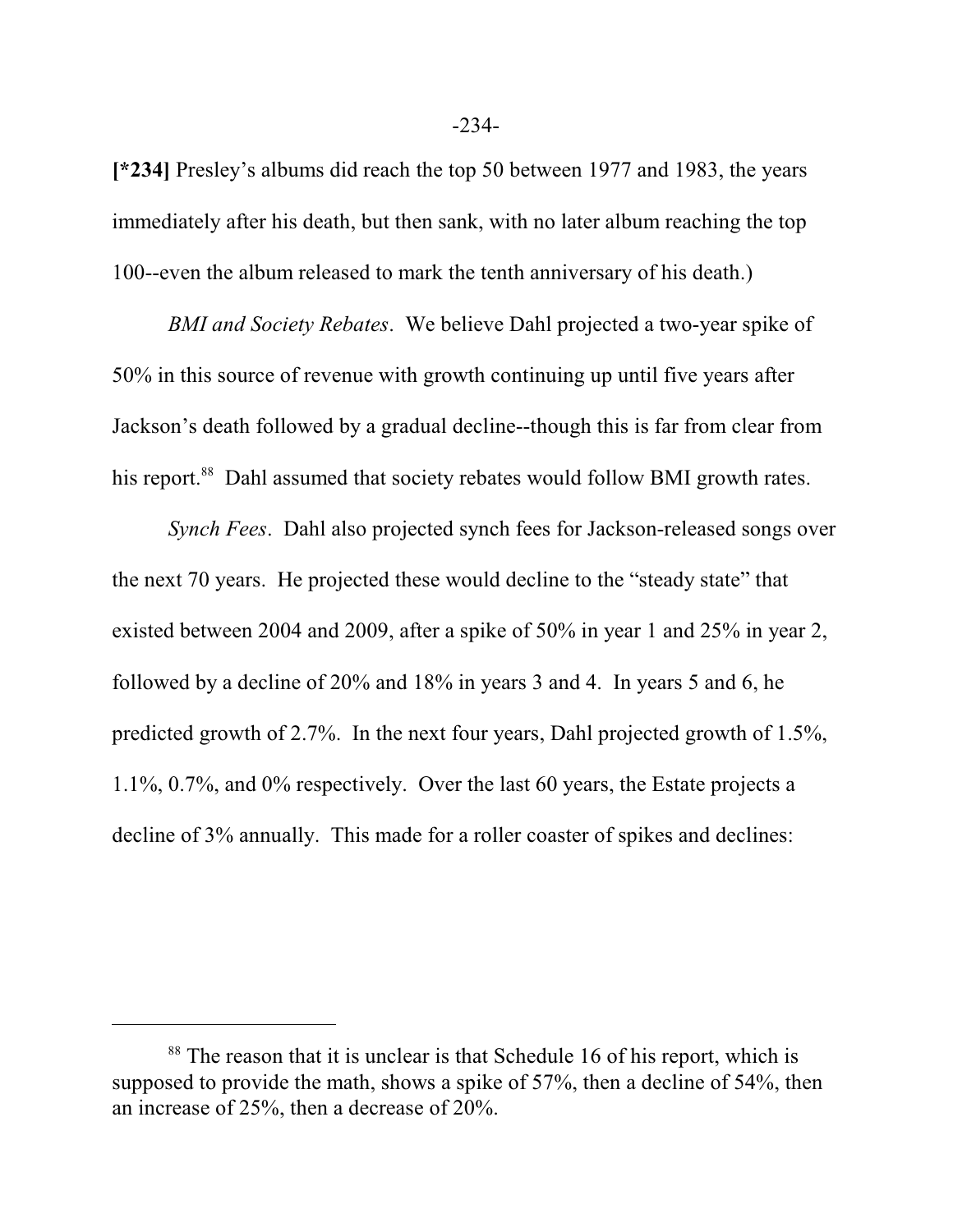**[*234]** Presley's albums did reach the top 50 between 1977 and 1983, the years immediately after his death, but then sank, with no later album reaching the top 100--even the album released to mark the tenth anniversary of his death.)

*BMI and Society Rebates*. We believe Dahl projected a two-year spike of 50% in this source of revenue with growth continuing up until five years after Jackson's death followed by a gradual decline--though this is far from clear from his report.[88] Dahl assumed that society rebates would follow BMI growth rates.

*Synch Fees*. Dahl also projected synch fees for Jackson-released songs over the next 70 years. He projected these would decline to the "steady state" that existed between 2004 and 2009, after a spike of 50% in year 1 and 25% in year 2, followed by a decline of 20% and 18% in years 3 and 4. In years 5 and 6, he predicted growth of 2.7%. In the next four years, Dahl projected growth of 1.5%, 1.1%, 0.7%, and 0% respectively. Over the last 60 years, the Estate projects a decline of 3% annually. This made for a roller coaster of spikes and declines:

---

[88] The reason that it is unclear is that Schedule 16 of his report, which is supposed to provide the math, shows a spike of 57%, then a decline of 54%, then an increase of 25%, then a decrease of 20%.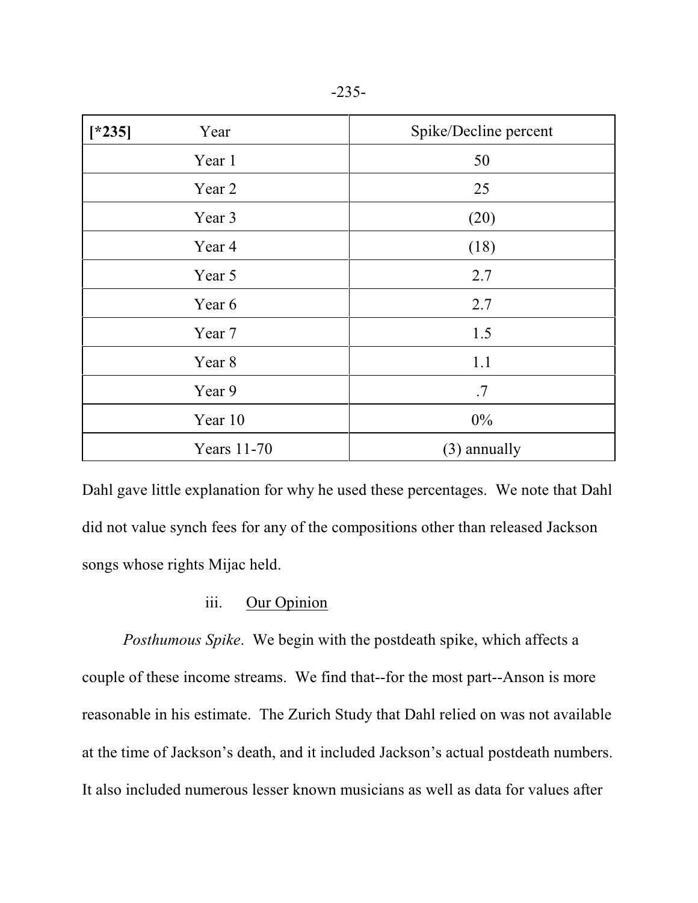| [*235] Year | Spike/Decline percent |
|---|---|
| Year 1 | 50 |
| Year 2 | 25 |
| Year 3 | (20) |
| Year 4 | (18) |
| Year 5 | 2.7 |
| Year 6 | 2.7 |
| Year 7 | 1.5 |
| Year 8 | 1.1 |
| Year 9 | .7 |
| Year 10 | 0% |
| Years 11-70 | (3) annually |

Dahl gave little explanation for why he used these percentages. We note that Dahl did not value synch fees for any of the compositions other than released Jackson songs whose rights Mijac held.

iii. Our Opinion

*Posthumous Spike*. We begin with the postdeath spike, which affects a couple of these income streams. We find that--for the most part--Anson is more reasonable in his estimate. The Zurich Study that Dahl relied on was not available at the time of Jackson's death, and it included Jackson's actual postdeath numbers. It also included numerous lesser known musicians as well as data for values after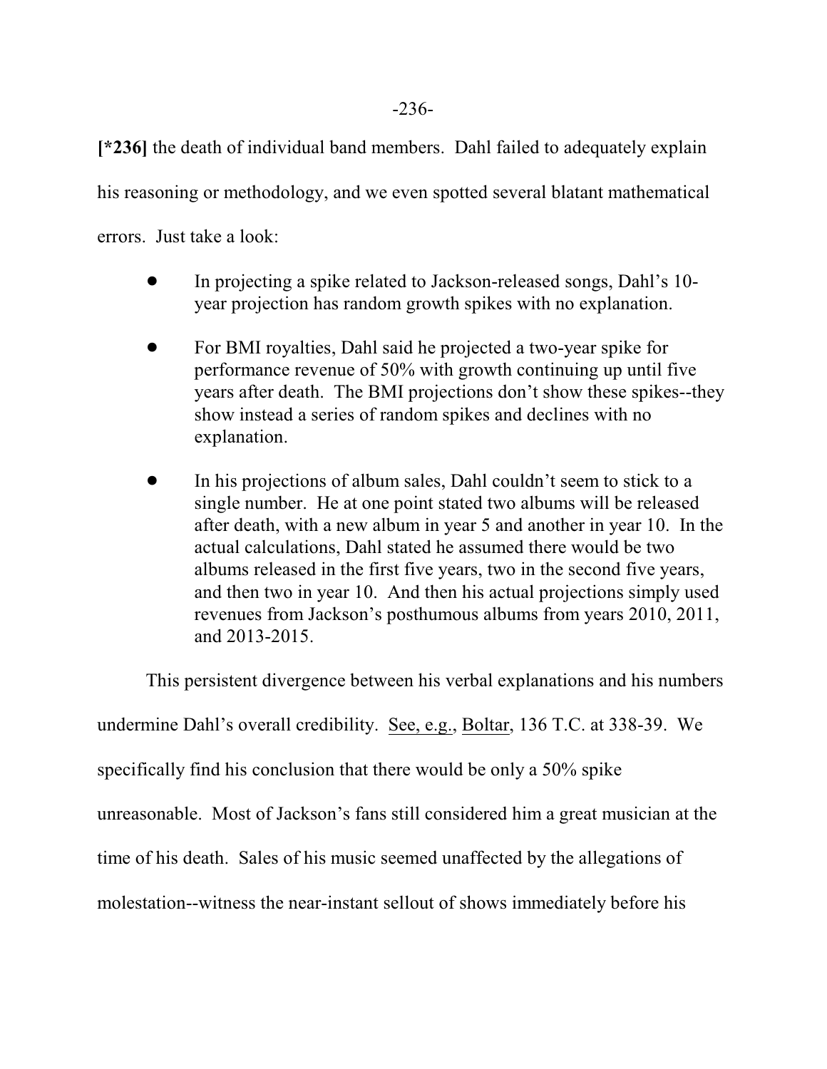**[*236]** the death of individual band members. Dahl failed to adequately explain his reasoning or methodology, and we even spotted several blatant mathematical errors. Just take a look:

- In projecting a spike related to Jackson-released songs, Dahl's 10-year projection has random growth spikes with no explanation.
- For BMI royalties, Dahl said he projected a two-year spike for performance revenue of 50% with growth continuing up until five years after death. The BMI projections don't show these spikes--they show instead a series of random spikes and declines with no explanation.
- In his projections of album sales, Dahl couldn't seem to stick to a single number. He at one point stated two albums will be released after death, with a new album in year 5 and another in year 10. In the actual calculations, Dahl stated he assumed there would be two albums released in the first five years, two in the second five years, and then two in year 10. And then his actual projections simply used revenues from Jackson's posthumous albums from years 2010, 2011, and 2013-2015.

This persistent divergence between his verbal explanations and his numbers undermine Dahl's overall credibility. See, e.g., Boltar, 136 T.C. at 338-39. We specifically find his conclusion that there would be only a 50% spike unreasonable. Most of Jackson's fans still considered him a great musician at the time of his death. Sales of his music seemed unaffected by the allegations of molestation--witness the near-instant sellout of shows immediately before his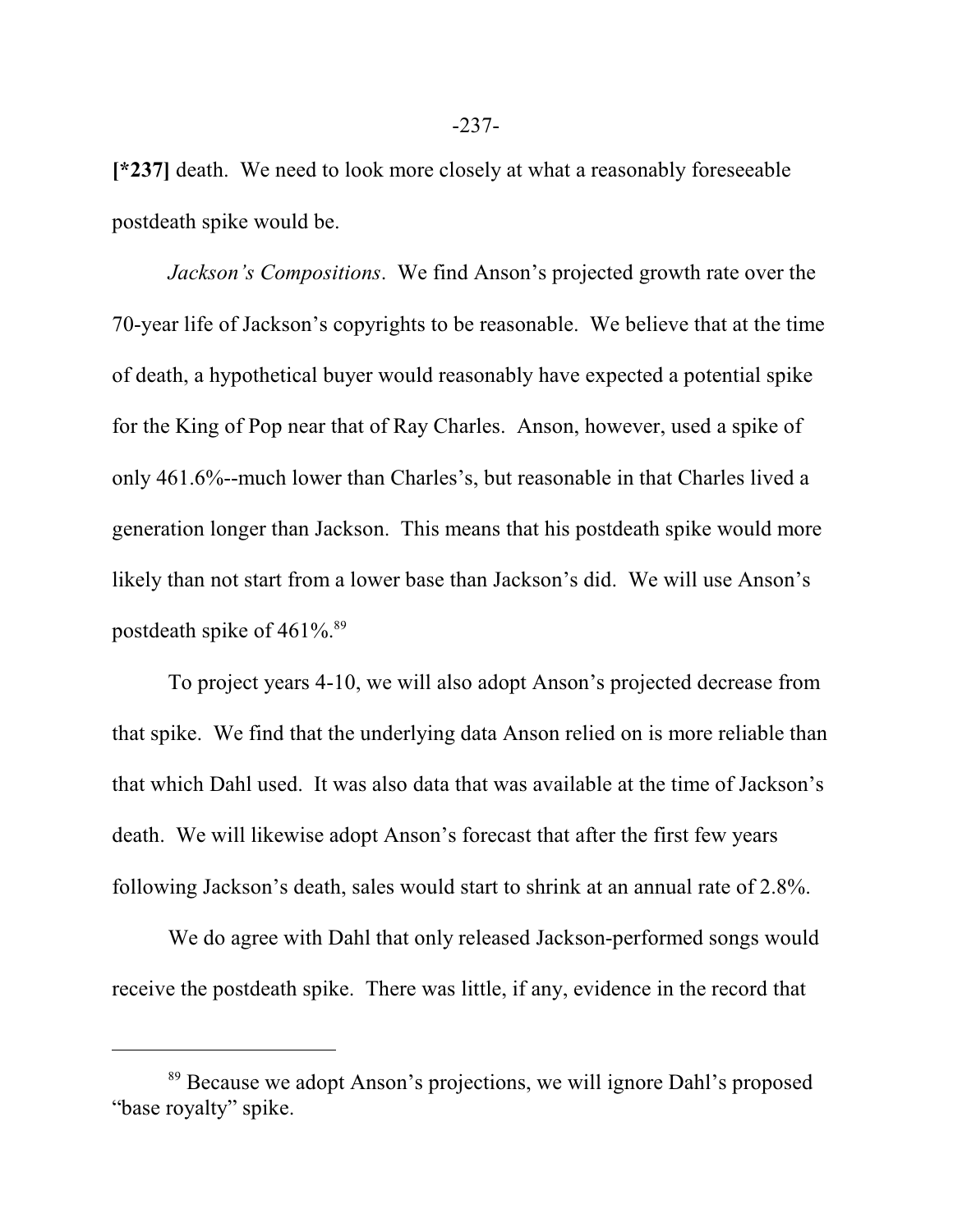[*237] death. We need to look more closely at what a reasonably foreseeable postdeath spike would be.

*Jackson's Compositions*. We find Anson's projected growth rate over the 70-year life of Jackson's copyrights to be reasonable. We believe that at the time of death, a hypothetical buyer would reasonably have expected a potential spike for the King of Pop near that of Ray Charles. Anson, however, used a spike of only 461.6%--much lower than Charles's, but reasonable in that Charles lived a generation longer than Jackson. This means that his postdeath spike would more likely than not start from a lower base than Jackson's did. We will use Anson's postdeath spike of 461%.[89]

To project years 4-10, we will also adopt Anson's projected decrease from that spike. We find that the underlying data Anson relied on is more reliable than that which Dahl used. It was also data that was available at the time of Jackson's death. We will likewise adopt Anson's forecast that after the first few years following Jackson's death, sales would start to shrink at an annual rate of 2.8%.

We do agree with Dahl that only released Jackson-performed songs would receive the postdeath spike. There was little, if any, evidence in the record that

---

[89] Because we adopt Anson's projections, we will ignore Dahl's proposed "base royalty" spike.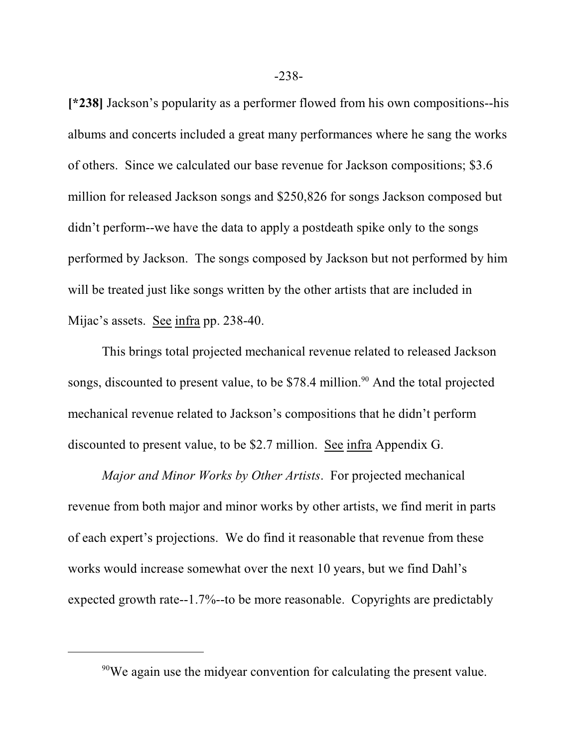**[*238]** Jackson's popularity as a performer flowed from his own compositions--his albums and concerts included a great many performances where he sang the works of others. Since we calculated our base revenue for Jackson compositions; \$3.6 million for released Jackson songs and \$250,826 for songs Jackson composed but didn't perform--we have the data to apply a postdeath spike only to the songs performed by Jackson. The songs composed by Jackson but not performed by him will be treated just like songs written by the other artists that are included in Mijac's assets. See infra pp. 238-40.

This brings total projected mechanical revenue related to released Jackson songs, discounted to present value, to be \$78.4 million.[90] And the total projected mechanical revenue related to Jackson's compositions that he didn't perform discounted to present value, to be \$2.7 million. See infra Appendix G.

*Major and Minor Works by Other Artists*. For projected mechanical revenue from both major and minor works by other artists, we find merit in parts of each expert's projections. We do find it reasonable that revenue from these works would increase somewhat over the next 10 years, but we find Dahl's expected growth rate--1.7%--to be more reasonable. Copyrights are predictably

---

[90] We again use the midyear convention for calculating the present value.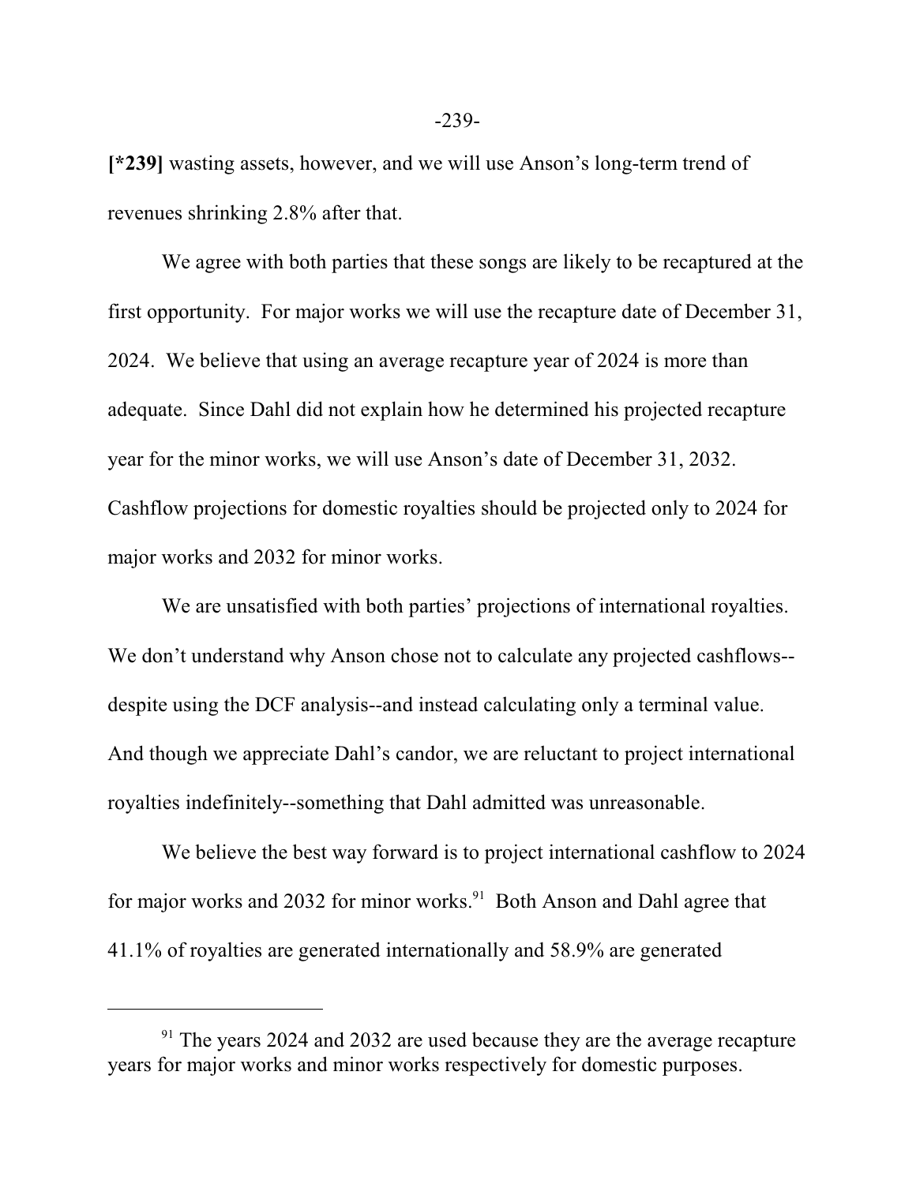**[*239]** wasting assets, however, and we will use Anson's long-term trend of revenues shrinking 2.8% after that.

We agree with both parties that these songs are likely to be recaptured at the first opportunity. For major works we will use the recapture date of December 31, 2024. We believe that using an average recapture year of 2024 is more than adequate. Since Dahl did not explain how he determined his projected recapture year for the minor works, we will use Anson's date of December 31, 2032. Cashflow projections for domestic royalties should be projected only to 2024 for major works and 2032 for minor works.

We are unsatisfied with both parties' projections of international royalties. We don't understand why Anson chose not to calculate any projected cashflows--despite using the DCF analysis--and instead calculating only a terminal value. And though we appreciate Dahl's candor, we are reluctant to project international royalties indefinitely--something that Dahl admitted was unreasonable.

We believe the best way forward is to project international cashflow to 2024 for major works and 2032 for minor works.[91] Both Anson and Dahl agree that 41.1% of royalties are generated internationally and 58.9% are generated

---

[91] The years 2024 and 2032 are used because they are the average recapture years for major works and minor works respectively for domestic purposes.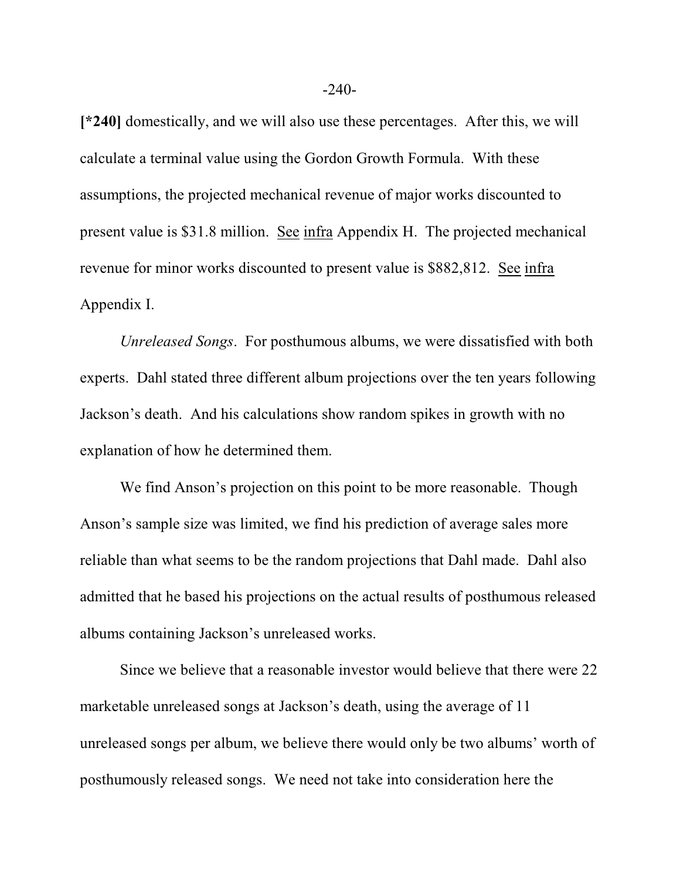**[*240]** domestically, and we will also use these percentages. After this, we will calculate a terminal value using the Gordon Growth Formula. With these assumptions, the projected mechanical revenue of major works discounted to present value is $31.8 million. See infra Appendix H. The projected mechanical revenue for minor works discounted to present value is $882,812. See infra Appendix I.

*Unreleased Songs*. For posthumous albums, we were dissatisfied with both experts. Dahl stated three different album projections over the ten years following Jackson's death. And his calculations show random spikes in growth with no explanation of how he determined them.

We find Anson's projection on this point to be more reasonable. Though Anson's sample size was limited, we find his prediction of average sales more reliable than what seems to be the random projections that Dahl made. Dahl also admitted that he based his projections on the actual results of posthumous released albums containing Jackson's unreleased works.

Since we believe that a reasonable investor would believe that there were 22 marketable unreleased songs at Jackson's death, using the average of 11 unreleased songs per album, we believe there would only be two albums' worth of posthumously released songs. We need not take into consideration here the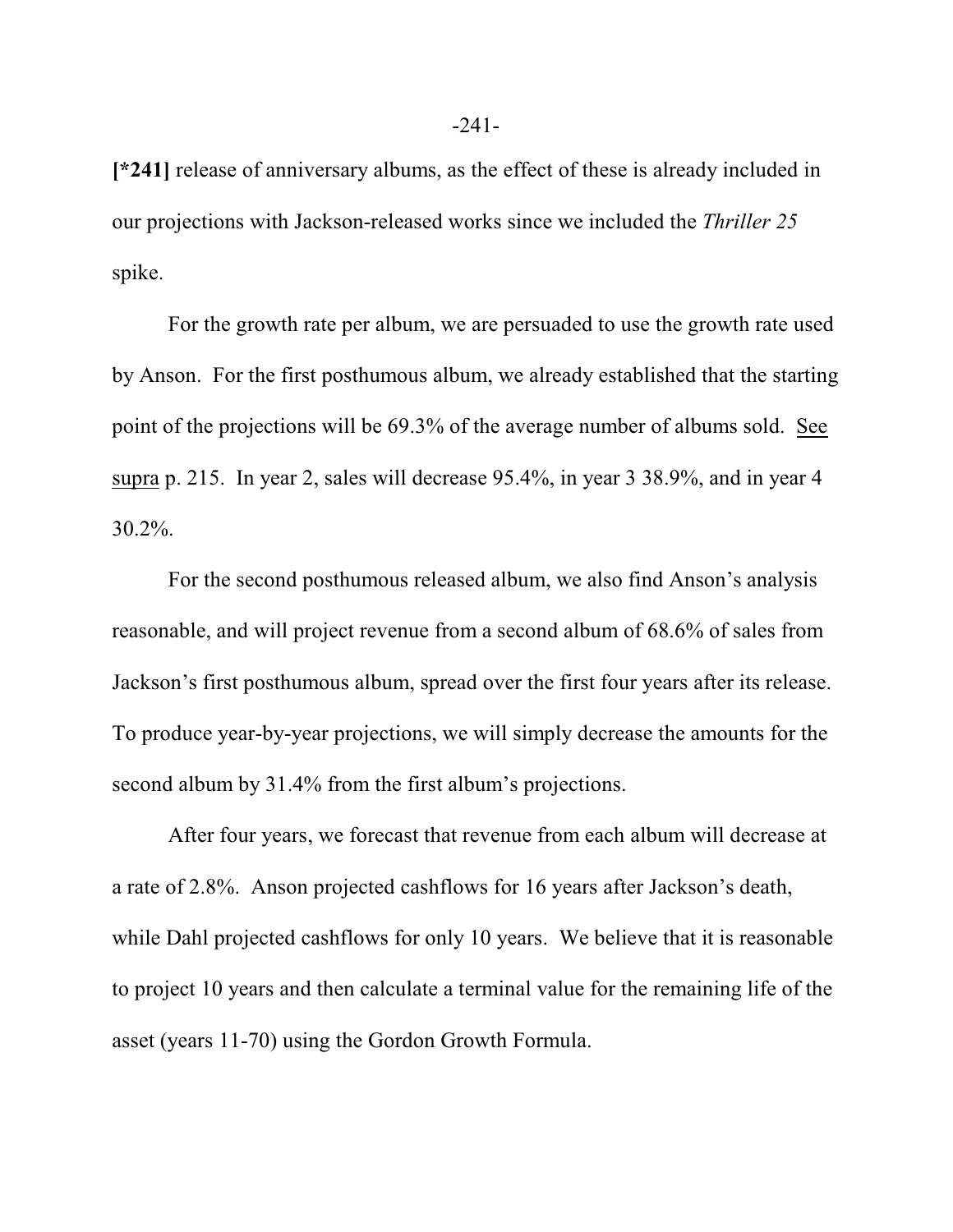**[*241]** release of anniversary albums, as the effect of these is already included in our projections with Jackson-released works since we included the *Thriller 25* spike.

For the growth rate per album, we are persuaded to use the growth rate used by Anson. For the first posthumous album, we already established that the starting point of the projections will be 69.3% of the average number of albums sold. See supra p. 215. In year 2, sales will decrease 95.4%, in year 3 38.9%, and in year 4 30.2%.

For the second posthumous released album, we also find Anson's analysis reasonable, and will project revenue from a second album of 68.6% of sales from Jackson's first posthumous album, spread over the first four years after its release. To produce year-by-year projections, we will simply decrease the amounts for the second album by 31.4% from the first album's projections.

After four years, we forecast that revenue from each album will decrease at a rate of 2.8%. Anson projected cashflows for 16 years after Jackson's death, while Dahl projected cashflows for only 10 years. We believe that it is reasonable to project 10 years and then calculate a terminal value for the remaining life of the asset (years 11-70) using the Gordon Growth Formula.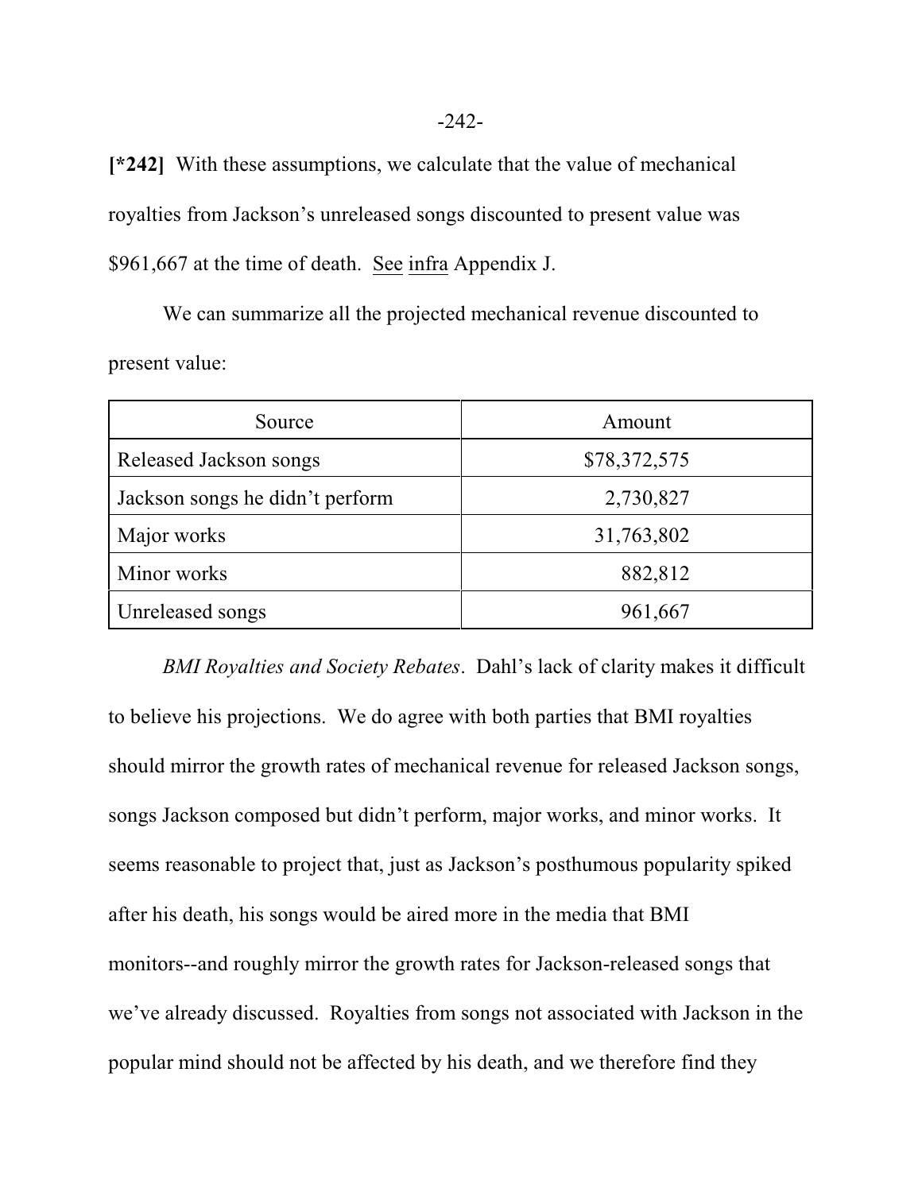**[*242]** With these assumptions, we calculate that the value of mechanical royalties from Jackson's unreleased songs discounted to present value was $961,667 at the time of death. See infra Appendix J.

We can summarize all the projected mechanical revenue discounted to present value:

| Source | Amount |
|---|---|
| Released Jackson songs | $78,372,575 |
| Jackson songs he didn't perform | 2,730,827 |
| Major works | 31,763,802 |
| Minor works | 882,812 |
| Unreleased songs | 961,667 |

*BMI Royalties and Society Rebates*. Dahl's lack of clarity makes it difficult to believe his projections. We do agree with both parties that BMI royalties should mirror the growth rates of mechanical revenue for released Jackson songs, songs Jackson composed but didn't perform, major works, and minor works. It seems reasonable to project that, just as Jackson's posthumous popularity spiked after his death, his songs would be aired more in the media that BMI monitors--and roughly mirror the growth rates for Jackson-released songs that we've already discussed. Royalties from songs not associated with Jackson in the popular mind should not be affected by his death, and we therefore find they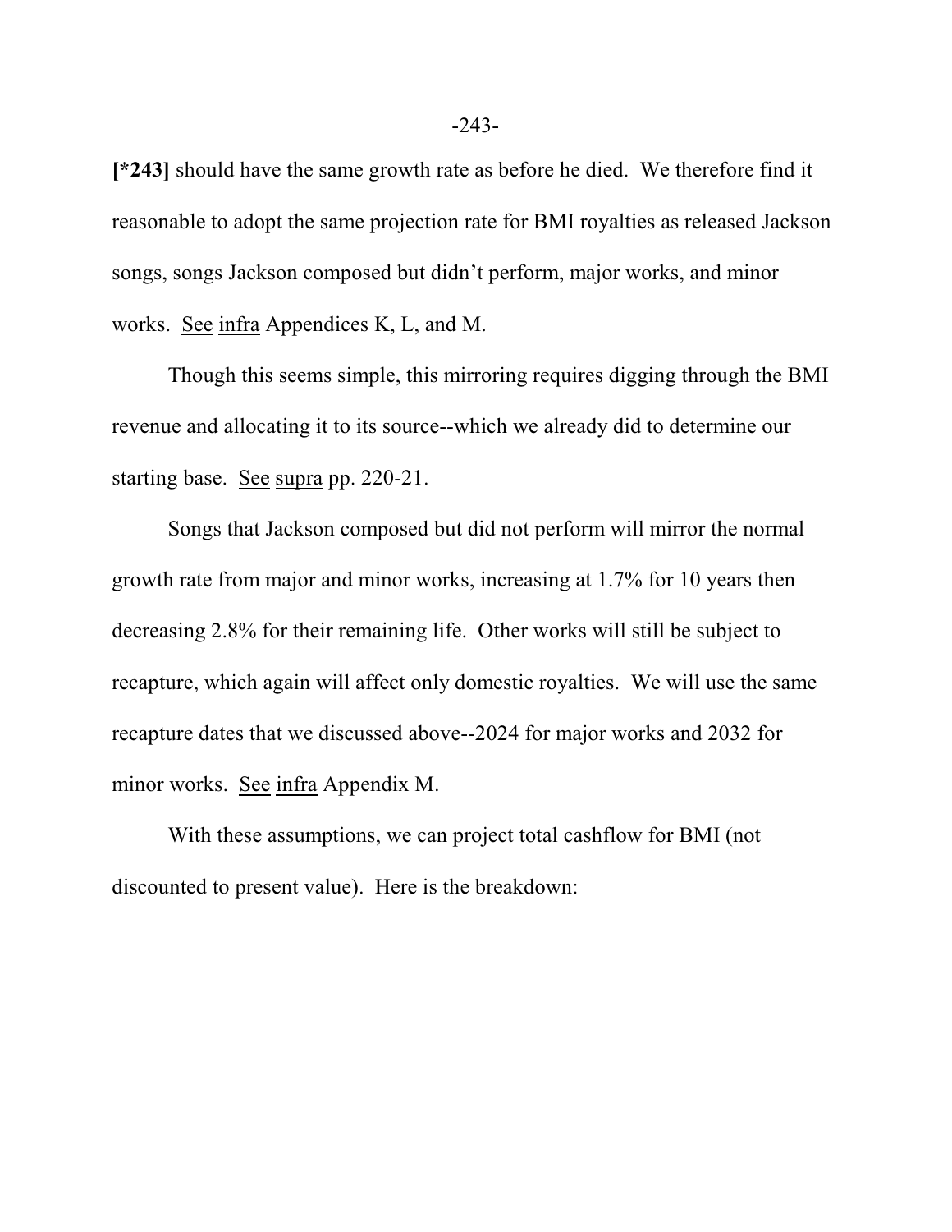**[*243]** should have the same growth rate as before he died. We therefore find it reasonable to adopt the same projection rate for BMI royalties as released Jackson songs, songs Jackson composed but didn't perform, major works, and minor works. See infra Appendices K, L, and M.

Though this seems simple, this mirroring requires digging through the BMI revenue and allocating it to its source--which we already did to determine our starting base. See supra pp. 220-21.

Songs that Jackson composed but did not perform will mirror the normal growth rate from major and minor works, increasing at 1.7% for 10 years then decreasing 2.8% for their remaining life. Other works will still be subject to recapture, which again will affect only domestic royalties. We will use the same recapture dates that we discussed above--2024 for major works and 2032 for minor works. See infra Appendix M.

With these assumptions, we can project total cashflow for BMI (not discounted to present value). Here is the breakdown: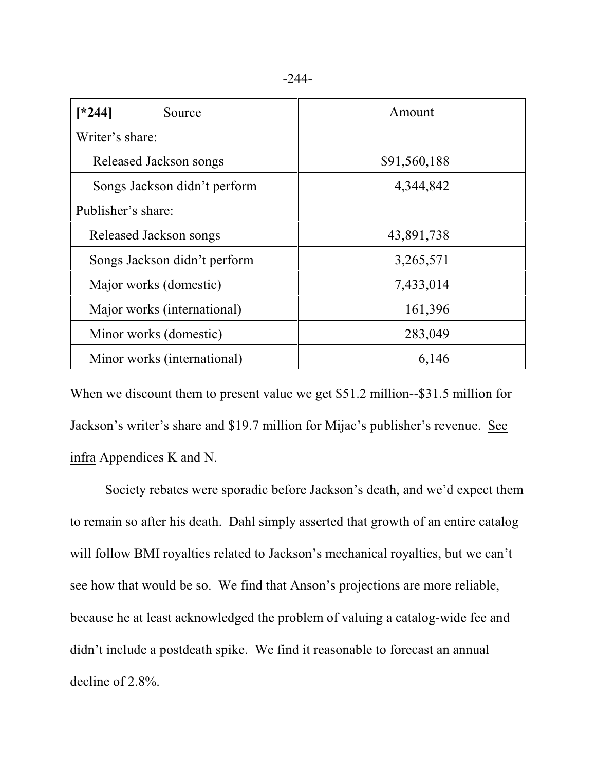| [*244] Source | Amount |
| --- | --- |
| Writer's share: | |
| Released Jackson songs | $91,560,188 |
| Songs Jackson didn't perform | 4,344,842 |
| Publisher's share: | |
| Released Jackson songs | 43,891,738 |
| Songs Jackson didn't perform | 3,265,571 |
| Major works (domestic) | 7,433,014 |
| Major works (international) | 161,396 |
| Minor works (domestic) | 283,049 |
| Minor works (international) | 6,146 |

When we discount them to present value we get $51.2 million--$31.5 million for Jackson's writer's share and $19.7 million for Mijac's publisher's revenue. See infra Appendices K and N.

Society rebates were sporadic before Jackson's death, and we'd expect them to remain so after his death. Dahl simply asserted that growth of an entire catalog will follow BMI royalties related to Jackson's mechanical royalties, but we can't see how that would be so. We find that Anson's projections are more reliable, because he at least acknowledged the problem of valuing a catalog-wide fee and didn't include a postdeath spike. We find it reasonable to forecast an annual decline of 2.8%.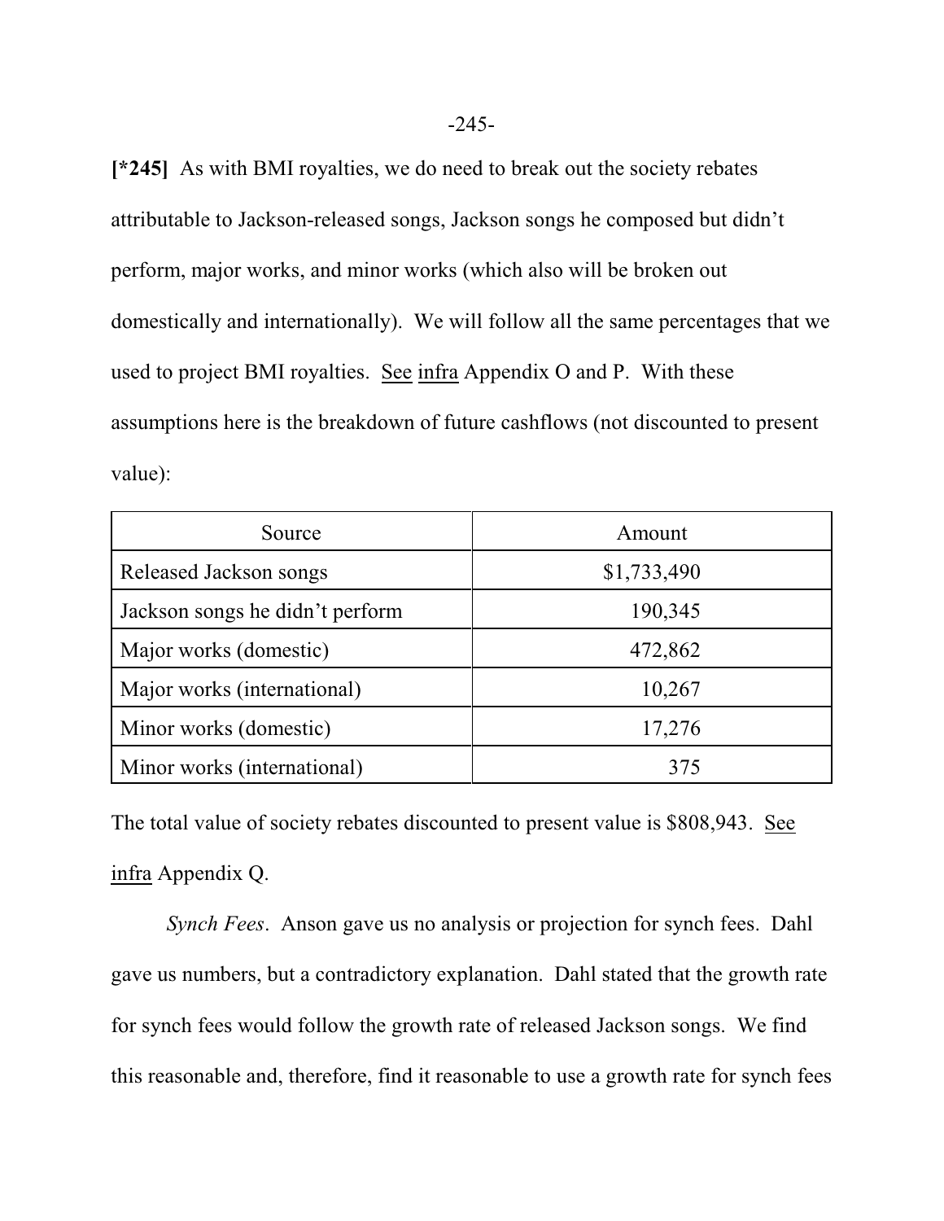[*245] As with BMI royalties, we do need to break out the society rebates attributable to Jackson-released songs, Jackson songs he composed but didn't perform, major works, and minor works (which also will be broken out domestically and internationally). We will follow all the same percentages that we used to project BMI royalties. See infra Appendix O and P. With these assumptions here is the breakdown of future cashflows (not discounted to present value):

| Source | Amount |
| --- | --- |
| Released Jackson songs | $1,733,490 |
| Jackson songs he didn't perform | 190,345 |
| Major works (domestic) | 472,862 |
| Major works (international) | 10,267 |
| Minor works (domestic) | 17,276 |
| Minor works (international) | 375 |

The total value of society rebates discounted to present value is $808,943. See infra Appendix Q.

*Synch Fees*. Anson gave us no analysis or projection for synch fees. Dahl gave us numbers, but a contradictory explanation. Dahl stated that the growth rate for synch fees would follow the growth rate of released Jackson songs. We find this reasonable and, therefore, find it reasonable to use a growth rate for synch fees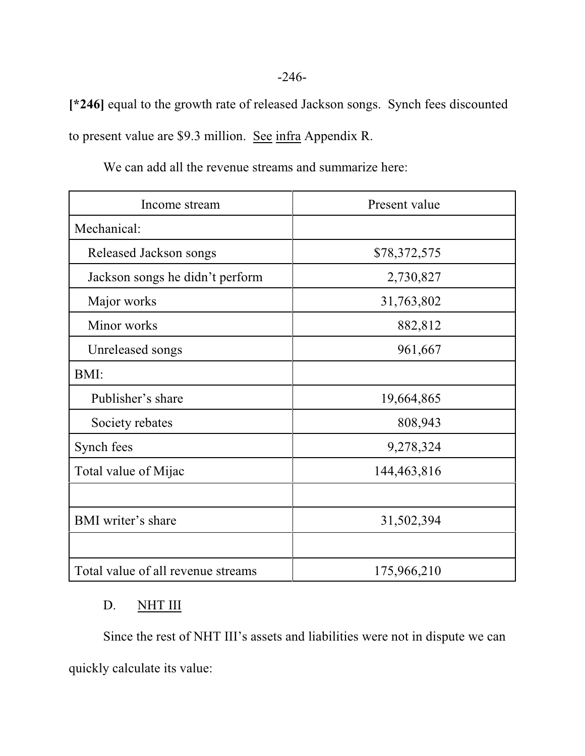**[*246]** equal to the growth rate of released Jackson songs. Synch fees discounted to present value are $9.3 million. See infra Appendix R.

We can add all the revenue streams and summarize here:

| Income stream | Present value |
|---|---|
| Mechanical: | |
| Released Jackson songs | $78,372,575 |
| Jackson songs he didn't perform | 2,730,827 |
| Major works | 31,763,802 |
| Minor works | 882,812 |
| Unreleased songs | 961,667 |
| BMI: | |
| Publisher's share | 19,664,865 |
| Society rebates | 808,943 |
| Synch fees | 9,278,324 |
| Total value of Mijac | 144,463,816 |
| | |
| BMI writer's share | 31,502,394 |
| | |
| Total value of all revenue streams | 175,966,210 |

D. NHT III

Since the rest of NHT III's assets and liabilities were not in dispute we can quickly calculate its value: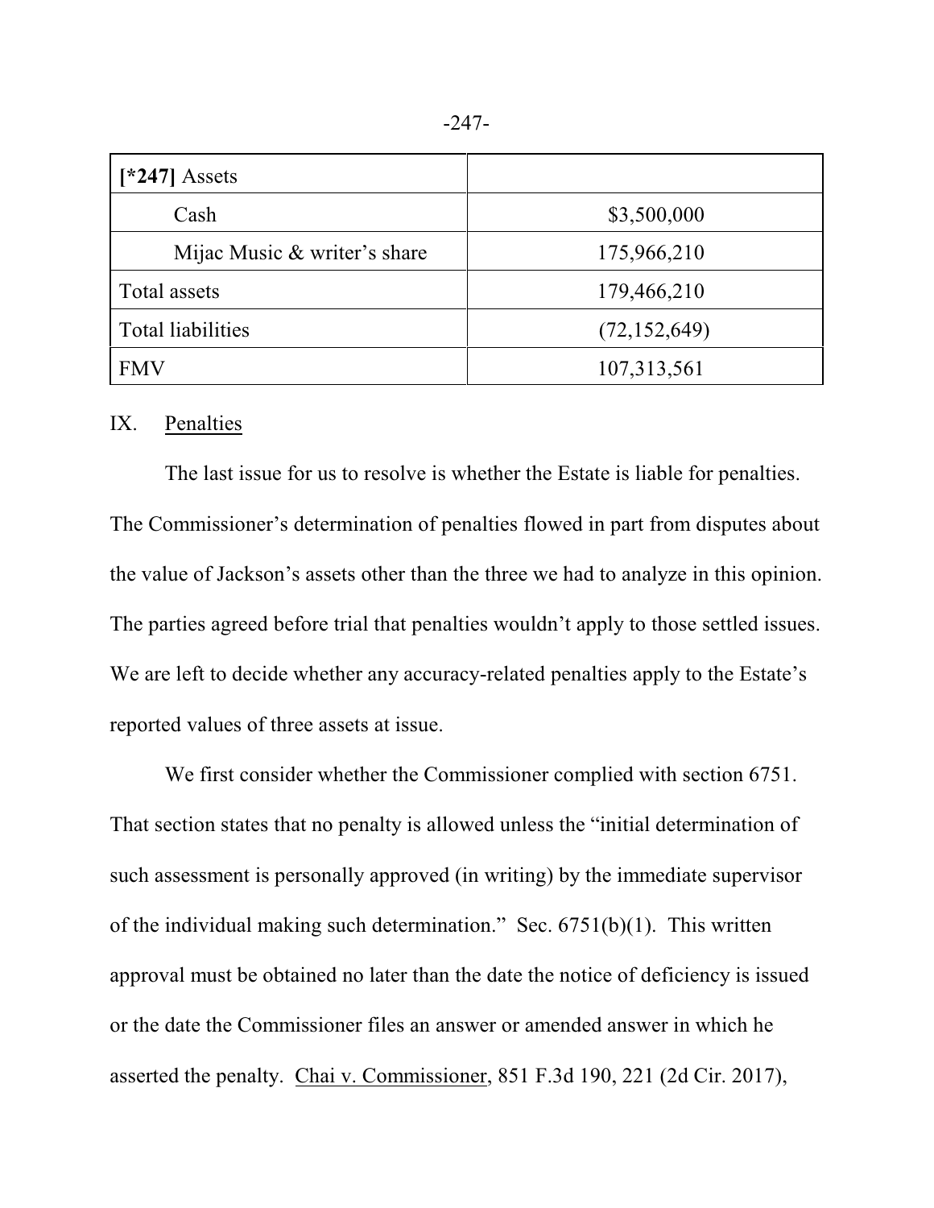| [*247] Assets | |
|---|---|
| Cash | $3,500,000 |
| Mijac Music & writer's share | 175,966,210 |
| Total assets | 179,466,210 |
| Total liabilities | (72,152,649) |
| FMV | 107,313,561 |

## IX. Penalties

The last issue for us to resolve is whether the Estate is liable for penalties. The Commissioner's determination of penalties flowed in part from disputes about the value of Jackson's assets other than the three we had to analyze in this opinion. The parties agreed before trial that penalties wouldn't apply to those settled issues. We are left to decide whether any accuracy-related penalties apply to the Estate's reported values of three assets at issue.

We first consider whether the Commissioner complied with section 6751. That section states that no penalty is allowed unless the "initial determination of such assessment is personally approved (in writing) by the immediate supervisor of the individual making such determination." Sec. 6751(b)(1). This written approval must be obtained no later than the date the notice of deficiency is issued or the date the Commissioner files an answer or amended answer in which he asserted the penalty. Chai v. Commissioner, 851 F.3d 190, 221 (2d Cir. 2017),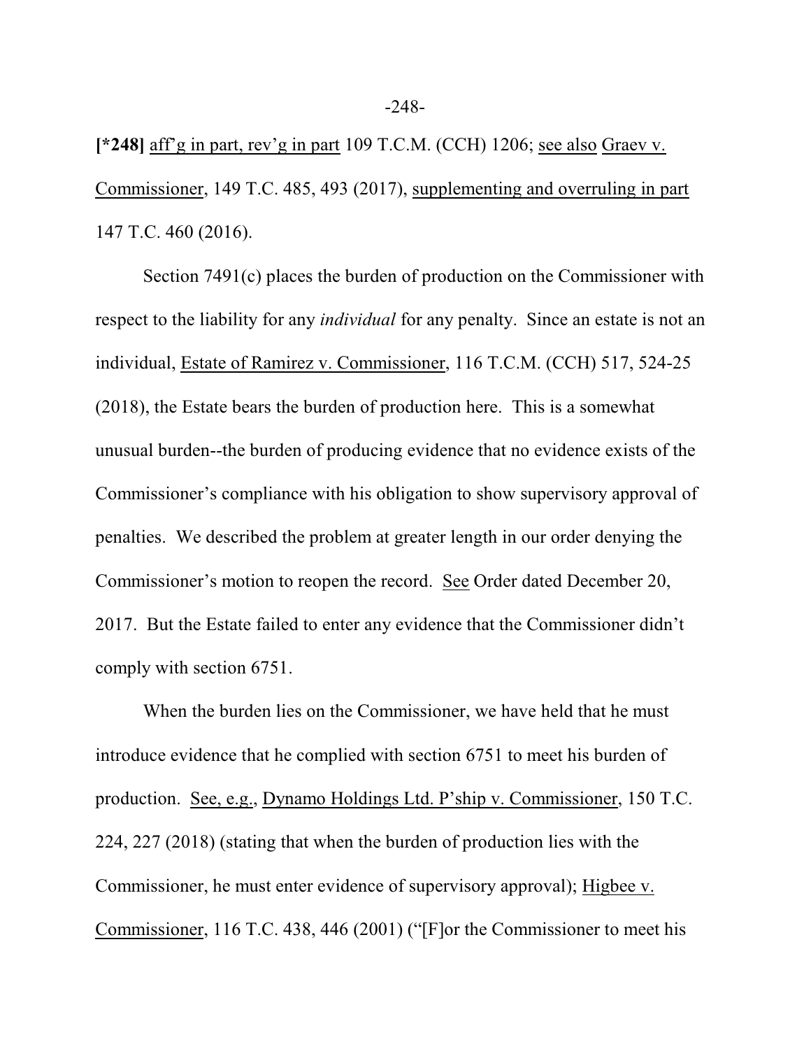**[*248]** aff'g in part, rev'g in part 109 T.C.M. (CCH) 1206; see also Graev v. Commissioner, 149 T.C. 485, 493 (2017), supplementing and overruling in part 147 T.C. 460 (2016).

Section 7491(c) places the burden of production on the Commissioner with respect to the liability for any *individual* for any penalty. Since an estate is not an individual, Estate of Ramirez v. Commissioner, 116 T.C.M. (CCH) 517, 524-25 (2018), the Estate bears the burden of production here. This is a somewhat unusual burden--the burden of producing evidence that no evidence exists of the Commissioner's compliance with his obligation to show supervisory approval of penalties. We described the problem at greater length in our order denying the Commissioner's motion to reopen the record. See Order dated December 20, 2017. But the Estate failed to enter any evidence that the Commissioner didn't comply with section 6751.

When the burden lies on the Commissioner, we have held that he must introduce evidence that he complied with section 6751 to meet his burden of production. See, e.g., Dynamo Holdings Ltd. P'ship v. Commissioner, 150 T.C. 224, 227 (2018) (stating that when the burden of production lies with the Commissioner, he must enter evidence of supervisory approval); Higbee v. Commissioner, 116 T.C. 438, 446 (2001) ("[F]or the Commissioner to meet his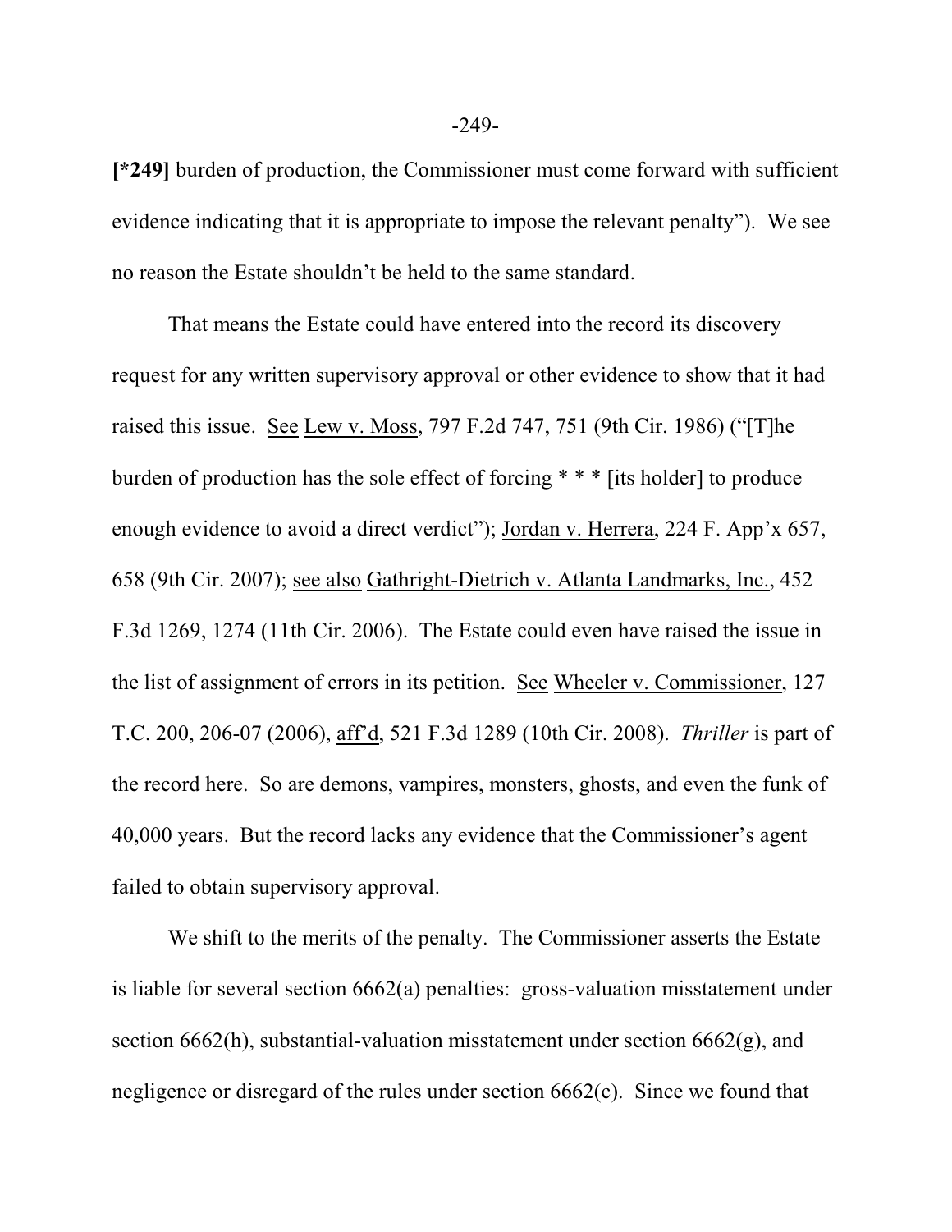**[*249]** burden of production, the Commissioner must come forward with sufficient evidence indicating that it is appropriate to impose the relevant penalty"). We see no reason the Estate shouldn't be held to the same standard.

That means the Estate could have entered into the record its discovery request for any written supervisory approval or other evidence to show that it had raised this issue. See Lew v. Moss, 797 F.2d 747, 751 (9th Cir. 1986) ("[T]he burden of production has the sole effect of forcing * * * [its holder] to produce enough evidence to avoid a direct verdict"); Jordan v. Herrera, 224 F. App'x 657, 658 (9th Cir. 2007); see also Gathright-Dietrich v. Atlanta Landmarks, Inc., 452 F.3d 1269, 1274 (11th Cir. 2006). The Estate could even have raised the issue in the list of assignment of errors in its petition. See Wheeler v. Commissioner, 127 T.C. 200, 206-07 (2006), aff'd, 521 F.3d 1289 (10th Cir. 2008). *Thriller* is part of the record here. So are demons, vampires, monsters, ghosts, and even the funk of 40,000 years. But the record lacks any evidence that the Commissioner's agent failed to obtain supervisory approval.

We shift to the merits of the penalty. The Commissioner asserts the Estate is liable for several section 6662(a) penalties: gross-valuation misstatement under section 6662(h), substantial-valuation misstatement under section 6662(g), and negligence or disregard of the rules under section 6662(c). Since we found that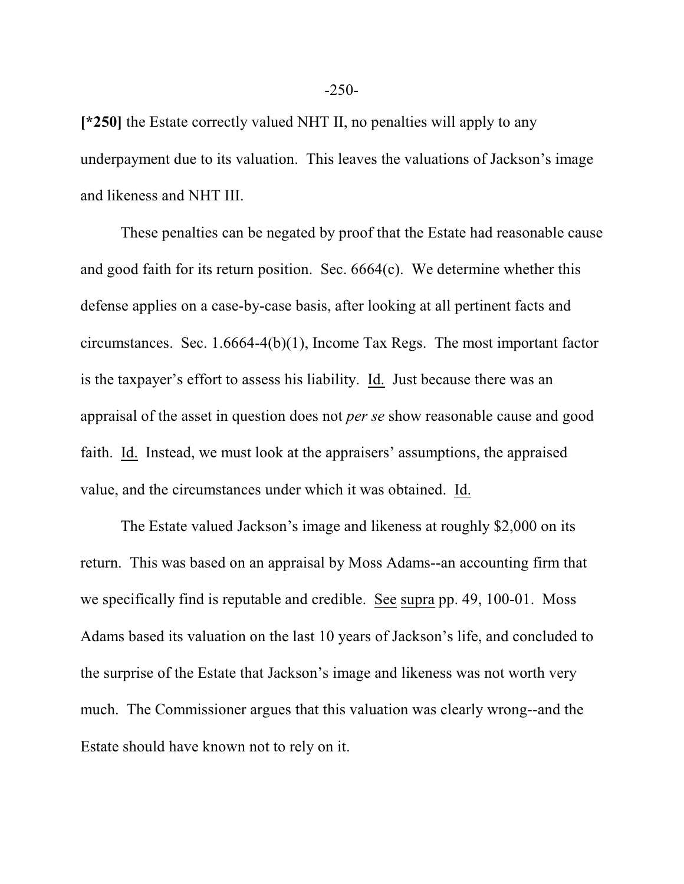**[*250]** the Estate correctly valued NHT II, no penalties will apply to any underpayment due to its valuation. This leaves the valuations of Jackson's image and likeness and NHT III.

These penalties can be negated by proof that the Estate had reasonable cause and good faith for its return position. Sec. 6664(c). We determine whether this defense applies on a case-by-case basis, after looking at all pertinent facts and circumstances. Sec. 1.6664-4(b)(1), Income Tax Regs. The most important factor is the taxpayer's effort to assess his liability. Id. Just because there was an appraisal of the asset in question does not *per se* show reasonable cause and good faith. Id. Instead, we must look at the appraisers' assumptions, the appraised value, and the circumstances under which it was obtained. Id.

The Estate valued Jackson's image and likeness at roughly $2,000 on its return. This was based on an appraisal by Moss Adams--an accounting firm that we specifically find is reputable and credible. See supra pp. 49, 100-01. Moss Adams based its valuation on the last 10 years of Jackson's life, and concluded to the surprise of the Estate that Jackson's image and likeness was not worth very much. The Commissioner argues that this valuation was clearly wrong--and the Estate should have known not to rely on it.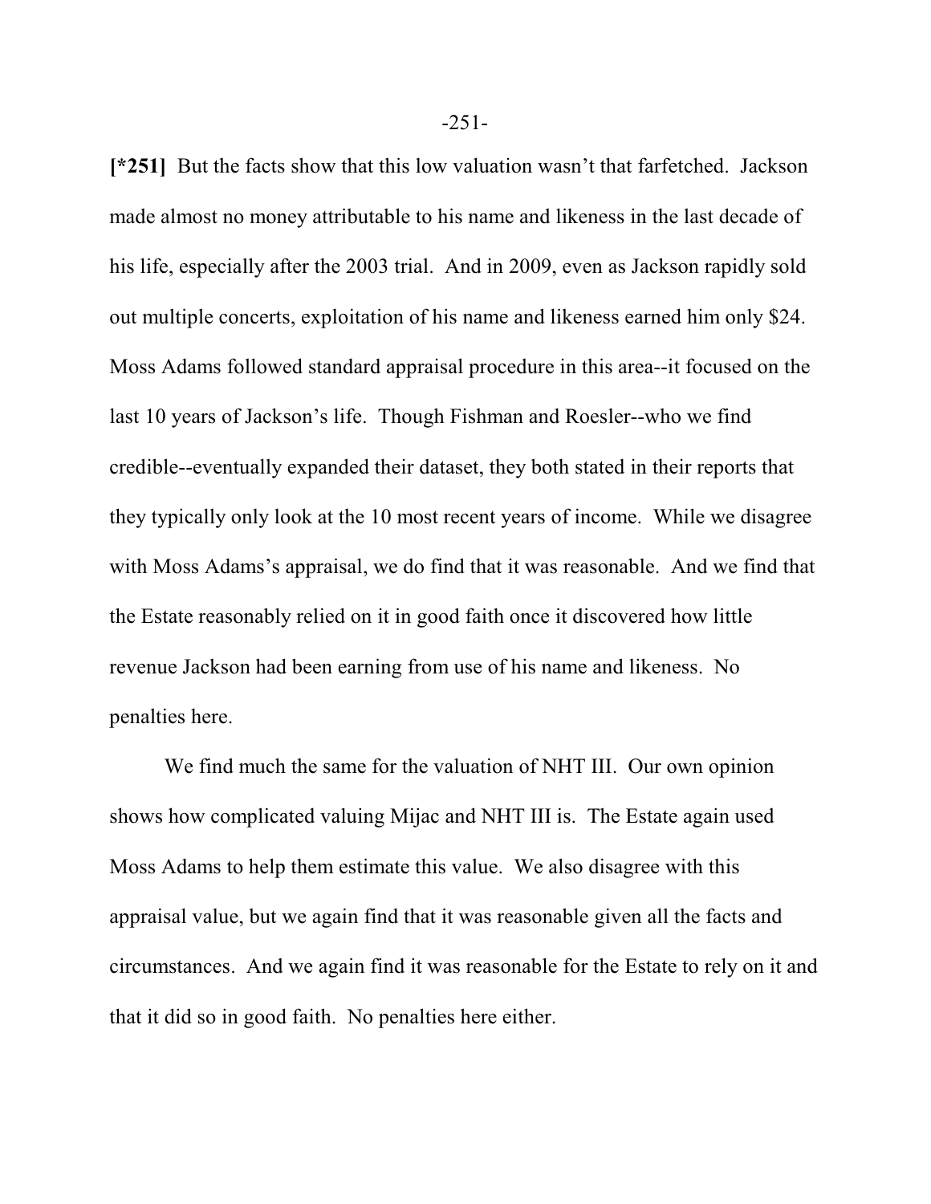**[*251]** But the facts show that this low valuation wasn't that farfetched. Jackson made almost no money attributable to his name and likeness in the last decade of his life, especially after the 2003 trial. And in 2009, even as Jackson rapidly sold out multiple concerts, exploitation of his name and likeness earned him only $24. Moss Adams followed standard appraisal procedure in this area--it focused on the last 10 years of Jackson's life. Though Fishman and Roesler--who we find credible--eventually expanded their dataset, they both stated in their reports that they typically only look at the 10 most recent years of income. While we disagree with Moss Adams's appraisal, we do find that it was reasonable. And we find that the Estate reasonably relied on it in good faith once it discovered how little revenue Jackson had been earning from use of his name and likeness. No penalties here.

We find much the same for the valuation of NHT III. Our own opinion shows how complicated valuing Mijac and NHT III is. The Estate again used Moss Adams to help them estimate this value. We also disagree with this appraisal value, but we again find that it was reasonable given all the facts and circumstances. And we again find it was reasonable for the Estate to rely on it and that it did so in good faith. No penalties here either.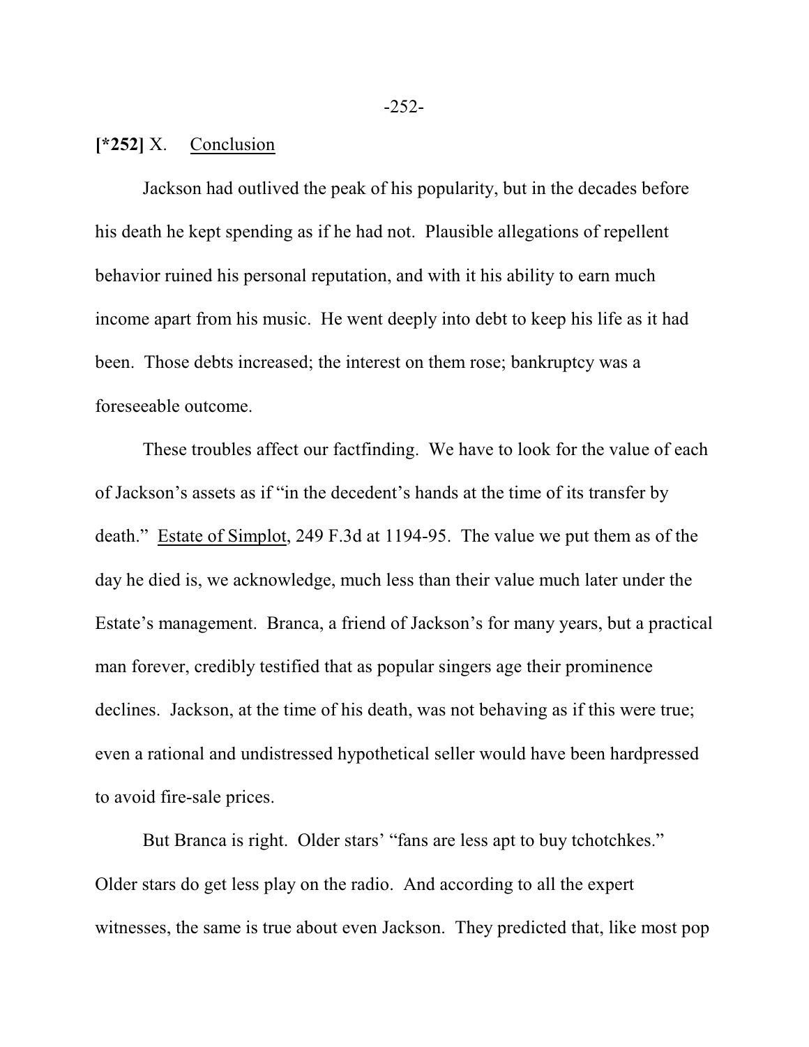**[*252]** X. Conclusion

Jackson had outlived the peak of his popularity, but in the decades before his death he kept spending as if he had not. Plausible allegations of repellent behavior ruined his personal reputation, and with it his ability to earn much income apart from his music. He went deeply into debt to keep his life as it had been. Those debts increased; the interest on them rose; bankruptcy was a foreseeable outcome.

These troubles affect our factfinding. We have to look for the value of each of Jackson's assets as if "in the decedent's hands at the time of its transfer by death." Estate of Simplot, 249 F.3d at 1194-95. The value we put them as of the day he died is, we acknowledge, much less than their value much later under the Estate's management. Branca, a friend of Jackson's for many years, but a practical man forever, credibly testified that as popular singers age their prominence declines. Jackson, at the time of his death, was not behaving as if this were true; even a rational and undistressed hypothetical seller would have been hardpressed to avoid fire-sale prices.

But Branca is right. Older stars' "fans are less apt to buy tchotchkes." Older stars do get less play on the radio. And according to all the expert witnesses, the same is true about even Jackson. They predicted that, like most pop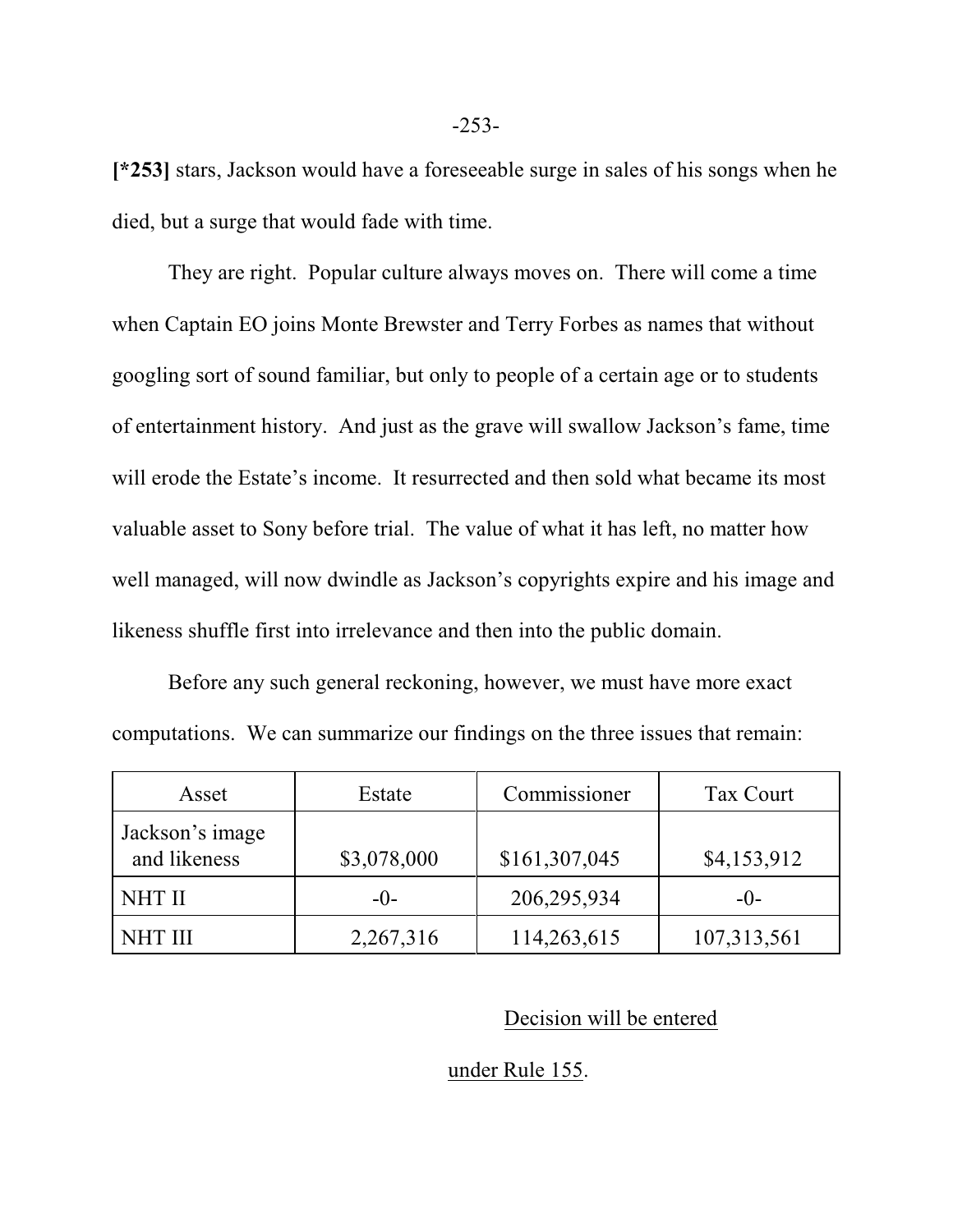**[*253]** stars, Jackson would have a foreseeable surge in sales of his songs when he died, but a surge that would fade with time.

They are right. Popular culture always moves on. There will come a time when Captain EO joins Monte Brewster and Terry Forbes as names that without googling sort of sound familiar, but only to people of a certain age or to students of entertainment history. And just as the grave will swallow Jackson's fame, time will erode the Estate's income. It resurrected and then sold what became its most valuable asset to Sony before trial. The value of what it has left, no matter how well managed, will now dwindle as Jackson's copyrights expire and his image and likeness shuffle first into irrelevance and then into the public domain.

Before any such general reckoning, however, we must have more exact computations. We can summarize our findings on the three issues that remain:

| Asset | Estate | Commissioner | Tax Court |
|---|---|---|---|
| Jackson's image and likeness | $3,078,000 | $161,307,045 | $4,153,912 |
| NHT II | -0- | 206,295,934 | -0- |
| NHT III | 2,267,316 | 114,263,615 | 107,313,561 |

Decision will be entered

under Rule 155.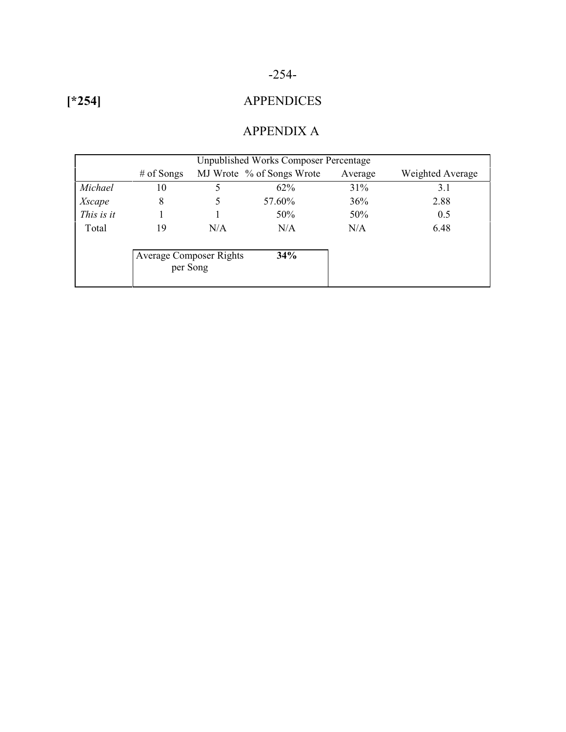[*254]

# APPENDICES

## APPENDIX A

| Unpublished Works Composer Percentage | | | | | |
|---|---|---|---|---|---|
| | # of Songs | MJ Wrote | % of Songs Wrote | Average | Weighted Average |
| *Michael* | 10 | 5 | 62% | 31% | 3.1 |
| *Xscape* | 8 | 5 | 57.60% | 36% | 2.88 |
| *This is it* | 1 | 1 | 50% | 50% | 0.5 |
| Total | 19 | N/A | N/A | N/A | 6.48 |

| Average Composer Rights per Song | **34%** |
|---|---|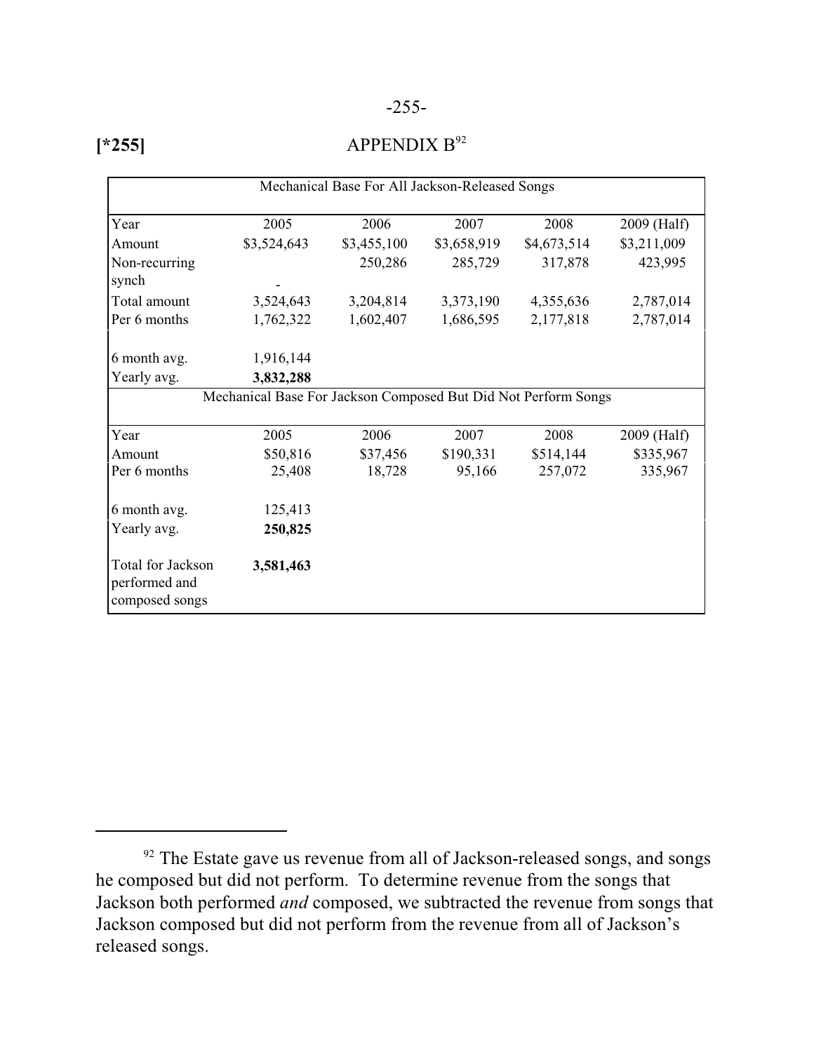**[*255]**

## APPENDIX B[92]

| Mechanical Base For All Jackson-Released Songs | | | | | |
|---|---|---|---|---|---|
| Year | 2005 | 2006 | 2007 | 2008 | 2009 (Half) |
| Amount | $3,524,643 | $3,455,100 | $3,658,919 | $4,673,514 | $3,211,009 |
| Non-recurring synch | - | 250,286 | 285,729 | 317,878 | 423,995 |
| Total amount | 3,524,643 | 3,204,814 | 3,373,190 | 4,355,636 | 2,787,014 |
| Per 6 months | 1,762,322 | 1,602,407 | 1,686,595 | 2,177,818 | 2,787,014 |
| 6 month avg. | 1,916,144 | | | | |
| Yearly avg. | **3,832,288** | | | | |
| **Mechanical Base For Jackson Composed But Did Not Perform Songs** | | | | | |
| Year | 2005 | 2006 | 2007 | 2008 | 2009 (Half) |
| Amount | $50,816 | $37,456 | $190,331 | $514,144 | $335,967 |
| Per 6 months | 25,408 | 18,728 | 95,166 | 257,072 | 335,967 |
| 6 month avg. | 125,413 | | | | |
| Yearly avg. | **250,825** | | | | |
| Total for Jackson performed and composed songs | **3,581,463** | | | | |

---

[92] The Estate gave us revenue from all of Jackson-released songs, and songs he composed but did not perform. To determine revenue from the songs that Jackson both performed *and* composed, we subtracted the revenue from songs that Jackson composed but did not perform from the revenue from all of Jackson's released songs.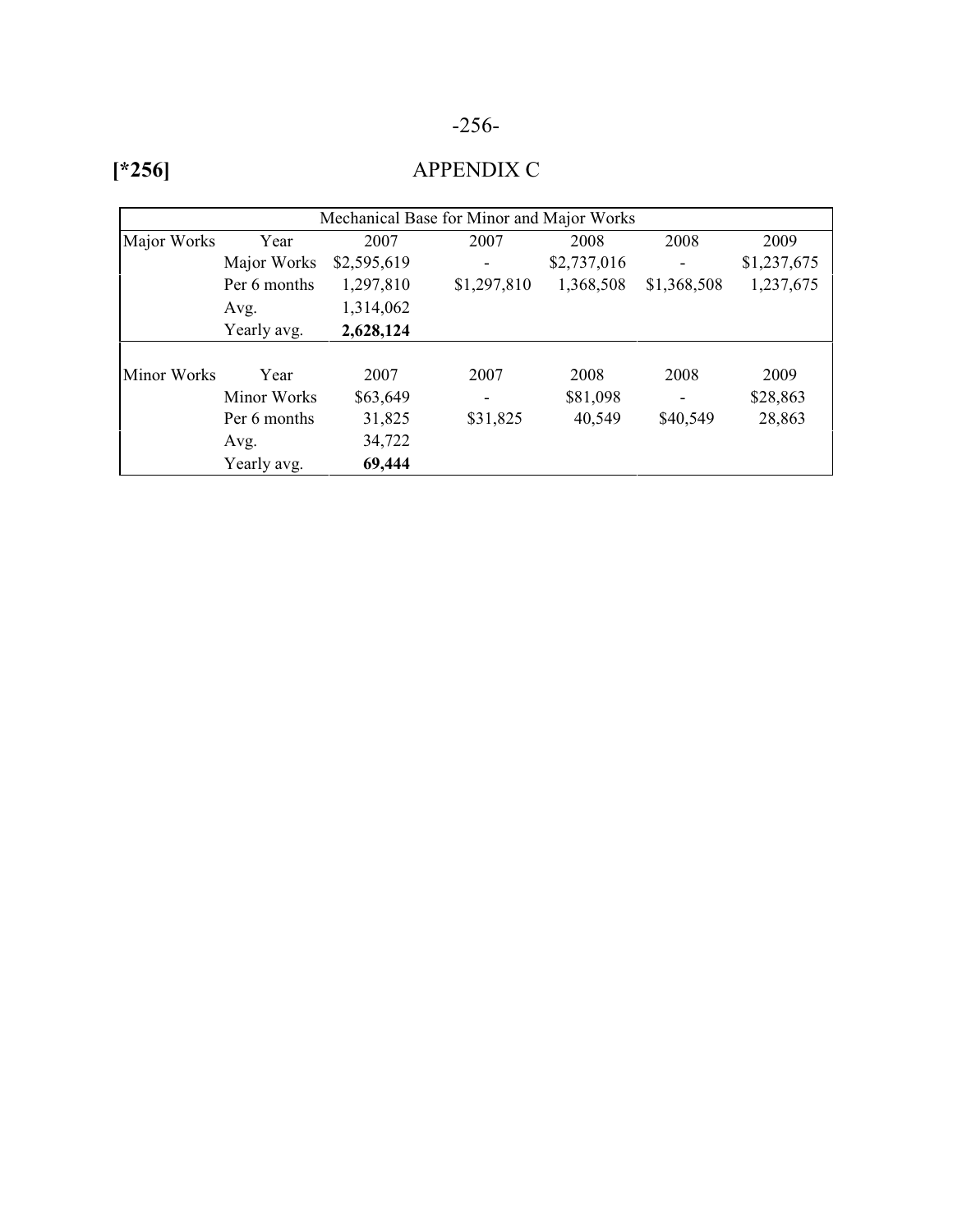[*256]

# APPENDIX C

| Mechanical Base for Minor and Major Works | | | | | | |
|---|---|---|---|---|---|---|
| Major Works | Year | 2007 | 2007 | 2008 | 2008 | 2009 |
| | Major Works | $2,595,619 | - | $2,737,016 | - | $1,237,675 |
| | Per 6 months | 1,297,810 | $1,297,810 | 1,368,508 | $1,368,508 | 1,237,675 |
| | Avg. | 1,314,062 | | | | |
| | Yearly avg. | **2,628,124** | | | | |
| Minor Works | Year | 2007 | 2007 | 2008 | 2008 | 2009 |
| | Minor Works | $63,649 | - | $81,098 | - | $28,863 |
| | Per 6 months | 31,825 | $31,825 | 40,549 | $40,549 | 28,863 |
| | Avg. | 34,722 | | | | |
| | Yearly avg. | **69,444** | | | | |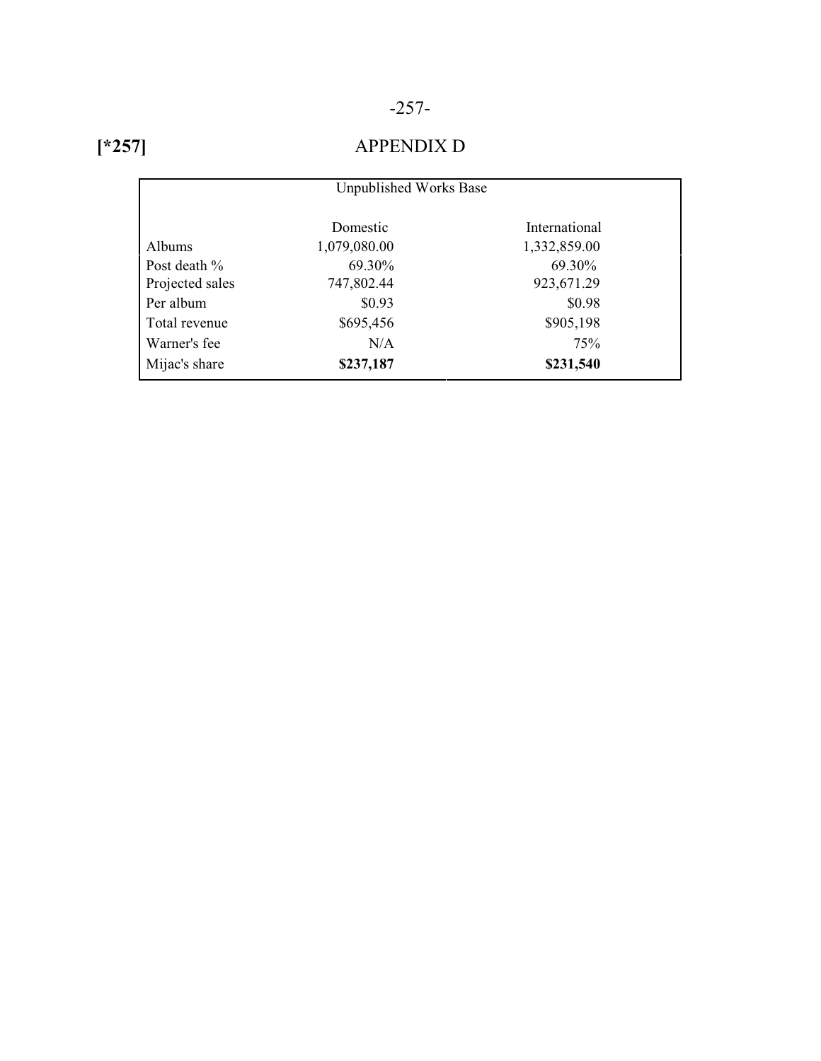[*257]

# APPENDIX D

| Unpublished Works Base | | |
|---|---|---|
| | Domestic | International |
| Albums | 1,079,080.00 | 1,332,859.00 |
| Post death % | 69.30% | 69.30% |
| Projected sales | 747,802.44 | 923,671.29 |
| Per album | $0.93 | $0.98 |
| Total revenue | $695,456 | $905,198 |
| Warner's fee | N/A | 75% |
| Mijac's share | **$237,187** | **$231,540** |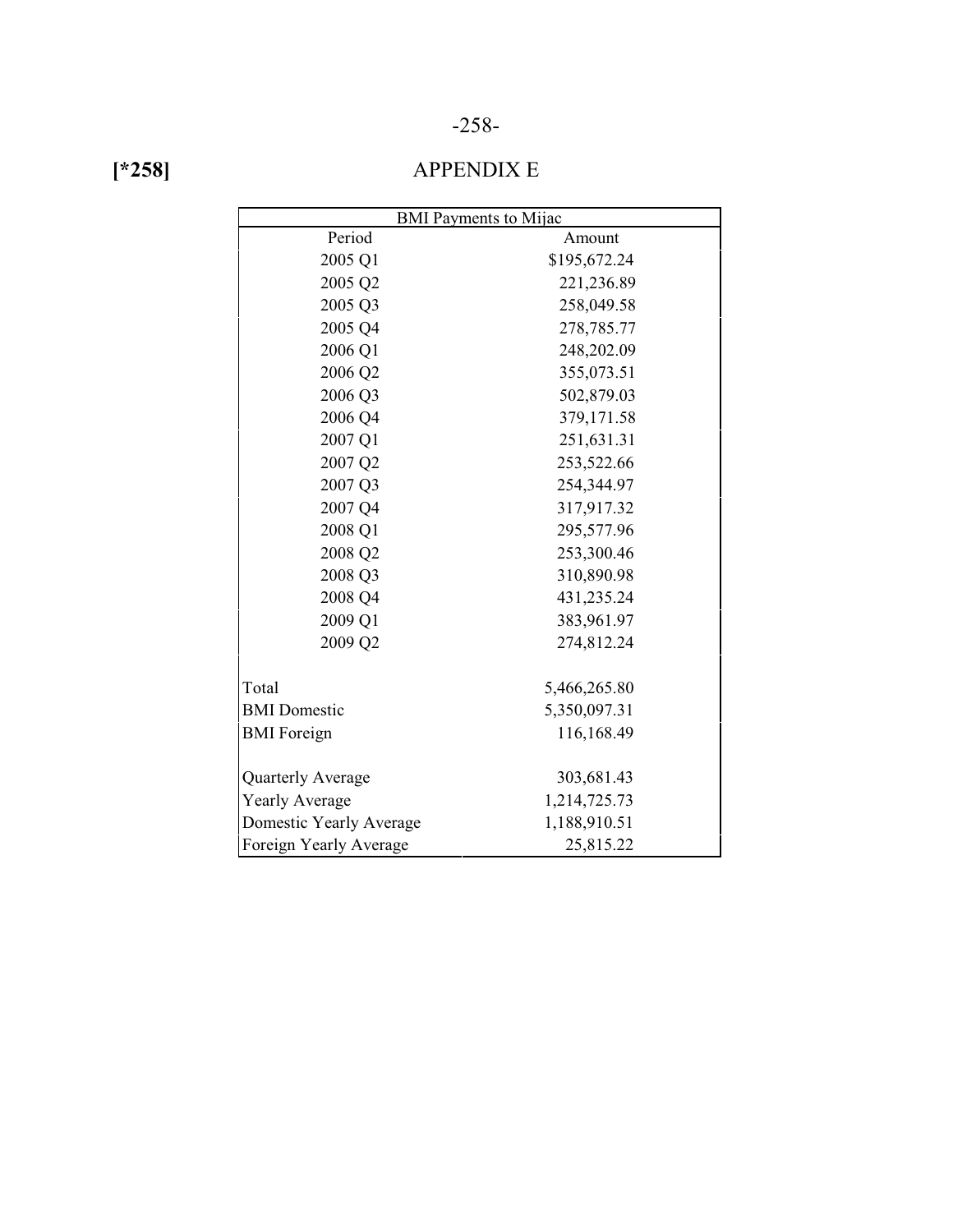[*258]

# APPENDIX E

| BMI Payments to Mijac | |
|---|---|
| Period | Amount |
| 2005 Q1 | $195,672.24 |
| 2005 Q2 | 221,236.89 |
| 2005 Q3 | 258,049.58 |
| 2005 Q4 | 278,785.77 |
| 2006 Q1 | 248,202.09 |
| 2006 Q2 | 355,073.51 |
| 2006 Q3 | 502,879.03 |
| 2006 Q4 | 379,171.58 |
| 2007 Q1 | 251,631.31 |
| 2007 Q2 | 253,522.66 |
| 2007 Q3 | 254,344.97 |
| 2007 Q4 | 317,917.32 |
| 2008 Q1 | 295,577.96 |
| 2008 Q2 | 253,300.46 |
| 2008 Q3 | 310,890.98 |
| 2008 Q4 | 431,235.24 |
| 2009 Q1 | 383,961.97 |
| 2009 Q2 | 274,812.24 |
| | |
| Total | 5,466,265.80 |
| BMI Domestic | 5,350,097.31 |
| BMI Foreign | 116,168.49 |
| | |
| Quarterly Average | 303,681.43 |
| Yearly Average | 1,214,725.73 |
| Domestic Yearly Average | 1,188,910.51 |
| Foreign Yearly Average | 25,815.22 |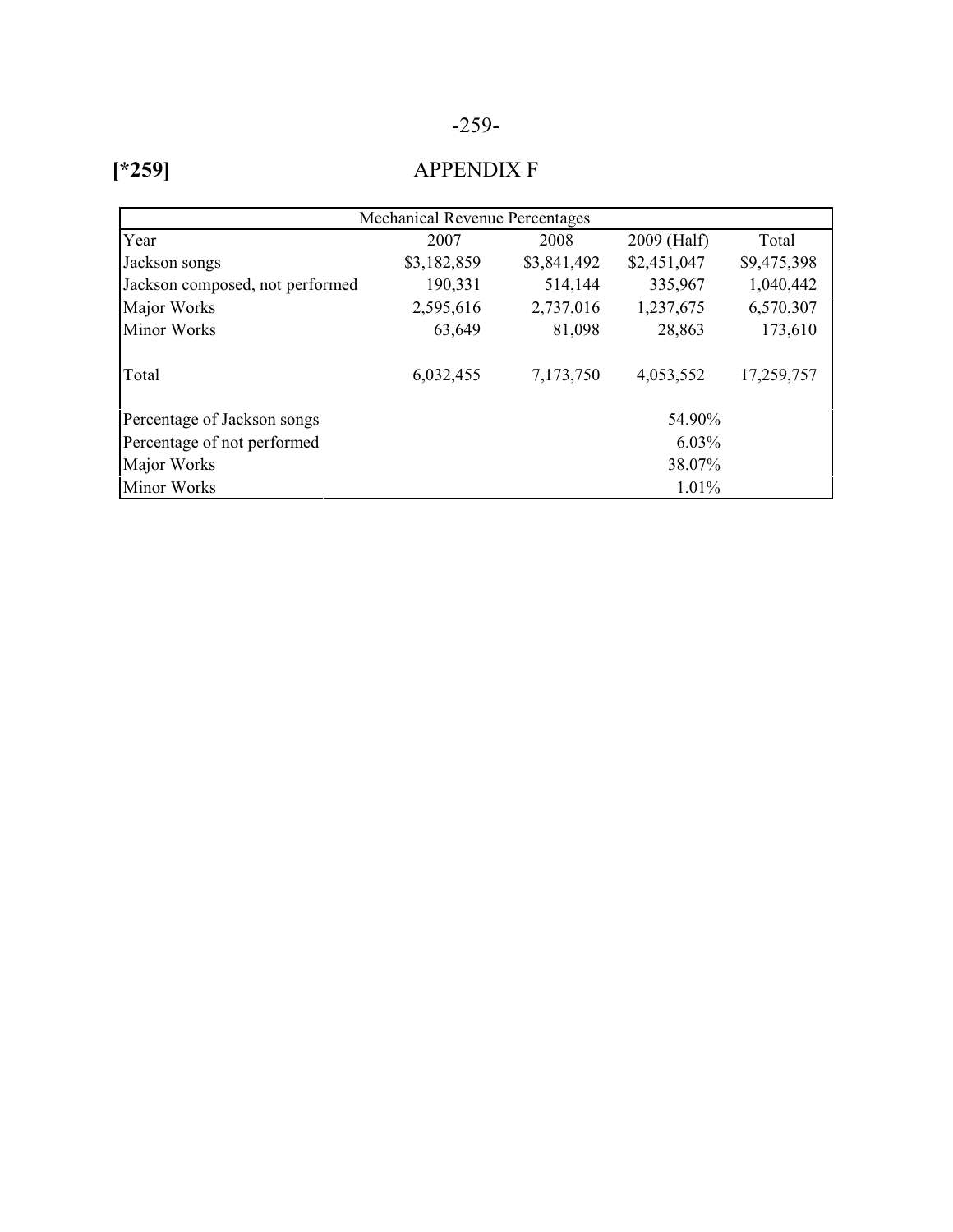[*259]

# APPENDIX F

| Mechanical Revenue Percentages | | | | |
|---|---|---|---|---|
| Year | 2007 | 2008 | 2009 (Half) | Total |
| Jackson songs | $3,182,859 | $3,841,492 | $2,451,047 | $9,475,398 |
| Jackson composed, not performed | 190,331 | 514,144 | 335,967 | 1,040,442 |
| Major Works | 2,595,616 | 2,737,016 | 1,237,675 | 6,570,307 |
| Minor Works | 63,649 | 81,098 | 28,863 | 173,610 |
| Total | 6,032,455 | 7,173,750 | 4,053,552 | 17,259,757 |
| Percentage of Jackson songs | | | 54.90% | |
| Percentage of not performed | | | 6.03% | |
| Major Works | | | 38.07% | |
| Minor Works | | | 1.01% | |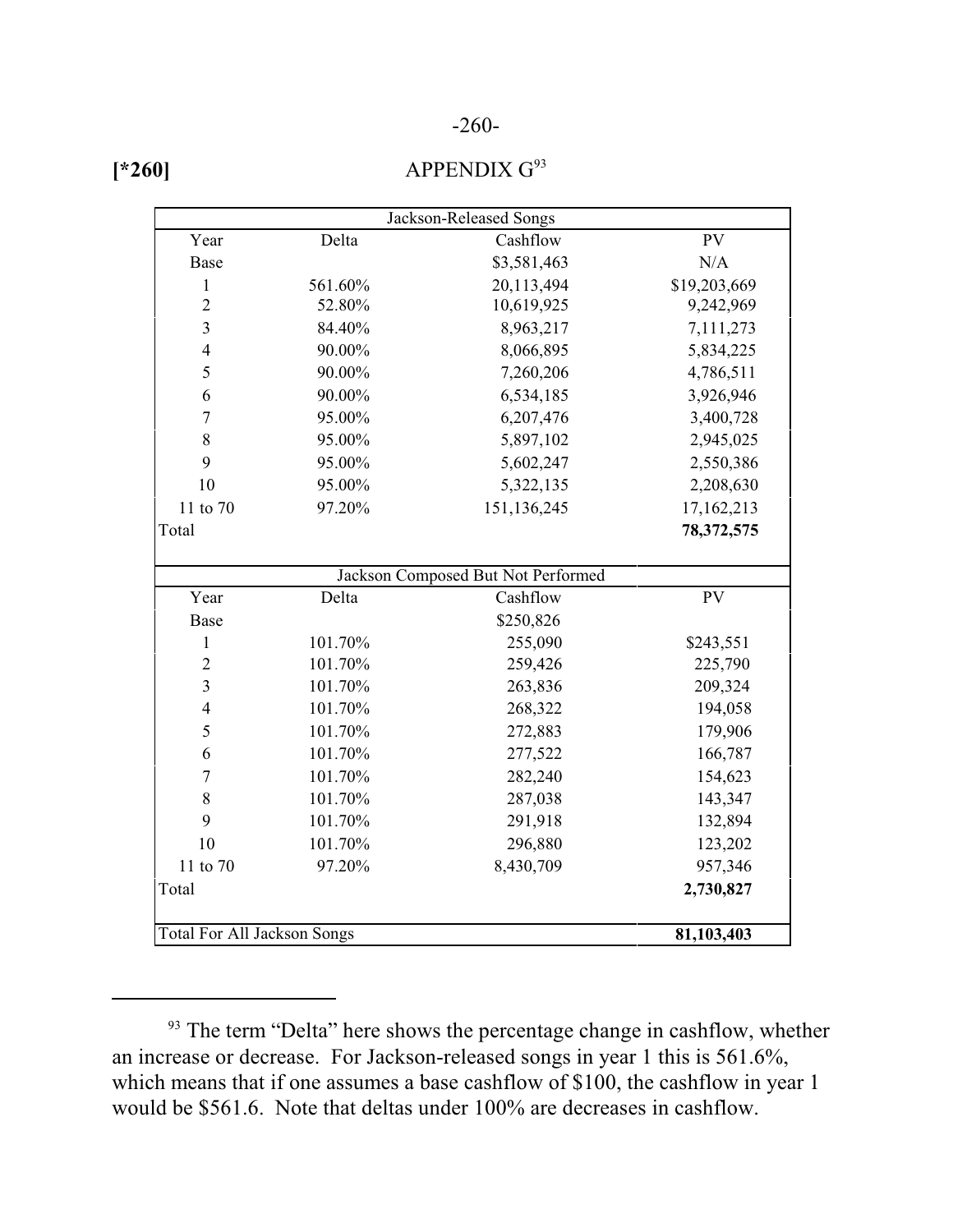[*260]

# APPENDIX G[93]

| Jackson-Released Songs | | | |
|---|---|---|---|
| Year | Delta | Cashflow | PV |
| Base | | $3,581,463 | N/A |
| 1 | 561.60% | 20,113,494 | $19,203,669 |
| 2 | 52.80% | 10,619,925 | 9,242,969 |
| 3 | 84.40% | 8,963,217 | 7,111,273 |
| 4 | 90.00% | 8,066,895 | 5,834,225 |
| 5 | 90.00% | 7,260,206 | 4,786,511 |
| 6 | 90.00% | 6,534,185 | 3,926,946 |
| 7 | 95.00% | 6,207,476 | 3,400,728 |
| 8 | 95.00% | 5,897,102 | 2,945,025 |
| 9 | 95.00% | 5,602,247 | 2,550,386 |
| 10 | 95.00% | 5,322,135 | 2,208,630 |
| 11 to 70 | 97.20% | 151,136,245 | 17,162,213 |
| Total | | | **78,372,575** |

| Jackson Composed But Not Performed | | | |
|---|---|---|---|
| Year | Delta | Cashflow | PV |
| Base | | $250,826 | |
| 1 | 101.70% | 255,090 | $243,551 |
| 2 | 101.70% | 259,426 | 225,790 |
| 3 | 101.70% | 263,836 | 209,324 |
| 4 | 101.70% | 268,322 | 194,058 |
| 5 | 101.70% | 272,883 | 179,906 |
| 6 | 101.70% | 277,522 | 166,787 |
| 7 | 101.70% | 282,240 | 154,623 |
| 8 | 101.70% | 287,038 | 143,347 |
| 9 | 101.70% | 291,918 | 132,894 |
| 10 | 101.70% | 296,880 | 123,202 |
| 11 to 70 | 97.20% | 8,430,709 | 957,346 |
| Total | | | **2,730,827** |
| Total For All Jackson Songs | | | **81,103,403** |

[93] The term "Delta" here shows the percentage change in cashflow, whether an increase or decrease. For Jackson-released songs in year 1 this is 561.6%, which means that if one assumes a base cashflow of $100, the cashflow in year 1 would be $561.6. Note that deltas under 100% are decreases in cashflow.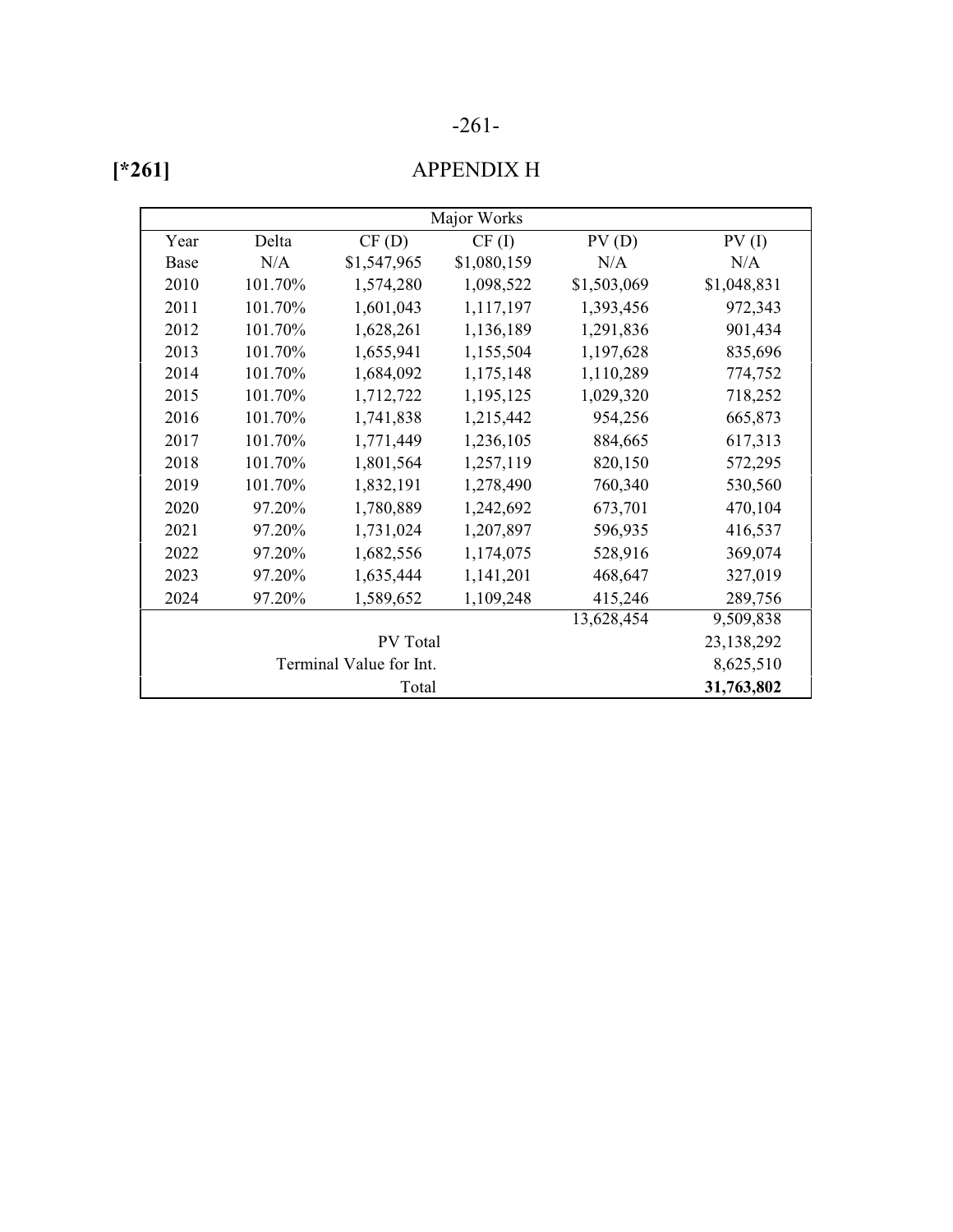[*261]

# APPENDIX H

| Major Works | | | | | |
|---|---|---|---|---|---|
| Year | Delta | CF (D) | CF (I) | PV (D) | PV (I) |
| Base | N/A | $1,547,965 | $1,080,159 | N/A | N/A |
| 2010 | 101.70% | 1,574,280 | 1,098,522 | $1,503,069 | $1,048,831 |
| 2011 | 101.70% | 1,601,043 | 1,117,197 | 1,393,456 | 972,343 |
| 2012 | 101.70% | 1,628,261 | 1,136,189 | 1,291,836 | 901,434 |
| 2013 | 101.70% | 1,655,941 | 1,155,504 | 1,197,628 | 835,696 |
| 2014 | 101.70% | 1,684,092 | 1,175,148 | 1,110,289 | 774,752 |
| 2015 | 101.70% | 1,712,722 | 1,195,125 | 1,029,320 | 718,252 |
| 2016 | 101.70% | 1,741,838 | 1,215,442 | 954,256 | 665,873 |
| 2017 | 101.70% | 1,771,449 | 1,236,105 | 884,665 | 617,313 |
| 2018 | 101.70% | 1,801,564 | 1,257,119 | 820,150 | 572,295 |
| 2019 | 101.70% | 1,832,191 | 1,278,490 | 760,340 | 530,560 |
| 2020 | 97.20% | 1,780,889 | 1,242,692 | 673,701 | 470,104 |
| 2021 | 97.20% | 1,731,024 | 1,207,897 | 596,935 | 416,537 |
| 2022 | 97.20% | 1,682,556 | 1,174,075 | 528,916 | 369,074 |
| 2023 | 97.20% | 1,635,444 | 1,141,201 | 468,647 | 327,019 |
| 2024 | 97.20% | 1,589,652 | 1,109,248 | 415,246 | 289,756 |
| | | | | 13,628,454 | 9,509,838 |
| | | PV Total | | | 23,138,292 |
| | | Terminal Value for Int. | | | 8,625,510 |
| | | Total | | | **31,763,802** |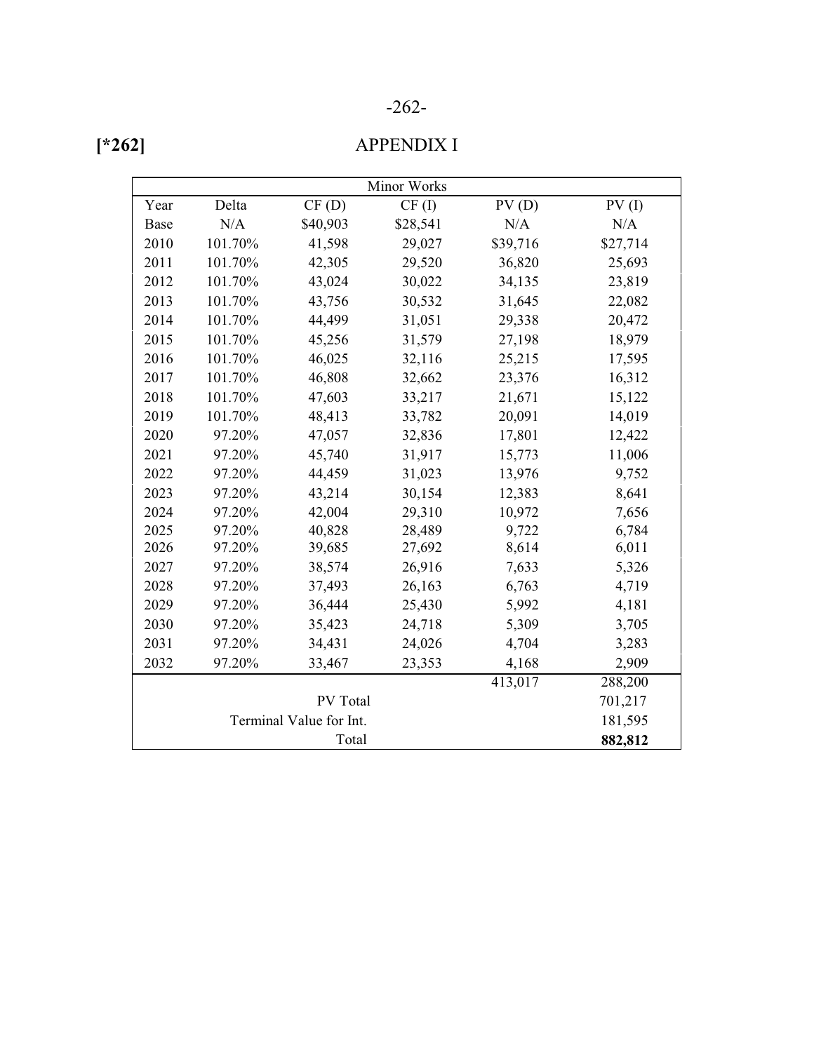[*262]

# APPENDIX I

| Minor Works | | | | | |
|---|---|---|---|---|---|
| Year | Delta | CF (D) | CF (I) | PV (D) | PV (I) |
| Base | N/A | $40,903 | $28,541 | N/A | N/A |
| 2010 | 101.70% | 41,598 | 29,027 | $39,716 | $27,714 |
| 2011 | 101.70% | 42,305 | 29,520 | 36,820 | 25,693 |
| 2012 | 101.70% | 43,024 | 30,022 | 34,135 | 23,819 |
| 2013 | 101.70% | 43,756 | 30,532 | 31,645 | 22,082 |
| 2014 | 101.70% | 44,499 | 31,051 | 29,338 | 20,472 |
| 2015 | 101.70% | 45,256 | 31,579 | 27,198 | 18,979 |
| 2016 | 101.70% | 46,025 | 32,116 | 25,215 | 17,595 |
| 2017 | 101.70% | 46,808 | 32,662 | 23,376 | 16,312 |
| 2018 | 101.70% | 47,603 | 33,217 | 21,671 | 15,122 |
| 2019 | 101.70% | 48,413 | 33,782 | 20,091 | 14,019 |
| 2020 | 97.20% | 47,057 | 32,836 | 17,801 | 12,422 |
| 2021 | 97.20% | 45,740 | 31,917 | 15,773 | 11,006 |
| 2022 | 97.20% | 44,459 | 31,023 | 13,976 | 9,752 |
| 2023 | 97.20% | 43,214 | 30,154 | 12,383 | 8,641 |
| 2024 | 97.20% | 42,004 | 29,310 | 10,972 | 7,656 |
| 2025 | 97.20% | 40,828 | 28,489 | 9,722 | 6,784 |
| 2026 | 97.20% | 39,685 | 27,692 | 8,614 | 6,011 |
| 2027 | 97.20% | 38,574 | 26,916 | 7,633 | 5,326 |
| 2028 | 97.20% | 37,493 | 26,163 | 6,763 | 4,719 |
| 2029 | 97.20% | 36,444 | 25,430 | 5,992 | 4,181 |
| 2030 | 97.20% | 35,423 | 24,718 | 5,309 | 3,705 |
| 2031 | 97.20% | 34,431 | 24,026 | 4,704 | 3,283 |
| 2032 | 97.20% | 33,467 | 23,353 | 4,168 | 2,909 |
| | | | | 413,017 | 288,200 |
| | | PV Total | | | 701,217 |
| | | Terminal Value for Int. | | | 181,595 |
| | | Total | | | **882,812** |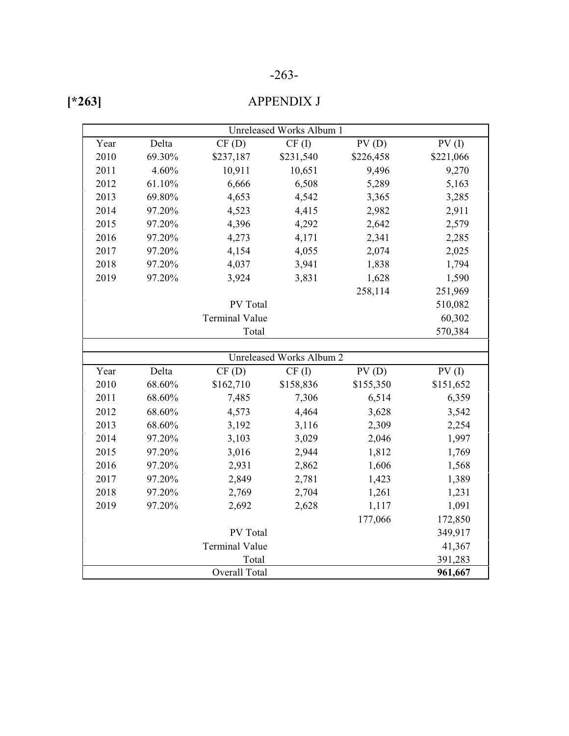[*263]

# APPENDIX J

| Unreleased Works Album 1 | | | | | |
|---|---|---|---|---|---|
| Year | Delta | CF (D) | CF (I) | PV (D) | PV (I) |
| 2010 | 69.30% | $237,187 | $231,540 | $226,458 | $221,066 |
| 2011 | 4.60% | 10,911 | 10,651 | 9,496 | 9,270 |
| 2012 | 61.10% | 6,666 | 6,508 | 5,289 | 5,163 |
| 2013 | 69.80% | 4,653 | 4,542 | 3,365 | 3,285 |
| 2014 | 97.20% | 4,523 | 4,415 | 2,982 | 2,911 |
| 2015 | 97.20% | 4,396 | 4,292 | 2,642 | 2,579 |
| 2016 | 97.20% | 4,273 | 4,171 | 2,341 | 2,285 |
| 2017 | 97.20% | 4,154 | 4,055 | 2,074 | 2,025 |
| 2018 | 97.20% | 4,037 | 3,941 | 1,838 | 1,794 |
| 2019 | 97.20% | 3,924 | 3,831 | 1,628 | 1,590 |
| | | | | 258,114 | 251,969 |
| | | PV Total | | | 510,082 |
| | | Terminal Value | | | 60,302 |
| | | Total | | | 570,384 |

| Unreleased Works Album 2 | | | | | |
|---|---|---|---|---|---|
| Year | Delta | CF (D) | CF (I) | PV (D) | PV (I) |
| 2010 | 68.60% | $162,710 | $158,836 | $155,350 | $151,652 |
| 2011 | 68.60% | 7,485 | 7,306 | 6,514 | 6,359 |
| 2012 | 68.60% | 4,573 | 4,464 | 3,628 | 3,542 |
| 2013 | 68.60% | 3,192 | 3,116 | 2,309 | 2,254 |
| 2014 | 97.20% | 3,103 | 3,029 | 2,046 | 1,997 |
| 2015 | 97.20% | 3,016 | 2,944 | 1,812 | 1,769 |
| 2016 | 97.20% | 2,931 | 2,862 | 1,606 | 1,568 |
| 2017 | 97.20% | 2,849 | 2,781 | 1,423 | 1,389 |
| 2018 | 97.20% | 2,769 | 2,704 | 1,261 | 1,231 |
| 2019 | 97.20% | 2,692 | 2,628 | 1,117 | 1,091 |
| | | | | 177,066 | 172,850 |
| | | PV Total | | | 349,917 |
| | | Terminal Value | | | 41,367 |
| | | Total | | | 391,283 |
| | | Overall Total | | | **961,667** |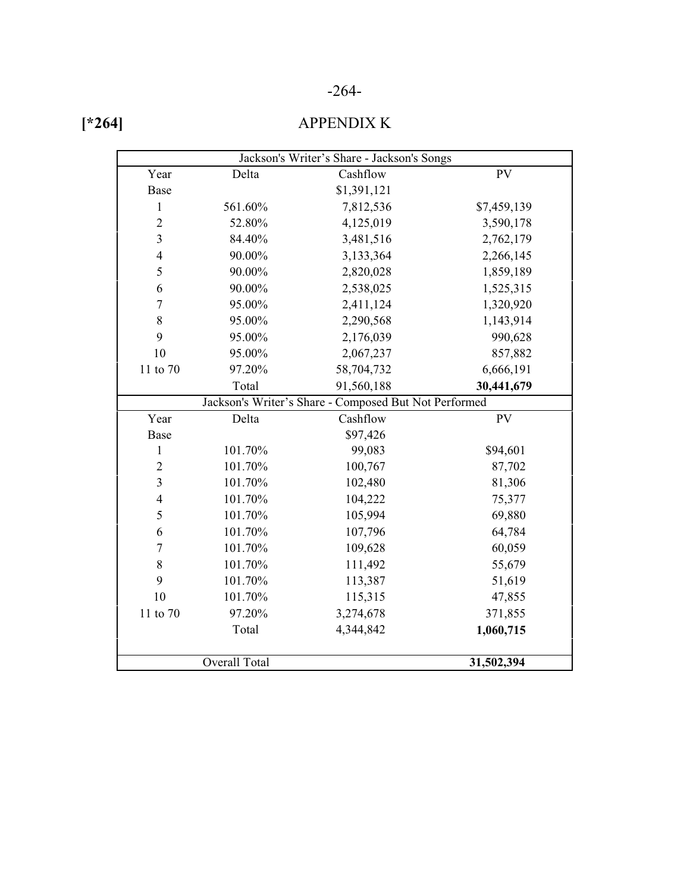[*264]

## APPENDIX K

| Jackson's Writer's Share - Jackson's Songs | | | |
|---|---|---|---|
| Year | Delta | Cashflow | PV |
| Base | | $1,391,121 | |
| 1 | 561.60% | 7,812,536 | $7,459,139 |
| 2 | 52.80% | 4,125,019 | 3,590,178 |
| 3 | 84.40% | 3,481,516 | 2,762,179 |
| 4 | 90.00% | 3,133,364 | 2,266,145 |
| 5 | 90.00% | 2,820,028 | 1,859,189 |
| 6 | 90.00% | 2,538,025 | 1,525,315 |
| 7 | 95.00% | 2,411,124 | 1,320,920 |
| 8 | 95.00% | 2,290,568 | 1,143,914 |
| 9 | 95.00% | 2,176,039 | 990,628 |
| 10 | 95.00% | 2,067,237 | 857,882 |
| 11 to 70 | 97.20% | 58,704,732 | 6,666,191 |
| | Total | 91,560,188 | **30,441,679** |
| **Jackson's Writer's Share - Composed But Not Performed** | | | |
| Year | Delta | Cashflow | PV |
| Base | | $97,426 | |
| 1 | 101.70% | 99,083 | $94,601 |
| 2 | 101.70% | 100,767 | 87,702 |
| 3 | 101.70% | 102,480 | 81,306 |
| 4 | 101.70% | 104,222 | 75,377 |
| 5 | 101.70% | 105,994 | 69,880 |
| 6 | 101.70% | 107,796 | 64,784 |
| 7 | 101.70% | 109,628 | 60,059 |
| 8 | 101.70% | 111,492 | 55,679 |
| 9 | 101.70% | 113,387 | 51,619 |
| 10 | 101.70% | 115,315 | 47,855 |
| 11 to 70 | 97.20% | 3,274,678 | 371,855 |
| | Total | 4,344,842 | **1,060,715** |
| | | | |
| | Overall Total | | **31,502,394** |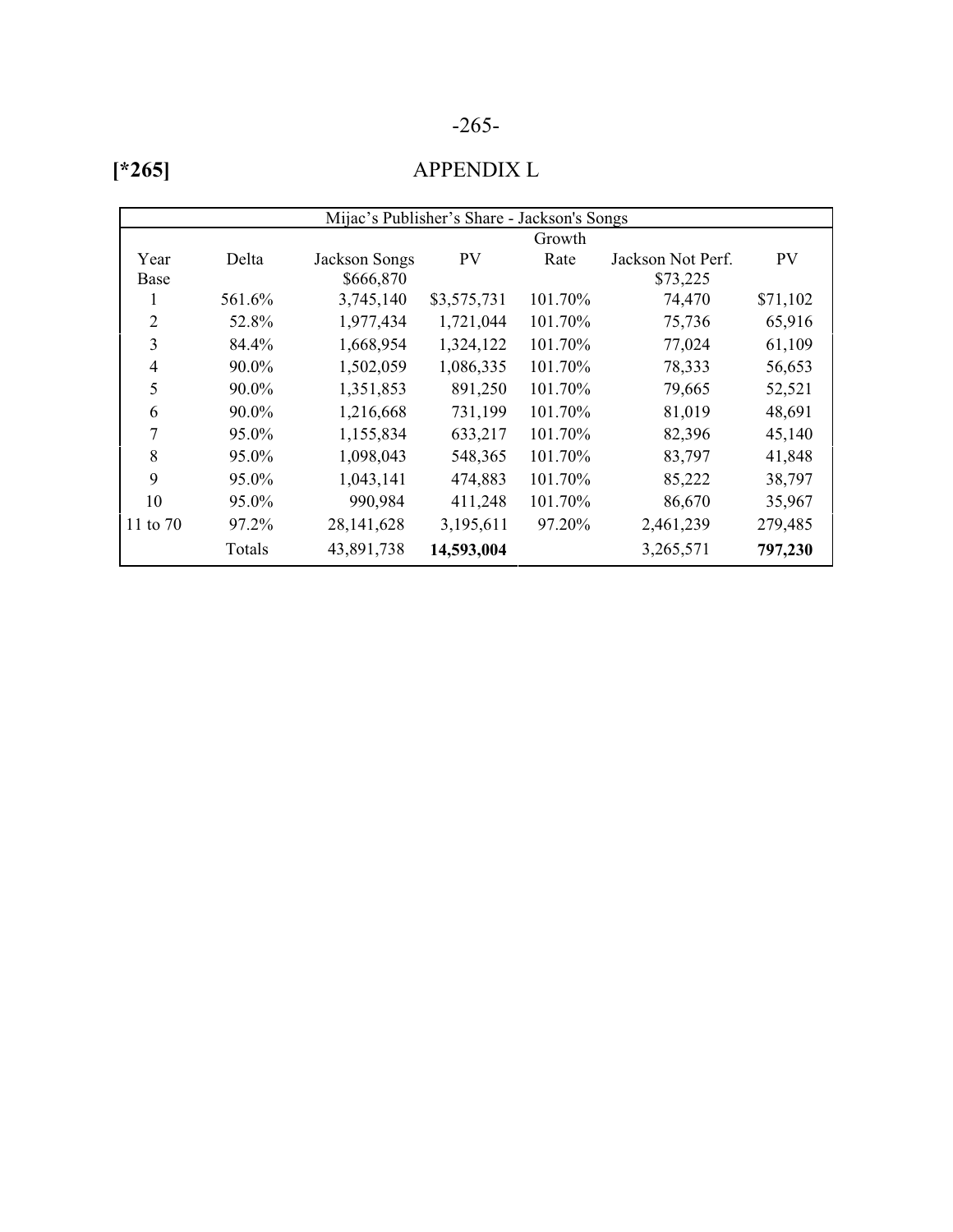[*265]

# APPENDIX L

| Mijac's Publisher's Share - Jackson's Songs | | | | | | |
|---|---|---|---|---|---|---|
| | | | | Growth | | |
| Year | Delta | Jackson Songs | PV | Rate | Jackson Not Perf. | PV |
| Base | | $666,870 | | | $73,225 | |
| 1 | 561.6% | 3,745,140 | $3,575,731 | 101.70% | 74,470 | $71,102 |
| 2 | 52.8% | 1,977,434 | 1,721,044 | 101.70% | 75,736 | 65,916 |
| 3 | 84.4% | 1,668,954 | 1,324,122 | 101.70% | 77,024 | 61,109 |
| 4 | 90.0% | 1,502,059 | 1,086,335 | 101.70% | 78,333 | 56,653 |
| 5 | 90.0% | 1,351,853 | 891,250 | 101.70% | 79,665 | 52,521 |
| 6 | 90.0% | 1,216,668 | 731,199 | 101.70% | 81,019 | 48,691 |
| 7 | 95.0% | 1,155,834 | 633,217 | 101.70% | 82,396 | 45,140 |
| 8 | 95.0% | 1,098,043 | 548,365 | 101.70% | 83,797 | 41,848 |
| 9 | 95.0% | 1,043,141 | 474,883 | 101.70% | 85,222 | 38,797 |
| 10 | 95.0% | 990,984 | 411,248 | 101.70% | 86,670 | 35,967 |
| 11 to 70 | 97.2% | 28,141,628 | 3,195,611 | 97.20% | 2,461,239 | 279,485 |
| | Totals | 43,891,738 | **14,593,004** | | 3,265,571 | **797,230** |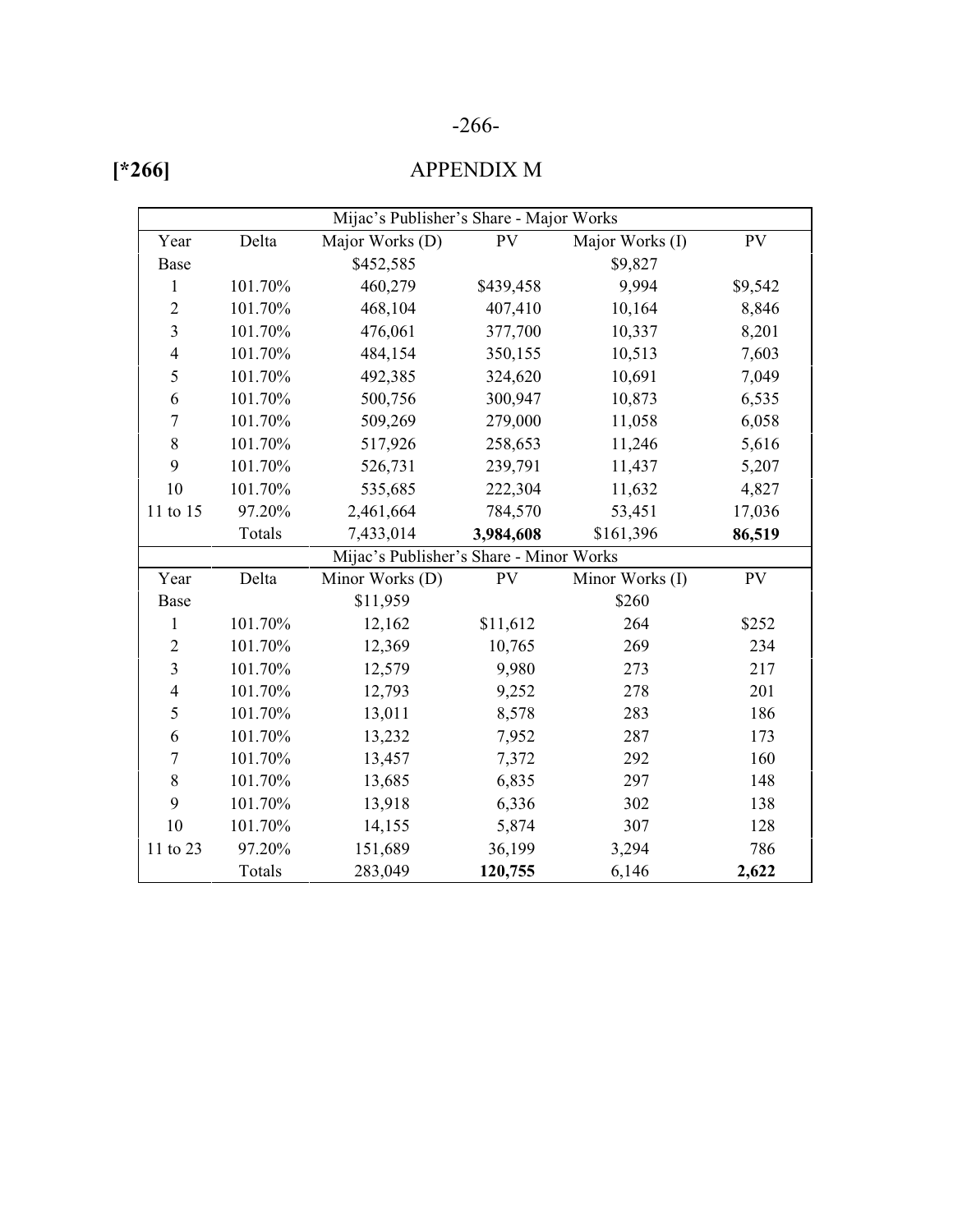[*266]

# APPENDIX M

| Mijac's Publisher's Share - Major Works | | | | | |
|---|---|---|---|---|---|
| Year | Delta | Major Works (D) | PV | Major Works (I) | PV |
| Base | | $452,585 | | $9,827 | |
| 1 | 101.70% | 460,279 | $439,458 | 9,994 | $9,542 |
| 2 | 101.70% | 468,104 | 407,410 | 10,164 | 8,846 |
| 3 | 101.70% | 476,061 | 377,700 | 10,337 | 8,201 |
| 4 | 101.70% | 484,154 | 350,155 | 10,513 | 7,603 |
| 5 | 101.70% | 492,385 | 324,620 | 10,691 | 7,049 |
| 6 | 101.70% | 500,756 | 300,947 | 10,873 | 6,535 |
| 7 | 101.70% | 509,269 | 279,000 | 11,058 | 6,058 |
| 8 | 101.70% | 517,926 | 258,653 | 11,246 | 5,616 |
| 9 | 101.70% | 526,731 | 239,791 | 11,437 | 5,207 |
| 10 | 101.70% | 535,685 | 222,304 | 11,632 | 4,827 |
| 11 to 15 | 97.20% | 2,461,664 | 784,570 | 53,451 | 17,036 |
| | Totals | 7,433,014 | **3,984,608** | $161,396 | **86,519** |

| Mijac's Publisher's Share - Minor Works | | | | | |
|---|---|---|---|---|---|
| Year | Delta | Minor Works (D) | PV | Minor Works (I) | PV |
| Base | | $11,959 | | $260 | |
| 1 | 101.70% | 12,162 | $11,612 | 264 | $252 |
| 2 | 101.70% | 12,369 | 10,765 | 269 | 234 |
| 3 | 101.70% | 12,579 | 9,980 | 273 | 217 |
| 4 | 101.70% | 12,793 | 9,252 | 278 | 201 |
| 5 | 101.70% | 13,011 | 8,578 | 283 | 186 |
| 6 | 101.70% | 13,232 | 7,952 | 287 | 173 |
| 7 | 101.70% | 13,457 | 7,372 | 292 | 160 |
| 8 | 101.70% | 13,685 | 6,835 | 297 | 148 |
| 9 | 101.70% | 13,918 | 6,336 | 302 | 138 |
| 10 | 101.70% | 14,155 | 5,874 | 307 | 128 |
| 11 to 23 | 97.20% | 151,689 | 36,199 | 3,294 | 786 |
| | Totals | 283,049 | **120,755** | 6,146 | **2,622** |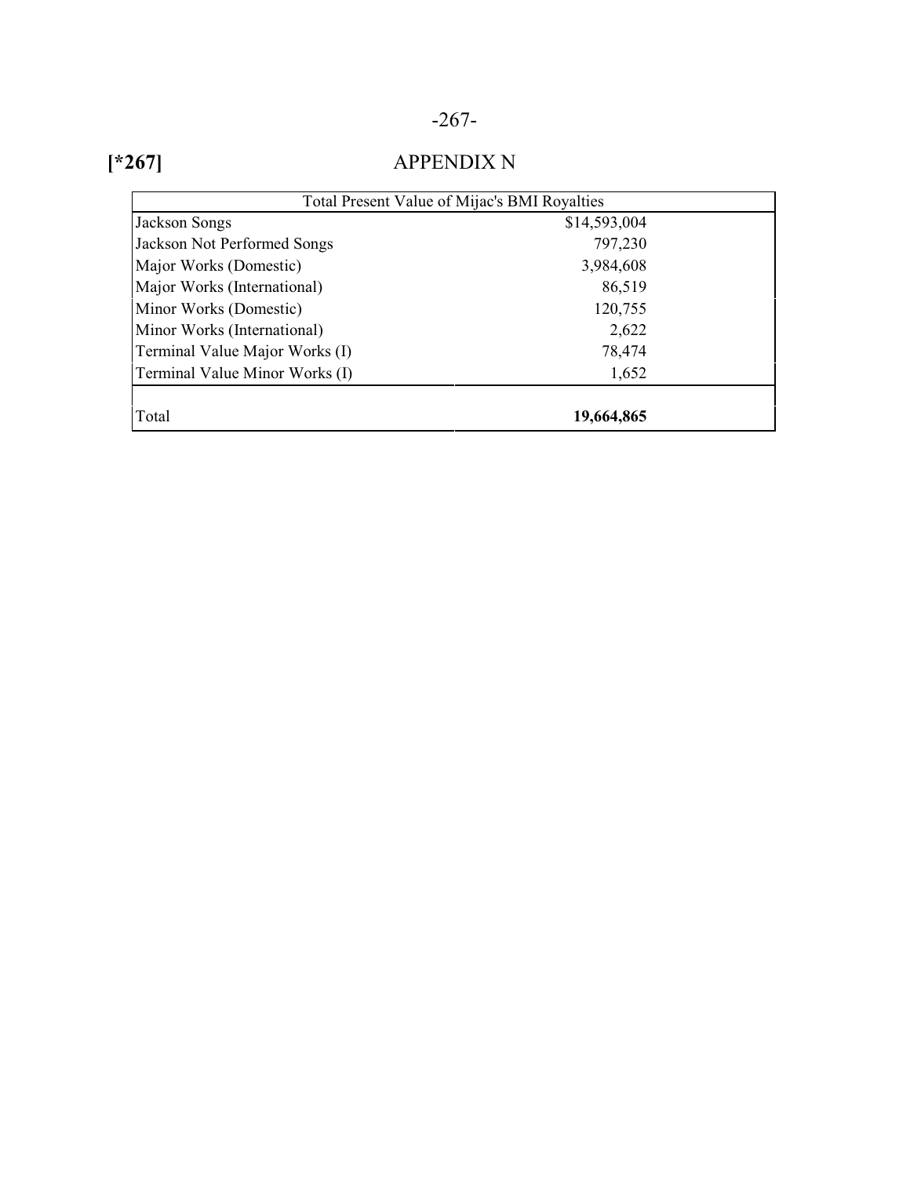[*267]

# APPENDIX N

| Total Present Value of Mijac's BMI Royalties | |
|---|---|
| Jackson Songs | $14,593,004 |
| Jackson Not Performed Songs | 797,230 |
| Major Works (Domestic) | 3,984,608 |
| Major Works (International) | 86,519 |
| Minor Works (Domestic) | 120,755 |
| Minor Works (International) | 2,622 |
| Terminal Value Major Works (I) | 78,474 |
| Terminal Value Minor Works (I) | 1,652 |
| Total | **19,664,865** |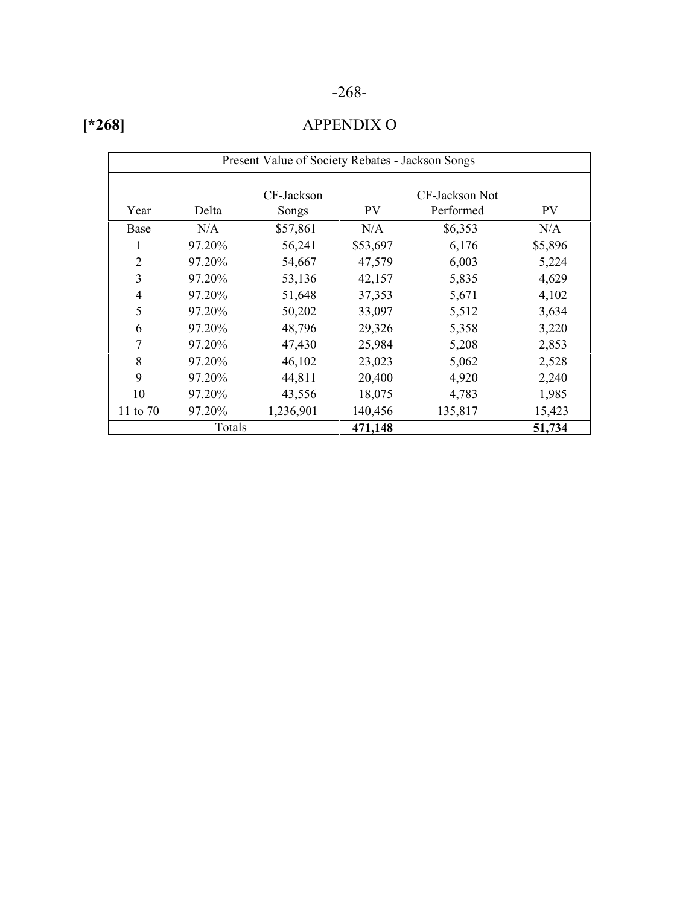[*268]

# APPENDIX O

| Present Value of Society Rebates - Jackson Songs | | | | | |
|---|---|---|---|---|---|
| Year | Delta | CF-Jackson Songs | PV | CF-Jackson Not Performed | PV |
| Base | N/A | $57,861 | N/A | $6,353 | N/A |
| 1 | 97.20% | 56,241 | $53,697 | 6,176 | $5,896 |
| 2 | 97.20% | 54,667 | 47,579 | 6,003 | 5,224 |
| 3 | 97.20% | 53,136 | 42,157 | 5,835 | 4,629 |
| 4 | 97.20% | 51,648 | 37,353 | 5,671 | 4,102 |
| 5 | 97.20% | 50,202 | 33,097 | 5,512 | 3,634 |
| 6 | 97.20% | 48,796 | 29,326 | 5,358 | 3,220 |
| 7 | 97.20% | 47,430 | 25,984 | 5,208 | 2,853 |
| 8 | 97.20% | 46,102 | 23,023 | 5,062 | 2,528 |
| 9 | 97.20% | 44,811 | 20,400 | 4,920 | 2,240 |
| 10 | 97.20% | 43,556 | 18,075 | 4,783 | 1,985 |
| 11 to 70 | 97.20% | 1,236,901 | 140,456 | 135,817 | 15,423 |
| Totals | | | **471,148** | | **51,734** |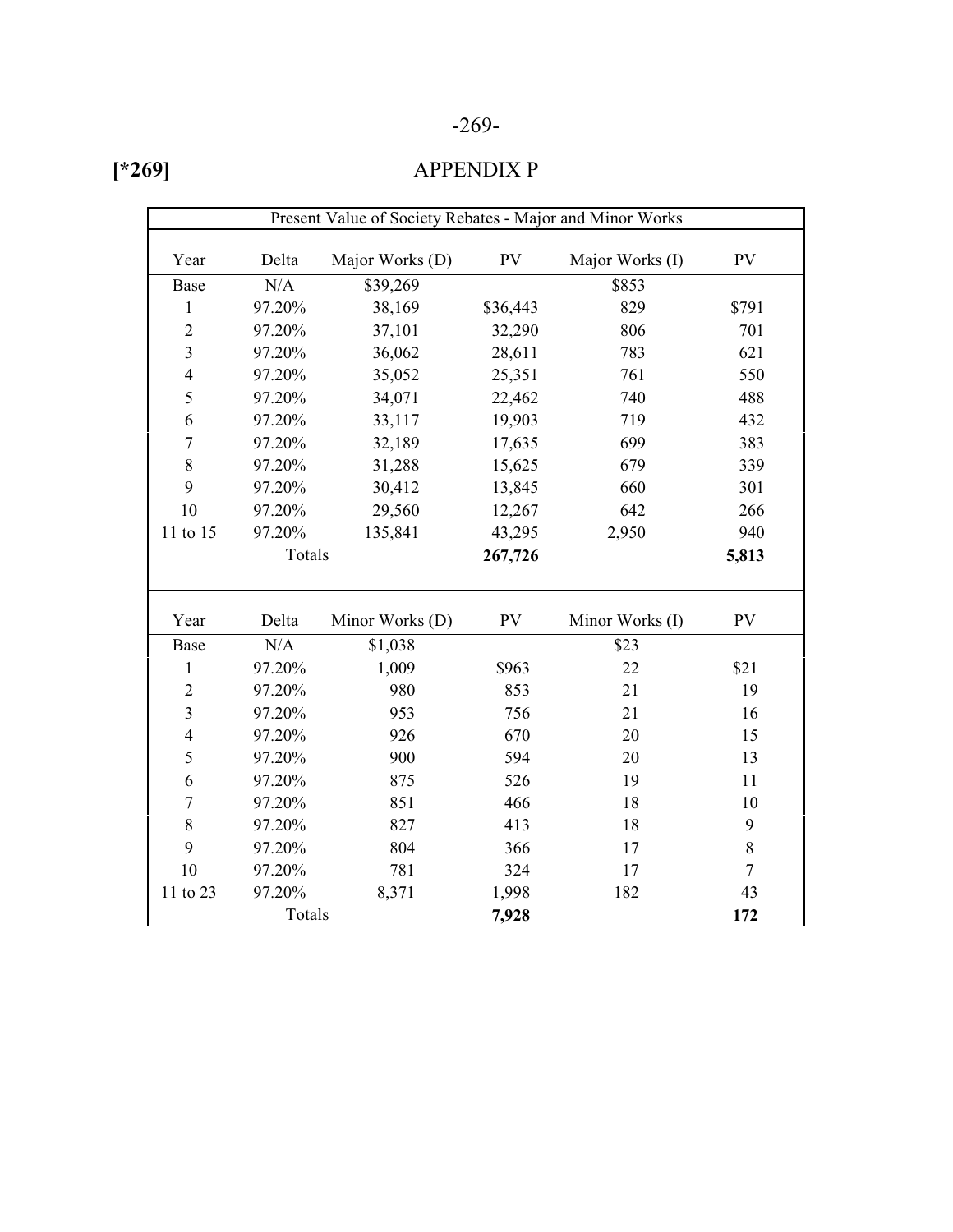[*269]

# APPENDIX P

| Present Value of Society Rebates - Major and Minor Works | | | | | |
|---|---|---|---|---|---|
| Year | Delta | Major Works (D) | PV | Major Works (I) | PV |
| Base | N/A | $39,269 | | $853 | |
| 1 | 97.20% | 38,169 | $36,443 | 829 | $791 |
| 2 | 97.20% | 37,101 | 32,290 | 806 | 701 |
| 3 | 97.20% | 36,062 | 28,611 | 783 | 621 |
| 4 | 97.20% | 35,052 | 25,351 | 761 | 550 |
| 5 | 97.20% | 34,071 | 22,462 | 740 | 488 |
| 6 | 97.20% | 33,117 | 19,903 | 719 | 432 |
| 7 | 97.20% | 32,189 | 17,635 | 699 | 383 |
| 8 | 97.20% | 31,288 | 15,625 | 679 | 339 |
| 9 | 97.20% | 30,412 | 13,845 | 660 | 301 |
| 10 | 97.20% | 29,560 | 12,267 | 642 | 266 |
| 11 to 15 | 97.20% | 135,841 | 43,295 | 2,950 | 940 |
| | Totals | | **267,726** | | **5,813** |

| Year | Delta | Minor Works (D) | PV | Minor Works (I) | PV |
|---|---|---|---|---|---|
| Base | N/A | $1,038 | | $23 | |
| 1 | 97.20% | 1,009 | $963 | 22 | $21 |
| 2 | 97.20% | 980 | 853 | 21 | 19 |
| 3 | 97.20% | 953 | 756 | 21 | 16 |
| 4 | 97.20% | 926 | 670 | 20 | 15 |
| 5 | 97.20% | 900 | 594 | 20 | 13 |
| 6 | 97.20% | 875 | 526 | 19 | 11 |
| 7 | 97.20% | 851 | 466 | 18 | 10 |
| 8 | 97.20% | 827 | 413 | 18 | 9 |
| 9 | 97.20% | 804 | 366 | 17 | 8 |
| 10 | 97.20% | 781 | 324 | 17 | 7 |
| 11 to 23 | 97.20% | 8,371 | 1,998 | 182 | 43 |
| | Totals | | **7,928** | | **172** |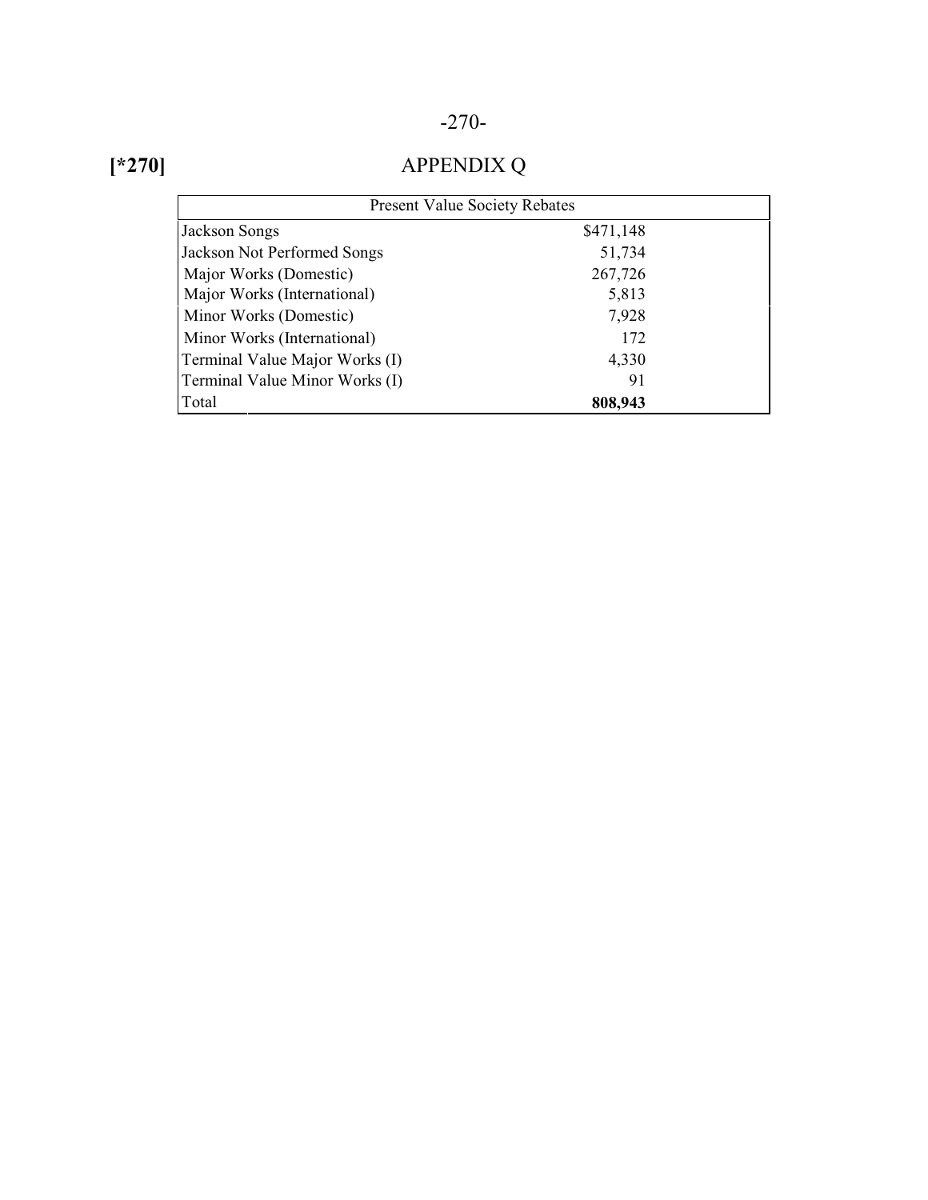[*270]

# APPENDIX Q

| Present Value Society Rebates | |
|---|---|
| Jackson Songs | $471,148 |
| Jackson Not Performed Songs | 51,734 |
| Major Works (Domestic) | 267,726 |
| Major Works (International) | 5,813 |
| Minor Works (Domestic) | 7,928 |
| Minor Works (International) | 172 |
| Terminal Value Major Works (I) | 4,330 |
| Terminal Value Minor Works (I) | 91 |
| Total | **808,943** |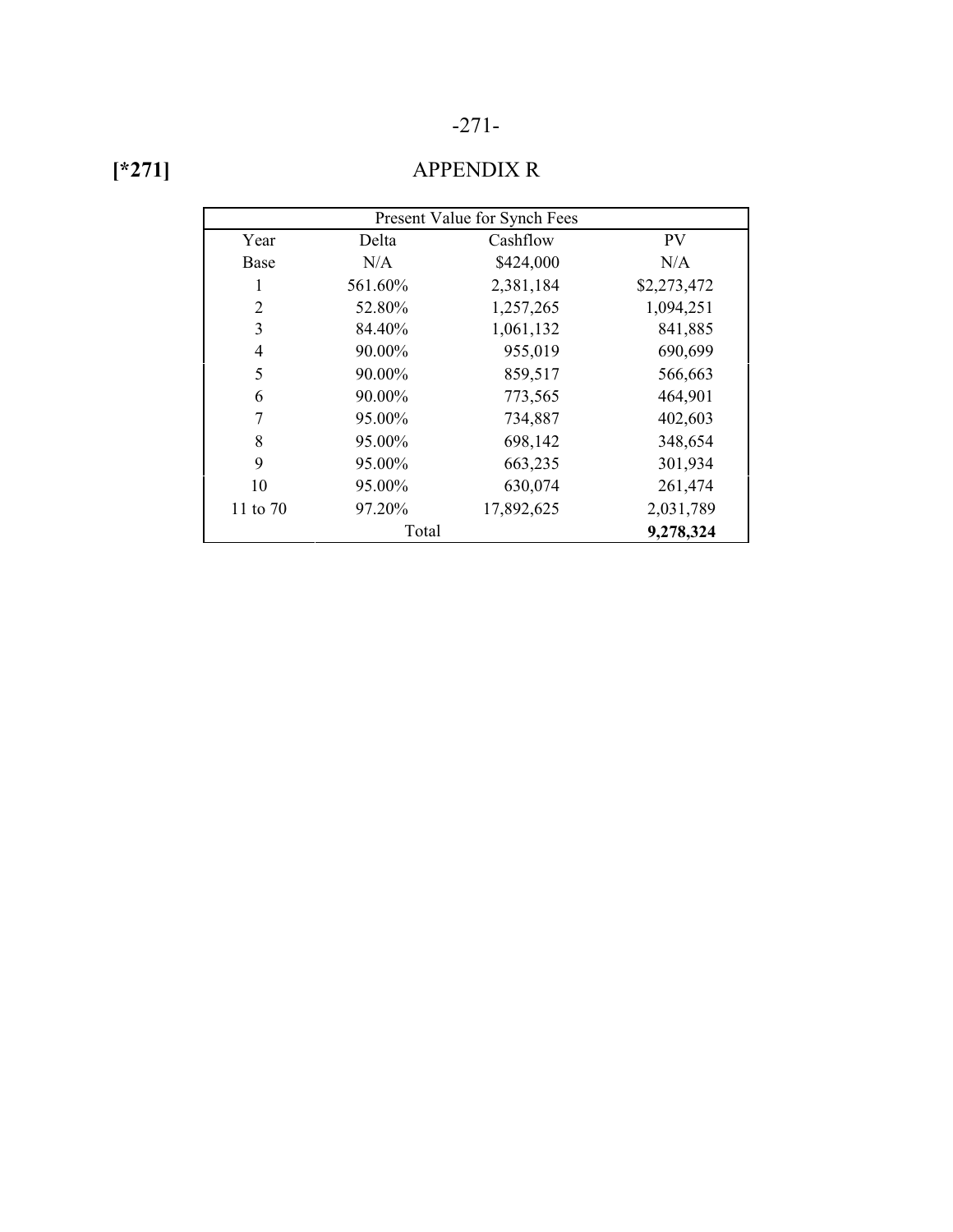[*271]

# APPENDIX R

| Present Value for Synch Fees | | | |
|---|---|---|---|
| Year | Delta | Cashflow | PV |
| Base | N/A | $424,000 | N/A |
| 1 | 561.60% | 2,381,184 | $2,273,472 |
| 2 | 52.80% | 1,257,265 | 1,094,251 |
| 3 | 84.40% | 1,061,132 | 841,885 |
| 4 | 90.00% | 955,019 | 690,699 |
| 5 | 90.00% | 859,517 | 566,663 |
| 6 | 90.00% | 773,565 | 464,901 |
| 7 | 95.00% | 734,887 | 402,603 |
| 8 | 95.00% | 698,142 | 348,654 |
| 9 | 95.00% | 663,235 | 301,934 |
| 10 | 95.00% | 630,074 | 261,474 |
| 11 to 70 | 97.20% | 17,892,625 | 2,031,789 |
| | Total | | **9,278,324** |